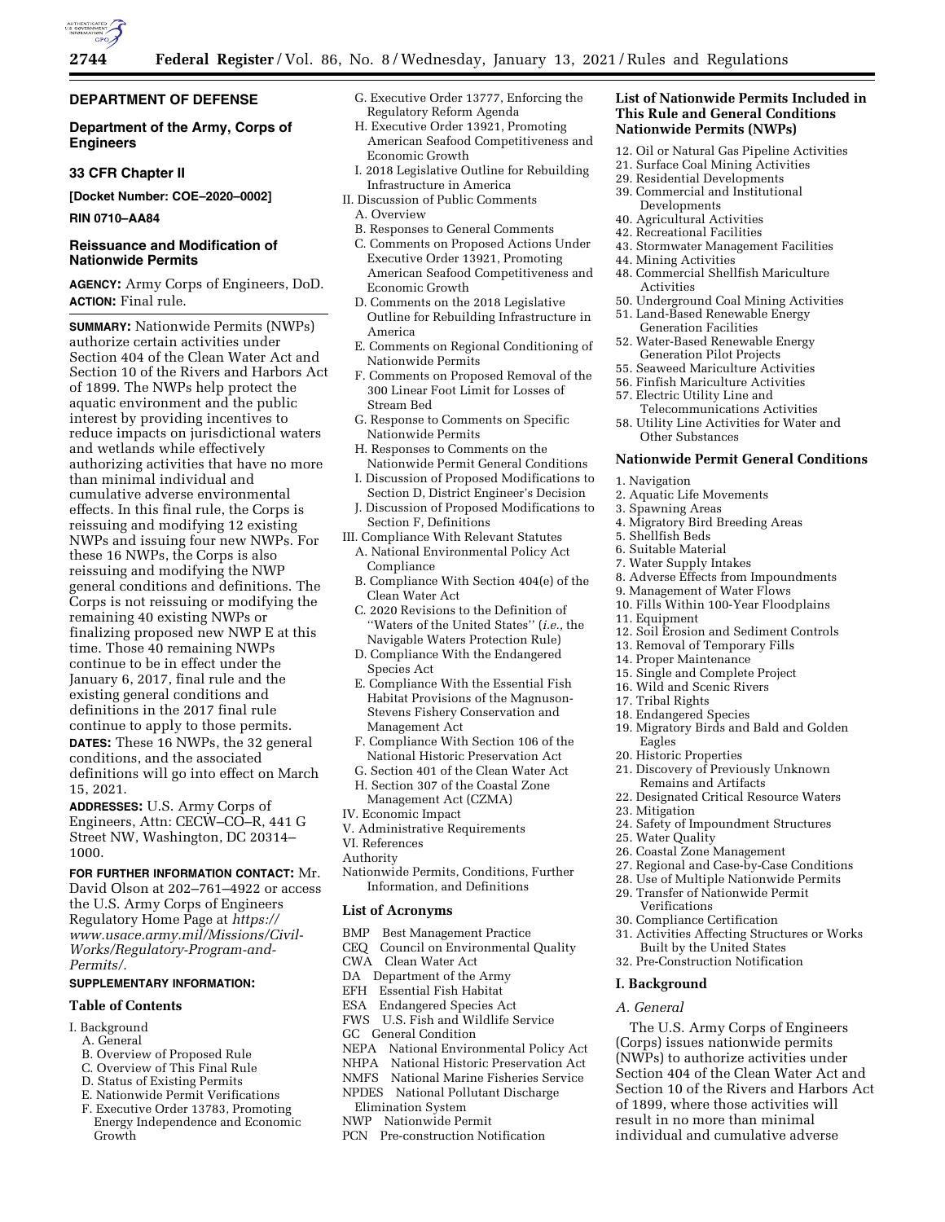## DEPARTMENT OF DEFENSE

### Department of the Army, Corps of Engineers

### 33 CFR Chapter II

**[Docket Number: COE–2020–0002]**

**RIN 0710–AA84**

# Reissuance and Modification of Nationwide Permits

**AGENCY:** Army Corps of Engineers, DoD.

**ACTION:** Final rule.

**SUMMARY:** Nationwide Permits (NWPs) authorize certain activities under Section 404 of the Clean Water Act and Section 10 of the Rivers and Harbors Act of 1899. The NWPs help protect the aquatic environment and the public interest by providing incentives to reduce impacts on jurisdictional waters and wetlands while effectively authorizing activities that have no more than minimal individual and cumulative adverse environmental effects. In this final rule, the Corps is reissuing and modifying 12 existing NWPs and issuing four new NWPs. For these 16 NWPs, the Corps is also reissuing and modifying the NWP general conditions and definitions. The Corps is not reissuing or modifying the remaining 40 existing NWPs or finalizing proposed new NWP E at this time. Those 40 remaining NWPs continue to be in effect under the January 6, 2017, final rule and the existing general conditions and definitions in the 2017 final rule continue to apply to those permits.

**DATES:** These 16 NWPs, the 32 general conditions, and the associated definitions will go into effect on March 15, 2021.

**ADDRESSES:** U.S. Army Corps of Engineers, Attn: CECW–CO–R, 441 G Street NW, Washington, DC 20314–1000.

**FOR FURTHER INFORMATION CONTACT:** Mr. David Olson at 202–761–4922 or access the U.S. Army Corps of Engineers Regulatory Home Page at *https://www.usace.army.mil/Missions/Civil-Works/Regulatory-Program-and-Permits/.*

**SUPPLEMENTARY INFORMATION:**

### Table of Contents

I. Background
- A. General
- B. Overview of Proposed Rule
- C. Overview of This Final Rule
- D. Status of Existing Permits
- E. Nationwide Permit Verifications
- F. Executive Order 13783, Promoting Energy Independence and Economic Growth
- G. Executive Order 13777, Enforcing the Regulatory Reform Agenda
- H. Executive Order 13921, Promoting American Seafood Competitiveness and Economic Growth
- I. 2018 Legislative Outline for Rebuilding Infrastructure in America

II. Discussion of Public Comments
- A. Overview
- B. Responses to General Comments
- C. Comments on Proposed Actions Under Executive Order 13921, Promoting American Seafood Competitiveness and Economic Growth
- D. Comments on the 2018 Legislative Outline for Rebuilding Infrastructure in America
- E. Comments on Regional Conditioning of Nationwide Permits
- F. Comments on Proposed Removal of the 300 Linear Foot Limit for Losses of Stream Bed
- G. Response to Comments on Specific Nationwide Permits
- H. Responses to Comments on the Nationwide Permit General Conditions
- I. Discussion of Proposed Modifications to Section D, District Engineer's Decision
- J. Discussion of Proposed Modifications to Section F, Definitions

III. Compliance With Relevant Statutes
- A. National Environmental Policy Act Compliance
- B. Compliance With Section 404(e) of the Clean Water Act
- C. 2020 Revisions to the Definition of "Waters of the United States" (*i.e.,* the Navigable Waters Protection Rule)
- D. Compliance With the Endangered Species Act
- E. Compliance With the Essential Fish Habitat Provisions of the Magnuson-Stevens Fishery Conservation and Management Act
- F. Compliance With Section 106 of the National Historic Preservation Act
- G. Section 401 of the Clean Water Act
- H. Section 307 of the Coastal Zone Management Act (CZMA)

IV. Economic Impact

V. Administrative Requirements

VI. References

Authority

Nationwide Permits, Conditions, Further Information, and Definitions

### List of Acronyms

BMP Best Management Practice
CEQ Council on Environmental Quality
CWA Clean Water Act
DA Department of the Army
EFH Essential Fish Habitat
ESA Endangered Species Act
FWS U.S. Fish and Wildlife Service
GC General Condition
NEPA National Environmental Policy Act
NHPA National Historic Preservation Act
NMFS National Marine Fisheries Service
NPDES National Pollutant Discharge Elimination System
NWP Nationwide Permit
PCN Pre-construction Notification

### List of Nationwide Permits Included in This Rule and General Conditions Nationwide Permits (NWPs)

12. Oil or Natural Gas Pipeline Activities
21. Surface Coal Mining Activities
29. Residential Developments
39. Commercial and Institutional Developments
40. Agricultural Activities
42. Recreational Facilities
43. Stormwater Management Facilities
44. Mining Activities
48. Commercial Shellfish Mariculture Activities
50. Underground Coal Mining Activities
51. Land-Based Renewable Energy Generation Facilities
52. Water-Based Renewable Energy Generation Pilot Projects
55. Seaweed Mariculture Activities
56. Finfish Mariculture Activities
57. Electric Utility Line and Telecommunications Activities
58. Utility Line Activities for Water and Other Substances

### Nationwide Permit General Conditions

1. Navigation
2. Aquatic Life Movements
3. Spawning Areas
4. Migratory Bird Breeding Areas
5. Shellfish Beds
6. Suitable Material
7. Water Supply Intakes
8. Adverse Effects from Impoundments
9. Management of Water Flows
10. Fills Within 100-Year Floodplains
11. Equipment
12. Soil Erosion and Sediment Controls
13. Removal of Temporary Fills
14. Proper Maintenance
15. Single and Complete Project
16. Wild and Scenic Rivers
17. Tribal Rights
18. Endangered Species
19. Migratory Birds and Bald and Golden Eagles
20. Historic Properties
21. Discovery of Previously Unknown Remains and Artifacts
22. Designated Critical Resource Waters
23. Mitigation
24. Safety of Impoundment Structures
25. Water Quality
26. Coastal Zone Management
27. Regional and Case-by-Case Conditions
28. Use of Multiple Nationwide Permits
29. Transfer of Nationwide Permit Verifications
30. Compliance Certification
31. Activities Affecting Structures or Works Built by the United States
32. Pre-Construction Notification

## I. Background

### *A. General*

The U.S. Army Corps of Engineers (Corps) issues nationwide permits (NWPs) to authorize activities under Section 404 of the Clean Water Act and Section 10 of the Rivers and Harbors Act of 1899, where those activities will result in no more than minimal individual and cumulative adverse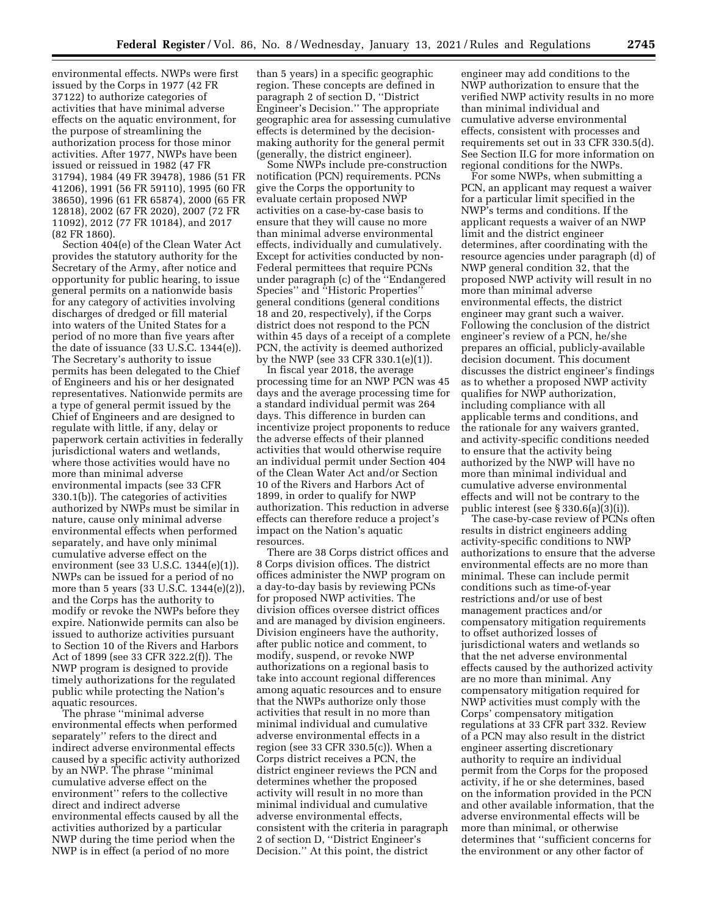environmental effects. NWPs were first issued by the Corps in 1977 (42 FR 37122) to authorize categories of activities that have minimal adverse effects on the aquatic environment, for the purpose of streamlining the authorization process for those minor activities. After 1977, NWPs have been issued or reissued in 1982 (47 FR 31794), 1984 (49 FR 39478), 1986 (51 FR 41206), 1991 (56 FR 59110), 1995 (60 FR 38650), 1996 (61 FR 65874), 2000 (65 FR 12818), 2002 (67 FR 2020), 2007 (72 FR 11092), 2012 (77 FR 10184), and 2017 (82 FR 1860).

Section 404(e) of the Clean Water Act provides the statutory authority for the Secretary of the Army, after notice and opportunity for public hearing, to issue general permits on a nationwide basis for any category of activities involving discharges of dredged or fill material into waters of the United States for a period of no more than five years after the date of issuance (33 U.S.C. 1344(e)). The Secretary's authority to issue permits has been delegated to the Chief of Engineers and his or her designated representatives. Nationwide permits are a type of general permit issued by the Chief of Engineers and are designed to regulate with little, if any, delay or paperwork certain activities in federally jurisdictional waters and wetlands, where those activities would have no more than minimal adverse environmental impacts (see 33 CFR 330.1(b)). The categories of activities authorized by NWPs must be similar in nature, cause only minimal adverse environmental effects when performed separately, and have only minimal cumulative adverse effect on the environment (see 33 U.S.C. 1344(e)(1)). NWPs can be issued for a period of no more than 5 years (33 U.S.C. 1344(e)(2)), and the Corps has the authority to modify or revoke the NWPs before they expire. Nationwide permits can also be issued to authorize activities pursuant to Section 10 of the Rivers and Harbors Act of 1899 (see 33 CFR 322.2(f)). The NWP program is designed to provide timely authorizations for the regulated public while protecting the Nation's aquatic resources.

The phrase "minimal adverse environmental effects when performed separately" refers to the direct and indirect adverse environmental effects caused by a specific activity authorized by an NWP. The phrase "minimal cumulative adverse effect on the environment" refers to the collective direct and indirect adverse environmental effects caused by all the activities authorized by a particular NWP during the time period when the NWP is in effect (a period of no more than 5 years) in a specific geographic region. These concepts are defined in paragraph 2 of section D, "District Engineer's Decision." The appropriate geographic area for assessing cumulative effects is determined by the decision-making authority for the general permit (generally, the district engineer).

Some NWPs include pre-construction notification (PCN) requirements. PCNs give the Corps the opportunity to evaluate certain proposed NWP activities on a case-by-case basis to ensure that they will cause no more than minimal adverse environmental effects, individually and cumulatively. Except for activities conducted by non-Federal permittees that require PCNs under paragraph (c) of the "Endangered Species" and "Historic Properties" general conditions (general conditions 18 and 20, respectively), if the Corps district does not respond to the PCN within 45 days of a receipt of a complete PCN, the activity is deemed authorized by the NWP (see 33 CFR 330.1(e)(1)).

In fiscal year 2018, the average processing time for an NWP PCN was 45 days and the average processing time for a standard individual permit was 264 days. This difference in burden can incentivize project proponents to reduce the adverse effects of their planned activities that would otherwise require an individual permit under Section 404 of the Clean Water Act and/or Section 10 of the Rivers and Harbors Act of 1899, in order to qualify for NWP authorization. This reduction in adverse effects can therefore reduce a project's impact on the Nation's aquatic resources.

There are 38 Corps district offices and 8 Corps division offices. The district offices administer the NWP program on a day-to-day basis by reviewing PCNs for proposed NWP activities. The division offices oversee district offices and are managed by division engineers. Division engineers have the authority, after public notice and comment, to modify, suspend, or revoke NWP authorizations on a regional basis to take into account regional differences among aquatic resources and to ensure that the NWPs authorize only those activities that result in no more than minimal individual and cumulative adverse environmental effects in a region (see 33 CFR 330.5(c)). When a Corps district receives a PCN, the district engineer reviews the PCN and determines whether the proposed activity will result in no more than minimal individual and cumulative adverse environmental effects, consistent with the criteria in paragraph 2 of section D, "District Engineer's Decision." At this point, the district engineer may add conditions to the NWP authorization to ensure that the verified NWP activity results in no more than minimal individual and cumulative adverse environmental effects, consistent with processes and requirements set out in 33 CFR 330.5(d). See Section II.G for more information on regional conditions for the NWPs.

For some NWPs, when submitting a PCN, an applicant may request a waiver for a particular limit specified in the NWP's terms and conditions. If the applicant requests a waiver of an NWP limit and the district engineer determines, after coordinating with the resource agencies under paragraph (d) of NWP general condition 32, that the proposed NWP activity will result in no more than minimal adverse environmental effects, the district engineer may grant such a waiver. Following the conclusion of the district engineer's review of a PCN, he/she prepares an official, publicly-available decision document. This document discusses the district engineer's findings as to whether a proposed NWP activity qualifies for NWP authorization, including compliance with all applicable terms and conditions, and the rationale for any waivers granted, and activity-specific conditions needed to ensure that the activity being authorized by the NWP will have no more than minimal individual and cumulative adverse environmental effects and will not be contrary to the public interest (see § 330.6(a)(3)(i)).

The case-by-case review of PCNs often results in district engineers adding activity-specific conditions to NWP authorizations to ensure that the adverse environmental effects are no more than minimal. These can include permit conditions such as time-of-year restrictions and/or use of best management practices and/or compensatory mitigation requirements to offset authorized losses of jurisdictional waters and wetlands so that the net adverse environmental effects caused by the authorized activity are no more than minimal. Any compensatory mitigation required for NWP activities must comply with the Corps' compensatory mitigation regulations at 33 CFR part 332. Review of a PCN may also result in the district engineer asserting discretionary authority to require an individual permit from the Corps for the proposed activity, if he or she determines, based on the information provided in the PCN and other available information, that the adverse environmental effects will be more than minimal, or otherwise determines that "sufficient concerns for the environment or any other factor of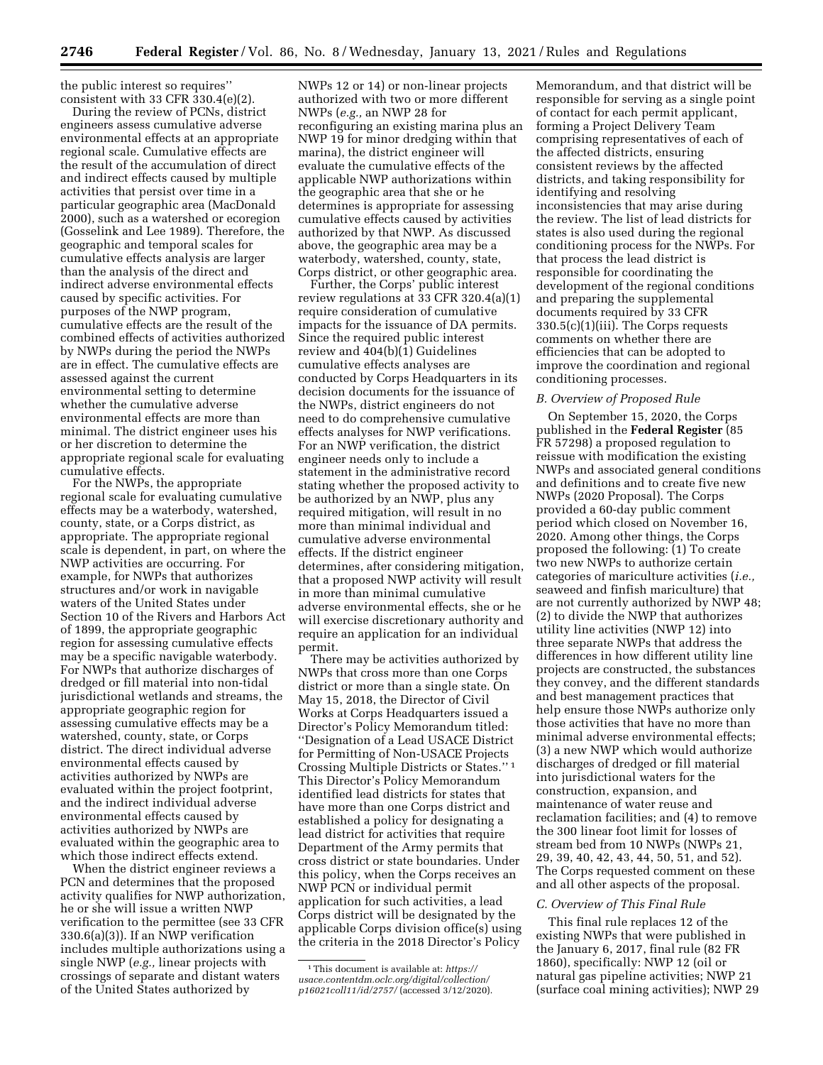the public interest so requires'' consistent with 33 CFR 330.4(e)(2).

During the review of PCNs, district engineers assess cumulative adverse environmental effects at an appropriate regional scale. Cumulative effects are the result of the accumulation of direct and indirect effects caused by multiple activities that persist over time in a particular geographic area (MacDonald 2000), such as a watershed or ecoregion (Gosselink and Lee 1989). Therefore, the geographic and temporal scales for cumulative effects analysis are larger than the analysis of the direct and indirect adverse environmental effects caused by specific activities. For purposes of the NWP program, cumulative effects are the result of the combined effects of activities authorized by NWPs during the period the NWPs are in effect. The cumulative effects are assessed against the current environmental setting to determine whether the cumulative adverse environmental effects are more than minimal. The district engineer uses his or her discretion to determine the appropriate regional scale for evaluating cumulative effects.

For the NWPs, the appropriate regional scale for evaluating cumulative effects may be a waterbody, watershed, county, state, or a Corps district, as appropriate. The appropriate regional scale is dependent, in part, on where the NWP activities are occurring. For example, for NWPs that authorizes structures and/or work in navigable waters of the United States under Section 10 of the Rivers and Harbors Act of 1899, the appropriate geographic region for assessing cumulative effects may be a specific navigable waterbody. For NWPs that authorize discharges of dredged or fill material into non-tidal jurisdictional wetlands and streams, the appropriate geographic region for assessing cumulative effects may be a watershed, county, state, or Corps district. The direct individual adverse environmental effects caused by activities authorized by NWPs are evaluated within the project footprint, and the indirect individual adverse environmental effects caused by activities authorized by NWPs are evaluated within the geographic area to which those indirect effects extend.

When the district engineer reviews a PCN and determines that the proposed activity qualifies for NWP authorization, he or she will issue a written NWP verification to the permittee (see 33 CFR 330.6(a)(3)). If an NWP verification includes multiple authorizations using a single NWP (*e.g.,* linear projects with crossings of separate and distant waters of the United States authorized by NWPs 12 or 14) or non-linear projects authorized with two or more different NWPs (*e.g.,* an NWP 28 for reconfiguring an existing marina plus an NWP 19 for minor dredging within that marina), the district engineer will evaluate the cumulative effects of the applicable NWP authorizations within the geographic area that she or he determines is appropriate for assessing cumulative effects caused by activities authorized by that NWP. As discussed above, the geographic area may be a waterbody, watershed, county, state, Corps district, or other geographic area.

Further, the Corps' public interest review regulations at 33 CFR 320.4(a)(1) require consideration of cumulative impacts for the issuance of DA permits. Since the required public interest review and 404(b)(1) Guidelines cumulative effects analyses are conducted by Corps Headquarters in its decision documents for the issuance of the NWPs, district engineers do not need to do comprehensive cumulative effects analyses for NWP verifications. For an NWP verification, the district engineer needs only to include a statement in the administrative record stating whether the proposed activity to be authorized by an NWP, plus any required mitigation, will result in no more than minimal individual and cumulative adverse environmental effects. If the district engineer determines, after considering mitigation, that a proposed NWP activity will result in more than minimal cumulative adverse environmental effects, she or he will exercise discretionary authority and require an application for an individual permit.

There may be activities authorized by NWPs that cross more than one Corps district or more than a single state. On May 15, 2018, the Director of Civil Works at Corps Headquarters issued a Director's Policy Memorandum titled: ''Designation of a Lead USACE District for Permitting of Non-USACE Projects Crossing Multiple Districts or States.''[1] This Director's Policy Memorandum identified lead districts for states that have more than one Corps district and established a policy for designating a lead district for activities that require Department of the Army permits that cross district or state boundaries. Under this policy, when the Corps receives an NWP PCN or individual permit application for such activities, a lead Corps district will be designated by the applicable Corps division office(s) using the criteria in the 2018 Director's Policy Memorandum, and that district will be responsible for serving as a single point of contact for each permit applicant, forming a Project Delivery Team comprising representatives of each of the affected districts, ensuring consistent reviews by the affected districts, and taking responsibility for identifying and resolving inconsistencies that may arise during the review. The list of lead districts for states is also used during the regional conditioning process for the NWPs. For that process the lead district is responsible for coordinating the development of the regional conditions and preparing the supplemental documents required by 33 CFR 330.5(c)(1)(iii). The Corps requests comments on whether there are efficiencies that can be adopted to improve the coordination and regional conditioning processes.

### B. Overview of Proposed Rule

On September 15, 2020, the Corps published in the **Federal Register** (85 FR 57298) a proposed regulation to reissue with modification the existing NWPs and associated general conditions and definitions and to create five new NWPs (2020 Proposal). The Corps provided a 60-day public comment period which closed on November 16, 2020. Among other things, the Corps proposed the following: (1) To create two new NWPs to authorize certain categories of mariculture activities (*i.e.,* seaweed and finfish mariculture) that are not currently authorized by NWP 48; (2) to divide the NWP that authorizes utility line activities (NWP 12) into three separate NWPs that address the differences in how different utility line projects are constructed, the substances they convey, and the different standards and best management practices that help ensure those NWPs authorize only those activities that have no more than minimal adverse environmental effects; (3) a new NWP which would authorize discharges of dredged or fill material into jurisdictional waters for the construction, expansion, and maintenance of water reuse and reclamation facilities; and (4) to remove the 300 linear foot limit for losses of stream bed from 10 NWPs (NWPs 21, 29, 39, 40, 42, 43, 44, 50, 51, and 52). The Corps requested comment on these and all other aspects of the proposal.

### C. Overview of This Final Rule

This final rule replaces 12 of the existing NWPs that were published in the January 6, 2017, final rule (82 FR 1860), specifically: NWP 12 (oil or natural gas pipeline activities; NWP 21 (surface coal mining activities); NWP 29

[1] This document is available at: *https://usace.contentdm.oclc.org/digital/collection/p16021coll11/id/2757/* (accessed 3/12/2020).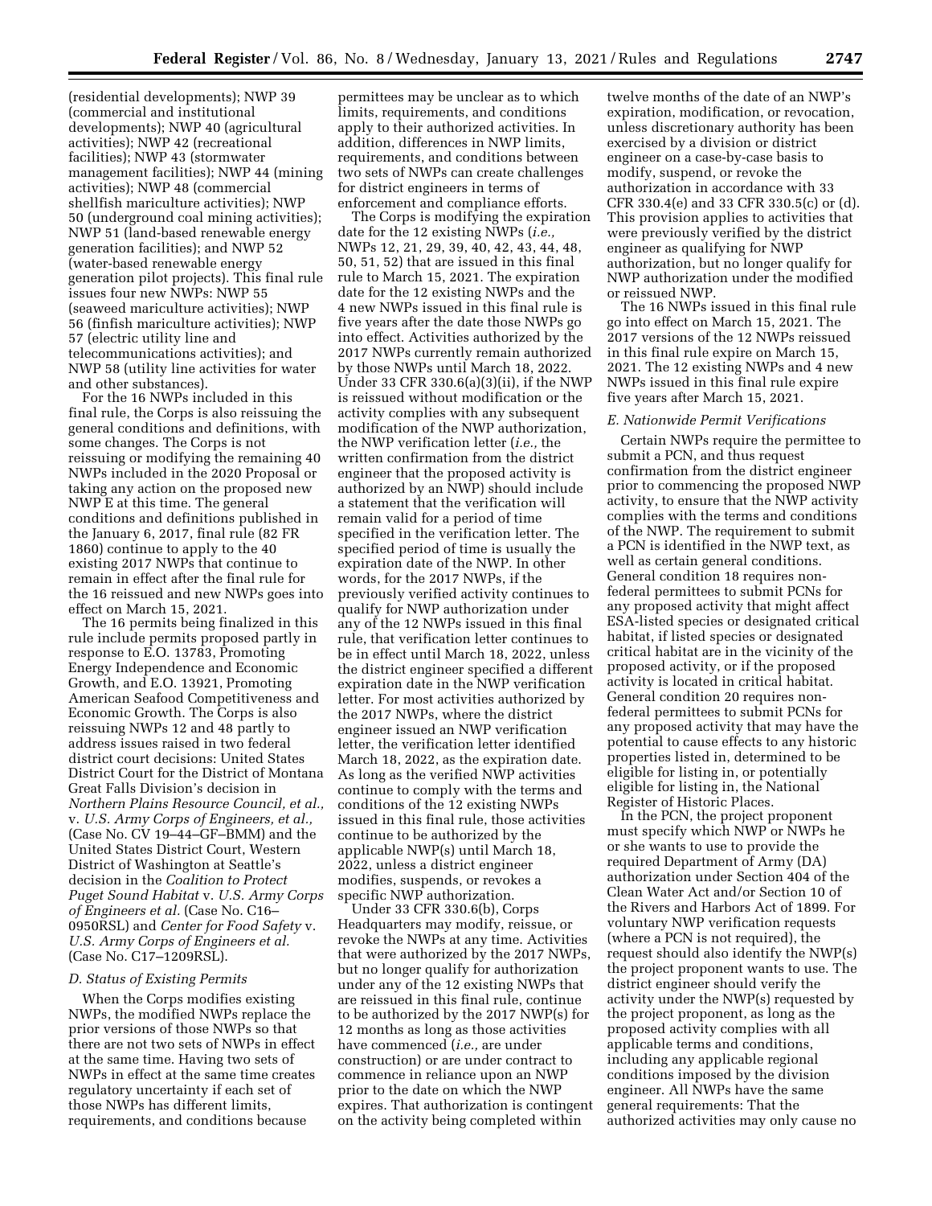(residential developments); NWP 39 (commercial and institutional developments); NWP 40 (agricultural activities); NWP 42 (recreational facilities); NWP 43 (stormwater management facilities); NWP 44 (mining activities); NWP 48 (commercial shellfish mariculture activities); NWP 50 (underground coal mining activities); NWP 51 (land-based renewable energy generation facilities); and NWP 52 (water-based renewable energy generation pilot projects). This final rule issues four new NWPs: NWP 55 (seaweed mariculture activities); NWP 56 (finfish mariculture activities); NWP 57 (electric utility line and telecommunications activities); and NWP 58 (utility line activities for water and other substances).

For the 16 NWPs included in this final rule, the Corps is also reissuing the general conditions and definitions, with some changes. The Corps is not reissuing or modifying the remaining 40 NWPs included in the 2020 Proposal or taking any action on the proposed new NWP E at this time. The general conditions and definitions published in the January 6, 2017, final rule (82 FR 1860) continue to apply to the 40 existing 2017 NWPs that continue to remain in effect after the final rule for the 16 reissued and new NWPs goes into effect on March 15, 2021.

The 16 permits being finalized in this rule include permits proposed partly in response to E.O. 13783, Promoting Energy Independence and Economic Growth, and E.O. 13921, Promoting American Seafood Competitiveness and Economic Growth. The Corps is also reissuing NWPs 12 and 48 partly to address issues raised in two federal district court decisions: United States District Court for the District of Montana Great Falls Division's decision in *Northern Plains Resource Council, et al.,* v. *U.S. Army Corps of Engineers, et al.,* (Case No. CV 19–44–GF–BMM) and the United States District Court, Western District of Washington at Seattle's decision in the *Coalition to Protect Puget Sound Habitat* v. *U.S. Army Corps of Engineers et al.* (Case No. C16–0950RSL) and *Center for Food Safety* v. *U.S. Army Corps of Engineers et al.* (Case No. C17–1209RSL).

### *D. Status of Existing Permits*

When the Corps modifies existing NWPs, the modified NWPs replace the prior versions of those NWPs so that there are not two sets of NWPs in effect at the same time. Having two sets of NWPs in effect at the same time creates regulatory uncertainty if each set of those NWPs has different limits, requirements, and conditions because permittees may be unclear as to which limits, requirements, and conditions apply to their authorized activities. In addition, differences in NWP limits, requirements, and conditions between two sets of NWPs can create challenges for district engineers in terms of enforcement and compliance efforts.

The Corps is modifying the expiration date for the 12 existing NWPs (*i.e.,* NWPs 12, 21, 29, 39, 40, 42, 43, 44, 48, 50, 51, 52) that are issued in this final rule to March 15, 2021. The expiration date for the 12 existing NWPs and the 4 new NWPs issued in this final rule is five years after the date those NWPs go into effect. Activities authorized by the 2017 NWPs currently remain authorized by those NWPs until March 18, 2022. Under 33 CFR 330.6(a)(3)(ii), if the NWP is reissued without modification or the activity complies with any subsequent modification of the NWP authorization, the NWP verification letter (*i.e.,* the written confirmation from the district engineer that the proposed activity is authorized by an NWP) should include a statement that the verification will remain valid for a period of time specified in the verification letter. The specified period of time is usually the expiration date of the NWP. In other words, for the 2017 NWPs, if the previously verified activity continues to qualify for NWP authorization under any of the 12 NWPs issued in this final rule, that verification letter continues to be in effect until March 18, 2022, unless the district engineer specified a different expiration date in the NWP verification letter. For most activities authorized by the 2017 NWPs, where the district engineer issued an NWP verification letter, the verification letter identified March 18, 2022, as the expiration date. As long as the verified NWP activities continue to comply with the terms and conditions of the 12 existing NWPs issued in this final rule, those activities continue to be authorized by the applicable NWP(s) until March 18, 2022, unless a district engineer modifies, suspends, or revokes a specific NWP authorization.

Under 33 CFR 330.6(b), Corps Headquarters may modify, reissue, or revoke the NWPs at any time. Activities that were authorized by the 2017 NWPs, but no longer qualify for authorization under any of the 12 existing NWPs that are reissued in this final rule, continue to be authorized by the 2017 NWP(s) for 12 months as long as those activities have commenced (*i.e.,* are under construction) or are under contract to commence in reliance upon an NWP prior to the date on which the NWP expires. That authorization is contingent on the activity being completed within twelve months of the date of an NWP's expiration, modification, or revocation, unless discretionary authority has been exercised by a division or district engineer on a case-by-case basis to modify, suspend, or revoke the authorization in accordance with 33 CFR 330.4(e) and 33 CFR 330.5(c) or (d). This provision applies to activities that were previously verified by the district engineer as qualifying for NWP authorization, but no longer qualify for NWP authorization under the modified or reissued NWP.

The 16 NWPs issued in this final rule go into effect on March 15, 2021. The 2017 versions of the 12 NWPs reissued in this final rule expire on March 15, 2021. The 12 existing NWPs and 4 new NWPs issued in this final rule expire five years after March 15, 2021.

### *E. Nationwide Permit Verifications*

Certain NWPs require the permittee to submit a PCN, and thus request confirmation from the district engineer prior to commencing the proposed NWP activity, to ensure that the NWP activity complies with the terms and conditions of the NWP. The requirement to submit a PCN is identified in the NWP text, as well as certain general conditions. General condition 18 requires non-federal permittees to submit PCNs for any proposed activity that might affect ESA-listed species or designated critical habitat, if listed species or designated critical habitat are in the vicinity of the proposed activity, or if the proposed activity is located in critical habitat. General condition 20 requires non-federal permittees to submit PCNs for any proposed activity that may have the potential to cause effects to any historic properties listed in, determined to be eligible for listing in, or potentially eligible for listing in, the National Register of Historic Places.

In the PCN, the project proponent must specify which NWP or NWPs he or she wants to use to provide the required Department of Army (DA) authorization under Section 404 of the Clean Water Act and/or Section 10 of the Rivers and Harbors Act of 1899. For voluntary NWP verification requests (where a PCN is not required), the request should also identify the NWP(s) the project proponent wants to use. The district engineer should verify the activity under the NWP(s) requested by the project proponent, as long as the proposed activity complies with all applicable terms and conditions, including any applicable regional conditions imposed by the division engineer. All NWPs have the same general requirements: That the authorized activities may only cause no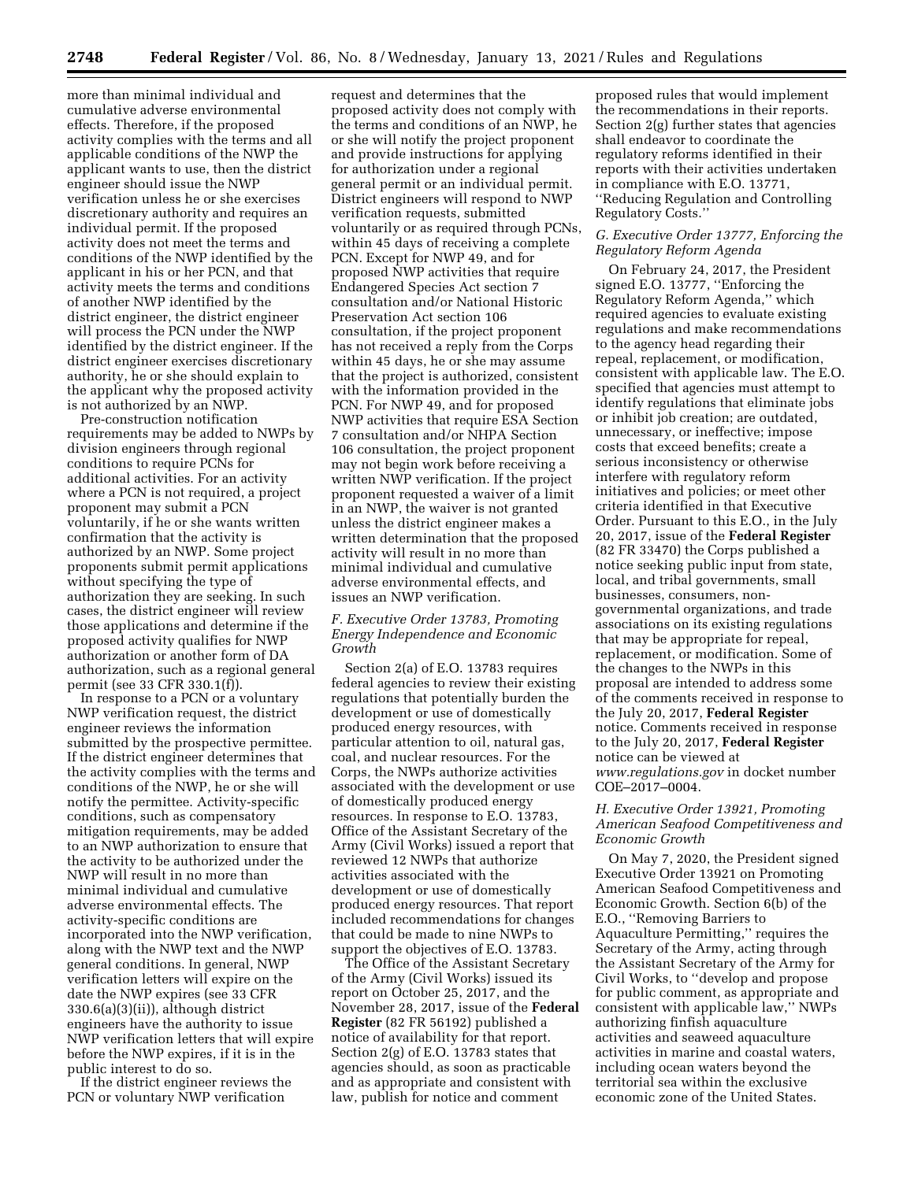more than minimal individual and cumulative adverse environmental effects. Therefore, if the proposed activity complies with the terms and all applicable conditions of the NWP the applicant wants to use, then the district engineer should issue the NWP verification unless he or she exercises discretionary authority and requires an individual permit. If the proposed activity does not meet the terms and conditions of the NWP identified by the applicant in his or her PCN, and that activity meets the terms and conditions of another NWP identified by the district engineer, the district engineer will process the PCN under the NWP identified by the district engineer. If the district engineer exercises discretionary authority, he or she should explain to the applicant why the proposed activity is not authorized by an NWP.

Pre-construction notification requirements may be added to NWPs by division engineers through regional conditions to require PCNs for additional activities. For an activity where a PCN is not required, a project proponent may submit a PCN voluntarily, if he or she wants written confirmation that the activity is authorized by an NWP. Some project proponents submit permit applications without specifying the type of authorization they are seeking. In such cases, the district engineer will review those applications and determine if the proposed activity qualifies for NWP authorization or another form of DA authorization, such as a regional general permit (see 33 CFR 330.1(f)).

In response to a PCN or a voluntary NWP verification request, the district engineer reviews the information submitted by the prospective permittee. If the district engineer determines that the activity complies with the terms and conditions of the NWP, he or she will notify the permittee. Activity-specific conditions, such as compensatory mitigation requirements, may be added to an NWP authorization to ensure that the activity to be authorized under the NWP will result in no more than minimal individual and cumulative adverse environmental effects. The activity-specific conditions are incorporated into the NWP verification, along with the NWP text and the NWP general conditions. In general, NWP verification letters will expire on the date the NWP expires (see 33 CFR 330.6(a)(3)(ii)), although district engineers have the authority to issue NWP verification letters that will expire before the NWP expires, if it is in the public interest to do so.

If the district engineer reviews the PCN or voluntary NWP verification request and determines that the proposed activity does not comply with the terms and conditions of an NWP, he or she will notify the project proponent and provide instructions for applying for authorization under a regional general permit or an individual permit. District engineers will respond to NWP verification requests, submitted voluntarily or as required through PCNs, within 45 days of receiving a complete PCN. Except for NWP 49, and for proposed NWP activities that require Endangered Species Act section 7 consultation and/or National Historic Preservation Act section 106 consultation, if the project proponent has not received a reply from the Corps within 45 days, he or she may assume that the project is authorized, consistent with the information provided in the PCN. For NWP 49, and for proposed NWP activities that require ESA Section 7 consultation and/or NHPA Section 106 consultation, the project proponent may not begin work before receiving a written NWP verification. If the project proponent requested a waiver of a limit in an NWP, the waiver is not granted unless the district engineer makes a written determination that the proposed activity will result in no more than minimal individual and cumulative adverse environmental effects, and issues an NWP verification.

### *F. Executive Order 13783, Promoting Energy Independence and Economic Growth*

Section 2(a) of E.O. 13783 requires federal agencies to review their existing regulations that potentially burden the development or use of domestically produced energy resources, with particular attention to oil, natural gas, coal, and nuclear resources. For the Corps, the NWPs authorize activities associated with the development or use of domestically produced energy resources. In response to E.O. 13783, Office of the Assistant Secretary of the Army (Civil Works) issued a report that reviewed 12 NWPs that authorize activities associated with the development or use of domestically produced energy resources. That report included recommendations for changes that could be made to nine NWPs to support the objectives of E.O. 13783.

The Office of the Assistant Secretary of the Army (Civil Works) issued its report on October 25, 2017, and the November 28, 2017, issue of the **Federal Register** (82 FR 56192) published a notice of availability for that report. Section 2(g) of E.O. 13783 states that agencies should, as soon as practicable and as appropriate and consistent with law, publish for notice and comment proposed rules that would implement the recommendations in their reports. Section 2(g) further states that agencies shall endeavor to coordinate the regulatory reforms identified in their reports with their activities undertaken in compliance with E.O. 13771, ''Reducing Regulation and Controlling Regulatory Costs.''

### *G. Executive Order 13777, Enforcing the Regulatory Reform Agenda*

On February 24, 2017, the President signed E.O. 13777, ''Enforcing the Regulatory Reform Agenda,'' which required agencies to evaluate existing regulations and make recommendations to the agency head regarding their repeal, replacement, or modification, consistent with applicable law. The E.O. specified that agencies must attempt to identify regulations that eliminate jobs or inhibit job creation; are outdated, unnecessary, or ineffective; impose costs that exceed benefits; create a serious inconsistency or otherwise interfere with regulatory reform initiatives and policies; or meet other criteria identified in that Executive Order. Pursuant to this E.O., in the July 20, 2017, issue of the **Federal Register** (82 FR 33470) the Corps published a notice seeking public input from state, local, and tribal governments, small businesses, consumers, non-governmental organizations, and trade associations on its existing regulations that may be appropriate for repeal, replacement, or modification. Some of the changes to the NWPs in this proposal are intended to address some of the comments received in response to the July 20, 2017, **Federal Register** notice. Comments received in response to the July 20, 2017, **Federal Register** notice can be viewed at *www.regulations.gov* in docket number COE–2017–0004.

### *H. Executive Order 13921, Promoting American Seafood Competitiveness and Economic Growth*

On May 7, 2020, the President signed Executive Order 13921 on Promoting American Seafood Competitiveness and Economic Growth. Section 6(b) of the E.O., ''Removing Barriers to Aquaculture Permitting,'' requires the Secretary of the Army, acting through the Assistant Secretary of the Army for Civil Works, to ''develop and propose for public comment, as appropriate and consistent with applicable law,'' NWPs authorizing finfish aquaculture activities and seaweed aquaculture activities in marine and coastal waters, including ocean waters beyond the territorial sea within the exclusive economic zone of the United States.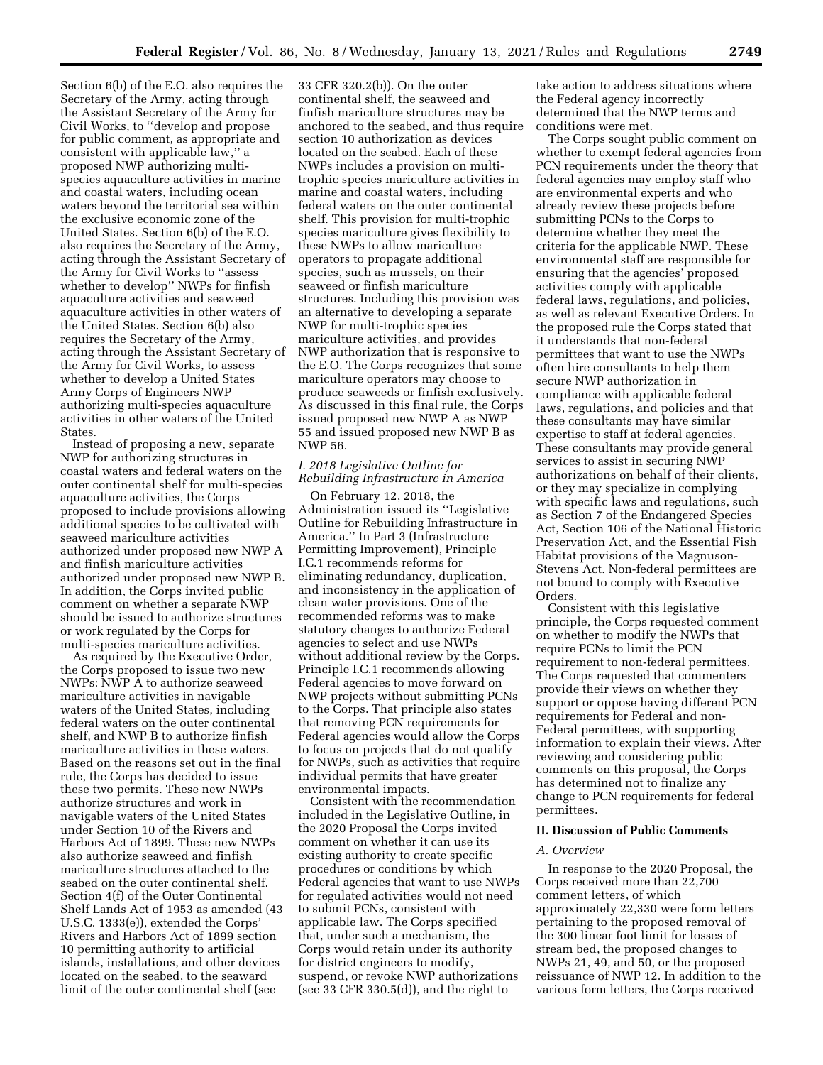Section 6(b) of the E.O. also requires the Secretary of the Army, acting through the Assistant Secretary of the Army for Civil Works, to ''develop and propose for public comment, as appropriate and consistent with applicable law,'' a proposed NWP authorizing multi-species aquaculture activities in marine and coastal waters, including ocean waters beyond the territorial sea within the exclusive economic zone of the United States. Section 6(b) of the E.O. also requires the Secretary of the Army, acting through the Assistant Secretary of the Army for Civil Works to ''assess whether to develop'' NWPs for finfish aquaculture activities and seaweed aquaculture activities in other waters of the United States. Section 6(b) also requires the Secretary of the Army, acting through the Assistant Secretary of the Army for Civil Works, to assess whether to develop a United States Army Corps of Engineers NWP authorizing multi-species aquaculture activities in other waters of the United States.

Instead of proposing a new, separate NWP for authorizing structures in coastal waters and federal waters on the outer continental shelf for multi-species aquaculture activities, the Corps proposed to include provisions allowing additional species to be cultivated with seaweed mariculture activities authorized under proposed new NWP A and finfish mariculture activities authorized under proposed new NWP B. In addition, the Corps invited public comment on whether a separate NWP should be issued to authorize structures or work regulated by the Corps for multi-species mariculture activities.

As required by the Executive Order, the Corps proposed to issue two new NWPs: NWP A to authorize seaweed mariculture activities in navigable waters of the United States, including federal waters on the outer continental shelf, and NWP B to authorize finfish mariculture activities in these waters. Based on the reasons set out in the final rule, the Corps has decided to issue these two permits. These new NWPs authorize structures and work in navigable waters of the United States under Section 10 of the Rivers and Harbors Act of 1899. These new NWPs also authorize seaweed and finfish mariculture structures attached to the seabed on the outer continental shelf. Section 4(f) of the Outer Continental Shelf Lands Act of 1953 as amended (43 U.S.C. 1333(e)), extended the Corps' Rivers and Harbors Act of 1899 section 10 permitting authority to artificial islands, installations, and other devices located on the seabed, to the seaward limit of the outer continental shelf (see 33 CFR 320.2(b)). On the outer continental shelf, the seaweed and finfish mariculture structures may be anchored to the seabed, and thus require section 10 authorization as devices located on the seabed. Each of these NWPs includes a provision on multi-trophic species mariculture activities in marine and coastal waters, including federal waters on the outer continental shelf. This provision for multi-trophic species mariculture gives flexibility to these NWPs to allow mariculture operators to propagate additional species, such as mussels, on their seaweed or finfish mariculture structures. Including this provision was an alternative to developing a separate NWP for multi-trophic species mariculture activities, and provides NWP authorization that is responsive to the E.O. The Corps recognizes that some mariculture operators may choose to produce seaweeds or finfish exclusively. As discussed in this final rule, the Corps issued proposed new NWP A as NWP 55 and issued proposed new NWP B as NWP 56.

### *I. 2018 Legislative Outline for Rebuilding Infrastructure in America*

On February 12, 2018, the Administration issued its ''Legislative Outline for Rebuilding Infrastructure in America.'' In Part 3 (Infrastructure Permitting Improvement), Principle I.C.1 recommends reforms for eliminating redundancy, duplication, and inconsistency in the application of clean water provisions. One of the recommended reforms was to make statutory changes to authorize Federal agencies to select and use NWPs without additional review by the Corps. Principle I.C.1 recommends allowing Federal agencies to move forward on NWP projects without submitting PCNs to the Corps. That principle also states that removing PCN requirements for Federal agencies would allow the Corps to focus on projects that do not qualify for NWPs, such as activities that require individual permits that have greater environmental impacts.

Consistent with the recommendation included in the Legislative Outline, in the 2020 Proposal the Corps invited comment on whether it can use its existing authority to create specific procedures or conditions by which Federal agencies that want to use NWPs for regulated activities would not need to submit PCNs, consistent with applicable law. The Corps specified that, under such a mechanism, the Corps would retain under its authority for district engineers to modify, suspend, or revoke NWP authorizations (see 33 CFR 330.5(d)), and the right to take action to address situations where the Federal agency incorrectly determined that the NWP terms and conditions were met.

The Corps sought public comment on whether to exempt federal agencies from PCN requirements under the theory that federal agencies may employ staff who are environmental experts and who already review these projects before submitting PCNs to the Corps to determine whether they meet the criteria for the applicable NWP. These environmental staff are responsible for ensuring that the agencies' proposed activities comply with applicable federal laws, regulations, and policies, as well as relevant Executive Orders. In the proposed rule the Corps stated that it understands that non-federal permittees that want to use the NWPs often hire consultants to help them secure NWP authorization in compliance with applicable federal laws, regulations, and policies and that these consultants may have similar expertise to staff at federal agencies. These consultants may provide general services to assist in securing NWP authorizations on behalf of their clients, or they may specialize in complying with specific laws and regulations, such as Section 7 of the Endangered Species Act, Section 106 of the National Historic Preservation Act, and the Essential Fish Habitat provisions of the Magnuson-Stevens Act. Non-federal permittees are not bound to comply with Executive Orders.

Consistent with this legislative principle, the Corps requested comment on whether to modify the NWPs that require PCNs to limit the PCN requirement to non-federal permittees. The Corps requested that commenters provide their views on whether they support or oppose having different PCN requirements for Federal and non-Federal permittees, with supporting information to explain their views. After reviewing and considering public comments on this proposal, the Corps has determined not to finalize any change to PCN requirements for federal permittees.

## II. Discussion of Public Comments

### *A. Overview*

In response to the 2020 Proposal, the Corps received more than 22,700 comment letters, of which approximately 22,330 were form letters pertaining to the proposed removal of the 300 linear foot limit for losses of stream bed, the proposed changes to NWPs 21, 49, and 50, or the proposed reissuance of NWP 12. In addition to the various form letters, the Corps received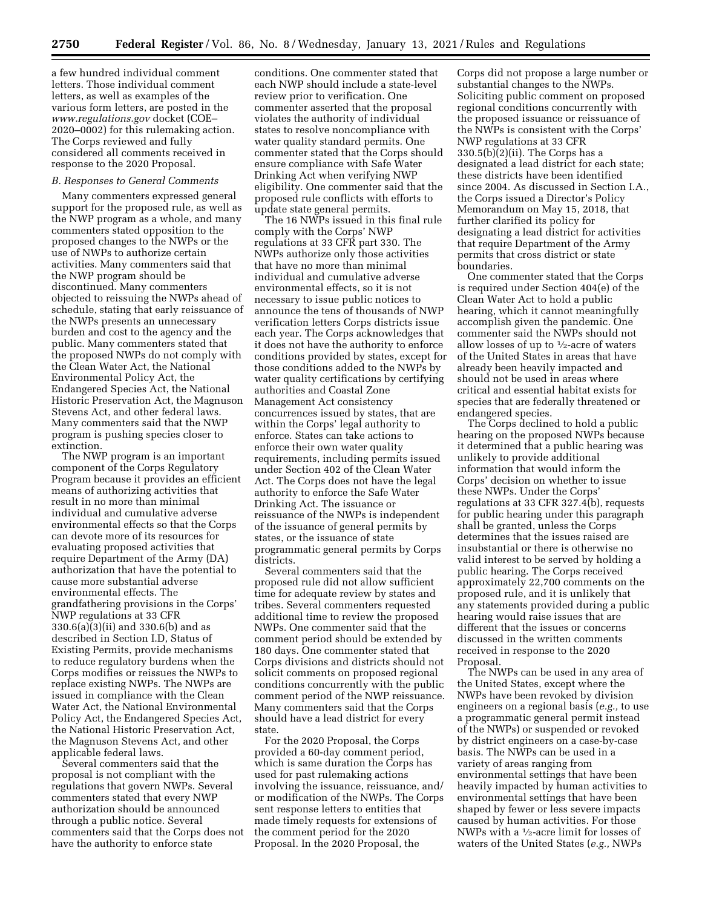a few hundred individual comment letters. Those individual comment letters, as well as examples of the various form letters, are posted in the *www.regulations.gov* docket (COE–2020–0002) for this rulemaking action. The Corps reviewed and fully considered all comments received in response to the 2020 Proposal.

### *B. Responses to General Comments*

Many commenters expressed general support for the proposed rule, as well as the NWP program as a whole, and many commenters stated opposition to the proposed changes to the NWPs or the use of NWPs to authorize certain activities. Many commenters said that the NWP program should be discontinued. Many commenters objected to reissuing the NWPs ahead of schedule, stating that early reissuance of the NWPs presents an unnecessary burden and cost to the agency and the public. Many commenters stated that the proposed NWPs do not comply with the Clean Water Act, the National Environmental Policy Act, the Endangered Species Act, the National Historic Preservation Act, the Magnuson Stevens Act, and other federal laws. Many commenters said that the NWP program is pushing species closer to extinction.

The NWP program is an important component of the Corps Regulatory Program because it provides an efficient means of authorizing activities that result in no more than minimal individual and cumulative adverse environmental effects so that the Corps can devote more of its resources for evaluating proposed activities that require Department of the Army (DA) authorization that have the potential to cause more substantial adverse environmental effects. The grandfathering provisions in the Corps' NWP regulations at 33 CFR 330.6(a)(3)(ii) and 330.6(b) and as described in Section I.D, Status of Existing Permits, provide mechanisms to reduce regulatory burdens when the Corps modifies or reissues the NWPs to replace existing NWPs. The NWPs are issued in compliance with the Clean Water Act, the National Environmental Policy Act, the Endangered Species Act, the National Historic Preservation Act, the Magnuson Stevens Act, and other applicable federal laws.

Several commenters said that the proposal is not compliant with the regulations that govern NWPs. Several commenters stated that every NWP authorization should be announced through a public notice. Several commenters said that the Corps does not have the authority to enforce state conditions. One commenter stated that each NWP should include a state-level review prior to verification. One commenter asserted that the proposal violates the authority of individual states to resolve noncompliance with water quality standard permits. One commenter stated that the Corps should ensure compliance with Safe Water Drinking Act when verifying NWP eligibility. One commenter said that the proposed rule conflicts with efforts to update state general permits.

The 16 NWPs issued in this final rule comply with the Corps' NWP regulations at 33 CFR part 330. The NWPs authorize only those activities that have no more than minimal individual and cumulative adverse environmental effects, so it is not necessary to issue public notices to announce the tens of thousands of NWP verification letters Corps districts issue each year. The Corps acknowledges that it does not have the authority to enforce conditions provided by states, except for those conditions added to the NWPs by water quality certifications by certifying authorities and Coastal Zone Management Act consistency concurrences issued by states, that are within the Corps' legal authority to enforce. States can take actions to enforce their own water quality requirements, including permits issued under Section 402 of the Clean Water Act. The Corps does not have the legal authority to enforce the Safe Water Drinking Act. The issuance or reissuance of the NWPs is independent of the issuance of general permits by states, or the issuance of state programmatic general permits by Corps districts.

Several commenters said that the proposed rule did not allow sufficient time for adequate review by states and tribes. Several commenters requested additional time to review the proposed NWPs. One commenter said that the comment period should be extended by 180 days. One commenter stated that Corps divisions and districts should not solicit comments on proposed regional conditions concurrently with the public comment period of the NWP reissuance. Many commenters said that the Corps should have a lead district for every state.

For the 2020 Proposal, the Corps provided a 60-day comment period, which is same duration the Corps has used for past rulemaking actions involving the issuance, reissuance, and/or modification of the NWPs. The Corps sent response letters to entities that made timely requests for extensions of the comment period for the 2020 Proposal. In the 2020 Proposal, the Corps did not propose a large number or substantial changes to the NWPs. Soliciting public comment on proposed regional conditions concurrently with the proposed issuance or reissuance of the NWPs is consistent with the Corps' NWP regulations at 33 CFR 330.5(b)(2)(ii). The Corps has a designated a lead district for each state; these districts have been identified since 2004. As discussed in Section I.A., the Corps issued a Director's Policy Memorandum on May 15, 2018, that further clarified its policy for designating a lead district for activities that require Department of the Army permits that cross district or state boundaries.

One commenter stated that the Corps is required under Section 404(e) of the Clean Water Act to hold a public hearing, which it cannot meaningfully accomplish given the pandemic. One commenter said the NWPs should not allow losses of up to ½-acre of waters of the United States in areas that have already been heavily impacted and should not be used in areas where critical and essential habitat exists for species that are federally threatened or endangered species.

The Corps declined to hold a public hearing on the proposed NWPs because it determined that a public hearing was unlikely to provide additional information that would inform the Corps' decision on whether to issue these NWPs. Under the Corps' regulations at 33 CFR 327.4(b), requests for public hearing under this paragraph shall be granted, unless the Corps determines that the issues raised are insubstantial or there is otherwise no valid interest to be served by holding a public hearing. The Corps received approximately 22,700 comments on the proposed rule, and it is unlikely that any statements provided during a public hearing would raise issues that are different that the issues or concerns discussed in the written comments received in response to the 2020 Proposal.

The NWPs can be used in any area of the United States, except where the NWPs have been revoked by division engineers on a regional basis (*e.g.,* to use a programmatic general permit instead of the NWPs) or suspended or revoked by district engineers on a case-by-case basis. The NWPs can be used in a variety of areas ranging from environmental settings that have been heavily impacted by human activities to environmental settings that have been shaped by fewer or less severe impacts caused by human activities. For those NWPs with a ½-acre limit for losses of waters of the United States (*e.g.,* NWPs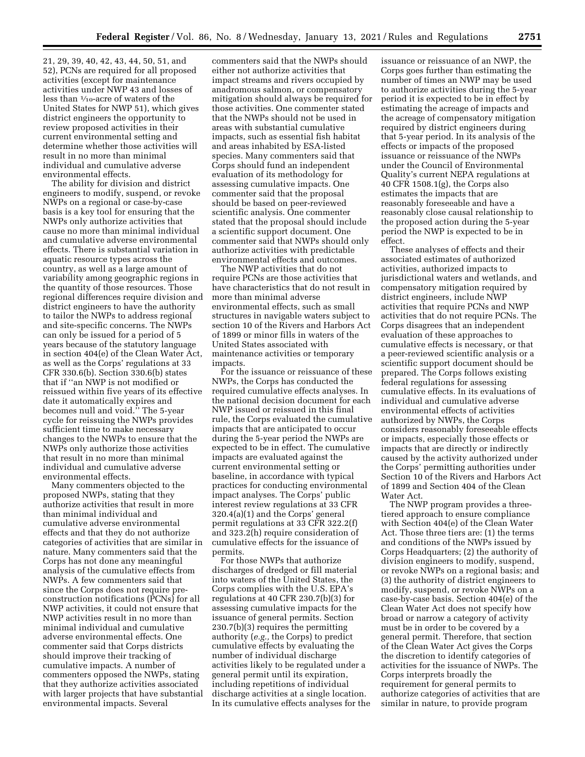21, 29, 39, 40, 42, 43, 44, 50, 51, and 52), PCNs are required for all proposed activities (except for maintenance activities under NWP 43 and losses of less than 1/10-acre of waters of the United States for NWP 51), which gives district engineers the opportunity to review proposed activities in their current environmental setting and determine whether those activities will result in no more than minimal individual and cumulative adverse environmental effects.

The ability for division and district engineers to modify, suspend, or revoke NWPs on a regional or case-by-case basis is a key tool for ensuring that the NWPs only authorize activities that cause no more than minimal individual and cumulative adverse environmental effects. There is substantial variation in aquatic resource types across the country, as well as a large amount of variability among geographic regions in the quantity of those resources. Those regional differences require division and district engineers to have the authority to tailor the NWPs to address regional and site-specific concerns. The NWPs can only be issued for a period of 5 years because of the statutory language in section 404(e) of the Clean Water Act, as well as the Corps' regulations at 33 CFR 330.6(b). Section 330.6(b) states that if "an NWP is not modified or reissued within five years of its effective date it automatically expires and becomes null and void." The 5-year cycle for reissuing the NWPs provides sufficient time to make necessary changes to the NWPs to ensure that the NWPs only authorize those activities that result in no more than minimal individual and cumulative adverse environmental effects.

Many commenters objected to the proposed NWPs, stating that they authorize activities that result in more than minimal individual and cumulative adverse environmental effects and that they do not authorize categories of activities that are similar in nature. Many commenters said that the Corps has not done any meaningful analysis of the cumulative effects from NWPs. A few commenters said that since the Corps does not require pre-construction notifications (PCNs) for all NWP activities, it could not ensure that NWP activities result in no more than minimal individual and cumulative adverse environmental effects. One commenter said that Corps districts should improve their tracking of cumulative impacts. A number of commenters opposed the NWPs, stating that they authorize activities associated with larger projects that have substantial environmental impacts. Several commenters said that the NWPs should either not authorize activities that impact streams and rivers occupied by anadromous salmon, or compensatory mitigation should always be required for those activities. One commenter stated that the NWPs should not be used in areas with substantial cumulative impacts, such as essential fish habitat and areas inhabited by ESA-listed species. Many commenters said that Corps should fund an independent evaluation of its methodology for assessing cumulative impacts. One commenter said that the proposal should be based on peer-reviewed scientific analysis. One commenter stated that the proposal should include a scientific support document. One commenter said that NWPs should only authorize activities with predictable environmental effects and outcomes.

The NWP activities that do not require PCNs are those activities that have characteristics that do not result in more than minimal adverse environmental effects, such as small structures in navigable waters subject to section 10 of the Rivers and Harbors Act of 1899 or minor fills in waters of the United States associated with maintenance activities or temporary impacts.

For the issuance or reissuance of these NWPs, the Corps has conducted the required cumulative effects analyses. In the national decision document for each NWP issued or reissued in this final rule, the Corps evaluated the cumulative impacts that are anticipated to occur during the 5-year period the NWPs are expected to be in effect. The cumulative impacts are evaluated against the current environmental setting or baseline, in accordance with typical practices for conducting environmental impact analyses. The Corps' public interest review regulations at 33 CFR 320.4(a)(1) and the Corps' general permit regulations at 33 CFR 322.2(f) and 323.2(h) require consideration of cumulative effects for the issuance of permits.

For those NWPs that authorize discharges of dredged or fill material into waters of the United States, the Corps complies with the U.S. EPA's regulations at 40 CFR 230.7(b)(3) for assessing cumulative impacts for the issuance of general permits. Section 230.7(b)(3) requires the permitting authority (*e.g.,* the Corps) to predict cumulative effects by evaluating the number of individual discharge activities likely to be regulated under a general permit until its expiration, including repetitions of individual discharge activities at a single location. In its cumulative effects analyses for the issuance or reissuance of an NWP, the Corps goes further than estimating the number of times an NWP may be used to authorize activities during the 5-year period it is expected to be in effect by estimating the acreage of impacts and the acreage of compensatory mitigation required by district engineers during that 5-year period. In its analysis of the effects or impacts of the proposed issuance or reissuance of the NWPs under the Council of Environmental Quality's current NEPA regulations at 40 CFR 1508.1(g), the Corps also estimates the impacts that are reasonably foreseeable and have a reasonably close causal relationship to the proposed action during the 5-year period the NWP is expected to be in effect.

These analyses of effects and their associated estimates of authorized activities, authorized impacts to jurisdictional waters and wetlands, and compensatory mitigation required by district engineers, include NWP activities that require PCNs and NWP activities that do not require PCNs. The Corps disagrees that an independent evaluation of these approaches to cumulative effects is necessary, or that a peer-reviewed scientific analysis or a scientific support document should be prepared. The Corps follows existing federal regulations for assessing cumulative effects. In its evaluations of individual and cumulative adverse environmental effects of activities authorized by NWPs, the Corps considers reasonably foreseeable effects or impacts, especially those effects or impacts that are directly or indirectly caused by the activity authorized under the Corps' permitting authorities under Section 10 of the Rivers and Harbors Act of 1899 and Section 404 of the Clean Water Act.

The NWP program provides a three-tiered approach to ensure compliance with Section 404(e) of the Clean Water Act. Those three tiers are: (1) the terms and conditions of the NWPs issued by Corps Headquarters; (2) the authority of division engineers to modify, suspend, or revoke NWPs on a regional basis; and (3) the authority of district engineers to modify, suspend, or revoke NWPs on a case-by-case basis. Section 404(e) of the Clean Water Act does not specify how broad or narrow a category of activity must be in order to be covered by a general permit. Therefore, that section of the Clean Water Act gives the Corps the discretion to identify categories of activities for the issuance of NWPs. The Corps interprets broadly the requirement for general permits to authorize categories of activities that are similar in nature, to provide program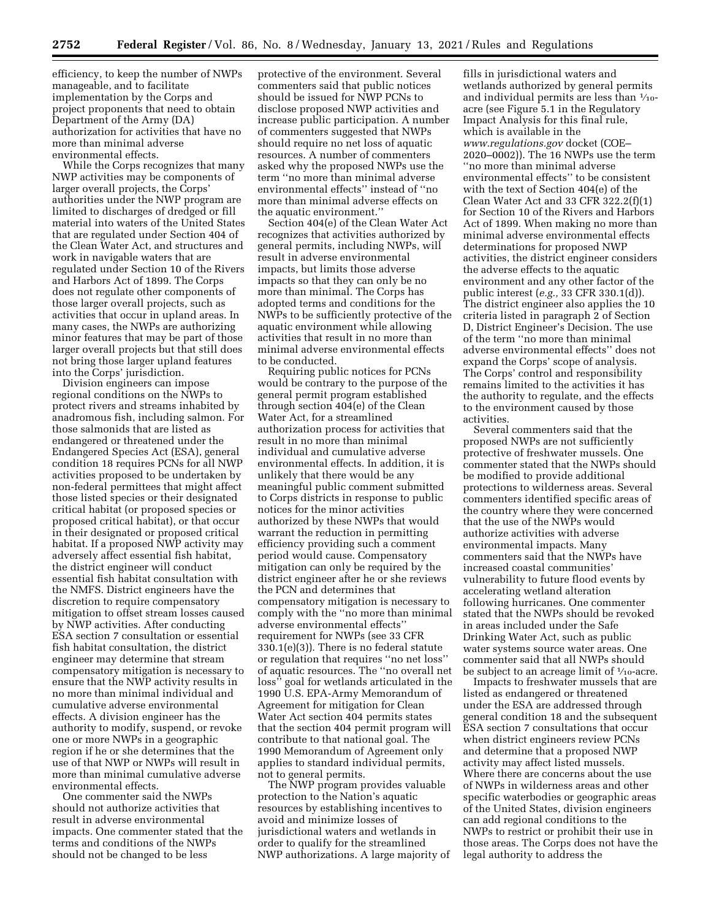efficiency, to keep the number of NWPs manageable, and to facilitate implementation by the Corps and project proponents that need to obtain Department of the Army (DA) authorization for activities that have no more than minimal adverse environmental effects.

While the Corps recognizes that many NWP activities may be components of larger overall projects, the Corps' authorities under the NWP program are limited to discharges of dredged or fill material into waters of the United States that are regulated under Section 404 of the Clean Water Act, and structures and work in navigable waters that are regulated under Section 10 of the Rivers and Harbors Act of 1899. The Corps does not regulate other components of those larger overall projects, such as activities that occur in upland areas. In many cases, the NWPs are authorizing minor features that may be part of those larger overall projects but that still does not bring those larger upland features into the Corps' jurisdiction.

Division engineers can impose regional conditions on the NWPs to protect rivers and streams inhabited by anadromous fish, including salmon. For those salmonids that are listed as endangered or threatened under the Endangered Species Act (ESA), general condition 18 requires PCNs for all NWP activities proposed to be undertaken by non-federal permittees that might affect those listed species or their designated critical habitat (or proposed species or proposed critical habitat), or that occur in their designated or proposed critical habitat. If a proposed NWP activity may adversely affect essential fish habitat, the district engineer will conduct essential fish habitat consultation with the NMFS. District engineers have the discretion to require compensatory mitigation to offset stream losses caused by NWP activities. After conducting ESA section 7 consultation or essential fish habitat consultation, the district engineer may determine that stream compensatory mitigation is necessary to ensure that the NWP activity results in no more than minimal individual and cumulative adverse environmental effects. A division engineer has the authority to modify, suspend, or revoke one or more NWPs in a geographic region if he or she determines that the use of that NWP or NWPs will result in more than minimal cumulative adverse environmental effects.

One commenter said the NWPs should not authorize activities that result in adverse environmental impacts. One commenter stated that the terms and conditions of the NWPs should not be changed to be less protective of the environment. Several commenters said that public notices should be issued for NWP PCNs to disclose proposed NWP activities and increase public participation. A number of commenters suggested that NWPs should require no net loss of aquatic resources. A number of commenters asked why the proposed NWPs use the term "no more than minimal adverse environmental effects" instead of "no more than minimal adverse effects on the aquatic environment."

Section 404(e) of the Clean Water Act recognizes that activities authorized by general permits, including NWPs, will result in adverse environmental impacts, but limits those adverse impacts so that they can only be no more than minimal. The Corps has adopted terms and conditions for the NWPs to be sufficiently protective of the aquatic environment while allowing activities that result in no more than minimal adverse environmental effects to be conducted.

Requiring public notices for PCNs would be contrary to the purpose of the general permit program established through section 404(e) of the Clean Water Act, for a streamlined authorization process for activities that result in no more than minimal individual and cumulative adverse environmental effects. In addition, it is unlikely that there would be any meaningful public comment submitted to Corps districts in response to public notices for the minor activities authorized by these NWPs that would warrant the reduction in permitting efficiency providing such a comment period would cause. Compensatory mitigation can only be required by the district engineer after he or she reviews the PCN and determines that compensatory mitigation is necessary to comply with the "no more than minimal adverse environmental effects" requirement for NWPs (see 33 CFR 330.1(e)(3)). There is no federal statute or regulation that requires "no net loss" of aquatic resources. The "no overall net loss" goal for wetlands articulated in the 1990 U.S. EPA-Army Memorandum of Agreement for mitigation for Clean Water Act section 404 permits states that the section 404 permit program will contribute to that national goal. The 1990 Memorandum of Agreement only applies to standard individual permits, not to general permits.

The NWP program provides valuable protection to the Nation's aquatic resources by establishing incentives to avoid and minimize losses of jurisdictional waters and wetlands in order to qualify for the streamlined NWP authorizations. A large majority of fills in jurisdictional waters and wetlands authorized by general permits and individual permits are less than 1/10-acre (see Figure 5.1 in the Regulatory Impact Analysis for this final rule, which is available in the *www.regulations.gov* docket (COE–2020–0002)). The 16 NWPs use the term "no more than minimal adverse environmental effects" to be consistent with the text of Section 404(e) of the Clean Water Act and 33 CFR 322.2(f)(1) for Section 10 of the Rivers and Harbors Act of 1899. When making no more than minimal adverse environmental effects determinations for proposed NWP activities, the district engineer considers the adverse effects to the aquatic environment and any other factor of the public interest (*e.g.,* 33 CFR 330.1(d)). The district engineer also applies the 10 criteria listed in paragraph 2 of Section D, District Engineer's Decision. The use of the term "no more than minimal adverse environmental effects" does not expand the Corps' scope of analysis. The Corps' control and responsibility remains limited to the activities it has the authority to regulate, and the effects to the environment caused by those activities.

Several commenters said that the proposed NWPs are not sufficiently protective of freshwater mussels. One commenter stated that the NWPs should be modified to provide additional protections to wilderness areas. Several commenters identified specific areas of the country where they were concerned that the use of the NWPs would authorize activities with adverse environmental impacts. Many commenters said that the NWPs have increased coastal communities' vulnerability to future flood events by accelerating wetland alteration following hurricanes. One commenter stated that the NWPs should be revoked in areas included under the Safe Drinking Water Act, such as public water systems source water areas. One commenter said that all NWPs should be subject to an acreage limit of 1/10-acre.

Impacts to freshwater mussels that are listed as endangered or threatened under the ESA are addressed through general condition 18 and the subsequent ESA section 7 consultations that occur when district engineers review PCNs and determine that a proposed NWP activity may affect listed mussels. Where there are concerns about the use of NWPs in wilderness areas and other specific waterbodies or geographic areas of the United States, division engineers can add regional conditions to the NWPs to restrict or prohibit their use in those areas. The Corps does not have the legal authority to address the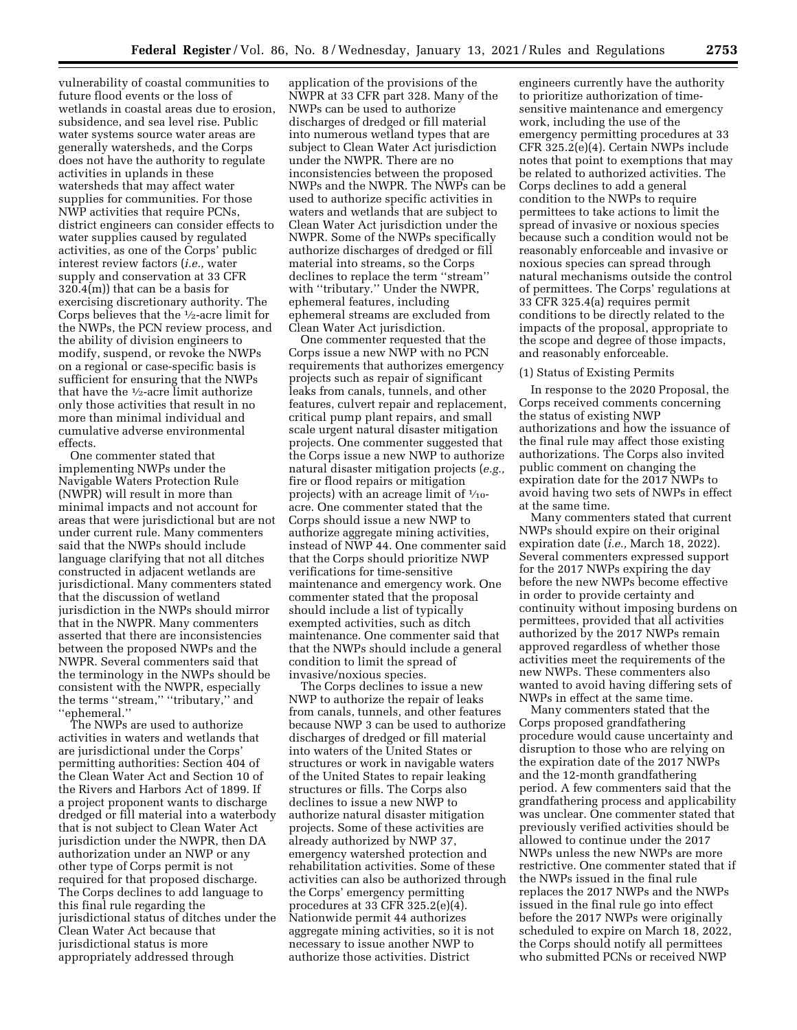vulnerability of coastal communities to future flood events or the loss of wetlands in coastal areas due to erosion, subsidence, and sea level rise. Public water systems source water areas are generally watersheds, and the Corps does not have the authority to regulate activities in uplands in these watersheds that may affect water supplies for communities. For those NWP activities that require PCNs, district engineers can consider effects to water supplies caused by regulated activities, as one of the Corps' public interest review factors (*i.e.,* water supply and conservation at 33 CFR 320.4(m)) that can be a basis for exercising discretionary authority. The Corps believes that the ½-acre limit for the NWPs, the PCN review process, and the ability of division engineers to modify, suspend, or revoke the NWPs on a regional or case-specific basis is sufficient for ensuring that the NWPs that have the ½-acre limit authorize only those activities that result in no more than minimal individual and cumulative adverse environmental effects.

One commenter stated that implementing NWPs under the Navigable Waters Protection Rule (NWPR) will result in more than minimal impacts and not account for areas that were jurisdictional but are not under current rule. Many commenters said that the NWPs should include language clarifying that not all ditches constructed in adjacent wetlands are jurisdictional. Many commenters stated that the discussion of wetland jurisdiction in the NWPs should mirror that in the NWPR. Many commenters asserted that there are inconsistencies between the proposed NWPs and the NWPR. Several commenters said that the terminology in the NWPs should be consistent with the NWPR, especially the terms "stream," "tributary," and "ephemeral."

The NWPs are used to authorize activities in waters and wetlands that are jurisdictional under the Corps' permitting authorities: Section 404 of the Clean Water Act and Section 10 of the Rivers and Harbors Act of 1899. If a project proponent wants to discharge dredged or fill material into a waterbody that is not subject to Clean Water Act jurisdiction under the NWPR, then DA authorization under an NWP or any other type of Corps permit is not required for that proposed discharge. The Corps declines to add language to this final rule regarding the jurisdictional status of ditches under the Clean Water Act because that jurisdictional status is more appropriately addressed through application of the provisions of the NWPR at 33 CFR part 328. Many of the NWPs can be used to authorize discharges of dredged or fill material into numerous wetland types that are subject to Clean Water Act jurisdiction under the NWPR. There are no inconsistencies between the proposed NWPs and the NWPR. The NWPs can be used to authorize specific activities in waters and wetlands that are subject to Clean Water Act jurisdiction under the NWPR. Some of the NWPs specifically authorize discharges of dredged or fill material into streams, so the Corps declines to replace the term "stream" with "tributary." Under the NWPR, ephemeral features, including ephemeral streams are excluded from Clean Water Act jurisdiction.

One commenter requested that the Corps issue a new NWP with no PCN requirements that authorizes emergency projects such as repair of significant leaks from canals, tunnels, and other features, culvert repair and replacement, critical pump plant repairs, and small scale urgent natural disaster mitigation projects. One commenter suggested that the Corps issue a new NWP to authorize natural disaster mitigation projects (*e.g.,* fire or flood repairs or mitigation projects) with an acreage limit of 1/10-acre. One commenter stated that the Corps should issue a new NWP to authorize aggregate mining activities, instead of NWP 44. One commenter said that the Corps should prioritize NWP verifications for time-sensitive maintenance and emergency work. One commenter stated that the proposal should include a list of typically exempted activities, such as ditch maintenance. One commenter said that that the NWPs should include a general condition to limit the spread of invasive/noxious species.

The Corps declines to issue a new NWP to authorize the repair of leaks from canals, tunnels, and other features because NWP 3 can be used to authorize discharges of dredged or fill material into waters of the United States or structures or work in navigable waters of the United States to repair leaking structures or fills. The Corps also declines to issue a new NWP to authorize natural disaster mitigation projects. Some of these activities are already authorized by NWP 37, emergency watershed protection and rehabilitation activities. Some of these activities can also be authorized through the Corps' emergency permitting procedures at 33 CFR 325.2(e)(4). Nationwide permit 44 authorizes aggregate mining activities, so it is not necessary to issue another NWP to authorize those activities. District engineers currently have the authority to prioritize authorization of time-sensitive maintenance and emergency work, including the use of the emergency permitting procedures at 33 CFR 325.2(e)(4). Certain NWPs include notes that point to exemptions that may be related to authorized activities. The Corps declines to add a general condition to the NWPs to require permittees to take actions to limit the spread of invasive or noxious species because such a condition would not be reasonably enforceable and invasive or noxious species can spread through natural mechanisms outside the control of permittees. The Corps' regulations at 33 CFR 325.4(a) requires permit conditions to be directly related to the impacts of the proposal, appropriate to the scope and degree of those impacts, and reasonably enforceable.

(1) Status of Existing Permits

In response to the 2020 Proposal, the Corps received comments concerning the status of existing NWP authorizations and how the issuance of the final rule may affect those existing authorizations. The Corps also invited public comment on changing the expiration date for the 2017 NWPs to avoid having two sets of NWPs in effect at the same time.

Many commenters stated that current NWPs should expire on their original expiration date (*i.e.,* March 18, 2022). Several commenters expressed support for the 2017 NWPs expiring the day before the new NWPs become effective in order to provide certainty and continuity without imposing burdens on permittees, provided that all activities authorized by the 2017 NWPs remain approved regardless of whether those activities meet the requirements of the new NWPs. These commenters also wanted to avoid having differing sets of NWPs in effect at the same time.

Many commenters stated that the Corps proposed grandfathering procedure would cause uncertainty and disruption to those who are relying on the expiration date of the 2017 NWPs and the 12-month grandfathering period. A few commenters said that the grandfathering process and applicability was unclear. One commenter stated that previously verified activities should be allowed to continue under the 2017 NWPs unless the new NWPs are more restrictive. One commenter stated that if the NWPs issued in the final rule replaces the 2017 NWPs and the NWPs issued in the final rule go into effect before the 2017 NWPs were originally scheduled to expire on March 18, 2022, the Corps should notify all permittees who submitted PCNs or received NWP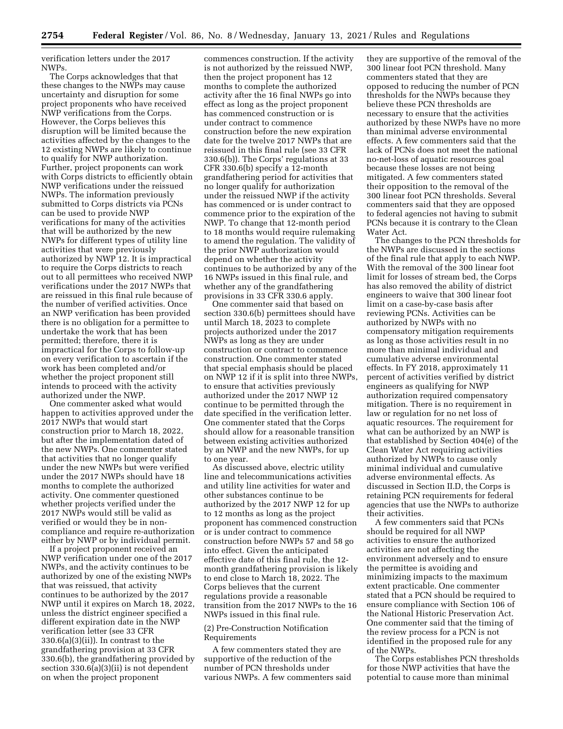verification letters under the 2017 NWPs.

The Corps acknowledges that that these changes to the NWPs may cause uncertainty and disruption for some project proponents who have received NWP verifications from the Corps. However, the Corps believes this disruption will be limited because the activities affected by the changes to the 12 existing NWPs are likely to continue to qualify for NWP authorization. Further, project proponents can work with Corps districts to efficiently obtain NWP verifications under the reissued NWPs. The information previously submitted to Corps districts via PCNs can be used to provide NWP verifications for many of the activities that will be authorized by the new NWPs for different types of utility line activities that were previously authorized by NWP 12. It is impractical to require the Corps districts to reach out to all permittees who received NWP verifications under the 2017 NWPs that are reissued in this final rule because of the number of verified activities. Once an NWP verification has been provided there is no obligation for a permittee to undertake the work that has been permitted; therefore, there it is impractical for the Corps to follow-up on every verification to ascertain if the work has been completed and/or whether the project proponent still intends to proceed with the activity authorized under the NWP.

One commenter asked what would happen to activities approved under the 2017 NWPs that would start construction prior to March 18, 2022, but after the implementation dated of the new NWPs. One commenter stated that activities that no longer qualify under the new NWPs but were verified under the 2017 NWPs should have 18 months to complete the authorized activity. One commenter questioned whether projects verified under the 2017 NWPs would still be valid as verified or would they be in non-compliance and require re-authorization either by NWP or by individual permit.

If a project proponent received an NWP verification under one of the 2017 NWPs, and the activity continues to be authorized by one of the existing NWPs that was reissued, that activity continues to be authorized by the 2017 NWP until it expires on March 18, 2022, unless the district engineer specified a different expiration date in the NWP verification letter (see 33 CFR 330.6(a)(3)(ii)). In contrast to the grandfathering provision at 33 CFR 330.6(b), the grandfathering provided by section 330.6(a)(3)(ii) is not dependent on when the project proponent commences construction. If the activity is not authorized by the reissued NWP, then the project proponent has 12 months to complete the authorized activity after the 16 final NWPs go into effect as long as the project proponent has commenced construction or is under contract to commence construction before the new expiration date for the twelve 2017 NWPs that are reissued in this final rule (see 33 CFR 330.6(b)). The Corps' regulations at 33 CFR 330.6(b) specify a 12-month grandfathering period for activities that no longer qualify for authorization under the reissued NWP if the activity has commenced or is under contract to commence prior to the expiration of the NWP. To change that 12-month period to 18 months would require rulemaking to amend the regulation. The validity of the prior NWP authorization would depend on whether the activity continues to be authorized by any of the 16 NWPs issued in this final rule, and whether any of the grandfathering provisions in 33 CFR 330.6 apply.

One commenter said that based on section 330.6(b) permittees should have until March 18, 2023 to complete projects authorized under the 2017 NWPs as long as they are under construction or contract to commence construction. One commenter stated that special emphasis should be placed on NWP 12 if it is split into three NWPs, to ensure that activities previously authorized under the 2017 NWP 12 continue to be permitted through the date specified in the verification letter. One commenter stated that the Corps should allow for a reasonable transition between existing activities authorized by an NWP and the new NWPs, for up to one year.

As discussed above, electric utility line and telecommunications activities and utility line activities for water and other substances continue to be authorized by the 2017 NWP 12 for up to 12 months as long as the project proponent has commenced construction or is under contract to commence construction before NWPs 57 and 58 go into effect. Given the anticipated effective date of this final rule, the 12-month grandfathering provision is likely to end close to March 18, 2022. The Corps believes that the current regulations provide a reasonable transition from the 2017 NWPs to the 16 NWPs issued in this final rule.

(2) Pre-Construction Notification Requirements

A few commenters stated they are supportive of the reduction of the number of PCN thresholds under various NWPs. A few commenters said they are supportive of the removal of the 300 linear foot PCN threshold. Many commenters stated that they are opposed to reducing the number of PCN thresholds for the NWPs because they believe these PCN thresholds are necessary to ensure that the activities authorized by these NWPs have no more than minimal adverse environmental effects. A few commenters said that the lack of PCNs does not meet the national no-net-loss of aquatic resources goal because these losses are not being mitigated. A few commenters stated their opposition to the removal of the 300 linear foot PCN thresholds. Several commenters said that they are opposed to federal agencies not having to submit PCNs because it is contrary to the Clean Water Act.

The changes to the PCN thresholds for the NWPs are discussed in the sections of the final rule that apply to each NWP. With the removal of the 300 linear foot limit for losses of stream bed, the Corps has also removed the ability of district engineers to waive that 300 linear foot limit on a case-by-case basis after reviewing PCNs. Activities can be authorized by NWPs with no compensatory mitigation requirements as long as those activities result in no more than minimal individual and cumulative adverse environmental effects. In FY 2018, approximately 11 percent of activities verified by district engineers as qualifying for NWP authorization required compensatory mitigation. There is no requirement in law or regulation for no net loss of aquatic resources. The requirement for what can be authorized by an NWP is that established by Section 404(e) of the Clean Water Act requiring activities authorized by NWPs to cause only minimal individual and cumulative adverse environmental effects. As discussed in Section II.D, the Corps is retaining PCN requirements for federal agencies that use the NWPs to authorize their activities.

A few commenters said that PCNs should be required for all NWP activities to ensure the authorized activities are not affecting the environment adversely and to ensure the permittee is avoiding and minimizing impacts to the maximum extent practicable. One commenter stated that a PCN should be required to ensure compliance with Section 106 of the National Historic Preservation Act. One commenter said that the timing of the review process for a PCN is not identified in the proposed rule for any of the NWPs.

The Corps establishes PCN thresholds for those NWP activities that have the potential to cause more than minimal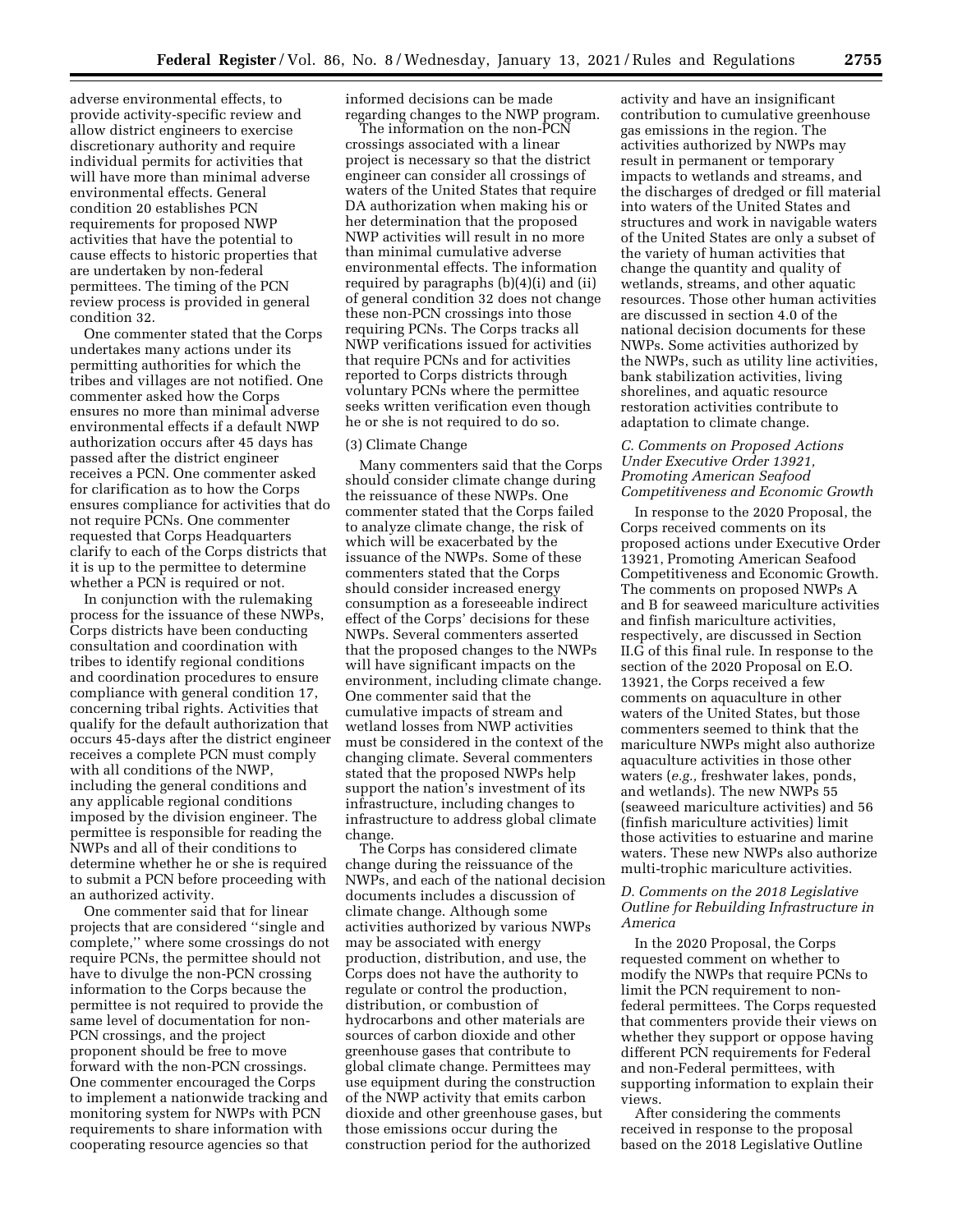adverse environmental effects, to provide activity-specific review and allow district engineers to exercise discretionary authority and require individual permits for activities that will have more than minimal adverse environmental effects. General condition 20 establishes PCN requirements for proposed NWP activities that have the potential to cause effects to historic properties that are undertaken by non-federal permittees. The timing of the PCN review process is provided in general condition 32.

One commenter stated that the Corps undertakes many actions under its permitting authorities for which the tribes and villages are not notified. One commenter asked how the Corps ensures no more than minimal adverse environmental effects if a default NWP authorization occurs after 45 days has passed after the district engineer receives a PCN. One commenter asked for clarification as to how the Corps ensures compliance for activities that do not require PCNs. One commenter requested that Corps Headquarters clarify to each of the Corps districts that it is up to the permittee to determine whether a PCN is required or not.

In conjunction with the rulemaking process for the issuance of these NWPs, Corps districts have been conducting consultation and coordination with tribes to identify regional conditions and coordination procedures to ensure compliance with general condition 17, concerning tribal rights. Activities that qualify for the default authorization that occurs 45-days after the district engineer receives a complete PCN must comply with all conditions of the NWP, including the general conditions and any applicable regional conditions imposed by the division engineer. The permittee is responsible for reading the NWPs and all of their conditions to determine whether he or she is required to submit a PCN before proceeding with an authorized activity.

One commenter said that for linear projects that are considered ''single and complete,'' where some crossings do not require PCNs, the permittee should not have to divulge the non-PCN crossing information to the Corps because the permittee is not required to provide the same level of documentation for non-PCN crossings, and the project proponent should be free to move forward with the non-PCN crossings. One commenter encouraged the Corps to implement a nationwide tracking and monitoring system for NWPs with PCN requirements to share information with cooperating resource agencies so that informed decisions can be made regarding changes to the NWP program.

The information on the non-PCN crossings associated with a linear project is necessary so that the district engineer can consider all crossings of waters of the United States that require DA authorization when making his or her determination that the proposed NWP activities will result in no more than minimal cumulative adverse environmental effects. The information required by paragraphs (b)(4)(i) and (ii) of general condition 32 does not change these non-PCN crossings into those requiring PCNs. The Corps tracks all NWP verifications issued for activities that require PCNs and for activities reported to Corps districts through voluntary PCNs where the permittee seeks written verification even though he or she is not required to do so.

(3) Climate Change

Many commenters said that the Corps should consider climate change during the reissuance of these NWPs. One commenter stated that the Corps failed to analyze climate change, the risk of which will be exacerbated by the issuance of the NWPs. Some of these commenters stated that the Corps should consider increased energy consumption as a foreseeable indirect effect of the Corps' decisions for these NWPs. Several commenters asserted that the proposed changes to the NWPs will have significant impacts on the environment, including climate change. One commenter said that the cumulative impacts of stream and wetland losses from NWP activities must be considered in the context of the changing climate. Several commenters stated that the proposed NWPs help support the nation's investment of its infrastructure, including changes to infrastructure to address global climate change.

The Corps has considered climate change during the reissuance of the NWPs, and each of the national decision documents includes a discussion of climate change. Although some activities authorized by various NWPs may be associated with energy production, distribution, and use, the Corps does not have the authority to regulate or control the production, distribution, or combustion of hydrocarbons and other materials are sources of carbon dioxide and other greenhouse gases that contribute to global climate change. Permittees may use equipment during the construction of the NWP activity that emits carbon dioxide and other greenhouse gases, but those emissions occur during the construction period for the authorized activity and have an insignificant contribution to cumulative greenhouse gas emissions in the region. The activities authorized by NWPs may result in permanent or temporary impacts to wetlands and streams, and the discharges of dredged or fill material into waters of the United States and structures and work in navigable waters of the United States are only a subset of the variety of human activities that change the quantity and quality of wetlands, streams, and other aquatic resources. Those other human activities are discussed in section 4.0 of the national decision documents for these NWPs. Some activities authorized by the NWPs, such as utility line activities, bank stabilization activities, living shorelines, and aquatic resource restoration activities contribute to adaptation to climate change.

### C. Comments on Proposed Actions Under Executive Order 13921, Promoting American Seafood Competitiveness and Economic Growth

In response to the 2020 Proposal, the Corps received comments on its proposed actions under Executive Order 13921, Promoting American Seafood Competitiveness and Economic Growth. The comments on proposed NWPs A and B for seaweed mariculture activities and finfish mariculture activities, respectively, are discussed in Section II.G of this final rule. In response to the section of the 2020 Proposal on E.O. 13921, the Corps received a few comments on aquaculture in other waters of the United States, but those commenters seemed to think that the mariculture NWPs might also authorize aquaculture activities in those other waters (*e.g.,* freshwater lakes, ponds, and wetlands). The new NWPs 55 (seaweed mariculture activities) and 56 (finfish mariculture activities) limit those activities to estuarine and marine waters. These new NWPs also authorize multi-trophic mariculture activities.

### D. Comments on the 2018 Legislative Outline for Rebuilding Infrastructure in America

In the 2020 Proposal, the Corps requested comment on whether to modify the NWPs that require PCNs to limit the PCN requirement to non-federal permittees. The Corps requested that commenters provide their views on whether they support or oppose having different PCN requirements for Federal and non-Federal permittees, with supporting information to explain their views.

After considering the comments received in response to the proposal based on the 2018 Legislative Outline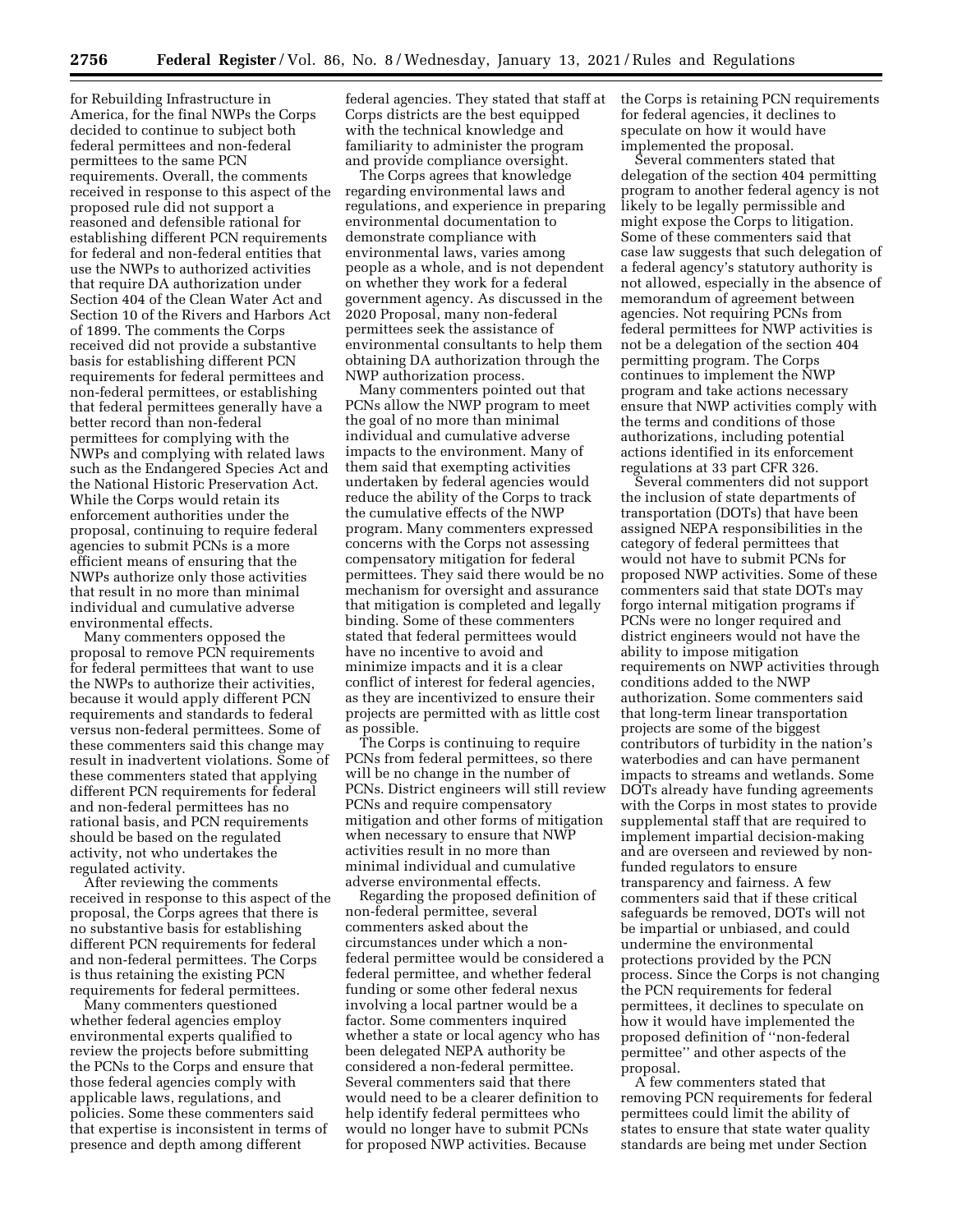for Rebuilding Infrastructure in America, for the final NWPs the Corps decided to continue to subject both federal permittees and non-federal permittees to the same PCN requirements. Overall, the comments received in response to this aspect of the proposed rule did not support a reasoned and defensible rational for establishing different PCN requirements for federal and non-federal entities that use the NWPs to authorized activities that require DA authorization under Section 404 of the Clean Water Act and Section 10 of the Rivers and Harbors Act of 1899. The comments the Corps received did not provide a substantive basis for establishing different PCN requirements for federal permittees and non-federal permittees, or establishing that federal permittees generally have a better record than non-federal permittees for complying with the NWPs and complying with related laws such as the Endangered Species Act and the National Historic Preservation Act. While the Corps would retain its enforcement authorities under the proposal, continuing to require federal agencies to submit PCNs is a more efficient means of ensuring that the NWPs authorize only those activities that result in no more than minimal individual and cumulative adverse environmental effects.

Many commenters opposed the proposal to remove PCN requirements for federal permittees that want to use the NWPs to authorize their activities, because it would apply different PCN requirements and standards to federal versus non-federal permittees. Some of these commenters said this change may result in inadvertent violations. Some of these commenters stated that applying different PCN requirements for federal and non-federal permittees has no rational basis, and PCN requirements should be based on the regulated activity, not who undertakes the regulated activity.

After reviewing the comments received in response to this aspect of the proposal, the Corps agrees that there is no substantive basis for establishing different PCN requirements for federal and non-federal permittees. The Corps is thus retaining the existing PCN requirements for federal permittees.

Many commenters questioned whether federal agencies employ environmental experts qualified to review the projects before submitting the PCNs to the Corps and ensure that those federal agencies comply with applicable laws, regulations, and policies. Some these commenters said that expertise is inconsistent in terms of presence and depth among different federal agencies. They stated that staff at Corps districts are the best equipped with the technical knowledge and familiarity to administer the program and provide compliance oversight.

The Corps agrees that knowledge regarding environmental laws and regulations, and experience in preparing environmental documentation to demonstrate compliance with environmental laws, varies among people as a whole, and is not dependent on whether they work for a federal government agency. As discussed in the 2020 Proposal, many non-federal permittees seek the assistance of environmental consultants to help them obtaining DA authorization through the NWP authorization process.

Many commenters pointed out that PCNs allow the NWP program to meet the goal of no more than minimal individual and cumulative adverse impacts to the environment. Many of them said that exempting activities undertaken by federal agencies would reduce the ability of the Corps to track the cumulative effects of the NWP program. Many commenters expressed concerns with the Corps not assessing compensatory mitigation for federal permittees. They said there would be no mechanism for oversight and assurance that mitigation is completed and legally binding. Some of these commenters stated that federal permittees would have no incentive to avoid and minimize impacts and it is a clear conflict of interest for federal agencies, as they are incentivized to ensure their projects are permitted with as little cost as possible.

The Corps is continuing to require PCNs from federal permittees, so there will be no change in the number of PCNs. District engineers will still review PCNs and require compensatory mitigation and other forms of mitigation when necessary to ensure that NWP activities result in no more than minimal individual and cumulative adverse environmental effects.

Regarding the proposed definition of non-federal permittee, several commenters asked about the circumstances under which a non-federal permittee would be considered a federal permittee, and whether federal funding or some other federal nexus involving a local partner would be a factor. Some commenters inquired whether a state or local agency who has been delegated NEPA authority be considered a non-federal permittee. Several commenters said that there would need to be a clearer definition to help identify federal permittees who would no longer have to submit PCNs for proposed NWP activities. Because the Corps is retaining PCN requirements for federal agencies, it declines to speculate on how it would have implemented the proposal.

Several commenters stated that delegation of the section 404 permitting program to another federal agency is not likely to be legally permissible and might expose the Corps to litigation. Some of these commenters said that case law suggests that such delegation of a federal agency's statutory authority is not allowed, especially in the absence of memorandum of agreement between agencies. Not requiring PCNs from federal permittees for NWP activities is not be a delegation of the section 404 permitting program. The Corps continues to implement the NWP program and take actions necessary ensure that NWP activities comply with the terms and conditions of those authorizations, including potential actions identified in its enforcement regulations at 33 part CFR 326.

Several commenters did not support the inclusion of state departments of transportation (DOTs) that have been assigned NEPA responsibilities in the category of federal permittees that would not have to submit PCNs for proposed NWP activities. Some of these commenters said that state DOTs may forgo internal mitigation programs if PCNs were no longer required and district engineers would not have the ability to impose mitigation requirements on NWP activities through conditions added to the NWP authorization. Some commenters said that long-term linear transportation projects are some of the biggest contributors of turbidity in the nation's waterbodies and can have permanent impacts to streams and wetlands. Some DOTs already have funding agreements with the Corps in most states to provide supplemental staff that are required to implement impartial decision-making and are overseen and reviewed by non-funded regulators to ensure transparency and fairness. A few commenters said that if these critical safeguards be removed, DOTs will not be impartial or unbiased, and could undermine the environmental protections provided by the PCN process. Since the Corps is not changing the PCN requirements for federal permittees, it declines to speculate on how it would have implemented the proposed definition of "non-federal permittee" and other aspects of the proposal.

A few commenters stated that removing PCN requirements for federal permittees could limit the ability of states to ensure that state water quality standards are being met under Section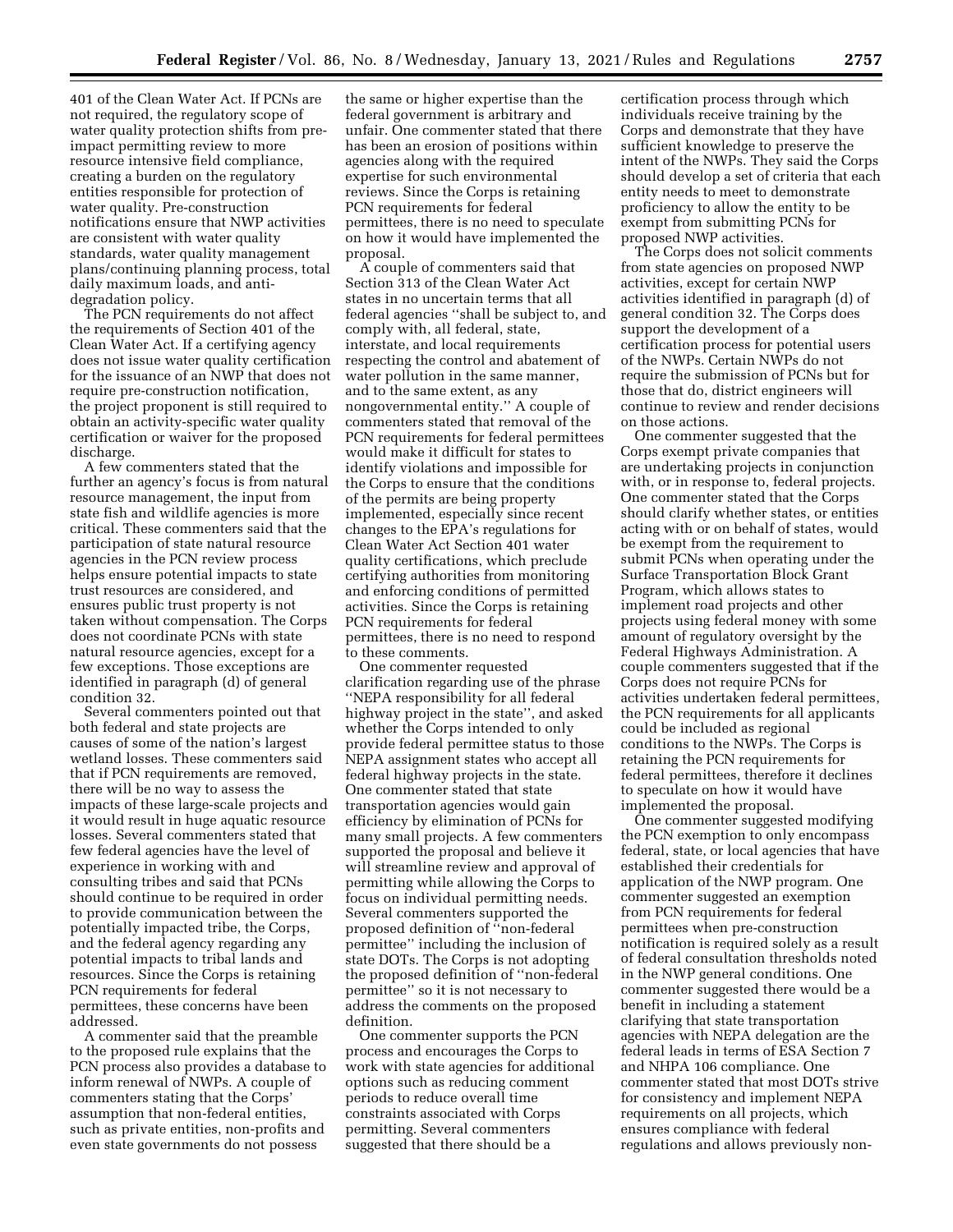401 of the Clean Water Act. If PCNs are not required, the regulatory scope of water quality protection shifts from pre-impact permitting review to more resource intensive field compliance, creating a burden on the regulatory entities responsible for protection of water quality. Pre-construction notifications ensure that NWP activities are consistent with water quality standards, water quality management plans/continuing planning process, total daily maximum loads, and anti-degradation policy.

The PCN requirements do not affect the requirements of Section 401 of the Clean Water Act. If a certifying agency does not issue water quality certification for the issuance of an NWP that does not require pre-construction notification, the project proponent is still required to obtain an activity-specific water quality certification or waiver for the proposed discharge.

A few commenters stated that the further an agency's focus is from natural resource management, the input from state fish and wildlife agencies is more critical. These commenters said that the participation of state natural resource agencies in the PCN review process helps ensure potential impacts to state trust resources are considered, and ensures public trust property is not taken without compensation. The Corps does not coordinate PCNs with state natural resource agencies, except for a few exceptions. Those exceptions are identified in paragraph (d) of general condition 32.

Several commenters pointed out that both federal and state projects are causes of some of the nation's largest wetland losses. These commenters said that if PCN requirements are removed, there will be no way to assess the impacts of these large-scale projects and it would result in huge aquatic resource losses. Several commenters stated that few federal agencies have the level of experience in working with and consulting tribes and said that PCNs should continue to be required in order to provide communication between the potentially impacted tribe, the Corps, and the federal agency regarding any potential impacts to tribal lands and resources. Since the Corps is retaining PCN requirements for federal permittees, these concerns have been addressed.

A commenter said that the preamble to the proposed rule explains that the PCN process also provides a database to inform renewal of NWPs. A couple of commenters stating that the Corps' assumption that non-federal entities, such as private entities, non-profits and even state governments do not possess the same or higher expertise than the federal government is arbitrary and unfair. One commenter stated that there has been an erosion of positions within agencies along with the required expertise for such environmental reviews. Since the Corps is retaining PCN requirements for federal permittees, there is no need to speculate on how it would have implemented the proposal.

A couple of commenters said that Section 313 of the Clean Water Act states in no uncertain terms that all federal agencies ''shall be subject to, and comply with, all federal, state, interstate, and local requirements respecting the control and abatement of water pollution in the same manner, and to the same extent, as any nongovernmental entity.'' A couple of commenters stated that removal of the PCN requirements for federal permittees would make it difficult for states to identify violations and impossible for the Corps to ensure that the conditions of the permits are being property implemented, especially since recent changes to the EPA's regulations for Clean Water Act Section 401 water quality certifications, which preclude certifying authorities from monitoring and enforcing conditions of permitted activities. Since the Corps is retaining PCN requirements for federal permittees, there is no need to respond to these comments.

One commenter requested clarification regarding use of the phrase ''NEPA responsibility for all federal highway project in the state'', and asked whether the Corps intended to only provide federal permittee status to those NEPA assignment states who accept all federal highway projects in the state. One commenter stated that state transportation agencies would gain efficiency by elimination of PCNs for many small projects. A few commenters supported the proposal and believe it will streamline review and approval of permitting while allowing the Corps to focus on individual permitting needs. Several commenters supported the proposed definition of ''non-federal permittee'' including the inclusion of state DOTs. The Corps is not adopting the proposed definition of ''non-federal permittee'' so it is not necessary to address the comments on the proposed definition.

One commenter supports the PCN process and encourages the Corps to work with state agencies for additional options such as reducing comment periods to reduce overall time constraints associated with Corps permitting. Several commenters suggested that there should be a certification process through which individuals receive training by the Corps and demonstrate that they have sufficient knowledge to preserve the intent of the NWPs. They said the Corps should develop a set of criteria that each entity needs to meet to demonstrate proficiency to allow the entity to be exempt from submitting PCNs for proposed NWP activities.

The Corps does not solicit comments from state agencies on proposed NWP activities, except for certain NWP activities identified in paragraph (d) of general condition 32. The Corps does support the development of a certification process for potential users of the NWPs. Certain NWPs do not require the submission of PCNs but for those that do, district engineers will continue to review and render decisions on those actions.

One commenter suggested that the Corps exempt private companies that are undertaking projects in conjunction with, or in response to, federal projects. One commenter stated that the Corps should clarify whether states, or entities acting with or on behalf of states, would be exempt from the requirement to submit PCNs when operating under the Surface Transportation Block Grant Program, which allows states to implement road projects and other projects using federal money with some amount of regulatory oversight by the Federal Highways Administration. A couple commenters suggested that if the Corps does not require PCNs for activities undertaken federal permittees, the PCN requirements for all applicants could be included as regional conditions to the NWPs. The Corps is retaining the PCN requirements for federal permittees, therefore it declines to speculate on how it would have implemented the proposal.

One commenter suggested modifying the PCN exemption to only encompass federal, state, or local agencies that have established their credentials for application of the NWP program. One commenter suggested an exemption from PCN requirements for federal permittees when pre-construction notification is required solely as a result of federal consultation thresholds noted in the NWP general conditions. One commenter suggested there would be a benefit in including a statement clarifying that state transportation agencies with NEPA delegation are the federal leads in terms of ESA Section 7 and NHPA 106 compliance. One commenter stated that most DOTs strive for consistency and implement NEPA requirements on all projects, which ensures compliance with federal regulations and allows previously non-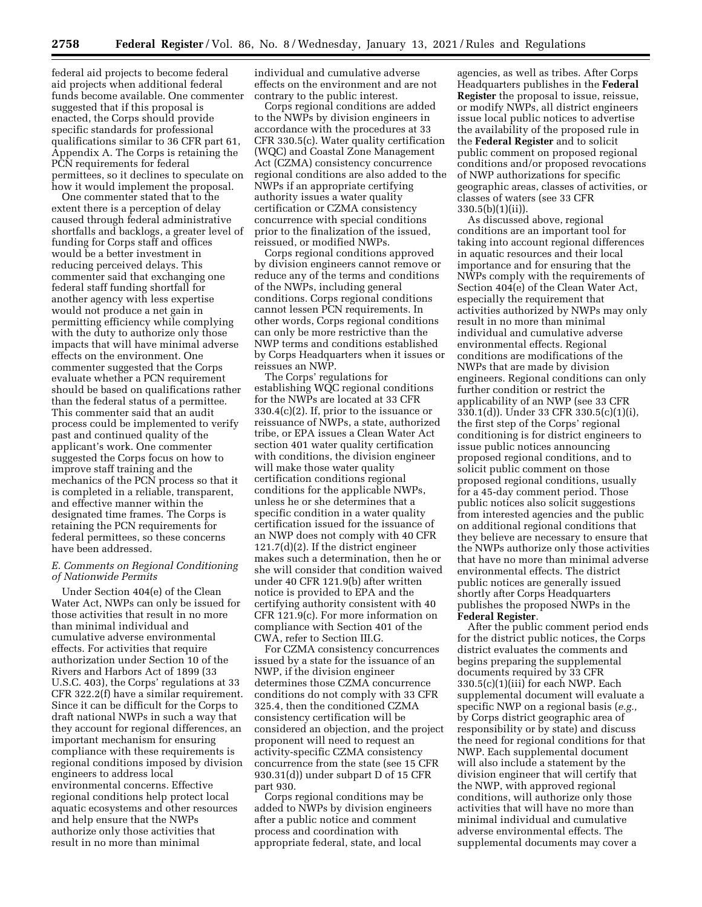federal aid projects to become federal aid projects when additional federal funds become available. One commenter suggested that if this proposal is enacted, the Corps should provide specific standards for professional qualifications similar to 36 CFR part 61, Appendix A. The Corps is retaining the PCN requirements for federal permittees, so it declines to speculate on how it would implement the proposal.

One commenter stated that to the extent there is a perception of delay caused through federal administrative shortfalls and backlogs, a greater level of funding for Corps staff and offices would be a better investment in reducing perceived delays. This commenter said that exchanging one federal staff funding shortfall for another agency with less expertise would not produce a net gain in permitting efficiency while complying with the duty to authorize only those impacts that will have minimal adverse effects on the environment. One commenter suggested that the Corps evaluate whether a PCN requirement should be based on qualifications rather than the federal status of a permittee. This commenter said that an audit process could be implemented to verify past and continued quality of the applicant's work. One commenter suggested the Corps focus on how to improve staff training and the mechanics of the PCN process so that it is completed in a reliable, transparent, and effective manner within the designated time frames. The Corps is retaining the PCN requirements for federal permittees, so these concerns have been addressed.

### *E. Comments on Regional Conditioning of Nationwide Permits*

Under Section 404(e) of the Clean Water Act, NWPs can only be issued for those activities that result in no more than minimal individual and cumulative adverse environmental effects. For activities that require authorization under Section 10 of the Rivers and Harbors Act of 1899 (33 U.S.C. 403), the Corps' regulations at 33 CFR 322.2(f) have a similar requirement. Since it can be difficult for the Corps to draft national NWPs in such a way that they account for regional differences, an important mechanism for ensuring compliance with these requirements is regional conditions imposed by division engineers to address local environmental concerns. Effective regional conditions help protect local aquatic ecosystems and other resources and help ensure that the NWPs authorize only those activities that result in no more than minimal individual and cumulative adverse effects on the environment and are not contrary to the public interest.

Corps regional conditions are added to the NWPs by division engineers in accordance with the procedures at 33 CFR 330.5(c). Water quality certification (WQC) and Coastal Zone Management Act (CZMA) consistency concurrence regional conditions are also added to the NWPs if an appropriate certifying authority issues a water quality certification or CZMA consistency concurrence with special conditions prior to the finalization of the issued, reissued, or modified NWPs.

Corps regional conditions approved by division engineers cannot remove or reduce any of the terms and conditions of the NWPs, including general conditions. Corps regional conditions cannot lessen PCN requirements. In other words, Corps regional conditions can only be more restrictive than the NWP terms and conditions established by Corps Headquarters when it issues or reissues an NWP.

The Corps' regulations for establishing WQC regional conditions for the NWPs are located at 33 CFR 330.4(c)(2). If, prior to the issuance or reissuance of NWPs, a state, authorized tribe, or EPA issues a Clean Water Act section 401 water quality certification with conditions, the division engineer will make those water quality certification conditions regional conditions for the applicable NWPs, unless he or she determines that a specific condition in a water quality certification issued for the issuance of an NWP does not comply with 40 CFR 121.7(d)(2). If the district engineer makes such a determination, then he or she will consider that condition waived under 40 CFR 121.9(b) after written notice is provided to EPA and the certifying authority consistent with 40 CFR 121.9(c). For more information on compliance with Section 401 of the CWA, refer to Section III.G.

For CZMA consistency concurrences issued by a state for the issuance of an NWP, if the division engineer determines those CZMA concurrence conditions do not comply with 33 CFR 325.4, then the conditioned CZMA consistency certification will be considered an objection, and the project proponent will need to request an activity-specific CZMA consistency concurrence from the state (see 15 CFR 930.31(d)) under subpart D of 15 CFR part 930.

Corps regional conditions may be added to NWPs by division engineers after a public notice and comment process and coordination with appropriate federal, state, and local agencies, as well as tribes. After Corps Headquarters publishes in the **Federal Register** the proposal to issue, reissue, or modify NWPs, all district engineers issue local public notices to advertise the availability of the proposed rule in the **Federal Register** and to solicit public comment on proposed regional conditions and/or proposed revocations of NWP authorizations for specific geographic areas, classes of activities, or classes of waters (see 33 CFR 330.5(b)(1)(ii)).

As discussed above, regional conditions are an important tool for taking into account regional differences in aquatic resources and their local importance and for ensuring that the NWPs comply with the requirements of Section 404(e) of the Clean Water Act, especially the requirement that activities authorized by NWPs may only result in no more than minimal individual and cumulative adverse environmental effects. Regional conditions are modifications of the NWPs that are made by division engineers. Regional conditions can only further condition or restrict the applicability of an NWP (see 33 CFR 330.1(d)). Under 33 CFR 330.5(c)(1)(i), the first step of the Corps' regional conditioning is for district engineers to issue public notices announcing proposed regional conditions, and to solicit public comment on those proposed regional conditions, usually for a 45-day comment period. Those public notices also solicit suggestions from interested agencies and the public on additional regional conditions that they believe are necessary to ensure that the NWPs authorize only those activities that have no more than minimal adverse environmental effects. The district public notices are generally issued shortly after Corps Headquarters publishes the proposed NWPs in the **Federal Register**.

After the public comment period ends for the district public notices, the Corps district evaluates the comments and begins preparing the supplemental documents required by 33 CFR 330.5(c)(1)(iii) for each NWP. Each supplemental document will evaluate a specific NWP on a regional basis (*e.g.,* by Corps district geographic area of responsibility or by state) and discuss the need for regional conditions for that NWP. Each supplemental document will also include a statement by the division engineer that will certify that the NWP, with approved regional conditions, will authorize only those activities that will have no more than minimal individual and cumulative adverse environmental effects. The supplemental documents may cover a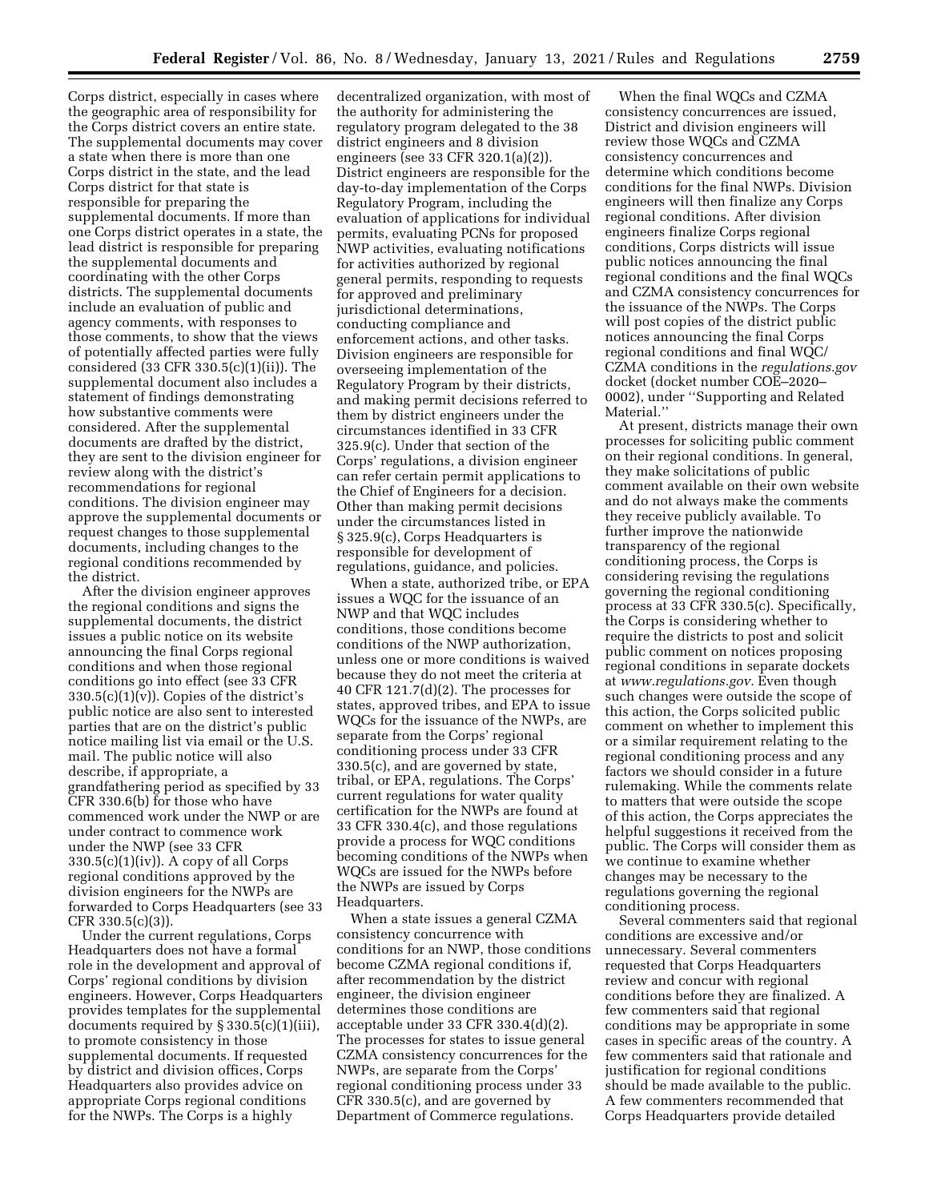Corps district, especially in cases where the geographic area of responsibility for the Corps district covers an entire state. The supplemental documents may cover a state when there is more than one Corps district in the state, and the lead Corps district for that state is responsible for preparing the supplemental documents. If more than one Corps district operates in a state, the lead district is responsible for preparing the supplemental documents and coordinating with the other Corps districts. The supplemental documents include an evaluation of public and agency comments, with responses to those comments, to show that the views of potentially affected parties were fully considered (33 CFR 330.5(c)(1)(ii)). The supplemental document also includes a statement of findings demonstrating how substantive comments were considered. After the supplemental documents are drafted by the district, they are sent to the division engineer for review along with the district's recommendations for regional conditions. The division engineer may approve the supplemental documents or request changes to those supplemental documents, including changes to the regional conditions recommended by the district.

After the division engineer approves the regional conditions and signs the supplemental documents, the district issues a public notice on its website announcing the final Corps regional conditions and when those regional conditions go into effect (see 33 CFR 330.5(c)(1)(v)). Copies of the district's public notice are also sent to interested parties that are on the district's public notice mailing list via email or the U.S. mail. The public notice will also describe, if appropriate, a grandfathering period as specified by 33 CFR 330.6(b) for those who have commenced work under the NWP or are under contract to commence work under the NWP (see 33 CFR 330.5(c)(1)(iv)). A copy of all Corps regional conditions approved by the division engineers for the NWPs are forwarded to Corps Headquarters (see 33 CFR 330.5(c)(3)).

Under the current regulations, Corps Headquarters does not have a formal role in the development and approval of Corps' regional conditions by division engineers. However, Corps Headquarters provides templates for the supplemental documents required by § 330.5(c)(1)(iii), to promote consistency in those supplemental documents. If requested by district and division offices, Corps Headquarters also provides advice on appropriate Corps regional conditions for the NWPs. The Corps is a highly decentralized organization, with most of the authority for administering the regulatory program delegated to the 38 district engineers and 8 division engineers (see 33 CFR 320.1(a)(2)). District engineers are responsible for the day-to-day implementation of the Corps Regulatory Program, including the evaluation of applications for individual permits, evaluating PCNs for proposed NWP activities, evaluating notifications for activities authorized by regional general permits, responding to requests for approved and preliminary jurisdictional determinations, conducting compliance and enforcement actions, and other tasks. Division engineers are responsible for overseeing implementation of the Regulatory Program by their districts, and making permit decisions referred to them by district engineers under the circumstances identified in 33 CFR 325.9(c). Under that section of the Corps' regulations, a division engineer can refer certain permit applications to the Chief of Engineers for a decision. Other than making permit decisions under the circumstances listed in § 325.9(c), Corps Headquarters is responsible for development of regulations, guidance, and policies.

When a state, authorized tribe, or EPA issues a WQC for the issuance of an NWP and that WQC includes conditions, those conditions become conditions of the NWP authorization, unless one or more conditions is waived because they do not meet the criteria at 40 CFR 121.7(d)(2). The processes for states, approved tribes, and EPA to issue WQCs for the issuance of the NWPs, are separate from the Corps' regional conditioning process under 33 CFR 330.5(c), and are governed by state, tribal, or EPA, regulations. The Corps' current regulations for water quality certification for the NWPs are found at 33 CFR 330.4(c), and those regulations provide a process for WQC conditions becoming conditions of the NWPs when WQCs are issued for the NWPs before the NWPs are issued by Corps Headquarters.

When a state issues a general CZMA consistency concurrence with conditions for an NWP, those conditions become CZMA regional conditions if, after recommendation by the district engineer, the division engineer determines those conditions are acceptable under 33 CFR 330.4(d)(2). The processes for states to issue general CZMA consistency concurrences for the NWPs, are separate from the Corps' regional conditioning process under 33 CFR 330.5(c), and are governed by Department of Commerce regulations.

When the final WQCs and CZMA consistency concurrences are issued, District and division engineers will review those WQCs and CZMA consistency concurrences and determine which conditions become conditions for the final NWPs. Division engineers will then finalize any Corps regional conditions. After division engineers finalize Corps regional conditions, Corps districts will issue public notices announcing the final regional conditions and the final WQCs and CZMA consistency concurrences for the issuance of the NWPs. The Corps will post copies of the district public notices announcing the final Corps regional conditions and final WQC/CZMA conditions in the *regulations.gov* docket (docket number COE–2020–0002), under ''Supporting and Related Material.''

At present, districts manage their own processes for soliciting public comment on their regional conditions. In general, they make solicitations of public comment available on their own website and do not always make the comments they receive publicly available. To further improve the nationwide transparency of the regional conditioning process, the Corps is considering revising the regulations governing the regional conditioning process at 33 CFR 330.5(c). Specifically, the Corps is considering whether to require the districts to post and solicit public comment on notices proposing regional conditions in separate dockets at *www.regulations.gov.* Even though such changes were outside the scope of this action, the Corps solicited public comment on whether to implement this or a similar requirement relating to the regional conditioning process and any factors we should consider in a future rulemaking. While the comments relate to matters that were outside the scope of this action, the Corps appreciates the helpful suggestions it received from the public. The Corps will consider them as we continue to examine whether changes may be necessary to the regulations governing the regional conditioning process.

Several commenters said that regional conditions are excessive and/or unnecessary. Several commenters requested that Corps Headquarters review and concur with regional conditions before they are finalized. A few commenters said that regional conditions may be appropriate in some cases in specific areas of the country. A few commenters said that rationale and justification for regional conditions should be made available to the public. A few commenters recommended that Corps Headquarters provide detailed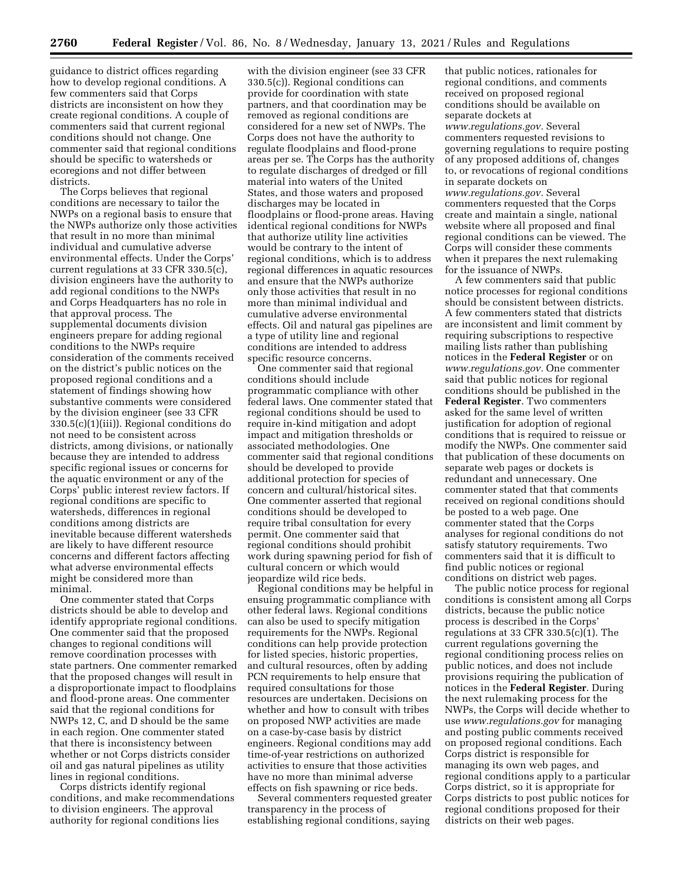guidance to district offices regarding how to develop regional conditions. A few commenters said that Corps districts are inconsistent on how they create regional conditions. A couple of commenters said that current regional conditions should not change. One commenter said that regional conditions should be specific to watersheds or ecoregions and not differ between districts.

The Corps believes that regional conditions are necessary to tailor the NWPs on a regional basis to ensure that the NWPs authorize only those activities that result in no more than minimal individual and cumulative adverse environmental effects. Under the Corps' current regulations at 33 CFR 330.5(c), division engineers have the authority to add regional conditions to the NWPs and Corps Headquarters has no role in that approval process. The supplemental documents division engineers prepare for adding regional conditions to the NWPs require consideration of the comments received on the district's public notices on the proposed regional conditions and a statement of findings showing how substantive comments were considered by the division engineer (see 33 CFR 330.5(c)(1)(iii)). Regional conditions do not need to be consistent across districts, among divisions, or nationally because they are intended to address specific regional issues or concerns for the aquatic environment or any of the Corps' public interest review factors. If regional conditions are specific to watersheds, differences in regional conditions among districts are inevitable because different watersheds are likely to have different resource concerns and different factors affecting what adverse environmental effects might be considered more than minimal.

One commenter stated that Corps districts should be able to develop and identify appropriate regional conditions. One commenter said that the proposed changes to regional conditions will remove coordination processes with state partners. One commenter remarked that the proposed changes will result in a disproportionate impact to floodplains and flood-prone areas. One commenter said that the regional conditions for NWPs 12, C, and D should be the same in each region. One commenter stated that there is inconsistency between whether or not Corps districts consider oil and gas natural pipelines as utility lines in regional conditions.

Corps districts identify regional conditions, and make recommendations to division engineers. The approval authority for regional conditions lies with the division engineer (see 33 CFR 330.5(c)). Regional conditions can provide for coordination with state partners, and that coordination may be removed as regional conditions are considered for a new set of NWPs. The Corps does not have the authority to regulate floodplains and flood-prone areas per se. The Corps has the authority to regulate discharges of dredged or fill material into waters of the United States, and those waters and proposed discharges may be located in floodplains or flood-prone areas. Having identical regional conditions for NWPs that authorize utility line activities would be contrary to the intent of regional conditions, which is to address regional differences in aquatic resources and ensure that the NWPs authorize only those activities that result in no more than minimal individual and cumulative adverse environmental effects. Oil and natural gas pipelines are a type of utility line and regional conditions are intended to address specific resource concerns.

One commenter said that regional conditions should include programmatic compliance with other federal laws. One commenter stated that regional conditions should be used to require in-kind mitigation and adopt impact and mitigation thresholds or associated methodologies. One commenter said that regional conditions should be developed to provide additional protection for species of concern and cultural/historical sites. One commenter asserted that regional conditions should be developed to require tribal consultation for every permit. One commenter said that regional conditions should prohibit work during spawning period for fish of cultural concern or which would jeopardize wild rice beds.

Regional conditions may be helpful in ensuring programmatic compliance with other federal laws. Regional conditions can also be used to specify mitigation requirements for the NWPs. Regional conditions can help provide protection for listed species, historic properties, and cultural resources, often by adding PCN requirements to help ensure that required consultations for those resources are undertaken. Decisions on whether and how to consult with tribes on proposed NWP activities are made on a case-by-case basis by district engineers. Regional conditions may add time-of-year restrictions on authorized activities to ensure that those activities have no more than minimal adverse effects on fish spawning or rice beds.

Several commenters requested greater transparency in the process of establishing regional conditions, saying that public notices, rationales for regional conditions, and comments received on proposed regional conditions should be available on separate dockets at *www.regulations.gov*. Several commenters requested revisions to governing regulations to require posting of any proposed additions of, changes to, or revocations of regional conditions in separate dockets on *www.regulations.gov*. Several commenters requested that the Corps create and maintain a single, national website where all proposed and final regional conditions can be viewed. The Corps will consider these comments when it prepares the next rulemaking for the issuance of NWPs.

A few commenters said that public notice processes for regional conditions should be consistent between districts. A few commenters stated that districts are inconsistent and limit comment by requiring subscriptions to respective mailing lists rather than publishing notices in the **Federal Register** or on *www.regulations.gov*. One commenter said that public notices for regional conditions should be published in the **Federal Register**. Two commenters asked for the same level of written justification for adoption of regional conditions that is required to reissue or modify the NWPs. One commenter said that publication of these documents on separate web pages or dockets is redundant and unnecessary. One commenter stated that that comments received on regional conditions should be posted to a web page. One commenter stated that the Corps analyses for regional conditions do not satisfy statutory requirements. Two commenters said that it is difficult to find public notices or regional conditions on district web pages.

The public notice process for regional conditions is consistent among all Corps districts, because the public notice process is described in the Corps' regulations at 33 CFR 330.5(c)(1). The current regulations governing the regional conditioning process relies on public notices, and does not include provisions requiring the publication of notices in the **Federal Register**. During the next rulemaking process for the NWPs, the Corps will decide whether to use *www.regulations.gov* for managing and posting public comments received on proposed regional conditions. Each Corps district is responsible for managing its own web pages, and regional conditions apply to a particular Corps district, so it is appropriate for Corps districts to post public notices for regional conditions proposed for their districts on their web pages.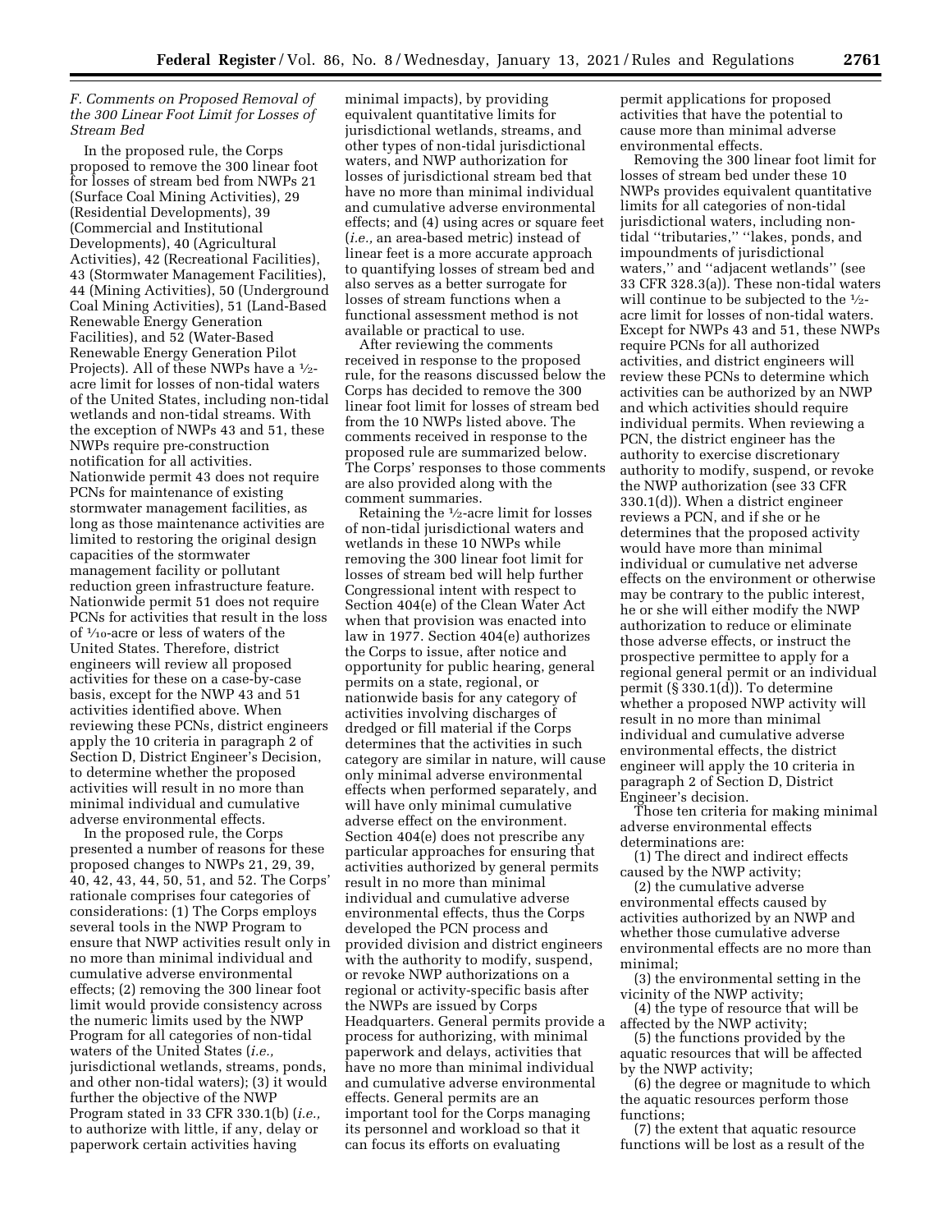### F. Comments on Proposed Removal of the 300 Linear Foot Limit for Losses of Stream Bed

In the proposed rule, the Corps proposed to remove the 300 linear foot for losses of stream bed from NWPs 21 (Surface Coal Mining Activities), 29 (Residential Developments), 39 (Commercial and Institutional Developments), 40 (Agricultural Activities), 42 (Recreational Facilities), 43 (Stormwater Management Facilities), 44 (Mining Activities), 50 (Underground Coal Mining Activities), 51 (Land-Based Renewable Energy Generation Facilities), and 52 (Water-Based Renewable Energy Generation Pilot Projects). All of these NWPs have a ½-acre limit for losses of non-tidal waters of the United States, including non-tidal wetlands and non-tidal streams. With the exception of NWPs 43 and 51, these NWPs require pre-construction notification for all activities. Nationwide permit 43 does not require PCNs for maintenance of existing stormwater management facilities, as long as those maintenance activities are limited to restoring the original design capacities of the stormwater management facility or pollutant reduction green infrastructure feature. Nationwide permit 51 does not require PCNs for activities that result in the loss of ¹⁄₁₀-acre or less of waters of the United States. Therefore, district engineers will review all proposed activities for these on a case-by-case basis, except for the NWP 43 and 51 activities identified above. When reviewing these PCNs, district engineers apply the 10 criteria in paragraph 2 of Section D, District Engineer's Decision, to determine whether the proposed activities will result in no more than minimal individual and cumulative adverse environmental effects.

In the proposed rule, the Corps presented a number of reasons for these proposed changes to NWPs 21, 29, 39, 40, 42, 43, 44, 50, 51, and 52. The Corps' rationale comprises four categories of considerations: (1) The Corps employs several tools in the NWP Program to ensure that NWP activities result only in no more than minimal individual and cumulative adverse environmental effects; (2) removing the 300 linear foot limit would provide consistency across the numeric limits used by the NWP Program for all categories of non-tidal waters of the United States (*i.e.,* jurisdictional wetlands, streams, ponds, and other non-tidal waters); (3) it would further the objective of the NWP Program stated in 33 CFR 330.1(b) (*i.e.,* to authorize with little, if any, delay or paperwork certain activities having minimal impacts), by providing equivalent quantitative limits for jurisdictional wetlands, streams, and other types of non-tidal jurisdictional waters, and NWP authorization for losses of jurisdictional stream bed that have no more than minimal individual and cumulative adverse environmental effects; and (4) using acres or square feet (*i.e.,* an area-based metric) instead of linear feet is a more accurate approach to quantifying losses of stream bed and also serves as a better surrogate for losses of stream functions when a functional assessment method is not available or practical to use.

After reviewing the comments received in response to the proposed rule, for the reasons discussed below the Corps has decided to remove the 300 linear foot limit for losses of stream bed from the 10 NWPs listed above. The comments received in response to the proposed rule are summarized below. The Corps' responses to those comments are also provided along with the comment summaries.

Retaining the ½-acre limit for losses of non-tidal jurisdictional waters and wetlands in these 10 NWPs while removing the 300 linear foot limit for losses of stream bed will help further Congressional intent with respect to Section 404(e) of the Clean Water Act when that provision was enacted into law in 1977. Section 404(e) authorizes the Corps to issue, after notice and opportunity for public hearing, general permits on a state, regional, or nationwide basis for any category of activities involving discharges of dredged or fill material if the Corps determines that the activities in such category are similar in nature, will cause only minimal adverse environmental effects when performed separately, and will have only minimal cumulative adverse effect on the environment. Section 404(e) does not prescribe any particular approaches for ensuring that activities authorized by general permits result in no more than minimal individual and cumulative adverse environmental effects, thus the Corps developed the PCN process and provided division and district engineers with the authority to modify, suspend, or revoke NWP authorizations on a regional or activity-specific basis after the NWPs are issued by Corps Headquarters. General permits provide a process for authorizing, with minimal paperwork and delays, activities that have no more than minimal individual and cumulative adverse environmental effects. General permits are an important tool for the Corps managing its personnel and workload so that it can focus its efforts on evaluating permit applications for proposed activities that have the potential to cause more than minimal adverse environmental effects.

Removing the 300 linear foot limit for losses of stream bed under these 10 NWPs provides equivalent quantitative limits for all categories of non-tidal jurisdictional waters, including non-tidal "tributaries," "lakes, ponds, and impoundments of jurisdictional waters," and "adjacent wetlands" (see 33 CFR 328.3(a)). These non-tidal waters will continue to be subjected to the ½-acre limit for losses of non-tidal waters. Except for NWPs 43 and 51, these NWPs require PCNs for all authorized activities, and district engineers will review these PCNs to determine which activities can be authorized by an NWP and which activities should require individual permits. When reviewing a PCN, the district engineer has the authority to exercise discretionary authority to modify, suspend, or revoke the NWP authorization (see 33 CFR 330.1(d)). When a district engineer reviews a PCN, and if she or he determines that the proposed activity would have more than minimal individual or cumulative net adverse effects on the environment or otherwise may be contrary to the public interest, he or she will either modify the NWP authorization to reduce or eliminate those adverse effects, or instruct the prospective permittee to apply for a regional general permit or an individual permit (§ 330.1(d)). To determine whether a proposed NWP activity will result in no more than minimal individual and cumulative adverse environmental effects, the district engineer will apply the 10 criteria in paragraph 2 of Section D, District Engineer's decision.

Those ten criteria for making minimal adverse environmental effects determinations are:

(1) The direct and indirect effects caused by the NWP activity;

(2) the cumulative adverse environmental effects caused by activities authorized by an NWP and whether those cumulative adverse environmental effects are no more than minimal;

(3) the environmental setting in the vicinity of the NWP activity;

(4) the type of resource that will be affected by the NWP activity;

(5) the functions provided by the aquatic resources that will be affected by the NWP activity;

(6) the degree or magnitude to which the aquatic resources perform those functions;

(7) the extent that aquatic resource functions will be lost as a result of the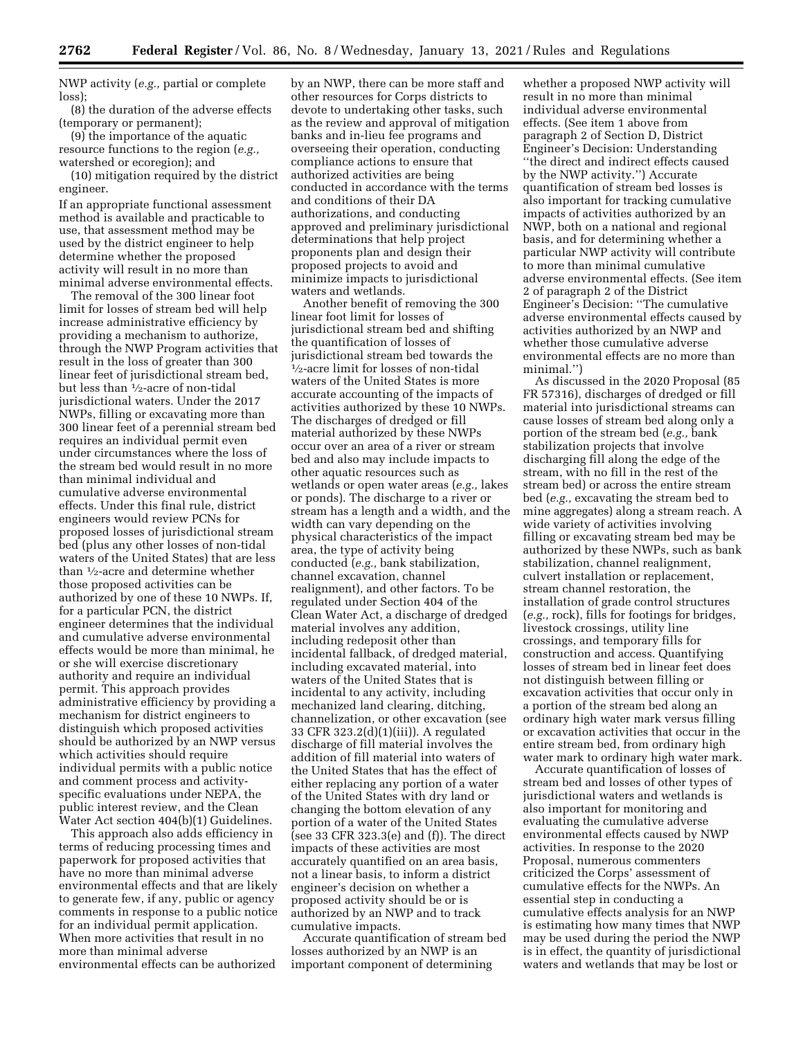NWP activity (*e.g.,* partial or complete loss);

(8) the duration of the adverse effects (temporary or permanent);

(9) the importance of the aquatic resource functions to the region (*e.g.,* watershed or ecoregion); and

(10) mitigation required by the district engineer.

If an appropriate functional assessment method is available and practicable to use, that assessment method may be used by the district engineer to help determine whether the proposed activity will result in no more than minimal adverse environmental effects.

The removal of the 300 linear foot limit for losses of stream bed will help increase administrative efficiency by providing a mechanism to authorize, through the NWP Program activities that result in the loss of greater than 300 linear feet of jurisdictional stream bed, but less than ½-acre of non-tidal jurisdictional waters. Under the 2017 NWPs, filling or excavating more than 300 linear feet of a perennial stream bed requires an individual permit even under circumstances where the loss of the stream bed would result in no more than minimal individual and cumulative adverse environmental effects. Under this final rule, district engineers would review PCNs for proposed losses of jurisdictional stream bed (plus any other losses of non-tidal waters of the United States) that are less than ½-acre and determine whether those proposed activities can be authorized by one of these 10 NWPs. If, for a particular PCN, the district engineer determines that the individual and cumulative adverse environmental effects would be more than minimal, he or she will exercise discretionary authority and require an individual permit. This approach provides administrative efficiency by providing a mechanism for district engineers to distinguish which proposed activities should be authorized by an NWP versus which activities should require individual permits with a public notice and comment process and activity-specific evaluations under NEPA, the public interest review, and the Clean Water Act section 404(b)(1) Guidelines.

This approach also adds efficiency in terms of reducing processing times and paperwork for proposed activities that have no more than minimal adverse environmental effects and that are likely to generate few, if any, public or agency comments in response to a public notice for an individual permit application. When more activities that result in no more than minimal adverse environmental effects can be authorized by an NWP, there can be more staff and other resources for Corps districts to devote to undertaking other tasks, such as the review and approval of mitigation banks and in-lieu fee programs and overseeing their operation, conducting compliance actions to ensure that authorized activities are being conducted in accordance with the terms and conditions of their DA authorizations, and conducting approved and preliminary jurisdictional determinations that help project proponents plan and design their proposed projects to avoid and minimize impacts to jurisdictional waters and wetlands.

Another benefit of removing the 300 linear foot limit for losses of jurisdictional stream bed and shifting the quantification of losses of jurisdictional stream bed towards the ½-acre limit for losses of non-tidal waters of the United States is more accurate accounting of the impacts of activities authorized by these 10 NWPs. The discharges of dredged or fill material authorized by these NWPs occur over an area of a river or stream bed and also may include impacts to other aquatic resources such as wetlands or open water areas (*e.g.,* lakes or ponds). The discharge to a river or stream has a length and a width, and the width can vary depending on the physical characteristics of the impact area, the type of activity being conducted (*e.g.,* bank stabilization, channel excavation, channel realignment), and other factors. To be regulated under Section 404 of the Clean Water Act, a discharge of dredged material involves any addition, including redeposit other than incidental fallback, of dredged material, including excavated material, into waters of the United States that is incidental to any activity, including mechanized land clearing, ditching, channelization, or other excavation (see 33 CFR 323.2(d)(1)(iii)). A regulated discharge of fill material involves the addition of fill material into waters of the United States that has the effect of either replacing any portion of a water of the United States with dry land or changing the bottom elevation of any portion of a water of the United States (see 33 CFR 323.3(e) and (f)). The direct impacts of these activities are most accurately quantified on an area basis, not a linear basis, to inform a district engineer's decision on whether a proposed activity should be or is authorized by an NWP and to track cumulative impacts.

Accurate quantification of stream bed losses authorized by an NWP is an important component of determining whether a proposed NWP activity will result in no more than minimal individual adverse environmental effects. (See item 1 above from paragraph 2 of Section D, District Engineer's Decision: Understanding "the direct and indirect effects caused by the NWP activity.") Accurate quantification of stream bed losses is also important for tracking cumulative impacts of activities authorized by an NWP, both on a national and regional basis, and for determining whether a particular NWP activity will contribute to more than minimal cumulative adverse environmental effects. (See item 2 of paragraph 2 of the District Engineer's Decision: "The cumulative adverse environmental effects caused by activities authorized by an NWP and whether those cumulative adverse environmental effects are no more than minimal.")

As discussed in the 2020 Proposal (85 FR 57316), discharges of dredged or fill material into jurisdictional streams can cause losses of stream bed along only a portion of the stream bed (*e.g.,* bank stabilization projects that involve discharging fill along the edge of the stream, with no fill in the rest of the stream bed) or across the entire stream bed (*e.g.,* excavating the stream bed to mine aggregates) along a stream reach. A wide variety of activities involving filling or excavating stream bed may be authorized by these NWPs, such as bank stabilization, channel realignment, culvert installation or replacement, stream channel restoration, the installation of grade control structures (*e.g.,* rock), fills for footings for bridges, livestock crossings, utility line crossings, and temporary fills for construction and access. Quantifying losses of stream bed in linear feet does not distinguish between filling or excavation activities that occur only in a portion of the stream bed along an ordinary high water mark versus filling or excavation activities that occur in the entire stream bed, from ordinary high water mark to ordinary high water mark.

Accurate quantification of losses of stream bed and losses of other types of jurisdictional waters and wetlands is also important for monitoring and evaluating the cumulative adverse environmental effects caused by NWP activities. In response to the 2020 Proposal, numerous commenters criticized the Corps' assessment of cumulative effects for the NWPs. An essential step in conducting a cumulative effects analysis for an NWP is estimating how many times that NWP may be used during the period the NWP is in effect, the quantity of jurisdictional waters and wetlands that may be lost or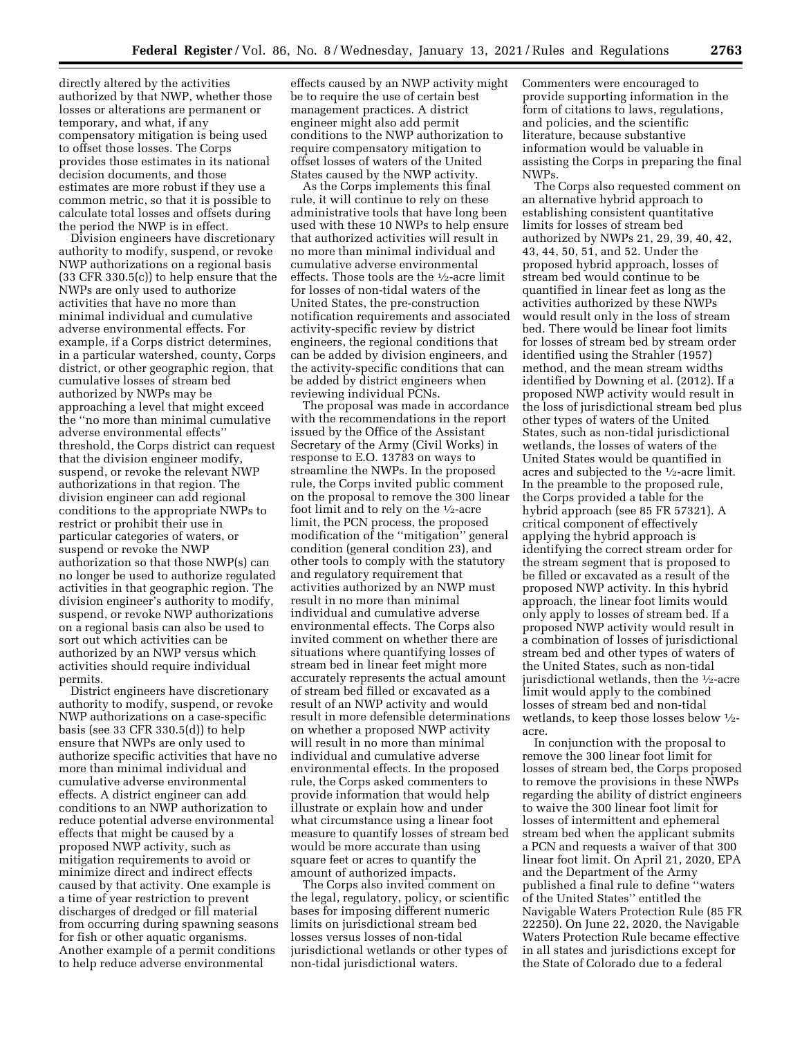directly altered by the activities authorized by that NWP, whether those losses or alterations are permanent or temporary, and what, if any compensatory mitigation is being used to offset those losses. The Corps provides those estimates in its national decision documents, and those estimates are more robust if they use a common metric, so that it is possible to calculate total losses and offsets during the period the NWP is in effect.

Division engineers have discretionary authority to modify, suspend, or revoke NWP authorizations on a regional basis (33 CFR 330.5(c)) to help ensure that the NWPs are only used to authorize activities that have no more than minimal individual and cumulative adverse environmental effects. For example, if a Corps district determines, in a particular watershed, county, Corps district, or other geographic region, that cumulative losses of stream bed authorized by NWPs may be approaching a level that might exceed the ''no more than minimal cumulative adverse environmental effects'' threshold, the Corps district can request that the division engineer modify, suspend, or revoke the relevant NWP authorizations in that region. The division engineer can add regional conditions to the appropriate NWPs to restrict or prohibit their use in particular categories of waters, or suspend or revoke the NWP authorization so that those NWP(s) can no longer be used to authorize regulated activities in that geographic region. The division engineer's authority to modify, suspend, or revoke NWP authorizations on a regional basis can also be used to sort out which activities can be authorized by an NWP versus which activities should require individual permits.

District engineers have discretionary authority to modify, suspend, or revoke NWP authorizations on a case-specific basis (see 33 CFR 330.5(d)) to help ensure that NWPs are only used to authorize specific activities that have no more than minimal individual and cumulative adverse environmental effects. A district engineer can add conditions to an NWP authorization to reduce potential adverse environmental effects that might be caused by a proposed NWP activity, such as mitigation requirements to avoid or minimize direct and indirect effects caused by that activity. One example is a time of year restriction to prevent discharges of dredged or fill material from occurring during spawning seasons for fish or other aquatic organisms. Another example of a permit conditions to help reduce adverse environmental effects caused by an NWP activity might be to require the use of certain best management practices. A district engineer might also add permit conditions to the NWP authorization to require compensatory mitigation to offset losses of waters of the United States caused by the NWP activity.

As the Corps implements this final rule, it will continue to rely on these administrative tools that have long been used with these 10 NWPs to help ensure that authorized activities will result in no more than minimal individual and cumulative adverse environmental effects. Those tools are the ½-acre limit for losses of non-tidal waters of the United States, the pre-construction notification requirements and associated activity-specific review by district engineers, the regional conditions that can be added by division engineers, and the activity-specific conditions that can be added by district engineers when reviewing individual PCNs.

The proposal was made in accordance with the recommendations in the report issued by the Office of the Assistant Secretary of the Army (Civil Works) in response to E.O. 13783 on ways to streamline the NWPs. In the proposed rule, the Corps invited public comment on the proposal to remove the 300 linear foot limit and to rely on the ½-acre limit, the PCN process, the proposed modification of the ''mitigation'' general condition (general condition 23), and other tools to comply with the statutory and regulatory requirement that activities authorized by an NWP must result in no more than minimal individual and cumulative adverse environmental effects. The Corps also invited comment on whether there are situations where quantifying losses of stream bed in linear feet might more accurately represents the actual amount of stream bed filled or excavated as a result of an NWP activity and would result in more defensible determinations on whether a proposed NWP activity will result in no more than minimal individual and cumulative adverse environmental effects. In the proposed rule, the Corps asked commenters to provide information that would help illustrate or explain how and under what circumstance using a linear foot measure to quantify losses of stream bed would be more accurate than using square feet or acres to quantify the amount of authorized impacts.

The Corps also invited comment on the legal, regulatory, policy, or scientific bases for imposing different numeric limits on jurisdictional stream bed losses versus losses of non-tidal jurisdictional wetlands or other types of non-tidal jurisdictional waters. Commenters were encouraged to provide supporting information in the form of citations to laws, regulations, and policies, and the scientific literature, because substantive information would be valuable in assisting the Corps in preparing the final NWPs.

The Corps also requested comment on an alternative hybrid approach to establishing consistent quantitative limits for losses of stream bed authorized by NWPs 21, 29, 39, 40, 42, 43, 44, 50, 51, and 52. Under the proposed hybrid approach, losses of stream bed would continue to be quantified in linear feet as long as the activities authorized by these NWPs would result only in the loss of stream bed. There would be linear foot limits for losses of stream bed by stream order identified using the Strahler (1957) method, and the mean stream widths identified by Downing et al. (2012). If a proposed NWP activity would result in the loss of jurisdictional stream bed plus other types of waters of the United States, such as non-tidal jurisdictional wetlands, the losses of waters of the United States would be quantified in acres and subjected to the ½-acre limit. In the preamble to the proposed rule, the Corps provided a table for the hybrid approach (see 85 FR 57321). A critical component of effectively applying the hybrid approach is identifying the correct stream order for the stream segment that is proposed to be filled or excavated as a result of the proposed NWP activity. In this hybrid approach, the linear foot limits would only apply to losses of stream bed. If a proposed NWP activity would result in a combination of losses of jurisdictional stream bed and other types of waters of the United States, such as non-tidal jurisdictional wetlands, then the ½-acre limit would apply to the combined losses of stream bed and non-tidal wetlands, to keep those losses below ½-acre.

In conjunction with the proposal to remove the 300 linear foot limit for losses of stream bed, the Corps proposed to remove the provisions in these NWPs regarding the ability of district engineers to waive the 300 linear foot limit for losses of intermittent and ephemeral stream bed when the applicant submits a PCN and requests a waiver of that 300 linear foot limit. On April 21, 2020, EPA and the Department of the Army published a final rule to define ''waters of the United States'' entitled the Navigable Waters Protection Rule (85 FR 22250). On June 22, 2020, the Navigable Waters Protection Rule became effective in all states and jurisdictions except for the State of Colorado due to a federal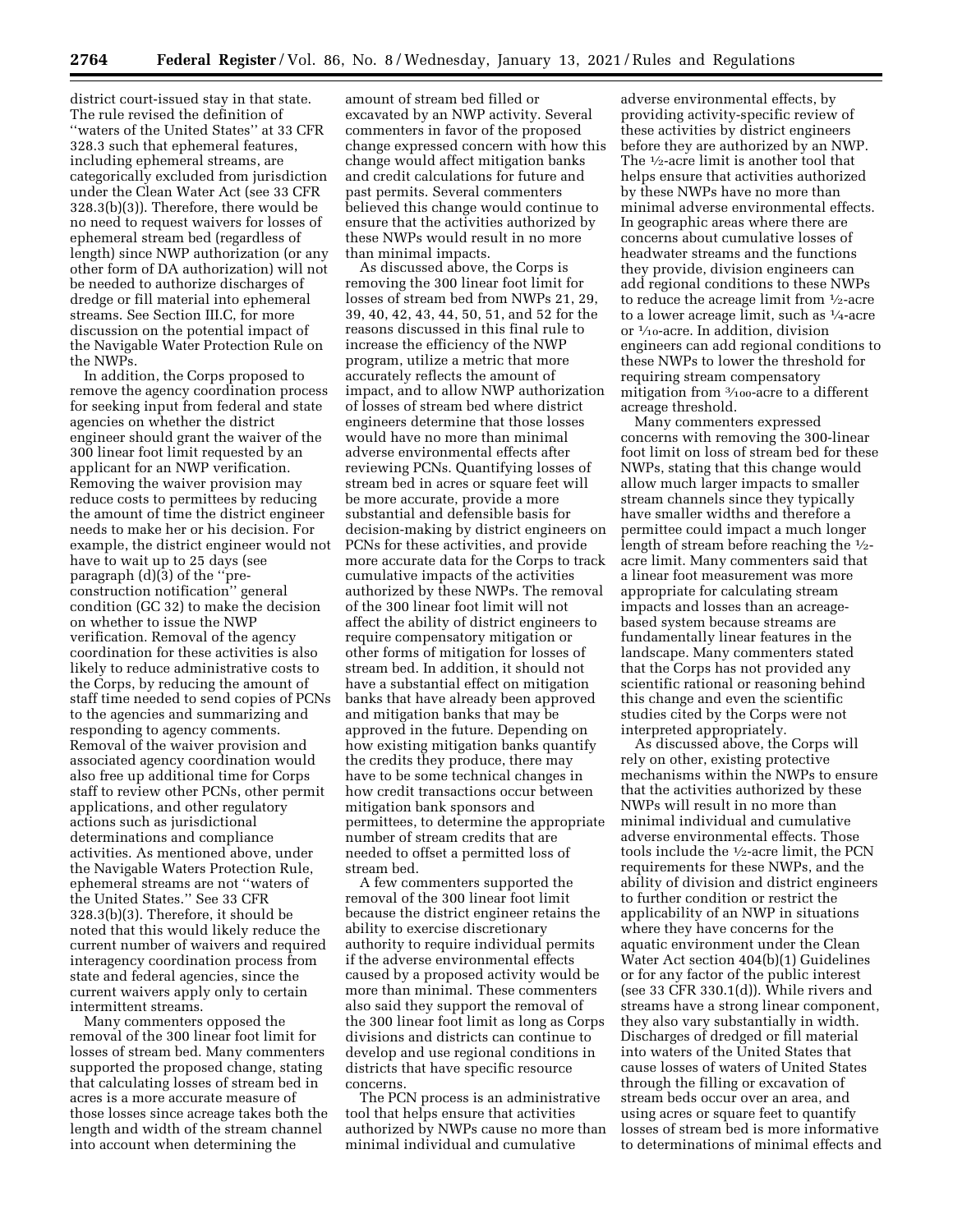district court-issued stay in that state. The rule revised the definition of ''waters of the United States'' at 33 CFR 328.3 such that ephemeral features, including ephemeral streams, are categorically excluded from jurisdiction under the Clean Water Act (see 33 CFR 328.3(b)(3)). Therefore, there would be no need to request waivers for losses of ephemeral stream bed (regardless of length) since NWP authorization (or any other form of DA authorization) will not be needed to authorize discharges of dredge or fill material into ephemeral streams. See Section III.C, for more discussion on the potential impact of the Navigable Water Protection Rule on the NWPs.

In addition, the Corps proposed to remove the agency coordination process for seeking input from federal and state agencies on whether the district engineer should grant the waiver of the 300 linear foot limit requested by an applicant for an NWP verification. Removing the waiver provision may reduce costs to permittees by reducing the amount of time the district engineer needs to make her or his decision. For example, the district engineer would not have to wait up to 25 days (see paragraph (d)(3) of the ''pre-construction notification'' general condition (GC 32) to make the decision on whether to issue the NWP verification. Removal of the agency coordination for these activities is also likely to reduce administrative costs to the Corps, by reducing the amount of staff time needed to send copies of PCNs to the agencies and summarizing and responding to agency comments. Removal of the waiver provision and associated agency coordination would also free up additional time for Corps staff to review other PCNs, other permit applications, and other regulatory actions such as jurisdictional determinations and compliance activities. As mentioned above, under the Navigable Waters Protection Rule, ephemeral streams are not ''waters of the United States.'' See 33 CFR 328.3(b)(3). Therefore, it should be noted that this would likely reduce the current number of waivers and required interagency coordination process from state and federal agencies, since the current waivers apply only to certain intermittent streams.

Many commenters opposed the removal of the 300 linear foot limit for losses of stream bed. Many commenters supported the proposed change, stating that calculating losses of stream bed in acres is a more accurate measure of those losses since acreage takes both the length and width of the stream channel into account when determining the amount of stream bed filled or excavated by an NWP activity. Several commenters in favor of the proposed change expressed concern with how this change would affect mitigation banks and credit calculations for future and past permits. Several commenters believed this change would continue to ensure that the activities authorized by these NWPs would result in no more than minimal impacts.

As discussed above, the Corps is removing the 300 linear foot limit for losses of stream bed from NWPs 21, 29, 39, 40, 42, 43, 44, 50, 51, and 52 for the reasons discussed in this final rule to increase the efficiency of the NWP program, utilize a metric that more accurately reflects the amount of impact, and to allow NWP authorization of losses of stream bed where district engineers determine that those losses would have no more than minimal adverse environmental effects after reviewing PCNs. Quantifying losses of stream bed in acres or square feet will be more accurate, provide a more substantial and defensible basis for decision-making by district engineers on PCNs for these activities, and provide more accurate data for the Corps to track cumulative impacts of the activities authorized by these NWPs. The removal of the 300 linear foot limit will not affect the ability of district engineers to require compensatory mitigation or other forms of mitigation for losses of stream bed. In addition, it should not have a substantial effect on mitigation banks that have already been approved and mitigation banks that may be approved in the future. Depending on how existing mitigation banks quantify the credits they produce, there may have to be some technical changes in how credit transactions occur between mitigation bank sponsors and permittees, to determine the appropriate number of stream credits that are needed to offset a permitted loss of stream bed.

A few commenters supported the removal of the 300 linear foot limit because the district engineer retains the ability to exercise discretionary authority to require individual permits if the adverse environmental effects caused by a proposed activity would be more than minimal. These commenters also said they support the removal of the 300 linear foot limit as long as Corps divisions and districts can continue to develop and use regional conditions in districts that have specific resource concerns.

The PCN process is an administrative tool that helps ensure that activities authorized by NWPs cause no more than minimal individual and cumulative adverse environmental effects, by providing activity-specific review of these activities by district engineers before they are authorized by an NWP. The 1/2-acre limit is another tool that helps ensure that activities authorized by these NWPs have no more than minimal adverse environmental effects. In geographic areas where there are concerns about cumulative losses of headwater streams and the functions they provide, division engineers can add regional conditions to these NWPs to reduce the acreage limit from 1/2-acre to a lower acreage limit, such as 1/4-acre or 1/10-acre. In addition, division engineers can add regional conditions to these NWPs to lower the threshold for requiring stream compensatory mitigation from 3/100-acre to a different acreage threshold.

Many commenters expressed concerns with removing the 300-linear foot limit on loss of stream bed for these NWPs, stating that this change would allow much larger impacts to smaller stream channels since they typically have smaller widths and therefore a permittee could impact a much longer length of stream before reaching the 1/2-acre limit. Many commenters said that a linear foot measurement was more appropriate for calculating stream impacts and losses than an acreage-based system because streams are fundamentally linear features in the landscape. Many commenters stated that the Corps has not provided any scientific rational or reasoning behind this change and even the scientific studies cited by the Corps were not interpreted appropriately.

As discussed above, the Corps will rely on other, existing protective mechanisms within the NWPs to ensure that the activities authorized by these NWPs will result in no more than minimal individual and cumulative adverse environmental effects. Those tools include the 1/2-acre limit, the PCN requirements for these NWPs, and the ability of division and district engineers to further condition or restrict the applicability of an NWP in situations where they have concerns for the aquatic environment under the Clean Water Act section 404(b)(1) Guidelines or for any factor of the public interest (see 33 CFR 330.1(d)). While rivers and streams have a strong linear component, they also vary substantially in width. Discharges of dredged or fill material into waters of the United States that cause losses of waters of United States through the filling or excavation of stream beds occur over an area, and using acres or square feet to quantify losses of stream bed is more informative to determinations of minimal effects and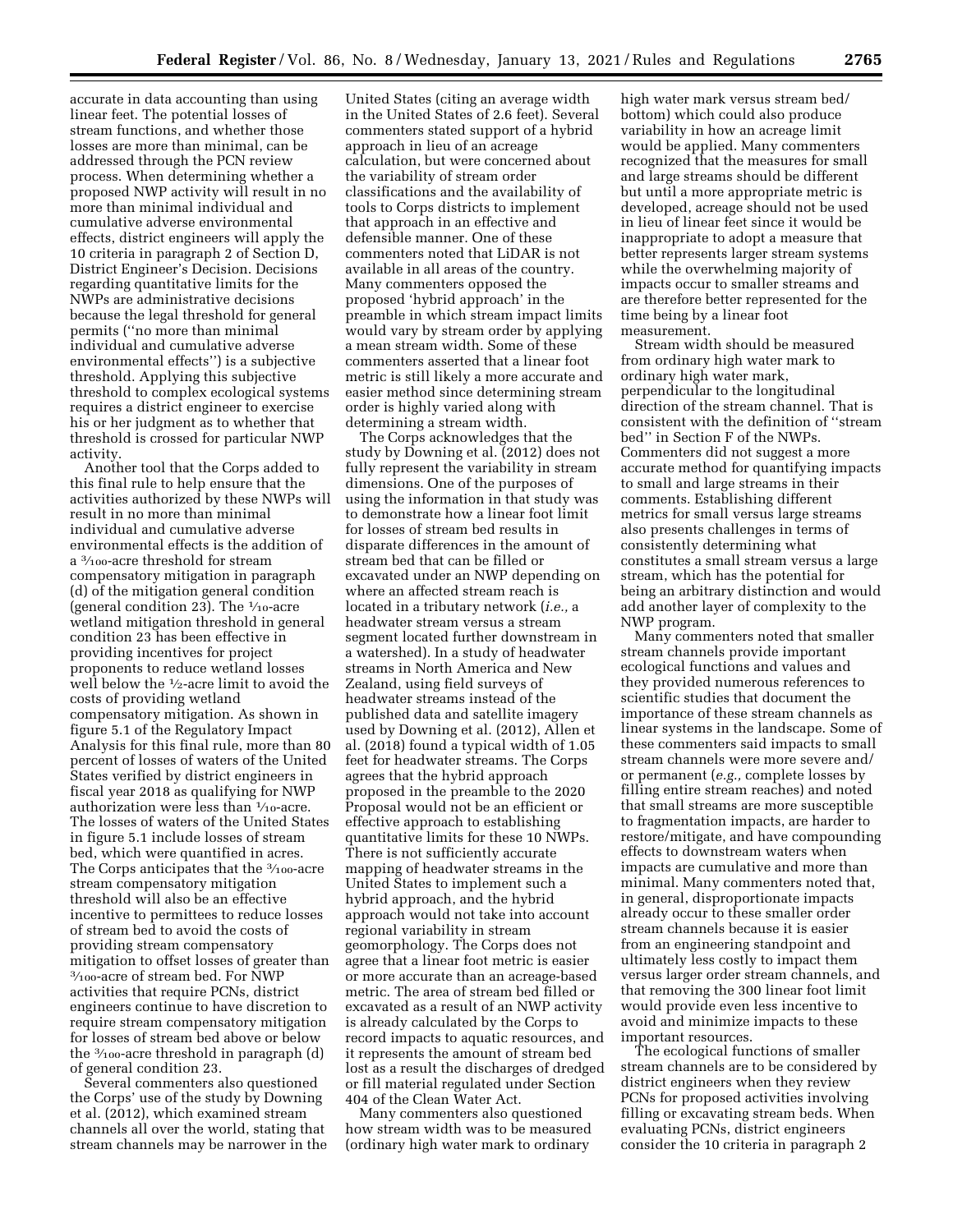accurate in data accounting than using linear feet. The potential losses of stream functions, and whether those losses are more than minimal, can be addressed through the PCN review process. When determining whether a proposed NWP activity will result in no more than minimal individual and cumulative adverse environmental effects, district engineers will apply the 10 criteria in paragraph 2 of Section D, District Engineer's Decision. Decisions regarding quantitative limits for the NWPs are administrative decisions because the legal threshold for general permits (''no more than minimal individual and cumulative adverse environmental effects'') is a subjective threshold. Applying this subjective threshold to complex ecological systems requires a district engineer to exercise his or her judgment as to whether that threshold is crossed for particular NWP activity.

Another tool that the Corps added to this final rule to help ensure that the activities authorized by these NWPs will result in no more than minimal individual and cumulative adverse environmental effects is the addition of a 3/100-acre threshold for stream compensatory mitigation in paragraph (d) of the mitigation general condition (general condition 23). The 1/10-acre wetland mitigation threshold in general condition 23 has been effective in providing incentives for project proponents to reduce wetland losses well below the 1/2-acre limit to avoid the costs of providing wetland compensatory mitigation. As shown in figure 5.1 of the Regulatory Impact Analysis for this final rule, more than 80 percent of losses of waters of the United States verified by district engineers in fiscal year 2018 as qualifying for NWP authorization were less than 1/10-acre. The losses of waters of the United States in figure 5.1 include losses of stream bed, which were quantified in acres. The Corps anticipates that the 3/100-acre stream compensatory mitigation threshold will also be an effective incentive to permittees to reduce losses of stream bed to avoid the costs of providing stream compensatory mitigation to offset losses of greater than 3/100-acre of stream bed. For NWP activities that require PCNs, district engineers continue to have discretion to require stream compensatory mitigation for losses of stream bed above or below the 3/100-acre threshold in paragraph (d) of general condition 23.

Several commenters also questioned the Corps' use of the study by Downing et al. (2012), which examined stream channels all over the world, stating that stream channels may be narrower in the United States (citing an average width in the United States of 2.6 feet). Several commenters stated support of a hybrid approach in lieu of an acreage calculation, but were concerned about the variability of stream order classifications and the availability of tools to Corps districts to implement that approach in an effective and defensible manner. One of these commenters noted that LiDAR is not available in all areas of the country. Many commenters opposed the proposed 'hybrid approach' in the preamble in which stream impact limits would vary by stream order by applying a mean stream width. Some of these commenters asserted that a linear foot metric is still likely a more accurate and easier method since determining stream order is highly varied along with determining a stream width.

The Corps acknowledges that the study by Downing et al. (2012) does not fully represent the variability in stream dimensions. One of the purposes of using the information in that study was to demonstrate how a linear foot limit for losses of stream bed results in disparate differences in the amount of stream bed that can be filled or excavated under an NWP depending on where an affected stream reach is located in a tributary network (*i.e.,* a headwater stream versus a stream segment located further downstream in a watershed). In a study of headwater streams in North America and New Zealand, using field surveys of headwater streams instead of the published data and satellite imagery used by Downing et al. (2012), Allen et al. (2018) found a typical width of 1.05 feet for headwater streams. The Corps agrees that the hybrid approach proposed in the preamble to the 2020 Proposal would not be an efficient or effective approach to establishing quantitative limits for these 10 NWPs. There is not sufficiently accurate mapping of headwater streams in the United States to implement such a hybrid approach, and the hybrid approach would not take into account regional variability in stream geomorphology. The Corps does not agree that a linear foot metric is easier or more accurate than an acreage-based metric. The area of stream bed filled or excavated as a result of an NWP activity is already calculated by the Corps to record impacts to aquatic resources, and it represents the amount of stream bed lost as a result the discharges of dredged or fill material regulated under Section 404 of the Clean Water Act.

Many commenters also questioned how stream width was to be measured (ordinary high water mark to ordinary high water mark versus stream bed/bottom) which could also produce variability in how an acreage limit would be applied. Many commenters recognized that the measures for small and large streams should be different but until a more appropriate metric is developed, acreage should not be used in lieu of linear feet since it would be inappropriate to adopt a measure that better represents larger stream systems while the overwhelming majority of impacts occur to smaller streams and are therefore better represented for the time being by a linear foot measurement.

Stream width should be measured from ordinary high water mark to ordinary high water mark, perpendicular to the longitudinal direction of the stream channel. That is consistent with the definition of ''stream bed'' in Section F of the NWPs. Commenters did not suggest a more accurate method for quantifying impacts to small and large streams in their comments. Establishing different metrics for small versus large streams also presents challenges in terms of consistently determining what constitutes a small stream versus a large stream, which has the potential for being an arbitrary distinction and would add another layer of complexity to the NWP program.

Many commenters noted that smaller stream channels provide important ecological functions and values and they provided numerous references to scientific studies that document the importance of these stream channels as linear systems in the landscape. Some of these commenters said impacts to small stream channels were more severe and/or permanent (*e.g.,* complete losses by filling entire stream reaches) and noted that small streams are more susceptible to fragmentation impacts, are harder to restore/mitigate, and have compounding effects to downstream waters when impacts are cumulative and more than minimal. Many commenters noted that, in general, disproportionate impacts already occur to these smaller order stream channels because it is easier from an engineering standpoint and ultimately less costly to impact them versus larger order stream channels, and that removing the 300 linear foot limit would provide even less incentive to avoid and minimize impacts to these important resources.

The ecological functions of smaller stream channels are to be considered by district engineers when they review PCNs for proposed activities involving filling or excavating stream beds. When evaluating PCNs, district engineers consider the 10 criteria in paragraph 2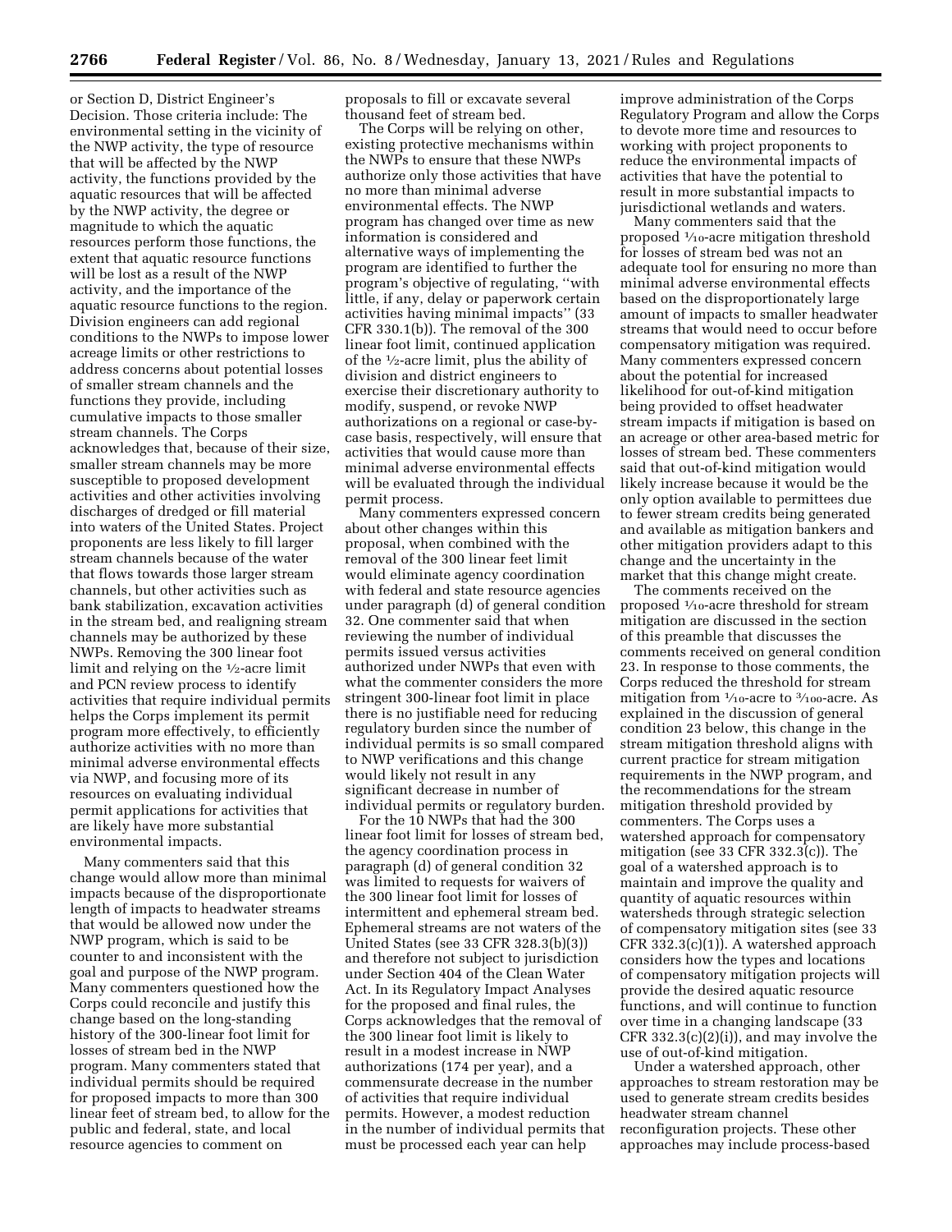or Section D, District Engineer's Decision. Those criteria include: The environmental setting in the vicinity of the NWP activity, the type of resource that will be affected by the NWP activity, the functions provided by the aquatic resources that will be affected by the NWP activity, the degree or magnitude to which the aquatic resources perform those functions, the extent that aquatic resource functions will be lost as a result of the NWP activity, and the importance of the aquatic resource functions to the region. Division engineers can add regional conditions to the NWPs to impose lower acreage limits or other restrictions to address concerns about potential losses of smaller stream channels and the functions they provide, including cumulative impacts to those smaller stream channels. The Corps acknowledges that, because of their size, smaller stream channels may be more susceptible to proposed development activities and other activities involving discharges of dredged or fill material into waters of the United States. Project proponents are less likely to fill larger stream channels because of the water that flows towards those larger stream channels, but other activities such as bank stabilization, excavation activities in the stream bed, and realigning stream channels may be authorized by these NWPs. Removing the 300 linear foot limit and relying on the ½-acre limit and PCN review process to identify activities that require individual permits helps the Corps implement its permit program more effectively, to efficiently authorize activities with no more than minimal adverse environmental effects via NWP, and focusing more of its resources on evaluating individual permit applications for activities that are likely have more substantial environmental impacts.

Many commenters said that this change would allow more than minimal impacts because of the disproportionate length of impacts to headwater streams that would be allowed now under the NWP program, which is said to be counter to and inconsistent with the goal and purpose of the NWP program. Many commenters questioned how the Corps could reconcile and justify this change based on the long-standing history of the 300-linear foot limit for losses of stream bed in the NWP program. Many commenters stated that individual permits should be required for proposed impacts to more than 300 linear feet of stream bed, to allow for the public and federal, state, and local resource agencies to comment on proposals to fill or excavate several thousand feet of stream bed.

The Corps will be relying on other, existing protective mechanisms within the NWPs to ensure that these NWPs authorize only those activities that have no more than minimal adverse environmental effects. The NWP program has changed over time as new information is considered and alternative ways of implementing the program are identified to further the program's objective of regulating, "with little, if any, delay or paperwork certain activities having minimal impacts" (33 CFR 330.1(b)). The removal of the 300 linear foot limit, continued application of the ½-acre limit, plus the ability of division and district engineers to exercise their discretionary authority to modify, suspend, or revoke NWP authorizations on a regional or case-by-case basis, respectively, will ensure that activities that would cause more than minimal adverse environmental effects will be evaluated through the individual permit process.

Many commenters expressed concern about other changes within this proposal, when combined with the removal of the 300 linear feet limit would eliminate agency coordination with federal and state resource agencies under paragraph (d) of general condition 32. One commenter said that when reviewing the number of individual permits issued versus activities authorized under NWPs that even with what the commenter considers the more stringent 300-linear foot limit in place there is no justifiable need for reducing regulatory burden since the number of individual permits is so small compared to NWP verifications and this change would likely not result in any significant decrease in number of individual permits or regulatory burden.

For the 10 NWPs that had the 300 linear foot limit for losses of stream bed, the agency coordination process in paragraph (d) of general condition 32 was limited to requests for waivers of the 300 linear foot limit for losses of intermittent and ephemeral stream bed. Ephemeral streams are not waters of the United States (see 33 CFR 328.3(b)(3)) and therefore not subject to jurisdiction under Section 404 of the Clean Water Act. In its Regulatory Impact Analyses for the proposed and final rules, the Corps acknowledges that the removal of the 300 linear foot limit is likely to result in a modest increase in NWP authorizations (174 per year), and a commensurate decrease in the number of activities that require individual permits. However, a modest reduction in the number of individual permits that must be processed each year can help improve administration of the Corps Regulatory Program and allow the Corps to devote more time and resources to working with project proponents to reduce the environmental impacts of activities that have the potential to result in more substantial impacts to jurisdictional wetlands and waters.

Many commenters said that the proposed ¹⁄₁₀-acre mitigation threshold for losses of stream bed was not an adequate tool for ensuring no more than minimal adverse environmental effects based on the disproportionately large amount of impacts to smaller headwater streams that would need to occur before compensatory mitigation was required. Many commenters expressed concern about the potential for increased likelihood for out-of-kind mitigation being provided to offset headwater stream impacts if mitigation is based on an acreage or other area-based metric for losses of stream bed. These commenters said that out-of-kind mitigation would likely increase because it would be the only option available to permittees due to fewer stream credits being generated and available as mitigation bankers and other mitigation providers adapt to this change and the uncertainty in the market that this change might create.

The comments received on the proposed ¹⁄₁₀-acre threshold for stream mitigation are discussed in the section of this preamble that discusses the comments received on general condition 23. In response to those comments, the Corps reduced the threshold for stream mitigation from ¹⁄₁₀-acre to ³⁄₁₀₀-acre. As explained in the discussion of general condition 23 below, this change in the stream mitigation threshold aligns with current practice for stream mitigation requirements in the NWP program, and the recommendations for the stream mitigation threshold provided by commenters. The Corps uses a watershed approach for compensatory mitigation (see 33 CFR 332.3(c)). The goal of a watershed approach is to maintain and improve the quality and quantity of aquatic resources within watersheds through strategic selection of compensatory mitigation sites (see 33 CFR 332.3(c)(1)). A watershed approach considers how the types and locations of compensatory mitigation projects will provide the desired aquatic resource functions, and will continue to function over time in a changing landscape (33 CFR 332.3(c)(2)(i)), and may involve the use of out-of-kind mitigation.

Under a watershed approach, other approaches to stream restoration may be used to generate stream credits besides headwater stream channel reconfiguration projects. These other approaches may include process-based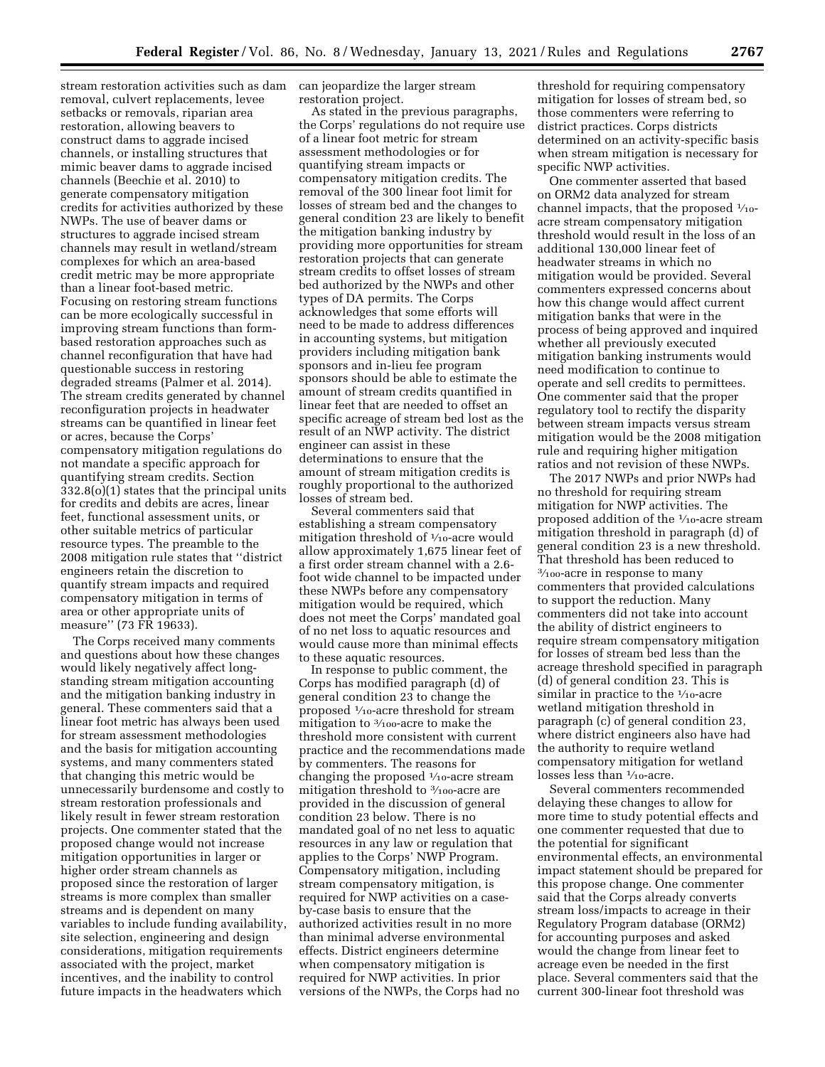stream restoration activities such as dam removal, culvert replacements, levee setbacks or removals, riparian area restoration, allowing beavers to construct dams to aggrade incised channels, or installing structures that mimic beaver dams to aggrade incised channels (Beechie et al. 2010) to generate compensatory mitigation credits for activities authorized by these NWPs. The use of beaver dams or structures to aggrade incised stream channels may result in wetland/stream complexes for which an area-based credit metric may be more appropriate than a linear foot-based metric. Focusing on restoring stream functions can be more ecologically successful in improving stream functions than form-based restoration approaches such as channel reconfiguration that have had questionable success in restoring degraded streams (Palmer et al. 2014). The stream credits generated by channel reconfiguration projects in headwater streams can be quantified in linear feet or acres, because the Corps' compensatory mitigation regulations do not mandate a specific approach for quantifying stream credits. Section 332.8(o)(1) states that the principal units for credits and debits are acres, linear feet, functional assessment units, or other suitable metrics of particular resource types. The preamble to the 2008 mitigation rule states that ''district engineers retain the discretion to quantify stream impacts and required compensatory mitigation in terms of area or other appropriate units of measure'' (73 FR 19633).

The Corps received many comments and questions about how these changes would likely negatively affect long-standing stream mitigation accounting and the mitigation banking industry in general. These commenters said that a linear foot metric has always been used for stream assessment methodologies and the basis for mitigation accounting systems, and many commenters stated that changing this metric would be unnecessarily burdensome and costly to stream restoration professionals and likely result in fewer stream restoration projects. One commenter stated that the proposed change would not increase mitigation opportunities in larger or higher order stream channels as proposed since the restoration of larger streams is more complex than smaller streams and is dependent on many variables to include funding availability, site selection, engineering and design considerations, mitigation requirements associated with the project, market incentives, and the inability to control future impacts in the headwaters which can jeopardize the larger stream restoration project.

As stated in the previous paragraphs, the Corps' regulations do not require use of a linear foot metric for stream assessment methodologies or for quantifying stream impacts or compensatory mitigation credits. The removal of the 300 linear foot limit for losses of stream bed and the changes to general condition 23 are likely to benefit the mitigation banking industry by providing more opportunities for stream restoration projects that can generate stream credits to offset losses of stream bed authorized by the NWPs and other types of DA permits. The Corps acknowledges that some efforts will need to be made to address differences in accounting systems, but mitigation providers including mitigation bank sponsors and in-lieu fee program sponsors should be able to estimate the amount of stream credits quantified in linear feet that are needed to offset an specific acreage of stream bed lost as the result of an NWP activity. The district engineer can assist in these determinations to ensure that the amount of stream mitigation credits is roughly proportional to the authorized losses of stream bed.

Several commenters said that establishing a stream compensatory mitigation threshold of 1/10-acre would allow approximately 1,675 linear feet of a first order stream channel with a 2.6-foot wide channel to be impacted under these NWPs before any compensatory mitigation would be required, which does not meet the Corps' mandated goal of no net loss to aquatic resources and would cause more than minimal effects to these aquatic resources.

In response to public comment, the Corps has modified paragraph (d) of general condition 23 to change the proposed 1/10-acre threshold for stream mitigation to 3/100-acre to make the threshold more consistent with current practice and the recommendations made by commenters. The reasons for changing the proposed 1/10-acre stream mitigation threshold to 3/100-acre are provided in the discussion of general condition 23 below. There is no mandated goal of no net less to aquatic resources in any law or regulation that applies to the Corps' NWP Program. Compensatory mitigation, including stream compensatory mitigation, is required for NWP activities on a case-by-case basis to ensure that the authorized activities result in no more than minimal adverse environmental effects. District engineers determine when compensatory mitigation is required for NWP activities. In prior versions of the NWPs, the Corps had no threshold for requiring compensatory mitigation for losses of stream bed, so those commenters were referring to district practices. Corps districts determined on an activity-specific basis when stream mitigation is necessary for specific NWP activities.

One commenter asserted that based on ORM2 data analyzed for stream channel impacts, that the proposed 1/10-acre stream compensatory mitigation threshold would result in the loss of an additional 130,000 linear feet of headwater streams in which no mitigation would be provided. Several commenters expressed concerns about how this change would affect current mitigation banks that were in the process of being approved and inquired whether all previously executed mitigation banking instruments would need modification to continue to operate and sell credits to permittees. One commenter said that the proper regulatory tool to rectify the disparity between stream impacts versus stream mitigation would be the 2008 mitigation rule and requiring higher mitigation ratios and not revision of these NWPs.

The 2017 NWPs and prior NWPs had no threshold for requiring stream mitigation for NWP activities. The proposed addition of the 1/10-acre stream mitigation threshold in paragraph (d) of general condition 23 is a new threshold. That threshold has been reduced to 3/100-acre in response to many commenters that provided calculations to support the reduction. Many commenters did not take into account the ability of district engineers to require stream compensatory mitigation for losses of stream bed less than the acreage threshold specified in paragraph (d) of general condition 23. This is similar in practice to the 1/10-acre wetland mitigation threshold in paragraph (c) of general condition 23, where district engineers also have had the authority to require wetland compensatory mitigation for wetland losses less than 1/10-acre.

Several commenters recommended delaying these changes to allow for more time to study potential effects and one commenter requested that due to the potential for significant environmental effects, an environmental impact statement should be prepared for this propose change. One commenter said that the Corps already converts stream loss/impacts to acreage in their Regulatory Program database (ORM2) for accounting purposes and asked would the change from linear feet to acreage even be needed in the first place. Several commenters said that the current 300-linear foot threshold was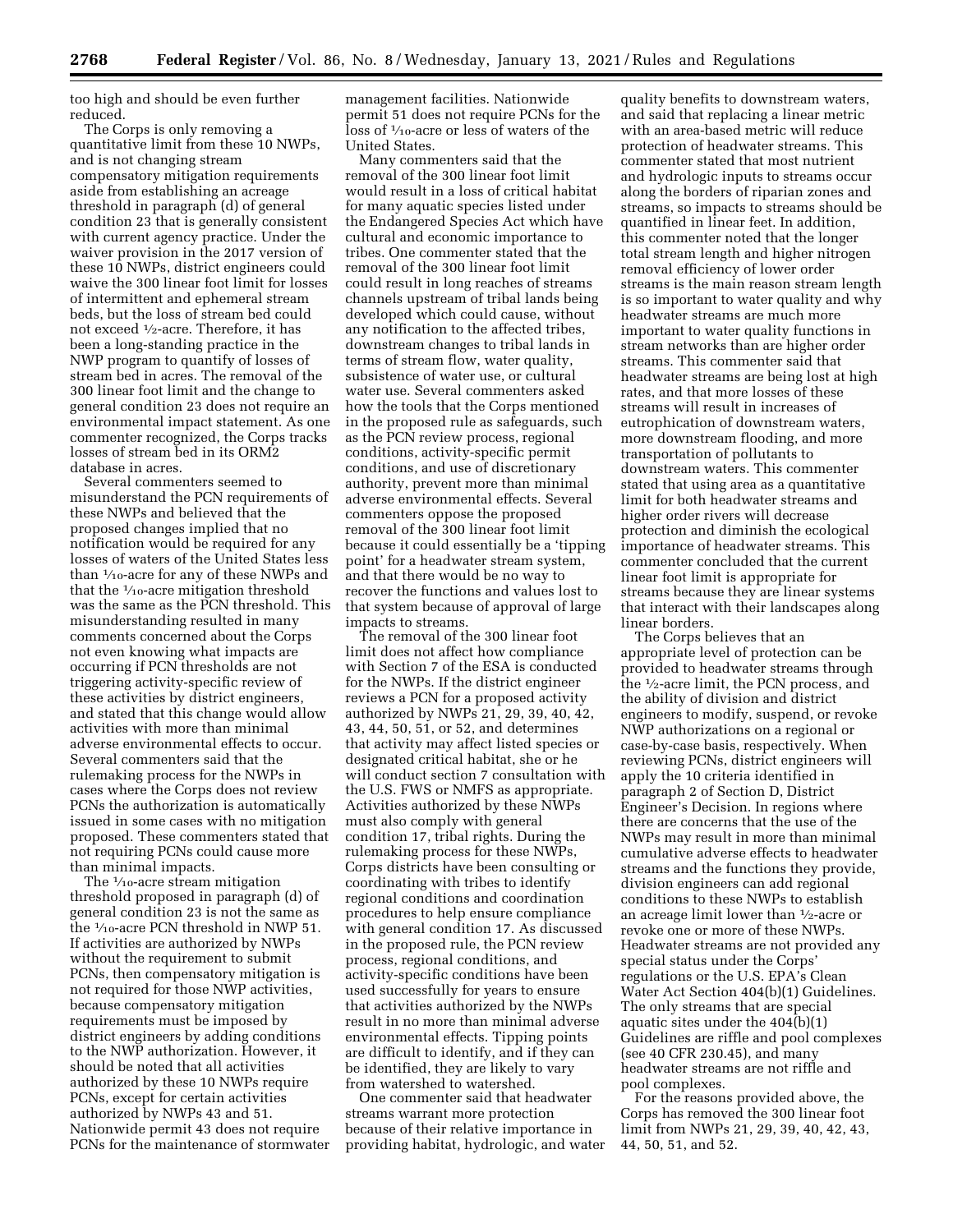too high and should be even further reduced.

The Corps is only removing a quantitative limit from these 10 NWPs, and is not changing stream compensatory mitigation requirements aside from establishing an acreage threshold in paragraph (d) of general condition 23 that is generally consistent with current agency practice. Under the waiver provision in the 2017 version of these 10 NWPs, district engineers could waive the 300 linear foot limit for losses of intermittent and ephemeral stream beds, but the loss of stream bed could not exceed ½-acre. Therefore, it has been a long-standing practice in the NWP program to quantify of losses of stream bed in acres. The removal of the 300 linear foot limit and the change to general condition 23 does not require an environmental impact statement. As one commenter recognized, the Corps tracks losses of stream bed in its ORM2 database in acres.

Several commenters seemed to misunderstand the PCN requirements of these NWPs and believed that the proposed changes implied that no notification would be required for any losses of waters of the United States less than ¹⁄₁₀-acre for any of these NWPs and that the ¹⁄₁₀-acre mitigation threshold was the same as the PCN threshold. This misunderstanding resulted in many comments concerned about the Corps not even knowing what impacts are occurring if PCN thresholds are not triggering activity-specific review of these activities by district engineers, and stated that this change would allow activities with more than minimal adverse environmental effects to occur. Several commenters said that the rulemaking process for the NWPs in cases where the Corps does not review PCNs the authorization is automatically issued in some cases with no mitigation proposed. These commenters stated that not requiring PCNs could cause more than minimal impacts.

The ¹⁄₁₀-acre stream mitigation threshold proposed in paragraph (d) of general condition 23 is not the same as the ¹⁄₁₀-acre PCN threshold in NWP 51. If activities are authorized by NWPs without the requirement to submit PCNs, then compensatory mitigation is not required for those NWP activities, because compensatory mitigation requirements must be imposed by district engineers by adding conditions to the NWP authorization. However, it should be noted that all activities authorized by these 10 NWPs require PCNs, except for certain activities authorized by NWPs 43 and 51. Nationwide permit 43 does not require PCNs for the maintenance of stormwater management facilities. Nationwide permit 51 does not require PCNs for the loss of ¹⁄₁₀-acre or less of waters of the United States.

Many commenters said that the removal of the 300 linear foot limit would result in a loss of critical habitat for many aquatic species listed under the Endangered Species Act which have cultural and economic importance to tribes. One commenter stated that the removal of the 300 linear foot limit could result in long reaches of streams channels upstream of tribal lands being developed which could cause, without any notification to the affected tribes, downstream changes to tribal lands in terms of stream flow, water quality, subsistence of water use, or cultural water use. Several commenters asked how the tools that the Corps mentioned in the proposed rule as safeguards, such as the PCN review process, regional conditions, activity-specific permit conditions, and use of discretionary authority, prevent more than minimal adverse environmental effects. Several commenters oppose the proposed removal of the 300 linear foot limit because it could essentially be a 'tipping point' for a headwater stream system, and that there would be no way to recover the functions and values lost to that system because of approval of large impacts to streams.

The removal of the 300 linear foot limit does not affect how compliance with Section 7 of the ESA is conducted for the NWPs. If the district engineer reviews a PCN for a proposed activity authorized by NWPs 21, 29, 39, 40, 42, 43, 44, 50, 51, or 52, and determines that activity may affect listed species or designated critical habitat, she or he will conduct section 7 consultation with the U.S. FWS or NMFS as appropriate. Activities authorized by these NWPs must also comply with general condition 17, tribal rights. During the rulemaking process for these NWPs, Corps districts have been consulting or coordinating with tribes to identify regional conditions and coordination procedures to help ensure compliance with general condition 17. As discussed in the proposed rule, the PCN review process, regional conditions, and activity-specific conditions have been used successfully for years to ensure that activities authorized by the NWPs result in no more than minimal adverse environmental effects. Tipping points are difficult to identify, and if they can be identified, they are likely to vary from watershed to watershed.

One commenter said that headwater streams warrant more protection because of their relative importance in providing habitat, hydrologic, and water quality benefits to downstream waters, and said that replacing a linear metric with an area-based metric will reduce protection of headwater streams. This commenter stated that most nutrient and hydrologic inputs to streams occur along the borders of riparian zones and streams, so impacts to streams should be quantified in linear feet. In addition, this commenter noted that the longer total stream length and higher nitrogen removal efficiency of lower order streams is the main reason stream length is so important to water quality and why headwater streams are much more important to water quality functions in stream networks than are higher order streams. This commenter said that headwater streams are being lost at high rates, and that more losses of these streams will result in increases of eutrophication of downstream waters, more downstream flooding, and more transportation of pollutants to downstream waters. This commenter stated that using area as a quantitative limit for both headwater streams and higher order rivers will decrease protection and diminish the ecological importance of headwater streams. This commenter concluded that the current linear foot limit is appropriate for streams because they are linear systems that interact with their landscapes along linear borders.

The Corps believes that an appropriate level of protection can be provided to headwater streams through the ½-acre limit, the PCN process, and the ability of division and district engineers to modify, suspend, or revoke NWP authorizations on a regional or case-by-case basis, respectively. When reviewing PCNs, district engineers will apply the 10 criteria identified in paragraph 2 of Section D, District Engineer's Decision. In regions where there are concerns that the use of the NWPs may result in more than minimal cumulative adverse effects to headwater streams and the functions they provide, division engineers can add regional conditions to these NWPs to establish an acreage limit lower than ½-acre or revoke one or more of these NWPs. Headwater streams are not provided any special status under the Corps' regulations or the U.S. EPA's Clean Water Act Section 404(b)(1) Guidelines. The only streams that are special aquatic sites under the 404(b)(1) Guidelines are riffle and pool complexes (see 40 CFR 230.45), and many headwater streams are not riffle and pool complexes.

For the reasons provided above, the Corps has removed the 300 linear foot limit from NWPs 21, 29, 39, 40, 42, 43, 44, 50, 51, and 52.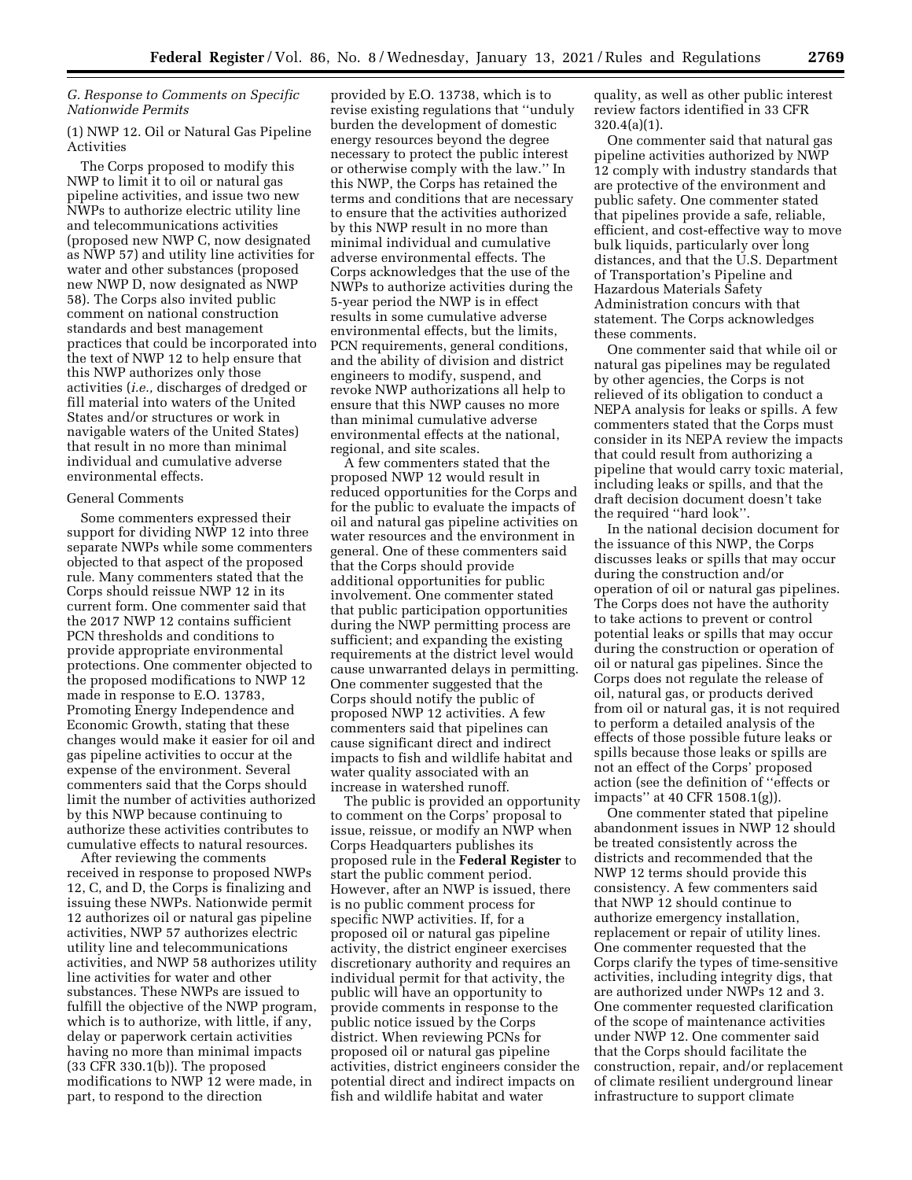## G. Response to Comments on Specific Nationwide Permits

### (1) NWP 12. Oil or Natural Gas Pipeline Activities

The Corps proposed to modify this NWP to limit it to oil or natural gas pipeline activities, and issue two new NWPs to authorize electric utility line and telecommunications activities (proposed new NWP C, now designated as NWP 57) and utility line activities for water and other substances (proposed new NWP D, now designated as NWP 58). The Corps also invited public comment on national construction standards and best management practices that could be incorporated into the text of NWP 12 to help ensure that this NWP authorizes only those activities (*i.e.,* discharges of dredged or fill material into waters of the United States and/or structures or work in navigable waters of the United States) that result in no more than minimal individual and cumulative adverse environmental effects.

#### General Comments

Some commenters expressed their support for dividing NWP 12 into three separate NWPs while some commenters objected to that aspect of the proposed rule. Many commenters stated that the Corps should reissue NWP 12 in its current form. One commenter said that the 2017 NWP 12 contains sufficient PCN thresholds and conditions to provide appropriate environmental protections. One commenter objected to the proposed modifications to NWP 12 made in response to E.O. 13783, Promoting Energy Independence and Economic Growth, stating that these changes would make it easier for oil and gas pipeline activities to occur at the expense of the environment. Several commenters said that the Corps should limit the number of activities authorized by this NWP because continuing to authorize these activities contributes to cumulative effects to natural resources.

After reviewing the comments received in response to proposed NWPs 12, C, and D, the Corps is finalizing and issuing these NWPs. Nationwide permit 12 authorizes oil or natural gas pipeline activities, NWP 57 authorizes electric utility line and telecommunications activities, and NWP 58 authorizes utility line activities for water and other substances. These NWPs are issued to fulfill the objective of the NWP program, which is to authorize, with little, if any, delay or paperwork certain activities having no more than minimal impacts (33 CFR 330.1(b)). The proposed modifications to NWP 12 were made, in part, to respond to the direction provided by E.O. 13738, which is to revise existing regulations that ''unduly burden the development of domestic energy resources beyond the degree necessary to protect the public interest or otherwise comply with the law.'' In this NWP, the Corps has retained the terms and conditions that are necessary to ensure that the activities authorized by this NWP result in no more than minimal individual and cumulative adverse environmental effects. The Corps acknowledges that the use of the NWPs to authorize activities during the 5-year period the NWP is in effect results in some cumulative adverse environmental effects, but the limits, PCN requirements, general conditions, and the ability of division and district engineers to modify, suspend, and revoke NWP authorizations all help to ensure that this NWP causes no more than minimal cumulative adverse environmental effects at the national, regional, and site scales.

A few commenters stated that the proposed NWP 12 would result in reduced opportunities for the Corps and for the public to evaluate the impacts of oil and natural gas pipeline activities on water resources and the environment in general. One of these commenters said that the Corps should provide additional opportunities for public involvement. One commenter stated that public participation opportunities during the NWP permitting process are sufficient; and expanding the existing requirements at the district level would cause unwarranted delays in permitting. One commenter suggested that the Corps should notify the public of proposed NWP 12 activities. A few commenters said that pipelines can cause significant direct and indirect impacts to fish and wildlife habitat and water quality associated with an increase in watershed runoff.

The public is provided an opportunity to comment on the Corps' proposal to issue, reissue, or modify an NWP when Corps Headquarters publishes its proposed rule in the **Federal Register** to start the public comment period. However, after an NWP is issued, there is no public comment process for specific NWP activities. If, for a proposed oil or natural gas pipeline activity, the district engineer exercises discretionary authority and requires an individual permit for that activity, the public will have an opportunity to provide comments in response to the public notice issued by the Corps district. When reviewing PCNs for proposed oil or natural gas pipeline activities, district engineers consider the potential direct and indirect impacts on fish and wildlife habitat and water quality, as well as other public interest review factors identified in 33 CFR 320.4(a)(1).

One commenter said that natural gas pipeline activities authorized by NWP 12 comply with industry standards that are protective of the environment and public safety. One commenter stated that pipelines provide a safe, reliable, efficient, and cost-effective way to move bulk liquids, particularly over long distances, and that the U.S. Department of Transportation's Pipeline and Hazardous Materials Safety Administration concurs with that statement. The Corps acknowledges these comments.

One commenter said that while oil or natural gas pipelines may be regulated by other agencies, the Corps is not relieved of its obligation to conduct a NEPA analysis for leaks or spills. A few commenters stated that the Corps must consider in its NEPA review the impacts that could result from authorizing a pipeline that would carry toxic material, including leaks or spills, and that the draft decision document doesn't take the required ''hard look''.

In the national decision document for the issuance of this NWP, the Corps discusses leaks or spills that may occur during the construction and/or operation of oil or natural gas pipelines. The Corps does not have the authority to take actions to prevent or control potential leaks or spills that may occur during the construction or operation of oil or natural gas pipelines. Since the Corps does not regulate the release of oil, natural gas, or products derived from oil or natural gas, it is not required to perform a detailed analysis of the effects of those possible future leaks or spills because those leaks or spills are not an effect of the Corps' proposed action (see the definition of ''effects or impacts'' at 40 CFR 1508.1(g)).

One commenter stated that pipeline abandonment issues in NWP 12 should be treated consistently across the districts and recommended that the NWP 12 terms should provide this consistency. A few commenters said that NWP 12 should continue to authorize emergency installation, replacement or repair of utility lines. One commenter requested that the Corps clarify the types of time-sensitive activities, including integrity digs, that are authorized under NWPs 12 and 3. One commenter requested clarification of the scope of maintenance activities under NWP 12. One commenter said that the Corps should facilitate the construction, repair, and/or replacement of climate resilient underground linear infrastructure to support climate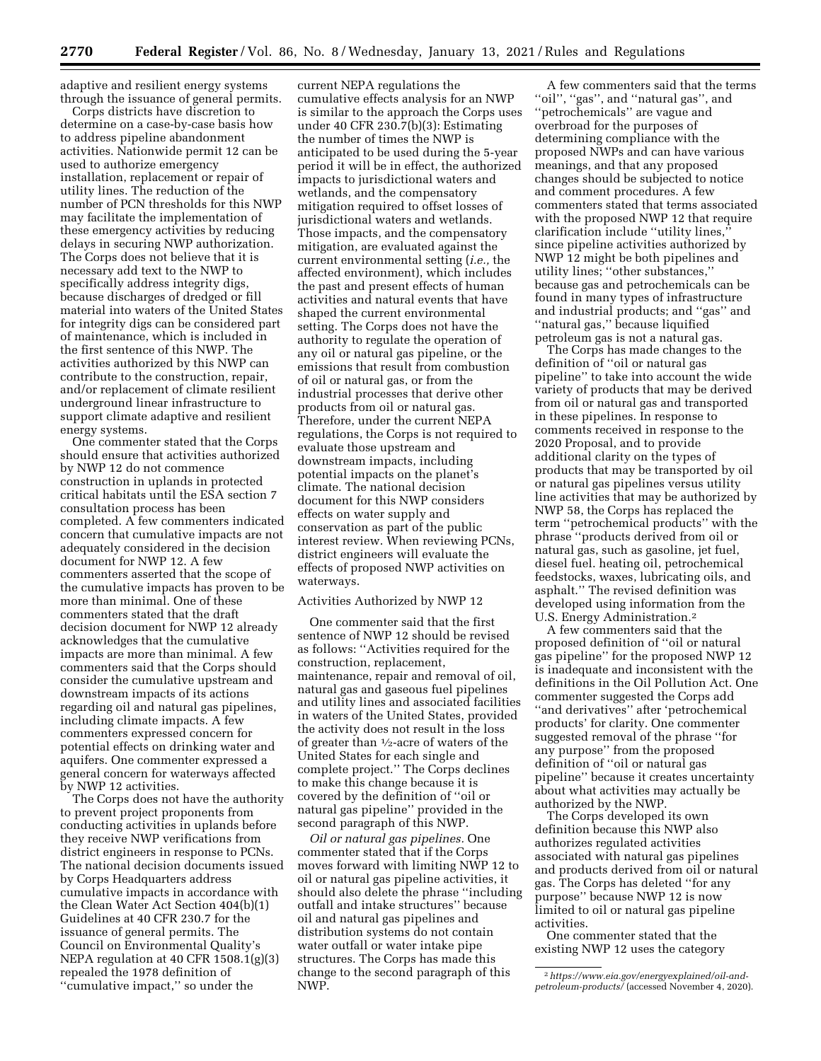adaptive and resilient energy systems through the issuance of general permits.

Corps districts have discretion to determine on a case-by-case basis how to address pipeline abandonment activities. Nationwide permit 12 can be used to authorize emergency installation, replacement or repair of utility lines. The reduction of the number of PCN thresholds for this NWP may facilitate the implementation of these emergency activities by reducing delays in securing NWP authorization. The Corps does not believe that it is necessary add text to the NWP to specifically address integrity digs, because discharges of dredged or fill material into waters of the United States for integrity digs can be considered part of maintenance, which is included in the first sentence of this NWP. The activities authorized by this NWP can contribute to the construction, repair, and/or replacement of climate resilient underground linear infrastructure to support climate adaptive and resilient energy systems.

One commenter stated that the Corps should ensure that activities authorized by NWP 12 do not commence construction in uplands in protected critical habitats until the ESA section 7 consultation process has been completed. A few commenters indicated concern that cumulative impacts are not adequately considered in the decision document for NWP 12. A few commenters asserted that the scope of the cumulative impacts has proven to be more than minimal. One of these commenters stated that the draft decision document for NWP 12 already acknowledges that the cumulative impacts are more than minimal. A few commenters said that the Corps should consider the cumulative upstream and downstream impacts of its actions regarding oil and natural gas pipelines, including climate impacts. A few commenters expressed concern for potential effects on drinking water and aquifers. One commenter expressed a general concern for waterways affected by NWP 12 activities.

The Corps does not have the authority to prevent project proponents from conducting activities in uplands before they receive NWP verifications from district engineers in response to PCNs. The national decision documents issued by Corps Headquarters address cumulative impacts in accordance with the Clean Water Act Section 404(b)(1) Guidelines at 40 CFR 230.7 for the issuance of general permits. The Council on Environmental Quality's NEPA regulation at 40 CFR 1508.1(g)(3) repealed the 1978 definition of "cumulative impact," so under the current NEPA regulations the cumulative effects analysis for an NWP is similar to the approach the Corps uses under 40 CFR 230.7(b)(3): Estimating the number of times the NWP is anticipated to be used during the 5-year period it will be in effect, the authorized impacts to jurisdictional waters and wetlands, and the compensatory mitigation required to offset losses of jurisdictional waters and wetlands. Those impacts, and the compensatory mitigation, are evaluated against the current environmental setting (*i.e.,* the affected environment), which includes the past and present effects of human activities and natural events that have shaped the current environmental setting. The Corps does not have the authority to regulate the operation of any oil or natural gas pipeline, or the emissions that result from combustion of oil or natural gas, or from the industrial processes that derive other products from oil or natural gas. Therefore, under the current NEPA regulations, the Corps is not required to evaluate those upstream and downstream impacts, including potential impacts on the planet's climate. The national decision document for this NWP considers effects on water supply and conservation as part of the public interest review. When reviewing PCNs, district engineers will evaluate the effects of proposed NWP activities on waterways.

Activities Authorized by NWP 12

One commenter said that the first sentence of NWP 12 should be revised as follows: "Activities required for the construction, replacement, maintenance, repair and removal of oil, natural gas and gaseous fuel pipelines and utility lines and associated facilities in waters of the United States, provided the activity does not result in the loss of greater than ½-acre of waters of the United States for each single and complete project." The Corps declines to make this change because it is covered by the definition of "oil or natural gas pipeline" provided in the second paragraph of this NWP.

*Oil or natural gas pipelines.* One commenter stated that if the Corps moves forward with limiting NWP 12 to oil or natural gas pipeline activities, it should also delete the phrase "including outfall and intake structures" because oil and natural gas pipelines and distribution systems do not contain water outfall or water intake pipe structures. The Corps has made this change to the second paragraph of this NWP.

A few commenters said that the terms "oil", "gas", and "natural gas", and "petrochemicals" are vague and overbroad for the purposes of determining compliance with the proposed NWPs and can have various meanings, and that any proposed changes should be subjected to notice and comment procedures. A few commenters stated that terms associated with the proposed NWP 12 that require clarification include "utility lines," since pipeline activities authorized by NWP 12 might be both pipelines and utility lines; "other substances," because gas and petrochemicals can be found in many types of infrastructure and industrial products; and "gas" and "natural gas," because liquified petroleum gas is not a natural gas.

The Corps has made changes to the definition of "oil or natural gas pipeline" to take into account the wide variety of products that may be derived from oil or natural gas and transported in these pipelines. In response to comments received in response to the 2020 Proposal, and to provide additional clarity on the types of products that may be transported by oil or natural gas pipelines versus utility line activities that may be authorized by NWP 58, the Corps has replaced the term "petrochemical products" with the phrase "products derived from oil or natural gas, such as gasoline, jet fuel, diesel fuel. heating oil, petrochemical feedstocks, waxes, lubricating oils, and asphalt." The revised definition was developed using information from the U.S. Energy Administration.[2]

A few commenters said that the proposed definition of "oil or natural gas pipeline" for the proposed NWP 12 is inadequate and inconsistent with the definitions in the Oil Pollution Act. One commenter suggested the Corps add "and derivatives" after 'petrochemical products' for clarity. One commenter suggested removal of the phrase "for any purpose" from the proposed definition of "oil or natural gas pipeline" because it creates uncertainty about what activities may actually be authorized by the NWP.

The Corps developed its own definition because this NWP also authorizes regulated activities associated with natural gas pipelines and products derived from oil or natural gas. The Corps has deleted "for any purpose" because NWP 12 is now limited to oil or natural gas pipeline activities.

One commenter stated that the existing NWP 12 uses the category

[2] *https://www.eia.gov/energyexplained/oil-and-petroleum-products/* (accessed November 4, 2020).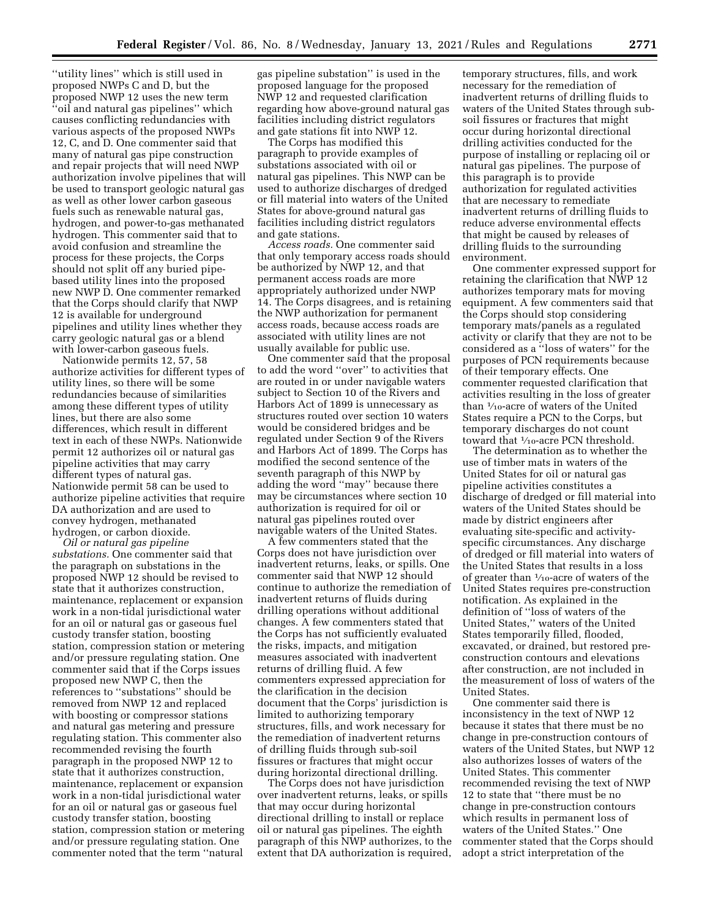"utility lines" which is still used in proposed NWPs C and D, but the proposed NWP 12 uses the new term "oil and natural gas pipelines" which causes conflicting redundancies with various aspects of the proposed NWPs 12, C, and D. One commenter said that many of natural gas pipe construction and repair projects that will need NWP authorization involve pipelines that will be used to transport geologic natural gas as well as other lower carbon gaseous fuels such as renewable natural gas, hydrogen, and power-to-gas methanated hydrogen. This commenter said that to avoid confusion and streamline the process for these projects, the Corps should not split off any buried pipe-based utility lines into the proposed new NWP D. One commenter remarked that the Corps should clarify that NWP 12 is available for underground pipelines and utility lines whether they carry geologic natural gas or a blend with lower-carbon gaseous fuels.

Nationwide permits 12, 57, 58 authorize activities for different types of utility lines, so there will be some redundancies because of similarities among these different types of utility lines, but there are also some differences, which result in different text in each of these NWPs. Nationwide permit 12 authorizes oil or natural gas pipeline activities that may carry different types of natural gas. Nationwide permit 58 can be used to authorize pipeline activities that require DA authorization and are used to convey hydrogen, methanated hydrogen, or carbon dioxide.

*Oil or natural gas pipeline substations.* One commenter said that the paragraph on substations in the proposed NWP 12 should be revised to state that it authorizes construction, maintenance, replacement or expansion work in a non-tidal jurisdictional water for an oil or natural gas or gaseous fuel custody transfer station, boosting station, compression station or metering and/or pressure regulating station. One commenter said that if the Corps issues proposed new NWP C, then the references to "substations" should be removed from NWP 12 and replaced with boosting or compressor stations and natural gas metering and pressure regulating station. This commenter also recommended revising the fourth paragraph in the proposed NWP 12 to state that it authorizes construction, maintenance, replacement or expansion work in a non-tidal jurisdictional water for an oil or natural gas or gaseous fuel custody transfer station, boosting station, compression station or metering and/or pressure regulating station. One commenter noted that the term "natural gas pipeline substation" is used in the proposed language for the proposed NWP 12 and requested clarification regarding how above-ground natural gas facilities including district regulators and gate stations fit into NWP 12.

The Corps has modified this paragraph to provide examples of substations associated with oil or natural gas pipelines. This NWP can be used to authorize discharges of dredged or fill material into waters of the United States for above-ground natural gas facilities including district regulators and gate stations.

*Access roads.* One commenter said that only temporary access roads should be authorized by NWP 12, and that permanent access roads are more appropriately authorized under NWP 14. The Corps disagrees, and is retaining the NWP authorization for permanent access roads, because access roads are associated with utility lines are not usually available for public use.

One commenter said that the proposal to add the word "over" to activities that are routed in or under navigable waters subject to Section 10 of the Rivers and Harbors Act of 1899 is unnecessary as structures routed over section 10 waters would be considered bridges and be regulated under Section 9 of the Rivers and Harbors Act of 1899. The Corps has modified the second sentence of the seventh paragraph of this NWP by adding the word "may" because there may be circumstances where section 10 authorization is required for oil or natural gas pipelines routed over navigable waters of the United States.

A few commenters stated that the Corps does not have jurisdiction over inadvertent returns, leaks, or spills. One commenter said that NWP 12 should continue to authorize the remediation of inadvertent returns of fluids during drilling operations without additional changes. A few commenters stated that the Corps has not sufficiently evaluated the risks, impacts, and mitigation measures associated with inadvertent returns of drilling fluid. A few commenters expressed appreciation for the clarification in the decision document that the Corps' jurisdiction is limited to authorizing temporary structures, fills, and work necessary for the remediation of inadvertent returns of drilling fluids through sub-soil fissures or fractures that might occur during horizontal directional drilling.

The Corps does not have jurisdiction over inadvertent returns, leaks, or spills that may occur during horizontal directional drilling to install or replace oil or natural gas pipelines. The eighth paragraph of this NWP authorizes, to the extent that DA authorization is required, temporary structures, fills, and work necessary for the remediation of inadvertent returns of drilling fluids to waters of the United States through sub-soil fissures or fractures that might occur during horizontal directional drilling activities conducted for the purpose of installing or replacing oil or natural gas pipelines. The purpose of this paragraph is to provide authorization for regulated activities that are necessary to remediate inadvertent returns of drilling fluids to reduce adverse environmental effects that might be caused by releases of drilling fluids to the surrounding environment.

One commenter expressed support for retaining the clarification that NWP 12 authorizes temporary mats for moving equipment. A few commenters said that the Corps should stop considering temporary mats/panels as a regulated activity or clarify that they are not to be considered as a "loss of waters" for the purposes of PCN requirements because of their temporary effects. One commenter requested clarification that activities resulting in the loss of greater than 1/10-acre of waters of the United States require a PCN to the Corps, but temporary discharges do not count toward that 1/10-acre PCN threshold.

The determination as to whether the use of timber mats in waters of the United States for oil or natural gas pipeline activities constitutes a discharge of dredged or fill material into waters of the United States should be made by district engineers after evaluating site-specific and activity-specific circumstances. Any discharge of dredged or fill material into waters of the United States that results in a loss of greater than 1/10-acre of waters of the United States requires pre-construction notification. As explained in the definition of "loss of waters of the United States," waters of the United States temporarily filled, flooded, excavated, or drained, but restored pre-construction contours and elevations after construction, are not included in the measurement of loss of waters of the United States.

One commenter said there is inconsistency in the text of NWP 12 because it states that there must be no change in pre-construction contours of waters of the United States, but NWP 12 also authorizes losses of waters of the United States. This commenter recommended revising the text of NWP 12 to state that "there must be no change in pre-construction contours which results in permanent loss of waters of the United States." One commenter stated that the Corps should adopt a strict interpretation of the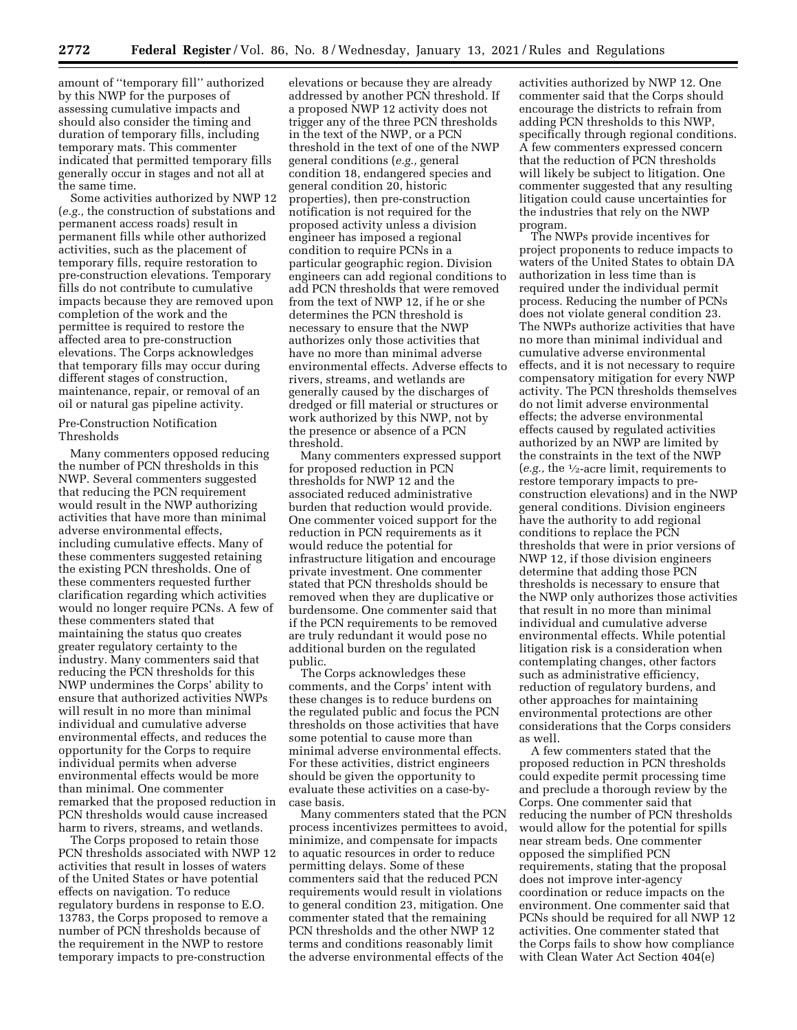amount of ''temporary fill'' authorized by this NWP for the purposes of assessing cumulative impacts and should also consider the timing and duration of temporary fills, including temporary mats. This commenter indicated that permitted temporary fills generally occur in stages and not all at the same time.

Some activities authorized by NWP 12 (*e.g.,* the construction of substations and permanent access roads) result in permanent fills while other authorized activities, such as the placement of temporary fills, require restoration to pre-construction elevations. Temporary fills do not contribute to cumulative impacts because they are removed upon completion of the work and the permittee is required to restore the affected area to pre-construction elevations. The Corps acknowledges that temporary fills may occur during different stages of construction, maintenance, repair, or removal of an oil or natural gas pipeline activity.

### Pre-Construction Notification Thresholds

Many commenters opposed reducing the number of PCN thresholds in this NWP. Several commenters suggested that reducing the PCN requirement would result in the NWP authorizing activities that have more than minimal adverse environmental effects, including cumulative effects. Many of these commenters suggested retaining the existing PCN thresholds. One of these commenters requested further clarification regarding which activities would no longer require PCNs. A few of these commenters stated that maintaining the status quo creates greater regulatory certainty to the industry. Many commenters said that reducing the PCN thresholds for this NWP undermines the Corps' ability to ensure that authorized activities NWPs will result in no more than minimal individual and cumulative adverse environmental effects, and reduces the opportunity for the Corps to require individual permits when adverse environmental effects would be more than minimal. One commenter remarked that the proposed reduction in PCN thresholds would cause increased harm to rivers, streams, and wetlands.

The Corps proposed to retain those PCN thresholds associated with NWP 12 activities that result in losses of waters of the United States or have potential effects on navigation. To reduce regulatory burdens in response to E.O. 13783, the Corps proposed to remove a number of PCN thresholds because of the requirement in the NWP to restore temporary impacts to pre-construction elevations or because they are already addressed by another PCN threshold. If a proposed NWP 12 activity does not trigger any of the three PCN thresholds in the text of the NWP, or a PCN threshold in the text of one of the NWP general conditions (*e.g.,* general condition 18, endangered species and general condition 20, historic properties), then pre-construction notification is not required for the proposed activity unless a division engineer has imposed a regional condition to require PCNs in a particular geographic region. Division engineers can add regional conditions to add PCN thresholds that were removed from the text of NWP 12, if he or she determines the PCN threshold is necessary to ensure that the NWP authorizes only those activities that have no more than minimal adverse environmental effects. Adverse effects to rivers, streams, and wetlands are generally caused by the discharges of dredged or fill material or structures or work authorized by this NWP, not by the presence or absence of a PCN threshold.

Many commenters expressed support for proposed reduction in PCN thresholds for NWP 12 and the associated reduced administrative burden that reduction would provide. One commenter voiced support for the reduction in PCN requirements as it would reduce the potential for infrastructure litigation and encourage private investment. One commenter stated that PCN thresholds should be removed when they are duplicative or burdensome. One commenter said that if the PCN requirements to be removed are truly redundant it would pose no additional burden on the regulated public.

The Corps acknowledges these comments, and the Corps' intent with these changes is to reduce burdens on the regulated public and focus the PCN thresholds on those activities that have some potential to cause more than minimal adverse environmental effects. For these activities, district engineers should be given the opportunity to evaluate these activities on a case-by-case basis.

Many commenters stated that the PCN process incentivizes permittees to avoid, minimize, and compensate for impacts to aquatic resources in order to reduce permitting delays. Some of these commenters said that the reduced PCN requirements would result in violations to general condition 23, mitigation. One commenter stated that the remaining PCN thresholds and the other NWP 12 terms and conditions reasonably limit the adverse environmental effects of the activities authorized by NWP 12. One commenter said that the Corps should encourage the districts to refrain from adding PCN thresholds to this NWP, specifically through regional conditions. A few commenters expressed concern that the reduction of PCN thresholds will likely be subject to litigation. One commenter suggested that any resulting litigation could cause uncertainties for the industries that rely on the NWP program.

The NWPs provide incentives for project proponents to reduce impacts to waters of the United States to obtain DA authorization in less time than is required under the individual permit process. Reducing the number of PCNs does not violate general condition 23. The NWPs authorize activities that have no more than minimal individual and cumulative adverse environmental effects, and it is not necessary to require compensatory mitigation for every NWP activity. The PCN thresholds themselves do not limit adverse environmental effects; the adverse environmental effects caused by regulated activities authorized by an NWP are limited by the constraints in the text of the NWP (*e.g.,* the ½-acre limit, requirements to restore temporary impacts to pre-construction elevations) and in the NWP general conditions. Division engineers have the authority to add regional conditions to replace the PCN thresholds that were in prior versions of NWP 12, if those division engineers determine that adding those PCN thresholds is necessary to ensure that the NWP only authorizes those activities that result in no more than minimal individual and cumulative adverse environmental effects. While potential litigation risk is a consideration when contemplating changes, other factors such as administrative efficiency, reduction of regulatory burdens, and other approaches for maintaining environmental protections are other considerations that the Corps considers as well.

A few commenters stated that the proposed reduction in PCN thresholds could expedite permit processing time and preclude a thorough review by the Corps. One commenter said that reducing the number of PCN thresholds would allow for the potential for spills near stream beds. One commenter opposed the simplified PCN requirements, stating that the proposal does not improve inter-agency coordination or reduce impacts on the environment. One commenter said that PCNs should be required for all NWP 12 activities. One commenter stated that the Corps fails to show how compliance with Clean Water Act Section 404(e)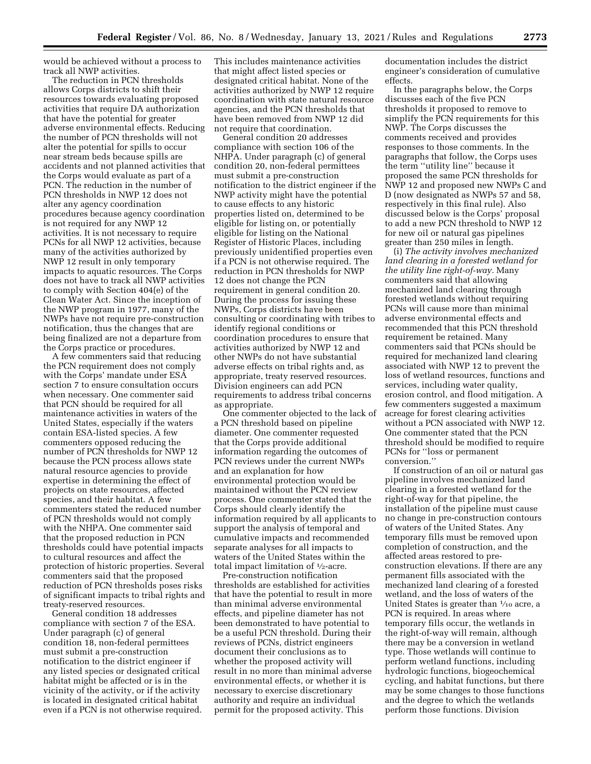would be achieved without a process to track all NWP activities.

The reduction in PCN thresholds allows Corps districts to shift their resources towards evaluating proposed activities that require DA authorization that have the potential for greater adverse environmental effects. Reducing the number of PCN thresholds will not alter the potential for spills to occur near stream beds because spills are accidents and not planned activities that the Corps would evaluate as part of a PCN. The reduction in the number of PCN thresholds in NWP 12 does not alter any agency coordination procedures because agency coordination is not required for any NWP 12 activities. It is not necessary to require PCNs for all NWP 12 activities, because many of the activities authorized by NWP 12 result in only temporary impacts to aquatic resources. The Corps does not have to track all NWP activities to comply with Section 404(e) of the Clean Water Act. Since the inception of the NWP program in 1977, many of the NWPs have not require pre-construction notification, thus the changes that are being finalized are not a departure from the Corps practice or procedures.

A few commenters said that reducing the PCN requirement does not comply with the Corps' mandate under ESA section 7 to ensure consultation occurs when necessary. One commenter said that PCN should be required for all maintenance activities in waters of the United States, especially if the waters contain ESA-listed species. A few commenters opposed reducing the number of PCN thresholds for NWP 12 because the PCN process allows state natural resource agencies to provide expertise in determining the effect of projects on state resources, affected species, and their habitat. A few commenters stated the reduced number of PCN thresholds would not comply with the NHPA. One commenter said that the proposed reduction in PCN thresholds could have potential impacts to cultural resources and affect the protection of historic properties. Several commenters said that the proposed reduction of PCN thresholds poses risks of significant impacts to tribal rights and treaty-reserved resources.

General condition 18 addresses compliance with section 7 of the ESA. Under paragraph (c) of general condition 18, non-federal permittees must submit a pre-construction notification to the district engineer if any listed species or designated critical habitat might be affected or is in the vicinity of the activity, or if the activity is located in designated critical habitat even if a PCN is not otherwise required. This includes maintenance activities that might affect listed species or designated critical habitat. None of the activities authorized by NWP 12 require coordination with state natural resource agencies, and the PCN thresholds that have been removed from NWP 12 did not require that coordination.

General condition 20 addresses compliance with section 106 of the NHPA. Under paragraph (c) of general condition 20, non-federal permittees must submit a pre-construction notification to the district engineer if the NWP activity might have the potential to cause effects to any historic properties listed on, determined to be eligible for listing on, or potentially eligible for listing on the National Register of Historic Places, including previously unidentified properties even if a PCN is not otherwise required. The reduction in PCN thresholds for NWP 12 does not change the PCN requirement in general condition 20. During the process for issuing these NWPs, Corps districts have been consulting or coordinating with tribes to identify regional conditions or coordination procedures to ensure that activities authorized by NWP 12 and other NWPs do not have substantial adverse effects on tribal rights and, as appropriate, treaty reserved resources. Division engineers can add PCN requirements to address tribal concerns as appropriate.

One commenter objected to the lack of a PCN threshold based on pipeline diameter. One commenter requested that the Corps provide additional information regarding the outcomes of PCN reviews under the current NWPs and an explanation for how environmental protection would be maintained without the PCN review process. One commenter stated that the Corps should clearly identify the information required by all applicants to support the analysis of temporal and cumulative impacts and recommended separate analyses for all impacts to waters of the United States within the total impact limitation of ½-acre.

Pre-construction notification thresholds are established for activities that have the potential to result in more than minimal adverse environmental effects, and pipeline diameter has not been demonstrated to have potential to be a useful PCN threshold. During their reviews of PCNs, district engineers document their conclusions as to whether the proposed activity will result in no more than minimal adverse environmental effects, or whether it is necessary to exercise discretionary authority and require an individual permit for the proposed activity. This documentation includes the district engineer's consideration of cumulative effects.

In the paragraphs below, the Corps discusses each of the five PCN thresholds it proposed to remove to simplify the PCN requirements for this NWP. The Corps discusses the comments received and provides responses to those comments. In the paragraphs that follow, the Corps uses the term ''utility line'' because it proposed the same PCN thresholds for NWP 12 and proposed new NWPs C and D (now designated as NWPs 57 and 58, respectively in this final rule). Also discussed below is the Corps' proposal to add a new PCN threshold to NWP 12 for new oil or natural gas pipelines greater than 250 miles in length.

(i) *The activity involves mechanized land clearing in a forested wetland for the utility line right-of-way.* Many commenters said that allowing mechanized land clearing through forested wetlands without requiring PCNs will cause more than minimal adverse environmental effects and recommended that this PCN threshold requirement be retained. Many commenters said that PCNs should be required for mechanized land clearing associated with NWP 12 to prevent the loss of wetland resources, functions and services, including water quality, erosion control, and flood mitigation. A few commenters suggested a maximum acreage for forest clearing activities without a PCN associated with NWP 12. One commenter stated that the PCN threshold should be modified to require PCNs for ''loss or permanent conversion.''

If construction of an oil or natural gas pipeline involves mechanized land clearing in a forested wetland for the right-of-way for that pipeline, the installation of the pipeline must cause no change in pre-construction contours of waters of the United States. Any temporary fills must be removed upon completion of construction, and the affected areas restored to pre-construction elevations. If there are any permanent fills associated with the mechanized land clearing of a forested wetland, and the loss of waters of the United States is greater than 1/10 acre, a PCN is required. In areas where temporary fills occur, the wetlands in the right-of-way will remain, although there may be a conversion in wetland type. Those wetlands will continue to perform wetland functions, including hydrologic functions, biogeochemical cycling, and habitat functions, but there may be some changes to those functions and the degree to which the wetlands perform those functions. Division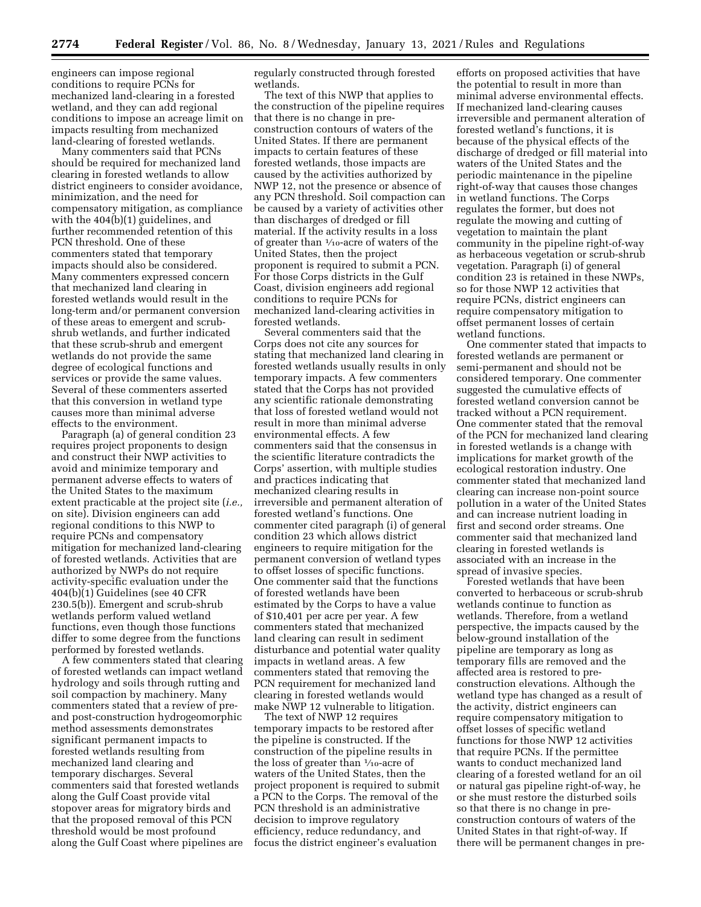engineers can impose regional conditions to require PCNs for mechanized land-clearing in a forested wetland, and they can add regional conditions to impose an acreage limit on impacts resulting from mechanized land-clearing of forested wetlands.

Many commenters said that PCNs should be required for mechanized land clearing in forested wetlands to allow district engineers to consider avoidance, minimization, and the need for compensatory mitigation, as compliance with the 404(b)(1) guidelines, and further recommended retention of this PCN threshold. One of these commenters stated that temporary impacts should also be considered. Many commenters expressed concern that mechanized land clearing in forested wetlands would result in the long-term and/or permanent conversion of these areas to emergent and scrub-shrub wetlands, and further indicated that these scrub-shrub and emergent wetlands do not provide the same degree of ecological functions and services or provide the same values. Several of these commenters asserted that this conversion in wetland type causes more than minimal adverse effects to the environment.

Paragraph (a) of general condition 23 requires project proponents to design and construct their NWP activities to avoid and minimize temporary and permanent adverse effects to waters of the United States to the maximum extent practicable at the project site (*i.e.,* on site). Division engineers can add regional conditions to this NWP to require PCNs and compensatory mitigation for mechanized land-clearing of forested wetlands. Activities that are authorized by NWPs do not require activity-specific evaluation under the 404(b)(1) Guidelines (see 40 CFR 230.5(b)). Emergent and scrub-shrub wetlands perform valued wetland functions, even though those functions differ to some degree from the functions performed by forested wetlands.

A few commenters stated that clearing of forested wetlands can impact wetland hydrology and soils through rutting and soil compaction by machinery. Many commenters stated that a review of pre- and post-construction hydrogeomorphic method assessments demonstrates significant permanent impacts to forested wetlands resulting from mechanized land clearing and temporary discharges. Several commenters said that forested wetlands along the Gulf Coast provide vital stopover areas for migratory birds and that the proposed removal of this PCN threshold would be most profound along the Gulf Coast where pipelines are regularly constructed through forested wetlands.

The text of this NWP that applies to the construction of the pipeline requires that there is no change in pre-construction contours of waters of the United States. If there are permanent impacts to certain features of these forested wetlands, those impacts are caused by the activities authorized by NWP 12, not the presence or absence of any PCN threshold. Soil compaction can be caused by a variety of activities other than discharges of dredged or fill material. If the activity results in a loss of greater than 1/10-acre of waters of the United States, then the project proponent is required to submit a PCN. For those Corps districts in the Gulf Coast, division engineers add regional conditions to require PCNs for mechanized land-clearing activities in forested wetlands.

Several commenters said that the Corps does not cite any sources for stating that mechanized land clearing in forested wetlands usually results in only temporary impacts. A few commenters stated that the Corps has not provided any scientific rationale demonstrating that loss of forested wetland would not result in more than minimal adverse environmental effects. A few commenters said that the consensus in the scientific literature contradicts the Corps' assertion, with multiple studies and practices indicating that mechanized clearing results in irreversible and permanent alteration of forested wetland's functions. One commenter cited paragraph (i) of general condition 23 which allows district engineers to require mitigation for the permanent conversion of wetland types to offset losses of specific functions. One commenter said that the functions of forested wetlands have been estimated by the Corps to have a value of $10,401 per acre per year. A few commenters stated that mechanized land clearing can result in sediment disturbance and potential water quality impacts in wetland areas. A few commenters stated that removing the PCN requirement for mechanized land clearing in forested wetlands would make NWP 12 vulnerable to litigation.

The text of NWP 12 requires temporary impacts to be restored after the pipeline is constructed. If the construction of the pipeline results in the loss of greater than 1/10-acre of waters of the United States, then the project proponent is required to submit a PCN to the Corps. The removal of the PCN threshold is an administrative decision to improve regulatory efficiency, reduce redundancy, and focus the district engineer's evaluation efforts on proposed activities that have the potential to result in more than minimal adverse environmental effects. If mechanized land-clearing causes irreversible and permanent alteration of forested wetland's functions, it is because of the physical effects of the discharge of dredged or fill material into waters of the United States and the periodic maintenance in the pipeline right-of-way that causes those changes in wetland functions. The Corps regulates the former, but does not regulate the mowing and cutting of vegetation to maintain the plant community in the pipeline right-of-way as herbaceous vegetation or scrub-shrub vegetation. Paragraph (i) of general condition 23 is retained in these NWPs, so for those NWP 12 activities that require PCNs, district engineers can require compensatory mitigation to offset permanent losses of certain wetland functions.

One commenter stated that impacts to forested wetlands are permanent or semi-permanent and should not be considered temporary. One commenter suggested the cumulative effects of forested wetland conversion cannot be tracked without a PCN requirement. One commenter stated that the removal of the PCN for mechanized land clearing in forested wetlands is a change with implications for market growth of the ecological restoration industry. One commenter stated that mechanized land clearing can increase non-point source pollution in a water of the United States and can increase nutrient loading in first and second order streams. One commenter said that mechanized land clearing in forested wetlands is associated with an increase in the spread of invasive species.

Forested wetlands that have been converted to herbaceous or scrub-shrub wetlands continue to function as wetlands. Therefore, from a wetland perspective, the impacts caused by the below-ground installation of the pipeline are temporary as long as temporary fills are removed and the affected area is restored to pre-construction elevations. Although the wetland type has changed as a result of the activity, district engineers can require compensatory mitigation to offset losses of specific wetland functions for those NWP 12 activities that require PCNs. If the permittee wants to conduct mechanized land clearing of a forested wetland for an oil or natural gas pipeline right-of-way, he or she must restore the disturbed soils so that there is no change in pre-construction contours of waters of the United States in that right-of-way. If there will be permanent changes in pre-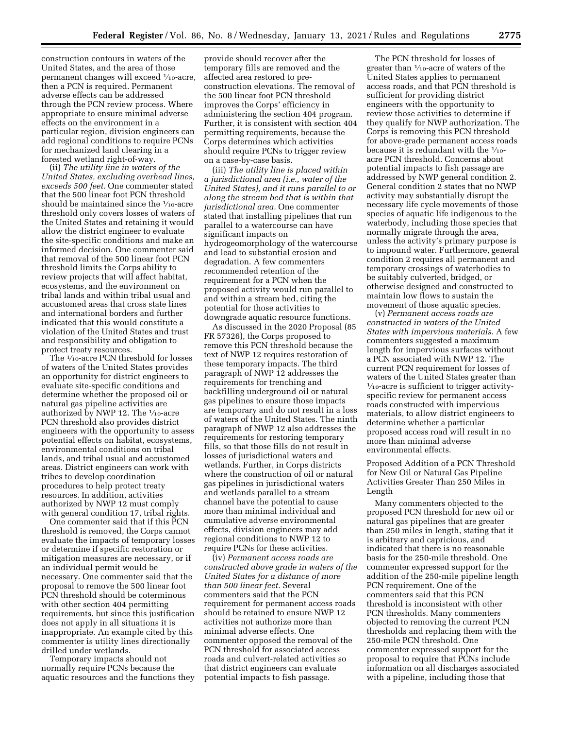construction contours in waters of the United States, and the area of those permanent changes will exceed 1/10-acre, then a PCN is required. Permanent adverse effects can be addressed through the PCN review process. Where appropriate to ensure minimal adverse effects on the environment in a particular region, division engineers can add regional conditions to require PCNs for mechanized land clearing in a forested wetland right-of-way.

(ii) *The utility line in waters of the United States, excluding overhead lines, exceeds 500 feet.* One commenter stated that the 500 linear foot PCN threshold should be maintained since the 1/10-acre threshold only covers losses of waters of the United States and retaining it would allow the district engineer to evaluate the site-specific conditions and make an informed decision. One commenter said that removal of the 500 linear foot PCN threshold limits the Corps ability to review projects that will affect habitat, ecosystems, and the environment on tribal lands and within tribal usual and accustomed areas that cross state lines and international borders and further indicated that this would constitute a violation of the United States and trust and responsibility and obligation to protect treaty resources.

The 1/10-acre PCN threshold for losses of waters of the United States provides an opportunity for district engineers to evaluate site-specific conditions and determine whether the proposed oil or natural gas pipeline activities are authorized by NWP 12. The 1/10-acre PCN threshold also provides district engineers with the opportunity to assess potential effects on habitat, ecosystems, environmental conditions on tribal lands, and tribal usual and accustomed areas. District engineers can work with tribes to develop coordination procedures to help protect treaty resources. In addition, activities authorized by NWP 12 must comply with general condition 17, tribal rights.

One commenter said that if this PCN threshold is removed, the Corps cannot evaluate the impacts of temporary losses or determine if specific restoration or mitigation measures are necessary, or if an individual permit would be necessary. One commenter said that the proposal to remove the 500 linear foot PCN threshold should be coterminous with other section 404 permitting requirements, but since this justification does not apply in all situations it is inappropriate. An example cited by this commenter is utility lines directionally drilled under wetlands.

Temporary impacts should not normally require PCNs because the aquatic resources and the functions they provide should recover after the temporary fills are removed and the affected area restored to pre-construction elevations. The removal of the 500 linear foot PCN threshold improves the Corps' efficiency in administering the section 404 program. Further, it is consistent with section 404 permitting requirements, because the Corps determines which activities should require PCNs to trigger review on a case-by-case basis.

(iii) *The utility line is placed within a jurisdictional area (i.e., water of the United States), and it runs parallel to or along the stream bed that is within that jurisdictional area.* One commenter stated that installing pipelines that run parallel to a watercourse can have significant impacts on hydrogeomorphology of the watercourse and lead to substantial erosion and degradation. A few commenters recommended retention of the requirement for a PCN when the proposed activity would run parallel to and within a stream bed, citing the potential for those activities to downgrade aquatic resource functions.

As discussed in the 2020 Proposal (85 FR 57326), the Corps proposed to remove this PCN threshold because the text of NWP 12 requires restoration of these temporary impacts. The third paragraph of NWP 12 addresses the requirements for trenching and backfilling underground oil or natural gas pipelines to ensure those impacts are temporary and do not result in a loss of waters of the United States. The ninth paragraph of NWP 12 also addresses the requirements for restoring temporary fills, so that those fills do not result in losses of jurisdictional waters and wetlands. Further, in Corps districts where the construction of oil or natural gas pipelines in jurisdictional waters and wetlands parallel to a stream channel have the potential to cause more than minimal individual and cumulative adverse environmental effects, division engineers may add regional conditions to NWP 12 to require PCNs for these activities.

(iv) *Permanent access roads are constructed above grade in waters of the United States for a distance of more than 500 linear feet.* Several commenters said that the PCN requirement for permanent access roads should be retained to ensure NWP 12 activities not authorize more than minimal adverse effects. One commenter opposed the removal of the PCN threshold for associated access roads and culvert-related activities so that district engineers can evaluate potential impacts to fish passage.

The PCN threshold for losses of greater than 1/10-acre of waters of the United States applies to permanent access roads, and that PCN threshold is sufficient for providing district engineers with the opportunity to review those activities to determine if they qualify for NWP authorization. The Corps is removing this PCN threshold for above-grade permanent access roads because it is redundant with the 1/10-acre PCN threshold. Concerns about potential impacts to fish passage are addressed by NWP general condition 2. General condition 2 states that no NWP activity may substantially disrupt the necessary life cycle movements of those species of aquatic life indigenous to the waterbody, including those species that normally migrate through the area, unless the activity's primary purpose is to impound water. Furthermore, general condition 2 requires all permanent and temporary crossings of waterbodies to be suitably culverted, bridged, or otherwise designed and constructed to maintain low flows to sustain the movement of those aquatic species.

(v) *Permanent access roads are constructed in waters of the United States with impervious materials.* A few commenters suggested a maximum length for impervious surfaces without a PCN associated with NWP 12. The current PCN requirement for losses of waters of the United States greater than 1/10-acre is sufficient to trigger activity-specific review for permanent access roads constructed with impervious materials, to allow district engineers to determine whether a particular proposed access road will result in no more than minimal adverse environmental effects.

Proposed Addition of a PCN Threshold for New Oil or Natural Gas Pipeline Activities Greater Than 250 Miles in Length

Many commenters objected to the proposed PCN threshold for new oil or natural gas pipelines that are greater than 250 miles in length, stating that it is arbitrary and capricious, and indicated that there is no reasonable basis for the 250-mile threshold. One commenter expressed support for the addition of the 250-mile pipeline length PCN requirement. One of the commenters said that this PCN threshold is inconsistent with other PCN thresholds. Many commenters objected to removing the current PCN thresholds and replacing them with the 250-mile PCN threshold. One commenter expressed support for the proposal to require that PCNs include information on all discharges associated with a pipeline, including those that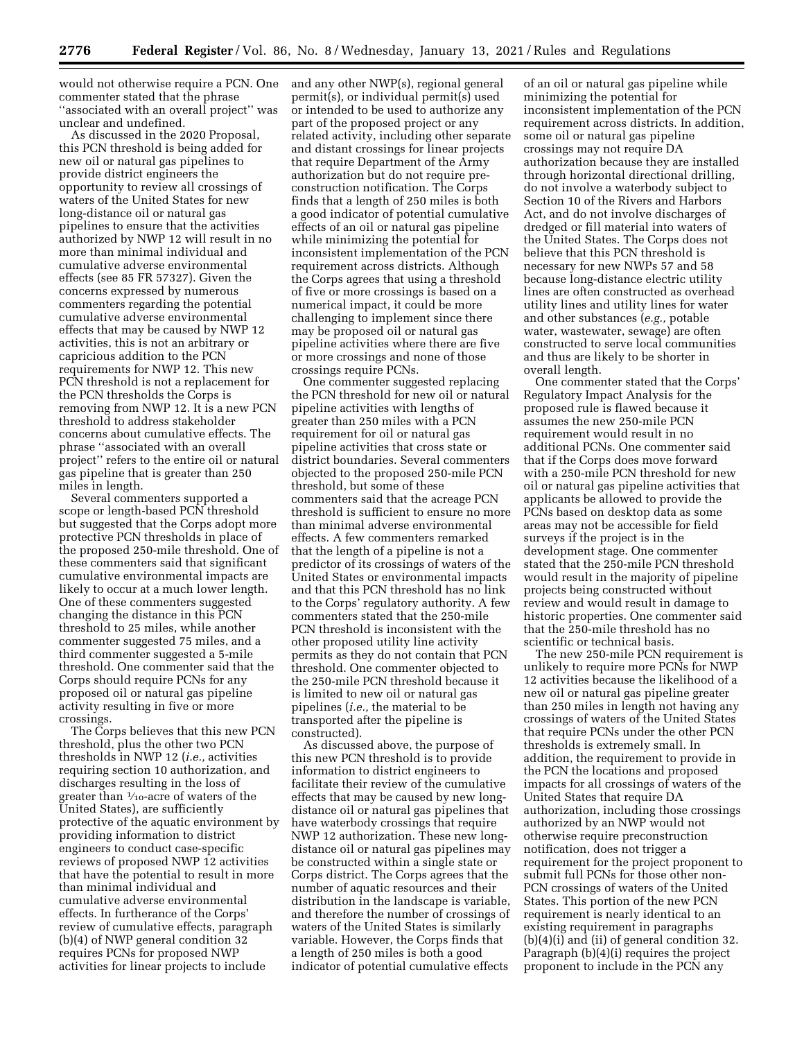would not otherwise require a PCN. One commenter stated that the phrase "associated with an overall project" was unclear and undefined.

As discussed in the 2020 Proposal, this PCN threshold is being added for new oil or natural gas pipelines to provide district engineers the opportunity to review all crossings of waters of the United States for new long-distance oil or natural gas pipelines to ensure that the activities authorized by NWP 12 will result in no more than minimal individual and cumulative adverse environmental effects (see 85 FR 57327). Given the concerns expressed by numerous commenters regarding the potential cumulative adverse environmental effects that may be caused by NWP 12 activities, this is not an arbitrary or capricious addition to the PCN requirements for NWP 12. This new PCN threshold is not a replacement for the PCN thresholds the Corps is removing from NWP 12. It is a new PCN threshold to address stakeholder concerns about cumulative effects. The phrase "associated with an overall project" refers to the entire oil or natural gas pipeline that is greater than 250 miles in length.

Several commenters supported a scope or length-based PCN threshold but suggested that the Corps adopt more protective PCN thresholds in place of the proposed 250-mile threshold. One of these commenters said that significant cumulative environmental impacts are likely to occur at a much lower length. One of these commenters suggested changing the distance in this PCN threshold to 25 miles, while another commenter suggested 75 miles, and a third commenter suggested a 5-mile threshold. One commenter said that the Corps should require PCNs for any proposed oil or natural gas pipeline activity resulting in five or more crossings.

The Corps believes that this new PCN threshold, plus the other two PCN thresholds in NWP 12 (*i.e.,* activities requiring section 10 authorization, and discharges resulting in the loss of greater than 1/10-acre of waters of the United States), are sufficiently protective of the aquatic environment by providing information to district engineers to conduct case-specific reviews of proposed NWP 12 activities that have the potential to result in more than minimal individual and cumulative adverse environmental effects. In furtherance of the Corps' review of cumulative effects, paragraph (b)(4) of NWP general condition 32 requires PCNs for proposed NWP activities for linear projects to include and any other NWP(s), regional general permit(s), or individual permit(s) used or intended to be used to authorize any part of the proposed project or any related activity, including other separate and distant crossings for linear projects that require Department of the Army authorization but do not require pre-construction notification. The Corps finds that a length of 250 miles is both a good indicator of potential cumulative effects of an oil or natural gas pipeline while minimizing the potential for inconsistent implementation of the PCN requirement across districts. Although the Corps agrees that using a threshold of five or more crossings is based on a numerical impact, it could be more challenging to implement since there may be proposed oil or natural gas pipeline activities where there are five or more crossings and none of those crossings require PCNs.

One commenter suggested replacing the PCN threshold for new oil or natural pipeline activities with lengths of greater than 250 miles with a PCN requirement for oil or natural gas pipeline activities that cross state or district boundaries. Several commenters objected to the proposed 250-mile PCN threshold, but some of these commenters said that the acreage PCN threshold is sufficient to ensure no more than minimal adverse environmental effects. A few commenters remarked that the length of a pipeline is not a predictor of its crossings of waters of the United States or environmental impacts and that this PCN threshold has no link to the Corps' regulatory authority. A few commenters stated that the 250-mile PCN threshold is inconsistent with the other proposed utility line activity permits as they do not contain that PCN threshold. One commenter objected to the 250-mile PCN threshold because it is limited to new oil or natural gas pipelines (*i.e.,* the material to be transported after the pipeline is constructed).

As discussed above, the purpose of this new PCN threshold is to provide information to district engineers to facilitate their review of the cumulative effects that may be caused by new long-distance oil or natural gas pipelines that have waterbody crossings that require NWP 12 authorization. These new long-distance oil or natural gas pipelines may be constructed within a single state or Corps district. The Corps agrees that the number of aquatic resources and their distribution in the landscape is variable, and therefore the number of crossings of waters of the United States is similarly variable. However, the Corps finds that a length of 250 miles is both a good indicator of potential cumulative effects of an oil or natural gas pipeline while minimizing the potential for inconsistent implementation of the PCN requirement across districts. In addition, some oil or natural gas pipeline crossings may not require DA authorization because they are installed through horizontal directional drilling, do not involve a waterbody subject to Section 10 of the Rivers and Harbors Act, and do not involve discharges of dredged or fill material into waters of the United States. The Corps does not believe that this PCN threshold is necessary for new NWPs 57 and 58 because long-distance electric utility lines are often constructed as overhead utility lines and utility lines for water and other substances (*e.g.,* potable water, wastewater, sewage) are often constructed to serve local communities and thus are likely to be shorter in overall length.

One commenter stated that the Corps' Regulatory Impact Analysis for the proposed rule is flawed because it assumes the new 250-mile PCN requirement would result in no additional PCNs. One commenter said that if the Corps does move forward with a 250-mile PCN threshold for new oil or natural gas pipeline activities that applicants be allowed to provide the PCNs based on desktop data as some areas may not be accessible for field surveys if the project is in the development stage. One commenter stated that the 250-mile PCN threshold would result in the majority of pipeline projects being constructed without review and would result in damage to historic properties. One commenter said that the 250-mile threshold has no scientific or technical basis.

The new 250-mile PCN requirement is unlikely to require more PCNs for NWP 12 activities because the likelihood of a new oil or natural gas pipeline greater than 250 miles in length not having any crossings of waters of the United States that require PCNs under the other PCN thresholds is extremely small. In addition, the requirement to provide in the PCN the locations and proposed impacts for all crossings of waters of the United States that require DA authorization, including those crossings authorized by an NWP would not otherwise require preconstruction notification, does not trigger a requirement for the project proponent to submit full PCNs for those other non-PCN crossings of waters of the United States. This portion of the new PCN requirement is nearly identical to an existing requirement in paragraphs (b)(4)(i) and (ii) of general condition 32. Paragraph (b)(4)(i) requires the project proponent to include in the PCN any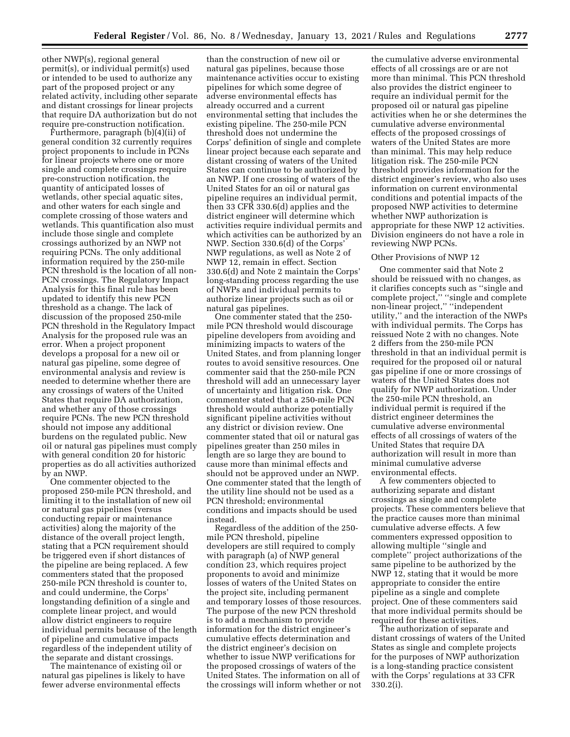other NWP(s), regional general permit(s), or individual permit(s) used or intended to be used to authorize any part of the proposed project or any related activity, including other separate and distant crossings for linear projects that require DA authorization but do not require pre-construction notification.

Furthermore, paragraph (b)(4)(ii) of general condition 32 currently requires project proponents to include in PCNs for linear projects where one or more single and complete crossings require pre-construction notification, the quantity of anticipated losses of wetlands, other special aquatic sites, and other waters for each single and complete crossing of those waters and wetlands. This quantification also must include those single and complete crossings authorized by an NWP not requiring PCNs. The only additional information required by the 250-mile PCN threshold is the location of all non-PCN crossings. The Regulatory Impact Analysis for this final rule has been updated to identify this new PCN threshold as a change. The lack of discussion of the proposed 250-mile PCN threshold in the Regulatory Impact Analysis for the proposed rule was an error. When a project proponent develops a proposal for a new oil or natural gas pipeline, some degree of environmental analysis and review is needed to determine whether there are any crossings of waters of the United States that require DA authorization, and whether any of those crossings require PCNs. The new PCN threshold should not impose any additional burdens on the regulated public. New oil or natural gas pipelines must comply with general condition 20 for historic properties as do all activities authorized by an NWP.

One commenter objected to the proposed 250-mile PCN threshold, and limiting it to the installation of new oil or natural gas pipelines (versus conducting repair or maintenance activities) along the majority of the distance of the overall project length, stating that a PCN requirement should be triggered even if short distances of the pipeline are being replaced. A few commenters stated that the proposed 250-mile PCN threshold is counter to, and could undermine, the Corps' longstanding definition of a single and complete linear project, and would allow district engineers to require individual permits because of the length of pipeline and cumulative impacts regardless of the independent utility of the separate and distant crossings.

The maintenance of existing oil or natural gas pipelines is likely to have fewer adverse environmental effects than the construction of new oil or natural gas pipelines, because those maintenance activities occur to existing pipelines for which some degree of adverse environmental effects has already occurred and a current environmental setting that includes the existing pipeline. The 250-mile PCN threshold does not undermine the Corps' definition of single and complete linear project because each separate and distant crossing of waters of the United States can continue to be authorized by an NWP. If one crossing of waters of the United States for an oil or natural gas pipeline requires an individual permit, then 33 CFR 330.6(d) applies and the district engineer will determine which activities require individual permits and which activities can be authorized by an NWP. Section 330.6(d) of the Corps' NWP regulations, as well as Note 2 of NWP 12, remain in effect. Section 330.6(d) and Note 2 maintain the Corps' long-standing process regarding the use of NWPs and individual permits to authorize linear projects such as oil or natural gas pipelines.

One commenter stated that the 250-mile PCN threshold would discourage pipeline developers from avoiding and minimizing impacts to waters of the United States, and from planning longer routes to avoid sensitive resources. One commenter said that the 250-mile PCN threshold will add an unnecessary layer of uncertainty and litigation risk. One commenter stated that a 250-mile PCN threshold would authorize potentially significant pipeline activities without any district or division review. One commenter stated that oil or natural gas pipelines greater than 250 miles in length are so large they are bound to cause more than minimal effects and should not be approved under an NWP. One commenter stated that the length of the utility line should not be used as a PCN threshold; environmental conditions and impacts should be used instead.

Regardless of the addition of the 250-mile PCN threshold, pipeline developers are still required to comply with paragraph (a) of NWP general condition 23, which requires project proponents to avoid and minimize losses of waters of the United States on the project site, including permanent and temporary losses of those resources. The purpose of the new PCN threshold is to add a mechanism to provide information for the district engineer's cumulative effects determination and the district engineer's decision on whether to issue NWP verifications for the proposed crossings of waters of the United States. The information on all of the crossings will inform whether or not the cumulative adverse environmental effects of all crossings are or are not more than minimal. This PCN threshold also provides the district engineer to require an individual permit for the proposed oil or natural gas pipeline activities when he or she determines the cumulative adverse environmental effects of the proposed crossings of waters of the United States are more than minimal. This may help reduce litigation risk. The 250-mile PCN threshold provides information for the district engineer's review, who also uses information on current environmental conditions and potential impacts of the proposed NWP activities to determine whether NWP authorization is appropriate for these NWP 12 activities. Division engineers do not have a role in reviewing NWP PCNs.

Other Provisions of NWP 12

One commenter said that Note 2 should be reissued with no changes, as it clarifies concepts such as "single and complete project," "single and complete non-linear project," "independent utility," and the interaction of the NWPs with individual permits. The Corps has reissued Note 2 with no changes. Note 2 differs from the 250-mile PCN threshold in that an individual permit is required for the proposed oil or natural gas pipeline if one or more crossings of waters of the United States does not qualify for NWP authorization. Under the 250-mile PCN threshold, an individual permit is required if the district engineer determines the cumulative adverse environmental effects of all crossings of waters of the United States that require DA authorization will result in more than minimal cumulative adverse environmental effects.

A few commenters objected to authorizing separate and distant crossings as single and complete projects. These commenters believe that the practice causes more than minimal cumulative adverse effects. A few commenters expressed opposition to allowing multiple "single and complete" project authorizations of the same pipeline to be authorized by the NWP 12, stating that it would be more appropriate to consider the entire pipeline as a single and complete project. One of these commenters said that more individual permits should be required for these activities.

The authorization of separate and distant crossings of waters of the United States as single and complete projects for the purposes of NWP authorization is a long-standing practice consistent with the Corps' regulations at 33 CFR 330.2(i).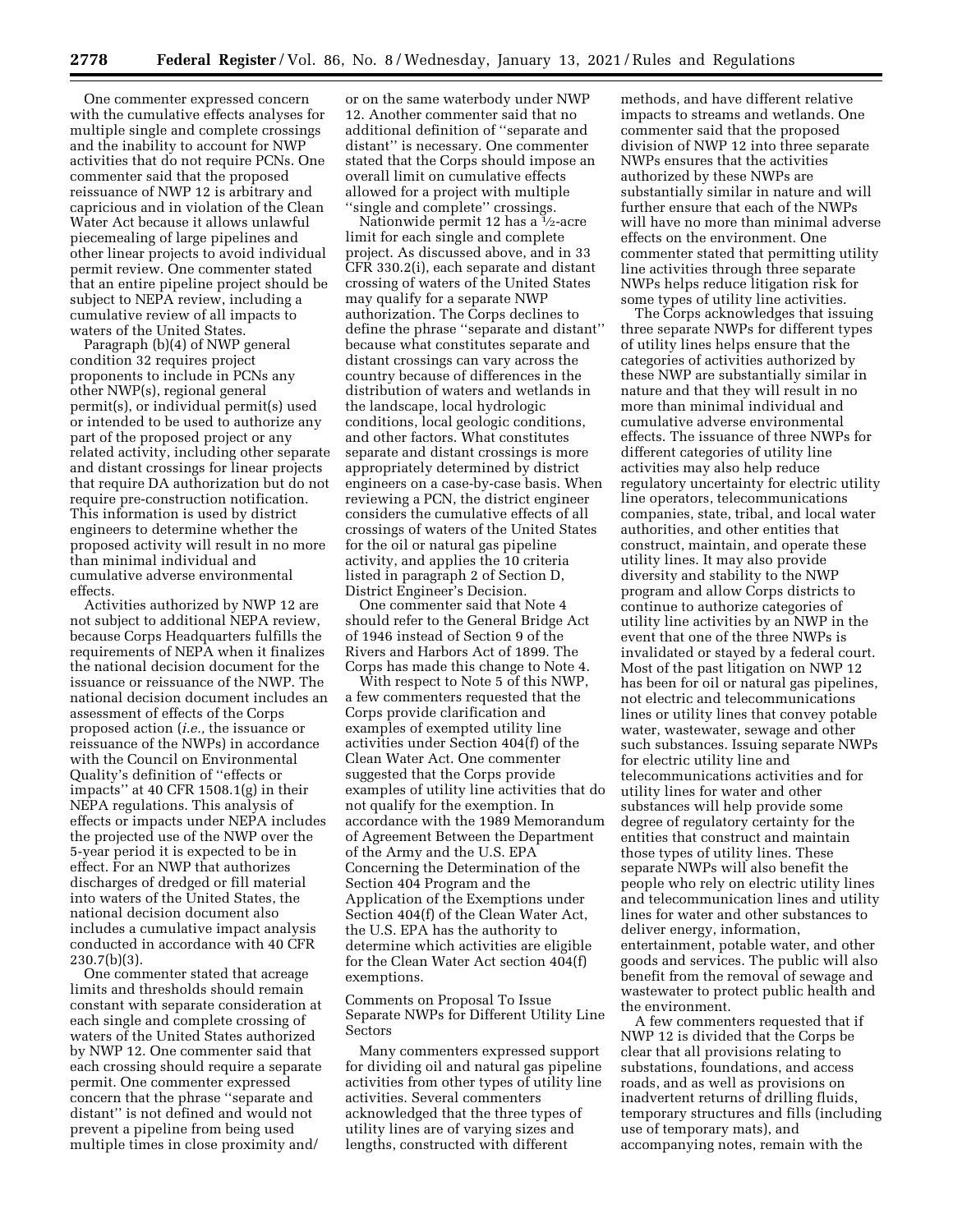One commenter expressed concern with the cumulative effects analyses for multiple single and complete crossings and the inability to account for NWP activities that do not require PCNs. One commenter said that the proposed reissuance of NWP 12 is arbitrary and capricious and in violation of the Clean Water Act because it allows unlawful piecemealing of large pipelines and other linear projects to avoid individual permit review. One commenter stated that an entire pipeline project should be subject to NEPA review, including a cumulative review of all impacts to waters of the United States.

Paragraph (b)(4) of NWP general condition 32 requires project proponents to include in PCNs any other NWP(s), regional general permit(s), or individual permit(s) used or intended to be used to authorize any part of the proposed project or any related activity, including other separate and distant crossings for linear projects that require DA authorization but do not require pre-construction notification. This information is used by district engineers to determine whether the proposed activity will result in no more than minimal individual and cumulative adverse environmental effects.

Activities authorized by NWP 12 are not subject to additional NEPA review, because Corps Headquarters fulfills the requirements of NEPA when it finalizes the national decision document for the issuance or reissuance of the NWP. The national decision document includes an assessment of effects of the Corps proposed action (*i.e.,* the issuance or reissuance of the NWPs) in accordance with the Council on Environmental Quality's definition of ''effects or impacts'' at 40 CFR 1508.1(g) in their NEPA regulations. This analysis of effects or impacts under NEPA includes the projected use of the NWP over the 5-year period it is expected to be in effect. For an NWP that authorizes discharges of dredged or fill material into waters of the United States, the national decision document also includes a cumulative impact analysis conducted in accordance with 40 CFR 230.7(b)(3).

One commenter stated that acreage limits and thresholds should remain constant with separate consideration at each single and complete crossing of waters of the United States authorized by NWP 12. One commenter said that each crossing should require a separate permit. One commenter expressed concern that the phrase ''separate and distant'' is not defined and would not prevent a pipeline from being used multiple times in close proximity and/or on the same waterbody under NWP 12. Another commenter said that no additional definition of ''separate and distant'' is necessary. One commenter stated that the Corps should impose an overall limit on cumulative effects allowed for a project with multiple ''single and complete'' crossings.

Nationwide permit 12 has a ½-acre limit for each single and complete project. As discussed above, and in 33 CFR 330.2(i), each separate and distant crossing of waters of the United States may qualify for a separate NWP authorization. The Corps declines to define the phrase ''separate and distant'' because what constitutes separate and distant crossings can vary across the country because of differences in the distribution of waters and wetlands in the landscape, local hydrologic conditions, local geologic conditions, and other factors. What constitutes separate and distant crossings is more appropriately determined by district engineers on a case-by-case basis. When reviewing a PCN, the district engineer considers the cumulative effects of all crossings of waters of the United States for the oil or natural gas pipeline activity, and applies the 10 criteria listed in paragraph 2 of Section D, District Engineer's Decision.

One commenter said that Note 4 should refer to the General Bridge Act of 1946 instead of Section 9 of the Rivers and Harbors Act of 1899. The Corps has made this change to Note 4.

With respect to Note 5 of this NWP, a few commenters requested that the Corps provide clarification and examples of exempted utility line activities under Section 404(f) of the Clean Water Act. One commenter suggested that the Corps provide examples of utility line activities that do not qualify for the exemption. In accordance with the 1989 Memorandum of Agreement Between the Department of the Army and the U.S. EPA Concerning the Determination of the Section 404 Program and the Application of the Exemptions under Section 404(f) of the Clean Water Act, the U.S. EPA has the authority to determine which activities are eligible for the Clean Water Act section 404(f) exemptions.

Comments on Proposal To Issue Separate NWPs for Different Utility Line Sectors

Many commenters expressed support for dividing oil and natural gas pipeline activities from other types of utility line activities. Several commenters acknowledged that the three types of utility lines are of varying sizes and lengths, constructed with different methods, and have different relative impacts to streams and wetlands. One commenter said that the proposed division of NWP 12 into three separate NWPs ensures that the activities authorized by these NWPs are substantially similar in nature and will further ensure that each of the NWPs will have no more than minimal adverse effects on the environment. One commenter stated that permitting utility line activities through three separate NWPs helps reduce litigation risk for some types of utility line activities.

The Corps acknowledges that issuing three separate NWPs for different types of utility lines helps ensure that the categories of activities authorized by these NWP are substantially similar in nature and that they will result in no more than minimal individual and cumulative adverse environmental effects. The issuance of three NWPs for different categories of utility line activities may also help reduce regulatory uncertainty for electric utility line operators, telecommunications companies, state, tribal, and local water authorities, and other entities that construct, maintain, and operate these utility lines. It may also provide diversity and stability to the NWP program and allow Corps districts to continue to authorize categories of utility line activities by an NWP in the event that one of the three NWPs is invalidated or stayed by a federal court. Most of the past litigation on NWP 12 has been for oil or natural gas pipelines, not electric and telecommunications lines or utility lines that convey potable water, wastewater, sewage and other such substances. Issuing separate NWPs for electric utility line and telecommunications activities and for utility lines for water and other substances will help provide some degree of regulatory certainty for the entities that construct and maintain those types of utility lines. These separate NWPs will also benefit the people who rely on electric utility lines and telecommunication lines and utility lines for water and other substances to deliver energy, information, entertainment, potable water, and other goods and services. The public will also benefit from the removal of sewage and wastewater to protect public health and the environment.

A few commenters requested that if NWP 12 is divided that the Corps be clear that all provisions relating to substations, foundations, and access roads, and as well as provisions on inadvertent returns of drilling fluids, temporary structures and fills (including use of temporary mats), and accompanying notes, remain with the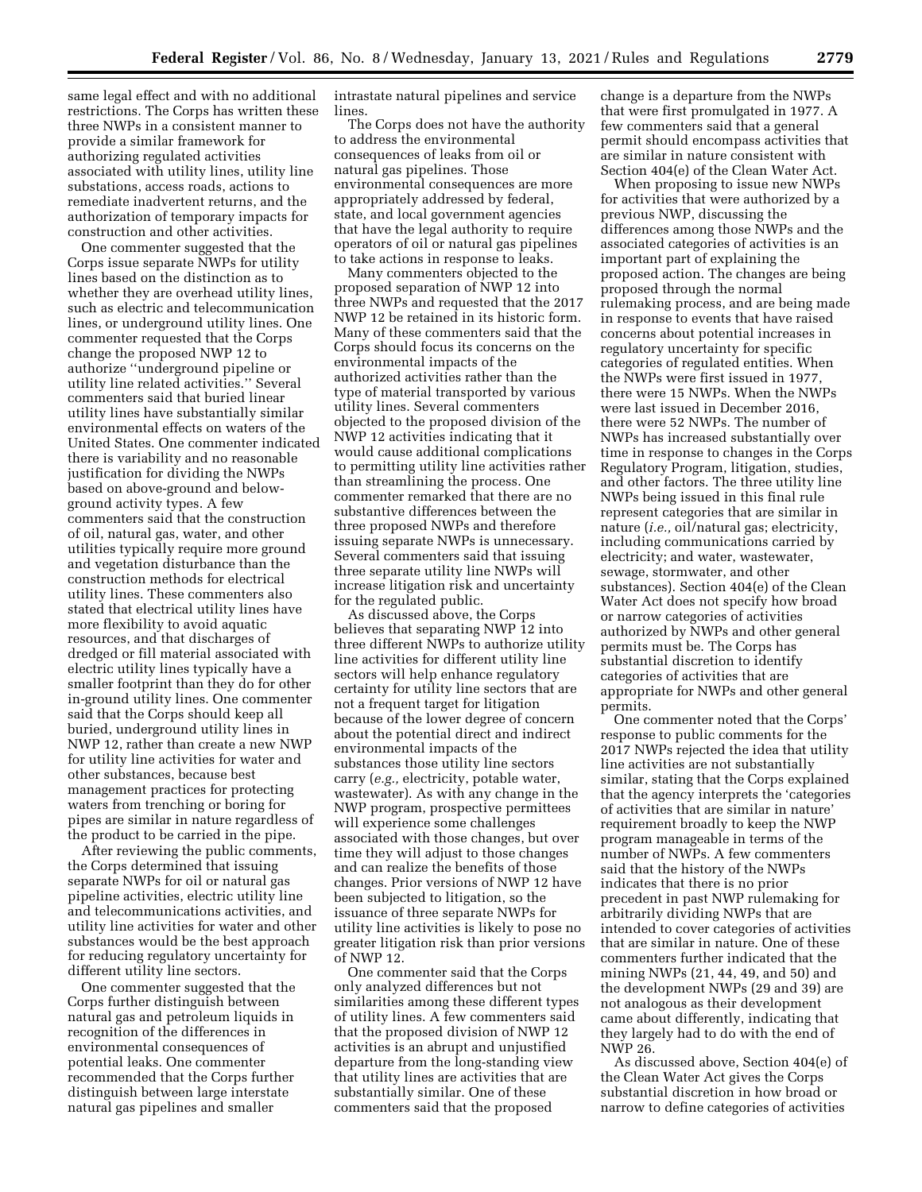same legal effect and with no additional restrictions. The Corps has written these three NWPs in a consistent manner to provide a similar framework for authorizing regulated activities associated with utility lines, utility line substations, access roads, actions to remediate inadvertent returns, and the authorization of temporary impacts for construction and other activities.

One commenter suggested that the Corps issue separate NWPs for utility lines based on the distinction as to whether they are overhead utility lines, such as electric and telecommunication lines, or underground utility lines. One commenter requested that the Corps change the proposed NWP 12 to authorize "underground pipeline or utility line related activities." Several commenters said that buried linear utility lines have substantially similar environmental effects on waters of the United States. One commenter indicated there is variability and no reasonable justification for dividing the NWPs based on above-ground and below-ground activity types. A few commenters said that the construction of oil, natural gas, water, and other utilities typically require more ground and vegetation disturbance than the construction methods for electrical utility lines. These commenters also stated that electrical utility lines have more flexibility to avoid aquatic resources, and that discharges of dredged or fill material associated with electric utility lines typically have a smaller footprint than they do for other in-ground utility lines. One commenter said that the Corps should keep all buried, underground utility lines in NWP 12, rather than create a new NWP for utility line activities for water and other substances, because best management practices for protecting waters from trenching or boring for pipes are similar in nature regardless of the product to be carried in the pipe.

After reviewing the public comments, the Corps determined that issuing separate NWPs for oil or natural gas pipeline activities, electric utility line and telecommunications activities, and utility line activities for water and other substances would be the best approach for reducing regulatory uncertainty for different utility line sectors.

One commenter suggested that the Corps further distinguish between natural gas and petroleum liquids in recognition of the differences in environmental consequences of potential leaks. One commenter recommended that the Corps further distinguish between large interstate natural gas pipelines and smaller intrastate natural pipelines and service lines.

The Corps does not have the authority to address the environmental consequences of leaks from oil or natural gas pipelines. Those environmental consequences are more appropriately addressed by federal, state, and local government agencies that have the legal authority to require operators of oil or natural gas pipelines to take actions in response to leaks.

Many commenters objected to the proposed separation of NWP 12 into three NWPs and requested that the 2017 NWP 12 be retained in its historic form. Many of these commenters said that the Corps should focus its concerns on the environmental impacts of the authorized activities rather than the type of material transported by various utility lines. Several commenters objected to the proposed division of the NWP 12 activities indicating that it would cause additional complications to permitting utility line activities rather than streamlining the process. One commenter remarked that there are no substantive differences between the three proposed NWPs and therefore issuing separate NWPs is unnecessary. Several commenters said that issuing three separate utility line NWPs will increase litigation risk and uncertainty for the regulated public.

As discussed above, the Corps believes that separating NWP 12 into three different NWPs to authorize utility line activities for different utility line sectors will help enhance regulatory certainty for utility line sectors that are not a frequent target for litigation because of the lower degree of concern about the potential direct and indirect environmental impacts of the substances those utility line sectors carry (*e.g.,* electricity, potable water, wastewater). As with any change in the NWP program, prospective permittees will experience some challenges associated with those changes, but over time they will adjust to those changes and can realize the benefits of those changes. Prior versions of NWP 12 have been subjected to litigation, so the issuance of three separate NWPs for utility line activities is likely to pose no greater litigation risk than prior versions of NWP 12.

One commenter said that the Corps only analyzed differences but not similarities among these different types of utility lines. A few commenters said that the proposed division of NWP 12 activities is an abrupt and unjustified departure from the long-standing view that utility lines are activities that are substantially similar. One of these commenters said that the proposed change is a departure from the NWPs that were first promulgated in 1977. A few commenters said that a general permit should encompass activities that are similar in nature consistent with Section 404(e) of the Clean Water Act.

When proposing to issue new NWPs for activities that were authorized by a previous NWP, discussing the differences among those NWPs and the associated categories of activities is an important part of explaining the proposed action. The changes are being proposed through the normal rulemaking process, and are being made in response to events that have raised concerns about potential increases in regulatory uncertainty for specific categories of regulated entities. When the NWPs were first issued in 1977, there were 15 NWPs. When the NWPs were last issued in December 2016, there were 52 NWPs. The number of NWPs has increased substantially over time in response to changes in the Corps Regulatory Program, litigation, studies, and other factors. The three utility line NWPs being issued in this final rule represent categories that are similar in nature (*i.e.,* oil/natural gas; electricity, including communications carried by electricity; and water, wastewater, sewage, stormwater, and other substances). Section 404(e) of the Clean Water Act does not specify how broad or narrow categories of activities authorized by NWPs and other general permits must be. The Corps has substantial discretion to identify categories of activities that are appropriate for NWPs and other general permits.

One commenter noted that the Corps' response to public comments for the 2017 NWPs rejected the idea that utility line activities are not substantially similar, stating that the Corps explained that the agency interprets the 'categories of activities that are similar in nature' requirement broadly to keep the NWP program manageable in terms of the number of NWPs. A few commenters said that the history of the NWPs indicates that there is no prior precedent in past NWP rulemaking for arbitrarily dividing NWPs that are intended to cover categories of activities that are similar in nature. One of these commenters further indicated that the mining NWPs (21, 44, 49, and 50) and the development NWPs (29 and 39) are not analogous as their development came about differently, indicating that they largely had to do with the end of NWP 26.

As discussed above, Section 404(e) of the Clean Water Act gives the Corps substantial discretion in how broad or narrow to define categories of activities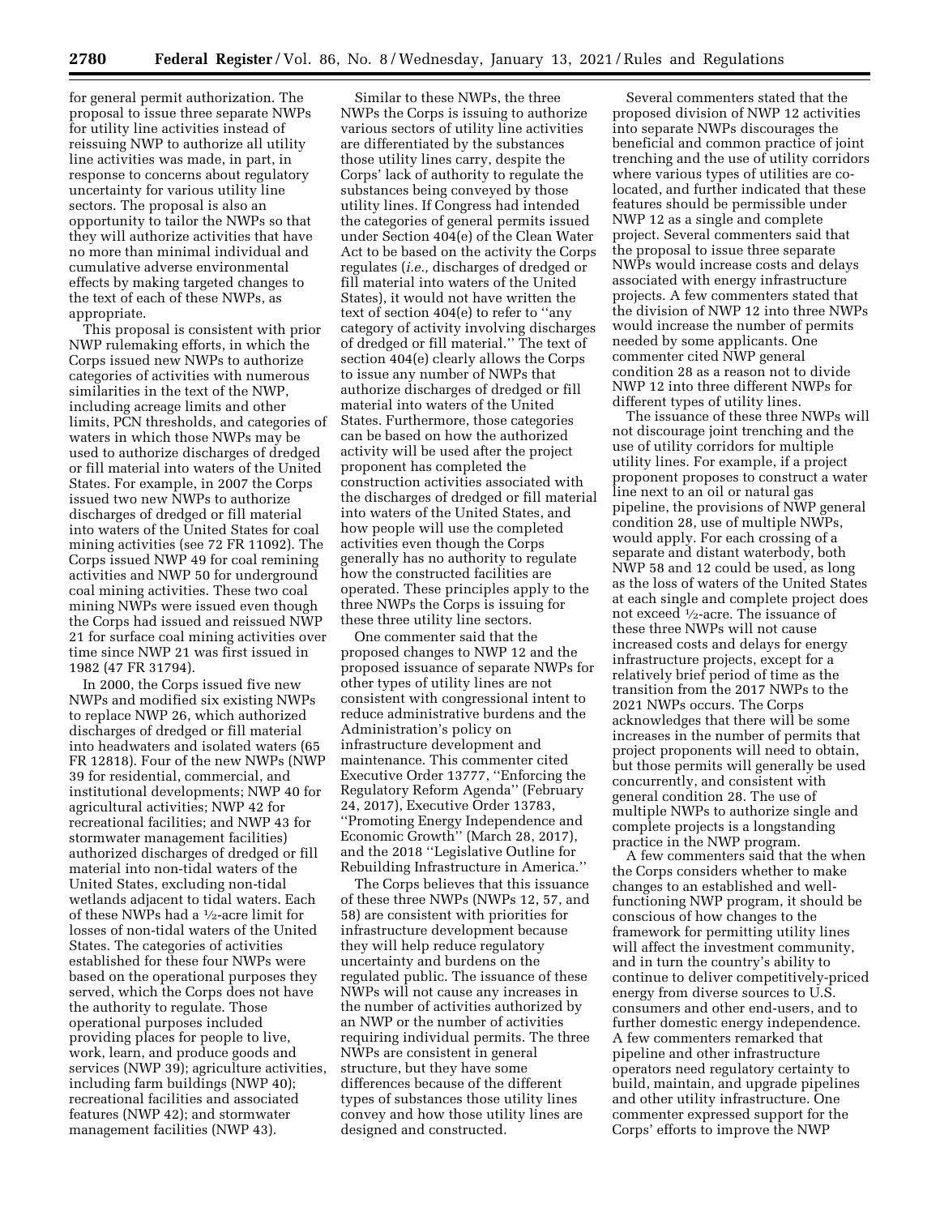for general permit authorization. The proposal to issue three separate NWPs for utility line activities instead of reissuing NWP to authorize all utility line activities was made, in part, in response to concerns about regulatory uncertainty for various utility line sectors. The proposal is also an opportunity to tailor the NWPs so that they will authorize activities that have no more than minimal individual and cumulative adverse environmental effects by making targeted changes to the text of each of these NWPs, as appropriate.

This proposal is consistent with prior NWP rulemaking efforts, in which the Corps issued new NWPs to authorize categories of activities with numerous similarities in the text of the NWP, including acreage limits and other limits, PCN thresholds, and categories of waters in which those NWPs may be used to authorize discharges of dredged or fill material into waters of the United States. For example, in 2007 the Corps issued two new NWPs to authorize discharges of dredged or fill material into waters of the United States for coal mining activities (see 72 FR 11092). The Corps issued NWP 49 for coal remining activities and NWP 50 for underground coal mining activities. These two coal mining NWPs were issued even though the Corps had issued and reissued NWP 21 for surface coal mining activities over time since NWP 21 was first issued in 1982 (47 FR 31794).

In 2000, the Corps issued five new NWPs and modified six existing NWPs to replace NWP 26, which authorized discharges of dredged or fill material into headwaters and isolated waters (65 FR 12818). Four of the new NWPs (NWP 39 for residential, commercial, and institutional developments; NWP 40 for agricultural activities; NWP 42 for recreational facilities; and NWP 43 for stormwater management facilities) authorized discharges of dredged or fill material into non-tidal waters of the United States, excluding non-tidal wetlands adjacent to tidal waters. Each of these NWPs had a ½-acre limit for losses of non-tidal waters of the United States. The categories of activities established for these four NWPs were based on the operational purposes they served, which the Corps does not have the authority to regulate. Those operational purposes included providing places for people to live, work, learn, and produce goods and services (NWP 39); agriculture activities, including farm buildings (NWP 40); recreational facilities and associated features (NWP 42); and stormwater management facilities (NWP 43).

Similar to these NWPs, the three NWPs the Corps is issuing to authorize various sectors of utility line activities are differentiated by the substances those utility lines carry, despite the Corps' lack of authority to regulate the substances being conveyed by those utility lines. If Congress had intended the categories of general permits issued under Section 404(e) of the Clean Water Act to be based on the activity the Corps regulates (*i.e.,* discharges of dredged or fill material into waters of the United States), it would not have written the text of section 404(e) to refer to ''any category of activity involving discharges of dredged or fill material.'' The text of section 404(e) clearly allows the Corps to issue any number of NWPs that authorize discharges of dredged or fill material into waters of the United States. Furthermore, those categories can be based on how the authorized activity will be used after the project proponent has completed the construction activities associated with the discharges of dredged or fill material into waters of the United States, and how people will use the completed activities even though the Corps generally has no authority to regulate how the constructed facilities are operated. These principles apply to the three NWPs the Corps is issuing for these three utility line sectors.

One commenter said that the proposed changes to NWP 12 and the proposed issuance of separate NWPs for other types of utility lines are not consistent with congressional intent to reduce administrative burdens and the Administration's policy on infrastructure development and maintenance. This commenter cited Executive Order 13777, ''Enforcing the Regulatory Reform Agenda'' (February 24, 2017), Executive Order 13783, ''Promoting Energy Independence and Economic Growth'' (March 28, 2017), and the 2018 ''Legislative Outline for Rebuilding Infrastructure in America.''

The Corps believes that this issuance of these three NWPs (NWPs 12, 57, and 58) are consistent with priorities for infrastructure development because they will help reduce regulatory uncertainty and burdens on the regulated public. The issuance of these NWPs will not cause any increases in the number of activities authorized by an NWP or the number of activities requiring individual permits. The three NWPs are consistent in general structure, but they have some differences because of the different types of substances those utility lines convey and how those utility lines are designed and constructed.

Several commenters stated that the proposed division of NWP 12 activities into separate NWPs discourages the beneficial and common practice of joint trenching and the use of utility corridors where various types of utilities are co-located, and further indicated that these features should be permissible under NWP 12 as a single and complete project. Several commenters said that the proposal to issue three separate NWPs would increase costs and delays associated with energy infrastructure projects. A few commenters stated that the division of NWP 12 into three NWPs would increase the number of permits needed by some applicants. One commenter cited NWP general condition 28 as a reason not to divide NWP 12 into three different NWPs for different types of utility lines.

The issuance of these three NWPs will not discourage joint trenching and the use of utility corridors for multiple utility lines. For example, if a project proponent proposes to construct a water line next to an oil or natural gas pipeline, the provisions of NWP general condition 28, use of multiple NWPs, would apply. For each crossing of a separate and distant waterbody, both NWP 58 and 12 could be used, as long as the loss of waters of the United States at each single and complete project does not exceed ½-acre. The issuance of these three NWPs will not cause increased costs and delays for energy infrastructure projects, except for a relatively brief period of time as the transition from the 2017 NWPs to the 2021 NWPs occurs. The Corps acknowledges that there will be some increases in the number of permits that project proponents will need to obtain, but those permits will generally be used concurrently, and consistent with general condition 28. The use of multiple NWPs to authorize single and complete projects is a longstanding practice in the NWP program.

A few commenters said that the when the Corps considers whether to make changes to an established and well-functioning NWP program, it should be conscious of how changes to the framework for permitting utility lines will affect the investment community, and in turn the country's ability to continue to deliver competitively-priced energy from diverse sources to U.S. consumers and other end-users, and to further domestic energy independence. A few commenters remarked that pipeline and other infrastructure operators need regulatory certainty to build, maintain, and upgrade pipelines and other utility infrastructure. One commenter expressed support for the Corps' efforts to improve the NWP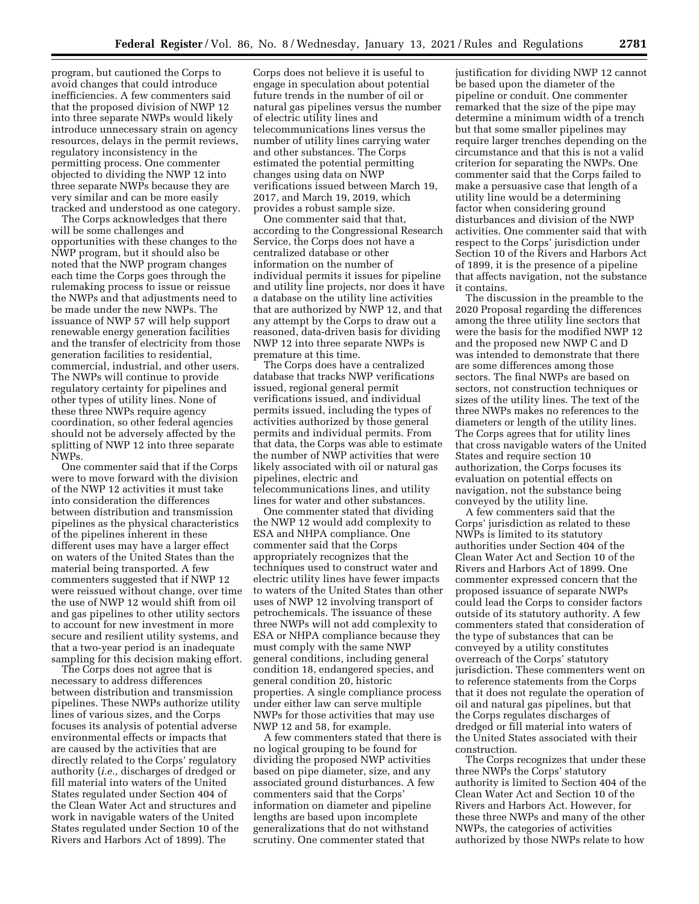program, but cautioned the Corps to avoid changes that could introduce inefficiencies. A few commenters said that the proposed division of NWP 12 into three separate NWPs would likely introduce unnecessary strain on agency resources, delays in the permit reviews, regulatory inconsistency in the permitting process. One commenter objected to dividing the NWP 12 into three separate NWPs because they are very similar and can be more easily tracked and understood as one category.

The Corps acknowledges that there will be some challenges and opportunities with these changes to the NWP program, but it should also be noted that the NWP program changes each time the Corps goes through the rulemaking process to issue or reissue the NWPs and that adjustments need to be made under the new NWPs. The issuance of NWP 57 will help support renewable energy generation facilities and the transfer of electricity from those generation facilities to residential, commercial, industrial, and other users. The NWPs will continue to provide regulatory certainty for pipelines and other types of utility lines. None of these three NWPs require agency coordination, so other federal agencies should not be adversely affected by the splitting of NWP 12 into three separate NWPs.

One commenter said that if the Corps were to move forward with the division of the NWP 12 activities it must take into consideration the differences between distribution and transmission pipelines as the physical characteristics of the pipelines inherent in these different uses may have a larger effect on waters of the United States than the material being transported. A few commenters suggested that if NWP 12 were reissued without change, over time the use of NWP 12 would shift from oil and gas pipelines to other utility sectors to account for new investment in more secure and resilient utility systems, and that a two-year period is an inadequate sampling for this decision making effort.

The Corps does not agree that is necessary to address differences between distribution and transmission pipelines. These NWPs authorize utility lines of various sizes, and the Corps focuses its analysis of potential adverse environmental effects or impacts that are caused by the activities that are directly related to the Corps' regulatory authority (*i.e.,* discharges of dredged or fill material into waters of the United States regulated under Section 404 of the Clean Water Act and structures and work in navigable waters of the United States regulated under Section 10 of the Rivers and Harbors Act of 1899). The Corps does not believe it is useful to engage in speculation about potential future trends in the number of oil or natural gas pipelines versus the number of electric utility lines and telecommunications lines versus the number of utility lines carrying water and other substances. The Corps estimated the potential permitting changes using data on NWP verifications issued between March 19, 2017, and March 19, 2019, which provides a robust sample size.

One commenter said that that, according to the Congressional Research Service, the Corps does not have a centralized database or other information on the number of individual permits it issues for pipeline and utility line projects, nor does it have a database on the utility line activities that are authorized by NWP 12, and that any attempt by the Corps to draw out a reasoned, data-driven basis for dividing NWP 12 into three separate NWPs is premature at this time.

The Corps does have a centralized database that tracks NWP verifications issued, regional general permit verifications issued, and individual permits issued, including the types of activities authorized by those general permits and individual permits. From that data, the Corps was able to estimate the number of NWP activities that were likely associated with oil or natural gas pipelines, electric and telecommunications lines, and utility lines for water and other substances.

One commenter stated that dividing the NWP 12 would add complexity to ESA and NHPA compliance. One commenter said that the Corps appropriately recognizes that the techniques used to construct water and electric utility lines have fewer impacts to waters of the United States than other uses of NWP 12 involving transport of petrochemicals. The issuance of these three NWPs will not add complexity to ESA or NHPA compliance because they must comply with the same NWP general conditions, including general condition 18, endangered species, and general condition 20, historic properties. A single compliance process under either law can serve multiple NWPs for those activities that may use NWP 12 and 58, for example.

A few commenters stated that there is no logical grouping to be found for dividing the proposed NWP activities based on pipe diameter, size, and any associated ground disturbances. A few commenters said that the Corps' information on diameter and pipeline lengths are based upon incomplete generalizations that do not withstand scrutiny. One commenter stated that justification for dividing NWP 12 cannot be based upon the diameter of the pipeline or conduit. One commenter remarked that the size of the pipe may determine a minimum width of a trench but that some smaller pipelines may require larger trenches depending on the circumstance and that this is not a valid criterion for separating the NWPs. One commenter said that the Corps failed to make a persuasive case that length of a utility line would be a determining factor when considering ground disturbances and division of the NWP activities. One commenter said that with respect to the Corps' jurisdiction under Section 10 of the Rivers and Harbors Act of 1899, it is the presence of a pipeline that affects navigation, not the substance it contains.

The discussion in the preamble to the 2020 Proposal regarding the differences among the three utility line sectors that were the basis for the modified NWP 12 and the proposed new NWP C and D was intended to demonstrate that there are some differences among those sectors. The final NWPs are based on sectors, not construction techniques or sizes of the utility lines. The text of the three NWPs makes no references to the diameters or length of the utility lines. The Corps agrees that for utility lines that cross navigable waters of the United States and require section 10 authorization, the Corps focuses its evaluation on potential effects on navigation, not the substance being conveyed by the utility line.

A few commenters said that the Corps' jurisdiction as related to these NWPs is limited to its statutory authorities under Section 404 of the Clean Water Act and Section 10 of the Rivers and Harbors Act of 1899. One commenter expressed concern that the proposed issuance of separate NWPs could lead the Corps to consider factors outside of its statutory authority. A few commenters stated that consideration of the type of substances that can be conveyed by a utility constitutes overreach of the Corps' statutory jurisdiction. These commenters went on to reference statements from the Corps that it does not regulate the operation of oil and natural gas pipelines, but that the Corps regulates discharges of dredged or fill material into waters of the United States associated with their construction.

The Corps recognizes that under these three NWPs the Corps' statutory authority is limited to Section 404 of the Clean Water Act and Section 10 of the Rivers and Harbors Act. However, for these three NWPs and many of the other NWPs, the categories of activities authorized by those NWPs relate to how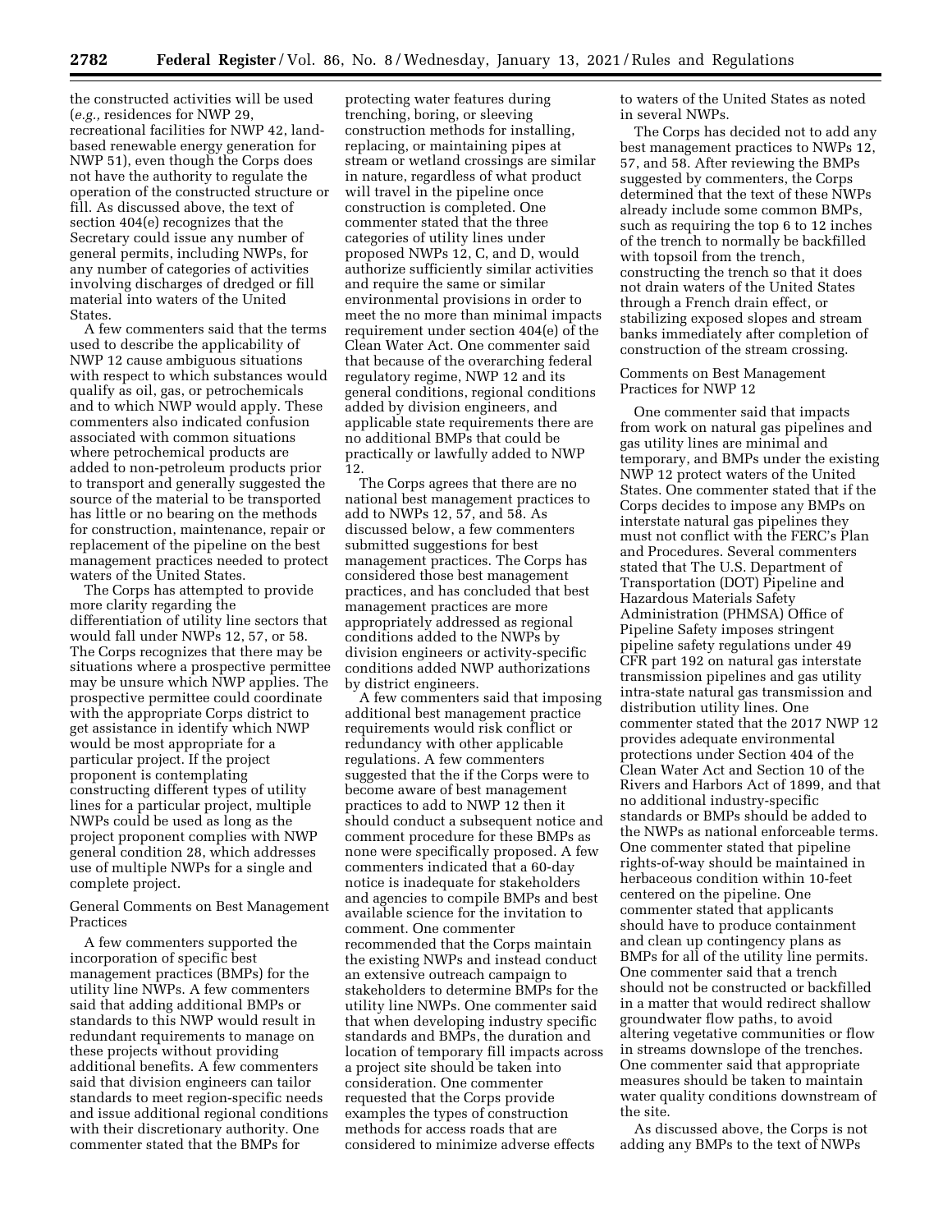the constructed activities will be used (*e.g.,* residences for NWP 29, recreational facilities for NWP 42, land-based renewable energy generation for NWP 51), even though the Corps does not have the authority to regulate the operation of the constructed structure or fill. As discussed above, the text of section 404(e) recognizes that the Secretary could issue any number of general permits, including NWPs, for any number of categories of activities involving discharges of dredged or fill material into waters of the United States.

A few commenters said that the terms used to describe the applicability of NWP 12 cause ambiguous situations with respect to which substances would qualify as oil, gas, or petrochemicals and to which NWP would apply. These commenters also indicated confusion associated with common situations where petrochemical products are added to non-petroleum products prior to transport and generally suggested the source of the material to be transported has little or no bearing on the methods for construction, maintenance, repair or replacement of the pipeline on the best management practices needed to protect waters of the United States.

The Corps has attempted to provide more clarity regarding the differentiation of utility line sectors that would fall under NWPs 12, 57, or 58. The Corps recognizes that there may be situations where a prospective permittee may be unsure which NWP applies. The prospective permittee could coordinate with the appropriate Corps district to get assistance in identify which NWP would be most appropriate for a particular project. If the project proponent is contemplating constructing different types of utility lines for a particular project, multiple NWPs could be used as long as the project proponent complies with NWP general condition 28, which addresses use of multiple NWPs for a single and complete project.

General Comments on Best Management Practices

A few commenters supported the incorporation of specific best management practices (BMPs) for the utility line NWPs. A few commenters said that adding additional BMPs or standards to this NWP would result in redundant requirements to manage on these projects without providing additional benefits. A few commenters said that division engineers can tailor standards to meet region-specific needs and issue additional regional conditions with their discretionary authority. One commenter stated that the BMPs for protecting water features during trenching, boring, or sleeving construction methods for installing, replacing, or maintaining pipes at stream or wetland crossings are similar in nature, regardless of what product will travel in the pipeline once construction is completed. One commenter stated that the three categories of utility lines under proposed NWPs 12, C, and D, would authorize sufficiently similar activities and require the same or similar environmental provisions in order to meet the no more than minimal impacts requirement under section 404(e) of the Clean Water Act. One commenter said that because of the overarching federal regulatory regime, NWP 12 and its general conditions, regional conditions added by division engineers, and applicable state requirements there are no additional BMPs that could be practically or lawfully added to NWP 12.

The Corps agrees that there are no national best management practices to add to NWPs 12, 57, and 58. As discussed below, a few commenters submitted suggestions for best management practices. The Corps has considered those best management practices, and has concluded that best management practices are more appropriately addressed as regional conditions added to the NWPs by division engineers or activity-specific conditions added NWP authorizations by district engineers.

A few commenters said that imposing additional best management practice requirements would risk conflict or redundancy with other applicable regulations. A few commenters suggested that the if the Corps were to become aware of best management practices to add to NWP 12 then it should conduct a subsequent notice and comment procedure for these BMPs as none were specifically proposed. A few commenters indicated that a 60-day notice is inadequate for stakeholders and agencies to compile BMPs and best available science for the invitation to comment. One commenter recommended that the Corps maintain the existing NWPs and instead conduct an extensive outreach campaign to stakeholders to determine BMPs for the utility line NWPs. One commenter said that when developing industry specific standards and BMPs, the duration and location of temporary fill impacts across a project site should be taken into consideration. One commenter requested that the Corps provide examples the types of construction methods for access roads that are considered to minimize adverse effects to waters of the United States as noted in several NWPs.

The Corps has decided not to add any best management practices to NWPs 12, 57, and 58. After reviewing the BMPs suggested by commenters, the Corps determined that the text of these NWPs already include some common BMPs, such as requiring the top 6 to 12 inches of the trench to normally be backfilled with topsoil from the trench, constructing the trench so that it does not drain waters of the United States through a French drain effect, or stabilizing exposed slopes and stream banks immediately after completion of construction of the stream crossing.

Comments on Best Management Practices for NWP 12

One commenter said that impacts from work on natural gas pipelines and gas utility lines are minimal and temporary, and BMPs under the existing NWP 12 protect waters of the United States. One commenter stated that if the Corps decides to impose any BMPs on interstate natural gas pipelines they must not conflict with the FERC's Plan and Procedures. Several commenters stated that The U.S. Department of Transportation (DOT) Pipeline and Hazardous Materials Safety Administration (PHMSA) Office of Pipeline Safety imposes stringent pipeline safety regulations under 49 CFR part 192 on natural gas interstate transmission pipelines and gas utility intra-state natural gas transmission and distribution utility lines. One commenter stated that the 2017 NWP 12 provides adequate environmental protections under Section 404 of the Clean Water Act and Section 10 of the Rivers and Harbors Act of 1899, and that no additional industry-specific standards or BMPs should be added to the NWPs as national enforceable terms. One commenter stated that pipeline rights-of-way should be maintained in herbaceous condition within 10-feet centered on the pipeline. One commenter stated that applicants should have to produce containment and clean up contingency plans as BMPs for all of the utility line permits. One commenter said that a trench should not be constructed or backfilled in a matter that would redirect shallow groundwater flow paths, to avoid altering vegetative communities or flow in streams downslope of the trenches. One commenter said that appropriate measures should be taken to maintain water quality conditions downstream of the site.

As discussed above, the Corps is not adding any BMPs to the text of NWPs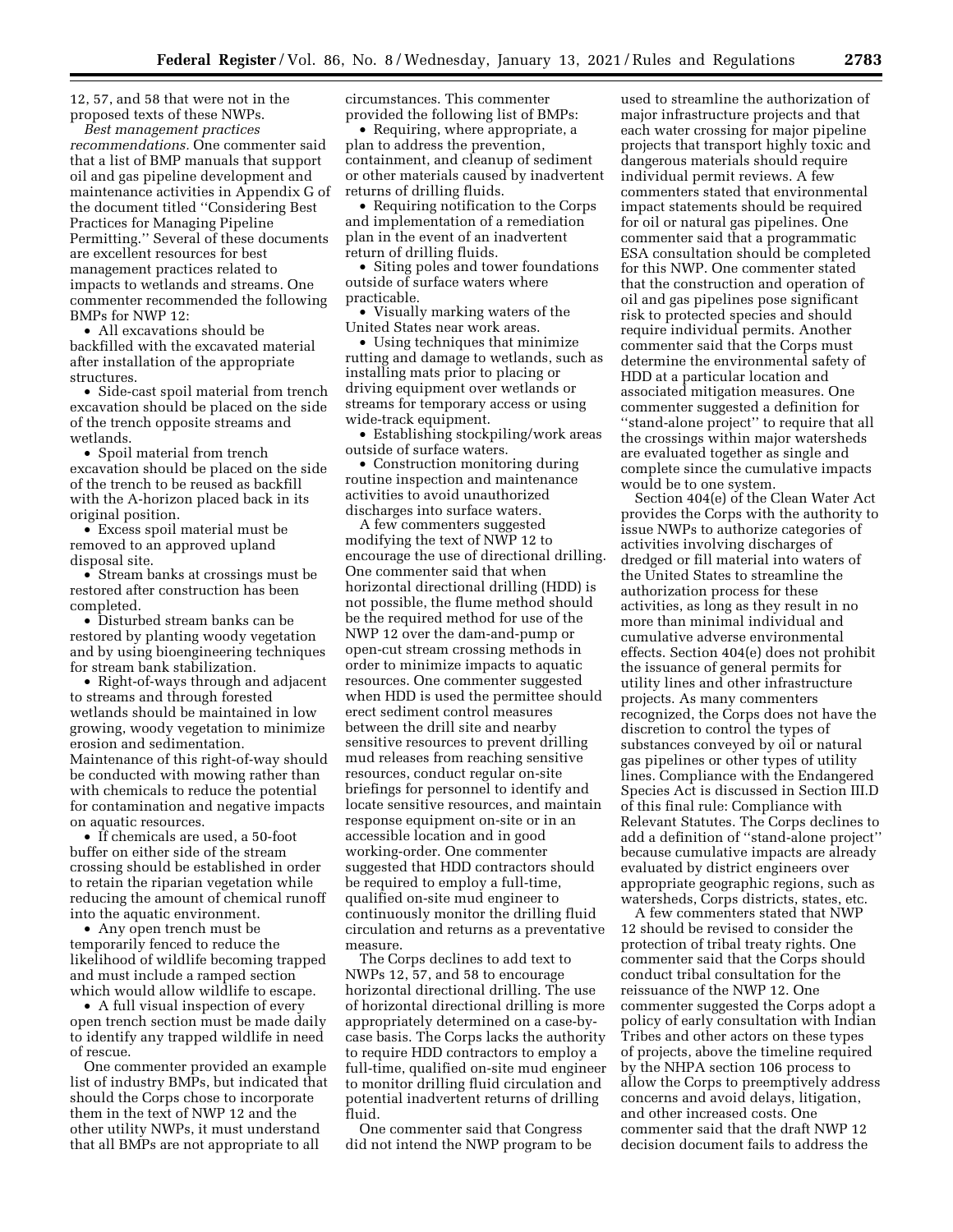12, 57, and 58 that were not in the proposed texts of these NWPs.

*Best management practices recommendations.* One commenter said that a list of BMP manuals that support oil and gas pipeline development and maintenance activities in Appendix G of the document titled ''Considering Best Practices for Managing Pipeline Permitting.'' Several of these documents are excellent resources for best management practices related to impacts to wetlands and streams. One commenter recommended the following BMPs for NWP 12:

- All excavations should be backfilled with the excavated material after installation of the appropriate structures.
- Side-cast spoil material from trench excavation should be placed on the side of the trench opposite streams and wetlands.
- Spoil material from trench excavation should be placed on the side of the trench to be reused as backfill with the A-horizon placed back in its original position.
- Excess spoil material must be removed to an approved upland disposal site.
- Stream banks at crossings must be restored after construction has been completed.
- Disturbed stream banks can be restored by planting woody vegetation and by using bioengineering techniques for stream bank stabilization.
- Right-of-ways through and adjacent to streams and through forested wetlands should be maintained in low growing, woody vegetation to minimize erosion and sedimentation. Maintenance of this right-of-way should be conducted with mowing rather than with chemicals to reduce the potential for contamination and negative impacts on aquatic resources.
- If chemicals are used, a 50-foot buffer on either side of the stream crossing should be established in order to retain the riparian vegetation while reducing the amount of chemical runoff into the aquatic environment.
- Any open trench must be temporarily fenced to reduce the likelihood of wildlife becoming trapped and must include a ramped section which would allow wildlife to escape.
- A full visual inspection of every open trench section must be made daily to identify any trapped wildlife in need of rescue.

One commenter provided an example list of industry BMPs, but indicated that should the Corps chose to incorporate them in the text of NWP 12 and the other utility NWPs, it must understand that all BMPs are not appropriate to all circumstances. This commenter provided the following list of BMPs:

- Requiring, where appropriate, a plan to address the prevention, containment, and cleanup of sediment or other materials caused by inadvertent returns of drilling fluids.
- Requiring notification to the Corps and implementation of a remediation plan in the event of an inadvertent return of drilling fluids.
- Siting poles and tower foundations outside of surface waters where practicable.
- Visually marking waters of the United States near work areas.
- Using techniques that minimize rutting and damage to wetlands, such as installing mats prior to placing or driving equipment over wetlands or streams for temporary access or using wide-track equipment.
- Establishing stockpiling/work areas outside of surface waters.
- Construction monitoring during routine inspection and maintenance activities to avoid unauthorized discharges into surface waters.

A few commenters suggested modifying the text of NWP 12 to encourage the use of directional drilling. One commenter said that when horizontal directional drilling (HDD) is not possible, the flume method should be the required method for use of the NWP 12 over the dam-and-pump or open-cut stream crossing methods in order to minimize impacts to aquatic resources. One commenter suggested when HDD is used the permittee should erect sediment control measures between the drill site and nearby sensitive resources to prevent drilling mud releases from reaching sensitive resources, conduct regular on-site briefings for personnel to identify and locate sensitive resources, and maintain response equipment on-site or in an accessible location and in good working-order. One commenter suggested that HDD contractors should be required to employ a full-time, qualified on-site mud engineer to continuously monitor the drilling fluid circulation and returns as a preventative measure.

The Corps declines to add text to NWPs 12, 57, and 58 to encourage horizontal directional drilling. The use of horizontal directional drilling is more appropriately determined on a case-by-case basis. The Corps lacks the authority to require HDD contractors to employ a full-time, qualified on-site mud engineer to monitor drilling fluid circulation and potential inadvertent returns of drilling fluid.

One commenter said that Congress did not intend the NWP program to be used to streamline the authorization of major infrastructure projects and that each water crossing for major pipeline projects that transport highly toxic and dangerous materials should require individual permit reviews. A few commenters stated that environmental impact statements should be required for oil or natural gas pipelines. One commenter said that a programmatic ESA consultation should be completed for this NWP. One commenter stated that the construction and operation of oil and gas pipelines pose significant risk to protected species and should require individual permits. Another commenter said that the Corps must determine the environmental safety of HDD at a particular location and associated mitigation measures. One commenter suggested a definition for ''stand-alone project'' to require that all the crossings within major watersheds are evaluated together as single and complete since the cumulative impacts would be to one system.

Section 404(e) of the Clean Water Act provides the Corps with the authority to issue NWPs to authorize categories of activities involving discharges of dredged or fill material into waters of the United States to streamline the authorization process for these activities, as long as they result in no more than minimal individual and cumulative adverse environmental effects. Section 404(e) does not prohibit the issuance of general permits for utility lines and other infrastructure projects. As many commenters recognized, the Corps does not have the discretion to control the types of substances conveyed by oil or natural gas pipelines or other types of utility lines. Compliance with the Endangered Species Act is discussed in Section III.D of this final rule: Compliance with Relevant Statutes. The Corps declines to add a definition of ''stand-alone project'' because cumulative impacts are already evaluated by district engineers over appropriate geographic regions, such as watersheds, Corps districts, states, etc.

A few commenters stated that NWP 12 should be revised to consider the protection of tribal treaty rights. One commenter said that the Corps should conduct tribal consultation for the reissuance of the NWP 12. One commenter suggested the Corps adopt a policy of early consultation with Indian Tribes and other actors on these types of projects, above the timeline required by the NHPA section 106 process to allow the Corps to preemptively address concerns and avoid delays, litigation, and other increased costs. One commenter said that the draft NWP 12 decision document fails to address the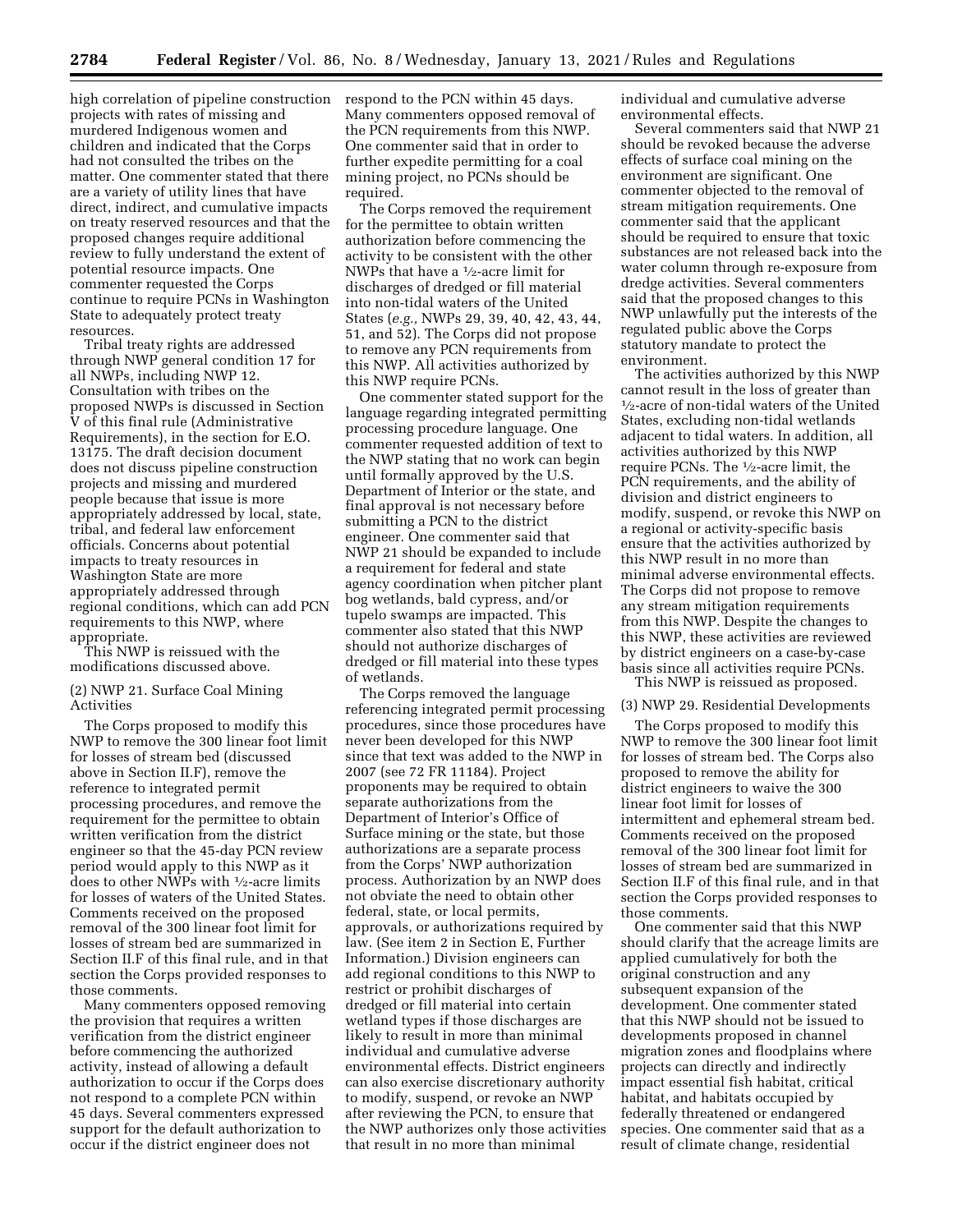high correlation of pipeline construction projects with rates of missing and murdered Indigenous women and children and indicated that the Corps had not consulted the tribes on the matter. One commenter stated that there are a variety of utility lines that have direct, indirect, and cumulative impacts on treaty reserved resources and that the proposed changes require additional review to fully understand the extent of potential resource impacts. One commenter requested the Corps continue to require PCNs in Washington State to adequately protect treaty resources.

Tribal treaty rights are addressed through NWP general condition 17 for all NWPs, including NWP 12. Consultation with tribes on the proposed NWPs is discussed in Section V of this final rule (Administrative Requirements), in the section for E.O. 13175. The draft decision document does not discuss pipeline construction projects and missing and murdered people because that issue is more appropriately addressed by local, state, tribal, and federal law enforcement officials. Concerns about potential impacts to treaty resources in Washington State are more appropriately addressed through regional conditions, which can add PCN requirements to this NWP, where appropriate.

This NWP is reissued with the modifications discussed above.

(2) NWP 21. Surface Coal Mining Activities

The Corps proposed to modify this NWP to remove the 300 linear foot limit for losses of stream bed (discussed above in Section II.F), remove the reference to integrated permit processing procedures, and remove the requirement for the permittee to obtain written verification from the district engineer so that the 45-day PCN review period would apply to this NWP as it does to other NWPs with ½-acre limits for losses of waters of the United States. Comments received on the proposed removal of the 300 linear foot limit for losses of stream bed are summarized in Section II.F of this final rule, and in that section the Corps provided responses to those comments.

Many commenters opposed removing the provision that requires a written verification from the district engineer before commencing the authorized activity, instead of allowing a default authorization to occur if the Corps does not respond to a complete PCN within 45 days. Several commenters expressed support for the default authorization to occur if the district engineer does not respond to the PCN within 45 days. Many commenters opposed removal of the PCN requirements from this NWP. One commenter said that in order to further expedite permitting for a coal mining project, no PCNs should be required.

The Corps removed the requirement for the permittee to obtain written authorization before commencing the activity to be consistent with the other NWPs that have a ½-acre limit for discharges of dredged or fill material into non-tidal waters of the United States (*e.g.,* NWPs 29, 39, 40, 42, 43, 44, 51, and 52). The Corps did not propose to remove any PCN requirements from this NWP. All activities authorized by this NWP require PCNs.

One commenter stated support for the language regarding integrated permitting processing procedure language. One commenter requested addition of text to the NWP stating that no work can begin until formally approved by the U.S. Department of Interior or the state, and final approval is not necessary before submitting a PCN to the district engineer. One commenter said that NWP 21 should be expanded to include a requirement for federal and state agency coordination when pitcher plant bog wetlands, bald cypress, and/or tupelo swamps are impacted. This commenter also stated that this NWP should not authorize discharges of dredged or fill material into these types of wetlands.

The Corps removed the language referencing integrated permit processing procedures, since those procedures have never been developed for this NWP since that text was added to the NWP in 2007 (see 72 FR 11184). Project proponents may be required to obtain separate authorizations from the Department of Interior's Office of Surface mining or the state, but those authorizations are a separate process from the Corps' NWP authorization process. Authorization by an NWP does not obviate the need to obtain other federal, state, or local permits, approvals, or authorizations required by law. (See item 2 in Section E, Further Information.) Division engineers can add regional conditions to this NWP to restrict or prohibit discharges of dredged or fill material into certain wetland types if those discharges are likely to result in more than minimal individual and cumulative adverse environmental effects. District engineers can also exercise discretionary authority to modify, suspend, or revoke an NWP after reviewing the PCN, to ensure that the NWP authorizes only those activities that result in no more than minimal individual and cumulative adverse environmental effects.

Several commenters said that NWP 21 should be revoked because the adverse effects of surface coal mining on the environment are significant. One commenter objected to the removal of stream mitigation requirements. One commenter said that the applicant should be required to ensure that toxic substances are not released back into the water column through re-exposure from dredge activities. Several commenters said that the proposed changes to this NWP unlawfully put the interests of the regulated public above the Corps statutory mandate to protect the environment.

The activities authorized by this NWP cannot result in the loss of greater than ½-acre of non-tidal waters of the United States, excluding non-tidal wetlands adjacent to tidal waters. In addition, all activities authorized by this NWP require PCNs. The ½-acre limit, the PCN requirements, and the ability of division and district engineers to modify, suspend, or revoke this NWP on a regional or activity-specific basis ensure that the activities authorized by this NWP result in no more than minimal adverse environmental effects. The Corps did not propose to remove any stream mitigation requirements from this NWP. Despite the changes to this NWP, these activities are reviewed by district engineers on a case-by-case basis since all activities require PCNs.

This NWP is reissued as proposed.

(3) NWP 29. Residential Developments

The Corps proposed to modify this NWP to remove the 300 linear foot limit for losses of stream bed. The Corps also proposed to remove the ability for district engineers to waive the 300 linear foot limit for losses of intermittent and ephemeral stream bed. Comments received on the proposed removal of the 300 linear foot limit for losses of stream bed are summarized in Section II.F of this final rule, and in that section the Corps provided responses to those comments.

One commenter said that this NWP should clarify that the acreage limits are applied cumulatively for both the original construction and any subsequent expansion of the development. One commenter stated that this NWP should not be issued to developments proposed in channel migration zones and floodplains where projects can directly and indirectly impact essential fish habitat, critical habitat, and habitats occupied by federally threatened or endangered species. One commenter said that as a result of climate change, residential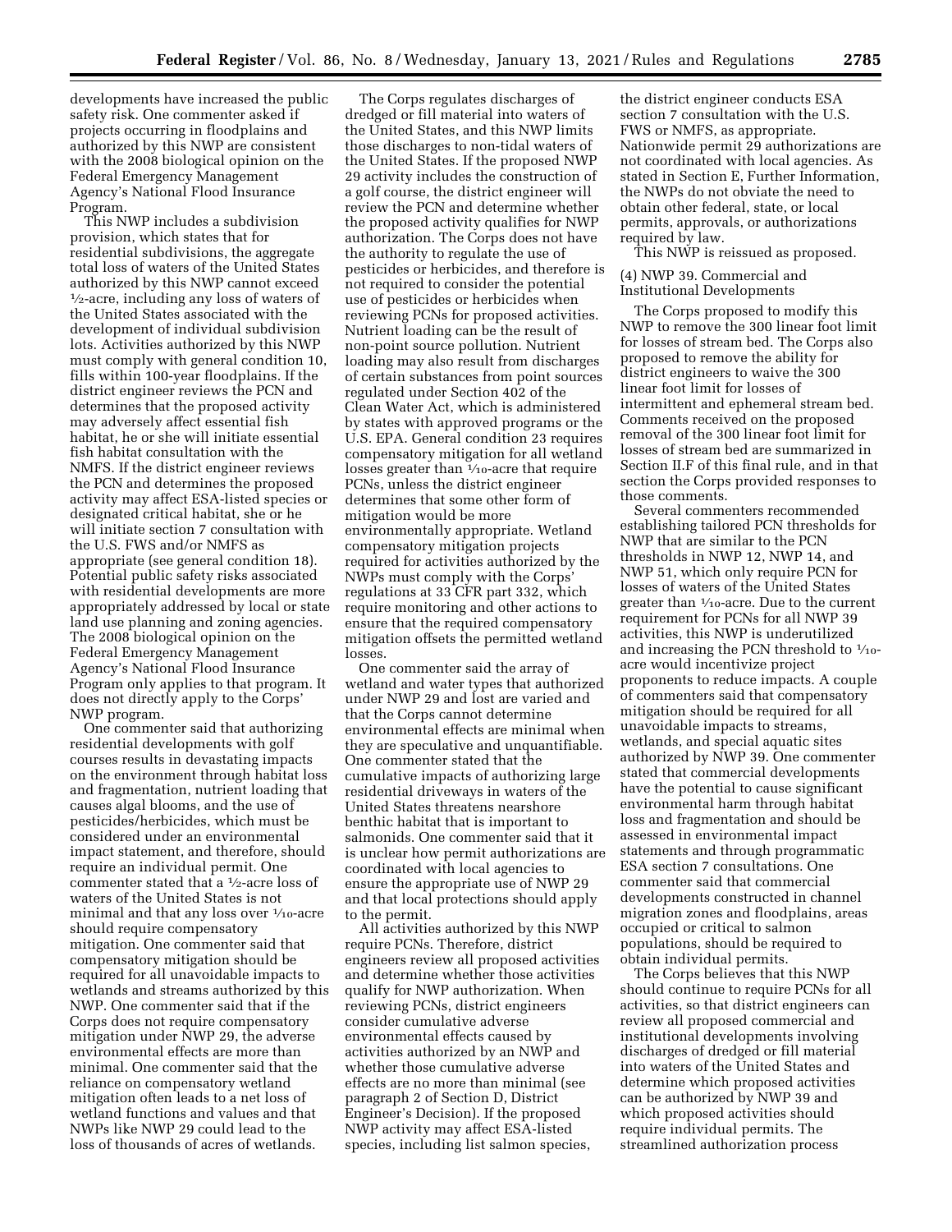developments have increased the public safety risk. One commenter asked if projects occurring in floodplains and authorized by this NWP are consistent with the 2008 biological opinion on the Federal Emergency Management Agency's National Flood Insurance Program.

This NWP includes a subdivision provision, which states that for residential subdivisions, the aggregate total loss of waters of the United States authorized by this NWP cannot exceed ½-acre, including any loss of waters of the United States associated with the development of individual subdivision lots. Activities authorized by this NWP must comply with general condition 10, fills within 100-year floodplains. If the district engineer reviews the PCN and determines that the proposed activity may adversely affect essential fish habitat, he or she will initiate essential fish habitat consultation with the NMFS. If the district engineer reviews the PCN and determines the proposed activity may affect ESA-listed species or designated critical habitat, she or he will initiate section 7 consultation with the U.S. FWS and/or NMFS as appropriate (see general condition 18). Potential public safety risks associated with residential developments are more appropriately addressed by local or state land use planning and zoning agencies. The 2008 biological opinion on the Federal Emergency Management Agency's National Flood Insurance Program only applies to that program. It does not directly apply to the Corps' NWP program.

One commenter said that authorizing residential developments with golf courses results in devastating impacts on the environment through habitat loss and fragmentation, nutrient loading that causes algal blooms, and the use of pesticides/herbicides, which must be considered under an environmental impact statement, and therefore, should require an individual permit. One commenter stated that a ½-acre loss of waters of the United States is not minimal and that any loss over 1/10-acre should require compensatory mitigation. One commenter said that compensatory mitigation should be required for all unavoidable impacts to wetlands and streams authorized by this NWP. One commenter said that if the Corps does not require compensatory mitigation under NWP 29, the adverse environmental effects are more than minimal. One commenter said that the reliance on compensatory wetland mitigation often leads to a net loss of wetland functions and values and that NWPs like NWP 29 could lead to the loss of thousands of acres of wetlands.

The Corps regulates discharges of dredged or fill material into waters of the United States, and this NWP limits those discharges to non-tidal waters of the United States. If the proposed NWP 29 activity includes the construction of a golf course, the district engineer will review the PCN and determine whether the proposed activity qualifies for NWP authorization. The Corps does not have the authority to regulate the use of pesticides or herbicides, and therefore is not required to consider the potential use of pesticides or herbicides when reviewing PCNs for proposed activities. Nutrient loading can be the result of non-point source pollution. Nutrient loading may also result from discharges of certain substances from point sources regulated under Section 402 of the Clean Water Act, which is administered by states with approved programs or the U.S. EPA. General condition 23 requires compensatory mitigation for all wetland losses greater than 1/10-acre that require PCNs, unless the district engineer determines that some other form of mitigation would be more environmentally appropriate. Wetland compensatory mitigation projects required for activities authorized by the NWPs must comply with the Corps' regulations at 33 CFR part 332, which require monitoring and other actions to ensure that the required compensatory mitigation offsets the permitted wetland losses.

One commenter said the array of wetland and water types that authorized under NWP 29 and lost are varied and that the Corps cannot determine environmental effects are minimal when they are speculative and unquantifiable. One commenter stated that the cumulative impacts of authorizing large residential driveways in waters of the United States threatens nearshore benthic habitat that is important to salmonids. One commenter said that it is unclear how permit authorizations are coordinated with local agencies to ensure the appropriate use of NWP 29 and that local protections should apply to the permit.

All activities authorized by this NWP require PCNs. Therefore, district engineers review all proposed activities and determine whether those activities qualify for NWP authorization. When reviewing PCNs, district engineers consider cumulative adverse environmental effects caused by activities authorized by an NWP and whether those cumulative adverse effects are no more than minimal (see paragraph 2 of Section D, District Engineer's Decision). If the proposed NWP activity may affect ESA-listed species, including list salmon species, the district engineer conducts ESA section 7 consultation with the U.S. FWS or NMFS, as appropriate. Nationwide permit 29 authorizations are not coordinated with local agencies. As stated in Section E, Further Information, the NWPs do not obviate the need to obtain other federal, state, or local permits, approvals, or authorizations required by law.

This NWP is reissued as proposed.

(4) NWP 39. Commercial and Institutional Developments

The Corps proposed to modify this NWP to remove the 300 linear foot limit for losses of stream bed. The Corps also proposed to remove the ability for district engineers to waive the 300 linear foot limit for losses of intermittent and ephemeral stream bed. Comments received on the proposed removal of the 300 linear foot limit for losses of stream bed are summarized in Section II.F of this final rule, and in that section the Corps provided responses to those comments.

Several commenters recommended establishing tailored PCN thresholds for NWP that are similar to the PCN thresholds in NWP 12, NWP 14, and NWP 51, which only require PCN for losses of waters of the United States greater than 1/10-acre. Due to the current requirement for PCNs for all NWP 39 activities, this NWP is underutilized and increasing the PCN threshold to 1/10-acre would incentivize project proponents to reduce impacts. A couple of commenters said that compensatory mitigation should be required for all unavoidable impacts to streams, wetlands, and special aquatic sites authorized by NWP 39. One commenter stated that commercial developments have the potential to cause significant environmental harm through habitat loss and fragmentation and should be assessed in environmental impact statements and through programmatic ESA section 7 consultations. One commenter said that commercial developments constructed in channel migration zones and floodplains, areas occupied or critical to salmon populations, should be required to obtain individual permits.

The Corps believes that this NWP should continue to require PCNs for all activities, so that district engineers can review all proposed commercial and institutional developments involving discharges of dredged or fill material into waters of the United States and determine which proposed activities can be authorized by NWP 39 and which proposed activities should require individual permits. The streamlined authorization process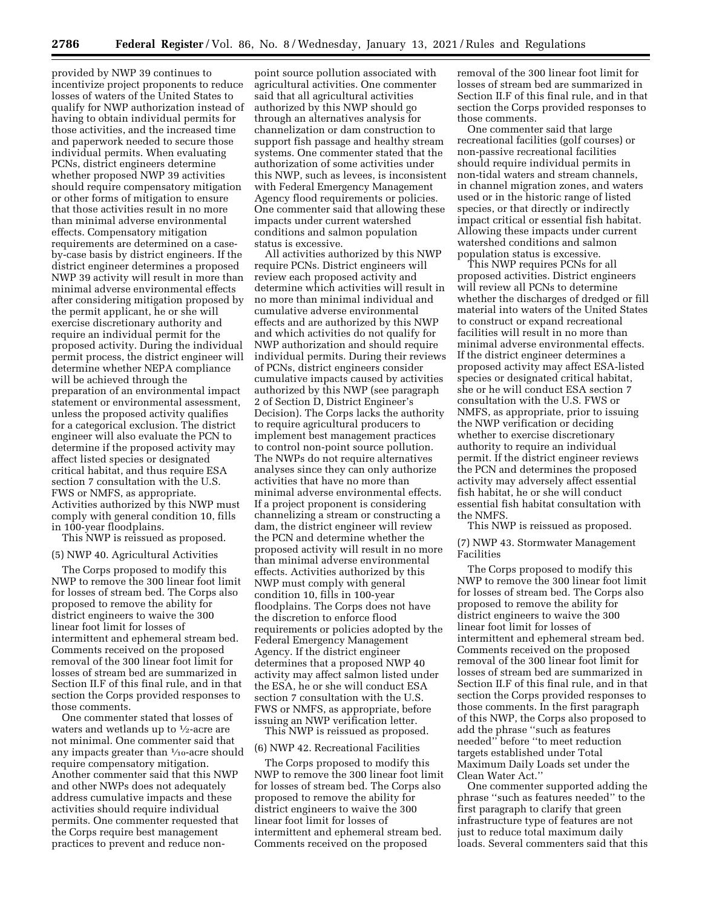provided by NWP 39 continues to incentivize project proponents to reduce losses of waters of the United States to qualify for NWP authorization instead of having to obtain individual permits for those activities, and the increased time and paperwork needed to secure those individual permits. When evaluating PCNs, district engineers determine whether proposed NWP 39 activities should require compensatory mitigation or other forms of mitigation to ensure that those activities result in no more than minimal adverse environmental effects. Compensatory mitigation requirements are determined on a case-by-case basis by district engineers. If the district engineer determines a proposed NWP 39 activity will result in more than minimal adverse environmental effects after considering mitigation proposed by the permit applicant, he or she will exercise discretionary authority and require an individual permit for the proposed activity. During the individual permit process, the district engineer will determine whether NEPA compliance will be achieved through the preparation of an environmental impact statement or environmental assessment, unless the proposed activity qualifies for a categorical exclusion. The district engineer will also evaluate the PCN to determine if the proposed activity may affect listed species or designated critical habitat, and thus require ESA section 7 consultation with the U.S. FWS or NMFS, as appropriate. Activities authorized by this NWP must comply with general condition 10, fills in 100-year floodplains.

This NWP is reissued as proposed.

(5) NWP 40. Agricultural Activities

The Corps proposed to modify this NWP to remove the 300 linear foot limit for losses of stream bed. The Corps also proposed to remove the ability for district engineers to waive the 300 linear foot limit for losses of intermittent and ephemeral stream bed. Comments received on the proposed removal of the 300 linear foot limit for losses of stream bed are summarized in Section II.F of this final rule, and in that section the Corps provided responses to those comments.

One commenter stated that losses of waters and wetlands up to ½-acre are not minimal. One commenter said that any impacts greater than ¹⁄₁₀-acre should require compensatory mitigation. Another commenter said that this NWP and other NWPs does not adequately address cumulative impacts and these activities should require individual permits. One commenter requested that the Corps require best management practices to prevent and reduce non-point source pollution associated with agricultural activities. One commenter said that all agricultural activities authorized by this NWP should go through an alternatives analysis for channelization or dam construction to support fish passage and healthy stream systems. One commenter stated that the authorization of some activities under this NWP, such as levees, is inconsistent with Federal Emergency Management Agency flood requirements or policies. One commenter said that allowing these impacts under current watershed conditions and salmon population status is excessive.

All activities authorized by this NWP require PCNs. District engineers will review each proposed activity and determine which activities will result in no more than minimal individual and cumulative adverse environmental effects and are authorized by this NWP and which activities do not qualify for NWP authorization and should require individual permits. During their reviews of PCNs, district engineers consider cumulative impacts caused by activities authorized by this NWP (see paragraph 2 of Section D, District Engineer's Decision). The Corps lacks the authority to require agricultural producers to implement best management practices to control non-point source pollution. The NWPs do not require alternatives analyses since they can only authorize activities that have no more than minimal adverse environmental effects. If a project proponent is considering channelizing a stream or constructing a dam, the district engineer will review the PCN and determine whether the proposed activity will result in no more than minimal adverse environmental effects. Activities authorized by this NWP must comply with general condition 10, fills in 100-year floodplains. The Corps does not have the discretion to enforce flood requirements or policies adopted by the Federal Emergency Management Agency. If the district engineer determines that a proposed NWP 40 activity may affect salmon listed under the ESA, he or she will conduct ESA section 7 consultation with the U.S. FWS or NMFS, as appropriate, before issuing an NWP verification letter.

This NWP is reissued as proposed.

(6) NWP 42. Recreational Facilities

The Corps proposed to modify this NWP to remove the 300 linear foot limit for losses of stream bed. The Corps also proposed to remove the ability for district engineers to waive the 300 linear foot limit for losses of intermittent and ephemeral stream bed. Comments received on the proposed removal of the 300 linear foot limit for losses of stream bed are summarized in Section II.F of this final rule, and in that section the Corps provided responses to those comments.

One commenter said that large recreational facilities (golf courses) or non-passive recreational facilities should require individual permits in non-tidal waters and stream channels, in channel migration zones, and waters used or in the historic range of listed species, or that directly or indirectly impact critical or essential fish habitat. Allowing these impacts under current watershed conditions and salmon population status is excessive.

This NWP requires PCNs for all proposed activities. District engineers will review all PCNs to determine whether the discharges of dredged or fill material into waters of the United States to construct or expand recreational facilities will result in no more than minimal adverse environmental effects. If the district engineer determines a proposed activity may affect ESA-listed species or designated critical habitat, she or he will conduct ESA section 7 consultation with the U.S. FWS or NMFS, as appropriate, prior to issuing the NWP verification or deciding whether to exercise discretionary authority to require an individual permit. If the district engineer reviews the PCN and determines the proposed activity may adversely affect essential fish habitat, he or she will conduct essential fish habitat consultation with the NMFS.

This NWP is reissued as proposed.

(7) NWP 43. Stormwater Management Facilities

The Corps proposed to modify this NWP to remove the 300 linear foot limit for losses of stream bed. The Corps also proposed to remove the ability for district engineers to waive the 300 linear foot limit for losses of intermittent and ephemeral stream bed. Comments received on the proposed removal of the 300 linear foot limit for losses of stream bed are summarized in Section II.F of this final rule, and in that section the Corps provided responses to those comments. In the first paragraph of this NWP, the Corps also proposed to add the phrase "such as features needed" before "to meet reduction targets established under Total Maximum Daily Loads set under the Clean Water Act."

One commenter supported adding the phrase "such as features needed" to the first paragraph to clarify that green infrastructure type of features are not just to reduce total maximum daily loads. Several commenters said that this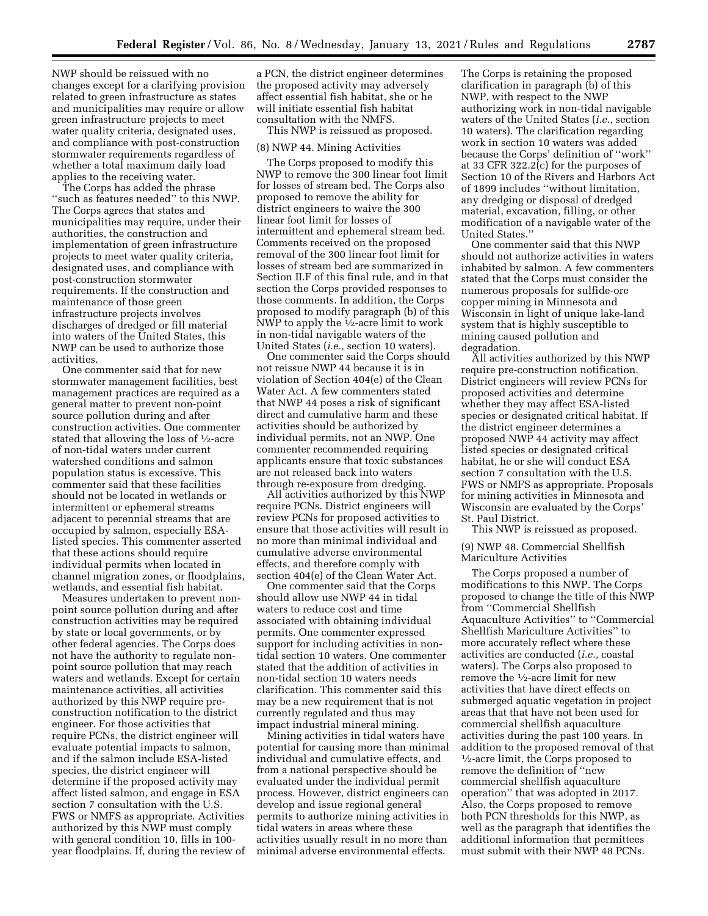NWP should be reissued with no changes except for a clarifying provision related to green infrastructure as states and municipalities may require or allow green infrastructure projects to meet water quality criteria, designated uses, and compliance with post-construction stormwater requirements regardless of whether a total maximum daily load applies to the receiving water.

The Corps has added the phrase ''such as features needed'' to this NWP. The Corps agrees that states and municipalities may require, under their authorities, the construction and implementation of green infrastructure projects to meet water quality criteria, designated uses, and compliance with post-construction stormwater requirements. If the construction and maintenance of those green infrastructure projects involves discharges of dredged or fill material into waters of the United States, this NWP can be used to authorize those activities.

One commenter said that for new stormwater management facilities, best management practices are required as a general matter to prevent non-point source pollution during and after construction activities. One commenter stated that allowing the loss of ½-acre of non-tidal waters under current watershed conditions and salmon population status is excessive. This commenter said that these facilities should not be located in wetlands or intermittent or ephemeral streams adjacent to perennial streams that are occupied by salmon, especially ESA-listed species. This commenter asserted that these actions should require individual permits when located in channel migration zones, or floodplains, wetlands, and essential fish habitat.

Measures undertaken to prevent non-point source pollution during and after construction activities may be required by state or local governments, or by other federal agencies. The Corps does not have the authority to regulate non-point source pollution that may reach waters and wetlands. Except for certain maintenance activities, all activities authorized by this NWP require pre-construction notification to the district engineer. For those activities that require PCNs, the district engineer will evaluate potential impacts to salmon, and if the salmon include ESA-listed species, the district engineer will determine if the proposed activity may affect listed salmon, and engage in ESA section 7 consultation with the U.S. FWS or NMFS as appropriate. Activities authorized by this NWP must comply with general condition 10, fills in 100-year floodplains. If, during the review of a PCN, the district engineer determines the proposed activity may adversely affect essential fish habitat, she or he will initiate essential fish habitat consultation with the NMFS.

This NWP is reissued as proposed.

(8) NWP 44. Mining Activities

The Corps proposed to modify this NWP to remove the 300 linear foot limit for losses of stream bed. The Corps also proposed to remove the ability for district engineers to waive the 300 linear foot limit for losses of intermittent and ephemeral stream bed. Comments received on the proposed removal of the 300 linear foot limit for losses of stream bed are summarized in Section II.F of this final rule, and in that section the Corps provided responses to those comments. In addition, the Corps proposed to modify paragraph (b) of this NWP to apply the ½-acre limit to work in non-tidal navigable waters of the United States (*i.e.,* section 10 waters).

One commenter said the Corps should not reissue NWP 44 because it is in violation of Section 404(e) of the Clean Water Act. A few commenters stated that NWP 44 poses a risk of significant direct and cumulative harm and these activities should be authorized by individual permits, not an NWP. One commenter recommended requiring applicants ensure that toxic substances are not released back into waters through re-exposure from dredging.

All activities authorized by this NWP require PCNs. District engineers will review PCNs for proposed activities to ensure that those activities will result in no more than minimal individual and cumulative adverse environmental effects, and therefore comply with section 404(e) of the Clean Water Act.

One commenter said that the Corps should allow use NWP 44 in tidal waters to reduce cost and time associated with obtaining individual permits. One commenter expressed support for including activities in non-tidal section 10 waters. One commenter stated that the addition of activities in non-tidal section 10 waters needs clarification. This commenter said this may be a new requirement that is not currently regulated and thus may impact industrial mineral mining.

Mining activities in tidal waters have potential for causing more than minimal individual and cumulative effects, and from a national perspective should be evaluated under the individual permit process. However, district engineers can develop and issue regional general permits to authorize mining activities in tidal waters in areas where these activities usually result in no more than minimal adverse environmental effects.

The Corps is retaining the proposed clarification in paragraph (b) of this NWP, with respect to the NWP authorizing work in non-tidal navigable waters of the United States (*i.e.,* section 10 waters). The clarification regarding work in section 10 waters was added because the Corps' definition of ''work'' at 33 CFR 322.2(c) for the purposes of Section 10 of the Rivers and Harbors Act of 1899 includes ''without limitation, any dredging or disposal of dredged material, excavation, filling, or other modification of a navigable water of the United States.''

One commenter said that this NWP should not authorize activities in waters inhabited by salmon. A few commenters stated that the Corps must consider the numerous proposals for sulfide-ore copper mining in Minnesota and Wisconsin in light of unique lake-land system that is highly susceptible to mining caused pollution and degradation.

All activities authorized by this NWP require pre-construction notification. District engineers will review PCNs for proposed activities and determine whether they may affect ESA-listed species or designated critical habitat. If the district engineer determines a proposed NWP 44 activity may affect listed species or designated critical habitat, he or she will conduct ESA section 7 consultation with the U.S. FWS or NMFS as appropriate. Proposals for mining activities in Minnesota and Wisconsin are evaluated by the Corps' St. Paul District.

This NWP is reissued as proposed.

(9) NWP 48. Commercial Shellfish Mariculture Activities

The Corps proposed a number of modifications to this NWP. The Corps proposed to change the title of this NWP from ''Commercial Shellfish Aquaculture Activities'' to ''Commercial Shellfish Mariculture Activities'' to more accurately reflect where these activities are conducted (*i.e.,* coastal waters). The Corps also proposed to remove the ½-acre limit for new activities that have direct effects on submerged aquatic vegetation in project areas that that have not been used for commercial shellfish aquaculture activities during the past 100 years. In addition to the proposed removal of that ½-acre limit, the Corps proposed to remove the definition of ''new commercial shellfish aquaculture operation'' that was adopted in 2017. Also, the Corps proposed to remove both PCN thresholds for this NWP, as well as the paragraph that identifies the additional information that permittees must submit with their NWP 48 PCNs.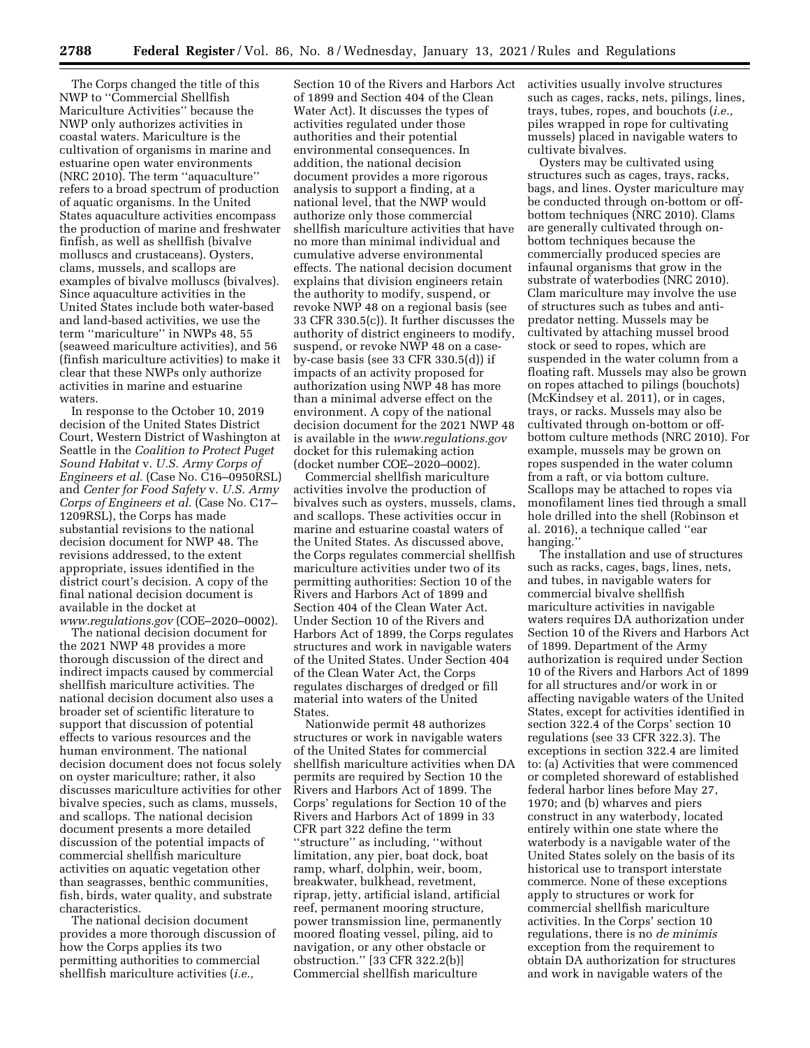The Corps changed the title of this NWP to ''Commercial Shellfish Mariculture Activities'' because the NWP only authorizes activities in coastal waters. Mariculture is the cultivation of organisms in marine and estuarine open water environments (NRC 2010). The term ''aquaculture'' refers to a broad spectrum of production of aquatic organisms. In the United States aquaculture activities encompass the production of marine and freshwater finfish, as well as shellfish (bivalve molluscs and crustaceans). Oysters, clams, mussels, and scallops are examples of bivalve molluscs (bivalves). Since aquaculture activities in the United States include both water-based and land-based activities, we use the term ''mariculture'' in NWPs 48, 55 (seaweed mariculture activities), and 56 (finfish mariculture activities) to make it clear that these NWPs only authorize activities in marine and estuarine waters.

In response to the October 10, 2019 decision of the United States District Court, Western District of Washington at Seattle in the *Coalition to Protect Puget Sound Habitat* v. *U.S. Army Corps of Engineers et al.* (Case No. C16–0950RSL) and *Center for Food Safety* v. *U.S. Army Corps of Engineers et al.* (Case No. C17–1209RSL), the Corps has made substantial revisions to the national decision document for NWP 48. The revisions addressed, to the extent appropriate, issues identified in the district court's decision. A copy of the final national decision document is available in the docket at *www.regulations.gov* (COE–2020–0002).

The national decision document for the 2021 NWP 48 provides a more thorough discussion of the direct and indirect impacts caused by commercial shellfish mariculture activities. The national decision document also uses a broader set of scientific literature to support that discussion of potential effects to various resources and the human environment. The national decision document does not focus solely on oyster mariculture; rather, it also discusses mariculture activities for other bivalve species, such as clams, mussels, and scallops. The national decision document presents a more detailed discussion of the potential impacts of commercial shellfish mariculture activities on aquatic vegetation other than seagrasses, benthic communities, fish, birds, water quality, and substrate characteristics.

The national decision document provides a more thorough discussion of how the Corps applies its two permitting authorities to commercial shellfish mariculture activities (*i.e.,* Section 10 of the Rivers and Harbors Act of 1899 and Section 404 of the Clean Water Act). It discusses the types of activities regulated under those authorities and their potential environmental consequences. In addition, the national decision document provides a more rigorous analysis to support a finding, at a national level, that the NWP would authorize only those commercial shellfish mariculture activities that have no more than minimal individual and cumulative adverse environmental effects. The national decision document explains that division engineers retain the authority to modify, suspend, or revoke NWP 48 on a regional basis (see 33 CFR 330.5(c)). It further discusses the authority of district engineers to modify, suspend, or revoke NWP 48 on a case-by-case basis (see 33 CFR 330.5(d)) if impacts of an activity proposed for authorization using NWP 48 has more than a minimal adverse effect on the environment. A copy of the national decision document for the 2021 NWP 48 is available in the *www.regulations.gov* docket for this rulemaking action (docket number COE–2020–0002).

Commercial shellfish mariculture activities involve the production of bivalves such as oysters, mussels, clams, and scallops. These activities occur in marine and estuarine coastal waters of the United States. As discussed above, the Corps regulates commercial shellfish mariculture activities under two of its permitting authorities: Section 10 of the Rivers and Harbors Act of 1899 and Section 404 of the Clean Water Act. Under Section 10 of the Rivers and Harbors Act of 1899, the Corps regulates structures and work in navigable waters of the United States. Under Section 404 of the Clean Water Act, the Corps regulates discharges of dredged or fill material into waters of the United States.

Nationwide permit 48 authorizes structures or work in navigable waters of the United States for commercial shellfish mariculture activities when DA permits are required by Section 10 the Rivers and Harbors Act of 1899. The Corps' regulations for Section 10 of the Rivers and Harbors Act of 1899 in 33 CFR part 322 define the term ''structure'' as including, ''without limitation, any pier, boat dock, boat ramp, wharf, dolphin, weir, boom, breakwater, bulkhead, revetment, riprap, jetty, artificial island, artificial reef, permanent mooring structure, power transmission line, permanently moored floating vessel, piling, aid to navigation, or any other obstacle or obstruction.'' [33 CFR 322.2(b)] Commercial shellfish mariculture activities usually involve structures such as cages, racks, nets, pilings, lines, trays, tubes, ropes, and bouchots (*i.e.,* piles wrapped in rope for cultivating mussels) placed in navigable waters to cultivate bivalves.

Oysters may be cultivated using structures such as cages, trays, racks, bags, and lines. Oyster mariculture may be conducted through on-bottom or off-bottom techniques (NRC 2010). Clams are generally cultivated through on-bottom techniques because the commercially produced species are infaunal organisms that grow in the substrate of waterbodies (NRC 2010). Clam mariculture may involve the use of structures such as tubes and anti-predator netting. Mussels may be cultivated by attaching mussel brood stock or seed to ropes, which are suspended in the water column from a floating raft. Mussels may also be grown on ropes attached to pilings (bouchots) (McKindsey et al. 2011), or in cages, trays, or racks. Mussels may also be cultivated through on-bottom or off-bottom culture methods (NRC 2010). For example, mussels may be grown on ropes suspended in the water column from a raft, or via bottom culture. Scallops may be attached to ropes via monofilament lines tied through a small hole drilled into the shell (Robinson et al. 2016), a technique called ''ear hanging.''

The installation and use of structures such as racks, cages, bags, lines, nets, and tubes, in navigable waters for commercial bivalve shellfish mariculture activities in navigable waters requires DA authorization under Section 10 of the Rivers and Harbors Act of 1899. Department of the Army authorization is required under Section 10 of the Rivers and Harbors Act of 1899 for all structures and/or work in or affecting navigable waters of the United States, except for activities identified in section 322.4 of the Corps' section 10 regulations (see 33 CFR 322.3). The exceptions in section 322.4 are limited to: (a) Activities that were commenced or completed shoreward of established federal harbor lines before May 27, 1970; and (b) wharves and piers construct in any waterbody, located entirely within one state where the waterbody is a navigable water of the United States solely on the basis of its historical use to transport interstate commerce. None of these exceptions apply to structures or work for commercial shellfish mariculture activities. In the Corps' section 10 regulations, there is no *de minimis* exception from the requirement to obtain DA authorization for structures and work in navigable waters of the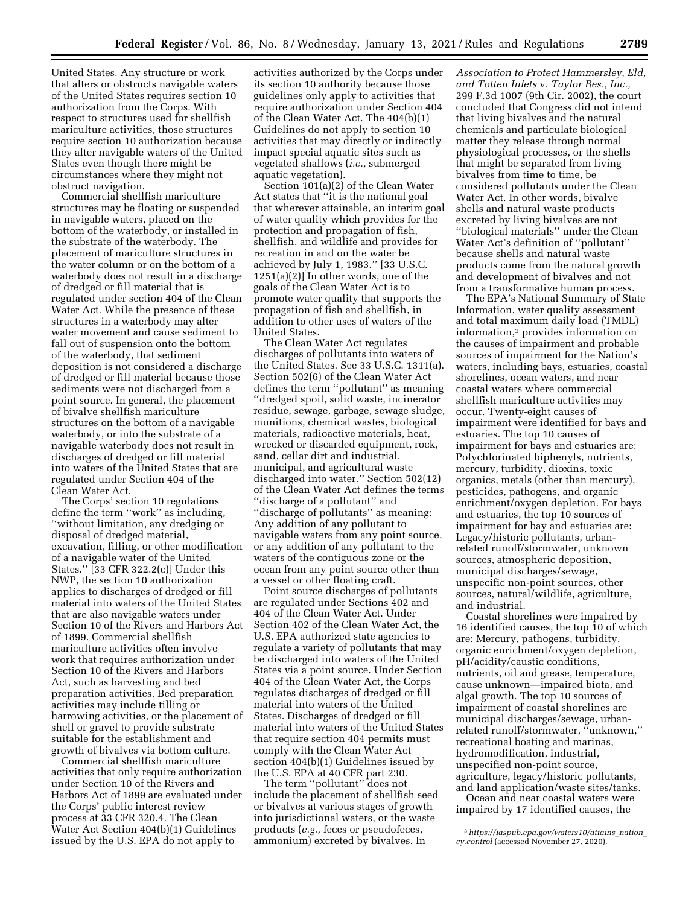United States. Any structure or work that alters or obstructs navigable waters of the United States requires section 10 authorization from the Corps. With respect to structures used for shellfish mariculture activities, those structures require section 10 authorization because they alter navigable waters of the United States even though there might be circumstances where they might not obstruct navigation.

Commercial shellfish mariculture structures may be floating or suspended in navigable waters, placed on the bottom of the waterbody, or installed in the substrate of the waterbody. The placement of mariculture structures in the water column or on the bottom of a waterbody does not result in a discharge of dredged or fill material that is regulated under section 404 of the Clean Water Act. While the presence of these structures in a waterbody may alter water movement and cause sediment to fall out of suspension onto the bottom of the waterbody, that sediment deposition is not considered a discharge of dredged or fill material because those sediments were not discharged from a point source. In general, the placement of bivalve shellfish mariculture structures on the bottom of a navigable waterbody, or into the substrate of a navigable waterbody does not result in discharges of dredged or fill material into waters of the United States that are regulated under Section 404 of the Clean Water Act.

The Corps' section 10 regulations define the term ''work'' as including, ''without limitation, any dredging or disposal of dredged material, excavation, filling, or other modification of a navigable water of the United States.'' [33 CFR 322.2(c)] Under this NWP, the section 10 authorization applies to discharges of dredged or fill material into waters of the United States that are also navigable waters under Section 10 of the Rivers and Harbors Act of 1899. Commercial shellfish mariculture activities often involve work that requires authorization under Section 10 of the Rivers and Harbors Act, such as harvesting and bed preparation activities. Bed preparation activities may include tilling or harrowing activities, or the placement of shell or gravel to provide substrate suitable for the establishment and growth of bivalves via bottom culture.

Commercial shellfish mariculture activities that only require authorization under Section 10 of the Rivers and Harbors Act of 1899 are evaluated under the Corps' public interest review process at 33 CFR 320.4. The Clean Water Act Section 404(b)(1) Guidelines issued by the U.S. EPA do not apply to activities authorized by the Corps under its section 10 authority because those guidelines only apply to activities that require authorization under Section 404 of the Clean Water Act. The 404(b)(1) Guidelines do not apply to section 10 activities that may directly or indirectly impact special aquatic sites such as vegetated shallows (*i.e.,* submerged aquatic vegetation).

Section 101(a)(2) of the Clean Water Act states that ''it is the national goal that wherever attainable, an interim goal of water quality which provides for the protection and propagation of fish, shellfish, and wildlife and provides for recreation in and on the water be achieved by July 1, 1983.'' [33 U.S.C. 1251(a)(2)] In other words, one of the goals of the Clean Water Act is to promote water quality that supports the propagation of fish and shellfish, in addition to other uses of waters of the United States.

The Clean Water Act regulates discharges of pollutants into waters of the United States. See 33 U.S.C. 1311(a). Section 502(6) of the Clean Water Act defines the term ''pollutant'' as meaning ''dredged spoil, solid waste, incinerator residue, sewage, garbage, sewage sludge, munitions, chemical wastes, biological materials, radioactive materials, heat, wrecked or discarded equipment, rock, sand, cellar dirt and industrial, municipal, and agricultural waste discharged into water.'' Section 502(12) of the Clean Water Act defines the terms ''discharge of a pollutant'' and ''discharge of pollutants'' as meaning: Any addition of any pollutant to navigable waters from any point source, or any addition of any pollutant to the waters of the contiguous zone or the ocean from any point source other than a vessel or other floating craft.

Point source discharges of pollutants are regulated under Sections 402 and 404 of the Clean Water Act. Under Section 402 of the Clean Water Act, the U.S. EPA authorized state agencies to regulate a variety of pollutants that may be discharged into waters of the United States via a point source. Under Section 404 of the Clean Water Act, the Corps regulates discharges of dredged or fill material into waters of the United States. Discharges of dredged or fill material into waters of the United States that require section 404 permits must comply with the Clean Water Act section 404(b)(1) Guidelines issued by the U.S. EPA at 40 CFR part 230.

The term ''pollutant'' does not include the placement of shellfish seed or bivalves at various stages of growth into jurisdictional waters, or the waste products (*e.g.,* feces or pseudofeces, ammonium) excreted by bivalves. In *Association to Protect Hammersley, Eld, and Totten Inlets* v. *Taylor Res., Inc.,* 299 F.3d 1007 (9th Cir. 2002), the court concluded that Congress did not intend that living bivalves and the natural chemicals and particulate biological matter they release through normal physiological processes, or the shells that might be separated from living bivalves from time to time, be considered pollutants under the Clean Water Act. In other words, bivalve shells and natural waste products excreted by living bivalves are not ''biological materials'' under the Clean Water Act's definition of ''pollutant'' because shells and natural waste products come from the natural growth and development of bivalves and not from a transformative human process.

The EPA's National Summary of State Information, water quality assessment and total maximum daily load (TMDL) information,[3] provides information on the causes of impairment and probable sources of impairment for the Nation's waters, including bays, estuaries, coastal shorelines, ocean waters, and near coastal waters where commercial shellfish mariculture activities may occur. Twenty-eight causes of impairment were identified for bays and estuaries. The top 10 causes of impairment for bays and estuaries are: Polychlorinated biphenyls, nutrients, mercury, turbidity, dioxins, toxic organics, metals (other than mercury), pesticides, pathogens, and organic enrichment/oxygen depletion. For bays and estuaries, the top 10 sources of impairment for bay and estuaries are: Legacy/historic pollutants, urban-related runoff/stormwater, unknown sources, atmospheric deposition, municipal discharges/sewage, unspecific non-point sources, other sources, natural/wildlife, agriculture, and industrial.

Coastal shorelines were impaired by 16 identified causes, the top 10 of which are: Mercury, pathogens, turbidity, organic enrichment/oxygen depletion, pH/acidity/caustic conditions, nutrients, oil and grease, temperature, cause unknown—impaired biota, and algal growth. The top 10 sources of impairment of coastal shorelines are municipal discharges/sewage, urban-related runoff/stormwater, ''unknown,'' recreational boating and marinas, hydromodification, industrial, unspecified non-point source, agriculture, legacy/historic pollutants, and land application/waste sites/tanks.

Ocean and near coastal waters were impaired by 17 identified causes, the

[3] *https://iaspub.epa.gov/waters10/attains_nation_cy.control* (accessed November 27, 2020).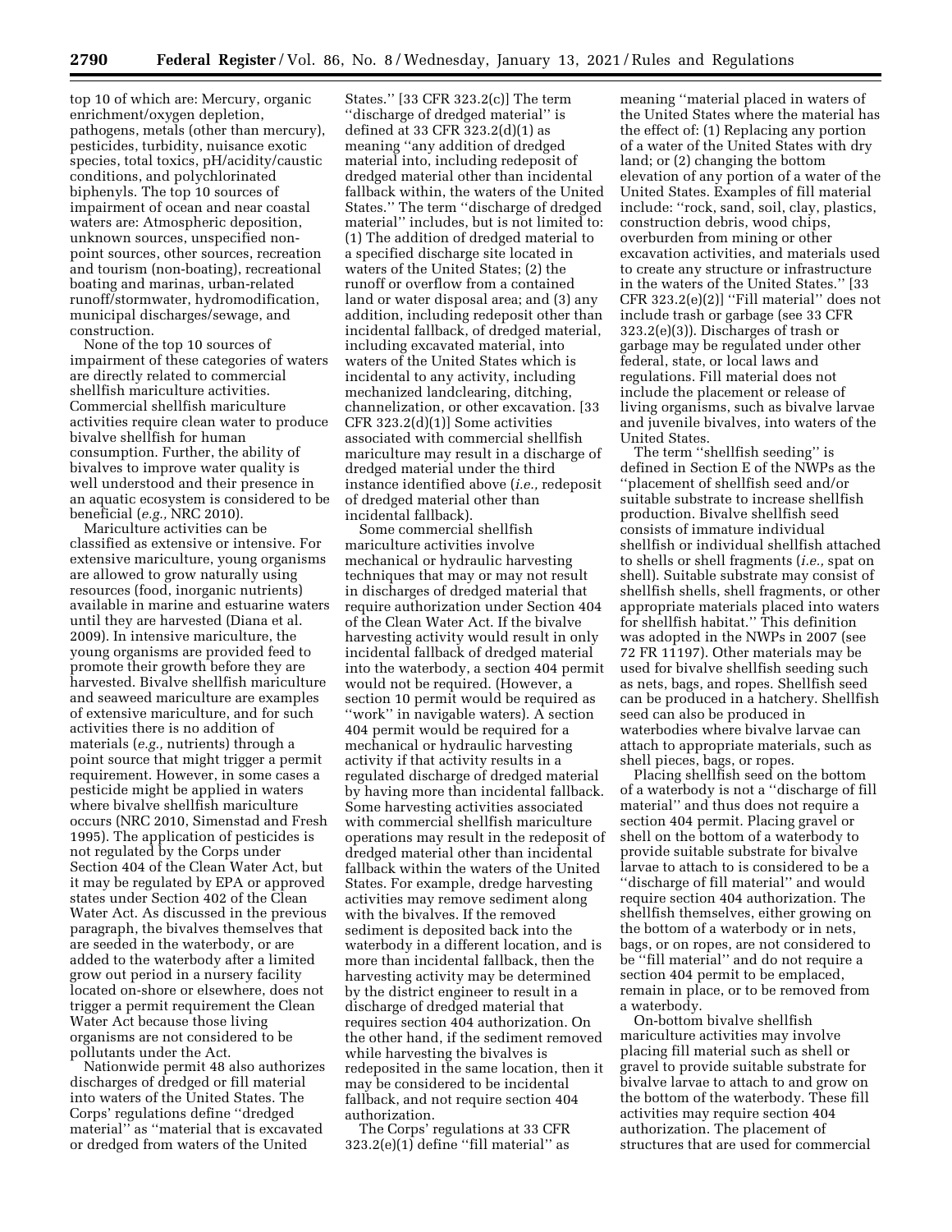top 10 of which are: Mercury, organic enrichment/oxygen depletion, pathogens, metals (other than mercury), pesticides, turbidity, nuisance exotic species, total toxics, pH/acidity/caustic conditions, and polychlorinated biphenyls. The top 10 sources of impairment of ocean and near coastal waters are: Atmospheric deposition, unknown sources, unspecified non-point sources, other sources, recreation and tourism (non-boating), recreational boating and marinas, urban-related runoff/stormwater, hydromodification, municipal discharges/sewage, and construction.

None of the top 10 sources of impairment of these categories of waters are directly related to commercial shellfish mariculture activities. Commercial shellfish mariculture activities require clean water to produce bivalve shellfish for human consumption. Further, the ability of bivalves to improve water quality is well understood and their presence in an aquatic ecosystem is considered to be beneficial (*e.g.,* NRC 2010).

Mariculture activities can be classified as extensive or intensive. For extensive mariculture, young organisms are allowed to grow naturally using resources (food, inorganic nutrients) available in marine and estuarine waters until they are harvested (Diana et al. 2009). In intensive mariculture, the young organisms are provided feed to promote their growth before they are harvested. Bivalve shellfish mariculture and seaweed mariculture are examples of extensive mariculture, and for such activities there is no addition of materials (*e.g.,* nutrients) through a point source that might trigger a permit requirement. However, in some cases a pesticide might be applied in waters where bivalve shellfish mariculture occurs (NRC 2010, Simenstad and Fresh 1995). The application of pesticides is not regulated by the Corps under Section 404 of the Clean Water Act, but it may be regulated by EPA or approved states under Section 402 of the Clean Water Act. As discussed in the previous paragraph, the bivalves themselves that are seeded in the waterbody, or are added to the waterbody after a limited grow out period in a nursery facility located on-shore or elsewhere, does not trigger a permit requirement the Clean Water Act because those living organisms are not considered to be pollutants under the Act.

Nationwide permit 48 also authorizes discharges of dredged or fill material into waters of the United States. The Corps' regulations define ''dredged material'' as ''material that is excavated or dredged from waters of the United States.'' [33 CFR 323.2(c)] The term ''discharge of dredged material'' is defined at 33 CFR 323.2(d)(1) as meaning ''any addition of dredged material into, including redeposit of dredged material other than incidental fallback within, the waters of the United States.'' The term ''discharge of dredged material'' includes, but is not limited to: (1) The addition of dredged material to a specified discharge site located in waters of the United States; (2) the runoff or overflow from a contained land or water disposal area; and (3) any addition, including redeposit other than incidental fallback, of dredged material, including excavated material, into waters of the United States which is incidental to any activity, including mechanized landclearing, ditching, channelization, or other excavation. [33 CFR 323.2(d)(1)] Some activities associated with commercial shellfish mariculture may result in a discharge of dredged material under the third instance identified above (*i.e.,* redeposit of dredged material other than incidental fallback).

Some commercial shellfish mariculture activities involve mechanical or hydraulic harvesting techniques that may or may not result in discharges of dredged material that require authorization under Section 404 of the Clean Water Act. If the bivalve harvesting activity would result in only incidental fallback of dredged material into the waterbody, a section 404 permit would not be required. (However, a section 10 permit would be required as ''work'' in navigable waters). A section 404 permit would be required for a mechanical or hydraulic harvesting activity if that activity results in a regulated discharge of dredged material by having more than incidental fallback. Some harvesting activities associated with commercial shellfish mariculture operations may result in the redeposit of dredged material other than incidental fallback within the waters of the United States. For example, dredge harvesting activities may remove sediment along with the bivalves. If the removed sediment is deposited back into the waterbody in a different location, and is more than incidental fallback, then the harvesting activity may be determined by the district engineer to result in a discharge of dredged material that requires section 404 authorization. On the other hand, if the sediment removed while harvesting the bivalves is redeposited in the same location, then it may be considered to be incidental fallback, and not require section 404 authorization.

The Corps' regulations at 33 CFR 323.2(e)(1) define ''fill material'' as meaning ''material placed in waters of the United States where the material has the effect of: (1) Replacing any portion of a water of the United States with dry land; or (2) changing the bottom elevation of any portion of a water of the United States. Examples of fill material include: ''rock, sand, soil, clay, plastics, construction debris, wood chips, overburden from mining or other excavation activities, and materials used to create any structure or infrastructure in the waters of the United States.'' [33 CFR 323.2(e)(2)] ''Fill material'' does not include trash or garbage (see 33 CFR 323.2(e)(3)). Discharges of trash or garbage may be regulated under other federal, state, or local laws and regulations. Fill material does not include the placement or release of living organisms, such as bivalve larvae and juvenile bivalves, into waters of the United States.

The term ''shellfish seeding'' is defined in Section E of the NWPs as the ''placement of shellfish seed and/or suitable substrate to increase shellfish production. Bivalve shellfish seed consists of immature individual shellfish or individual shellfish attached to shells or shell fragments (*i.e.,* spat on shell). Suitable substrate may consist of shellfish shells, shell fragments, or other appropriate materials placed into waters for shellfish habitat.'' This definition was adopted in the NWPs in 2007 (see 72 FR 11197). Other materials may be used for bivalve shellfish seeding such as nets, bags, and ropes. Shellfish seed can be produced in a hatchery. Shellfish seed can also be produced in waterbodies where bivalve larvae can attach to appropriate materials, such as shell pieces, bags, or ropes.

Placing shellfish seed on the bottom of a waterbody is not a ''discharge of fill material'' and thus does not require a section 404 permit. Placing gravel or shell on the bottom of a waterbody to provide suitable substrate for bivalve larvae to attach to is considered to be a ''discharge of fill material'' and would require section 404 authorization. The shellfish themselves, either growing on the bottom of a waterbody or in nets, bags, or on ropes, are not considered to be ''fill material'' and do not require a section 404 permit to be emplaced, remain in place, or to be removed from a waterbody.

On-bottom bivalve shellfish mariculture activities may involve placing fill material such as shell or gravel to provide suitable substrate for bivalve larvae to attach to and grow on the bottom of the waterbody. These fill activities may require section 404 authorization. The placement of structures that are used for commercial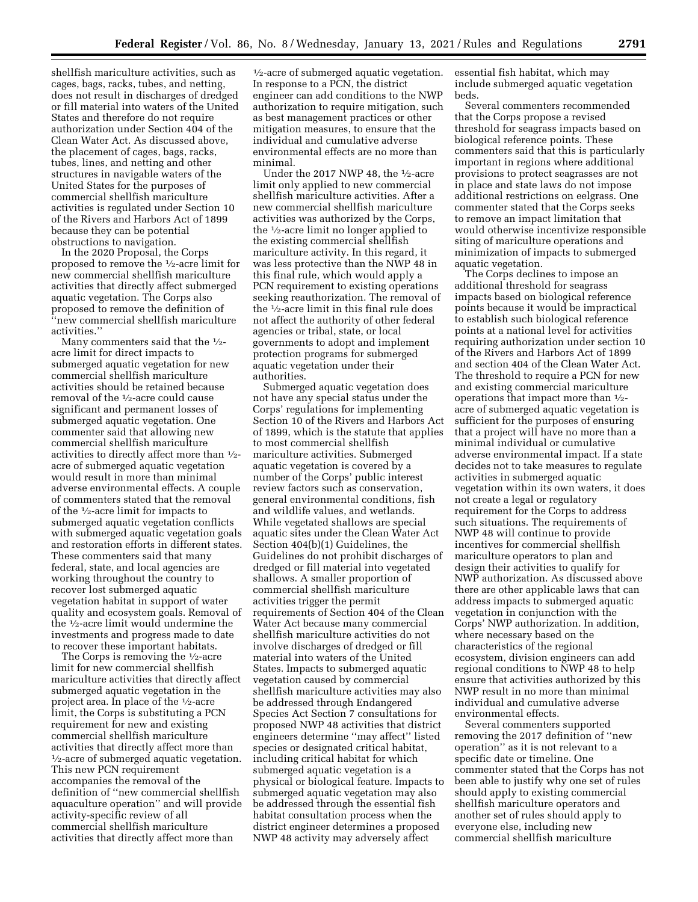shellfish mariculture activities, such as cages, bags, racks, tubes, and netting, does not result in discharges of dredged or fill material into waters of the United States and therefore do not require authorization under Section 404 of the Clean Water Act. As discussed above, the placement of cages, bags, racks, tubes, lines, and netting and other structures in navigable waters of the United States for the purposes of commercial shellfish mariculture activities is regulated under Section 10 of the Rivers and Harbors Act of 1899 because they can be potential obstructions to navigation.

In the 2020 Proposal, the Corps proposed to remove the ½-acre limit for new commercial shellfish mariculture activities that directly affect submerged aquatic vegetation. The Corps also proposed to remove the definition of ''new commercial shellfish mariculture activities.''

Many commenters said that the ½-acre limit for direct impacts to submerged aquatic vegetation for new commercial shellfish mariculture activities should be retained because removal of the ½-acre could cause significant and permanent losses of submerged aquatic vegetation. One commenter said that allowing new commercial shellfish mariculture activities to directly affect more than ½-acre of submerged aquatic vegetation would result in more than minimal adverse environmental effects. A couple of commenters stated that the removal of the ½-acre limit for impacts to submerged aquatic vegetation conflicts with submerged aquatic vegetation goals and restoration efforts in different states. These commenters said that many federal, state, and local agencies are working throughout the country to recover lost submerged aquatic vegetation habitat in support of water quality and ecosystem goals. Removal of the ½-acre limit would undermine the investments and progress made to date to recover these important habitats.

The Corps is removing the ½-acre limit for new commercial shellfish mariculture activities that directly affect submerged aquatic vegetation in the project area. In place of the ½-acre limit, the Corps is substituting a PCN requirement for new and existing commercial shellfish mariculture activities that directly affect more than ½-acre of submerged aquatic vegetation. This new PCN requirement accompanies the removal of the definition of ''new commercial shellfish aquaculture operation'' and will provide activity-specific review of all commercial shellfish mariculture activities that directly affect more than ½-acre of submerged aquatic vegetation. In response to a PCN, the district engineer can add conditions to the NWP authorization to require mitigation, such as best management practices or other mitigation measures, to ensure that the individual and cumulative adverse environmental effects are no more than minimal.

Under the 2017 NWP 48, the ½-acre limit only applied to new commercial shellfish mariculture activities. After a new commercial shellfish mariculture activities was authorized by the Corps, the ½-acre limit no longer applied to the existing commercial shellfish mariculture activity. In this regard, it was less protective than the NWP 48 in this final rule, which would apply a PCN requirement to existing operations seeking reauthorization. The removal of the ½-acre limit in this final rule does not affect the authority of other federal agencies or tribal, state, or local governments to adopt and implement protection programs for submerged aquatic vegetation under their authorities.

Submerged aquatic vegetation does not have any special status under the Corps' regulations for implementing Section 10 of the Rivers and Harbors Act of 1899, which is the statute that applies to most commercial shellfish mariculture activities. Submerged aquatic vegetation is covered by a number of the Corps' public interest review factors such as conservation, general environmental conditions, fish and wildlife values, and wetlands. While vegetated shallows are special aquatic sites under the Clean Water Act Section 404(b)(1) Guidelines, the Guidelines do not prohibit discharges of dredged or fill material into vegetated shallows. A smaller proportion of commercial shellfish mariculture activities trigger the permit requirements of Section 404 of the Clean Water Act because many commercial shellfish mariculture activities do not involve discharges of dredged or fill material into waters of the United States. Impacts to submerged aquatic vegetation caused by commercial shellfish mariculture activities may also be addressed through Endangered Species Act Section 7 consultations for proposed NWP 48 activities that district engineers determine ''may affect'' listed species or designated critical habitat, including critical habitat for which submerged aquatic vegetation is a physical or biological feature. Impacts to submerged aquatic vegetation may also be addressed through the essential fish habitat consultation process when the district engineer determines a proposed NWP 48 activity may adversely affect essential fish habitat, which may include submerged aquatic vegetation beds.

Several commenters recommended that the Corps propose a revised threshold for seagrass impacts based on biological reference points. These commenters said that this is particularly important in regions where additional provisions to protect seagrasses are not in place and state laws do not impose additional restrictions on eelgrass. One commenter stated that the Corps seeks to remove an impact limitation that would otherwise incentivize responsible siting of mariculture operations and minimization of impacts to submerged aquatic vegetation.

The Corps declines to impose an additional threshold for seagrass impacts based on biological reference points because it would be impractical to establish such biological reference points at a national level for activities requiring authorization under section 10 of the Rivers and Harbors Act of 1899 and section 404 of the Clean Water Act. The threshold to require a PCN for new and existing commercial mariculture operations that impact more than ½-acre of submerged aquatic vegetation is sufficient for the purposes of ensuring that a project will have no more than a minimal individual or cumulative adverse environmental impact. If a state decides not to take measures to regulate activities in submerged aquatic vegetation within its own waters, it does not create a legal or regulatory requirement for the Corps to address such situations. The requirements of NWP 48 will continue to provide incentives for commercial shellfish mariculture operators to plan and design their activities to qualify for NWP authorization. As discussed above there are other applicable laws that can address impacts to submerged aquatic vegetation in conjunction with the Corps' NWP authorization. In addition, where necessary based on the characteristics of the regional ecosystem, division engineers can add regional conditions to NWP 48 to help ensure that activities authorized by this NWP result in no more than minimal individual and cumulative adverse environmental effects.

Several commenters supported removing the 2017 definition of ''new operation'' as it is not relevant to a specific date or timeline. One commenter stated that the Corps has not been able to justify why one set of rules should apply to existing commercial shellfish mariculture operators and another set of rules should apply to everyone else, including new commercial shellfish mariculture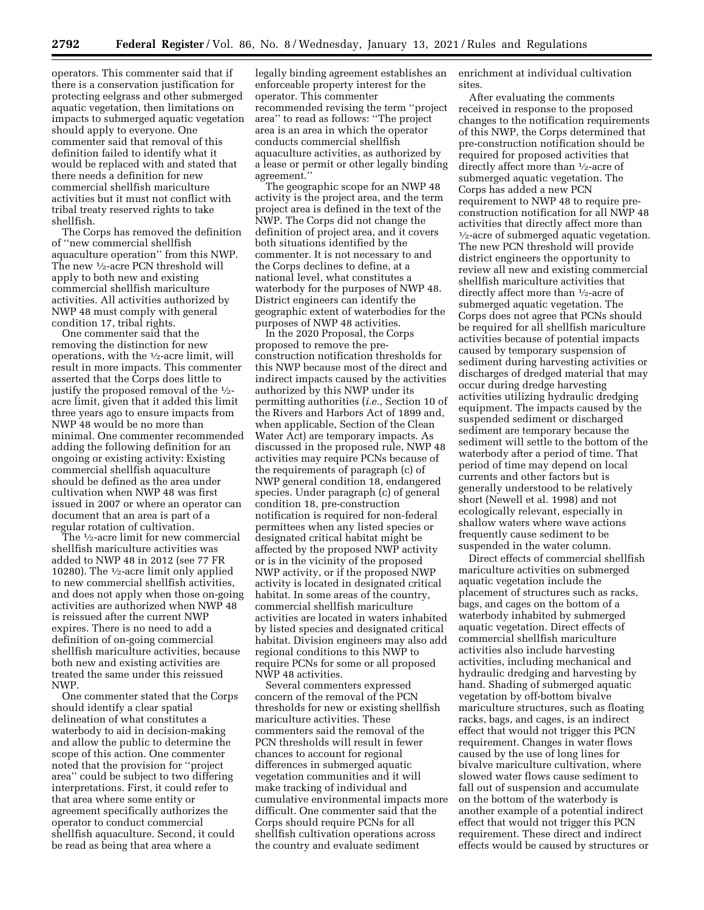operators. This commenter said that if there is a conservation justification for protecting eelgrass and other submerged aquatic vegetation, then limitations on impacts to submerged aquatic vegetation should apply to everyone. One commenter said that removal of this definition failed to identify what it would be replaced with and stated that there needs a definition for new commercial shellfish mariculture activities but it must not conflict with tribal treaty reserved rights to take shellfish.

The Corps has removed the definition of ''new commercial shellfish aquaculture operation'' from this NWP. The new ½-acre PCN threshold will apply to both new and existing commercial shellfish mariculture activities. All activities authorized by NWP 48 must comply with general condition 17, tribal rights.

One commenter said that the removing the distinction for new operations, with the ½-acre limit, will result in more impacts. This commenter asserted that the Corps does little to justify the proposed removal of the ½-acre limit, given that it added this limit three years ago to ensure impacts from NWP 48 would be no more than minimal. One commenter recommended adding the following definition for an ongoing or existing activity: Existing commercial shellfish aquaculture should be defined as the area under cultivation when NWP 48 was first issued in 2007 or where an operator can document that an area is part of a regular rotation of cultivation.

The ½-acre limit for new commercial shellfish mariculture activities was added to NWP 48 in 2012 (see 77 FR 10280). The ½-acre limit only applied to new commercial shellfish activities, and does not apply when those on-going activities are authorized when NWP 48 is reissued after the current NWP expires. There is no need to add a definition of on-going commercial shellfish mariculture activities, because both new and existing activities are treated the same under this reissued NWP.

One commenter stated that the Corps should identify a clear spatial delineation of what constitutes a waterbody to aid in decision-making and allow the public to determine the scope of this action. One commenter noted that the provision for ''project area'' could be subject to two differing interpretations. First, it could refer to that area where some entity or agreement specifically authorizes the operator to conduct commercial shellfish aquaculture. Second, it could be read as being that area where a legally binding agreement establishes an enforceable property interest for the operator. This commenter recommended revising the term ''project area'' to read as follows: ''The project area is an area in which the operator conducts commercial shellfish aquaculture activities, as authorized by a lease or permit or other legally binding agreement.''

The geographic scope for an NWP 48 activity is the project area, and the term project area is defined in the text of the NWP. The Corps did not change the definition of project area, and it covers both situations identified by the commenter. It is not necessary to and the Corps declines to define, at a national level, what constitutes a waterbody for the purposes of NWP 48. District engineers can identify the geographic extent of waterbodies for the purposes of NWP 48 activities.

In the 2020 Proposal, the Corps proposed to remove the pre-construction notification thresholds for this NWP because most of the direct and indirect impacts caused by the activities authorized by this NWP under its permitting authorities (*i.e.,* Section 10 of the Rivers and Harbors Act of 1899 and, when applicable, Section of the Clean Water Act) are temporary impacts. As discussed in the proposed rule, NWP 48 activities may require PCNs because of the requirements of paragraph (c) of NWP general condition 18, endangered species. Under paragraph (c) of general condition 18, pre-construction notification is required for non-federal permittees when any listed species or designated critical habitat might be affected by the proposed NWP activity or is in the vicinity of the proposed NWP activity, or if the proposed NWP activity is located in designated critical habitat. In some areas of the country, commercial shellfish mariculture activities are located in waters inhabited by listed species and designated critical habitat. Division engineers may also add regional conditions to this NWP to require PCNs for some or all proposed NWP 48 activities.

Several commenters expressed concern of the removal of the PCN thresholds for new or existing shellfish mariculture activities. These commenters said the removal of the PCN thresholds will result in fewer chances to account for regional differences in submerged aquatic vegetation communities and it will make tracking of individual and cumulative environmental impacts more difficult. One commenter said that the Corps should require PCNs for all shellfish cultivation operations across the country and evaluate sediment enrichment at individual cultivation sites.

After evaluating the comments received in response to the proposed changes to the notification requirements of this NWP, the Corps determined that pre-construction notification should be required for proposed activities that directly affect more than ½-acre of submerged aquatic vegetation. The Corps has added a new PCN requirement to NWP 48 to require pre-construction notification for all NWP 48 activities that directly affect more than ½-acre of submerged aquatic vegetation. The new PCN threshold will provide district engineers the opportunity to review all new and existing commercial shellfish mariculture activities that directly affect more than ½-acre of submerged aquatic vegetation. The Corps does not agree that PCNs should be required for all shellfish mariculture activities because of potential impacts caused by temporary suspension of sediment during harvesting activities or discharges of dredged material that may occur during dredge harvesting activities utilizing hydraulic dredging equipment. The impacts caused by the suspended sediment or discharged sediment are temporary because the sediment will settle to the bottom of the waterbody after a period of time. That period of time may depend on local currents and other factors but is generally understood to be relatively short (Newell et al. 1998) and not ecologically relevant, especially in shallow waters where wave actions frequently cause sediment to be suspended in the water column.

Direct effects of commercial shellfish mariculture activities on submerged aquatic vegetation include the placement of structures such as racks, bags, and cages on the bottom of a waterbody inhabited by submerged aquatic vegetation. Direct effects of commercial shellfish mariculture activities also include harvesting activities, including mechanical and hydraulic dredging and harvesting by hand. Shading of submerged aquatic vegetation by off-bottom bivalve mariculture structures, such as floating racks, bags, and cages, is an indirect effect that would not trigger this PCN requirement. Changes in water flows caused by the use of long lines for bivalve mariculture cultivation, where slowed water flows cause sediment to fall out of suspension and accumulate on the bottom of the waterbody is another example of a potential indirect effect that would not trigger this PCN requirement. These direct and indirect effects would be caused by structures or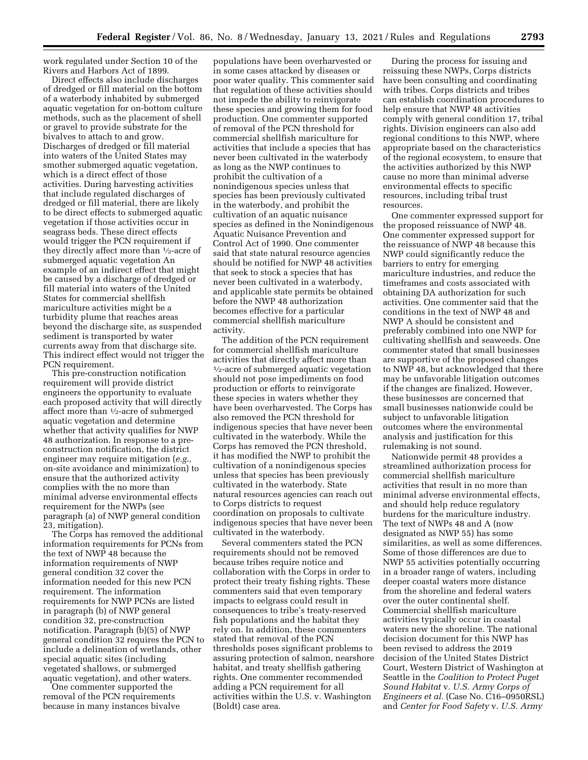work regulated under Section 10 of the Rivers and Harbors Act of 1899.

Direct effects also include discharges of dredged or fill material on the bottom of a waterbody inhabited by submerged aquatic vegetation for on-bottom culture methods, such as the placement of shell or gravel to provide substrate for the bivalves to attach to and grow. Discharges of dredged or fill material into waters of the United States may smother submerged aquatic vegetation, which is a direct effect of those activities. During harvesting activities that include regulated discharges of dredged or fill material, there are likely to be direct effects to submerged aquatic vegetation if those activities occur in seagrass beds. These direct effects would trigger the PCN requirement if they directly affect more than ½-acre of submerged aquatic vegetation An example of an indirect effect that might be caused by a discharge of dredged or fill material into waters of the United States for commercial shellfish mariculture activities might be a turbidity plume that reaches areas beyond the discharge site, as suspended sediment is transported by water currents away from that discharge site. This indirect effect would not trigger the PCN requirement.

This pre-construction notification requirement will provide district engineers the opportunity to evaluate each proposed activity that will directly affect more than ½-acre of submerged aquatic vegetation and determine whether that activity qualifies for NWP 48 authorization. In response to a pre-construction notification, the district engineer may require mitigation (*e.g.,* on-site avoidance and minimization) to ensure that the authorized activity complies with the no more than minimal adverse environmental effects requirement for the NWPs (see paragraph (a) of NWP general condition 23, mitigation).

The Corps has removed the additional information requirements for PCNs from the text of NWP 48 because the information requirements of NWP general condition 32 cover the information needed for this new PCN requirement. The information requirements for NWP PCNs are listed in paragraph (b) of NWP general condition 32, pre-construction notification. Paragraph (b)(5) of NWP general condition 32 requires the PCN to include a delineation of wetlands, other special aquatic sites (including vegetated shallows, or submerged aquatic vegetation), and other waters.

One commenter supported the removal of the PCN requirements because in many instances bivalve populations have been overharvested or in some cases attacked by diseases or poor water quality. This commenter said that regulation of these activities should not impede the ability to reinvigorate these species and growing them for food production. One commenter supported of removal of the PCN threshold for commercial shellfish mariculture for activities that include a species that has never been cultivated in the waterbody as long as the NWP continues to prohibit the cultivation of a nonindigenous species unless that species has been previously cultivated in the waterbody, and prohibit the cultivation of an aquatic nuisance species as defined in the Nonindigenous Aquatic Nuisance Prevention and Control Act of 1990. One commenter said that state natural resource agencies should be notified for NWP 48 activities that seek to stock a species that has never been cultivated in a waterbody, and applicable state permits be obtained before the NWP 48 authorization becomes effective for a particular commercial shellfish mariculture activity.

The addition of the PCN requirement for commercial shellfish mariculture activities that directly affect more than ½-acre of submerged aquatic vegetation should not pose impediments on food production or efforts to reinvigorate these species in waters whether they have been overharvested. The Corps has also removed the PCN threshold for indigenous species that have never been cultivated in the waterbody. While the Corps has removed the PCN threshold, it has modified the NWP to prohibit the cultivation of a nonindigenous species unless that species has been previously cultivated in the waterbody. State natural resources agencies can reach out to Corps districts to request coordination on proposals to cultivate indigenous species that have never been cultivated in the waterbody.

Several commenters stated the PCN requirements should not be removed because tribes require notice and collaboration with the Corps in order to protect their treaty fishing rights. These commenters said that even temporary impacts to eelgrass could result in consequences to tribe's treaty-reserved fish populations and the habitat they rely on. In addition, these commenters stated that removal of the PCN thresholds poses significant problems to assuring protection of salmon, nearshore habitat, and treaty shellfish gathering rights. One commenter recommended adding a PCN requirement for all activities within the U.S. v. Washington (Boldt) case area.

During the process for issuing and reissuing these NWPs, Corps districts have been consulting and coordinating with tribes. Corps districts and tribes can establish coordination procedures to help ensure that NWP 48 activities comply with general condition 17, tribal rights. Division engineers can also add regional conditions to this NWP, where appropriate based on the characteristics of the regional ecosystem, to ensure that the activities authorized by this NWP cause no more than minimal adverse environmental effects to specific resources, including tribal trust resources.

One commenter expressed support for the proposed reissuance of NWP 48. One commenter expressed support for the reissuance of NWP 48 because this NWP could significantly reduce the barriers to entry for emerging mariculture industries, and reduce the timeframes and costs associated with obtaining DA authorization for such activities. One commenter said that the conditions in the text of NWP 48 and NWP A should be consistent and preferably combined into one NWP for cultivating shellfish and seaweeds. One commenter stated that small businesses are supportive of the proposed changes to NWP 48, but acknowledged that there may be unfavorable litigation outcomes if the changes are finalized. However, these businesses are concerned that small businesses nationwide could be subject to unfavorable litigation outcomes where the environmental analysis and justification for this rulemaking is not sound.

Nationwide permit 48 provides a streamlined authorization process for commercial shellfish mariculture activities that result in no more than minimal adverse environmental effects, and should help reduce regulatory burdens for the mariculture industry. The text of NWPs 48 and A (now designated as NWP 55) has some similarities, as well as some differences. Some of those differences are due to NWP 55 activities potentially occurring in a broader range of waters, including deeper coastal waters more distance from the shoreline and federal waters over the outer continental shelf. Commercial shellfish mariculture activities typically occur in coastal waters new the shoreline. The national decision document for this NWP has been revised to address the 2019 decision of the United States District Court, Western District of Washington at Seattle in the *Coalition to Protect Puget Sound Habitat* v. *U.S. Army Corps of Engineers et al.* (Case No. C16–0950RSL) and *Center for Food Safety* v. *U.S. Army*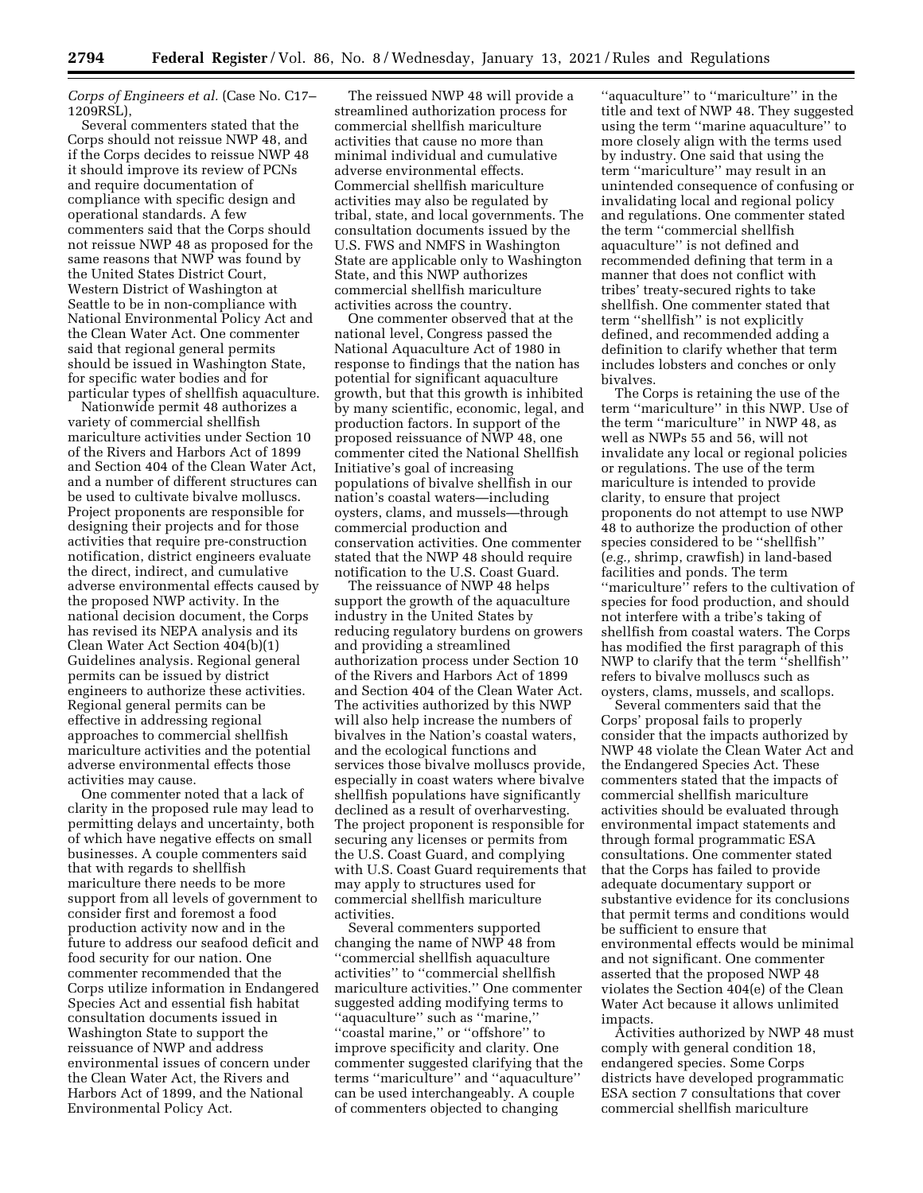*Corps of Engineers et al.* (Case No. C17–1209RSL),

Several commenters stated that the Corps should not reissue NWP 48, and if the Corps decides to reissue NWP 48 it should improve its review of PCNs and require documentation of compliance with specific design and operational standards. A few commenters said that the Corps should not reissue NWP 48 as proposed for the same reasons that NWP was found by the United States District Court, Western District of Washington at Seattle to be in non-compliance with National Environmental Policy Act and the Clean Water Act. One commenter said that regional general permits should be issued in Washington State, for specific water bodies and for particular types of shellfish aquaculture.

Nationwide permit 48 authorizes a variety of commercial shellfish mariculture activities under Section 10 of the Rivers and Harbors Act of 1899 and Section 404 of the Clean Water Act, and a number of different structures can be used to cultivate bivalve molluscs. Project proponents are responsible for designing their projects and for those activities that require pre-construction notification, district engineers evaluate the direct, indirect, and cumulative adverse environmental effects caused by the proposed NWP activity. In the national decision document, the Corps has revised its NEPA analysis and its Clean Water Act Section 404(b)(1) Guidelines analysis. Regional general permits can be issued by district engineers to authorize these activities. Regional general permits can be effective in addressing regional approaches to commercial shellfish mariculture activities and the potential adverse environmental effects those activities may cause.

One commenter noted that a lack of clarity in the proposed rule may lead to permitting delays and uncertainty, both of which have negative effects on small businesses. A couple commenters said that with regards to shellfish mariculture there needs to be more support from all levels of government to consider first and foremost a food production activity now and in the future to address our seafood deficit and food security for our nation. One commenter recommended that the Corps utilize information in Endangered Species Act and essential fish habitat consultation documents issued in Washington State to support the reissuance of NWP and address environmental issues of concern under the Clean Water Act, the Rivers and Harbors Act of 1899, and the National Environmental Policy Act.

The reissued NWP 48 will provide a streamlined authorization process for commercial shellfish mariculture activities that cause no more than minimal individual and cumulative adverse environmental effects. Commercial shellfish mariculture activities may also be regulated by tribal, state, and local governments. The consultation documents issued by the U.S. FWS and NMFS in Washington State are applicable only to Washington State, and this NWP authorizes commercial shellfish mariculture activities across the country.

One commenter observed that at the national level, Congress passed the National Aquaculture Act of 1980 in response to findings that the nation has potential for significant aquaculture growth, but that this growth is inhibited by many scientific, economic, legal, and production factors. In support of the proposed reissuance of NWP 48, one commenter cited the National Shellfish Initiative's goal of increasing populations of bivalve shellfish in our nation's coastal waters—including oysters, clams, and mussels—through commercial production and conservation activities. One commenter stated that the NWP 48 should require notification to the U.S. Coast Guard.

The reissuance of NWP 48 helps support the growth of the aquaculture industry in the United States by reducing regulatory burdens on growers and providing a streamlined authorization process under Section 10 of the Rivers and Harbors Act of 1899 and Section 404 of the Clean Water Act. The activities authorized by this NWP will also help increase the numbers of bivalves in the Nation's coastal waters, and the ecological functions and services those bivalve molluscs provide, especially in coast waters where bivalve shellfish populations have significantly declined as a result of overharvesting. The project proponent is responsible for securing any licenses or permits from the U.S. Coast Guard, and complying with U.S. Coast Guard requirements that may apply to structures used for commercial shellfish mariculture activities.

Several commenters supported changing the name of NWP 48 from ''commercial shellfish aquaculture activities'' to ''commercial shellfish mariculture activities.'' One commenter suggested adding modifying terms to ''aquaculture'' such as ''marine,'' ''coastal marine,'' or ''offshore'' to improve specificity and clarity. One commenter suggested clarifying that the terms ''mariculture'' and ''aquaculture'' can be used interchangeably. A couple of commenters objected to changing ''aquaculture'' to ''mariculture'' in the title and text of NWP 48. They suggested using the term ''marine aquaculture'' to more closely align with the terms used by industry. One said that using the term ''mariculture'' may result in an unintended consequence of confusing or invalidating local and regional policy and regulations. One commenter stated the term ''commercial shellfish aquaculture'' is not defined and recommended defining that term in a manner that does not conflict with tribes' treaty-secured rights to take shellfish. One commenter stated that term ''shellfish'' is not explicitly defined, and recommended adding a definition to clarify whether that term includes lobsters and conches or only bivalves.

The Corps is retaining the use of the term ''mariculture'' in this NWP. Use of the term ''mariculture'' in NWP 48, as well as NWPs 55 and 56, will not invalidate any local or regional policies or regulations. The use of the term mariculture is intended to provide clarity, to ensure that project proponents do not attempt to use NWP 48 to authorize the production of other species considered to be ''shellfish'' (*e.g.,* shrimp, crawfish) in land-based facilities and ponds. The term ''mariculture'' refers to the cultivation of species for food production, and should not interfere with a tribe's taking of shellfish from coastal waters. The Corps has modified the first paragraph of this NWP to clarify that the term ''shellfish'' refers to bivalve molluscs such as oysters, clams, mussels, and scallops.

Several commenters said that the Corps' proposal fails to properly consider that the impacts authorized by NWP 48 violate the Clean Water Act and the Endangered Species Act. These commenters stated that the impacts of commercial shellfish mariculture activities should be evaluated through environmental impact statements and through formal programmatic ESA consultations. One commenter stated that the Corps has failed to provide adequate documentary support or substantive evidence for its conclusions that permit terms and conditions would be sufficient to ensure that environmental effects would be minimal and not significant. One commenter asserted that the proposed NWP 48 violates the Section 404(e) of the Clean Water Act because it allows unlimited impacts.

Activities authorized by NWP 48 must comply with general condition 18, endangered species. Some Corps districts have developed programmatic ESA section 7 consultations that cover commercial shellfish mariculture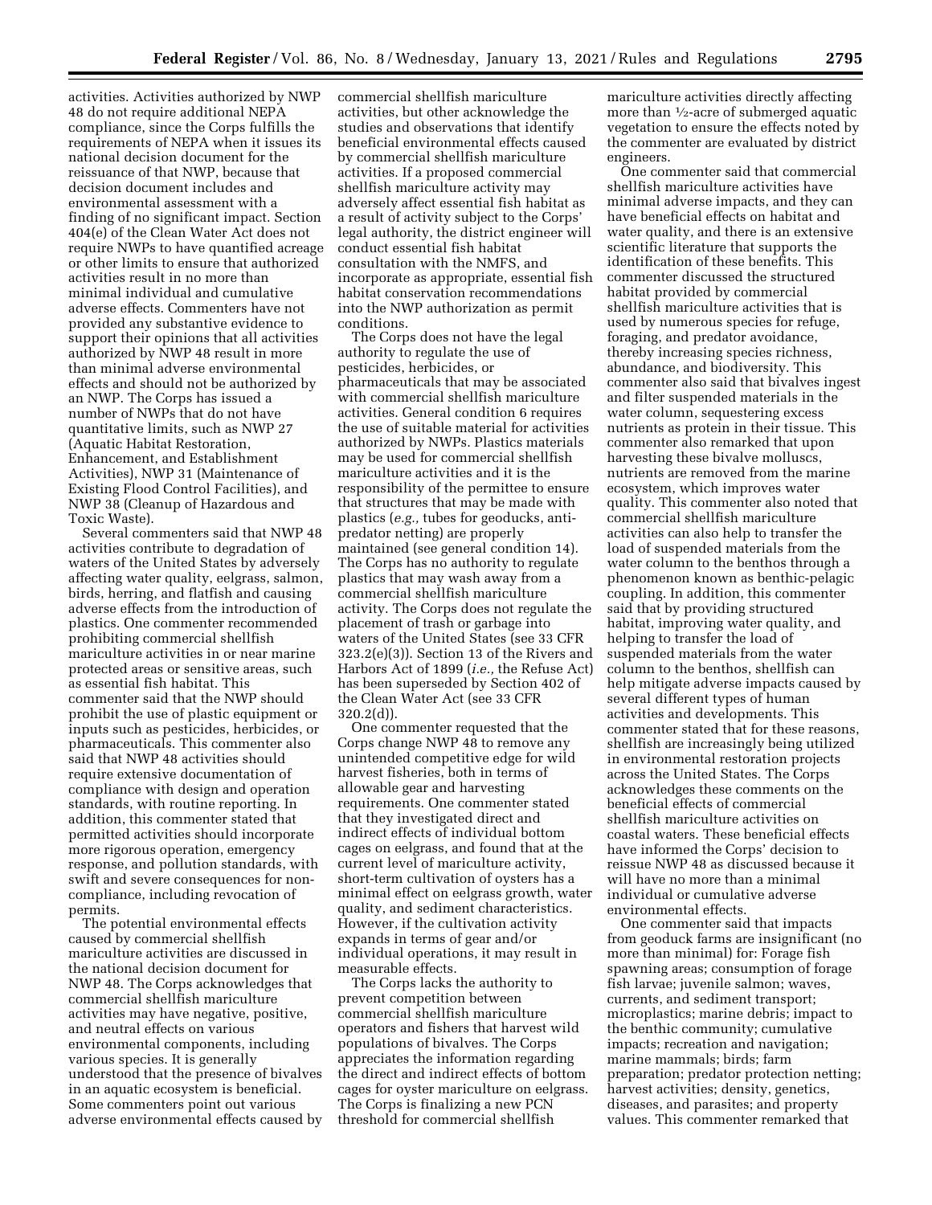activities. Activities authorized by NWP 48 do not require additional NEPA compliance, since the Corps fulfills the requirements of NEPA when it issues its national decision document for the reissuance of that NWP, because that decision document includes and environmental assessment with a finding of no significant impact. Section 404(e) of the Clean Water Act does not require NWPs to have quantified acreage or other limits to ensure that authorized activities result in no more than minimal individual and cumulative adverse effects. Commenters have not provided any substantive evidence to support their opinions that all activities authorized by NWP 48 result in more than minimal adverse environmental effects and should not be authorized by an NWP. The Corps has issued a number of NWPs that do not have quantitative limits, such as NWP 27 (Aquatic Habitat Restoration, Enhancement, and Establishment Activities), NWP 31 (Maintenance of Existing Flood Control Facilities), and NWP 38 (Cleanup of Hazardous and Toxic Waste).

Several commenters said that NWP 48 activities contribute to degradation of waters of the United States by adversely affecting water quality, eelgrass, salmon, birds, herring, and flatfish and causing adverse effects from the introduction of plastics. One commenter recommended prohibiting commercial shellfish mariculture activities in or near marine protected areas or sensitive areas, such as essential fish habitat. This commenter said that the NWP should prohibit the use of plastic equipment or inputs such as pesticides, herbicides, or pharmaceuticals. This commenter also said that NWP 48 activities should require extensive documentation of compliance with design and operation standards, with routine reporting. In addition, this commenter stated that permitted activities should incorporate more rigorous operation, emergency response, and pollution standards, with swift and severe consequences for non-compliance, including revocation of permits.

The potential environmental effects caused by commercial shellfish mariculture activities are discussed in the national decision document for NWP 48. The Corps acknowledges that commercial shellfish mariculture activities may have negative, positive, and neutral effects on various environmental components, including various species. It is generally understood that the presence of bivalves in an aquatic ecosystem is beneficial. Some commenters point out various adverse environmental effects caused by commercial shellfish mariculture activities, but other acknowledge the studies and observations that identify beneficial environmental effects caused by commercial shellfish mariculture activities. If a proposed commercial shellfish mariculture activity may adversely affect essential fish habitat as a result of activity subject to the Corps' legal authority, the district engineer will conduct essential fish habitat consultation with the NMFS, and incorporate as appropriate, essential fish habitat conservation recommendations into the NWP authorization as permit conditions.

The Corps does not have the legal authority to regulate the use of pesticides, herbicides, or pharmaceuticals that may be associated with commercial shellfish mariculture activities. General condition 6 requires the use of suitable material for activities authorized by NWPs. Plastics materials may be used for commercial shellfish mariculture activities and it is the responsibility of the permittee to ensure that structures that may be made with plastics (*e.g.,* tubes for geoducks, anti-predator netting) are properly maintained (see general condition 14). The Corps has no authority to regulate plastics that may wash away from a commercial shellfish mariculture activity. The Corps does not regulate the placement of trash or garbage into waters of the United States (see 33 CFR 323.2(e)(3)). Section 13 of the Rivers and Harbors Act of 1899 (*i.e.,* the Refuse Act) has been superseded by Section 402 of the Clean Water Act (see 33 CFR 320.2(d)).

One commenter requested that the Corps change NWP 48 to remove any unintended competitive edge for wild harvest fisheries, both in terms of allowable gear and harvesting requirements. One commenter stated that they investigated direct and indirect effects of individual bottom cages on eelgrass, and found that at the current level of mariculture activity, short-term cultivation of oysters has a minimal effect on eelgrass growth, water quality, and sediment characteristics. However, if the cultivation activity expands in terms of gear and/or individual operations, it may result in measurable effects.

The Corps lacks the authority to prevent competition between commercial shellfish mariculture operators and fishers that harvest wild populations of bivalves. The Corps appreciates the information regarding the direct and indirect effects of bottom cages for oyster mariculture on eelgrass. The Corps is finalizing a new PCN threshold for commercial shellfish mariculture activities directly affecting more than ½-acre of submerged aquatic vegetation to ensure the effects noted by the commenter are evaluated by district engineers.

One commenter said that commercial shellfish mariculture activities have minimal adverse impacts, and they can have beneficial effects on habitat and water quality, and there is an extensive scientific literature that supports the identification of these benefits. This commenter discussed the structured habitat provided by commercial shellfish mariculture activities that is used by numerous species for refuge, foraging, and predator avoidance, thereby increasing species richness, abundance, and biodiversity. This commenter also said that bivalves ingest and filter suspended materials in the water column, sequestering excess nutrients as protein in their tissue. This commenter also remarked that upon harvesting these bivalve molluscs, nutrients are removed from the marine ecosystem, which improves water quality. This commenter also noted that commercial shellfish mariculture activities can also help to transfer the load of suspended materials from the water column to the benthos through a phenomenon known as benthic-pelagic coupling. In addition, this commenter said that by providing structured habitat, improving water quality, and helping to transfer the load of suspended materials from the water column to the benthos, shellfish can help mitigate adverse impacts caused by several different types of human activities and developments. This commenter stated that for these reasons, shellfish are increasingly being utilized in environmental restoration projects across the United States. The Corps acknowledges these comments on the beneficial effects of commercial shellfish mariculture activities on coastal waters. These beneficial effects have informed the Corps' decision to reissue NWP 48 as discussed because it will have no more than a minimal individual or cumulative adverse environmental effects.

One commenter said that impacts from geoduck farms are insignificant (no more than minimal) for: Forage fish spawning areas; consumption of forage fish larvae; juvenile salmon; waves, currents, and sediment transport; microplastics; marine debris; impact to the benthic community; cumulative impacts; recreation and navigation; marine mammals; birds; farm preparation; predator protection netting; harvest activities; density, genetics, diseases, and parasites; and property values. This commenter remarked that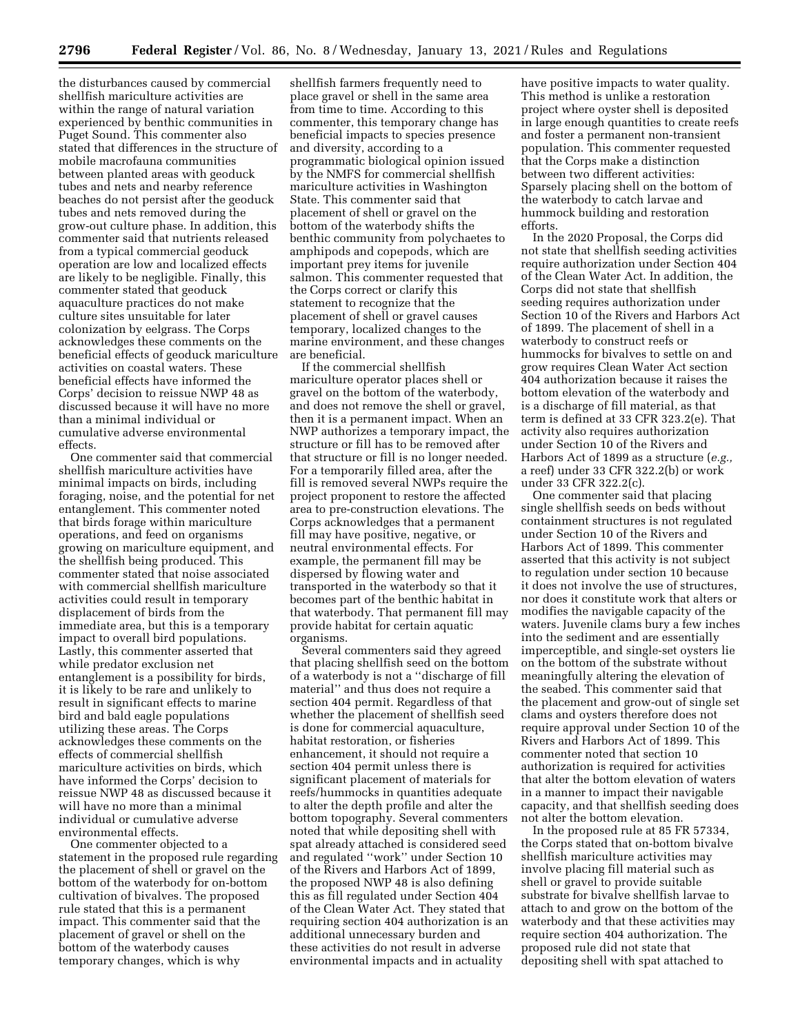the disturbances caused by commercial shellfish mariculture activities are within the range of natural variation experienced by benthic communities in Puget Sound. This commenter also stated that differences in the structure of mobile macrofauna communities between planted areas with geoduck tubes and nets and nearby reference beaches do not persist after the geoduck tubes and nets removed during the grow-out culture phase. In addition, this commenter said that nutrients released from a typical commercial geoduck operation are low and localized effects are likely to be negligible. Finally, this commenter stated that geoduck aquaculture practices do not make culture sites unsuitable for later colonization by eelgrass. The Corps acknowledges these comments on the beneficial effects of geoduck mariculture activities on coastal waters. These beneficial effects have informed the Corps' decision to reissue NWP 48 as discussed because it will have no more than a minimal individual or cumulative adverse environmental effects.

One commenter said that commercial shellfish mariculture activities have minimal impacts on birds, including foraging, noise, and the potential for net entanglement. This commenter noted that birds forage within mariculture operations, and feed on organisms growing on mariculture equipment, and the shellfish being produced. This commenter stated that noise associated with commercial shellfish mariculture activities could result in temporary displacement of birds from the immediate area, but this is a temporary impact to overall bird populations. Lastly, this commenter asserted that while predator exclusion net entanglement is a possibility for birds, it is likely to be rare and unlikely to result in significant effects to marine bird and bald eagle populations utilizing these areas. The Corps acknowledges these comments on the effects of commercial shellfish mariculture activities on birds, which have informed the Corps' decision to reissue NWP 48 as discussed because it will have no more than a minimal individual or cumulative adverse environmental effects.

One commenter objected to a statement in the proposed rule regarding the placement of shell or gravel on the bottom of the waterbody for on-bottom cultivation of bivalves. The proposed rule stated that this is a permanent impact. This commenter said that the placement of gravel or shell on the bottom of the waterbody causes temporary changes, which is why shellfish farmers frequently need to place gravel or shell in the same area from time to time. According to this commenter, this temporary change has beneficial impacts to species presence and diversity, according to a programmatic biological opinion issued by the NMFS for commercial shellfish mariculture activities in Washington State. This commenter said that placement of shell or gravel on the bottom of the waterbody shifts the benthic community from polychaetes to amphipods and copepods, which are important prey items for juvenile salmon. This commenter requested that the Corps correct or clarify this statement to recognize that the placement of shell or gravel causes temporary, localized changes to the marine environment, and these changes are beneficial.

If the commercial shellfish mariculture operator places shell or gravel on the bottom of the waterbody, and does not remove the shell or gravel, then it is a permanent impact. When an NWP authorizes a temporary impact, the structure or fill has to be removed after that structure or fill is no longer needed. For a temporarily filled area, after the fill is removed several NWPs require the project proponent to restore the affected area to pre-construction elevations. The Corps acknowledges that a permanent fill may have positive, negative, or neutral environmental effects. For example, the permanent fill may be dispersed by flowing water and transported in the waterbody so that it becomes part of the benthic habitat in that waterbody. That permanent fill may provide habitat for certain aquatic organisms.

Several commenters said they agreed that placing shellfish seed on the bottom of a waterbody is not a "discharge of fill material" and thus does not require a section 404 permit. Regardless of that whether the placement of shellfish seed is done for commercial aquaculture, habitat restoration, or fisheries enhancement, it should not require a section 404 permit unless there is significant placement of materials for reefs/hummocks in quantities adequate to alter the depth profile and alter the bottom topography. Several commenters noted that while depositing shell with spat already attached is considered seed and regulated "work" under Section 10 of the Rivers and Harbors Act of 1899, the proposed NWP 48 is also defining this as fill regulated under Section 404 of the Clean Water Act. They stated that requiring section 404 authorization is an additional unnecessary burden and these activities do not result in adverse environmental impacts and in actuality have positive impacts to water quality. This method is unlike a restoration project where oyster shell is deposited in large enough quantities to create reefs and foster a permanent non-transient population. This commenter requested that the Corps make a distinction between two different activities: Sparsely placing shell on the bottom of the waterbody to catch larvae and hummock building and restoration efforts.

In the 2020 Proposal, the Corps did not state that shellfish seeding activities require authorization under Section 404 of the Clean Water Act. In addition, the Corps did not state that shellfish seeding requires authorization under Section 10 of the Rivers and Harbors Act of 1899. The placement of shell in a waterbody to construct reefs or hummocks for bivalves to settle on and grow requires Clean Water Act section 404 authorization because it raises the bottom elevation of the waterbody and is a discharge of fill material, as that term is defined at 33 CFR 323.2(e). That activity also requires authorization under Section 10 of the Rivers and Harbors Act of 1899 as a structure (*e.g.,* a reef) under 33 CFR 322.2(b) or work under 33 CFR 322.2(c).

One commenter said that placing single shellfish seeds on beds without containment structures is not regulated under Section 10 of the Rivers and Harbors Act of 1899. This commenter asserted that this activity is not subject to regulation under section 10 because it does not involve the use of structures, nor does it constitute work that alters or modifies the navigable capacity of the waters. Juvenile clams bury a few inches into the sediment and are essentially imperceptible, and single-set oysters lie on the bottom of the substrate without meaningfully altering the elevation of the seabed. This commenter said that the placement and grow-out of single set clams and oysters therefore does not require approval under Section 10 of the Rivers and Harbors Act of 1899. This commenter noted that section 10 authorization is required for activities that alter the bottom elevation of waters in a manner to impact their navigable capacity, and that shellfish seeding does not alter the bottom elevation.

In the proposed rule at 85 FR 57334, the Corps stated that on-bottom bivalve shellfish mariculture activities may involve placing fill material such as shell or gravel to provide suitable substrate for bivalve shellfish larvae to attach to and grow on the bottom of the waterbody and that these activities may require section 404 authorization. The proposed rule did not state that depositing shell with spat attached to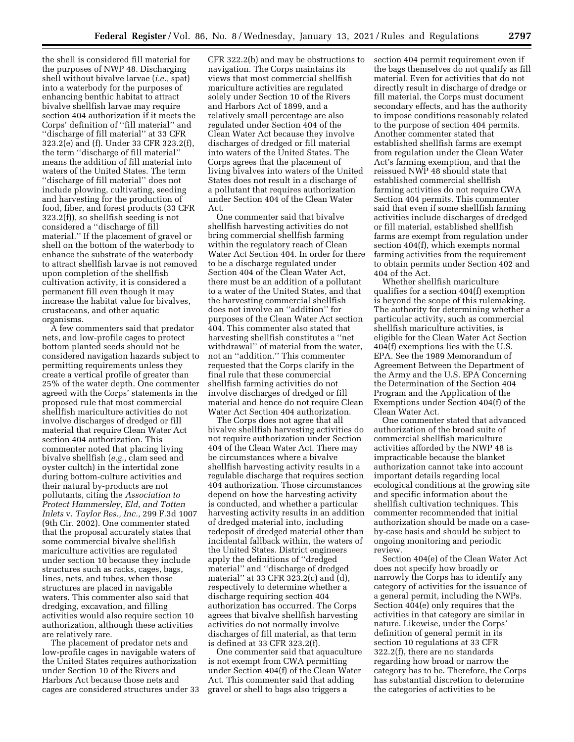the shell is considered fill material for the purposes of NWP 48. Discharging shell without bivalve larvae (*i.e.,* spat) into a waterbody for the purposes of enhancing benthic habitat to attract bivalve shellfish larvae may require section 404 authorization if it meets the Corps' definition of ''fill material'' and ''discharge of fill material'' at 33 CFR 323.2(e) and (f). Under 33 CFR 323.2(f), the term ''discharge of fill material'' means the addition of fill material into waters of the United States. The term ''discharge of fill material'' does not include plowing, cultivating, seeding and harvesting for the production of food, fiber, and forest products (33 CFR 323.2(f)), so shellfish seeding is not considered a ''discharge of fill material.'' If the placement of gravel or shell on the bottom of the waterbody to enhance the substrate of the waterbody to attract shellfish larvae is not removed upon completion of the shellfish cultivation activity, it is considered a permanent fill even though it may increase the habitat value for bivalves, crustaceans, and other aquatic organisms.

A few commenters said that predator nets, and low-profile cages to protect bottom planted seeds should not be considered navigation hazards subject to permitting requirements unless they create a vertical profile of greater than 25% of the water depth. One commenter agreed with the Corps' statements in the proposed rule that most commercial shellfish mariculture activities do not involve discharges of dredged or fill material that require Clean Water Act section 404 authorization. This commenter noted that placing living bivalve shellfish (*e.g.,* clam seed and oyster cultch) in the intertidal zone during bottom-culture activities and their natural by-products are not pollutants, citing the *Association to Protect Hammersley, Eld, and Totten Inlets* v. *Taylor Res., Inc.,* 299 F.3d 1007 (9th Cir. 2002). One commenter stated that the proposal accurately states that some commercial bivalve shellfish mariculture activities are regulated under section 10 because they include structures such as racks, cages, bags, lines, nets, and tubes, when those structures are placed in navigable waters. This commenter also said that dredging, excavation, and filling activities would also require section 10 authorization, although these activities are relatively rare.

The placement of predator nets and low-profile cages in navigable waters of the United States requires authorization under Section 10 of the Rivers and Harbors Act because those nets and cages are considered structures under 33 CFR 322.2(b) and may be obstructions to navigation. The Corps maintains its views that most commercial shellfish mariculture activities are regulated solely under Section 10 of the Rivers and Harbors Act of 1899, and a relatively small percentage are also regulated under Section 404 of the Clean Water Act because they involve discharges of dredged or fill material into waters of the United States. The Corps agrees that the placement of living bivalves into waters of the United States does not result in a discharge of a pollutant that requires authorization under Section 404 of the Clean Water Act.

One commenter said that bivalve shellfish harvesting activities do not bring commercial shellfish farming within the regulatory reach of Clean Water Act Section 404. In order for there to be a discharge regulated under Section 404 of the Clean Water Act, there must be an addition of a pollutant to a water of the United States, and that the harvesting commercial shellfish does not involve an ''addition'' for purposes of the Clean Water Act section 404. This commenter also stated that harvesting shellfish constitutes a ''net withdrawal'' of material from the water, not an ''addition.'' This commenter requested that the Corps clarify in the final rule that these commercial shellfish farming activities do not involve discharges of dredged or fill material and hence do not require Clean Water Act Section 404 authorization.

The Corps does not agree that all bivalve shellfish harvesting activities do not require authorization under Section 404 of the Clean Water Act. There may be circumstances where a bivalve shellfish harvesting activity results in a regulable discharge that requires section 404 authorization. Those circumstances depend on how the harvesting activity is conducted, and whether a particular harvesting activity results in an addition of dredged material into, including redeposit of dredged material other than incidental fallback within, the waters of the United States. District engineers apply the definitions of ''dredged material'' and ''discharge of dredged material'' at 33 CFR 323.2(c) and (d), respectively to determine whether a discharge requiring section 404 authorization has occurred. The Corps agrees that bivalve shellfish harvesting activities do not normally involve discharges of fill material, as that term is defined at 33 CFR 323.2(f).

One commenter said that aquaculture is not exempt from CWA permitting under Section 404(f) of the Clean Water Act. This commenter said that adding gravel or shell to bags also triggers a section 404 permit requirement even if the bags themselves do not qualify as fill material. Even for activities that do not directly result in discharge of dredge or fill material, the Corps must document secondary effects, and has the authority to impose conditions reasonably related to the purpose of section 404 permits. Another commenter stated that established shellfish farms are exempt from regulation under the Clean Water Act's farming exemption, and that the reissued NWP 48 should state that established commercial shellfish farming activities do not require CWA Section 404 permits. This commenter said that even if some shellfish farming activities include discharges of dredged or fill material, established shellfish farms are exempt from regulation under section 404(f), which exempts normal farming activities from the requirement to obtain permits under Section 402 and 404 of the Act.

Whether shellfish mariculture qualifies for a section 404(f) exemption is beyond the scope of this rulemaking. The authority for determining whether a particular activity, such as commercial shellfish mariculture activities, is eligible for the Clean Water Act Section 404(f) exemptions lies with the U.S. EPA. See the 1989 Memorandum of Agreement Between the Department of the Army and the U.S. EPA Concerning the Determination of the Section 404 Program and the Application of the Exemptions under Section 404(f) of the Clean Water Act.

One commenter stated that advanced authorization of the broad suite of commercial shellfish mariculture activities afforded by the NWP 48 is impracticable because the blanket authorization cannot take into account important details regarding local ecological conditions at the growing site and specific information about the shellfish cultivation techniques. This commenter recommended that initial authorization should be made on a case-by-case basis and should be subject to ongoing monitoring and periodic review.

Section 404(e) of the Clean Water Act does not specify how broadly or narrowly the Corps has to identify any category of activities for the issuance of a general permit, including the NWPs. Section 404(e) only requires that the activities in that category are similar in nature. Likewise, under the Corps' definition of general permit in its section 10 regulations at 33 CFR 322.2(f), there are no standards regarding how broad or narrow the category has to be. Therefore, the Corps has substantial discretion to determine the categories of activities to be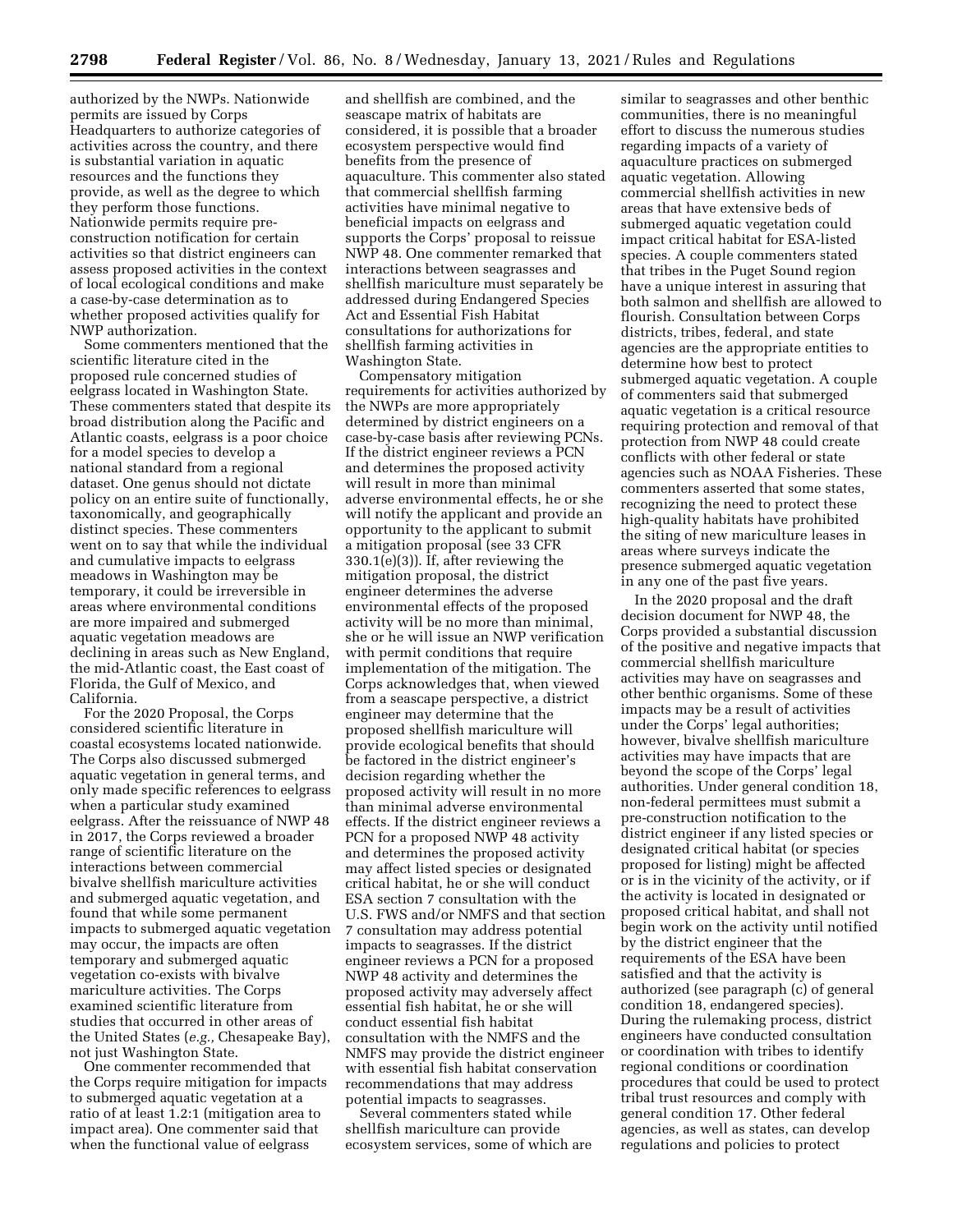authorized by the NWPs. Nationwide permits are issued by Corps Headquarters to authorize categories of activities across the country, and there is substantial variation in aquatic resources and the functions they provide, as well as the degree to which they perform those functions. Nationwide permits require pre-construction notification for certain activities so that district engineers can assess proposed activities in the context of local ecological conditions and make a case-by-case determination as to whether proposed activities qualify for NWP authorization.

Some commenters mentioned that the scientific literature cited in the proposed rule concerned studies of eelgrass located in Washington State. These commenters stated that despite its broad distribution along the Pacific and Atlantic coasts, eelgrass is a poor choice for a model species to develop a national standard from a regional dataset. One genus should not dictate policy on an entire suite of functionally, taxonomically, and geographically distinct species. These commenters went on to say that while the individual and cumulative impacts to eelgrass meadows in Washington may be temporary, it could be irreversible in areas where environmental conditions are more impaired and submerged aquatic vegetation meadows are declining in areas such as New England, the mid-Atlantic coast, the East coast of Florida, the Gulf of Mexico, and California.

For the 2020 Proposal, the Corps considered scientific literature in coastal ecosystems located nationwide. The Corps also discussed submerged aquatic vegetation in general terms, and only made specific references to eelgrass when a particular study examined eelgrass. After the reissuance of NWP 48 in 2017, the Corps reviewed a broader range of scientific literature on the interactions between commercial bivalve shellfish mariculture activities and submerged aquatic vegetation, and found that while some permanent impacts to submerged aquatic vegetation may occur, the impacts are often temporary and submerged aquatic vegetation co-exists with bivalve mariculture activities. The Corps examined scientific literature from studies that occurred in other areas of the United States (*e.g.,* Chesapeake Bay), not just Washington State.

One commenter recommended that the Corps require mitigation for impacts to submerged aquatic vegetation at a ratio of at least 1.2:1 (mitigation area to impact area). One commenter said that when the functional value of eelgrass and shellfish are combined, and the seascape matrix of habitats are considered, it is possible that a broader ecosystem perspective would find benefits from the presence of aquaculture. This commenter also stated that commercial shellfish farming activities have minimal negative to beneficial impacts on eelgrass and supports the Corps' proposal to reissue NWP 48. One commenter remarked that interactions between seagrasses and shellfish mariculture must separately be addressed during Endangered Species Act and Essential Fish Habitat consultations for authorizations for shellfish farming activities in Washington State.

Compensatory mitigation requirements for activities authorized by the NWPs are more appropriately determined by district engineers on a case-by-case basis after reviewing PCNs. If the district engineer reviews a PCN and determines the proposed activity will result in more than minimal adverse environmental effects, he or she will notify the applicant and provide an opportunity to the applicant to submit a mitigation proposal (see 33 CFR 330.1(e)(3)). If, after reviewing the mitigation proposal, the district engineer determines the adverse environmental effects of the proposed activity will be no more than minimal, she or he will issue an NWP verification with permit conditions that require implementation of the mitigation. The Corps acknowledges that, when viewed from a seascape perspective, a district engineer may determine that the proposed shellfish mariculture will provide ecological benefits that should be factored in the district engineer's decision regarding whether the proposed activity will result in no more than minimal adverse environmental effects. If the district engineer reviews a PCN for a proposed NWP 48 activity and determines the proposed activity may affect listed species or designated critical habitat, he or she will conduct ESA section 7 consultation with the U.S. FWS and/or NMFS and that section 7 consultation may address potential impacts to seagrasses. If the district engineer reviews a PCN for a proposed NWP 48 activity and determines the proposed activity may adversely affect essential fish habitat, he or she will conduct essential fish habitat consultation with the NMFS and the NMFS may provide the district engineer with essential fish habitat conservation recommendations that may address potential impacts to seagrasses.

Several commenters stated while shellfish mariculture can provide ecosystem services, some of which are similar to seagrasses and other benthic communities, there is no meaningful effort to discuss the numerous studies regarding impacts of a variety of aquaculture practices on submerged aquatic vegetation. Allowing commercial shellfish activities in new areas that have extensive beds of submerged aquatic vegetation could impact critical habitat for ESA-listed species. A couple commenters stated that tribes in the Puget Sound region have a unique interest in assuring that both salmon and shellfish are allowed to flourish. Consultation between Corps districts, tribes, federal, and state agencies are the appropriate entities to determine how best to protect submerged aquatic vegetation. A couple of commenters said that submerged aquatic vegetation is a critical resource requiring protection and removal of that protection from NWP 48 could create conflicts with other federal or state agencies such as NOAA Fisheries. These commenters asserted that some states, recognizing the need to protect these high-quality habitats have prohibited the siting of new mariculture leases in areas where surveys indicate the presence submerged aquatic vegetation in any one of the past five years.

In the 2020 proposal and the draft decision document for NWP 48, the Corps provided a substantial discussion of the positive and negative impacts that commercial shellfish mariculture activities may have on seagrasses and other benthic organisms. Some of these impacts may be a result of activities under the Corps' legal authorities; however, bivalve shellfish mariculture activities may have impacts that are beyond the scope of the Corps' legal authorities. Under general condition 18, non-federal permittees must submit a pre-construction notification to the district engineer if any listed species or designated critical habitat (or species proposed for listing) might be affected or is in the vicinity of the activity, or if the activity is located in designated or proposed critical habitat, and shall not begin work on the activity until notified by the district engineer that the requirements of the ESA have been satisfied and that the activity is authorized (see paragraph (c) of general condition 18, endangered species). During the rulemaking process, district engineers have conducted consultation or coordination with tribes to identify regional conditions or coordination procedures that could be used to protect tribal trust resources and comply with general condition 17. Other federal agencies, as well as states, can develop regulations and policies to protect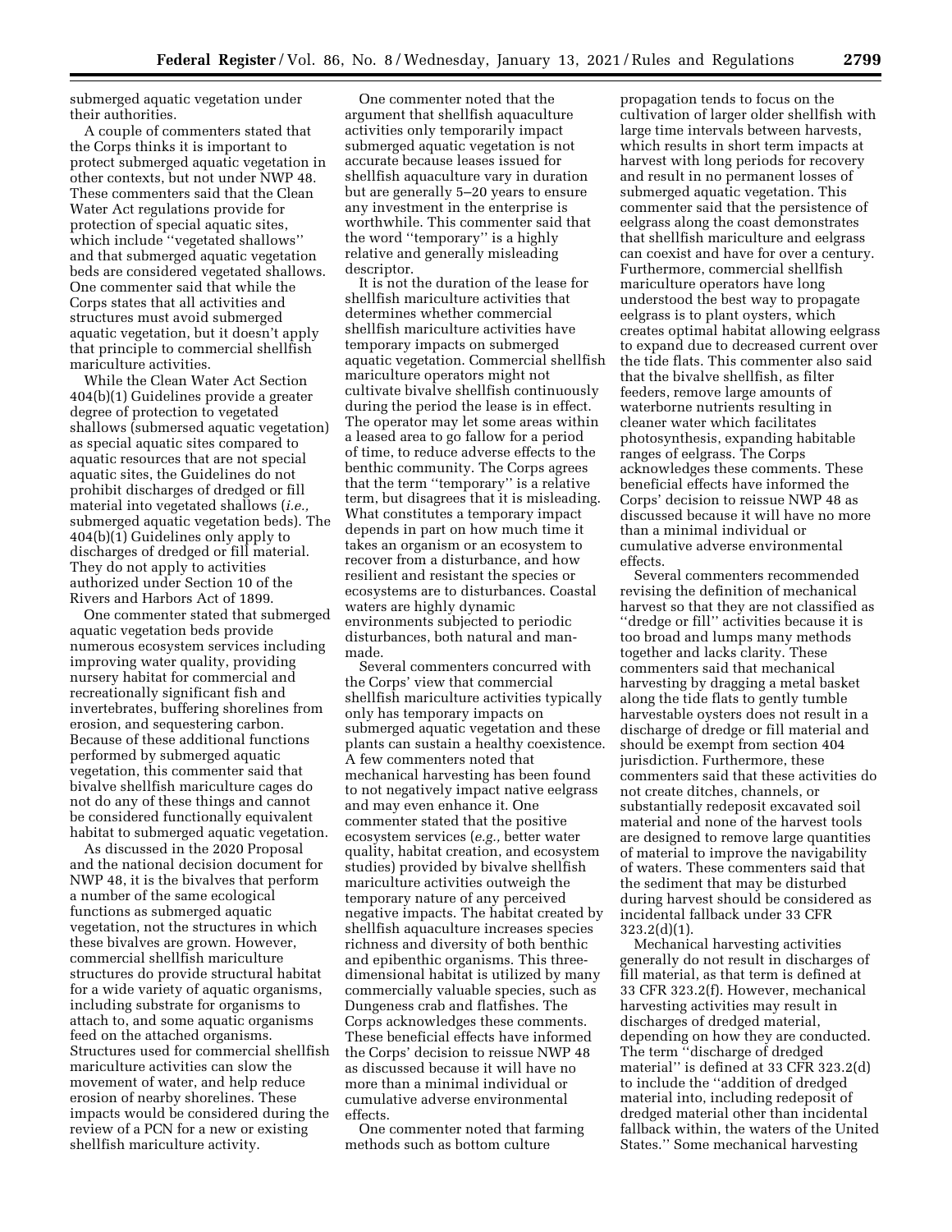submerged aquatic vegetation under their authorities.

A couple of commenters stated that the Corps thinks it is important to protect submerged aquatic vegetation in other contexts, but not under NWP 48. These commenters said that the Clean Water Act regulations provide for protection of special aquatic sites, which include ''vegetated shallows'' and that submerged aquatic vegetation beds are considered vegetated shallows. One commenter said that while the Corps states that all activities and structures must avoid submerged aquatic vegetation, but it doesn't apply that principle to commercial shellfish mariculture activities.

While the Clean Water Act Section 404(b)(1) Guidelines provide a greater degree of protection to vegetated shallows (submersed aquatic vegetation) as special aquatic sites compared to aquatic resources that are not special aquatic sites, the Guidelines do not prohibit discharges of dredged or fill material into vegetated shallows (*i.e.,* submerged aquatic vegetation beds). The 404(b)(1) Guidelines only apply to discharges of dredged or fill material. They do not apply to activities authorized under Section 10 of the Rivers and Harbors Act of 1899.

One commenter stated that submerged aquatic vegetation beds provide numerous ecosystem services including improving water quality, providing nursery habitat for commercial and recreationally significant fish and invertebrates, buffering shorelines from erosion, and sequestering carbon. Because of these additional functions performed by submerged aquatic vegetation, this commenter said that bivalve shellfish mariculture cages do not do any of these things and cannot be considered functionally equivalent habitat to submerged aquatic vegetation.

As discussed in the 2020 Proposal and the national decision document for NWP 48, it is the bivalves that perform a number of the same ecological functions as submerged aquatic vegetation, not the structures in which these bivalves are grown. However, commercial shellfish mariculture structures do provide structural habitat for a wide variety of aquatic organisms, including substrate for organisms to attach to, and some aquatic organisms feed on the attached organisms. Structures used for commercial shellfish mariculture activities can slow the movement of water, and help reduce erosion of nearby shorelines. These impacts would be considered during the review of a PCN for a new or existing shellfish mariculture activity.

One commenter noted that the argument that shellfish aquaculture activities only temporarily impact submerged aquatic vegetation is not accurate because leases issued for shellfish aquaculture vary in duration but are generally 5–20 years to ensure any investment in the enterprise is worthwhile. This commenter said that the word ''temporary'' is a highly relative and generally misleading descriptor.

It is not the duration of the lease for shellfish mariculture activities that determines whether commercial shellfish mariculture activities have temporary impacts on submerged aquatic vegetation. Commercial shellfish mariculture operators might not cultivate bivalve shellfish continuously during the period the lease is in effect. The operator may let some areas within a leased area to go fallow for a period of time, to reduce adverse effects to the benthic community. The Corps agrees that the term ''temporary'' is a relative term, but disagrees that it is misleading. What constitutes a temporary impact depends in part on how much time it takes an organism or an ecosystem to recover from a disturbance, and how resilient and resistant the species or ecosystems are to disturbances. Coastal waters are highly dynamic environments subjected to periodic disturbances, both natural and man-made.

Several commenters concurred with the Corps' view that commercial shellfish mariculture activities typically only has temporary impacts on submerged aquatic vegetation and these plants can sustain a healthy coexistence. A few commenters noted that mechanical harvesting has been found to not negatively impact native eelgrass and may even enhance it. One commenter stated that the positive ecosystem services (*e.g.,* better water quality, habitat creation, and ecosystem studies) provided by bivalve shellfish mariculture activities outweigh the temporary nature of any perceived negative impacts. The habitat created by shellfish aquaculture increases species richness and diversity of both benthic and epibenthic organisms. This three-dimensional habitat is utilized by many commercially valuable species, such as Dungeness crab and flatfishes. The Corps acknowledges these comments. These beneficial effects have informed the Corps' decision to reissue NWP 48 as discussed because it will have no more than a minimal individual or cumulative adverse environmental effects.

One commenter noted that farming methods such as bottom culture propagation tends to focus on the cultivation of larger older shellfish with large time intervals between harvests, which results in short term impacts at harvest with long periods for recovery and result in no permanent losses of submerged aquatic vegetation. This commenter said that the persistence of eelgrass along the coast demonstrates that shellfish mariculture and eelgrass can coexist and have for over a century. Furthermore, commercial shellfish mariculture operators have long understood the best way to propagate eelgrass is to plant oysters, which creates optimal habitat allowing eelgrass to expand due to decreased current over the tide flats. This commenter also said that the bivalve shellfish, as filter feeders, remove large amounts of waterborne nutrients resulting in cleaner water which facilitates photosynthesis, expanding habitable ranges of eelgrass. The Corps acknowledges these comments. These beneficial effects have informed the Corps' decision to reissue NWP 48 as discussed because it will have no more than a minimal individual or cumulative adverse environmental effects.

Several commenters recommended revising the definition of mechanical harvest so that they are not classified as ''dredge or fill'' activities because it is too broad and lumps many methods together and lacks clarity. These commenters said that mechanical harvesting by dragging a metal basket along the tide flats to gently tumble harvestable oysters does not result in a discharge of dredge or fill material and should be exempt from section 404 jurisdiction. Furthermore, these commenters said that these activities do not create ditches, channels, or substantially redeposit excavated soil material and none of the harvest tools are designed to remove large quantities of material to improve the navigability of waters. These commenters said that the sediment that may be disturbed during harvest should be considered as incidental fallback under 33 CFR 323.2(d)(1).

Mechanical harvesting activities generally do not result in discharges of fill material, as that term is defined at 33 CFR 323.2(f). However, mechanical harvesting activities may result in discharges of dredged material, depending on how they are conducted. The term ''discharge of dredged material'' is defined at 33 CFR 323.2(d) to include the ''addition of dredged material into, including redeposit of dredged material other than incidental fallback within, the waters of the United States.'' Some mechanical harvesting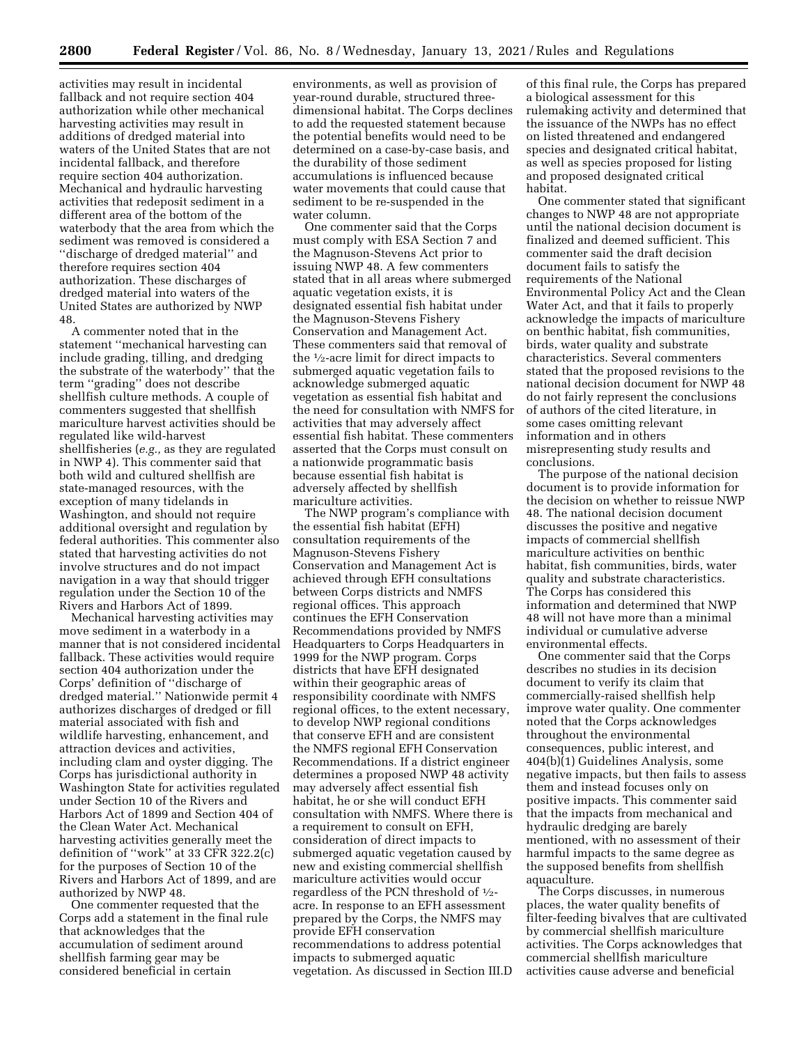activities may result in incidental fallback and not require section 404 authorization while other mechanical harvesting activities may result in additions of dredged material into waters of the United States that are not incidental fallback, and therefore require section 404 authorization. Mechanical and hydraulic harvesting activities that redeposit sediment in a different area of the bottom of the waterbody that the area from which the sediment was removed is considered a ''discharge of dredged material'' and therefore requires section 404 authorization. These discharges of dredged material into waters of the United States are authorized by NWP 48.

A commenter noted that in the statement ''mechanical harvesting can include grading, tilling, and dredging the substrate of the waterbody'' that the term ''grading'' does not describe shellfish culture methods. A couple of commenters suggested that shellfish mariculture harvest activities should be regulated like wild-harvest shellfisheries (*e.g.,* as they are regulated in NWP 4). This commenter said that both wild and cultured shellfish are state-managed resources, with the exception of many tidelands in Washington, and should not require additional oversight and regulation by federal authorities. This commenter also stated that harvesting activities do not involve structures and do not impact navigation in a way that should trigger regulation under the Section 10 of the Rivers and Harbors Act of 1899.

Mechanical harvesting activities may move sediment in a waterbody in a manner that is not considered incidental fallback. These activities would require section 404 authorization under the Corps' definition of ''discharge of dredged material.'' Nationwide permit 4 authorizes discharges of dredged or fill material associated with fish and wildlife harvesting, enhancement, and attraction devices and activities, including clam and oyster digging. The Corps has jurisdictional authority in Washington State for activities regulated under Section 10 of the Rivers and Harbors Act of 1899 and Section 404 of the Clean Water Act. Mechanical harvesting activities generally meet the definition of ''work'' at 33 CFR 322.2(c) for the purposes of Section 10 of the Rivers and Harbors Act of 1899, and are authorized by NWP 48.

One commenter requested that the Corps add a statement in the final rule that acknowledges that the accumulation of sediment around shellfish farming gear may be considered beneficial in certain environments, as well as provision of year-round durable, structured three-dimensional habitat. The Corps declines to add the requested statement because the potential benefits would need to be determined on a case-by-case basis, and the durability of those sediment accumulations is influenced because water movements that could cause that sediment to be re-suspended in the water column.

One commenter said that the Corps must comply with ESA Section 7 and the Magnuson-Stevens Act prior to issuing NWP 48. A few commenters stated that in all areas where submerged aquatic vegetation exists, it is designated essential fish habitat under the Magnuson-Stevens Fishery Conservation and Management Act. These commenters said that removal of the ½-acre limit for direct impacts to submerged aquatic vegetation fails to acknowledge submerged aquatic vegetation as essential fish habitat and the need for consultation with NMFS for activities that may adversely affect essential fish habitat. These commenters asserted that the Corps must consult on a nationwide programmatic basis because essential fish habitat is adversely affected by shellfish mariculture activities.

The NWP program's compliance with the essential fish habitat (EFH) consultation requirements of the Magnuson-Stevens Fishery Conservation and Management Act is achieved through EFH consultations between Corps districts and NMFS regional offices. This approach continues the EFH Conservation Recommendations provided by NMFS Headquarters to Corps Headquarters in 1999 for the NWP program. Corps districts that have EFH designated within their geographic areas of responsibility coordinate with NMFS regional offices, to the extent necessary, to develop NWP regional conditions that conserve EFH and are consistent the NMFS regional EFH Conservation Recommendations. If a district engineer determines a proposed NWP 48 activity may adversely affect essential fish habitat, he or she will conduct EFH consultation with NMFS. Where there is a requirement to consult on EFH, consideration of direct impacts to submerged aquatic vegetation caused by new and existing commercial shellfish mariculture activities would occur regardless of the PCN threshold of ½-acre. In response to an EFH assessment prepared by the Corps, the NMFS may provide EFH conservation recommendations to address potential impacts to submerged aquatic vegetation. As discussed in Section III.D of this final rule, the Corps has prepared a biological assessment for this rulemaking activity and determined that the issuance of the NWPs has no effect on listed threatened and endangered species and designated critical habitat, as well as species proposed for listing and proposed designated critical habitat.

One commenter stated that significant changes to NWP 48 are not appropriate until the national decision document is finalized and deemed sufficient. This commenter said the draft decision document fails to satisfy the requirements of the National Environmental Policy Act and the Clean Water Act, and that it fails to properly acknowledge the impacts of mariculture on benthic habitat, fish communities, birds, water quality and substrate characteristics. Several commenters stated that the proposed revisions to the national decision document for NWP 48 do not fairly represent the conclusions of authors of the cited literature, in some cases omitting relevant information and in others misrepresenting study results and conclusions.

The purpose of the national decision document is to provide information for the decision on whether to reissue NWP 48. The national decision document discusses the positive and negative impacts of commercial shellfish mariculture activities on benthic habitat, fish communities, birds, water quality and substrate characteristics. The Corps has considered this information and determined that NWP 48 will not have more than a minimal individual or cumulative adverse environmental effects.

One commenter said that the Corps describes no studies in its decision document to verify its claim that commercially-raised shellfish help improve water quality. One commenter noted that the Corps acknowledges throughout the environmental consequences, public interest, and 404(b)(1) Guidelines Analysis, some negative impacts, but then fails to assess them and instead focuses only on positive impacts. This commenter said that the impacts from mechanical and hydraulic dredging are barely mentioned, with no assessment of their harmful impacts to the same degree as the supposed benefits from shellfish aquaculture.

The Corps discusses, in numerous places, the water quality benefits of filter-feeding bivalves that are cultivated by commercial shellfish mariculture activities. The Corps acknowledges that commercial shellfish mariculture activities cause adverse and beneficial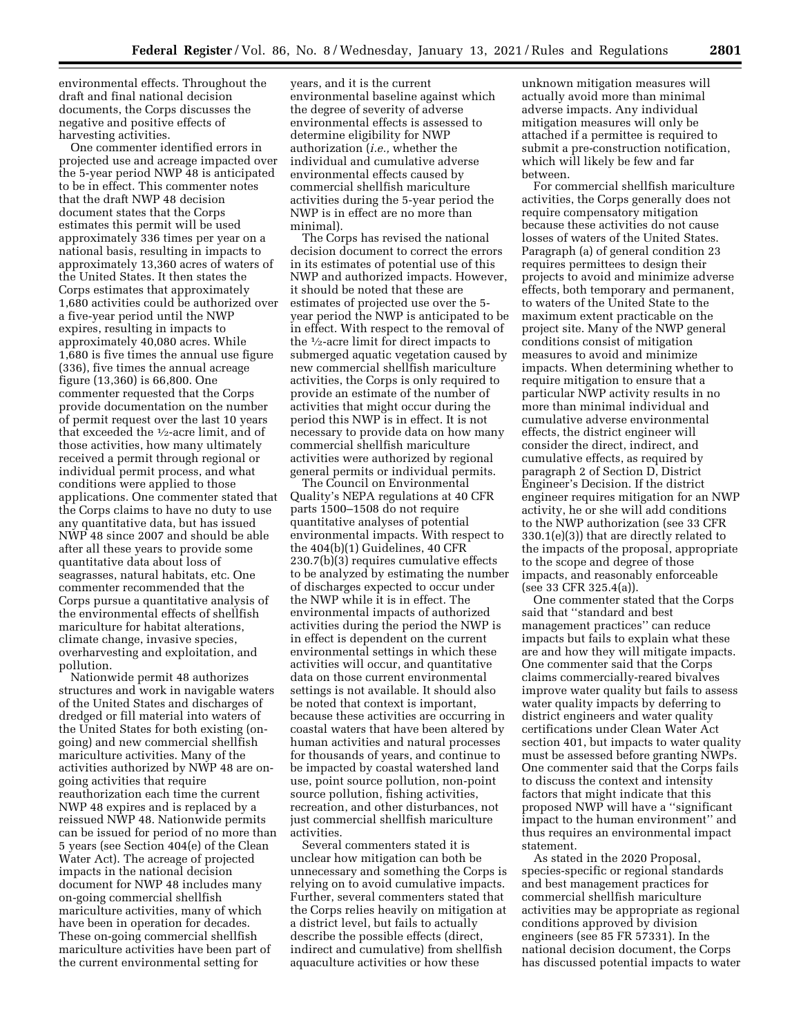environmental effects. Throughout the draft and final national decision documents, the Corps discusses the negative and positive effects of harvesting activities.

One commenter identified errors in projected use and acreage impacted over the 5-year period NWP 48 is anticipated to be in effect. This commenter notes that the draft NWP 48 decision document states that the Corps estimates this permit will be used approximately 336 times per year on a national basis, resulting in impacts to approximately 13,360 acres of waters of the United States. It then states the Corps estimates that approximately 1,680 activities could be authorized over a five-year period until the NWP expires, resulting in impacts to approximately 40,080 acres. While 1,680 is five times the annual use figure (336), five times the annual acreage figure (13,360) is 66,800. One commenter requested that the Corps provide documentation on the number of permit request over the last 10 years that exceeded the ½-acre limit, and of those activities, how many ultimately received a permit through regional or individual permit process, and what conditions were applied to those applications. One commenter stated that the Corps claims to have no duty to use any quantitative data, but has issued NWP 48 since 2007 and should be able after all these years to provide some quantitative data about loss of seagrasses, natural habitats, etc. One commenter recommended that the Corps pursue a quantitative analysis of the environmental effects of shellfish mariculture for habitat alterations, climate change, invasive species, overharvesting and exploitation, and pollution.

Nationwide permit 48 authorizes structures and work in navigable waters of the United States and discharges of dredged or fill material into waters of the United States for both existing (on-going) and new commercial shellfish mariculture activities. Many of the activities authorized by NWP 48 are on-going activities that require reauthorization each time the current NWP 48 expires and is replaced by a reissued NWP 48. Nationwide permits can be issued for period of no more than 5 years (see Section 404(e) of the Clean Water Act). The acreage of projected impacts in the national decision document for NWP 48 includes many on-going commercial shellfish mariculture activities, many of which have been in operation for decades. These on-going commercial shellfish mariculture activities have been part of the current environmental setting for years, and it is the current environmental baseline against which the degree of severity of adverse environmental effects is assessed to determine eligibility for NWP authorization (*i.e.,* whether the individual and cumulative adverse environmental effects caused by commercial shellfish mariculture activities during the 5-year period the NWP is in effect are no more than minimal).

The Corps has revised the national decision document to correct the errors in its estimates of potential use of this NWP and authorized impacts. However, it should be noted that these are estimates of projected use over the 5-year period the NWP is anticipated to be in effect. With respect to the removal of the ½-acre limit for direct impacts to submerged aquatic vegetation caused by new commercial shellfish mariculture activities, the Corps is only required to provide an estimate of the number of activities that might occur during the period this NWP is in effect. It is not necessary to provide data on how many commercial shellfish mariculture activities were authorized by regional general permits or individual permits.

The Council on Environmental Quality's NEPA regulations at 40 CFR parts 1500–1508 do not require quantitative analyses of potential environmental impacts. With respect to the 404(b)(1) Guidelines, 40 CFR 230.7(b)(3) requires cumulative effects to be analyzed by estimating the number of discharges expected to occur under the NWP while it is in effect. The environmental impacts of authorized activities during the period the NWP is in effect is dependent on the current environmental settings in which these activities will occur, and quantitative data on those current environmental settings is not available. It should also be noted that context is important, because these activities are occurring in coastal waters that have been altered by human activities and natural processes for thousands of years, and continue to be impacted by coastal watershed land use, point source pollution, non-point source pollution, fishing activities, recreation, and other disturbances, not just commercial shellfish mariculture activities.

Several commenters stated it is unclear how mitigation can both be unnecessary and something the Corps is relying on to avoid cumulative impacts. Further, several commenters stated that the Corps relies heavily on mitigation at a district level, but fails to actually describe the possible effects (direct, indirect and cumulative) from shellfish aquaculture activities or how these unknown mitigation measures will actually avoid more than minimal adverse impacts. Any individual mitigation measures will only be attached if a permittee is required to submit a pre-construction notification, which will likely be few and far between.

For commercial shellfish mariculture activities, the Corps generally does not require compensatory mitigation because these activities do not cause losses of waters of the United States. Paragraph (a) of general condition 23 requires permittees to design their projects to avoid and minimize adverse effects, both temporary and permanent, to waters of the United State to the maximum extent practicable on the project site. Many of the NWP general conditions consist of mitigation measures to avoid and minimize impacts. When determining whether to require mitigation to ensure that a particular NWP activity results in no more than minimal individual and cumulative adverse environmental effects, the district engineer will consider the direct, indirect, and cumulative effects, as required by paragraph 2 of Section D, District Engineer's Decision. If the district engineer requires mitigation for an NWP activity, he or she will add conditions to the NWP authorization (see 33 CFR 330.1(e)(3)) that are directly related to the impacts of the proposal, appropriate to the scope and degree of those impacts, and reasonably enforceable (see 33 CFR 325.4(a)).

One commenter stated that the Corps said that ''standard and best management practices'' can reduce impacts but fails to explain what these are and how they will mitigate impacts. One commenter said that the Corps claims commercially-reared bivalves improve water quality but fails to assess water quality impacts by deferring to district engineers and water quality certifications under Clean Water Act section 401, but impacts to water quality must be assessed before granting NWPs. One commenter said that the Corps fails to discuss the context and intensity factors that might indicate that this proposed NWP will have a ''significant impact to the human environment'' and thus requires an environmental impact statement.

As stated in the 2020 Proposal, species-specific or regional standards and best management practices for commercial shellfish mariculture activities may be appropriate as regional conditions approved by division engineers (see 85 FR 57331). In the national decision document, the Corps has discussed potential impacts to water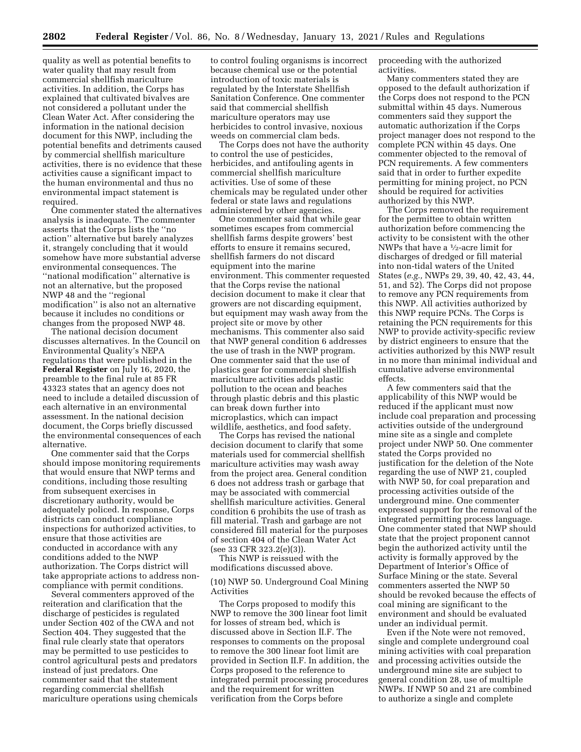quality as well as potential benefits to water quality that may result from commercial shellfish mariculture activities. In addition, the Corps has explained that cultivated bivalves are not considered a pollutant under the Clean Water Act. After considering the information in the national decision document for this NWP, including the potential benefits and detriments caused by commercial shellfish mariculture activities, there is no evidence that these activities cause a significant impact to the human environmental and thus no environmental impact statement is required.

One commenter stated the alternatives analysis is inadequate. The commenter asserts that the Corps lists the ''no action'' alternative but barely analyzes it, strangely concluding that it would somehow have more substantial adverse environmental consequences. The ''national modification'' alternative is not an alternative, but the proposed NWP 48 and the ''regional modification'' is also not an alternative because it includes no conditions or changes from the proposed NWP 48.

The national decision document discusses alternatives. In the Council on Environmental Quality's NEPA regulations that were published in the **Federal Register** on July 16, 2020, the preamble to the final rule at 85 FR 43323 states that an agency does not need to include a detailed discussion of each alternative in an environmental assessment. In the national decision document, the Corps briefly discussed the environmental consequences of each alternative.

One commenter said that the Corps should impose monitoring requirements that would ensure that NWP terms and conditions, including those resulting from subsequent exercises in discretionary authority, would be adequately policed. In response, Corps districts can conduct compliance inspections for authorized activities, to ensure that those activities are conducted in accordance with any conditions added to the NWP authorization. The Corps district will take appropriate actions to address non-compliance with permit conditions.

Several commenters approved of the reiteration and clarification that the discharge of pesticides is regulated under Section 402 of the CWA and not Section 404. They suggested that the final rule clearly state that operators may be permitted to use pesticides to control agricultural pests and predators instead of just predators. One commenter said that the statement regarding commercial shellfish mariculture operations using chemicals to control fouling organisms is incorrect because chemical use or the potential introduction of toxic materials is regulated by the Interstate Shellfish Sanitation Conference. One commenter said that commercial shellfish mariculture operators may use herbicides to control invasive, noxious weeds on commercial clam beds.

The Corps does not have the authority to control the use of pesticides, herbicides, and antifouling agents in commercial shellfish mariculture activities. Use of some of these chemicals may be regulated under other federal or state laws and regulations administered by other agencies.

One commenter said that while gear sometimes escapes from commercial shellfish farms despite growers' best efforts to ensure it remains secured, shellfish farmers do not discard equipment into the marine environment. This commenter requested that the Corps revise the national decision document to make it clear that growers are not discarding equipment, but equipment may wash away from the project site or move by other mechanisms. This commenter also said that NWP general condition 6 addresses the use of trash in the NWP program. One commenter said that the use of plastics gear for commercial shellfish mariculture activities adds plastic pollution to the ocean and beaches through plastic debris and this plastic can break down further into microplastics, which can impact wildlife, aesthetics, and food safety.

The Corps has revised the national decision document to clarify that some materials used for commercial shellfish mariculture activities may wash away from the project area. General condition 6 does not address trash or garbage that may be associated with commercial shellfish mariculture activities. General condition 6 prohibits the use of trash as fill material. Trash and garbage are not considered fill material for the purposes of section 404 of the Clean Water Act (see 33 CFR 323.2(e)(3)).

This NWP is reissued with the modifications discussed above.

(10) NWP 50. Underground Coal Mining Activities

The Corps proposed to modify this NWP to remove the 300 linear foot limit for losses of stream bed, which is discussed above in Section II.F. The responses to comments on the proposal to remove the 300 linear foot limit are provided in Section II.F. In addition, the Corps proposed to the reference to integrated permit processing procedures and the requirement for written verification from the Corps before proceeding with the authorized activities.

Many commenters stated they are opposed to the default authorization if the Corps does not respond to the PCN submittal within 45 days. Numerous commenters said they support the automatic authorization if the Corps project manager does not respond to the complete PCN within 45 days. One commenter objected to the removal of PCN requirements. A few commenters said that in order to further expedite permitting for mining project, no PCN should be required for activities authorized by this NWP.

The Corps removed the requirement for the permittee to obtain written authorization before commencing the activity to be consistent with the other NWPs that have a ½-acre limit for discharges of dredged or fill material into non-tidal waters of the United States (*e.g.,* NWPs 29, 39, 40, 42, 43, 44, 51, and 52). The Corps did not propose to remove any PCN requirements from this NWP. All activities authorized by this NWP require PCNs. The Corps is retaining the PCN requirements for this NWP to provide activity-specific review by district engineers to ensure that the activities authorized by this NWP result in no more than minimal individual and cumulative adverse environmental effects.

A few commenters said that the applicability of this NWP would be reduced if the applicant must now include coal preparation and processing activities outside of the underground mine site as a single and complete project under NWP 50. One commenter stated the Corps provided no justification for the deletion of the Note regarding the use of NWP 21, coupled with NWP 50, for coal preparation and processing activities outside of the underground mine. One commenter expressed support for the removal of the integrated permitting process language. One commenter stated that NWP should state that the project proponent cannot begin the authorized activity until the activity is formally approved by the Department of Interior's Office of Surface Mining or the state. Several commenters asserted the NWP 50 should be revoked because the effects of coal mining are significant to the environment and should be evaluated under an individual permit.

Even if the Note were not removed, single and complete underground coal mining activities with coal preparation and processing activities outside the underground mine site are subject to general condition 28, use of multiple NWPs. If NWP 50 and 21 are combined to authorize a single and complete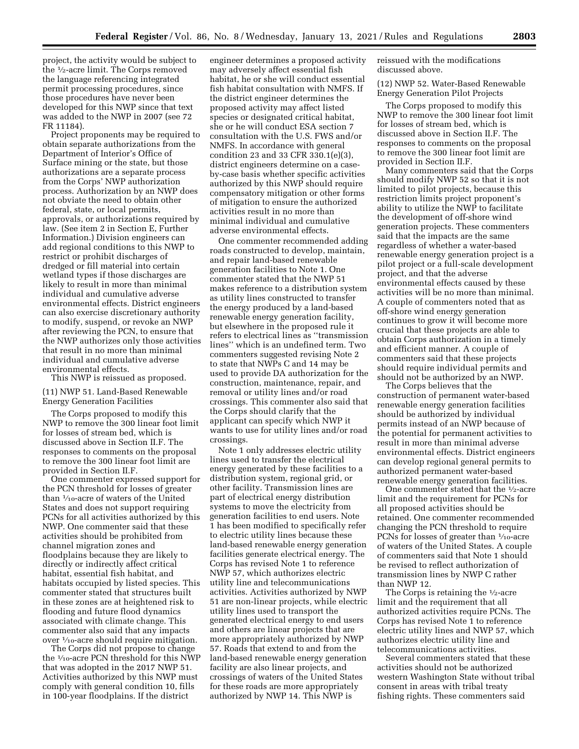project, the activity would be subject to the ½-acre limit. The Corps removed the language referencing integrated permit processing procedures, since those procedures have never been developed for this NWP since that text was added to the NWP in 2007 (see 72 FR 11184).

Project proponents may be required to obtain separate authorizations from the Department of Interior's Office of Surface mining or the state, but those authorizations are a separate process from the Corps' NWP authorization process. Authorization by an NWP does not obviate the need to obtain other federal, state, or local permits, approvals, or authorizations required by law. (See item 2 in Section E, Further Information.) Division engineers can add regional conditions to this NWP to restrict or prohibit discharges of dredged or fill material into certain wetland types if those discharges are likely to result in more than minimal individual and cumulative adverse environmental effects. District engineers can also exercise discretionary authority to modify, suspend, or revoke an NWP after reviewing the PCN, to ensure that the NWP authorizes only those activities that result in no more than minimal individual and cumulative adverse environmental effects.

This NWP is reissued as proposed.

(11) NWP 51. Land-Based Renewable Energy Generation Facilities

The Corps proposed to modify this NWP to remove the 300 linear foot limit for losses of stream bed, which is discussed above in Section II.F. The responses to comments on the proposal to remove the 300 linear foot limit are provided in Section II.F.

One commenter expressed support for the PCN threshold for losses of greater than 1/10-acre of waters of the United States and does not support requiring PCNs for all activities authorized by this NWP. One commenter said that these activities should be prohibited from channel migration zones and floodplains because they are likely to directly or indirectly affect critical habitat, essential fish habitat, and habitats occupied by listed species. This commenter stated that structures built in these zones are at heightened risk to flooding and future flood dynamics associated with climate change. This commenter also said that any impacts over 1/10-acre should require mitigation.

The Corps did not propose to change the 1/10-acre PCN threshold for this NWP that was adopted in the 2017 NWP 51. Activities authorized by this NWP must comply with general condition 10, fills in 100-year floodplains. If the district engineer determines a proposed activity may adversely affect essential fish habitat, he or she will conduct essential fish habitat consultation with NMFS. If the district engineer determines the proposed activity may affect listed species or designated critical habitat, she or he will conduct ESA section 7 consultation with the U.S. FWS and/or NMFS. In accordance with general condition 23 and 33 CFR 330.1(e)(3), district engineers determine on a case-by-case basis whether specific activities authorized by this NWP should require compensatory mitigation or other forms of mitigation to ensure the authorized activities result in no more than minimal individual and cumulative adverse environmental effects.

One commenter recommended adding roads constructed to develop, maintain, and repair land-based renewable generation facilities to Note 1. One commenter stated that the NWP 51 makes reference to a distribution system as utility lines constructed to transfer the energy produced by a land-based renewable energy generation facility, but elsewhere in the proposed rule it refers to electrical lines as "transmission lines" which is an undefined term. Two commenters suggested revising Note 2 to state that NWPs C and 14 may be used to provide DA authorization for the construction, maintenance, repair, and removal or utility lines and/or road crossings. This commenter also said that the Corps should clarify that the applicant can specify which NWP it wants to use for utility lines and/or road crossings.

Note 1 only addresses electric utility lines used to transfer the electrical energy generated by these facilities to a distribution system, regional grid, or other facility. Transmission lines are part of electrical energy distribution systems to move the electricity from generation facilities to end users. Note 1 has been modified to specifically refer to electric utility lines because these land-based renewable energy generation facilities generate electrical energy. The Corps has revised Note 1 to reference NWP 57, which authorizes electric utility line and telecommunications activities. Activities authorized by NWP 51 are non-linear projects, while electric utility lines used to transport the generated electrical energy to end users and others are linear projects that are more appropriately authorized by NWP 57. Roads that extend to and from the land-based renewable energy generation facility are also linear projects, and crossings of waters of the United States for these roads are more appropriately authorized by NWP 14. This NWP is reissued with the modifications discussed above.

(12) NWP 52. Water-Based Renewable Energy Generation Pilot Projects

The Corps proposed to modify this NWP to remove the 300 linear foot limit for losses of stream bed, which is discussed above in Section II.F. The responses to comments on the proposal to remove the 300 linear foot limit are provided in Section II.F.

Many commenters said that the Corps should modify NWP 52 so that it is not limited to pilot projects, because this restriction limits project proponent's ability to utilize the NWP to facilitate the development of off-shore wind generation projects. These commenters said that the impacts are the same regardless of whether a water-based renewable energy generation project is a pilot project or a full-scale development project, and that the adverse environmental effects caused by these activities will be no more than minimal. A couple of commenters noted that as off-shore wind energy generation continues to grow it will become more crucial that these projects are able to obtain Corps authorization in a timely and efficient manner. A couple of commenters said that these projects should require individual permits and should not be authorized by an NWP.

The Corps believes that the construction of permanent water-based renewable energy generation facilities should be authorized by individual permits instead of an NWP because of the potential for permanent activities to result in more than minimal adverse environmental effects. District engineers can develop regional general permits to authorized permanent water-based renewable energy generation facilities.

One commenter stated that the ½-acre limit and the requirement for PCNs for all proposed activities should be retained. One commenter recommended changing the PCN threshold to require PCNs for losses of greater than 1/10-acre of waters of the United States. A couple of commenters said that Note 1 should be revised to reflect authorization of transmission lines by NWP C rather than NWP 12.

The Corps is retaining the ½-acre limit and the requirement that all authorized activities require PCNs. The Corps has revised Note 1 to reference electric utility lines and NWP 57, which authorizes electric utility line and telecommunications activities.

Several commenters stated that these activities should not be authorized western Washington State without tribal consent in areas with tribal treaty fishing rights. These commenters said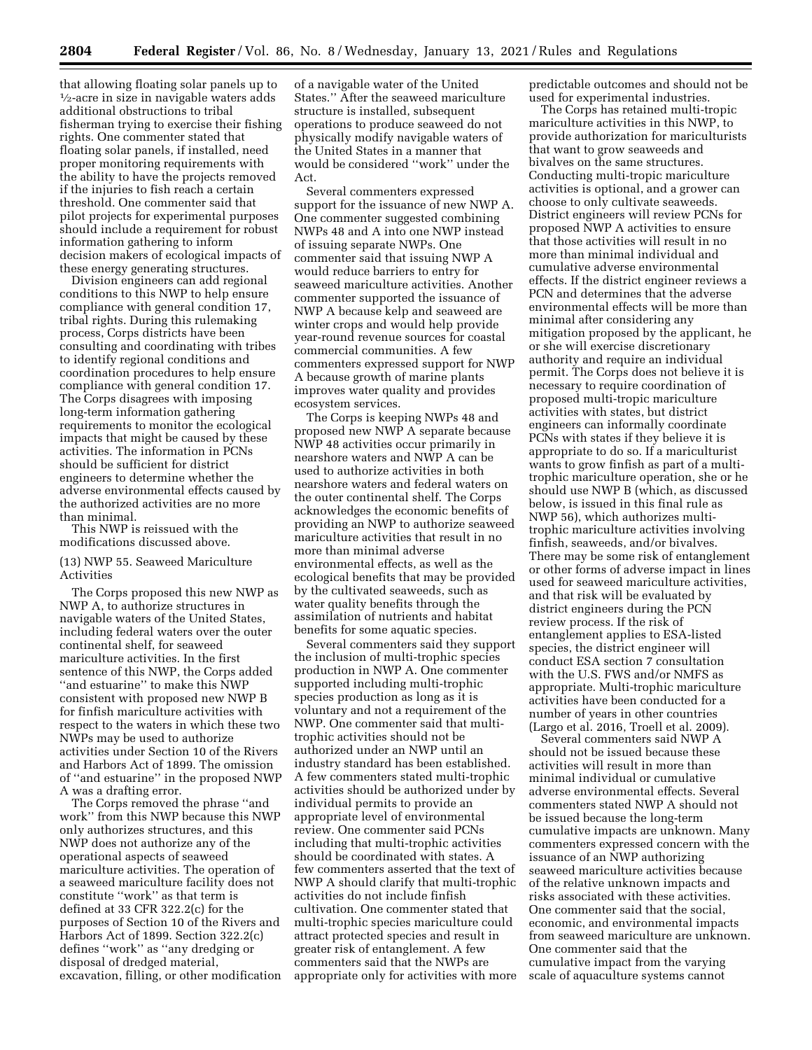that allowing floating solar panels up to ½-acre in size in navigable waters adds additional obstructions to tribal fisherman trying to exercise their fishing rights. One commenter stated that floating solar panels, if installed, need proper monitoring requirements with the ability to have the projects removed if the injuries to fish reach a certain threshold. One commenter said that pilot projects for experimental purposes should include a requirement for robust information gathering to inform decision makers of ecological impacts of these energy generating structures.

Division engineers can add regional conditions to this NWP to help ensure compliance with general condition 17, tribal rights. During this rulemaking process, Corps districts have been consulting and coordinating with tribes to identify regional conditions and coordination procedures to help ensure compliance with general condition 17. The Corps disagrees with imposing long-term information gathering requirements to monitor the ecological impacts that might be caused by these activities. The information in PCNs should be sufficient for district engineers to determine whether the adverse environmental effects caused by the authorized activities are no more than minimal.

This NWP is reissued with the modifications discussed above.

(13) NWP 55. Seaweed Mariculture Activities

The Corps proposed this new NWP as NWP A, to authorize structures in navigable waters of the United States, including federal waters over the outer continental shelf, for seaweed mariculture activities. In the first sentence of this NWP, the Corps added ''and estuarine'' to make this NWP consistent with proposed new NWP B for finfish mariculture activities with respect to the waters in which these two NWPs may be used to authorize activities under Section 10 of the Rivers and Harbors Act of 1899. The omission of ''and estuarine'' in the proposed NWP A was a drafting error.

The Corps removed the phrase ''and work'' from this NWP because this NWP only authorizes structures, and this NWP does not authorize any of the operational aspects of seaweed mariculture activities. The operation of a seaweed mariculture facility does not constitute ''work'' as that term is defined at 33 CFR 322.2(c) for the purposes of Section 10 of the Rivers and Harbors Act of 1899. Section 322.2(c) defines ''work'' as ''any dredging or disposal of dredged material, excavation, filling, or other modification of a navigable water of the United States.'' After the seaweed mariculture structure is installed, subsequent operations to produce seaweed do not physically modify navigable waters of the United States in a manner that would be considered ''work'' under the Act.

Several commenters expressed support for the issuance of new NWP A. One commenter suggested combining NWPs 48 and A into one NWP instead of issuing separate NWPs. One commenter said that issuing NWP A would reduce barriers to entry for seaweed mariculture activities. Another commenter supported the issuance of NWP A because kelp and seaweed are winter crops and would help provide year-round revenue sources for coastal commercial communities. A few commenters expressed support for NWP A because growth of marine plants improves water quality and provides ecosystem services.

The Corps is keeping NWPs 48 and proposed new NWP A separate because NWP 48 activities occur primarily in nearshore waters and NWP A can be used to authorize activities in both nearshore waters and federal waters on the outer continental shelf. The Corps acknowledges the economic benefits of providing an NWP to authorize seaweed mariculture activities that result in no more than minimal adverse environmental effects, as well as the ecological benefits that may be provided by the cultivated seaweeds, such as water quality benefits through the assimilation of nutrients and habitat benefits for some aquatic species.

Several commenters said they support the inclusion of multi-trophic species production in NWP A. One commenter supported including multi-trophic species production as long as it is voluntary and not a requirement of the NWP. One commenter said that multi-trophic activities should not be authorized under an NWP until an industry standard has been established. A few commenters stated multi-trophic activities should be authorized under by individual permits to provide an appropriate level of environmental review. One commenter said PCNs including that multi-trophic activities should be coordinated with states. A few commenters asserted that the text of NWP A should clarify that multi-trophic activities do not include finfish cultivation. One commenter stated that multi-trophic species mariculture could attract protected species and result in greater risk of entanglement. A few commenters said that the NWPs are appropriate only for activities with more predictable outcomes and should not be used for experimental industries.

The Corps has retained multi-tropic mariculture activities in this NWP, to provide authorization for mariculturists that want to grow seaweeds and bivalves on the same structures. Conducting multi-tropic mariculture activities is optional, and a grower can choose to only cultivate seaweeds. District engineers will review PCNs for proposed NWP A activities to ensure that those activities will result in no more than minimal individual and cumulative adverse environmental effects. If the district engineer reviews a PCN and determines that the adverse environmental effects will be more than minimal after considering any mitigation proposed by the applicant, he or she will exercise discretionary authority and require an individual permit. The Corps does not believe it is necessary to require coordination of proposed multi-tropic mariculture activities with states, but district engineers can informally coordinate PCNs with states if they believe it is appropriate to do so. If a mariculturist wants to grow finfish as part of a multi-trophic mariculture operation, she or he should use NWP B (which, as discussed below, is issued in this final rule as NWP 56), which authorizes multi-trophic mariculture activities involving finfish, seaweeds, and/or bivalves. There may be some risk of entanglement or other forms of adverse impact in lines used for seaweed mariculture activities, and that risk will be evaluated by district engineers during the PCN review process. If the risk of entanglement applies to ESA-listed species, the district engineer will conduct ESA section 7 consultation with the U.S. FWS and/or NMFS as appropriate. Multi-trophic mariculture activities have been conducted for a number of years in other countries (Largo et al. 2016, Troell et al. 2009).

Several commenters said NWP A should not be issued because these activities will result in more than minimal individual or cumulative adverse environmental effects. Several commenters stated NWP A should not be issued because the long-term cumulative impacts are unknown. Many commenters expressed concern with the issuance of an NWP authorizing seaweed mariculture activities because of the relative unknown impacts and risks associated with these activities. One commenter said that the social, economic, and environmental impacts from seaweed mariculture are unknown. One commenter said that the cumulative impact from the varying scale of aquaculture systems cannot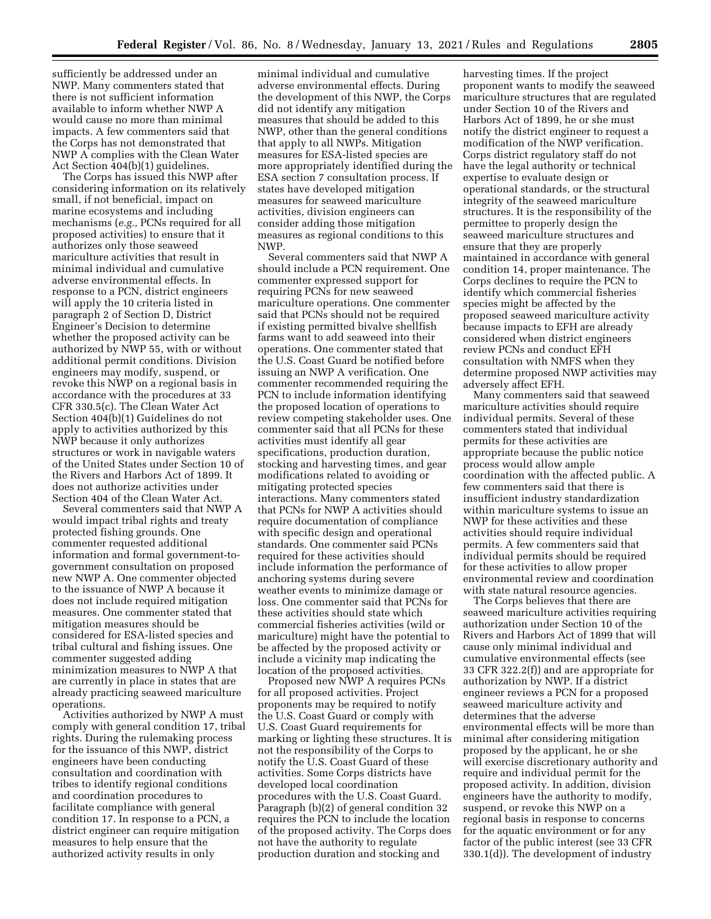sufficiently be addressed under an NWP. Many commenters stated that there is not sufficient information available to inform whether NWP A would cause no more than minimal impacts. A few commenters said that the Corps has not demonstrated that NWP A complies with the Clean Water Act Section 404(b)(1) guidelines.

The Corps has issued this NWP after considering information on its relatively small, if not beneficial, impact on marine ecosystems and including mechanisms (*e.g.,* PCNs required for all proposed activities) to ensure that it authorizes only those seaweed mariculture activities that result in minimal individual and cumulative adverse environmental effects. In response to a PCN, district engineers will apply the 10 criteria listed in paragraph 2 of Section D, District Engineer's Decision to determine whether the proposed activity can be authorized by NWP 55, with or without additional permit conditions. Division engineers may modify, suspend, or revoke this NWP on a regional basis in accordance with the procedures at 33 CFR 330.5(c). The Clean Water Act Section 404(b)(1) Guidelines do not apply to activities authorized by this NWP because it only authorizes structures or work in navigable waters of the United States under Section 10 of the Rivers and Harbors Act of 1899. It does not authorize activities under Section 404 of the Clean Water Act.

Several commenters said that NWP A would impact tribal rights and treaty protected fishing grounds. One commenter requested additional information and formal government-to-government consultation on proposed new NWP A. One commenter objected to the issuance of NWP A because it does not include required mitigation measures. One commenter stated that mitigation measures should be considered for ESA-listed species and tribal cultural and fishing issues. One commenter suggested adding minimization measures to NWP A that are currently in place in states that are already practicing seaweed mariculture operations.

Activities authorized by NWP A must comply with general condition 17, tribal rights. During the rulemaking process for the issuance of this NWP, district engineers have been conducting consultation and coordination with tribes to identify regional conditions and coordination procedures to facilitate compliance with general condition 17. In response to a PCN, a district engineer can require mitigation measures to help ensure that the authorized activity results in only minimal individual and cumulative adverse environmental effects. During the development of this NWP, the Corps did not identify any mitigation measures that should be added to this NWP, other than the general conditions that apply to all NWPs. Mitigation measures for ESA-listed species are more appropriately identified during the ESA section 7 consultation process. If states have developed mitigation measures for seaweed mariculture activities, division engineers can consider adding those mitigation measures as regional conditions to this NWP.

Several commenters said that NWP A should include a PCN requirement. One commenter expressed support for requiring PCNs for new seaweed mariculture operations. One commenter said that PCNs should not be required if existing permitted bivalve shellfish farms want to add seaweed into their operations. One commenter stated that the U.S. Coast Guard be notified before issuing an NWP A verification. One commenter recommended requiring the PCN to include information identifying the proposed location of operations to review competing stakeholder uses. One commenter said that all PCNs for these activities must identify all gear specifications, production duration, stocking and harvesting times, and gear modifications related to avoiding or mitigating protected species interactions. Many commenters stated that PCNs for NWP A activities should require documentation of compliance with specific design and operational standards. One commenter said PCNs required for these activities should include information the performance of anchoring systems during severe weather events to minimize damage or loss. One commenter said that PCNs for these activities should state which commercial fisheries activities (wild or mariculture) might have the potential to be affected by the proposed activity or include a vicinity map indicating the location of the proposed activities.

Proposed new NWP A requires PCNs for all proposed activities. Project proponents may be required to notify the U.S. Coast Guard or comply with U.S. Coast Guard requirements for marking or lighting these structures. It is not the responsibility of the Corps to notify the U.S. Coast Guard of these activities. Some Corps districts have developed local coordination procedures with the U.S. Coast Guard. Paragraph (b)(2) of general condition 32 requires the PCN to include the location of the proposed activity. The Corps does not have the authority to regulate production duration and stocking and harvesting times. If the project proponent wants to modify the seaweed mariculture structures that are regulated under Section 10 of the Rivers and Harbors Act of 1899, he or she must notify the district engineer to request a modification of the NWP verification. Corps district regulatory staff do not have the legal authority or technical expertise to evaluate design or operational standards, or the structural integrity of the seaweed mariculture structures. It is the responsibility of the permittee to properly design the seaweed mariculture structures and ensure that they are properly maintained in accordance with general condition 14, proper maintenance. The Corps declines to require the PCN to identify which commercial fisheries species might be affected by the proposed seaweed mariculture activity because impacts to EFH are already considered when district engineers review PCNs and conduct EFH consultation with NMFS when they determine proposed NWP activities may adversely affect EFH.

Many commenters said that seaweed mariculture activities should require individual permits. Several of these commenters stated that individual permits for these activities are appropriate because the public notice process would allow ample coordination with the affected public. A few commenters said that there is insufficient industry standardization within mariculture systems to issue an NWP for these activities and these activities should require individual permits. A few commenters said that individual permits should be required for these activities to allow proper environmental review and coordination with state natural resource agencies.

The Corps believes that there are seaweed mariculture activities requiring authorization under Section 10 of the Rivers and Harbors Act of 1899 that will cause only minimal individual and cumulative environmental effects (see 33 CFR 322.2(f)) and are appropriate for authorization by NWP. If a district engineer reviews a PCN for a proposed seaweed mariculture activity and determines that the adverse environmental effects will be more than minimal after considering mitigation proposed by the applicant, he or she will exercise discretionary authority and require and individual permit for the proposed activity. In addition, division engineers have the authority to modify, suspend, or revoke this NWP on a regional basis in response to concerns for the aquatic environment or for any factor of the public interest (see 33 CFR 330.1(d)). The development of industry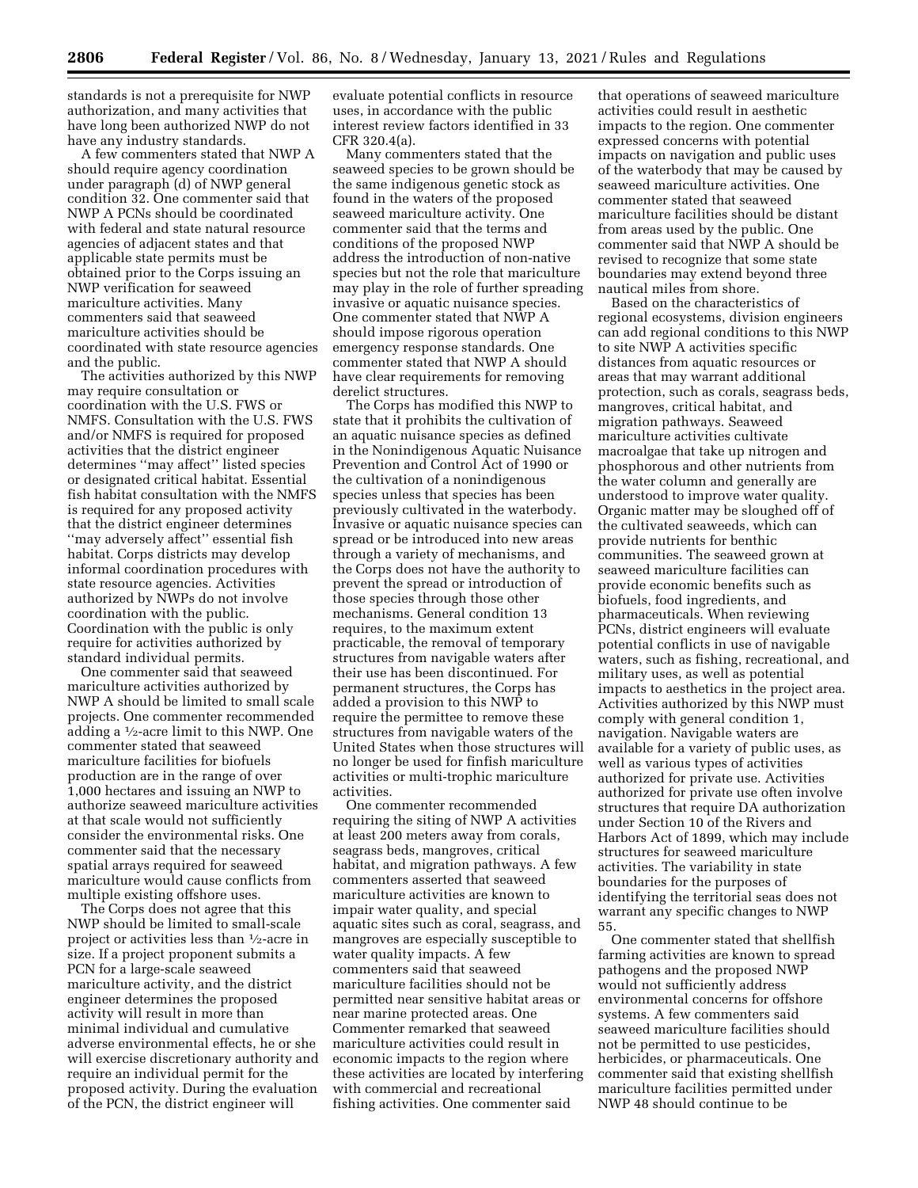standards is not a prerequisite for NWP authorization, and many activities that have long been authorized NWP do not have any industry standards.

A few commenters stated that NWP A should require agency coordination under paragraph (d) of NWP general condition 32. One commenter said that NWP A PCNs should be coordinated with federal and state natural resource agencies of adjacent states and that applicable state permits must be obtained prior to the Corps issuing an NWP verification for seaweed mariculture activities. Many commenters said that seaweed mariculture activities should be coordinated with state resource agencies and the public.

The activities authorized by this NWP may require consultation or coordination with the U.S. FWS or NMFS. Consultation with the U.S. FWS and/or NMFS is required for proposed activities that the district engineer determines ''may affect'' listed species or designated critical habitat. Essential fish habitat consultation with the NMFS is required for any proposed activity that the district engineer determines ''may adversely affect'' essential fish habitat. Corps districts may develop informal coordination procedures with state resource agencies. Activities authorized by NWPs do not involve coordination with the public. Coordination with the public is only require for activities authorized by standard individual permits.

One commenter said that seaweed mariculture activities authorized by NWP A should be limited to small scale projects. One commenter recommended adding a ½-acre limit to this NWP. One commenter stated that seaweed mariculture facilities for biofuels production are in the range of over 1,000 hectares and issuing an NWP to authorize seaweed mariculture activities at that scale would not sufficiently consider the environmental risks. One commenter said that the necessary spatial arrays required for seaweed mariculture would cause conflicts from multiple existing offshore uses.

The Corps does not agree that this NWP should be limited to small-scale project or activities less than ½-acre in size. If a project proponent submits a PCN for a large-scale seaweed mariculture activity, and the district engineer determines the proposed activity will result in more than minimal individual and cumulative adverse environmental effects, he or she will exercise discretionary authority and require an individual permit for the proposed activity. During the evaluation of the PCN, the district engineer will evaluate potential conflicts in resource uses, in accordance with the public interest review factors identified in 33 CFR 320.4(a).

Many commenters stated that the seaweed species to be grown should be the same indigenous genetic stock as found in the waters of the proposed seaweed mariculture activity. One commenter said that the terms and conditions of the proposed NWP address the introduction of non-native species but not the role that mariculture may play in the role of further spreading invasive or aquatic nuisance species. One commenter stated that NWP A should impose rigorous operation emergency response standards. One commenter stated that NWP A should have clear requirements for removing derelict structures.

The Corps has modified this NWP to state that it prohibits the cultivation of an aquatic nuisance species as defined in the Nonindigenous Aquatic Nuisance Prevention and Control Act of 1990 or the cultivation of a nonindigenous species unless that species has been previously cultivated in the waterbody. Invasive or aquatic nuisance species can spread or be introduced into new areas through a variety of mechanisms, and the Corps does not have the authority to prevent the spread or introduction of those species through those other mechanisms. General condition 13 requires, to the maximum extent practicable, the removal of temporary structures from navigable waters after their use has been discontinued. For permanent structures, the Corps has added a provision to this NWP to require the permittee to remove these structures from navigable waters of the United States when those structures will no longer be used for finfish mariculture activities or multi-trophic mariculture activities.

One commenter recommended requiring the siting of NWP A activities at least 200 meters away from corals, seagrass beds, mangroves, critical habitat, and migration pathways. A few commenters asserted that seaweed mariculture activities are known to impair water quality, and special aquatic sites such as coral, seagrass, and mangroves are especially susceptible to water quality impacts. A few commenters said that seaweed mariculture facilities should not be permitted near sensitive habitat areas or near marine protected areas. One Commenter remarked that seaweed mariculture activities could result in economic impacts to the region where these activities are located by interfering with commercial and recreational fishing activities. One commenter said that operations of seaweed mariculture activities could result in aesthetic impacts to the region. One commenter expressed concerns with potential impacts on navigation and public uses of the waterbody that may be caused by seaweed mariculture activities. One commenter stated that seaweed mariculture facilities should be distant from areas used by the public. One commenter said that NWP A should be revised to recognize that some state boundaries may extend beyond three nautical miles from shore.

Based on the characteristics of regional ecosystems, division engineers can add regional conditions to this NWP to site NWP A activities specific distances from aquatic resources or areas that may warrant additional protection, such as corals, seagrass beds, mangroves, critical habitat, and migration pathways. Seaweed mariculture activities cultivate macroalgae that take up nitrogen and phosphorous and other nutrients from the water column and generally are understood to improve water quality. Organic matter may be sloughed off of the cultivated seaweeds, which can provide nutrients for benthic communities. The seaweed grown at seaweed mariculture facilities can provide economic benefits such as biofuels, food ingredients, and pharmaceuticals. When reviewing PCNs, district engineers will evaluate potential conflicts in use of navigable waters, such as fishing, recreational, and military uses, as well as potential impacts to aesthetics in the project area. Activities authorized by this NWP must comply with general condition 1, navigation. Navigable waters are available for a variety of public uses, as well as various types of activities authorized for private use. Activities authorized for private use often involve structures that require DA authorization under Section 10 of the Rivers and Harbors Act of 1899, which may include structures for seaweed mariculture activities. The variability in state boundaries for the purposes of identifying the territorial seas does not warrant any specific changes to NWP 55.

One commenter stated that shellfish farming activities are known to spread pathogens and the proposed NWP would not sufficiently address environmental concerns for offshore systems. A few commenters said seaweed mariculture facilities should not be permitted to use pesticides, herbicides, or pharmaceuticals. One commenter said that existing shellfish mariculture facilities permitted under NWP 48 should continue to be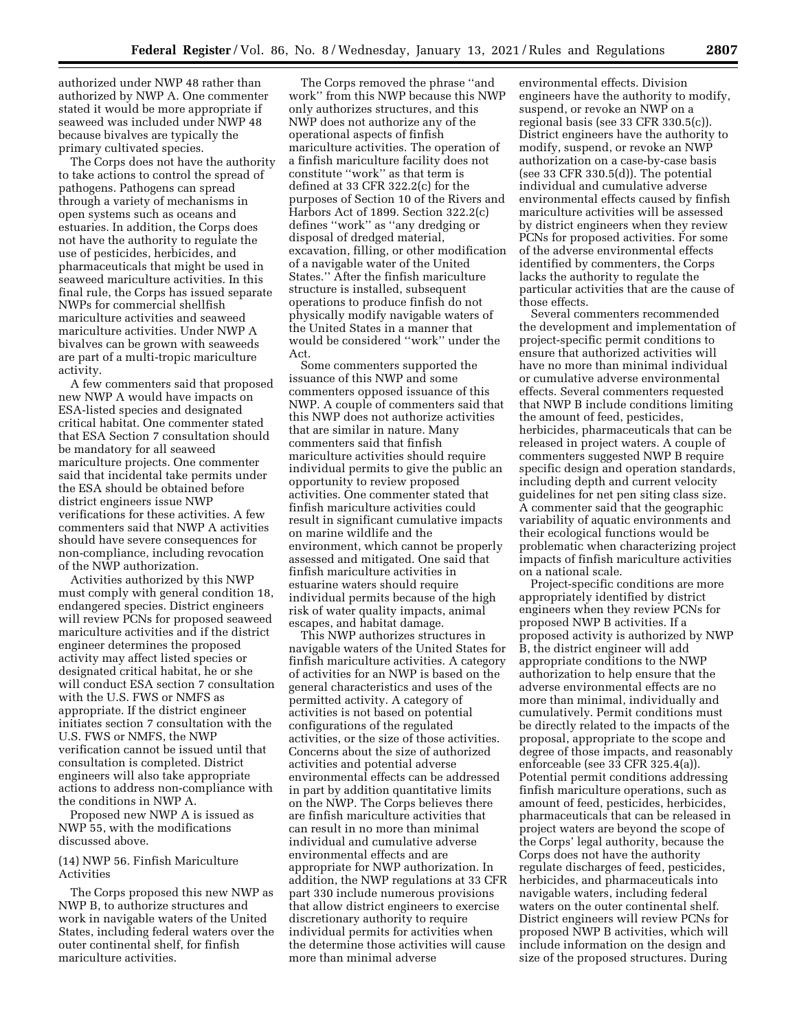authorized under NWP 48 rather than authorized by NWP A. One commenter stated it would be more appropriate if seaweed was included under NWP 48 because bivalves are typically the primary cultivated species.

The Corps does not have the authority to take actions to control the spread of pathogens. Pathogens can spread through a variety of mechanisms in open systems such as oceans and estuaries. In addition, the Corps does not have the authority to regulate the use of pesticides, herbicides, and pharmaceuticals that might be used in seaweed mariculture activities. In this final rule, the Corps has issued separate NWPs for commercial shellfish mariculture activities and seaweed mariculture activities. Under NWP A bivalves can be grown with seaweeds are part of a multi-tropic mariculture activity.

A few commenters said that proposed new NWP A would have impacts on ESA-listed species and designated critical habitat. One commenter stated that ESA Section 7 consultation should be mandatory for all seaweed mariculture projects. One commenter said that incidental take permits under the ESA should be obtained before district engineers issue NWP verifications for these activities. A few commenters said that NWP A activities should have severe consequences for non-compliance, including revocation of the NWP authorization.

Activities authorized by this NWP must comply with general condition 18, endangered species. District engineers will review PCNs for proposed seaweed mariculture activities and if the district engineer determines the proposed activity may affect listed species or designated critical habitat, he or she will conduct ESA section 7 consultation with the U.S. FWS or NMFS as appropriate. If the district engineer initiates section 7 consultation with the U.S. FWS or NMFS, the NWP verification cannot be issued until that consultation is completed. District engineers will also take appropriate actions to address non-compliance with the conditions in NWP A.

Proposed new NWP A is issued as NWP 55, with the modifications discussed above.

(14) NWP 56. Finfish Mariculture Activities

The Corps proposed this new NWP as NWP B, to authorize structures and work in navigable waters of the United States, including federal waters over the outer continental shelf, for finfish mariculture activities.

The Corps removed the phrase ''and work'' from this NWP because this NWP only authorizes structures, and this NWP does not authorize any of the operational aspects of finfish mariculture activities. The operation of a finfish mariculture facility does not constitute ''work'' as that term is defined at 33 CFR 322.2(c) for the purposes of Section 10 of the Rivers and Harbors Act of 1899. Section 322.2(c) defines ''work'' as ''any dredging or disposal of dredged material, excavation, filling, or other modification of a navigable water of the United States.'' After the finfish mariculture structure is installed, subsequent operations to produce finfish do not physically modify navigable waters of the United States in a manner that would be considered ''work'' under the Act.

Some commenters supported the issuance of this NWP and some commenters opposed issuance of this NWP. A couple of commenters said that this NWP does not authorize activities that are similar in nature. Many commenters said that finfish mariculture activities should require individual permits to give the public an opportunity to review proposed activities. One commenter stated that finfish mariculture activities could result in significant cumulative impacts on marine wildlife and the environment, which cannot be properly assessed and mitigated. One said that finfish mariculture activities in estuarine waters should require individual permits because of the high risk of water quality impacts, animal escapes, and habitat damage.

This NWP authorizes structures in navigable waters of the United States for finfish mariculture activities. A category of activities for an NWP is based on the general characteristics and uses of the permitted activity. A category of activities is not based on potential configurations of the regulated activities, or the size of those activities. Concerns about the size of authorized activities and potential adverse environmental effects can be addressed in part by addition quantitative limits on the NWP. The Corps believes there are finfish mariculture activities that can result in no more than minimal individual and cumulative adverse environmental effects and are appropriate for NWP authorization. In addition, the NWP regulations at 33 CFR part 330 include numerous provisions that allow district engineers to exercise discretionary authority to require individual permits for activities when the determine those activities will cause more than minimal adverse environmental effects. Division engineers have the authority to modify, suspend, or revoke an NWP on a regional basis (see 33 CFR 330.5(c)). District engineers have the authority to modify, suspend, or revoke an NWP authorization on a case-by-case basis (see 33 CFR 330.5(d)). The potential individual and cumulative adverse environmental effects caused by finfish mariculture activities will be assessed by district engineers when they review PCNs for proposed activities. For some of the adverse environmental effects identified by commenters, the Corps lacks the authority to regulate the particular activities that are the cause of those effects.

Several commenters recommended the development and implementation of project-specific permit conditions to ensure that authorized activities will have no more than minimal individual or cumulative adverse environmental effects. Several commenters requested that NWP B include conditions limiting the amount of feed, pesticides, herbicides, pharmaceuticals that can be released in project waters. A couple of commenters suggested NWP B require specific design and operation standards, including depth and current velocity guidelines for net pen siting class size. A commenter said that the geographic variability of aquatic environments and their ecological functions would be problematic when characterizing project impacts of finfish mariculture activities on a national scale.

Project-specific conditions are more appropriately identified by district engineers when they review PCNs for proposed NWP B activities. If a proposed activity is authorized by NWP B, the district engineer will add appropriate conditions to the NWP authorization to help ensure that the adverse environmental effects are no more than minimal, individually and cumulatively. Permit conditions must be directly related to the impacts of the proposal, appropriate to the scope and degree of those impacts, and reasonably enforceable (see 33 CFR 325.4(a)). Potential permit conditions addressing finfish mariculture operations, such as amount of feed, pesticides, herbicides, pharmaceuticals that can be released in project waters are beyond the scope of the Corps' legal authority, because the Corps does not have the authority regulate discharges of feed, pesticides, herbicides, and pharmaceuticals into navigable waters, including federal waters on the outer continental shelf. District engineers will review PCNs for proposed NWP B activities, which will include information on the design and size of the proposed structures. During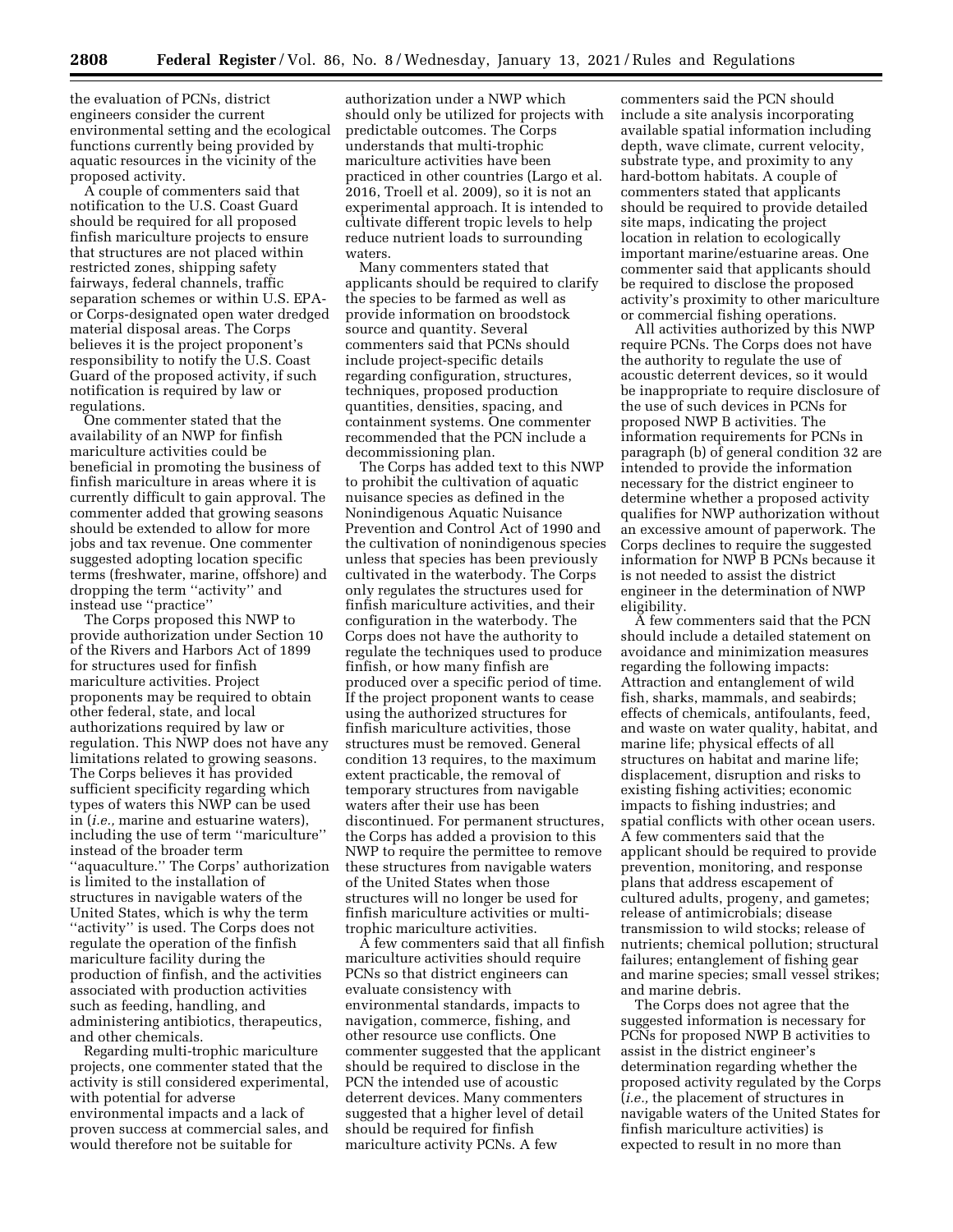the evaluation of PCNs, district engineers consider the current environmental setting and the ecological functions currently being provided by aquatic resources in the vicinity of the proposed activity.

A couple of commenters said that notification to the U.S. Coast Guard should be required for all proposed finfish mariculture projects to ensure that structures are not placed within restricted zones, shipping safety fairways, federal channels, traffic separation schemes or within U.S. EPA- or Corps-designated open water dredged material disposal areas. The Corps believes it is the project proponent's responsibility to notify the U.S. Coast Guard of the proposed activity, if such notification is required by law or regulations.

One commenter stated that the availability of an NWP for finfish mariculture activities could be beneficial in promoting the business of finfish mariculture in areas where it is currently difficult to gain approval. The commenter added that growing seasons should be extended to allow for more jobs and tax revenue. One commenter suggested adopting location specific terms (freshwater, marine, offshore) and dropping the term ''activity'' and instead use ''practice''

The Corps proposed this NWP to provide authorization under Section 10 of the Rivers and Harbors Act of 1899 for structures used for finfish mariculture activities. Project proponents may be required to obtain other federal, state, and local authorizations required by law or regulation. This NWP does not have any limitations related to growing seasons. The Corps believes it has provided sufficient specificity regarding which types of waters this NWP can be used in (*i.e.,* marine and estuarine waters), including the use of term ''mariculture'' instead of the broader term ''aquaculture.'' The Corps' authorization is limited to the installation of structures in navigable waters of the United States, which is why the term ''activity'' is used. The Corps does not regulate the operation of the finfish mariculture facility during the production of finfish, and the activities associated with production activities such as feeding, handling, and administering antibiotics, therapeutics, and other chemicals.

Regarding multi-trophic mariculture projects, one commenter stated that the activity is still considered experimental, with potential for adverse environmental impacts and a lack of proven success at commercial sales, and would therefore not be suitable for authorization under a NWP which should only be utilized for projects with predictable outcomes. The Corps understands that multi-trophic mariculture activities have been practiced in other countries (Largo et al. 2016, Troell et al. 2009), so it is not an experimental approach. It is intended to cultivate different tropic levels to help reduce nutrient loads to surrounding waters.

Many commenters stated that applicants should be required to clarify the species to be farmed as well as provide information on broodstock source and quantity. Several commenters said that PCNs should include project-specific details regarding configuration, structures, techniques, proposed production quantities, densities, spacing, and containment systems. One commenter recommended that the PCN include a decommissioning plan.

The Corps has added text to this NWP to prohibit the cultivation of aquatic nuisance species as defined in the Nonindigenous Aquatic Nuisance Prevention and Control Act of 1990 and the cultivation of nonindigenous species unless that species has been previously cultivated in the waterbody. The Corps only regulates the structures used for finfish mariculture activities, and their configuration in the waterbody. The Corps does not have the authority to regulate the techniques used to produce finfish, or how many finfish are produced over a specific period of time. If the project proponent wants to cease using the authorized structures for finfish mariculture activities, those structures must be removed. General condition 13 requires, to the maximum extent practicable, the removal of temporary structures from navigable waters after their use has been discontinued. For permanent structures, the Corps has added a provision to this NWP to require the permittee to remove these structures from navigable waters of the United States when those structures will no longer be used for finfish mariculture activities or multi-trophic mariculture activities.

A few commenters said that all finfish mariculture activities should require PCNs so that district engineers can evaluate consistency with environmental standards, impacts to navigation, commerce, fishing, and other resource use conflicts. One commenter suggested that the applicant should be required to disclose in the PCN the intended use of acoustic deterrent devices. Many commenters suggested that a higher level of detail should be required for finfish mariculture activity PCNs. A few commenters said the PCN should include a site analysis incorporating available spatial information including depth, wave climate, current velocity, substrate type, and proximity to any hard-bottom habitats. A couple of commenters stated that applicants should be required to provide detailed site maps, indicating the project location in relation to ecologically important marine/estuarine areas. One commenter said that applicants should be required to disclose the proposed activity's proximity to other mariculture or commercial fishing operations.

All activities authorized by this NWP require PCNs. The Corps does not have the authority to regulate the use of acoustic deterrent devices, so it would be inappropriate to require disclosure of the use of such devices in PCNs for proposed NWP B activities. The information requirements for PCNs in paragraph (b) of general condition 32 are intended to provide the information necessary for the district engineer to determine whether a proposed activity qualifies for NWP authorization without an excessive amount of paperwork. The Corps declines to require the suggested information for NWP B PCNs because it is not needed to assist the district engineer in the determination of NWP eligibility.

A few commenters said that the PCN should include a detailed statement on avoidance and minimization measures regarding the following impacts: Attraction and entanglement of wild fish, sharks, mammals, and seabirds; effects of chemicals, antifoulants, feed, and waste on water quality, habitat, and marine life; physical effects of all structures on habitat and marine life; displacement, disruption and risks to existing fishing activities; economic impacts to fishing industries; and spatial conflicts with other ocean users. A few commenters said that the applicant should be required to provide prevention, monitoring, and response plans that address escapement of cultured adults, progeny, and gametes; release of antimicrobials; disease transmission to wild stocks; release of nutrients; chemical pollution; structural failures; entanglement of fishing gear and marine species; small vessel strikes; and marine debris.

The Corps does not agree that the suggested information is necessary for PCNs for proposed NWP B activities to assist in the district engineer's determination regarding whether the proposed activity regulated by the Corps (*i.e.,* the placement of structures in navigable waters of the United States for finfish mariculture activities) is expected to result in no more than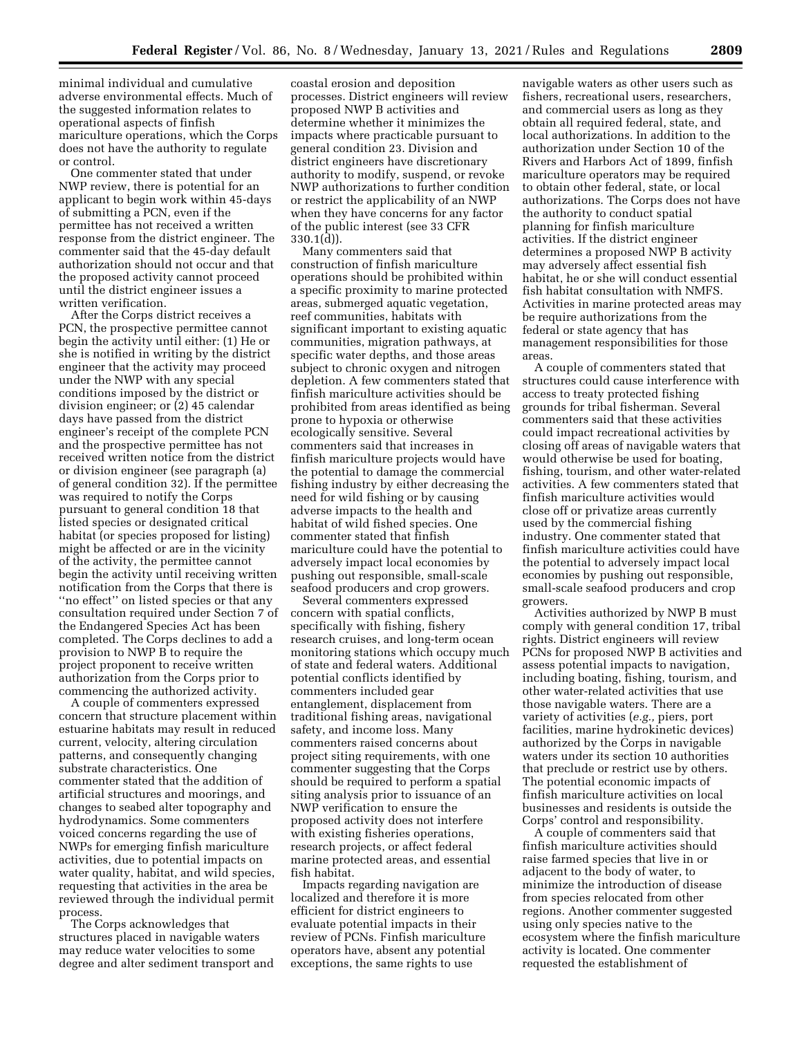minimal individual and cumulative adverse environmental effects. Much of the suggested information relates to operational aspects of finfish mariculture operations, which the Corps does not have the authority to regulate or control.

One commenter stated that under NWP review, there is potential for an applicant to begin work within 45-days of submitting a PCN, even if the permittee has not received a written response from the district engineer. The commenter said that the 45-day default authorization should not occur and that the proposed activity cannot proceed until the district engineer issues a written verification.

After the Corps district receives a PCN, the prospective permittee cannot begin the activity until either: (1) He or she is notified in writing by the district engineer that the activity may proceed under the NWP with any special conditions imposed by the district or division engineer; or (2) 45 calendar days have passed from the district engineer's receipt of the complete PCN and the prospective permittee has not received written notice from the district or division engineer (see paragraph (a) of general condition 32). If the permittee was required to notify the Corps pursuant to general condition 18 that listed species or designated critical habitat (or species proposed for listing) might be affected or are in the vicinity of the activity, the permittee cannot begin the activity until receiving written notification from the Corps that there is "no effect" on listed species or that any consultation required under Section 7 of the Endangered Species Act has been completed. The Corps declines to add a provision to NWP B to require the project proponent to receive written authorization from the Corps prior to commencing the authorized activity.

A couple of commenters expressed concern that structure placement within estuarine habitats may result in reduced current, velocity, altering circulation patterns, and consequently changing substrate characteristics. One commenter stated that the addition of artificial structures and moorings, and changes to seabed alter topography and hydrodynamics. Some commenters voiced concerns regarding the use of NWPs for emerging finfish mariculture activities, due to potential impacts on water quality, habitat, and wild species, requesting that activities in the area be reviewed through the individual permit process.

The Corps acknowledges that structures placed in navigable waters may reduce water velocities to some degree and alter sediment transport and coastal erosion and deposition processes. District engineers will review proposed NWP B activities and determine whether it minimizes the impacts where practicable pursuant to general condition 23. Division and district engineers have discretionary authority to modify, suspend, or revoke NWP authorizations to further condition or restrict the applicability of an NWP when they have concerns for any factor of the public interest (see 33 CFR 330.1(d)).

Many commenters said that construction of finfish mariculture operations should be prohibited within a specific proximity to marine protected areas, submerged aquatic vegetation, reef communities, habitats with significant important to existing aquatic communities, migration pathways, at specific water depths, and those areas subject to chronic oxygen and nitrogen depletion. A few commenters stated that finfish mariculture activities should be prohibited from areas identified as being prone to hypoxia or otherwise ecologically sensitive. Several commenters said that increases in finfish mariculture projects would have the potential to damage the commercial fishing industry by either decreasing the need for wild fishing or by causing adverse impacts to the health and habitat of wild fished species. One commenter stated that finfish mariculture could have the potential to adversely impact local economies by pushing out responsible, small-scale seafood producers and crop growers.

Several commenters expressed concern with spatial conflicts, specifically with fishing, fishery research cruises, and long-term ocean monitoring stations which occupy much of state and federal waters. Additional potential conflicts identified by commenters included gear entanglement, displacement from traditional fishing areas, navigational safety, and income loss. Many commenters raised concerns about project siting requirements, with one commenter suggesting that the Corps should be required to perform a spatial siting analysis prior to issuance of an NWP verification to ensure the proposed activity does not interfere with existing fisheries operations, research projects, or affect federal marine protected areas, and essential fish habitat.

Impacts regarding navigation are localized and therefore it is more efficient for district engineers to evaluate potential impacts in their review of PCNs. Finfish mariculture operators have, absent any potential exceptions, the same rights to use navigable waters as other users such as fishers, recreational users, researchers, and commercial users as long as they obtain all required federal, state, and local authorizations. In addition to the authorization under Section 10 of the Rivers and Harbors Act of 1899, finfish mariculture operators may be required to obtain other federal, state, or local authorizations. The Corps does not have the authority to conduct spatial planning for finfish mariculture activities. If the district engineer determines a proposed NWP B activity may adversely affect essential fish habitat, he or she will conduct essential fish habitat consultation with NMFS. Activities in marine protected areas may be require authorizations from the federal or state agency that has management responsibilities for those areas.

A couple of commenters stated that structures could cause interference with access to treaty protected fishing grounds for tribal fisherman. Several commenters said that these activities could impact recreational activities by closing off areas of navigable waters that would otherwise be used for boating, fishing, tourism, and other water-related activities. A few commenters stated that finfish mariculture activities would close off or privatize areas currently used by the commercial fishing industry. One commenter stated that finfish mariculture activities could have the potential to adversely impact local economies by pushing out responsible, small-scale seafood producers and crop growers.

Activities authorized by NWP B must comply with general condition 17, tribal rights. District engineers will review PCNs for proposed NWP B activities and assess potential impacts to navigation, including boating, fishing, tourism, and other water-related activities that use those navigable waters. There are a variety of activities (*e.g.,* piers, port facilities, marine hydrokinetic devices) authorized by the Corps in navigable waters under its section 10 authorities that preclude or restrict use by others. The potential economic impacts of finfish mariculture activities on local businesses and residents is outside the Corps' control and responsibility.

A couple of commenters said that finfish mariculture activities should raise farmed species that live in or adjacent to the body of water, to minimize the introduction of disease from species relocated from other regions. Another commenter suggested using only species native to the ecosystem where the finfish mariculture activity is located. One commenter requested the establishment of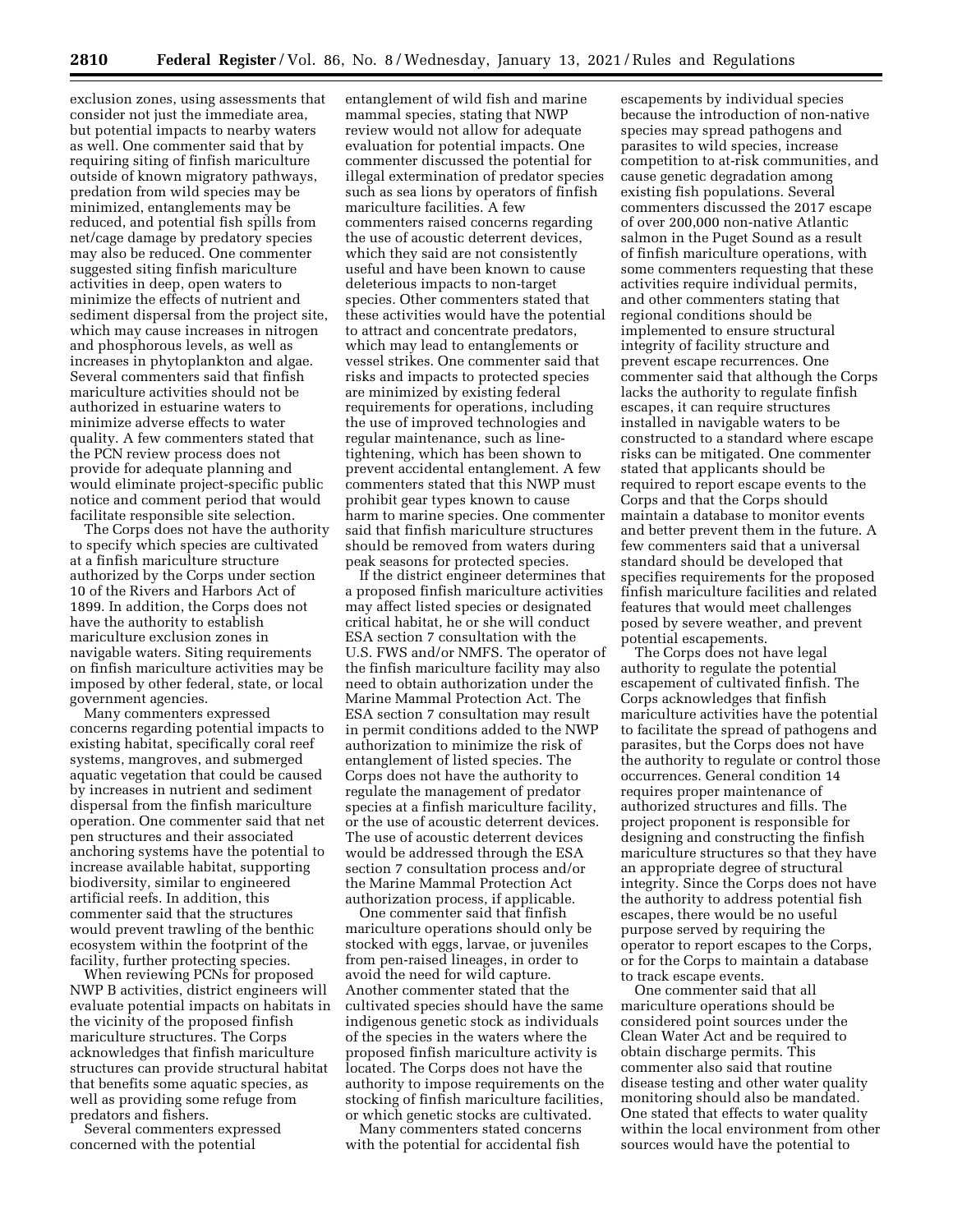exclusion zones, using assessments that consider not just the immediate area, but potential impacts to nearby waters as well. One commenter said that by requiring siting of finfish mariculture outside of known migratory pathways, predation from wild species may be minimized, entanglements may be reduced, and potential fish spills from net/cage damage by predatory species may also be reduced. One commenter suggested siting finfish mariculture activities in deep, open waters to minimize the effects of nutrient and sediment dispersal from the project site, which may cause increases in nitrogen and phosphorous levels, as well as increases in phytoplankton and algae. Several commenters said that finfish mariculture activities should not be authorized in estuarine waters to minimize adverse effects to water quality. A few commenters stated that the PCN review process does not provide for adequate planning and would eliminate project-specific public notice and comment period that would facilitate responsible site selection.

The Corps does not have the authority to specify which species are cultivated at a finfish mariculture structure authorized by the Corps under section 10 of the Rivers and Harbors Act of 1899. In addition, the Corps does not have the authority to establish mariculture exclusion zones in navigable waters. Siting requirements on finfish mariculture activities may be imposed by other federal, state, or local government agencies.

Many commenters expressed concerns regarding potential impacts to existing habitat, specifically coral reef systems, mangroves, and submerged aquatic vegetation that could be caused by increases in nutrient and sediment dispersal from the finfish mariculture operation. One commenter said that net pen structures and their associated anchoring systems have the potential to increase available habitat, supporting biodiversity, similar to engineered artificial reefs. In addition, this commenter said that the structures would prevent trawling of the benthic ecosystem within the footprint of the facility, further protecting species.

When reviewing PCNs for proposed NWP B activities, district engineers will evaluate potential impacts on habitats in the vicinity of the proposed finfish mariculture structures. The Corps acknowledges that finfish mariculture structures can provide structural habitat that benefits some aquatic species, as well as providing some refuge from predators and fishers.

Several commenters expressed concerned with the potential entanglement of wild fish and marine mammal species, stating that NWP review would not allow for adequate evaluation for potential impacts. One commenter discussed the potential for illegal extermination of predator species such as sea lions by operators of finfish mariculture facilities. A few commenters raised concerns regarding the use of acoustic deterrent devices, which they said are not consistently useful and have been known to cause deleterious impacts to non-target species. Other commenters stated that these activities would have the potential to attract and concentrate predators, which may lead to entanglements or vessel strikes. One commenter said that risks and impacts to protected species are minimized by existing federal requirements for operations, including the use of improved technologies and regular maintenance, such as line-tightening, which has been shown to prevent accidental entanglement. A few commenters stated that this NWP must prohibit gear types known to cause harm to marine species. One commenter said that finfish mariculture structures should be removed from waters during peak seasons for protected species.

If the district engineer determines that a proposed finfish mariculture activities may affect listed species or designated critical habitat, he or she will conduct ESA section 7 consultation with the U.S. FWS and/or NMFS. The operator of the finfish mariculture facility may also need to obtain authorization under the Marine Mammal Protection Act. The ESA section 7 consultation may result in permit conditions added to the NWP authorization to minimize the risk of entanglement of listed species. The Corps does not have the authority to regulate the management of predator species at a finfish mariculture facility, or the use of acoustic deterrent devices. The use of acoustic deterrent devices would be addressed through the ESA section 7 consultation process and/or the Marine Mammal Protection Act authorization process, if applicable.

One commenter said that finfish mariculture operations should only be stocked with eggs, larvae, or juveniles from pen-raised lineages, in order to avoid the need for wild capture. Another commenter stated that the cultivated species should have the same indigenous genetic stock as individuals of the species in the waters where the proposed finfish mariculture activity is located. The Corps does not have the authority to impose requirements on the stocking of finfish mariculture facilities, or which genetic stocks are cultivated.

Many commenters stated concerns with the potential for accidental fish escapements by individual species because the introduction of non-native species may spread pathogens and parasites to wild species, increase competition to at-risk communities, and cause genetic degradation among existing fish populations. Several commenters discussed the 2017 escape of over 200,000 non-native Atlantic salmon in the Puget Sound as a result of finfish mariculture operations, with some commenters requesting that these activities require individual permits, and other commenters stating that regional conditions should be implemented to ensure structural integrity of facility structure and prevent escape recurrences. One commenter said that although the Corps lacks the authority to regulate finfish escapes, it can require structures installed in navigable waters to be constructed to a standard where escape risks can be mitigated. One commenter stated that applicants should be required to report escape events to the Corps and that the Corps should maintain a database to monitor events and better prevent them in the future. A few commenters said that a universal standard should be developed that specifies requirements for the proposed finfish mariculture facilities and related features that would meet challenges posed by severe weather, and prevent potential escapements.

The Corps does not have legal authority to regulate the potential escapement of cultivated finfish. The Corps acknowledges that finfish mariculture activities have the potential to facilitate the spread of pathogens and parasites, but the Corps does not have the authority to regulate or control those occurrences. General condition 14 requires proper maintenance of authorized structures and fills. The project proponent is responsible for designing and constructing the finfish mariculture structures so that they have an appropriate degree of structural integrity. Since the Corps does not have the authority to address potential fish escapes, there would be no useful purpose served by requiring the operator to report escapes to the Corps, or for the Corps to maintain a database to track escape events.

One commenter said that all mariculture operations should be considered point sources under the Clean Water Act and be required to obtain discharge permits. This commenter also said that routine disease testing and other water quality monitoring should also be mandated. One stated that effects to water quality within the local environment from other sources would have the potential to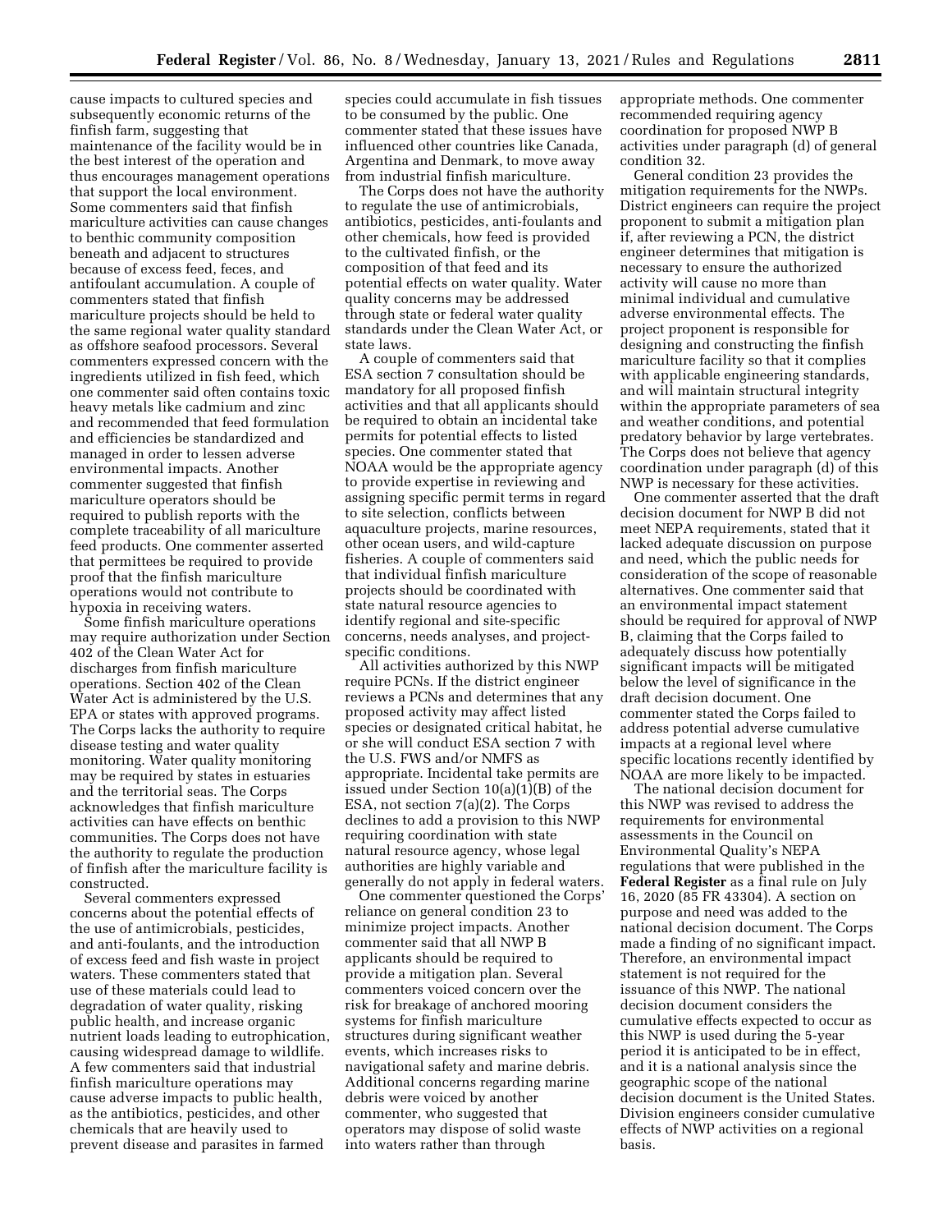cause impacts to cultured species and subsequently economic returns of the finfish farm, suggesting that maintenance of the facility would be in the best interest of the operation and thus encourages management operations that support the local environment. Some commenters said that finfish mariculture activities can cause changes to benthic community composition beneath and adjacent to structures because of excess feed, feces, and antifoulant accumulation. A couple of commenters stated that finfish mariculture projects should be held to the same regional water quality standard as offshore seafood processors. Several commenters expressed concern with the ingredients utilized in fish feed, which one commenter said often contains toxic heavy metals like cadmium and zinc and recommended that feed formulation and efficiencies be standardized and managed in order to lessen adverse environmental impacts. Another commenter suggested that finfish mariculture operators should be required to publish reports with the complete traceability of all mariculture feed products. One commenter asserted that permittees be required to provide proof that the finfish mariculture operations would not contribute to hypoxia in receiving waters.

Some finfish mariculture operations may require authorization under Section 402 of the Clean Water Act for discharges from finfish mariculture operations. Section 402 of the Clean Water Act is administered by the U.S. EPA or states with approved programs. The Corps lacks the authority to require disease testing and water quality monitoring. Water quality monitoring may be required by states in estuaries and the territorial seas. The Corps acknowledges that finfish mariculture activities can have effects on benthic communities. The Corps does not have the authority to regulate the production of finfish after the mariculture facility is constructed.

Several commenters expressed concerns about the potential effects of the use of antimicrobials, pesticides, and anti-foulants, and the introduction of excess feed and fish waste in project waters. These commenters stated that use of these materials could lead to degradation of water quality, risking public health, and increase organic nutrient loads leading to eutrophication, causing widespread damage to wildlife. A few commenters said that industrial finfish mariculture operations may cause adverse impacts to public health, as the antibiotics, pesticides, and other chemicals that are heavily used to prevent disease and parasites in farmed species could accumulate in fish tissues to be consumed by the public. One commenter stated that these issues have influenced other countries like Canada, Argentina and Denmark, to move away from industrial finfish mariculture.

The Corps does not have the authority to regulate the use of antimicrobials, antibiotics, pesticides, anti-foulants and other chemicals, how feed is provided to the cultivated finfish, or the composition of that feed and its potential effects on water quality. Water quality concerns may be addressed through state or federal water quality standards under the Clean Water Act, or state laws.

A couple of commenters said that ESA section 7 consultation should be mandatory for all proposed finfish activities and that all applicants should be required to obtain an incidental take permits for potential effects to listed species. One commenter stated that NOAA would be the appropriate agency to provide expertise in reviewing and assigning specific permit terms in regard to site selection, conflicts between aquaculture projects, marine resources, other ocean users, and wild-capture fisheries. A couple of commenters said that individual finfish mariculture projects should be coordinated with state natural resource agencies to identify regional and site-specific concerns, needs analyses, and project-specific conditions.

All activities authorized by this NWP require PCNs. If the district engineer reviews a PCNs and determines that any proposed activity may affect listed species or designated critical habitat, he or she will conduct ESA section 7 with the U.S. FWS and/or NMFS as appropriate. Incidental take permits are issued under Section 10(a)(1)(B) of the ESA, not section 7(a)(2). The Corps declines to add a provision to this NWP requiring coordination with state natural resource agency, whose legal authorities are highly variable and generally do not apply in federal waters.

One commenter questioned the Corps' reliance on general condition 23 to minimize project impacts. Another commenter said that all NWP B applicants should be required to provide a mitigation plan. Several commenters voiced concern over the risk for breakage of anchored mooring systems for finfish mariculture structures during significant weather events, which increases risks to navigational safety and marine debris. Additional concerns regarding marine debris were voiced by another commenter, who suggested that operators may dispose of solid waste into waters rather than through appropriate methods. One commenter recommended requiring agency coordination for proposed NWP B activities under paragraph (d) of general condition 32.

General condition 23 provides the mitigation requirements for the NWPs. District engineers can require the project proponent to submit a mitigation plan if, after reviewing a PCN, the district engineer determines that mitigation is necessary to ensure the authorized activity will cause no more than minimal individual and cumulative adverse environmental effects. The project proponent is responsible for designing and constructing the finfish mariculture facility so that it complies with applicable engineering standards, and will maintain structural integrity within the appropriate parameters of sea and weather conditions, and potential predatory behavior by large vertebrates. The Corps does not believe that agency coordination under paragraph (d) of this NWP is necessary for these activities.

One commenter asserted that the draft decision document for NWP B did not meet NEPA requirements, stated that it lacked adequate discussion on purpose and need, which the public needs for consideration of the scope of reasonable alternatives. One commenter said that an environmental impact statement should be required for approval of NWP B, claiming that the Corps failed to adequately discuss how potentially significant impacts will be mitigated below the level of significance in the draft decision document. One commenter stated the Corps failed to address potential adverse cumulative impacts at a regional level where specific locations recently identified by NOAA are more likely to be impacted.

The national decision document for this NWP was revised to address the requirements for environmental assessments in the Council on Environmental Quality's NEPA regulations that were published in the **Federal Register** as a final rule on July 16, 2020 (85 FR 43304). A section on purpose and need was added to the national decision document. The Corps made a finding of no significant impact. Therefore, an environmental impact statement is not required for the issuance of this NWP. The national decision document considers the cumulative effects expected to occur as this NWP is used during the 5-year period it is anticipated to be in effect, and it is a national analysis since the geographic scope of the national decision document is the United States. Division engineers consider cumulative effects of NWP activities on a regional basis.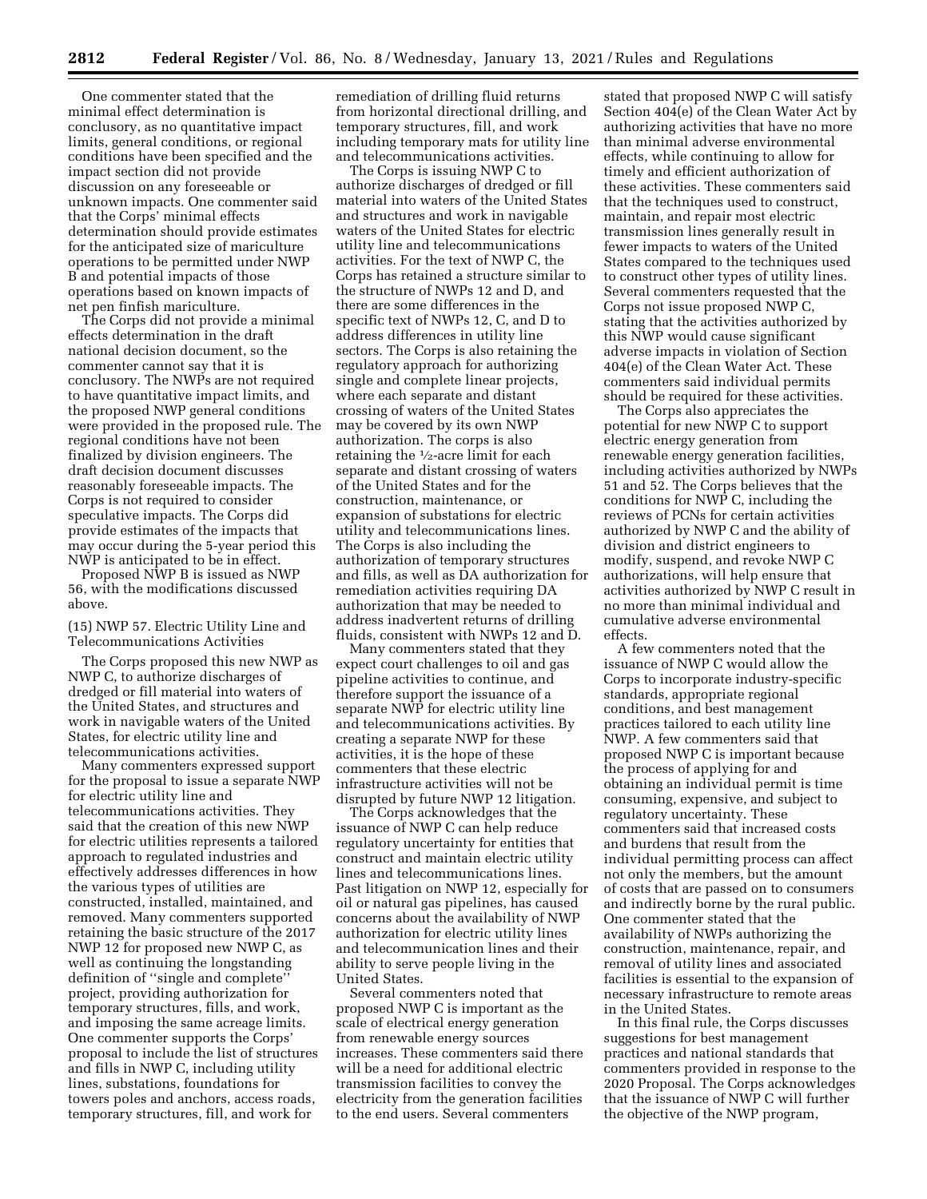One commenter stated that the minimal effect determination is conclusory, as no quantitative impact limits, general conditions, or regional conditions have been specified and the impact section did not provide discussion on any foreseeable or unknown impacts. One commenter said that the Corps' minimal effects determination should provide estimates for the anticipated size of mariculture operations to be permitted under NWP B and potential impacts of those operations based on known impacts of net pen finfish mariculture.

The Corps did not provide a minimal effects determination in the draft national decision document, so the commenter cannot say that it is conclusory. The NWPs are not required to have quantitative impact limits, and the proposed NWP general conditions were provided in the proposed rule. The regional conditions have not been finalized by division engineers. The draft decision document discusses reasonably foreseeable impacts. The Corps is not required to consider speculative impacts. The Corps did provide estimates of the impacts that may occur during the 5-year period this NWP is anticipated to be in effect.

Proposed NWP B is issued as NWP 56, with the modifications discussed above.

(15) NWP 57. Electric Utility Line and Telecommunications Activities

The Corps proposed this new NWP as NWP C, to authorize discharges of dredged or fill material into waters of the United States, and structures and work in navigable waters of the United States, for electric utility line and telecommunications activities.

Many commenters expressed support for the proposal to issue a separate NWP for electric utility line and telecommunications activities. They said that the creation of this new NWP for electric utilities represents a tailored approach to regulated industries and effectively addresses differences in how the various types of utilities are constructed, installed, maintained, and removed. Many commenters supported retaining the basic structure of the 2017 NWP 12 for proposed new NWP C, as well as continuing the longstanding definition of "single and complete" project, providing authorization for temporary structures, fills, and work, and imposing the same acreage limits. One commenter supports the Corps' proposal to include the list of structures and fills in NWP C, including utility lines, substations, foundations for towers poles and anchors, access roads, temporary structures, fill, and work for remediation of drilling fluid returns from horizontal directional drilling, and temporary structures, fill, and work including temporary mats for utility line and telecommunications activities.

The Corps is issuing NWP C to authorize discharges of dredged or fill material into waters of the United States and structures and work in navigable waters of the United States for electric utility line and telecommunications activities. For the text of NWP C, the Corps has retained a structure similar to the structure of NWPs 12 and D, and there are some differences in the specific text of NWPs 12, C, and D to address differences in utility line sectors. The Corps is also retaining the regulatory approach for authorizing single and complete linear projects, where each separate and distant crossing of waters of the United States may be covered by its own NWP authorization. The corps is also retaining the ½-acre limit for each separate and distant crossing of waters of the United States and for the construction, maintenance, or expansion of substations for electric utility and telecommunications lines. The Corps is also including the authorization of temporary structures and fills, as well as DA authorization for remediation activities requiring DA authorization that may be needed to address inadvertent returns of drilling fluids, consistent with NWPs 12 and D.

Many commenters stated that they expect court challenges to oil and gas pipeline activities to continue, and therefore support the issuance of a separate NWP for electric utility line and telecommunications activities. By creating a separate NWP for these activities, it is the hope of these commenters that these electric infrastructure activities will not be disrupted by future NWP 12 litigation.

The Corps acknowledges that the issuance of NWP C can help reduce regulatory uncertainty for entities that construct and maintain electric utility lines and telecommunications lines. Past litigation on NWP 12, especially for oil or natural gas pipelines, has caused concerns about the availability of NWP authorization for electric utility lines and telecommunication lines and their ability to serve people living in the United States.

Several commenters noted that proposed NWP C is important as the scale of electrical energy generation from renewable energy sources increases. These commenters said there will be a need for additional electric transmission facilities to convey the electricity from the generation facilities to the end users. Several commenters stated that proposed NWP C will satisfy Section 404(e) of the Clean Water Act by authorizing activities that have no more than minimal adverse environmental effects, while continuing to allow for timely and efficient authorization of these activities. These commenters said that the techniques used to construct, maintain, and repair most electric transmission lines generally result in fewer impacts to waters of the United States compared to the techniques used to construct other types of utility lines. Several commenters requested that the Corps not issue proposed NWP C, stating that the activities authorized by this NWP would cause significant adverse impacts in violation of Section 404(e) of the Clean Water Act. These commenters said individual permits should be required for these activities.

The Corps also appreciates the potential for new NWP C to support electric energy generation from renewable energy generation facilities, including activities authorized by NWPs 51 and 52. The Corps believes that the conditions for NWP C, including the reviews of PCNs for certain activities authorized by NWP C and the ability of division and district engineers to modify, suspend, and revoke NWP C authorizations, will help ensure that activities authorized by NWP C result in no more than minimal individual and cumulative adverse environmental effects.

A few commenters noted that the issuance of NWP C would allow the Corps to incorporate industry-specific standards, appropriate regional conditions, and best management practices tailored to each utility line NWP. A few commenters said that proposed NWP C is important because the process of applying for and obtaining an individual permit is time consuming, expensive, and subject to regulatory uncertainty. These commenters said that increased costs and burdens that result from the individual permitting process can affect not only the members, but the amount of costs that are passed on to consumers and indirectly borne by the rural public. One commenter stated that the availability of NWPs authorizing the construction, maintenance, repair, and removal of utility lines and associated facilities is essential to the expansion of necessary infrastructure to remote areas in the United States.

In this final rule, the Corps discusses suggestions for best management practices and national standards that commenters provided in response to the 2020 Proposal. The Corps acknowledges that the issuance of NWP C will further the objective of the NWP program,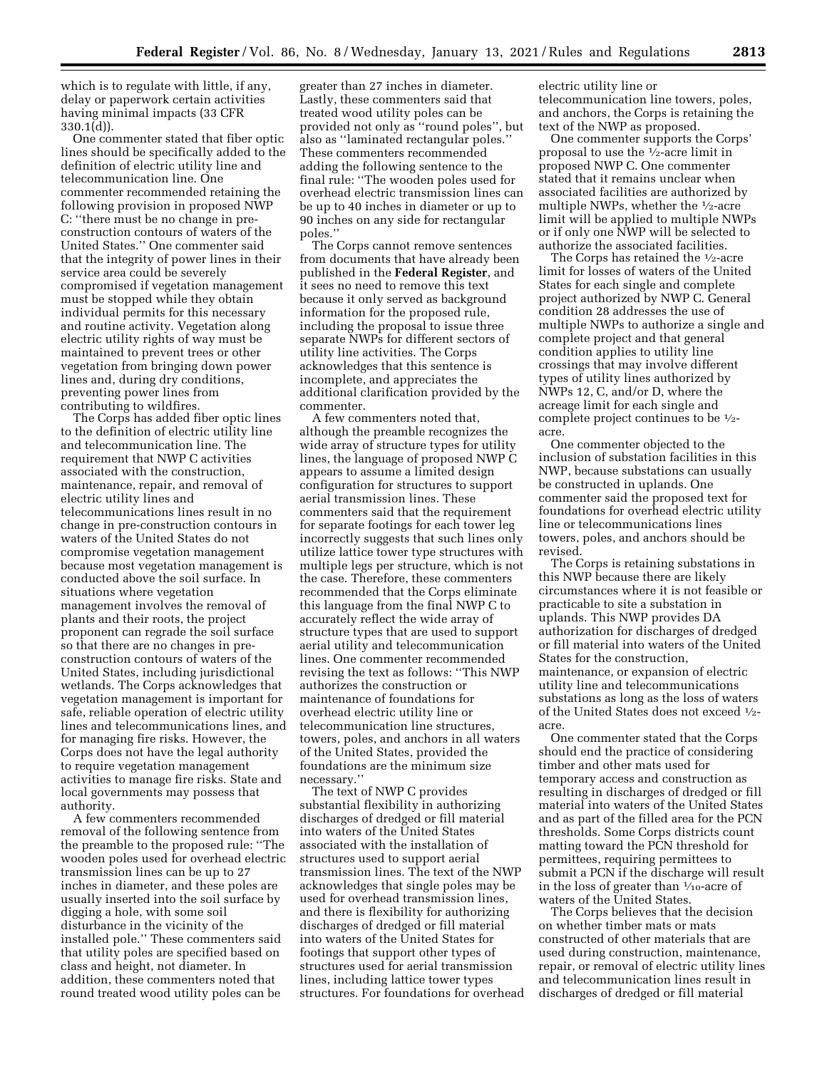which is to regulate with little, if any, delay or paperwork certain activities having minimal impacts (33 CFR 330.1(d)).

One commenter stated that fiber optic lines should be specifically added to the definition of electric utility line and telecommunication line. One commenter recommended retaining the following provision in proposed NWP C: "there must be no change in pre-construction contours of waters of the United States." One commenter said that the integrity of power lines in their service area could be severely compromised if vegetation management must be stopped while they obtain individual permits for this necessary and routine activity. Vegetation along electric utility rights of way must be maintained to prevent trees or other vegetation from bringing down power lines and, during dry conditions, preventing power lines from contributing to wildfires.

The Corps has added fiber optic lines to the definition of electric utility line and telecommunication line. The requirement that NWP C activities associated with the construction, maintenance, repair, and removal of electric utility lines and telecommunications lines result in no change in pre-construction contours in waters of the United States do not compromise vegetation management because most vegetation management is conducted above the soil surface. In situations where vegetation management involves the removal of plants and their roots, the project proponent can regrade the soil surface so that there are no changes in pre-construction contours of waters of the United States, including jurisdictional wetlands. The Corps acknowledges that vegetation management is important for safe, reliable operation of electric utility lines and telecommunications lines, and for managing fire risks. However, the Corps does not have the legal authority to require vegetation management activities to manage fire risks. State and local governments may possess that authority.

A few commenters recommended removal of the following sentence from the preamble to the proposed rule: "The wooden poles used for overhead electric transmission lines can be up to 27 inches in diameter, and these poles are usually inserted into the soil surface by digging a hole, with some soil disturbance in the vicinity of the installed pole." These commenters said that utility poles are specified based on class and height, not diameter. In addition, these commenters noted that round treated wood utility poles can be greater than 27 inches in diameter. Lastly, these commenters said that treated wood utility poles can be provided not only as "round poles", but also as "laminated rectangular poles." These commenters recommended adding the following sentence to the final rule: "The wooden poles used for overhead electric transmission lines can be up to 40 inches in diameter or up to 90 inches on any side for rectangular poles."

The Corps cannot remove sentences from documents that have already been published in the **Federal Register**, and it sees no need to remove this text because it only served as background information for the proposed rule, including the proposal to issue three separate NWPs for different sectors of utility line activities. The Corps acknowledges that this sentence is incomplete, and appreciates the additional clarification provided by the commenter.

A few commenters noted that, although the preamble recognizes the wide array of structure types for utility lines, the language of proposed NWP C appears to assume a limited design configuration for structures to support aerial transmission lines. These commenters said that the requirement for separate footings for each tower leg incorrectly suggests that such lines only utilize lattice tower type structures with multiple legs per structure, which is not the case. Therefore, these commenters recommended that the Corps eliminate this language from the final NWP C to accurately reflect the wide array of structure types that are used to support aerial utility and telecommunication lines. One commenter recommended revising the text as follows: "This NWP authorizes the construction or maintenance of foundations for overhead electric utility line or telecommunication line structures, towers, poles, and anchors in all waters of the United States, provided the foundations are the minimum size necessary."

The text of NWP C provides substantial flexibility in authorizing discharges of dredged or fill material into waters of the United States associated with the installation of structures used to support aerial transmission lines. The text of the NWP acknowledges that single poles may be used for overhead transmission lines, and there is flexibility for authorizing discharges of dredged or fill material into waters of the United States for footings that support other types of structures used for aerial transmission lines, including lattice tower types structures. For foundations for overhead electric utility line or telecommunication line towers, poles, and anchors, the Corps is retaining the text of the NWP as proposed.

One commenter supports the Corps' proposal to use the ½-acre limit in proposed NWP C. One commenter stated that it remains unclear when associated facilities are authorized by multiple NWPs, whether the ½-acre limit will be applied to multiple NWPs or if only one NWP will be selected to authorize the associated facilities.

The Corps has retained the ½-acre limit for losses of waters of the United States for each single and complete project authorized by NWP C. General condition 28 addresses the use of multiple NWPs to authorize a single and complete project and that general condition applies to utility line crossings that may involve different types of utility lines authorized by NWPs 12, C, and/or D, where the acreage limit for each single and complete project continues to be ½-acre.

One commenter objected to the inclusion of substation facilities in this NWP, because substations can usually be constructed in uplands. One commenter said the proposed text for foundations for overhead electric utility line or telecommunications lines towers, poles, and anchors should be revised.

The Corps is retaining substations in this NWP because there are likely circumstances where it is not feasible or practicable to site a substation in uplands. This NWP provides DA authorization for discharges of dredged or fill material into waters of the United States for the construction, maintenance, or expansion of electric utility line and telecommunications substations as long as the loss of waters of the United States does not exceed ½-acre.

One commenter stated that the Corps should end the practice of considering timber and other mats used for temporary access and construction as resulting in discharges of dredged or fill material into waters of the United States and as part of the filled area for the PCN thresholds. Some Corps districts count matting toward the PCN threshold for permittees, requiring permittees to submit a PCN if the discharge will result in the loss of greater than 1⁄10-acre of waters of the United States.

The Corps believes that the decision on whether timber mats or mats constructed of other materials that are used during construction, maintenance, repair, or removal of electric utility lines and telecommunication lines result in discharges of dredged or fill material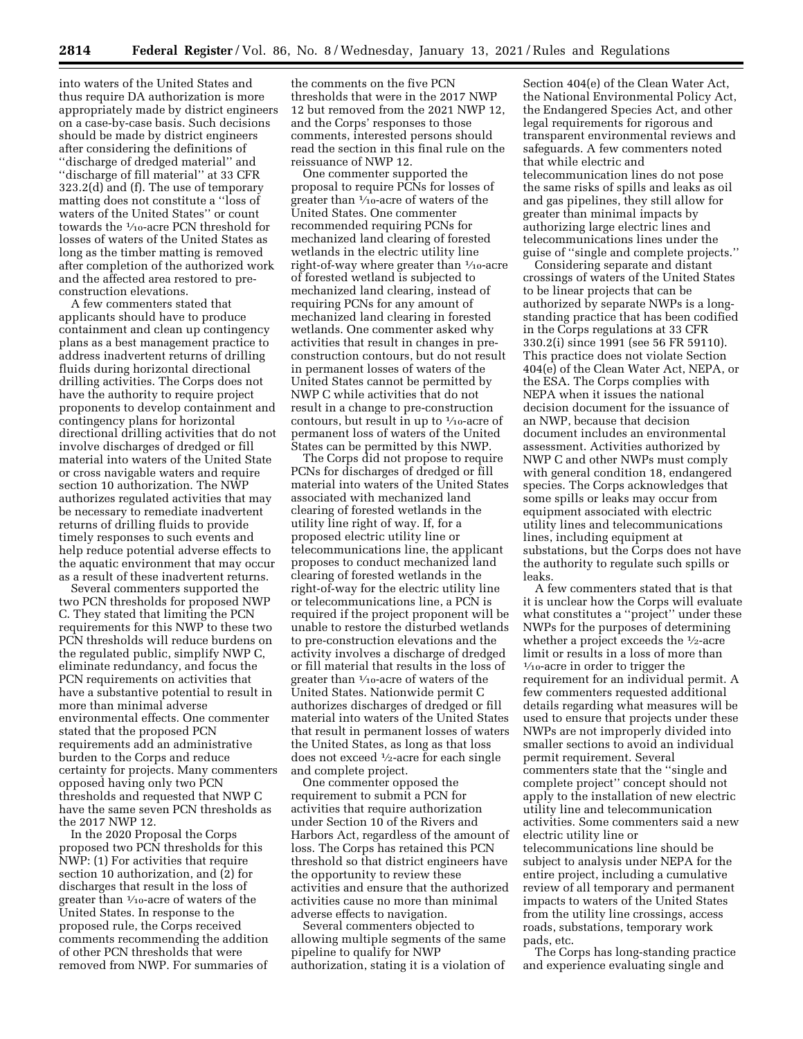into waters of the United States and thus require DA authorization is more appropriately made by district engineers on a case-by-case basis. Such decisions should be made by district engineers after considering the definitions of ''discharge of dredged material'' and ''discharge of fill material'' at 33 CFR 323.2(d) and (f). The use of temporary matting does not constitute a ''loss of waters of the United States'' or count towards the 1/10-acre PCN threshold for losses of waters of the United States as long as the timber matting is removed after completion of the authorized work and the affected area restored to pre-construction elevations.

A few commenters stated that applicants should have to produce containment and clean up contingency plans as a best management practice to address inadvertent returns of drilling fluids during horizontal directional drilling activities. The Corps does not have the authority to require project proponents to develop containment and contingency plans for horizontal directional drilling activities that do not involve discharges of dredged or fill material into waters of the United State or cross navigable waters and require section 10 authorization. The NWP authorizes regulated activities that may be necessary to remediate inadvertent returns of drilling fluids to provide timely responses to such events and help reduce potential adverse effects to the aquatic environment that may occur as a result of these inadvertent returns.

Several commenters supported the two PCN thresholds for proposed NWP C. They stated that limiting the PCN requirements for this NWP to these two PCN thresholds will reduce burdens on the regulated public, simplify NWP C, eliminate redundancy, and focus the PCN requirements on activities that have a substantive potential to result in more than minimal adverse environmental effects. One commenter stated that the proposed PCN requirements add an administrative burden to the Corps and reduce certainty for projects. Many commenters opposed having only two PCN thresholds and requested that NWP C have the same seven PCN thresholds as the 2017 NWP 12.

In the 2020 Proposal the Corps proposed two PCN thresholds for this NWP: (1) For activities that require section 10 authorization, and (2) for discharges that result in the loss of greater than 1/10-acre of waters of the United States. In response to the proposed rule, the Corps received comments recommending the addition of other PCN thresholds that were removed from NWP. For summaries of the comments on the five PCN thresholds that were in the 2017 NWP 12 but removed from the 2021 NWP 12, and the Corps' responses to those comments, interested persons should read the section in this final rule on the reissuance of NWP 12.

One commenter supported the proposal to require PCNs for losses of greater than 1/10-acre of waters of the United States. One commenter recommended requiring PCNs for mechanized land clearing of forested wetlands in the electric utility line right-of-way where greater than 1/10-acre of forested wetland is subjected to mechanized land clearing, instead of requiring PCNs for any amount of mechanized land clearing in forested wetlands. One commenter asked why activities that result in changes in pre-construction contours, but do not result in permanent losses of waters of the United States cannot be permitted by NWP C while activities that do not result in a change to pre-construction contours, but result in up to 1/10-acre of permanent loss of waters of the United States can be permitted by this NWP.

The Corps did not propose to require PCNs for discharges of dredged or fill material into waters of the United States associated with mechanized land clearing of forested wetlands in the utility line right of way. If, for a proposed electric utility line or telecommunications line, the applicant proposes to conduct mechanized land clearing of forested wetlands in the right-of-way for the electric utility line or telecommunications line, a PCN is required if the project proponent will be unable to restore the disturbed wetlands to pre-construction elevations and the activity involves a discharge of dredged or fill material that results in the loss of greater than 1/10-acre of waters of the United States. Nationwide permit C authorizes discharges of dredged or fill material into waters of the United States that result in permanent losses of waters the United States, as long as that loss does not exceed 1/2-acre for each single and complete project.

One commenter opposed the requirement to submit a PCN for activities that require authorization under Section 10 of the Rivers and Harbors Act, regardless of the amount of loss. The Corps has retained this PCN threshold so that district engineers have the opportunity to review these activities and ensure that the authorized activities cause no more than minimal adverse effects to navigation.

Several commenters objected to allowing multiple segments of the same pipeline to qualify for NWP authorization, stating it is a violation of Section 404(e) of the Clean Water Act, the National Environmental Policy Act, the Endangered Species Act, and other legal requirements for rigorous and transparent environmental reviews and safeguards. A few commenters noted that while electric and telecommunication lines do not pose the same risks of spills and leaks as oil and gas pipelines, they still allow for greater than minimal impacts by authorizing large electric lines and telecommunications lines under the guise of ''single and complete projects.''

Considering separate and distant crossings of waters of the United States to be linear projects that can be authorized by separate NWPs is a long-standing practice that has been codified in the Corps regulations at 33 CFR 330.2(i) since 1991 (see 56 FR 59110). This practice does not violate Section 404(e) of the Clean Water Act, NEPA, or the ESA. The Corps complies with NEPA when it issues the national decision document for the issuance of an NWP, because that decision document includes an environmental assessment. Activities authorized by NWP C and other NWPs must comply with general condition 18, endangered species. The Corps acknowledges that some spills or leaks may occur from equipment associated with electric utility lines and telecommunications lines, including equipment at substations, but the Corps does not have the authority to regulate such spills or leaks.

A few commenters stated that is that it is unclear how the Corps will evaluate what constitutes a ''project'' under these NWPs for the purposes of determining whether a project exceeds the 1/2-acre limit or results in a loss of more than 1/10-acre in order to trigger the requirement for an individual permit. A few commenters requested additional details regarding what measures will be used to ensure that projects under these NWPs are not improperly divided into smaller sections to avoid an individual permit requirement. Several commenters state that the ''single and complete project'' concept should not apply to the installation of new electric utility line and telecommunication activities. Some commenters said a new electric utility line or telecommunications line should be subject to analysis under NEPA for the entire project, including a cumulative review of all temporary and permanent impacts to waters of the United States from the utility line crossings, access roads, substations, temporary work pads, etc.

The Corps has long-standing practice and experience evaluating single and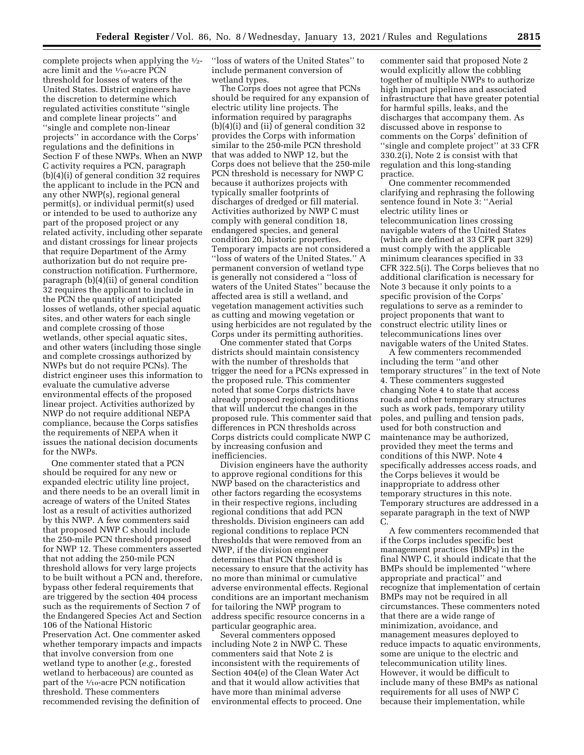complete projects when applying the ½-acre limit and the 1/10-acre PCN threshold for losses of waters of the United States. District engineers have the discretion to determine which regulated activities constitute ''single and complete linear projects'' and ''single and complete non-linear projects'' in accordance with the Corps' regulations and the definitions in Section F of these NWPs. When an NWP C activity requires a PCN, paragraph (b)(4)(i) of general condition 32 requires the applicant to include in the PCN and any other NWP(s), regional general permit(s), or individual permit(s) used or intended to be used to authorize any part of the proposed project or any related activity, including other separate and distant crossings for linear projects that require Department of the Army authorization but do not require pre-construction notification. Furthermore, paragraph (b)(4)(ii) of general condition 32 requires the applicant to include in the PCN the quantity of anticipated losses of wetlands, other special aquatic sites, and other waters for each single and complete crossing of those wetlands, other special aquatic sites, and other waters (including those single and complete crossings authorized by NWPs but do not require PCNs). The district engineer uses this information to evaluate the cumulative adverse environmental effects of the proposed linear project. Activities authorized by NWP do not require additional NEPA compliance, because the Corps satisfies the requirements of NEPA when it issues the national decision documents for the NWPs.

One commenter stated that a PCN should be required for any new or expanded electric utility line project, and there needs to be an overall limit in acreage of waters of the United States lost as a result of activities authorized by this NWP. A few commenters said that proposed NWP C should include the 250-mile PCN threshold proposed for NWP 12. These commenters asserted that not adding the 250-mile PCN threshold allows for very large projects to be built without a PCN and, therefore, bypass other federal requirements that are triggered by the section 404 process such as the requirements of Section 7 of the Endangered Species Act and Section 106 of the National Historic Preservation Act. One commenter asked whether temporary impacts and impacts that involve conversion from one wetland type to another (*e.g.,* forested wetland to herbaceous) are counted as part of the 1/10-acre PCN notification threshold. These commenters recommended revising the definition of ''loss of waters of the United States'' to include permanent conversion of wetland types.

The Corps does not agree that PCNs should be required for any expansion of electric utility line projects. The information required by paragraphs (b)(4)(i) and (ii) of general condition 32 provides the Corps with information similar to the 250-mile PCN threshold that was added to NWP 12, but the Corps does not believe that the 250-mile PCN threshold is necessary for NWP C because it authorizes projects with typically smaller footprints of discharges of dredged or fill material. Activities authorized by NWP C must comply with general condition 18, endangered species, and general condition 20, historic properties. Temporary impacts are not considered a ''loss of waters of the United States.'' A permanent conversion of wetland type is generally not considered a ''loss of waters of the United States'' because the affected area is still a wetland, and vegetation management activities such as cutting and mowing vegetation or using herbicides are not regulated by the Corps under its permitting authorities.

One commenter stated that Corps districts should maintain consistency with the number of thresholds that trigger the need for a PCNs expressed in the proposed rule. This commenter noted that some Corps districts have already proposed regional conditions that will undercut the changes in the proposed rule. This commenter said that differences in PCN thresholds across Corps districts could complicate NWP C by increasing confusion and inefficiencies.

Division engineers have the authority to approve regional conditions for this NWP based on the characteristics and other factors regarding the ecosystems in their respective regions, including regional conditions that add PCN thresholds. Division engineers can add regional conditions to replace PCN thresholds that were removed from an NWP, if the division engineer determines that PCN threshold is necessary to ensure that the activity has no more than minimal or cumulative adverse environmental effects. Regional conditions are an important mechanism for tailoring the NWP program to address specific resource concerns in a particular geographic area.

Several commenters opposed including Note 2 in NWP C. These commenters said that Note 2 is inconsistent with the requirements of Section 404(e) of the Clean Water Act and that it would allow activities that have more than minimal adverse environmental effects to proceed. One commenter said that proposed Note 2 would explicitly allow the cobbling together of multiple NWPs to authorize high impact pipelines and associated infrastructure that have greater potential for harmful spills, leaks, and the discharges that accompany them. As discussed above in response to comments on the Corps' definition of ''single and complete project'' at 33 CFR 330.2(i), Note 2 is consist with that regulation and this long-standing practice.

One commenter recommended clarifying and rephrasing the following sentence found in Note 3: ''Aerial electric utility lines or telecommunication lines crossing navigable waters of the United States (which are defined at 33 CFR part 329) must comply with the applicable minimum clearances specified in 33 CFR 322.5(i). The Corps believes that no additional clarification is necessary for Note 3 because it only points to a specific provision of the Corps' regulations to serve as a reminder to project proponents that want to construct electric utility lines or telecommunications lines over navigable waters of the United States.

A few commenters recommended including the term ''and other temporary structures'' in the text of Note 4. These commenters suggested changing Note 4 to state that access roads and other temporary structures such as work pads, temporary utility poles, and pulling and tension pads, used for both construction and maintenance may be authorized, provided they meet the terms and conditions of this NWP. Note 4 specifically addresses access roads, and the Corps believes it would be inappropriate to address other temporary structures in this note. Temporary structures are addressed in a separate paragraph in the text of NWP C.

A few commenters recommended that if the Corps includes specific best management practices (BMPs) in the final NWP C, it should indicate that the BMPs should be implemented ''where appropriate and practical'' and recognize that implementation of certain BMPs may not be required in all circumstances. These commenters noted that there are a wide range of minimization, avoidance, and management measures deployed to reduce impacts to aquatic environments, some are unique to the electric and telecommunication utility lines. However, it would be difficult to include many of these BMPs as national requirements for all uses of NWP C because their implementation, while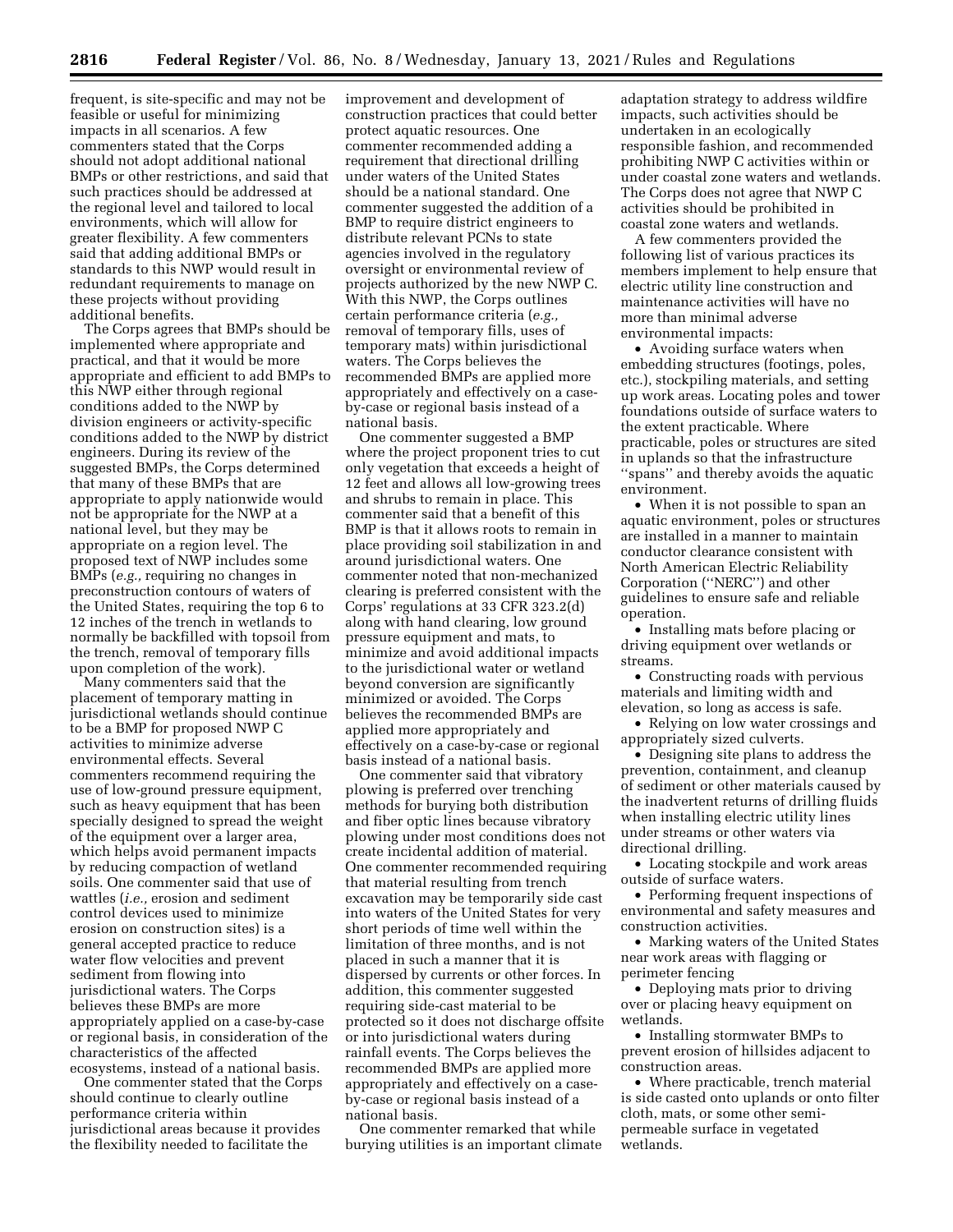frequent, is site-specific and may not be feasible or useful for minimizing impacts in all scenarios. A few commenters stated that the Corps should not adopt additional national BMPs or other restrictions, and said that such practices should be addressed at the regional level and tailored to local environments, which will allow for greater flexibility. A few commenters said that adding additional BMPs or standards to this NWP would result in redundant requirements to manage on these projects without providing additional benefits.

The Corps agrees that BMPs should be implemented where appropriate and practical, and that it would be more appropriate and efficient to add BMPs to this NWP either through regional conditions added to the NWP by division engineers or activity-specific conditions added to the NWP by district engineers. During its review of the suggested BMPs, the Corps determined that many of these BMPs that are appropriate to apply nationwide would not be appropriate for the NWP at a national level, but they may be appropriate on a region level. The proposed text of NWP includes some BMPs (*e.g.,* requiring no changes in preconstruction contours of waters of the United States, requiring the top 6 to 12 inches of the trench in wetlands to normally be backfilled with topsoil from the trench, removal of temporary fills upon completion of the work).

Many commenters said that the placement of temporary matting in jurisdictional wetlands should continue to be a BMP for proposed NWP C activities to minimize adverse environmental effects. Several commenters recommend requiring the use of low-ground pressure equipment, such as heavy equipment that has been specially designed to spread the weight of the equipment over a larger area, which helps avoid permanent impacts by reducing compaction of wetland soils. One commenter said that use of wattles (*i.e.,* erosion and sediment control devices used to minimize erosion on construction sites) is a general accepted practice to reduce water flow velocities and prevent sediment from flowing into jurisdictional waters. The Corps believes these BMPs are more appropriately applied on a case-by-case or regional basis, in consideration of the characteristics of the affected ecosystems, instead of a national basis.

One commenter stated that the Corps should continue to clearly outline performance criteria within jurisdictional areas because it provides the flexibility needed to facilitate the improvement and development of construction practices that could better protect aquatic resources. One commenter recommended adding a requirement that directional drilling under waters of the United States should be a national standard. One commenter suggested the addition of a BMP to require district engineers to distribute relevant PCNs to state agencies involved in the regulatory oversight or environmental review of projects authorized by the new NWP C. With this NWP, the Corps outlines certain performance criteria (*e.g.,* removal of temporary fills, uses of temporary mats) within jurisdictional waters. The Corps believes the recommended BMPs are applied more appropriately and effectively on a case-by-case or regional basis instead of a national basis.

One commenter suggested a BMP where the project proponent tries to cut only vegetation that exceeds a height of 12 feet and allows all low-growing trees and shrubs to remain in place. This commenter said that a benefit of this BMP is that it allows roots to remain in place providing soil stabilization in and around jurisdictional waters. One commenter noted that non-mechanized clearing is preferred consistent with the Corps' regulations at 33 CFR 323.2(d) along with hand clearing, low ground pressure equipment and mats, to minimize and avoid additional impacts to the jurisdictional water or wetland beyond conversion are significantly minimized or avoided. The Corps believes the recommended BMPs are applied more appropriately and effectively on a case-by-case or regional basis instead of a national basis.

One commenter said that vibratory plowing is preferred over trenching methods for burying both distribution and fiber optic lines because vibratory plowing under most conditions does not create incidental addition of material. One commenter recommended requiring that material resulting from trench excavation may be temporarily side cast into waters of the United States for very short periods of time well within the limitation of three months, and is not placed in such a manner that it is dispersed by currents or other forces. In addition, this commenter suggested requiring side-cast material to be protected so it does not discharge offsite or into jurisdictional waters during rainfall events. The Corps believes the recommended BMPs are applied more appropriately and effectively on a case-by-case or regional basis instead of a national basis.

One commenter remarked that while burying utilities is an important climate adaptation strategy to address wildfire impacts, such activities should be undertaken in an ecologically responsible fashion, and recommended prohibiting NWP C activities within or under coastal zone waters and wetlands. The Corps does not agree that NWP C activities should be prohibited in coastal zone waters and wetlands.

A few commenters provided the following list of various practices its members implement to help ensure that electric utility line construction and maintenance activities will have no more than minimal adverse environmental impacts:

- Avoiding surface waters when embedding structures (footings, poles, etc.), stockpiling materials, and setting up work areas. Locating poles and tower foundations outside of surface waters to the extent practicable. Where practicable, poles or structures are sited in uplands so that the infrastructure ''spans'' and thereby avoids the aquatic environment.
- When it is not possible to span an aquatic environment, poles or structures are installed in a manner to maintain conductor clearance consistent with North American Electric Reliability Corporation (''NERC'') and other guidelines to ensure safe and reliable operation.
- Installing mats before placing or driving equipment over wetlands or streams.
- Constructing roads with pervious materials and limiting width and elevation, so long as access is safe.
- Relying on low water crossings and appropriately sized culverts.
- Designing site plans to address the prevention, containment, and cleanup of sediment or other materials caused by the inadvertent returns of drilling fluids when installing electric utility lines under streams or other waters via directional drilling.
- Locating stockpile and work areas outside of surface waters.
- Performing frequent inspections of environmental and safety measures and construction activities.
- Marking waters of the United States near work areas with flagging or perimeter fencing
- Deploying mats prior to driving over or placing heavy equipment on wetlands.
- Installing stormwater BMPs to prevent erosion of hillsides adjacent to construction areas.
- Where practicable, trench material is side casted onto uplands or onto filter cloth, mats, or some other semi-permeable surface in vegetated wetlands.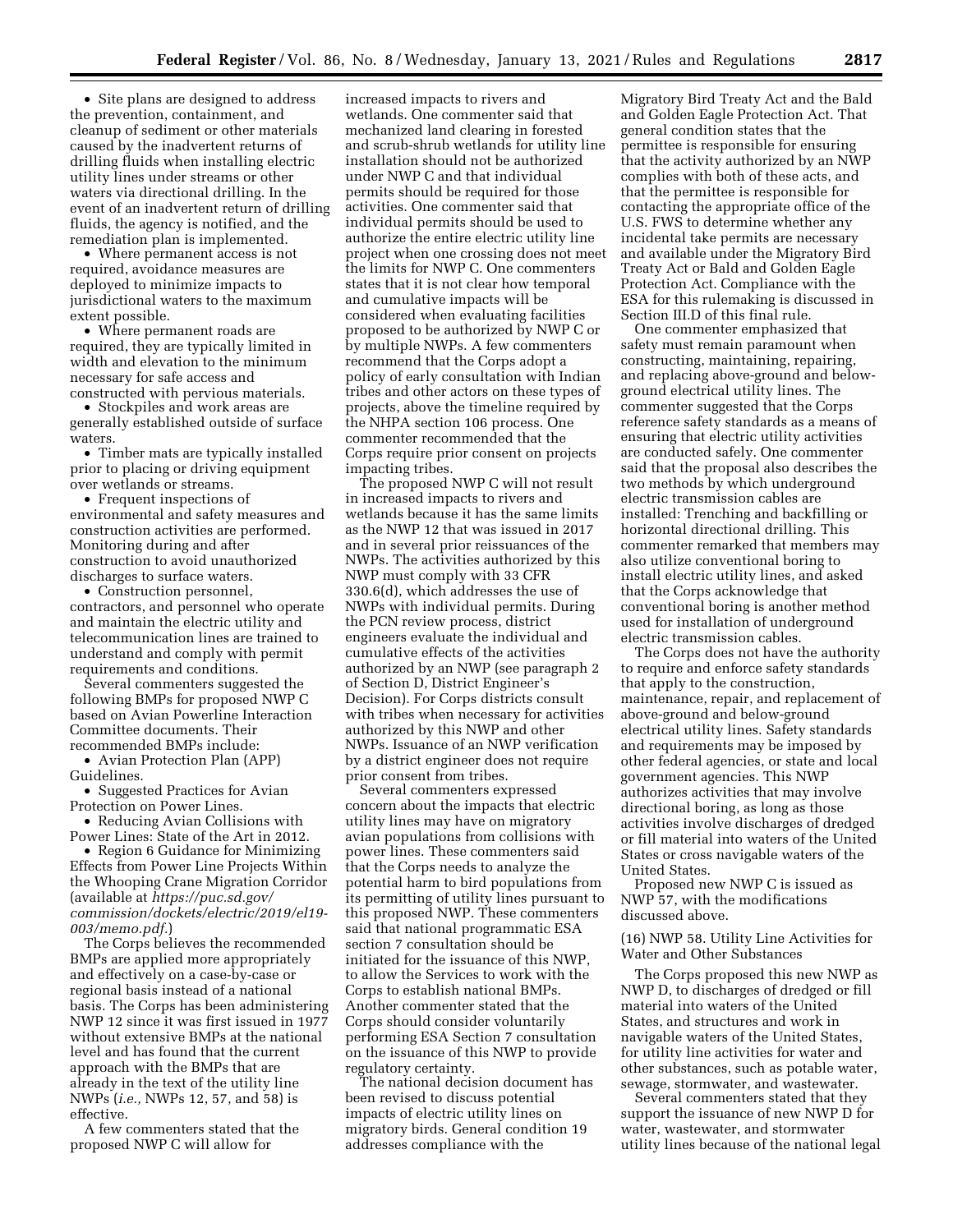- Site plans are designed to address the prevention, containment, and cleanup of sediment or other materials caused by the inadvertent returns of drilling fluids when installing electric utility lines under streams or other waters via directional drilling. In the event of an inadvertent return of drilling fluids, the agency is notified, and the remediation plan is implemented.
- Where permanent access is not required, avoidance measures are deployed to minimize impacts to jurisdictional waters to the maximum extent possible.
- Where permanent roads are required, they are typically limited in width and elevation to the minimum necessary for safe access and constructed with pervious materials.
- Stockpiles and work areas are generally established outside of surface waters.
- Timber mats are typically installed prior to placing or driving equipment over wetlands or streams.
- Frequent inspections of environmental and safety measures and construction activities are performed. Monitoring during and after construction to avoid unauthorized discharges to surface waters.
- Construction personnel, contractors, and personnel who operate and maintain the electric utility and telecommunication lines are trained to understand and comply with permit requirements and conditions.

Several commenters suggested the following BMPs for proposed NWP C based on Avian Powerline Interaction Committee documents. Their recommended BMPs include:

- Avian Protection Plan (APP) Guidelines.
- Suggested Practices for Avian Protection on Power Lines.
- Reducing Avian Collisions with Power Lines: State of the Art in 2012.
- Region 6 Guidance for Minimizing Effects from Power Line Projects Within the Whooping Crane Migration Corridor (available at *https://puc.sd.gov/commission/dockets/electric/2019/el19-003/memo.pdf*.)

The Corps believes the recommended BMPs are applied more appropriately and effectively on a case-by-case or regional basis instead of a national basis. The Corps has been administering NWP 12 since it was first issued in 1977 without extensive BMPs at the national level and has found that the current approach with the BMPs that are already in the text of the utility line NWPs (*i.e.,* NWPs 12, 57, and 58) is effective.

A few commenters stated that the proposed NWP C will allow for increased impacts to rivers and wetlands. One commenter said that mechanized land clearing in forested and scrub-shrub wetlands for utility line installation should not be authorized under NWP C and that individual permits should be required for those activities. One commenter said that individual permits should be used to authorize the entire electric utility line project when one crossing does not meet the limits for NWP C. One commenters states that it is not clear how temporal and cumulative impacts will be considered when evaluating facilities proposed to be authorized by NWP C or by multiple NWPs. A few commenters recommend that the Corps adopt a policy of early consultation with Indian tribes and other actors on these types of projects, above the timeline required by the NHPA section 106 process. One commenter recommended that the Corps require prior consent on projects impacting tribes.

The proposed NWP C will not result in increased impacts to rivers and wetlands because it has the same limits as the NWP 12 that was issued in 2017 and in several prior reissuances of the NWPs. The activities authorized by this NWP must comply with 33 CFR 330.6(d), which addresses the use of NWPs with individual permits. During the PCN review process, district engineers evaluate the individual and cumulative effects of the activities authorized by an NWP (see paragraph 2 of Section D, District Engineer's Decision). For Corps districts consult with tribes when necessary for activities authorized by this NWP and other NWPs. Issuance of an NWP verification by a district engineer does not require prior consent from tribes.

Several commenters expressed concern about the impacts that electric utility lines may have on migratory avian populations from collisions with power lines. These commenters said that the Corps needs to analyze the potential harm to bird populations from its permitting of utility lines pursuant to this proposed NWP. These commenters said that national programmatic ESA section 7 consultation should be initiated for the issuance of this NWP, to allow the Services to work with the Corps to establish national BMPs. Another commenter stated that the Corps should consider voluntarily performing ESA Section 7 consultation on the issuance of this NWP to provide regulatory certainty.

The national decision document has been revised to discuss potential impacts of electric utility lines on migratory birds. General condition 19 addresses compliance with the Migratory Bird Treaty Act and the Bald and Golden Eagle Protection Act. That general condition states that the permittee is responsible for ensuring that the activity authorized by an NWP complies with both of these acts, and that the permittee is responsible for contacting the appropriate office of the U.S. FWS to determine whether any incidental take permits are necessary and available under the Migratory Bird Treaty Act or Bald and Golden Eagle Protection Act. Compliance with the ESA for this rulemaking is discussed in Section III.D of this final rule.

One commenter emphasized that safety must remain paramount when constructing, maintaining, repairing, and replacing above-ground and below-ground electrical utility lines. The commenter suggested that the Corps reference safety standards as a means of ensuring that electric utility activities are conducted safely. One commenter said that the proposal also describes the two methods by which underground electric transmission cables are installed: Trenching and backfilling or horizontal directional drilling. This commenter remarked that members may also utilize conventional boring to install electric utility lines, and asked that the Corps acknowledge that conventional boring is another method used for installation of underground electric transmission cables.

The Corps does not have the authority to require and enforce safety standards that apply to the construction, maintenance, repair, and replacement of above-ground and below-ground electrical utility lines. Safety standards and requirements may be imposed by other federal agencies, or state and local government agencies. This NWP authorizes activities that may involve directional boring, as long as those activities involve discharges of dredged or fill material into waters of the United States or cross navigable waters of the United States.

Proposed new NWP C is issued as NWP 57, with the modifications discussed above.

(16) NWP 58. Utility Line Activities for Water and Other Substances

The Corps proposed this new NWP as NWP D, to discharges of dredged or fill material into waters of the United States, and structures and work in navigable waters of the United States, for utility line activities for water and other substances, such as potable water, sewage, stormwater, and wastewater.

Several commenters stated that they support the issuance of new NWP D for water, wastewater, and stormwater utility lines because of the national legal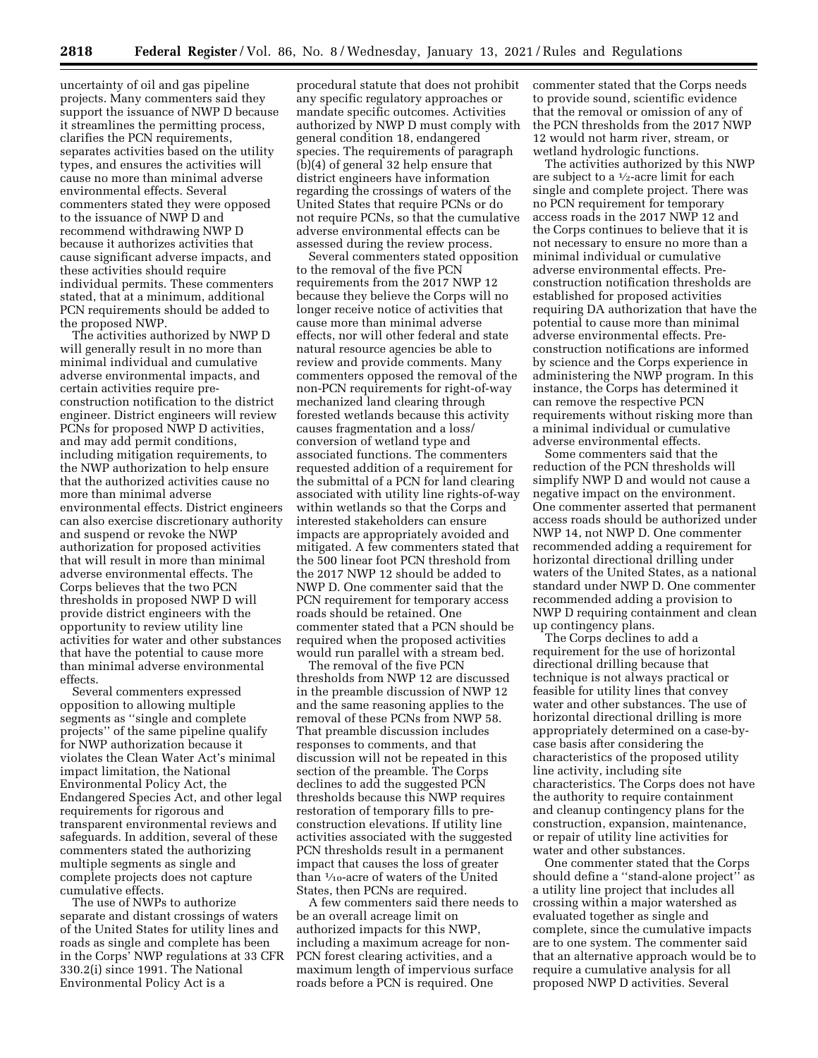uncertainty of oil and gas pipeline projects. Many commenters said they support the issuance of NWP D because it streamlines the permitting process, clarifies the PCN requirements, separates activities based on the utility types, and ensures the activities will cause no more than minimal adverse environmental effects. Several commenters stated they were opposed to the issuance of NWP D and recommend withdrawing NWP D because it authorizes activities that cause significant adverse impacts, and these activities should require individual permits. These commenters stated, that at a minimum, additional PCN requirements should be added to the proposed NWP.

The activities authorized by NWP D will generally result in no more than minimal individual and cumulative adverse environmental impacts, and certain activities require pre-construction notification to the district engineer. District engineers will review PCNs for proposed NWP D activities, and may add permit conditions, including mitigation requirements, to the NWP authorization to help ensure that the authorized activities cause no more than minimal adverse environmental effects. District engineers can also exercise discretionary authority and suspend or revoke the NWP authorization for proposed activities that will result in more than minimal adverse environmental effects. The Corps believes that the two PCN thresholds in proposed NWP D will provide district engineers with the opportunity to review utility line activities for water and other substances that have the potential to cause more than minimal adverse environmental effects.

Several commenters expressed opposition to allowing multiple segments as ''single and complete projects'' of the same pipeline qualify for NWP authorization because it violates the Clean Water Act's minimal impact limitation, the National Environmental Policy Act, the Endangered Species Act, and other legal requirements for rigorous and transparent environmental reviews and safeguards. In addition, several of these commenters stated the authorizing multiple segments as single and complete projects does not capture cumulative effects.

The use of NWPs to authorize separate and distant crossings of waters of the United States for utility lines and roads as single and complete has been in the Corps' NWP regulations at 33 CFR 330.2(i) since 1991. The National Environmental Policy Act is a procedural statute that does not prohibit any specific regulatory approaches or mandate specific outcomes. Activities authorized by NWP D must comply with general condition 18, endangered species. The requirements of paragraph (b)(4) of general 32 help ensure that district engineers have information regarding the crossings of waters of the United States that require PCNs or do not require PCNs, so that the cumulative adverse environmental effects can be assessed during the review process.

Several commenters stated opposition to the removal of the five PCN requirements from the 2017 NWP 12 because they believe the Corps will no longer receive notice of activities that cause more than minimal adverse effects, nor will other federal and state natural resource agencies be able to review and provide comments. Many commenters opposed the removal of the non-PCN requirements for right-of-way mechanized land clearing through forested wetlands because this activity causes fragmentation and a loss/conversion of wetland type and associated functions. The commenters requested addition of a requirement for the submittal of a PCN for land clearing associated with utility line rights-of-way within wetlands so that the Corps and interested stakeholders can ensure impacts are appropriately avoided and mitigated. A few commenters stated that the 500 linear foot PCN threshold from the 2017 NWP 12 should be added to NWP D. One commenter said that the PCN requirement for temporary access roads should be retained. One commenter stated that a PCN should be required when the proposed activities would run parallel with a stream bed.

The removal of the five PCN thresholds from NWP 12 are discussed in the preamble discussion of NWP 12 and the same reasoning applies to the removal of these PCNs from NWP 58. That preamble discussion includes responses to comments, and that discussion will not be repeated in this section of the preamble. The Corps declines to add the suggested PCN thresholds because this NWP requires restoration of temporary fills to pre-construction elevations. If utility line activities associated with the suggested PCN thresholds result in a permanent impact that causes the loss of greater than 1/10-acre of waters of the United States, then PCNs are required.

A few commenters said there needs to be an overall acreage limit on authorized impacts for this NWP, including a maximum acreage for non-PCN forest clearing activities, and a maximum length of impervious surface roads before a PCN is required. One commenter stated that the Corps needs to provide sound, scientific evidence that the removal or omission of any of the PCN thresholds from the 2017 NWP 12 would not harm river, stream, or wetland hydrologic functions.

The activities authorized by this NWP are subject to a 1/2-acre limit for each single and complete project. There was no PCN requirement for temporary access roads in the 2017 NWP 12 and the Corps continues to believe that it is not necessary to ensure no more than a minimal individual or cumulative adverse environmental effects. Pre-construction notification thresholds are established for proposed activities requiring DA authorization that have the potential to cause more than minimal adverse environmental effects. Pre-construction notifications are informed by science and the Corps experience in administering the NWP program. In this instance, the Corps has determined it can remove the respective PCN requirements without risking more than a minimal individual or cumulative adverse environmental effects.

Some commenters said that the reduction of the PCN thresholds will simplify NWP D and would not cause a negative impact on the environment. One commenter asserted that permanent access roads should be authorized under NWP 14, not NWP D. One commenter recommended adding a requirement for horizontal directional drilling under waters of the United States, as a national standard under NWP D. One commenter recommended adding a provision to NWP D requiring containment and clean up contingency plans.

The Corps declines to add a requirement for the use of horizontal directional drilling because that technique is not always practical or feasible for utility lines that convey water and other substances. The use of horizontal directional drilling is more appropriately determined on a case-by-case basis after considering the characteristics of the proposed utility line activity, including site characteristics. The Corps does not have the authority to require containment and cleanup contingency plans for the construction, expansion, maintenance, or repair of utility line activities for water and other substances.

One commenter stated that the Corps should define a ''stand-alone project'' as a utility line project that includes all crossing within a major watershed as evaluated together as single and complete, since the cumulative impacts are to one system. The commenter said that an alternative approach would be to require a cumulative analysis for all proposed NWP D activities. Several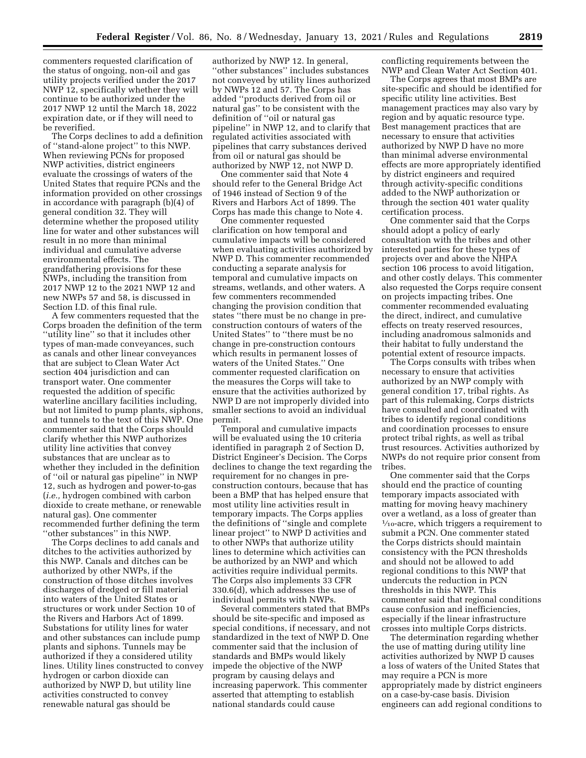commenters requested clarification of the status of ongoing, non-oil and gas utility projects verified under the 2017 NWP 12, specifically whether they will continue to be authorized under the 2017 NWP 12 until the March 18, 2022 expiration date, or if they will need to be reverified.

The Corps declines to add a definition of "stand-alone project" to this NWP. When reviewing PCNs for proposed NWP activities, district engineers evaluate the crossings of waters of the United States that require PCNs and the information provided on other crossings in accordance with paragraph (b)(4) of general condition 32. They will determine whether the proposed utility line for water and other substances will result in no more than minimal individual and cumulative adverse environmental effects. The grandfathering provisions for these NWPs, including the transition from 2017 NWP 12 to the 2021 NWP 12 and new NWPs 57 and 58, is discussed in Section I.D. of this final rule.

A few commenters requested that the Corps broaden the definition of the term "utility line" so that it includes other types of man-made conveyances, such as canals and other linear conveyances that are subject to Clean Water Act section 404 jurisdiction and can transport water. One commenter requested the addition of specific waterline ancillary facilities including, but not limited to pump plants, siphons, and tunnels to the text of this NWP. One commenter said that the Corps should clarify whether this NWP authorizes utility line activities that convey substances that are unclear as to whether they included in the definition of "oil or natural gas pipeline" in NWP 12, such as hydrogen and power-to-gas (*i.e.,* hydrogen combined with carbon dioxide to create methane, or renewable natural gas). One commenter recommended further defining the term "other substances" in this NWP.

The Corps declines to add canals and ditches to the activities authorized by this NWP. Canals and ditches can be authorized by other NWPs, if the construction of those ditches involves discharges of dredged or fill material into waters of the United States or structures or work under Section 10 of the Rivers and Harbors Act of 1899. Substations for utility lines for water and other substances can include pump plants and siphons. Tunnels may be authorized if they a considered utility lines. Utility lines constructed to convey hydrogen or carbon dioxide can authorized by NWP D, but utility line activities constructed to convey renewable natural gas should be authorized by NWP 12. In general, "other substances" includes substances not conveyed by utility lines authorized by NWPs 12 and 57. The Corps has added "products derived from oil or natural gas" to be consistent with the definition of "oil or natural gas pipeline" in NWP 12, and to clarify that regulated activities associated with pipelines that carry substances derived from oil or natural gas should be authorized by NWP 12, not NWP D.

One commenter said that Note 4 should refer to the General Bridge Act of 1946 instead of Section 9 of the Rivers and Harbors Act of 1899. The Corps has made this change to Note 4.

One commenter requested clarification on how temporal and cumulative impacts will be considered when evaluating activities authorized by NWP D. This commenter recommended conducting a separate analysis for temporal and cumulative impacts on streams, wetlands, and other waters. A few commenters recommended changing the provision condition that states "there must be no change in pre-construction contours of waters of the United States" to "there must be no change in pre-construction contours which results in permanent losses of waters of the United States." One commenter requested clarification on the measures the Corps will take to ensure that the activities authorized by NWP D are not improperly divided into smaller sections to avoid an individual permit.

Temporal and cumulative impacts will be evaluated using the 10 criteria identified in paragraph 2 of Section D, District Engineer's Decision. The Corps declines to change the text regarding the requirement for no changes in pre-construction contours, because that has been a BMP that has helped ensure that most utility line activities result in temporary impacts. The Corps applies the definitions of "single and complete linear project" to NWP D activities and to other NWPs that authorize utility lines to determine which activities can be authorized by an NWP and which activities require individual permits. The Corps also implements 33 CFR 330.6(d), which addresses the use of individual permits with NWPs.

Several commenters stated that BMPs should be site-specific and imposed as special conditions, if necessary, and not standardized in the text of NWP D. One commenter said that the inclusion of standards and BMPs would likely impede the objective of the NWP program by causing delays and increasing paperwork. This commenter asserted that attempting to establish national standards could cause conflicting requirements between the NWP and Clean Water Act Section 401.

The Corps agrees that most BMPs are site-specific and should be identified for specific utility line activities. Best management practices may also vary by region and by aquatic resource type. Best management practices that are necessary to ensure that activities authorized by NWP D have no more than minimal adverse environmental effects are more appropriately identified by district engineers and required through activity-specific conditions added to the NWP authorization or through the section 401 water quality certification process.

One commenter said that the Corps should adopt a policy of early consultation with the tribes and other interested parties for these types of projects over and above the NHPA section 106 process to avoid litigation, and other costly delays. This commenter also requested the Corps require consent on projects impacting tribes. One commenter recommended evaluating the direct, indirect, and cumulative effects on treaty reserved resources, including anadromous salmonids and their habitat to fully understand the potential extent of resource impacts.

The Corps consults with tribes when necessary to ensure that activities authorized by an NWP comply with general condition 17, tribal rights. As part of this rulemaking, Corps districts have consulted and coordinated with tribes to identify regional conditions and coordination processes to ensure protect tribal rights, as well as tribal trust resources. Activities authorized by NWPs do not require prior consent from tribes.

One commenter said that the Corps should end the practice of counting temporary impacts associated with matting for moving heavy machinery over a wetland, as a loss of greater than 1/10-acre, which triggers a requirement to submit a PCN. One commenter stated the Corps districts should maintain consistency with the PCN thresholds and should not be allowed to add regional conditions to this NWP that undercuts the reduction in PCN thresholds in this NWP. This commenter said that regional conditions cause confusion and inefficiencies, especially if the linear infrastructure crosses into multiple Corps districts.

The determination regarding whether the use of matting during utility line activities authorized by NWP D causes a loss of waters of the United States that may require a PCN is more appropriately made by district engineers on a case-by-case basis. Division engineers can add regional conditions to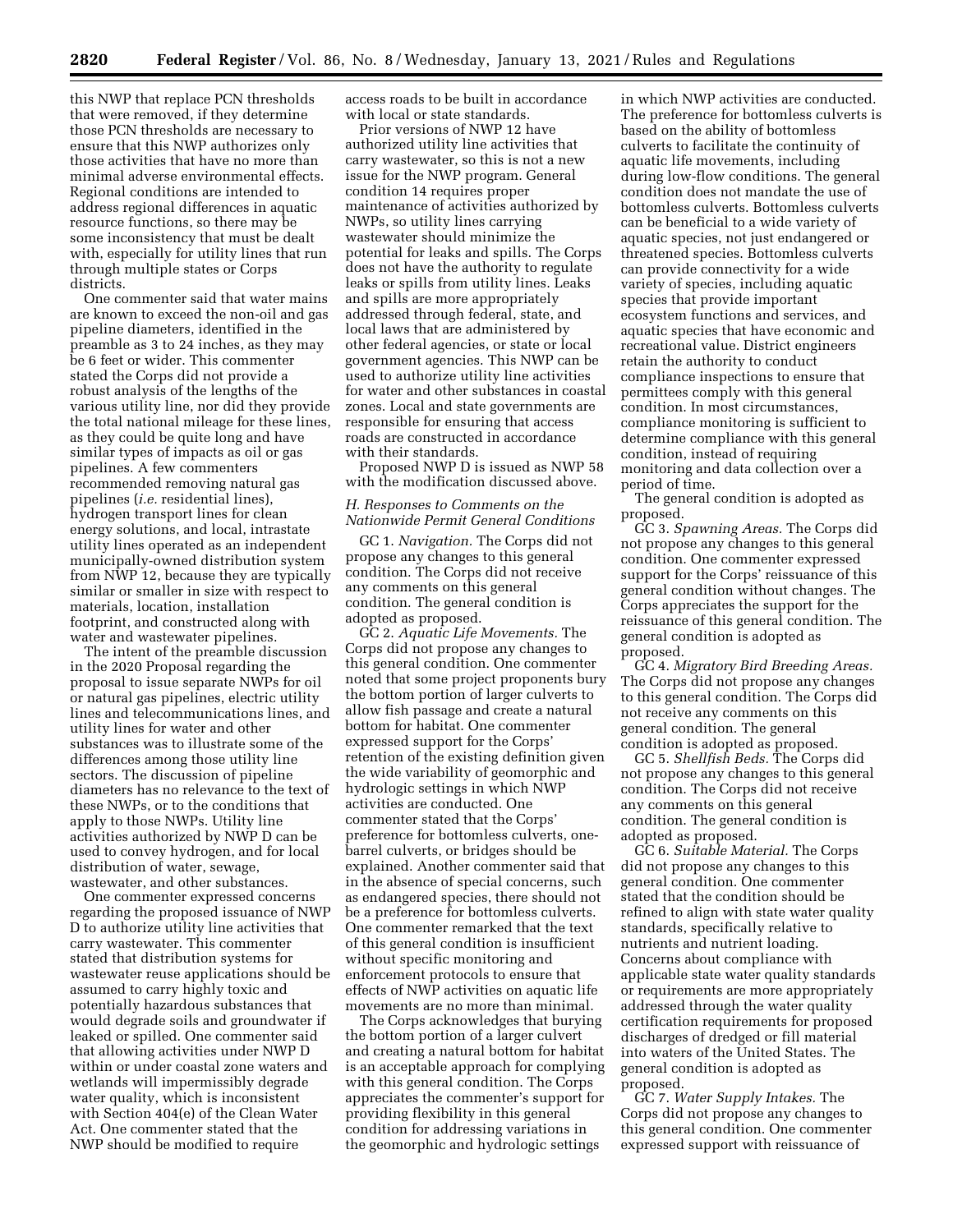this NWP that replace PCN thresholds that were removed, if they determine those PCN thresholds are necessary to ensure that this NWP authorizes only those activities that have no more than minimal adverse environmental effects. Regional conditions are intended to address regional differences in aquatic resource functions, so there may be some inconsistency that must be dealt with, especially for utility lines that run through multiple states or Corps districts.

One commenter said that water mains are known to exceed the non-oil and gas pipeline diameters, identified in the preamble as 3 to 24 inches, as they may be 6 feet or wider. This commenter stated the Corps did not provide a robust analysis of the lengths of the various utility line, nor did they provide the total national mileage for these lines, as they could be quite long and have similar types of impacts as oil or gas pipelines. A few commenters recommended removing natural gas pipelines (*i.e.* residential lines), hydrogen transport lines for clean energy solutions, and local, intrastate utility lines operated as an independent municipally-owned distribution system from NWP 12, because they are typically similar or smaller in size with respect to materials, location, installation footprint, and constructed along with water and wastewater pipelines.

The intent of the preamble discussion in the 2020 Proposal regarding the proposal to issue separate NWPs for oil or natural gas pipelines, electric utility lines and telecommunications lines, and utility lines for water and other substances was to illustrate some of the differences among those utility line sectors. The discussion of pipeline diameters has no relevance to the text of these NWPs, or to the conditions that apply to those NWPs. Utility line activities authorized by NWP D can be used to convey hydrogen, and for local distribution of water, sewage, wastewater, and other substances.

One commenter expressed concerns regarding the proposed issuance of NWP D to authorize utility line activities that carry wastewater. This commenter stated that distribution systems for wastewater reuse applications should be assumed to carry highly toxic and potentially hazardous substances that would degrade soils and groundwater if leaked or spilled. One commenter said that allowing activities under NWP D within or under coastal zone waters and wetlands will impermissibly degrade water quality, which is inconsistent with Section 404(e) of the Clean Water Act. One commenter stated that the NWP should be modified to require access roads to be built in accordance with local or state standards.

Prior versions of NWP 12 have authorized utility line activities that carry wastewater, so this is not a new issue for the NWP program. General condition 14 requires proper maintenance of activities authorized by NWPs, so utility lines carrying wastewater should minimize the potential for leaks and spills. The Corps does not have the authority to regulate leaks or spills from utility lines. Leaks and spills are more appropriately addressed through federal, state, and local laws that are administered by other federal agencies, or state or local government agencies. This NWP can be used to authorize utility line activities for water and other substances in coastal zones. Local and state governments are responsible for ensuring that access roads are constructed in accordance with their standards.

Proposed NWP D is issued as NWP 58 with the modification discussed above.

### *H. Responses to Comments on the Nationwide Permit General Conditions*

GC 1. *Navigation.* The Corps did not propose any changes to this general condition. The Corps did not receive any comments on this general condition. The general condition is adopted as proposed.

GC 2. *Aquatic Life Movements.* The Corps did not propose any changes to this general condition. One commenter noted that some project proponents bury the bottom portion of larger culverts to allow fish passage and create a natural bottom for habitat. One commenter expressed support for the Corps' retention of the existing definition given the wide variability of geomorphic and hydrologic settings in which NWP activities are conducted. One commenter stated that the Corps' preference for bottomless culverts, one-barrel culverts, or bridges should be explained. Another commenter said that in the absence of special concerns, such as endangered species, there should not be a preference for bottomless culverts. One commenter remarked that the text of this general condition is insufficient without specific monitoring and enforcement protocols to ensure that effects of NWP activities on aquatic life movements are no more than minimal.

The Corps acknowledges that burying the bottom portion of a larger culvert and creating a natural bottom for habitat is an acceptable approach for complying with this general condition. The Corps appreciates the commenter's support for providing flexibility in this general condition for addressing variations in the geomorphic and hydrologic settings in which NWP activities are conducted. The preference for bottomless culverts is based on the ability of bottomless culverts to facilitate the continuity of aquatic life movements, including during low-flow conditions. The general condition does not mandate the use of bottomless culverts. Bottomless culverts can be beneficial to a wide variety of aquatic species, not just endangered or threatened species. Bottomless culverts can provide connectivity for a wide variety of species, including aquatic species that provide important ecosystem functions and services, and aquatic species that have economic and recreational value. District engineers retain the authority to conduct compliance inspections to ensure that permittees comply with this general condition. In most circumstances, compliance monitoring is sufficient to determine compliance with this general condition, instead of requiring monitoring and data collection over a period of time.

The general condition is adopted as proposed.

GC 3. *Spawning Areas.* The Corps did not propose any changes to this general condition. One commenter expressed support for the Corps' reissuance of this general condition without changes. The Corps appreciates the support for the reissuance of this general condition. The general condition is adopted as proposed.

GC 4. *Migratory Bird Breeding Areas.* The Corps did not propose any changes to this general condition. The Corps did not receive any comments on this general condition. The general condition is adopted as proposed.

GC 5. *Shellfish Beds.* The Corps did not propose any changes to this general condition. The Corps did not receive any comments on this general condition. The general condition is adopted as proposed.

GC 6. *Suitable Material.* The Corps did not propose any changes to this general condition. One commenter stated that the condition should be refined to align with state water quality standards, specifically relative to nutrients and nutrient loading. Concerns about compliance with applicable state water quality standards or requirements are more appropriately addressed through the water quality certification requirements for proposed discharges of dredged or fill material into waters of the United States. The general condition is adopted as proposed.

GC 7. *Water Supply Intakes.* The Corps did not propose any changes to this general condition. One commenter expressed support with reissuance of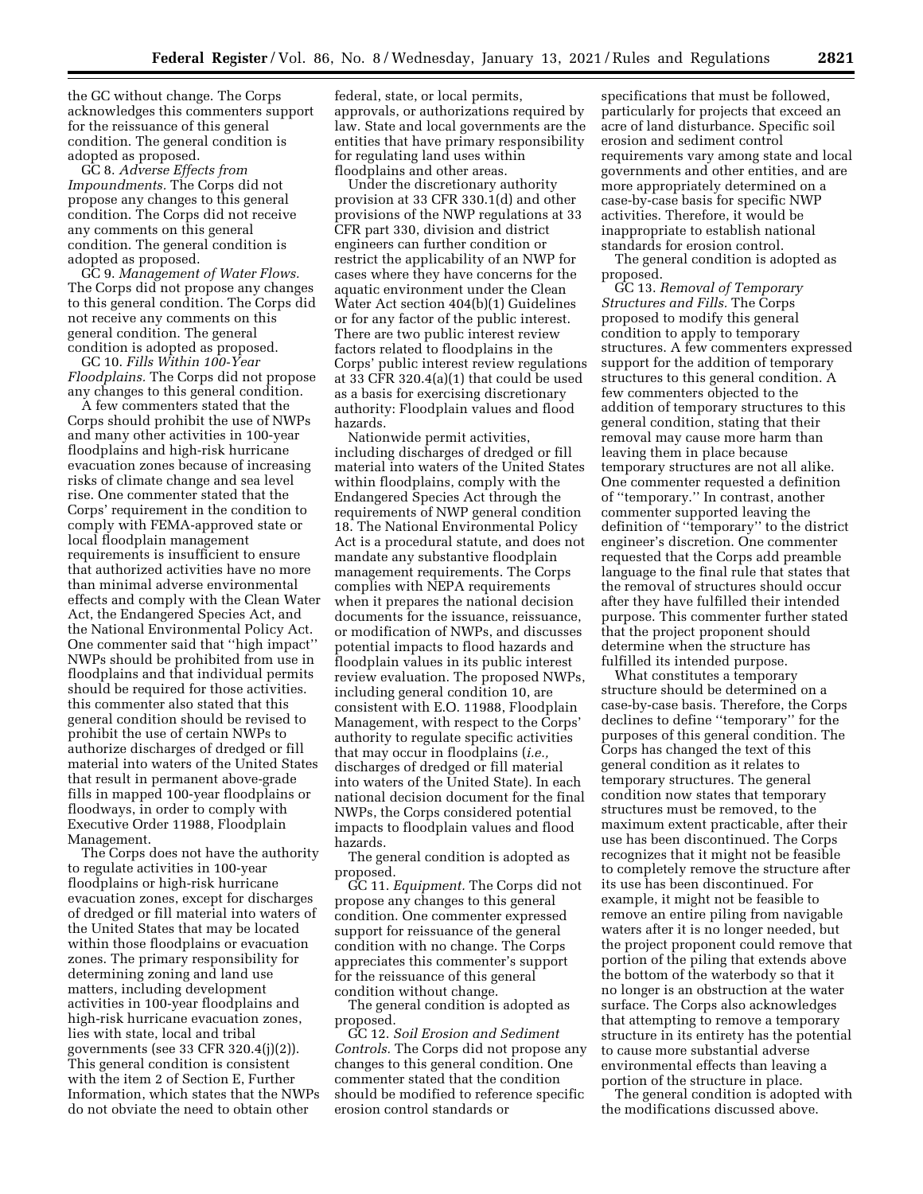the GC without change. The Corps acknowledges this commenters support for the reissuance of this general condition. The general condition is adopted as proposed.

GC 8. *Adverse Effects from Impoundments.* The Corps did not propose any changes to this general condition. The Corps did not receive any comments on this general condition. The general condition is adopted as proposed.

GC 9. *Management of Water Flows.* The Corps did not propose any changes to this general condition. The Corps did not receive any comments on this general condition. The general condition is adopted as proposed.

GC 10. *Fills Within 100-Year Floodplains.* The Corps did not propose any changes to this general condition.

A few commenters stated that the Corps should prohibit the use of NWPs and many other activities in 100-year floodplains and high-risk hurricane evacuation zones because of increasing risks of climate change and sea level rise. One commenter stated that the Corps' requirement in the condition to comply with FEMA-approved state or local floodplain management requirements is insufficient to ensure that authorized activities have no more than minimal adverse environmental effects and comply with the Clean Water Act, the Endangered Species Act, and the National Environmental Policy Act. One commenter said that ''high impact'' NWPs should be prohibited from use in floodplains and that individual permits should be required for those activities. this commenter also stated that this general condition should be revised to prohibit the use of certain NWPs to authorize discharges of dredged or fill material into waters of the United States that result in permanent above-grade fills in mapped 100-year floodplains or floodways, in order to comply with Executive Order 11988, Floodplain Management.

The Corps does not have the authority to regulate activities in 100-year floodplains or high-risk hurricane evacuation zones, except for discharges of dredged or fill material into waters of the United States that may be located within those floodplains or evacuation zones. The primary responsibility for determining zoning and land use matters, including development activities in 100-year floodplains and high-risk hurricane evacuation zones, lies with state, local and tribal governments (see 33 CFR 320.4(j)(2)). This general condition is consistent with the item 2 of Section E, Further Information, which states that the NWPs do not obviate the need to obtain other federal, state, or local permits, approvals, or authorizations required by law. State and local governments are the entities that have primary responsibility for regulating land uses within floodplains and other areas.

Under the discretionary authority provision at 33 CFR 330.1(d) and other provisions of the NWP regulations at 33 CFR part 330, division and district engineers can further condition or restrict the applicability of an NWP for cases where they have concerns for the aquatic environment under the Clean Water Act section 404(b)(1) Guidelines or for any factor of the public interest. There are two public interest review factors related to floodplains in the Corps' public interest review regulations at 33 CFR 320.4(a)(1) that could be used as a basis for exercising discretionary authority: Floodplain values and flood hazards.

Nationwide permit activities, including discharges of dredged or fill material into waters of the United States within floodplains, comply with the Endangered Species Act through the requirements of NWP general condition 18. The National Environmental Policy Act is a procedural statute, and does not mandate any substantive floodplain management requirements. The Corps complies with NEPA requirements when it prepares the national decision documents for the issuance, reissuance, or modification of NWPs, and discusses potential impacts to flood hazards and floodplain values in its public interest review evaluation. The proposed NWPs, including general condition 10, are consistent with E.O. 11988, Floodplain Management, with respect to the Corps' authority to regulate specific activities that may occur in floodplains (*i.e.,* discharges of dredged or fill material into waters of the United State). In each national decision document for the final NWPs, the Corps considered potential impacts to floodplain values and flood hazards.

The general condition is adopted as proposed.

GC 11. *Equipment.* The Corps did not propose any changes to this general condition. One commenter expressed support for reissuance of the general condition with no change. The Corps appreciates this commenter's support for the reissuance of this general condition without change.

The general condition is adopted as proposed.

GC 12. *Soil Erosion and Sediment Controls.* The Corps did not propose any changes to this general condition. One commenter stated that the condition should be modified to reference specific erosion control standards or specifications that must be followed, particularly for projects that exceed an acre of land disturbance. Specific soil erosion and sediment control requirements vary among state and local governments and other entities, and are more appropriately determined on a case-by-case basis for specific NWP activities. Therefore, it would be inappropriate to establish national standards for erosion control.

The general condition is adopted as proposed.

GC 13. *Removal of Temporary Structures and Fills.* The Corps proposed to modify this general condition to apply to temporary structures. A few commenters expressed support for the addition of temporary structures to this general condition. A few commenters objected to the addition of temporary structures to this general condition, stating that their removal may cause more harm than leaving them in place because temporary structures are not all alike. One commenter requested a definition of ''temporary.'' In contrast, another commenter supported leaving the definition of ''temporary'' to the district engineer's discretion. One commenter requested that the Corps add preamble language to the final rule that states that the removal of structures should occur after they have fulfilled their intended purpose. This commenter further stated that the project proponent should determine when the structure has fulfilled its intended purpose.

What constitutes a temporary structure should be determined on a case-by-case basis. Therefore, the Corps declines to define ''temporary'' for the purposes of this general condition. The Corps has changed the text of this general condition as it relates to temporary structures. The general condition now states that temporary structures must be removed, to the maximum extent practicable, after their use has been discontinued. The Corps recognizes that it might not be feasible to completely remove the structure after its use has been discontinued. For example, it might not be feasible to remove an entire piling from navigable waters after it is no longer needed, but the project proponent could remove that portion of the piling that extends above the bottom of the waterbody so that it no longer is an obstruction at the water surface. The Corps also acknowledges that attempting to remove a temporary structure in its entirety has the potential to cause more substantial adverse environmental effects than leaving a portion of the structure in place.

The general condition is adopted with the modifications discussed above.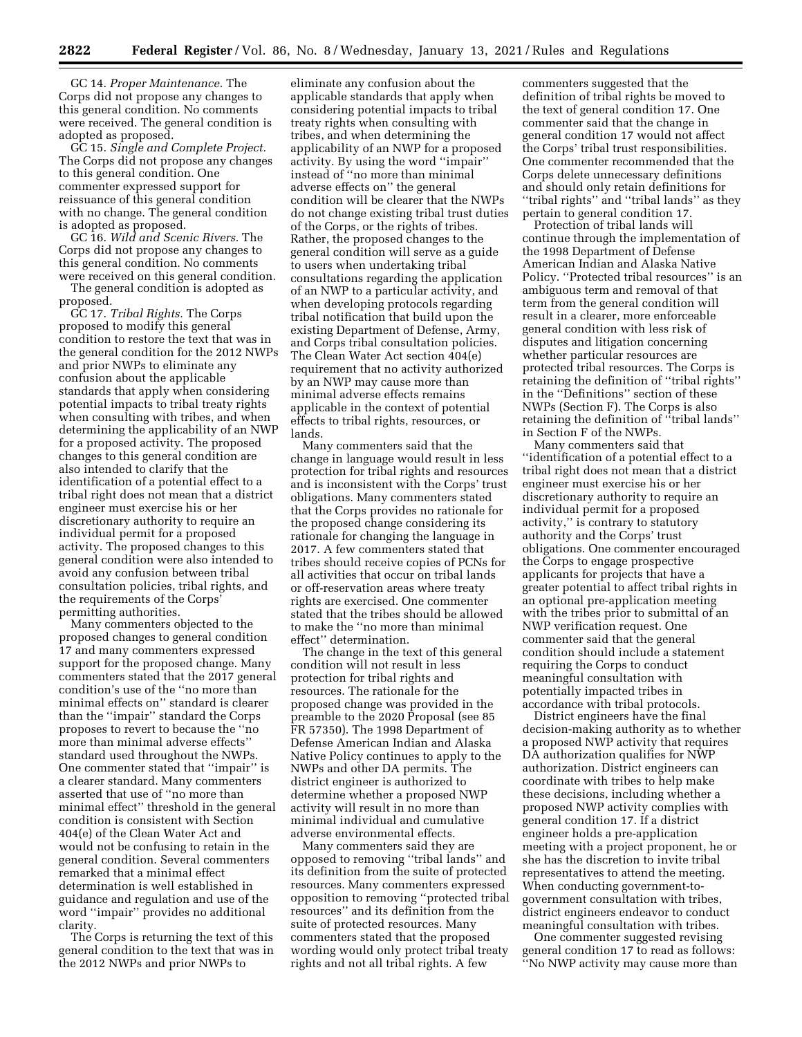GC 14. *Proper Maintenance.* The Corps did not propose any changes to this general condition. No comments were received. The general condition is adopted as proposed.

GC 15. *Single and Complete Project.* The Corps did not propose any changes to this general condition. One commenter expressed support for reissuance of this general condition with no change. The general condition is adopted as proposed.

GC 16. *Wild and Scenic Rivers.* The Corps did not propose any changes to this general condition. No comments were received on this general condition.

The general condition is adopted as proposed.

GC 17. *Tribal Rights.* The Corps proposed to modify this general condition to restore the text that was in the general condition for the 2012 NWPs and prior NWPs to eliminate any confusion about the applicable standards that apply when considering potential impacts to tribal treaty rights when consulting with tribes, and when determining the applicability of an NWP for a proposed activity. The proposed changes to this general condition are also intended to clarify that the identification of a potential effect to a tribal right does not mean that a district engineer must exercise his or her discretionary authority to require an individual permit for a proposed activity. The proposed changes to this general condition were also intended to avoid any confusion between tribal consultation policies, tribal rights, and the requirements of the Corps' permitting authorities.

Many commenters objected to the proposed changes to general condition 17 and many commenters expressed support for the proposed change. Many commenters stated that the 2017 general condition's use of the "no more than minimal effects on" standard is clearer than the "impair" standard the Corps proposes to revert to because the "no more than minimal adverse effects" standard used throughout the NWPs. One commenter stated that "impair" is a clearer standard. Many commenters asserted that use of "no more than minimal effect" threshold in the general condition is consistent with Section 404(e) of the Clean Water Act and would not be confusing to retain in the general condition. Several commenters remarked that a minimal effect determination is well established in guidance and regulation and use of the word "impair" provides no additional clarity.

The Corps is returning the text of this general condition to the text that was in the 2012 NWPs and prior NWPs to eliminate any confusion about the applicable standards that apply when considering potential impacts to tribal treaty rights when consulting with tribes, and when determining the applicability of an NWP for a proposed activity. By using the word "impair" instead of "no more than minimal adverse effects on" the general condition will be clearer that the NWPs do not change existing tribal trust duties of the Corps, or the rights of tribes. Rather, the proposed changes to the general condition will serve as a guide to users when undertaking tribal consultations regarding the application of an NWP to a particular activity, and when developing protocols regarding tribal notification that build upon the existing Department of Defense, Army, and Corps tribal consultation policies. The Clean Water Act section 404(e) requirement that no activity authorized by an NWP may cause more than minimal adverse effects remains applicable in the context of potential effects to tribal rights, resources, or lands.

Many commenters said that the change in language would result in less protection for tribal rights and resources and is inconsistent with the Corps' trust obligations. Many commenters stated that the Corps provides no rationale for the proposed change considering its rationale for changing the language in 2017. A few commenters stated that tribes should receive copies of PCNs for all activities that occur on tribal lands or off-reservation areas where treaty rights are exercised. One commenter stated that the tribes should be allowed to make the "no more than minimal effect" determination.

The change in the text of this general condition will not result in less protection for tribal rights and resources. The rationale for the proposed change was provided in the preamble to the 2020 Proposal (see 85 FR 57350). The 1998 Department of Defense American Indian and Alaska Native Policy continues to apply to the NWPs and other DA permits. The district engineer is authorized to determine whether a proposed NWP activity will result in no more than minimal individual and cumulative adverse environmental effects.

Many commenters said they are opposed to removing "tribal lands" and its definition from the suite of protected resources. Many commenters expressed opposition to removing "protected tribal resources" and its definition from the suite of protected resources. Many commenters stated that the proposed wording would only protect tribal treaty rights and not all tribal rights. A few commenters suggested that the definition of tribal rights be moved to the text of general condition 17. One commenter said that the change in general condition 17 would not affect the Corps' tribal trust responsibilities. One commenter recommended that the Corps delete unnecessary definitions and should only retain definitions for "tribal rights" and "tribal lands" as they pertain to general condition 17.

Protection of tribal lands will continue through the implementation of the 1998 Department of Defense American Indian and Alaska Native Policy. "Protected tribal resources" is an ambiguous term and removal of that term from the general condition will result in a clearer, more enforceable general condition with less risk of disputes and litigation concerning whether particular resources are protected tribal resources. The Corps is retaining the definition of "tribal rights" in the "Definitions" section of these NWPs (Section F). The Corps is also retaining the definition of "tribal lands" in Section F of the NWPs.

Many commenters said that "identification of a potential effect to a tribal right does not mean that a district engineer must exercise his or her discretionary authority to require an individual permit for a proposed activity," is contrary to statutory authority and the Corps' trust obligations. One commenter encouraged the Corps to engage prospective applicants for projects that have a greater potential to affect tribal rights in an optional pre-application meeting with the tribes prior to submittal of an NWP verification request. One commenter said that the general condition should include a statement requiring the Corps to conduct meaningful consultation with potentially impacted tribes in accordance with tribal protocols.

District engineers have the final decision-making authority as to whether a proposed NWP activity that requires DA authorization qualifies for NWP authorization. District engineers can coordinate with tribes to help make these decisions, including whether a proposed NWP activity complies with general condition 17. If a district engineer holds a pre-application meeting with a project proponent, he or she has the discretion to invite tribal representatives to attend the meeting. When conducting government-to-government consultation with tribes, district engineers endeavor to conduct meaningful consultation with tribes.

One commenter suggested revising general condition 17 to read as follows: "No NWP activity may cause more than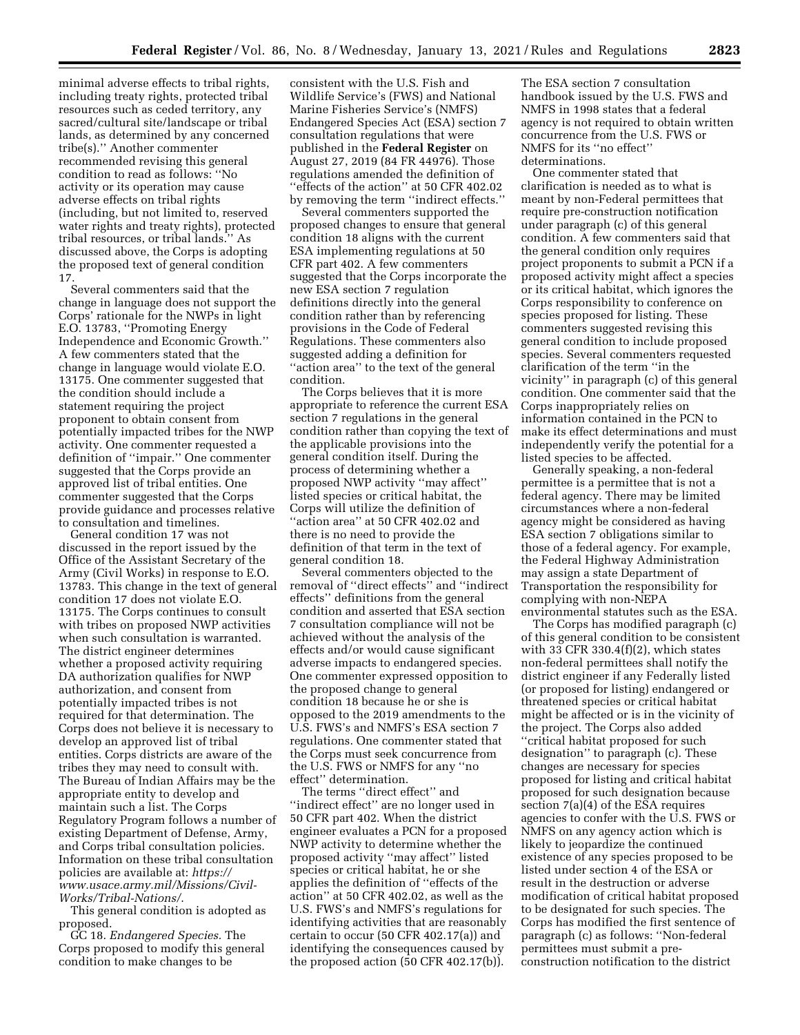minimal adverse effects to tribal rights, including treaty rights, protected tribal resources such as ceded territory, any sacred/cultural site/landscape or tribal lands, as determined by any concerned tribe(s).'' Another commenter recommended revising this general condition to read as follows: ''No activity or its operation may cause adverse effects on tribal rights (including, but not limited to, reserved water rights and treaty rights), protected tribal resources, or tribal lands.'' As discussed above, the Corps is adopting the proposed text of general condition 17.

Several commenters said that the change in language does not support the Corps' rationale for the NWPs in light E.O. 13783, ''Promoting Energy Independence and Economic Growth.'' A few commenters stated that the change in language would violate E.O. 13175. One commenter suggested that the condition should include a statement requiring the project proponent to obtain consent from potentially impacted tribes for the NWP activity. One commenter requested a definition of ''impair.'' One commenter suggested that the Corps provide an approved list of tribal entities. One commenter suggested that the Corps provide guidance and processes relative to consultation and timelines.

General condition 17 was not discussed in the report issued by the Office of the Assistant Secretary of the Army (Civil Works) in response to E.O. 13783. This change in the text of general condition 17 does not violate E.O. 13175. The Corps continues to consult with tribes on proposed NWP activities when such consultation is warranted. The district engineer determines whether a proposed activity requiring DA authorization qualifies for NWP authorization, and consent from potentially impacted tribes is not required for that determination. The Corps does not believe it is necessary to develop an approved list of tribal entities. Corps districts are aware of the tribes they may need to consult with. The Bureau of Indian Affairs may be the appropriate entity to develop and maintain such a list. The Corps Regulatory Program follows a number of existing Department of Defense, Army, and Corps tribal consultation policies. Information on these tribal consultation policies are available at: *https://www.usace.army.mil/Missions/Civil-Works/Tribal-Nations/*.

This general condition is adopted as proposed.

GC 18. *Endangered Species.* The Corps proposed to modify this general condition to make changes to be consistent with the U.S. Fish and Wildlife Service's (FWS) and National Marine Fisheries Service's (NMFS) Endangered Species Act (ESA) section 7 consultation regulations that were published in the **Federal Register** on August 27, 2019 (84 FR 44976). Those regulations amended the definition of ''effects of the action'' at 50 CFR 402.02 by removing the term ''indirect effects.''

Several commenters supported the proposed changes to ensure that general condition 18 aligns with the current ESA implementing regulations at 50 CFR part 402. A few commenters suggested that the Corps incorporate the new ESA section 7 regulation definitions directly into the general condition rather than by referencing provisions in the Code of Federal Regulations. These commenters also suggested adding a definition for ''action area'' to the text of the general condition.

The Corps believes that it is more appropriate to reference the current ESA section 7 regulations in the general condition rather than copying the text of the applicable provisions into the general condition itself. During the process of determining whether a proposed NWP activity ''may affect'' listed species or critical habitat, the Corps will utilize the definition of ''action area'' at 50 CFR 402.02 and there is no need to provide the definition of that term in the text of general condition 18.

Several commenters objected to the removal of ''direct effects'' and ''indirect effects'' definitions from the general condition and asserted that ESA section 7 consultation compliance will not be achieved without the analysis of the effects and/or would cause significant adverse impacts to endangered species. One commenter expressed opposition to the proposed change to general condition 18 because he or she is opposed to the 2019 amendments to the U.S. FWS's and NMFS's ESA section 7 regulations. One commenter stated that the Corps must seek concurrence from the U.S. FWS or NMFS for any ''no effect'' determination.

The terms ''direct effect'' and ''indirect effect'' are no longer used in 50 CFR part 402. When the district engineer evaluates a PCN for a proposed NWP activity to determine whether the proposed activity ''may affect'' listed species or critical habitat, he or she applies the definition of ''effects of the action'' at 50 CFR 402.02, as well as the U.S. FWS's and NMFS's regulations for identifying activities that are reasonably certain to occur (50 CFR 402.17(a)) and identifying the consequences caused by the proposed action (50 CFR 402.17(b)). The ESA section 7 consultation handbook issued by the U.S. FWS and NMFS in 1998 states that a federal agency is not required to obtain written concurrence from the U.S. FWS or NMFS for its ''no effect'' determinations.

One commenter stated that clarification is needed as to what is meant by non-Federal permittees that require pre-construction notification under paragraph (c) of this general condition. A few commenters said that the general condition only requires project proponents to submit a PCN if a proposed activity might affect a species or its critical habitat, which ignores the Corps responsibility to conference on species proposed for listing. These commenters suggested revising this general condition to include proposed species. Several commenters requested clarification of the term ''in the vicinity'' in paragraph (c) of this general condition. One commenter said that the Corps inappropriately relies on information contained in the PCN to make its effect determinations and must independently verify the potential for a listed species to be affected.

Generally speaking, a non-federal permittee is a permittee that is not a federal agency. There may be limited circumstances where a non-federal agency might be considered as having ESA section 7 obligations similar to those of a federal agency. For example, the Federal Highway Administration may assign a state Department of Transportation the responsibility for complying with non-NEPA environmental statutes such as the ESA.

The Corps has modified paragraph (c) of this general condition to be consistent with 33 CFR 330.4(f)(2), which states non-federal permittees shall notify the district engineer if any Federally listed (or proposed for listing) endangered or threatened species or critical habitat might be affected or is in the vicinity of the project. The Corps also added ''critical habitat proposed for such designation'' to paragraph (c). These changes are necessary for species proposed for listing and critical habitat proposed for such designation because section 7(a)(4) of the ESA requires agencies to confer with the U.S. FWS or NMFS on any agency action which is likely to jeopardize the continued existence of any species proposed to be listed under section 4 of the ESA or result in the destruction or adverse modification of critical habitat proposed to be designated for such species. The Corps has modified the first sentence of paragraph (c) as follows: ''Non-federal permittees must submit a pre-construction notification to the district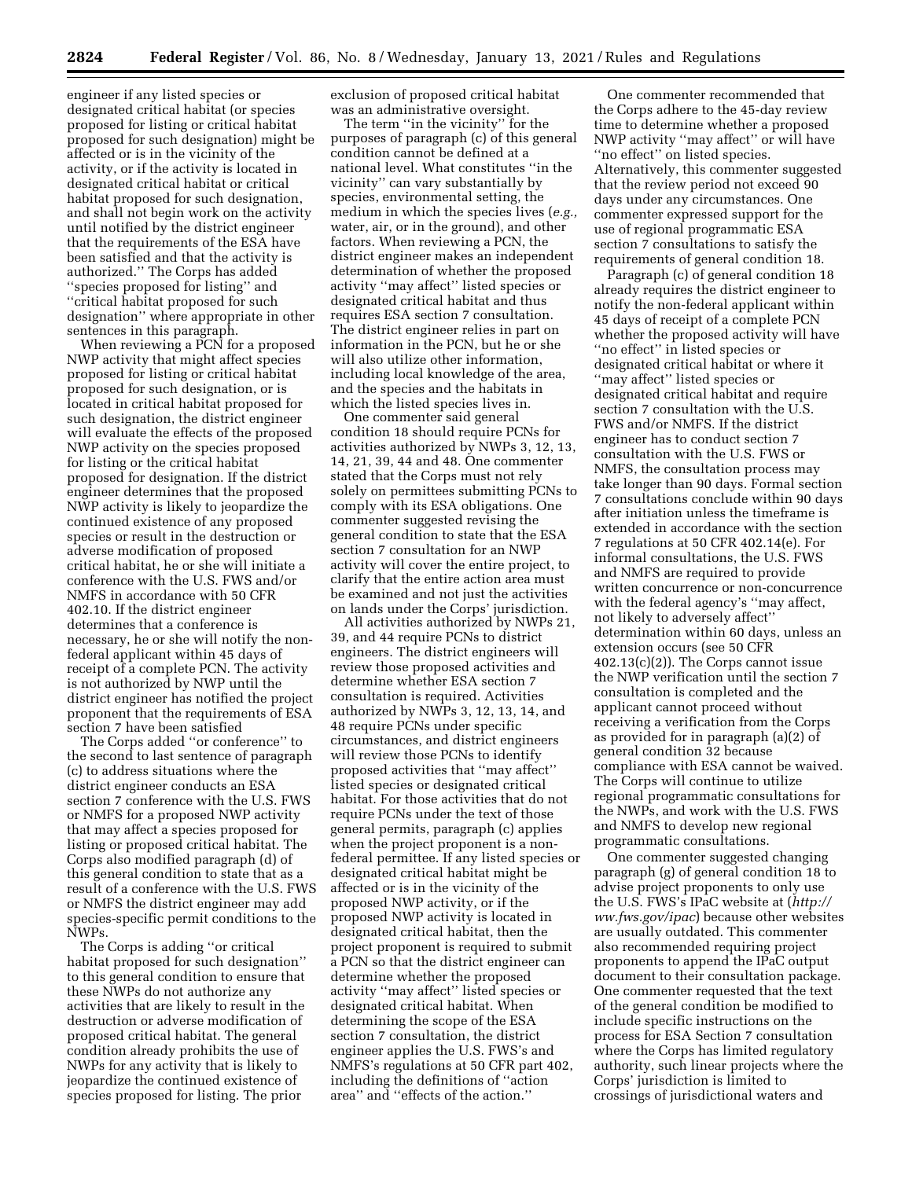engineer if any listed species or designated critical habitat (or species proposed for listing or critical habitat proposed for such designation) might be affected or is in the vicinity of the activity, or if the activity is located in designated critical habitat or critical habitat proposed for such designation, and shall not begin work on the activity until notified by the district engineer that the requirements of the ESA have been satisfied and that the activity is authorized.'' The Corps has added ''species proposed for listing'' and ''critical habitat proposed for such designation'' where appropriate in other sentences in this paragraph.

When reviewing a PCN for a proposed NWP activity that might affect species proposed for listing or critical habitat proposed for such designation, or is located in critical habitat proposed for such designation, the district engineer will evaluate the effects of the proposed NWP activity on the species proposed for listing or the critical habitat proposed for designation. If the district engineer determines that the proposed NWP activity is likely to jeopardize the continued existence of any proposed species or result in the destruction or adverse modification of proposed critical habitat, he or she will initiate a conference with the U.S. FWS and/or NMFS in accordance with 50 CFR 402.10. If the district engineer determines that a conference is necessary, he or she will notify the non-federal applicant within 45 days of receipt of a complete PCN. The activity is not authorized by NWP until the district engineer has notified the project proponent that the requirements of ESA section 7 have been satisfied

The Corps added ''or conference'' to the second to last sentence of paragraph (c) to address situations where the district engineer conducts an ESA section 7 conference with the U.S. FWS or NMFS for a proposed NWP activity that may affect a species proposed for listing or proposed critical habitat. The Corps also modified paragraph (d) of this general condition to state that as a result of a conference with the U.S. FWS or NMFS the district engineer may add species-specific permit conditions to the NWPs.

The Corps is adding ''or critical habitat proposed for such designation'' to this general condition to ensure that these NWPs do not authorize any activities that are likely to result in the destruction or adverse modification of proposed critical habitat. The general condition already prohibits the use of NWPs for any activity that is likely to jeopardize the continued existence of species proposed for listing. The prior exclusion of proposed critical habitat was an administrative oversight.

The term ''in the vicinity'' for the purposes of paragraph (c) of this general condition cannot be defined at a national level. What constitutes ''in the vicinity'' can vary substantially by species, environmental setting, the medium in which the species lives (*e.g.,* water, air, or in the ground), and other factors. When reviewing a PCN, the district engineer makes an independent determination of whether the proposed activity ''may affect'' listed species or designated critical habitat and thus requires ESA section 7 consultation. The district engineer relies in part on information in the PCN, but he or she will also utilize other information, including local knowledge of the area, and the species and the habitats in which the listed species lives in.

One commenter said general condition 18 should require PCNs for activities authorized by NWPs 3, 12, 13, 14, 21, 39, 44 and 48. One commenter stated that the Corps must not rely solely on permittees submitting PCNs to comply with its ESA obligations. One commenter suggested revising the general condition to state that the ESA section 7 consultation for an NWP activity will cover the entire project, to clarify that the entire action area must be examined and not just the activities on lands under the Corps' jurisdiction.

All activities authorized by NWPs 21, 39, and 44 require PCNs to district engineers. The district engineers will review those proposed activities and determine whether ESA section 7 consultation is required. Activities authorized by NWPs 3, 12, 13, 14, and 48 require PCNs under specific circumstances, and district engineers will review those PCNs to identify proposed activities that ''may affect'' listed species or designated critical habitat. For those activities that do not require PCNs under the text of those general permits, paragraph (c) applies when the project proponent is a non-federal permittee. If any listed species or designated critical habitat might be affected or is in the vicinity of the proposed NWP activity, or if the proposed NWP activity is located in designated critical habitat, then the project proponent is required to submit a PCN so that the district engineer can determine whether the proposed activity ''may affect'' listed species or designated critical habitat. When determining the scope of the ESA section 7 consultation, the district engineer applies the U.S. FWS's and NMFS's regulations at 50 CFR part 402, including the definitions of ''action area'' and ''effects of the action.''

One commenter recommended that the Corps adhere to the 45-day review time to determine whether a proposed NWP activity ''may affect'' or will have ''no effect'' on listed species. Alternatively, this commenter suggested that the review period not exceed 90 days under any circumstances. One commenter expressed support for the use of regional programmatic ESA section 7 consultations to satisfy the requirements of general condition 18.

Paragraph (c) of general condition 18 already requires the district engineer to notify the non-federal applicant within 45 days of receipt of a complete PCN whether the proposed activity will have ''no effect'' in listed species or designated critical habitat or where it ''may affect'' listed species or designated critical habitat and require section 7 consultation with the U.S. FWS and/or NMFS. If the district engineer has to conduct section 7 consultation with the U.S. FWS or NMFS, the consultation process may take longer than 90 days. Formal section 7 consultations conclude within 90 days after initiation unless the timeframe is extended in accordance with the section 7 regulations at 50 CFR 402.14(e). For informal consultations, the U.S. FWS and NMFS are required to provide written concurrence or non-concurrence with the federal agency's ''may affect, not likely to adversely affect'' determination within 60 days, unless an extension occurs (see 50 CFR 402.13(c)(2)). The Corps cannot issue the NWP verification until the section 7 consultation is completed and the applicant cannot proceed without receiving a verification from the Corps as provided for in paragraph (a)(2) of general condition 32 because compliance with ESA cannot be waived. The Corps will continue to utilize regional programmatic consultations for the NWPs, and work with the U.S. FWS and NMFS to develop new regional programmatic consultations.

One commenter suggested changing paragraph (g) of general condition 18 to advise project proponents to only use the U.S. FWS's IPaC website at (*http://ww.fws.gov/ipac*) because other websites are usually outdated. This commenter also recommended requiring project proponents to append the IPaC output document to their consultation package. One commenter requested that the text of the general condition be modified to include specific instructions on the process for ESA Section 7 consultation where the Corps has limited regulatory authority, such linear projects where the Corps' jurisdiction is limited to crossings of jurisdictional waters and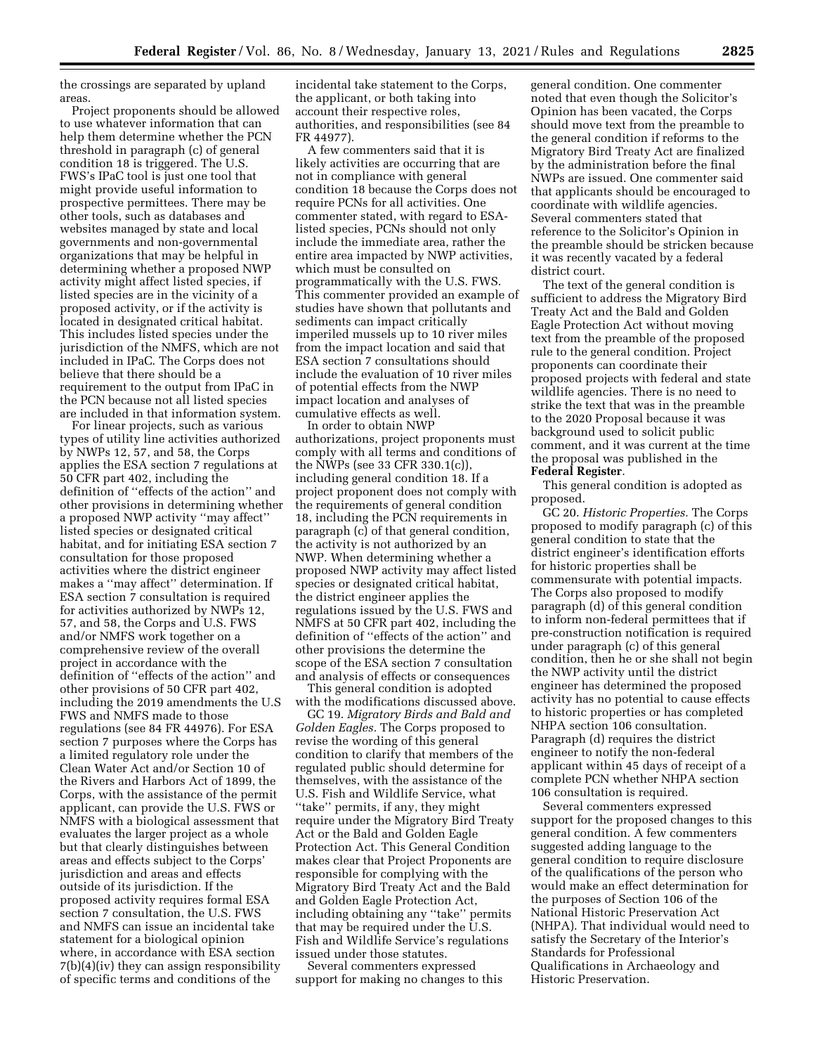the crossings are separated by upland areas.

Project proponents should be allowed to use whatever information that can help them determine whether the PCN threshold in paragraph (c) of general condition 18 is triggered. The U.S. FWS's IPaC tool is just one tool that might provide useful information to prospective permittees. There may be other tools, such as databases and websites managed by state and local governments and non-governmental organizations that may be helpful in determining whether a proposed NWP activity might affect listed species, if listed species are in the vicinity of a proposed activity, or if the activity is located in designated critical habitat. This includes listed species under the jurisdiction of the NMFS, which are not included in IPaC. The Corps does not believe that there should be a requirement to the output from IPaC in the PCN because not all listed species are included in that information system.

For linear projects, such as various types of utility line activities authorized by NWPs 12, 57, and 58, the Corps applies the ESA section 7 regulations at 50 CFR part 402, including the definition of ''effects of the action'' and other provisions in determining whether a proposed NWP activity ''may affect'' listed species or designated critical habitat, and for initiating ESA section 7 consultation for those proposed activities where the district engineer makes a ''may affect'' determination. If ESA section 7 consultation is required for activities authorized by NWPs 12, 57, and 58, the Corps and U.S. FWS and/or NMFS work together on a comprehensive review of the overall project in accordance with the definition of ''effects of the action'' and other provisions of 50 CFR part 402, including the 2019 amendments the U.S FWS and NMFS made to those regulations (see 84 FR 44976). For ESA section 7 purposes where the Corps has a limited regulatory role under the Clean Water Act and/or Section 10 of the Rivers and Harbors Act of 1899, the Corps, with the assistance of the permit applicant, can provide the U.S. FWS or NMFS with a biological assessment that evaluates the larger project as a whole but that clearly distinguishes between areas and effects subject to the Corps' jurisdiction and areas and effects outside of its jurisdiction. If the proposed activity requires formal ESA section 7 consultation, the U.S. FWS and NMFS can issue an incidental take statement for a biological opinion where, in accordance with ESA section 7(b)(4)(iv) they can assign responsibility of specific terms and conditions of the incidental take statement to the Corps, the applicant, or both taking into account their respective roles, authorities, and responsibilities (see 84 FR 44977).

A few commenters said that it is likely activities are occurring that are not in compliance with general condition 18 because the Corps does not require PCNs for all activities. One commenter stated, with regard to ESA-listed species, PCNs should not only include the immediate area, rather the entire area impacted by NWP activities, which must be consulted on programmatically with the U.S. FWS. This commenter provided an example of studies have shown that pollutants and sediments can impact critically imperiled mussels up to 10 river miles from the impact location and said that ESA section 7 consultations should include the evaluation of 10 river miles of potential effects from the NWP impact location and analyses of cumulative effects as well.

In order to obtain NWP authorizations, project proponents must comply with all terms and conditions of the NWPs (see 33 CFR 330.1(c)), including general condition 18. If a project proponent does not comply with the requirements of general condition 18, including the PCN requirements in paragraph (c) of that general condition, the activity is not authorized by an NWP. When determining whether a proposed NWP activity may affect listed species or designated critical habitat, the district engineer applies the regulations issued by the U.S. FWS and NMFS at 50 CFR part 402, including the definition of ''effects of the action'' and other provisions the determine the scope of the ESA section 7 consultation and analysis of effects or consequences

This general condition is adopted with the modifications discussed above.

GC 19. *Migratory Birds and Bald and Golden Eagles.* The Corps proposed to revise the wording of this general condition to clarify that members of the regulated public should determine for themselves, with the assistance of the U.S. Fish and Wildlife Service, what ''take'' permits, if any, they might require under the Migratory Bird Treaty Act or the Bald and Golden Eagle Protection Act. This General Condition makes clear that Project Proponents are responsible for complying with the Migratory Bird Treaty Act and the Bald and Golden Eagle Protection Act, including obtaining any ''take'' permits that may be required under the U.S. Fish and Wildlife Service's regulations issued under those statutes.

Several commenters expressed support for making no changes to this general condition. One commenter noted that even though the Solicitor's Opinion has been vacated, the Corps should move text from the preamble to the general condition if reforms to the Migratory Bird Treaty Act are finalized by the administration before the final NWPs are issued. One commenter said that applicants should be encouraged to coordinate with wildlife agencies. Several commenters stated that reference to the Solicitor's Opinion in the preamble should be stricken because it was recently vacated by a federal district court.

The text of the general condition is sufficient to address the Migratory Bird Treaty Act and the Bald and Golden Eagle Protection Act without moving text from the preamble of the proposed rule to the general condition. Project proponents can coordinate their proposed projects with federal and state wildlife agencies. There is no need to strike the text that was in the preamble to the 2020 Proposal because it was background used to solicit public comment, and it was current at the time the proposal was published in the **Federal Register**.

This general condition is adopted as proposed.

GC 20. *Historic Properties.* The Corps proposed to modify paragraph (c) of this general condition to state that the district engineer's identification efforts for historic properties shall be commensurate with potential impacts. The Corps also proposed to modify paragraph (d) of this general condition to inform non-federal permittees that if pre-construction notification is required under paragraph (c) of this general condition, then he or she shall not begin the NWP activity until the district engineer has determined the proposed activity has no potential to cause effects to historic properties or has completed NHPA section 106 consultation. Paragraph (d) requires the district engineer to notify the non-federal applicant within 45 days of receipt of a complete PCN whether NHPA section 106 consultation is required.

Several commenters expressed support for the proposed changes to this general condition. A few commenters suggested adding language to the general condition to require disclosure of the qualifications of the person who would make an effect determination for the purposes of Section 106 of the National Historic Preservation Act (NHPA). That individual would need to satisfy the Secretary of the Interior's Standards for Professional Qualifications in Archaeology and Historic Preservation.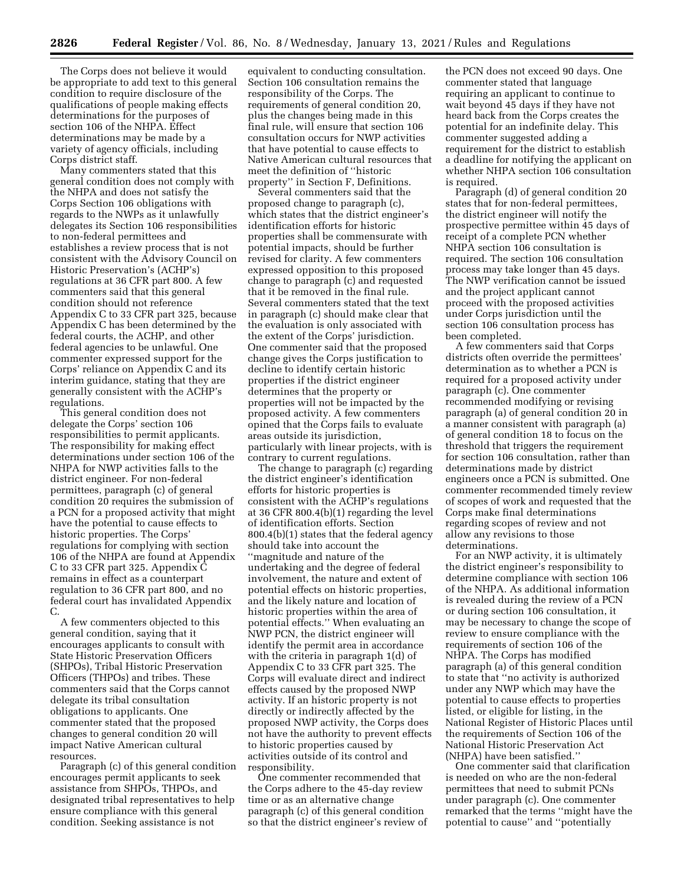The Corps does not believe it would be appropriate to add text to this general condition to require disclosure of the qualifications of people making effects determinations for the purposes of section 106 of the NHPA. Effect determinations may be made by a variety of agency officials, including Corps district staff.

Many commenters stated that this general condition does not comply with the NHPA and does not satisfy the Corps Section 106 obligations with regards to the NWPs as it unlawfully delegates its Section 106 responsibilities to non-federal permittees and establishes a review process that is not consistent with the Advisory Council on Historic Preservation's (ACHP's) regulations at 36 CFR part 800. A few commenters said that this general condition should not reference Appendix C to 33 CFR part 325, because Appendix C has been determined by the federal courts, the ACHP, and other federal agencies to be unlawful. One commenter expressed support for the Corps' reliance on Appendix C and its interim guidance, stating that they are generally consistent with the ACHP's regulations.

This general condition does not delegate the Corps' section 106 responsibilities to permit applicants. The responsibility for making effect determinations under section 106 of the NHPA for NWP activities falls to the district engineer. For non-federal permittees, paragraph (c) of general condition 20 requires the submission of a PCN for a proposed activity that might have the potential to cause effects to historic properties. The Corps' regulations for complying with section 106 of the NHPA are found at Appendix C to 33 CFR part 325. Appendix C remains in effect as a counterpart regulation to 36 CFR part 800, and no federal court has invalidated Appendix C.

A few commenters objected to this general condition, saying that it encourages applicants to consult with State Historic Preservation Officers (SHPOs), Tribal Historic Preservation Officers (THPOs) and tribes. These commenters said that the Corps cannot delegate its tribal consultation obligations to applicants. One commenter stated that the proposed changes to general condition 20 will impact Native American cultural resources.

Paragraph (c) of this general condition encourages permit applicants to seek assistance from SHPOs, THPOs, and designated tribal representatives to help ensure compliance with this general condition. Seeking assistance is not equivalent to conducting consultation. Section 106 consultation remains the responsibility of the Corps. The requirements of general condition 20, plus the changes being made in this final rule, will ensure that section 106 consultation occurs for NWP activities that have potential to cause effects to Native American cultural resources that meet the definition of ''historic property'' in Section F, Definitions.

Several commenters said that the proposed change to paragraph (c), which states that the district engineer's identification efforts for historic properties shall be commensurate with potential impacts, should be further revised for clarity. A few commenters expressed opposition to this proposed change to paragraph (c) and requested that it be removed in the final rule. Several commenters stated that the text in paragraph (c) should make clear that the evaluation is only associated with the extent of the Corps' jurisdiction. One commenter said that the proposed change gives the Corps justification to decline to identify certain historic properties if the district engineer determines that the property or properties will not be impacted by the proposed activity. A few commenters opined that the Corps fails to evaluate areas outside its jurisdiction, particularly with linear projects, with is contrary to current regulations.

The change to paragraph (c) regarding the district engineer's identification efforts for historic properties is consistent with the ACHP's regulations at 36 CFR 800.4(b)(1) regarding the level of identification efforts. Section 800.4(b)(1) states that the federal agency should take into account the ''magnitude and nature of the undertaking and the degree of federal involvement, the nature and extent of potential effects on historic properties, and the likely nature and location of historic properties within the area of potential effects.'' When evaluating an NWP PCN, the district engineer will identify the permit area in accordance with the criteria in paragraph 1(d) of Appendix C to 33 CFR part 325. The Corps will evaluate direct and indirect effects caused by the proposed NWP activity. If an historic property is not directly or indirectly affected by the proposed NWP activity, the Corps does not have the authority to prevent effects to historic properties caused by activities outside of its control and responsibility.

One commenter recommended that the Corps adhere to the 45-day review time or as an alternative change paragraph (c) of this general condition so that the district engineer's review of the PCN does not exceed 90 days. One commenter stated that language requiring an applicant to continue to wait beyond 45 days if they have not heard back from the Corps creates the potential for an indefinite delay. This commenter suggested adding a requirement for the district to establish a deadline for notifying the applicant on whether NHPA section 106 consultation is required.

Paragraph (d) of general condition 20 states that for non-federal permittees, the district engineer will notify the prospective permittee within 45 days of receipt of a complete PCN whether NHPA section 106 consultation is required. The section 106 consultation process may take longer than 45 days. The NWP verification cannot be issued and the project applicant cannot proceed with the proposed activities under Corps jurisdiction until the section 106 consultation process has been completed.

A few commenters said that Corps districts often override the permittees' determination as to whether a PCN is required for a proposed activity under paragraph (c). One commenter recommended modifying or revising paragraph (a) of general condition 20 in a manner consistent with paragraph (a) of general condition 18 to focus on the threshold that triggers the requirement for section 106 consultation, rather than determinations made by district engineers once a PCN is submitted. One commenter recommended timely review of scopes of work and requested that the Corps make final determinations regarding scopes of review and not allow any revisions to those determinations.

For an NWP activity, it is ultimately the district engineer's responsibility to determine compliance with section 106 of the NHPA. As additional information is revealed during the review of a PCN or during section 106 consultation, it may be necessary to change the scope of review to ensure compliance with the requirements of section 106 of the NHPA. The Corps has modified paragraph (a) of this general condition to state that ''no activity is authorized under any NWP which may have the potential to cause effects to properties listed, or eligible for listing, in the National Register of Historic Places until the requirements of Section 106 of the National Historic Preservation Act (NHPA) have been satisfied.''

One commenter said that clarification is needed on who are the non-federal permittees that need to submit PCNs under paragraph (c). One commenter remarked that the terms ''might have the potential to cause'' and ''potentially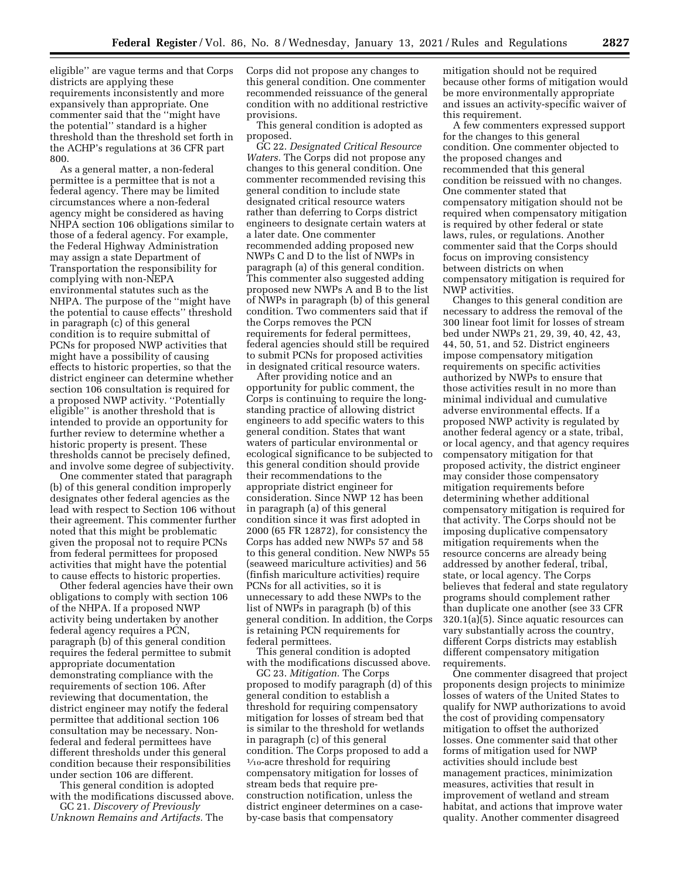eligible'' are vague terms and that Corps districts are applying these requirements inconsistently and more expansively than appropriate. One commenter said that the ''might have the potential'' standard is a higher threshold than the threshold set forth in the ACHP's regulations at 36 CFR part 800.

As a general matter, a non-federal permittee is a permittee that is not a federal agency. There may be limited circumstances where a non-federal agency might be considered as having NHPA section 106 obligations similar to those of a federal agency. For example, the Federal Highway Administration may assign a state Department of Transportation the responsibility for complying with non-NEPA environmental statutes such as the NHPA. The purpose of the ''might have the potential to cause effects'' threshold in paragraph (c) of this general condition is to require submittal of PCNs for proposed NWP activities that might have a possibility of causing effects to historic properties, so that the district engineer can determine whether section 106 consultation is required for a proposed NWP activity. ''Potentially eligible'' is another threshold that is intended to provide an opportunity for further review to determine whether a historic property is present. These thresholds cannot be precisely defined, and involve some degree of subjectivity.

One commenter stated that paragraph (b) of this general condition improperly designates other federal agencies as the lead with respect to Section 106 without their agreement. This commenter further noted that this might be problematic given the proposal not to require PCNs from federal permittees for proposed activities that might have the potential to cause effects to historic properties.

Other federal agencies have their own obligations to comply with section 106 of the NHPA. If a proposed NWP activity being undertaken by another federal agency requires a PCN, paragraph (b) of this general condition requires the federal permittee to submit appropriate documentation demonstrating compliance with the requirements of section 106. After reviewing that documentation, the district engineer may notify the federal permittee that additional section 106 consultation may be necessary. Non-federal and federal permittees have different thresholds under this general condition because their responsibilities under section 106 are different.

This general condition is adopted with the modifications discussed above.

GC 21. *Discovery of Previously Unknown Remains and Artifacts.* The Corps did not propose any changes to this general condition. One commenter recommended reissuance of the general condition with no additional restrictive provisions.

This general condition is adopted as proposed.

GC 22. *Designated Critical Resource Waters.* The Corps did not propose any changes to this general condition. One commenter recommended revising this general condition to include state designated critical resource waters rather than deferring to Corps district engineers to designate certain waters at a later date. One commenter recommended adding proposed new NWPs C and D to the list of NWPs in paragraph (a) of this general condition. This commenter also suggested adding proposed new NWPs A and B to the list of NWPs in paragraph (b) of this general condition. Two commenters said that if the Corps removes the PCN requirements for federal permittees, federal agencies should still be required to submit PCNs for proposed activities in designated critical resource waters.

After providing notice and an opportunity for public comment, the Corps is continuing to require the long-standing practice of allowing district engineers to add specific waters to this general condition. States that want waters of particular environmental or ecological significance to be subjected to this general condition should provide their recommendations to the appropriate district engineer for consideration. Since NWP 12 has been in paragraph (a) of this general condition since it was first adopted in 2000 (65 FR 12872), for consistency the Corps has added new NWPs 57 and 58 to this general condition. New NWPs 55 (seaweed mariculture activities) and 56 (finfish mariculture activities) require PCNs for all activities, so it is unnecessary to add these NWPs to the list of NWPs in paragraph (b) of this general condition. In addition, the Corps is retaining PCN requirements for federal permittees.

This general condition is adopted with the modifications discussed above.

GC 23. *Mitigation.* The Corps proposed to modify paragraph (d) of this general condition to establish a threshold for requiring compensatory mitigation for losses of stream bed that is similar to the threshold for wetlands in paragraph (c) of this general condition. The Corps proposed to add a 1/10-acre threshold for requiring compensatory mitigation for losses of stream beds that require pre-construction notification, unless the district engineer determines on a case-by-case basis that compensatory mitigation should not be required because other forms of mitigation would be more environmentally appropriate and issues an activity-specific waiver of this requirement.

A few commenters expressed support for the changes to this general condition. One commenter objected to the proposed changes and recommended that this general condition be reissued with no changes. One commenter stated that compensatory mitigation should not be required when compensatory mitigation is required by other federal or state laws, rules, or regulations. Another commenter said that the Corps should focus on improving consistency between districts on when compensatory mitigation is required for NWP activities.

Changes to this general condition are necessary to address the removal of the 300 linear foot limit for losses of stream bed under NWPs 21, 29, 39, 40, 42, 43, 44, 50, 51, and 52. District engineers impose compensatory mitigation requirements on specific activities authorized by NWPs to ensure that those activities result in no more than minimal individual and cumulative adverse environmental effects. If a proposed NWP activity is regulated by another federal agency or a state, tribal, or local agency, and that agency requires compensatory mitigation for that proposed activity, the district engineer may consider those compensatory mitigation requirements before determining whether additional compensatory mitigation is required for that activity. The Corps should not be imposing duplicative compensatory mitigation requirements when the resource concerns are already being addressed by another federal, tribal, state, or local agency. The Corps believes that federal and state regulatory programs should complement rather than duplicate one another (see 33 CFR 320.1(a)(5). Since aquatic resources can vary substantially across the country, different Corps districts may establish different compensatory mitigation requirements.

One commenter disagreed that project proponents design projects to minimize losses of waters of the United States to qualify for NWP authorizations to avoid the cost of providing compensatory mitigation to offset the authorized losses. One commenter said that other forms of mitigation used for NWP activities should include best management practices, minimization measures, activities that result in improvement of wetland and stream habitat, and actions that improve water quality. Another commenter disagreed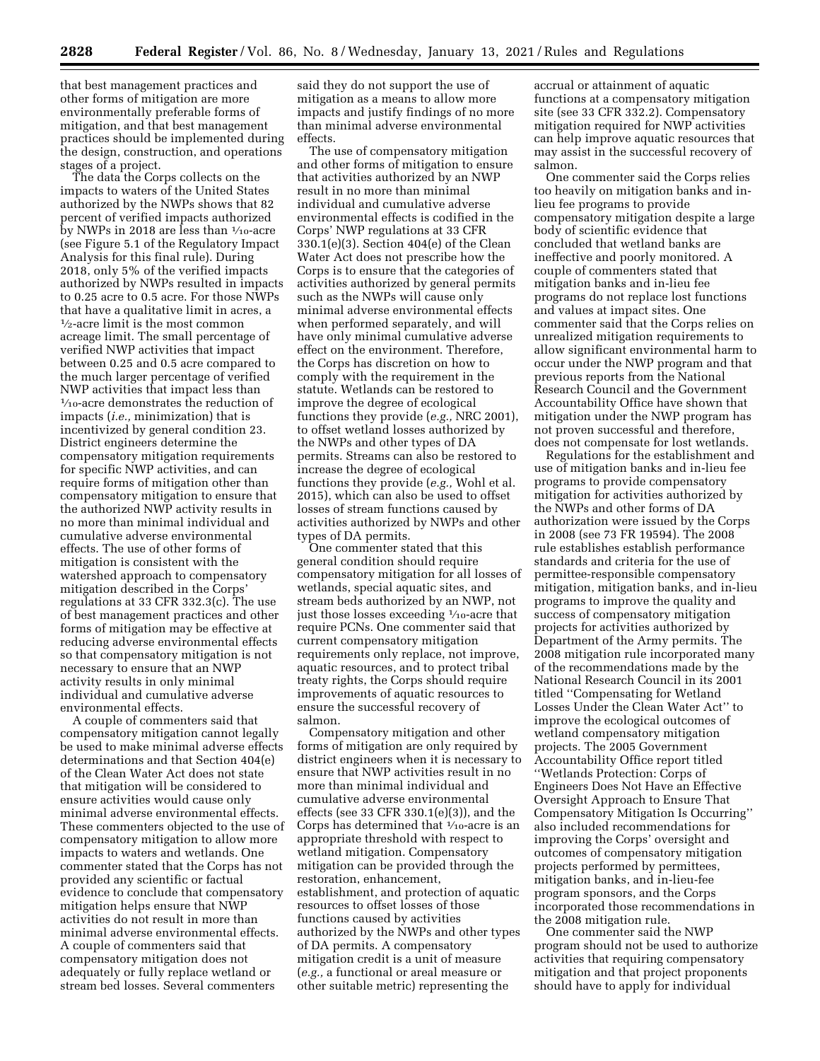that best management practices and other forms of mitigation are more environmentally preferable forms of mitigation, and that best management practices should be implemented during the design, construction, and operations stages of a project.

The data the Corps collects on the impacts to waters of the United States authorized by the NWPs shows that 82 percent of verified impacts authorized by NWPs in 2018 are less than 1/10-acre (see Figure 5.1 of the Regulatory Impact Analysis for this final rule). During 2018, only 5% of the verified impacts authorized by NWPs resulted in impacts to 0.25 acre to 0.5 acre. For those NWPs that have a qualitative limit in acres, a 1/2-acre limit is the most common acreage limit. The small percentage of verified NWP activities that impact between 0.25 and 0.5 acre compared to the much larger percentage of verified NWP activities that impact less than 1/10-acre demonstrates the reduction of impacts (*i.e.,* minimization) that is incentivized by general condition 23. District engineers determine the compensatory mitigation requirements for specific NWP activities, and can require forms of mitigation other than compensatory mitigation to ensure that the authorized NWP activity results in no more than minimal individual and cumulative adverse environmental effects. The use of other forms of mitigation is consistent with the watershed approach to compensatory mitigation described in the Corps' regulations at 33 CFR 332.3(c). The use of best management practices and other forms of mitigation may be effective at reducing adverse environmental effects so that compensatory mitigation is not necessary to ensure that an NWP activity results in only minimal individual and cumulative adverse environmental effects.

A couple of commenters said that compensatory mitigation cannot legally be used to make minimal adverse effects determinations and that Section 404(e) of the Clean Water Act does not state that mitigation will be considered to ensure activities would cause only minimal adverse environmental effects. These commenters objected to the use of compensatory mitigation to allow more impacts to waters and wetlands. One commenter stated that the Corps has not provided any scientific or factual evidence to conclude that compensatory mitigation helps ensure that NWP activities do not result in more than minimal adverse environmental effects. A couple of commenters said that compensatory mitigation does not adequately or fully replace wetland or stream bed losses. Several commenters said they do not support the use of mitigation as a means to allow more impacts and justify findings of no more than minimal adverse environmental effects.

The use of compensatory mitigation and other forms of mitigation to ensure that activities authorized by an NWP result in no more than minimal individual and cumulative adverse environmental effects is codified in the Corps' NWP regulations at 33 CFR 330.1(e)(3). Section 404(e) of the Clean Water Act does not prescribe how the Corps is to ensure that the categories of activities authorized by general permits such as the NWPs will cause only minimal adverse environmental effects when performed separately, and will have only minimal cumulative adverse effect on the environment. Therefore, the Corps has discretion on how to comply with the requirement in the statute. Wetlands can be restored to improve the degree of ecological functions they provide (*e.g.,* NRC 2001), to offset wetland losses authorized by the NWPs and other types of DA permits. Streams can also be restored to increase the degree of ecological functions they provide (*e.g.,* Wohl et al. 2015), which can also be used to offset losses of stream functions caused by activities authorized by NWPs and other types of DA permits.

One commenter stated that this general condition should require compensatory mitigation for all losses of wetlands, special aquatic sites, and stream beds authorized by an NWP, not just those losses exceeding 1/10-acre that require PCNs. One commenter said that current compensatory mitigation requirements only replace, not improve, aquatic resources, and to protect tribal treaty rights, the Corps should require improvements of aquatic resources to ensure the successful recovery of salmon.

Compensatory mitigation and other forms of mitigation are only required by district engineers when it is necessary to ensure that NWP activities result in no more than minimal individual and cumulative adverse environmental effects (see 33 CFR 330.1(e)(3)), and the Corps has determined that 1/10-acre is an appropriate threshold with respect to wetland mitigation. Compensatory mitigation can be provided through the restoration, enhancement, establishment, and protection of aquatic resources to offset losses of those functions caused by activities authorized by the NWPs and other types of DA permits. A compensatory mitigation credit is a unit of measure (*e.g.,* a functional or areal measure or other suitable metric) representing the accrual or attainment of aquatic functions at a compensatory mitigation site (see 33 CFR 332.2). Compensatory mitigation required for NWP activities can help improve aquatic resources that may assist in the successful recovery of salmon.

One commenter said the Corps relies too heavily on mitigation banks and in-lieu fee programs to provide compensatory mitigation despite a large body of scientific evidence that concluded that wetland banks are ineffective and poorly monitored. A couple of commenters stated that mitigation banks and in-lieu fee programs do not replace lost functions and values at impact sites. One commenter said that the Corps relies on unrealized mitigation requirements to allow significant environmental harm to occur under the NWP program and that previous reports from the National Research Council and the Government Accountability Office have shown that mitigation under the NWP program has not proven successful and therefore, does not compensate for lost wetlands.

Regulations for the establishment and use of mitigation banks and in-lieu fee programs to provide compensatory mitigation for activities authorized by the NWPs and other forms of DA authorization were issued by the Corps in 2008 (see 73 FR 19594). The 2008 rule establishes establish performance standards and criteria for the use of permittee-responsible compensatory mitigation, mitigation banks, and in-lieu programs to improve the quality and success of compensatory mitigation projects for activities authorized by Department of the Army permits. The 2008 mitigation rule incorporated many of the recommendations made by the National Research Council in its 2001 titled "Compensating for Wetland Losses Under the Clean Water Act" to improve the ecological outcomes of wetland compensatory mitigation projects. The 2005 Government Accountability Office report titled "Wetlands Protection: Corps of Engineers Does Not Have an Effective Oversight Approach to Ensure That Compensatory Mitigation Is Occurring" also included recommendations for improving the Corps' oversight and outcomes of compensatory mitigation projects performed by permittees, mitigation banks, and in-lieu-fee program sponsors, and the Corps incorporated those recommendations in the 2008 mitigation rule.

One commenter said the NWP program should not be used to authorize activities that requiring compensatory mitigation and that project proponents should have to apply for individual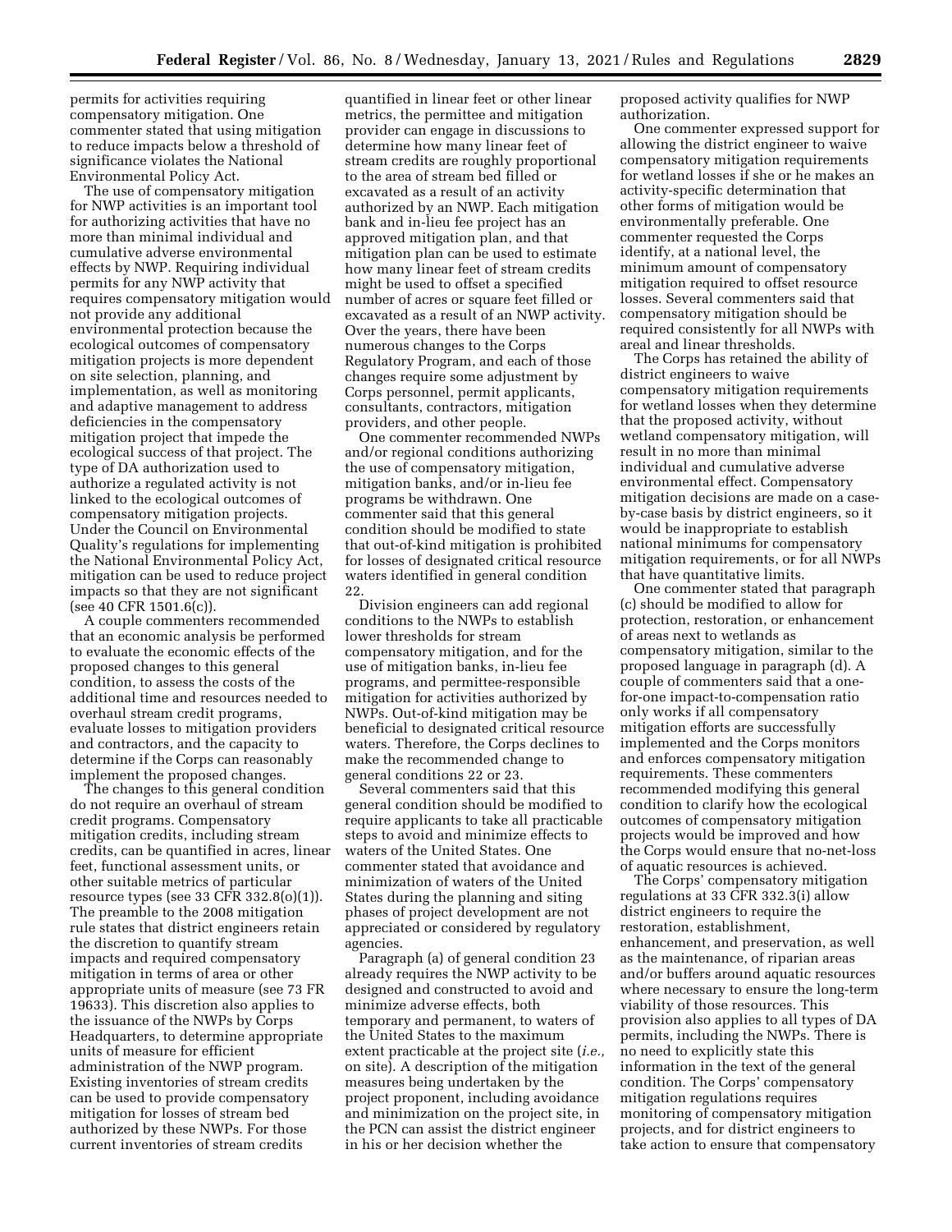permits for activities requiring compensatory mitigation. One commenter stated that using mitigation to reduce impacts below a threshold of significance violates the National Environmental Policy Act.

The use of compensatory mitigation for NWP activities is an important tool for authorizing activities that have no more than minimal individual and cumulative adverse environmental effects by NWP. Requiring individual permits for any NWP activity that requires compensatory mitigation would not provide any additional environmental protection because the ecological outcomes of compensatory mitigation projects is more dependent on site selection, planning, and implementation, as well as monitoring and adaptive management to address deficiencies in the compensatory mitigation project that impede the ecological success of that project. The type of DA authorization used to authorize a regulated activity is not linked to the ecological outcomes of compensatory mitigation projects. Under the Council on Environmental Quality's regulations for implementing the National Environmental Policy Act, mitigation can be used to reduce project impacts so that they are not significant (see 40 CFR 1501.6(c)).

A couple commenters recommended that an economic analysis be performed to evaluate the economic effects of the proposed changes to this general condition, to assess the costs of the additional time and resources needed to overhaul stream credit programs, evaluate losses to mitigation providers and contractors, and the capacity to determine if the Corps can reasonably implement the proposed changes.

The changes to this general condition do not require an overhaul of stream credit programs. Compensatory mitigation credits, including stream credits, can be quantified in acres, linear feet, functional assessment units, or other suitable metrics of particular resource types (see 33 CFR 332.8(o)(1)). The preamble to the 2008 mitigation rule states that district engineers retain the discretion to quantify stream impacts and required compensatory mitigation in terms of area or other appropriate units of measure (see 73 FR 19633). This discretion also applies to the issuance of the NWPs by Corps Headquarters, to determine appropriate units of measure for efficient administration of the NWP program. Existing inventories of stream credits can be used to provide compensatory mitigation for losses of stream bed authorized by these NWPs. For those current inventories of stream credits quantified in linear feet or other linear metrics, the permittee and mitigation provider can engage in discussions to determine how many linear feet of stream credits are roughly proportional to the area of stream bed filled or excavated as a result of an activity authorized by an NWP. Each mitigation bank and in-lieu fee project has an approved mitigation plan, and that mitigation plan can be used to estimate how many linear feet of stream credits might be used to offset a specified number of acres or square feet filled or excavated as a result of an NWP activity. Over the years, there have been numerous changes to the Corps Regulatory Program, and each of those changes require some adjustment by Corps personnel, permit applicants, consultants, contractors, mitigation providers, and other people.

One commenter recommended NWPs and/or regional conditions authorizing the use of compensatory mitigation, mitigation banks, and/or in-lieu fee programs be withdrawn. One commenter said that this general condition should be modified to state that out-of-kind mitigation is prohibited for losses of designated critical resource waters identified in general condition 22.

Division engineers can add regional conditions to the NWPs to establish lower thresholds for stream compensatory mitigation, and for the use of mitigation banks, in-lieu fee programs, and permittee-responsible mitigation for activities authorized by NWPs. Out-of-kind mitigation may be beneficial to designated critical resource waters. Therefore, the Corps declines to make the recommended change to general conditions 22 or 23.

Several commenters said that this general condition should be modified to require applicants to take all practicable steps to avoid and minimize effects to waters of the United States. One commenter stated that avoidance and minimization of waters of the United States during the planning and siting phases of project development are not appreciated or considered by regulatory agencies.

Paragraph (a) of general condition 23 already requires the NWP activity to be designed and constructed to avoid and minimize adverse effects, both temporary and permanent, to waters of the United States to the maximum extent practicable at the project site (*i.e.,* on site). A description of the mitigation measures being undertaken by the project proponent, including avoidance and minimization on the project site, in the PCN can assist the district engineer in his or her decision whether the proposed activity qualifies for NWP authorization.

One commenter expressed support for allowing the district engineer to waive compensatory mitigation requirements for wetland losses if she or he makes an activity-specific determination that other forms of mitigation would be environmentally preferable. One commenter requested the Corps identify, at a national level, the minimum amount of compensatory mitigation required to offset resource losses. Several commenters said that compensatory mitigation should be required consistently for all NWPs with areal and linear thresholds.

The Corps has retained the ability of district engineers to waive compensatory mitigation requirements for wetland losses when they determine that the proposed activity, without wetland compensatory mitigation, will result in no more than minimal individual and cumulative adverse environmental effect. Compensatory mitigation decisions are made on a case-by-case basis by district engineers, so it would be inappropriate to establish national minimums for compensatory mitigation requirements, or for all NWPs that have quantitative limits.

One commenter stated that paragraph (c) should be modified to allow for protection, restoration, or enhancement of areas next to wetlands as compensatory mitigation, similar to the proposed language in paragraph (d). A couple of commenters said that a one-for-one impact-to-compensation ratio only works if all compensatory mitigation efforts are successfully implemented and the Corps monitors and enforces compensatory mitigation requirements. These commenters recommended modifying this general condition to clarify how the ecological outcomes of compensatory mitigation projects would be improved and how the Corps would ensure that no-net-loss of aquatic resources is achieved.

The Corps' compensatory mitigation regulations at 33 CFR 332.3(i) allow district engineers to require the restoration, establishment, enhancement, and preservation, as well as the maintenance, of riparian areas and/or buffers around aquatic resources where necessary to ensure the long-term viability of those resources. This provision also applies to all types of DA permits, including the NWPs. There is no need to explicitly state this information in the text of the general condition. The Corps' compensatory mitigation regulations requires monitoring of compensatory mitigation projects, and for district engineers to take action to ensure that compensatory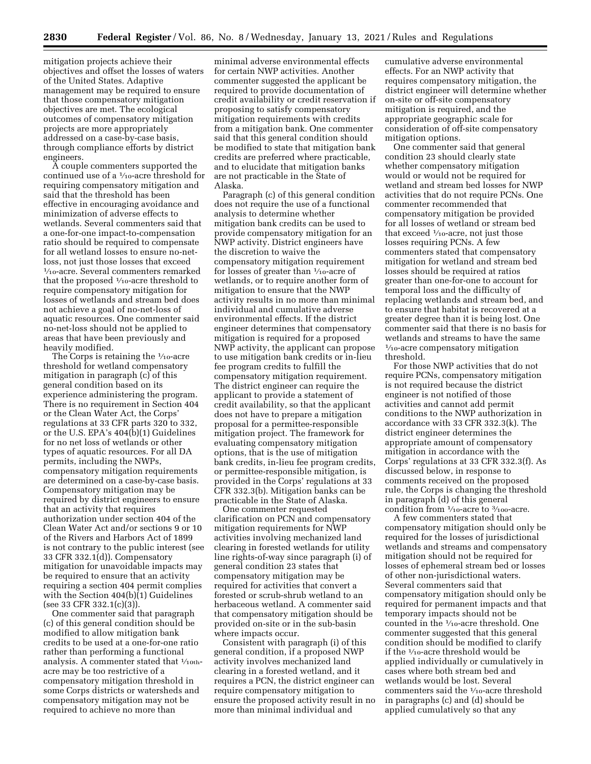mitigation projects achieve their objectives and offset the losses of waters of the United States. Adaptive management may be required to ensure that those compensatory mitigation objectives are met. The ecological outcomes of compensatory mitigation projects are more appropriately addressed on a case-by-case basis, through compliance efforts by district engineers.

A couple commenters supported the continued use of a 1/10-acre threshold for requiring compensatory mitigation and said that the threshold has been effective in encouraging avoidance and minimization of adverse effects to wetlands. Several commenters said that a one-for-one impact-to-compensation ratio should be required to compensate for all wetland losses to ensure no-net-loss, not just those losses that exceed 1/10-acre. Several commenters remarked that the proposed 1/10-acre threshold to require compensatory mitigation for losses of wetlands and stream bed does not achieve a goal of no-net-loss of aquatic resources. One commenter said no-net-loss should not be applied to areas that have been previously and heavily modified.

The Corps is retaining the 1/10-acre threshold for wetland compensatory mitigation in paragraph (c) of this general condition based on its experience administering the program. There is no requirement in Section 404 or the Clean Water Act, the Corps' regulations at 33 CFR parts 320 to 332, or the U.S. EPA's 404(b)(1) Guidelines for no net loss of wetlands or other types of aquatic resources. For all DA permits, including the NWPs, compensatory mitigation requirements are determined on a case-by-case basis. Compensatory mitigation may be required by district engineers to ensure that an activity that requires authorization under section 404 of the Clean Water Act and/or sections 9 or 10 of the Rivers and Harbors Act of 1899 is not contrary to the public interest (see 33 CFR 332.1(d)). Compensatory mitigation for unavoidable impacts may be required to ensure that an activity requiring a section 404 permit complies with the Section 404(b)(1) Guidelines (see 33 CFR 332.1(c)(3)).

One commenter said that paragraph (c) of this general condition should be modified to allow mitigation bank credits to be used at a one-for-one ratio rather than performing a functional analysis. A commenter stated that 1/10th-acre may be too restrictive of a compensatory mitigation threshold in some Corps districts or watersheds and compensatory mitigation may not be required to achieve no more than minimal adverse environmental effects for certain NWP activities. Another commenter suggested the applicant be required to provide documentation of credit availability or credit reservation if proposing to satisfy compensatory mitigation requirements with credits from a mitigation bank. One commenter said that this general condition should be modified to state that mitigation bank credits are preferred where practicable, and to elucidate that mitigation banks are not practicable in the State of Alaska.

Paragraph (c) of this general condition does not require the use of a functional analysis to determine whether mitigation bank credits can be used to provide compensatory mitigation for an NWP activity. District engineers have the discretion to waive the compensatory mitigation requirement for losses of greater than 1/10-acre of wetlands, or to require another form of mitigation to ensure that the NWP activity results in no more than minimal individual and cumulative adverse environmental effects. If the district engineer determines that compensatory mitigation is required for a proposed NWP activity, the applicant can propose to use mitigation bank credits or in-lieu fee program credits to fulfill the compensatory mitigation requirement. The district engineer can require the applicant to provide a statement of credit availability, so that the applicant does not have to prepare a mitigation proposal for a permittee-responsible mitigation project. The framework for evaluating compensatory mitigation options, that is the use of mitigation bank credits, in-lieu fee program credits, or permittee-responsible mitigation, is provided in the Corps' regulations at 33 CFR 332.3(b). Mitigation banks can be practicable in the State of Alaska.

One commenter requested clarification on PCN and compensatory mitigation requirements for NWP activities involving mechanized land clearing in forested wetlands for utility line rights-of-way since paragraph (i) of general condition 23 states that compensatory mitigation may be required for activities that convert a forested or scrub-shrub wetland to an herbaceous wetland. A commenter said that compensatory mitigation should be provided on-site or in the sub-basin where impacts occur.

Consistent with paragraph (i) of this general condition, if a proposed NWP activity involves mechanized land clearing in a forested wetland, and it requires a PCN, the district engineer can require compensatory mitigation to ensure the proposed activity result in no more than minimal individual and cumulative adverse environmental effects. For an NWP activity that requires compensatory mitigation, the district engineer will determine whether on-site or off-site compensatory mitigation is required, and the appropriate geographic scale for consideration of off-site compensatory mitigation options.

One commenter said that general condition 23 should clearly state whether compensatory mitigation would or would not be required for wetland and stream bed losses for NWP activities that do not require PCNs. One commenter recommended that compensatory mitigation be provided for all losses of wetland or stream bed that exceed 1/10-acre, not just those losses requiring PCNs. A few commenters stated that compensatory mitigation for wetland and stream bed losses should be required at ratios greater than one-for-one to account for temporal loss and the difficulty of replacing wetlands and stream bed, and to ensure that habitat is recovered at a greater degree than it is being lost. One commenter said that there is no basis for wetlands and streams to have the same 1/10-acre compensatory mitigation threshold.

For those NWP activities that do not require PCNs, compensatory mitigation is not required because the district engineer is not notified of those activities and cannot add permit conditions to the NWP authorization in accordance with 33 CFR 332.3(k). The district engineer determines the appropriate amount of compensatory mitigation in accordance with the Corps' regulations at 33 CFR 332.3(f). As discussed below, in response to comments received on the proposed rule, the Corps is changing the threshold in paragraph (d) of this general condition from 1/10-acre to 3/100-acre.

A few commenters stated that compensatory mitigation should only be required for the losses of jurisdictional wetlands and streams and compensatory mitigation should not be required for losses of ephemeral stream bed or losses of other non-jurisdictional waters. Several commenters said that compensatory mitigation should only be required for permanent impacts and that temporary impacts should not be counted in the 1/10-acre threshold. One commenter suggested that this general condition should be modified to clarify if the 1/10-acre threshold would be applied individually or cumulatively in cases where both stream bed and wetlands would be lost. Several commenters said the 1/10-acre threshold in paragraphs (c) and (d) should be applied cumulatively so that any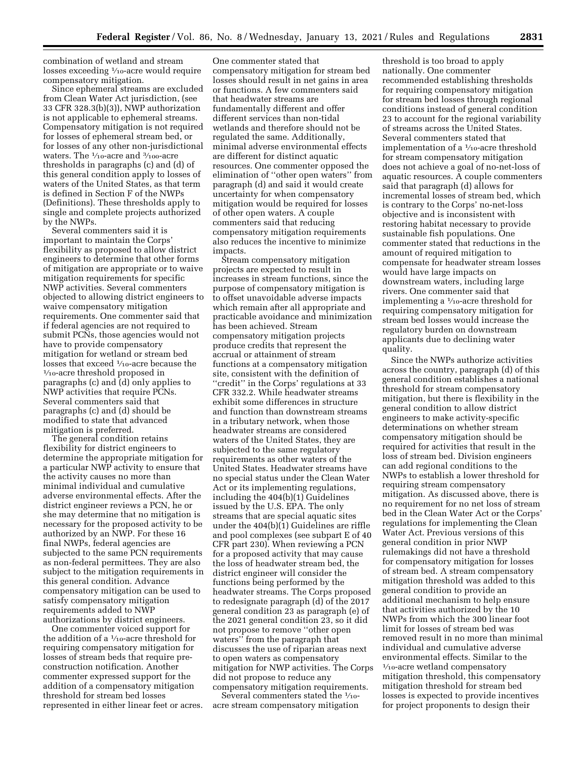combination of wetland and stream losses exceeding 1/10-acre would require compensatory mitigation.

Since ephemeral streams are excluded from Clean Water Act jurisdiction, (see 33 CFR 328.3(b)(3)), NWP authorization is not applicable to ephemeral streams. Compensatory mitigation is not required for losses of ephemeral stream bed, or for losses of any other non-jurisdictional waters. The 1/10-acre and 3/100-acre thresholds in paragraphs (c) and (d) of this general condition apply to losses of waters of the United States, as that term is defined in Section F of the NWPs (Definitions). These thresholds apply to single and complete projects authorized by the NWPs.

Several commenters said it is important to maintain the Corps' flexibility as proposed to allow district engineers to determine that other forms of mitigation are appropriate or to waive mitigation requirements for specific NWP activities. Several commenters objected to allowing district engineers to waive compensatory mitigation requirements. One commenter said that if federal agencies are not required to submit PCNs, those agencies would not have to provide compensatory mitigation for wetland or stream bed losses that exceed 1/10-acre because the 1/10-acre threshold proposed in paragraphs (c) and (d) only applies to NWP activities that require PCNs. Several commenters said that paragraphs (c) and (d) should be modified to state that advanced mitigation is preferred.

The general condition retains flexibility for district engineers to determine the appropriate mitigation for a particular NWP activity to ensure that the activity causes no more than minimal individual and cumulative adverse environmental effects. After the district engineer reviews a PCN, he or she may determine that no mitigation is necessary for the proposed activity to be authorized by an NWP. For these 16 final NWPs, federal agencies are subjected to the same PCN requirements as non-federal permittees. They are also subject to the mitigation requirements in this general condition. Advance compensatory mitigation can be used to satisfy compensatory mitigation requirements added to NWP authorizations by district engineers.

One commenter voiced support for the addition of a 1/10-acre threshold for requiring compensatory mitigation for losses of stream beds that require pre-construction notification. Another commenter expressed support for the addition of a compensatory mitigation threshold for stream bed losses represented in either linear feet or acres. One commenter stated that compensatory mitigation for stream bed losses should result in net gains in area or functions. A few commenters said that headwater streams are fundamentally different and offer different services than non-tidal wetlands and therefore should not be regulated the same. Additionally, minimal adverse environmental effects are different for distinct aquatic resources. One commenter opposed the elimination of "other open waters" from paragraph (d) and said it would create uncertainty for when compensatory mitigation would be required for losses of other open waters. A couple commenters said that reducing compensatory mitigation requirements also reduces the incentive to minimize impacts.

Stream compensatory mitigation projects are expected to result in increases in stream functions, since the purpose of compensatory mitigation is to offset unavoidable adverse impacts which remain after all appropriate and practicable avoidance and minimization has been achieved. Stream compensatory mitigation projects produce credits that represent the accrual or attainment of stream functions at a compensatory mitigation site, consistent with the definition of "credit" in the Corps' regulations at 33 CFR 332.2. While headwater streams exhibit some differences in structure and function than downstream streams in a tributary network, when those headwater streams are considered waters of the United States, they are subjected to the same regulatory requirements as other waters of the United States. Headwater streams have no special status under the Clean Water Act or its implementing regulations, including the 404(b)(1) Guidelines issued by the U.S. EPA. The only streams that are special aquatic sites under the 404(b)(1) Guidelines are riffle and pool complexes (see subpart E of 40 CFR part 230). When reviewing a PCN for a proposed activity that may cause the loss of headwater stream bed, the district engineer will consider the functions being performed by the headwater streams. The Corps proposed to redesignate paragraph (d) of the 2017 general condition 23 as paragraph (e) of the 2021 general condition 23, so it did not propose to remove "other open waters" from the paragraph that discusses the use of riparian areas next to open waters as compensatory mitigation for NWP activities. The Corps did not propose to reduce any compensatory mitigation requirements.

Several commenters stated the 1/10-acre stream compensatory mitigation threshold is too broad to apply nationally. One commenter recommended establishing thresholds for requiring compensatory mitigation for stream bed losses through regional conditions instead of general condition 23 to account for the regional variability of streams across the United States. Several commenters stated that implementation of a 1/10-acre threshold for stream compensatory mitigation does not achieve a goal of no-net-loss of aquatic resources. A couple commenters said that paragraph (d) allows for incremental losses of stream bed, which is contrary to the Corps' no-net-loss objective and is inconsistent with restoring habitat necessary to provide sustainable fish populations. One commenter stated that reductions in the amount of required mitigation to compensate for headwater stream losses would have large impacts on downstream waters, including large rivers. One commenter said that implementing a 1/10-acre threshold for requiring compensatory mitigation for stream bed losses would increase the regulatory burden on downstream applicants due to declining water quality.

Since the NWPs authorize activities across the country, paragraph (d) of this general condition establishes a national threshold for stream compensatory mitigation, but there is flexibility in the general condition to allow district engineers to make activity-specific determinations on whether stream compensatory mitigation should be required for activities that result in the loss of stream bed. Division engineers can add regional conditions to the NWPs to establish a lower threshold for requiring stream compensatory mitigation. As discussed above, there is no requirement for no net loss of stream bed in the Clean Water Act or the Corps' regulations for implementing the Clean Water Act. Previous versions of this general condition in prior NWP rulemakings did not have a threshold for compensatory mitigation for losses of stream bed. A stream compensatory mitigation threshold was added to this general condition to provide an additional mechanism to help ensure that activities authorized by the 10 NWPs from which the 300 linear foot limit for losses of stream bed was removed result in no more than minimal individual and cumulative adverse environmental effects. Similar to the 1/10-acre wetland compensatory mitigation threshold, this compensatory mitigation threshold for stream bed losses is expected to provide incentives for project proponents to design their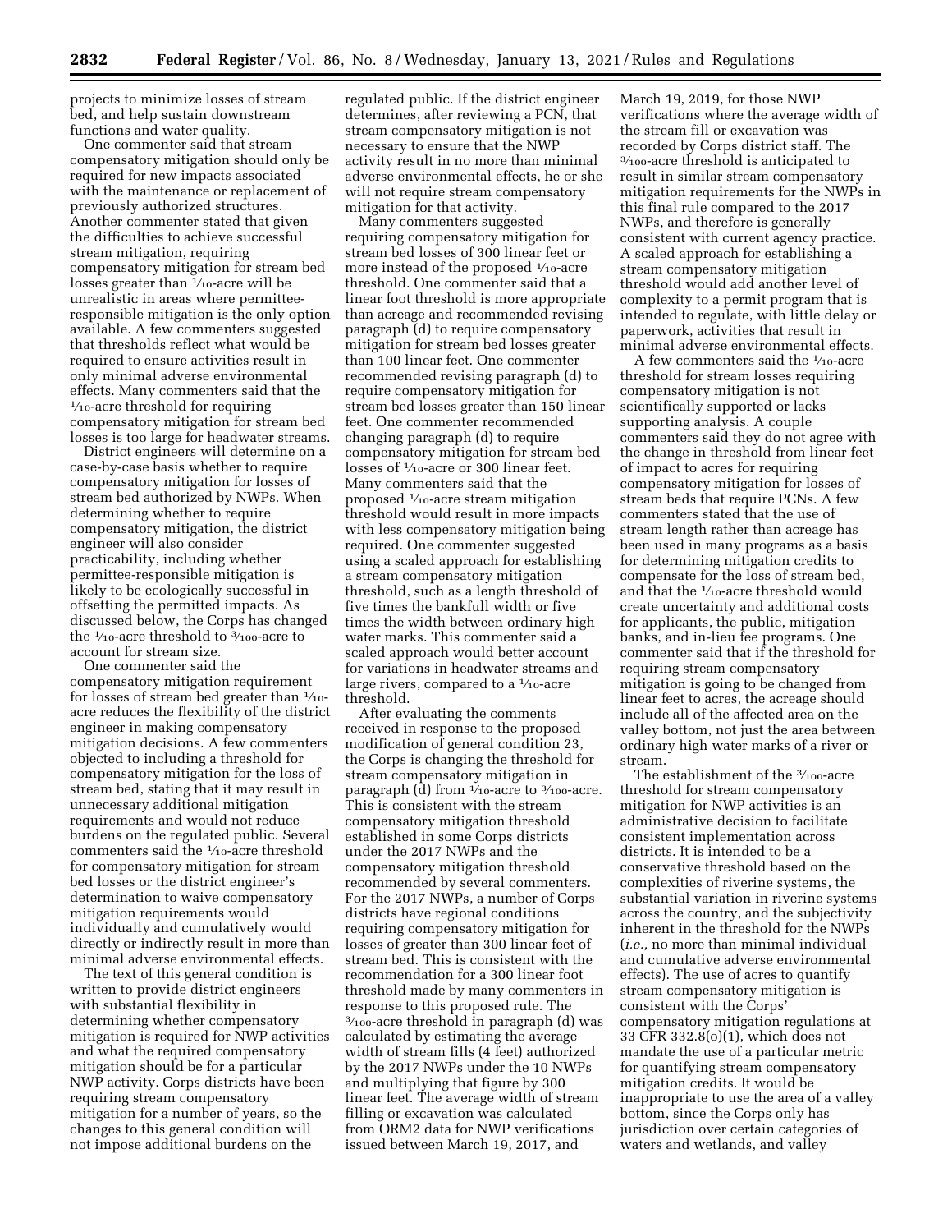projects to minimize losses of stream bed, and help sustain downstream functions and water quality.

One commenter said that stream compensatory mitigation should only be required for new impacts associated with the maintenance or replacement of previously authorized structures. Another commenter stated that given the difficulties to achieve successful stream mitigation, requiring compensatory mitigation for stream bed losses greater than 1/10-acre will be unrealistic in areas where permittee-responsible mitigation is the only option available. A few commenters suggested that thresholds reflect what would be required to ensure activities result in only minimal adverse environmental effects. Many commenters said that the 1/10-acre threshold for requiring compensatory mitigation for stream bed losses is too large for headwater streams.

District engineers will determine on a case-by-case basis whether to require compensatory mitigation for losses of stream bed authorized by NWPs. When determining whether to require compensatory mitigation, the district engineer will also consider practicability, including whether permittee-responsible mitigation is likely to be ecologically successful in offsetting the permitted impacts. As discussed below, the Corps has changed the 1/10-acre threshold to 3/100-acre to account for stream size.

One commenter said the compensatory mitigation requirement for losses of stream bed greater than 1/10-acre reduces the flexibility of the district engineer in making compensatory mitigation decisions. A few commenters objected to including a threshold for compensatory mitigation for the loss of stream bed, stating that it may result in unnecessary additional mitigation requirements and would not reduce burdens on the regulated public. Several commenters said the 1/10-acre threshold for compensatory mitigation for stream bed losses or the district engineer's determination to waive compensatory mitigation requirements would individually and cumulatively would directly or indirectly result in more than minimal adverse environmental effects.

The text of this general condition is written to provide district engineers with substantial flexibility in determining whether compensatory mitigation is required for NWP activities and what the required compensatory mitigation should be for a particular NWP activity. Corps districts have been requiring stream compensatory mitigation for a number of years, so the changes to this general condition will not impose additional burdens on the regulated public. If the district engineer determines, after reviewing a PCN, that stream compensatory mitigation is not necessary to ensure that the NWP activity result in no more than minimal adverse environmental effects, he or she will not require stream compensatory mitigation for that activity.

Many commenters suggested requiring compensatory mitigation for stream bed losses of 300 linear feet or more instead of the proposed 1/10-acre threshold. One commenter said that a linear foot threshold is more appropriate than acreage and recommended revising paragraph (d) to require compensatory mitigation for stream bed losses greater than 100 linear feet. One commenter recommended revising paragraph (d) to require compensatory mitigation for stream bed losses greater than 150 linear feet. One commenter recommended changing paragraph (d) to require compensatory mitigation for stream bed losses of 1/10-acre or 300 linear feet. Many commenters said that the proposed 1/10-acre stream mitigation threshold would result in more impacts with less compensatory mitigation being required. One commenter suggested using a scaled approach for establishing a stream compensatory mitigation threshold, such as a length threshold of five times the bankfull width or five times the width between ordinary high water marks. This commenter said a scaled approach would better account for variations in headwater streams and large rivers, compared to a 1/10-acre threshold.

After evaluating the comments received in response to the proposed modification of general condition 23, the Corps is changing the threshold for stream compensatory mitigation in paragraph (d) from 1/10-acre to 3/100-acre. This is consistent with the stream compensatory mitigation threshold established in some Corps districts under the 2017 NWPs and the compensatory mitigation threshold recommended by several commenters. For the 2017 NWPs, a number of Corps districts have regional conditions requiring compensatory mitigation for losses of greater than 300 linear feet of stream bed. This is consistent with the recommendation for a 300 linear foot threshold made by many commenters in response to this proposed rule. The 3/100-acre threshold in paragraph (d) was calculated by estimating the average width of stream fills (4 feet) authorized by the 2017 NWPs under the 10 NWPs and multiplying that figure by 300 linear feet. The average width of stream filling or excavation was calculated from ORM2 data for NWP verifications issued between March 19, 2017, and March 19, 2019, for those NWP verifications where the average width of the stream fill or excavation was recorded by Corps district staff. The 3/100-acre threshold is anticipated to result in similar stream compensatory mitigation requirements for the NWPs in this final rule compared to the 2017 NWPs, and therefore is generally consistent with current agency practice. A scaled approach for establishing a stream compensatory mitigation threshold would add another level of complexity to a permit program that is intended to regulate, with little delay or paperwork, activities that result in minimal adverse environmental effects.

A few commenters said the 1/10-acre threshold for stream losses requiring compensatory mitigation is not scientifically supported or lacks supporting analysis. A couple commenters said they do not agree with the change in threshold from linear feet of impact to acres for requiring compensatory mitigation for losses of stream beds that require PCNs. A few commenters stated that the use of stream length rather than acreage has been used in many programs as a basis for determining mitigation credits to compensate for the loss of stream bed, and that the 1/10-acre threshold would create uncertainty and additional costs for applicants, the public, mitigation banks, and in-lieu fee programs. One commenter said that if the threshold for requiring stream compensatory mitigation is going to be changed from linear feet to acres, the acreage should include all of the affected area on the valley bottom, not just the area between ordinary high water marks of a river or stream.

The establishment of the 3/100-acre threshold for stream compensatory mitigation for NWP activities is an administrative decision to facilitate consistent implementation across districts. It is intended to be a conservative threshold based on the complexities of riverine systems, the substantial variation in riverine systems across the country, and the subjectivity inherent in the threshold for the NWPs (*i.e.,* no more than minimal individual and cumulative adverse environmental effects). The use of acres to quantify stream compensatory mitigation is consistent with the Corps' compensatory mitigation regulations at 33 CFR 332.8(o)(1), which does not mandate the use of a particular metric for quantifying stream compensatory mitigation credits. It would be inappropriate to use the area of a valley bottom, since the Corps only has jurisdiction over certain categories of waters and wetlands, and valley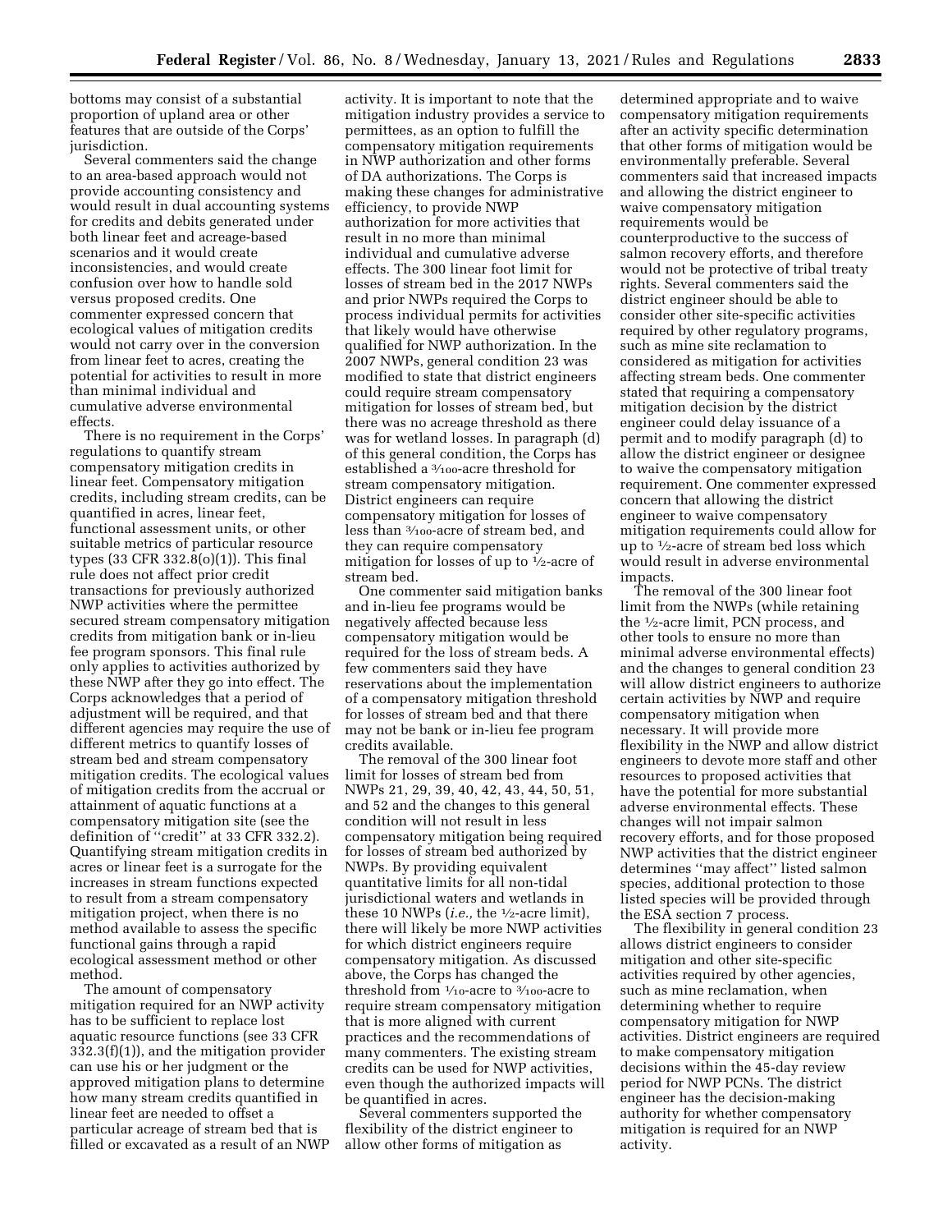bottoms may consist of a substantial proportion of upland area or other features that are outside of the Corps' jurisdiction.

Several commenters said the change to an area-based approach would not provide accounting consistency and would result in dual accounting systems for credits and debits generated under both linear feet and acreage-based scenarios and it would create inconsistencies, and would create confusion over how to handle sold versus proposed credits. One commenter expressed concern that ecological values of mitigation credits would not carry over in the conversion from linear feet to acres, creating the potential for activities to result in more than minimal individual and cumulative adverse environmental effects.

There is no requirement in the Corps' regulations to quantify stream compensatory mitigation credits in linear feet. Compensatory mitigation credits, including stream credits, can be quantified in acres, linear feet, functional assessment units, or other suitable metrics of particular resource types (33 CFR 332.8(o)(1)). This final rule does not affect prior credit transactions for previously authorized NWP activities where the permittee secured stream compensatory mitigation credits from mitigation bank or in-lieu fee program sponsors. This final rule only applies to activities authorized by these NWP after they go into effect. The Corps acknowledges that a period of adjustment will be required, and that different agencies may require the use of different metrics to quantify losses of stream bed and stream compensatory mitigation credits. The ecological values of mitigation credits from the accrual or attainment of aquatic functions at a compensatory mitigation site (see the definition of "credit" at 33 CFR 332.2). Quantifying stream mitigation credits in acres or linear feet is a surrogate for the increases in stream functions expected to result from a stream compensatory mitigation project, when there is no method available to assess the specific functional gains through a rapid ecological assessment method or other method.

The amount of compensatory mitigation required for an NWP activity has to be sufficient to replace lost aquatic resource functions (see 33 CFR 332.3(f)(1)), and the mitigation provider can use his or her judgment or the approved mitigation plans to determine how many stream credits quantified in linear feet are needed to offset a particular acreage of stream bed that is filled or excavated as a result of an NWP activity. It is important to note that the mitigation industry provides a service to permittees, as an option to fulfill the compensatory mitigation requirements in NWP authorization and other forms of DA authorizations. The Corps is making these changes for administrative efficiency, to provide NWP authorization for more activities that result in no more than minimal individual and cumulative adverse effects. The 300 linear foot limit for losses of stream bed in the 2017 NWPs and prior NWPs required the Corps to process individual permits for activities that likely would have otherwise qualified for NWP authorization. In the 2007 NWPs, general condition 23 was modified to state that district engineers could require stream compensatory mitigation for losses of stream bed, but there was no acreage threshold as there was for wetland losses. In paragraph (d) of this general condition, the Corps has established a 3/100-acre threshold for stream compensatory mitigation. District engineers can require compensatory mitigation for losses of less than 3/100-acre of stream bed, and they can require compensatory mitigation for losses of up to 1/2-acre of stream bed.

One commenter said mitigation banks and in-lieu fee programs would be negatively affected because less compensatory mitigation would be required for the loss of stream beds. A few commenters said they have reservations about the implementation of a compensatory mitigation threshold for losses of stream bed and that there may not be bank or in-lieu fee program credits available.

The removal of the 300 linear foot limit for losses of stream bed from NWPs 21, 29, 39, 40, 42, 43, 44, 50, 51, and 52 and the changes to this general condition will not result in less compensatory mitigation being required for losses of stream bed authorized by NWPs. By providing equivalent quantitative limits for all non-tidal jurisdictional waters and wetlands in these 10 NWPs (*i.e.,* the 1/2-acre limit), there will likely be more NWP activities for which district engineers require compensatory mitigation. As discussed above, the Corps has changed the threshold from 1/10-acre to 3/100-acre to require stream compensatory mitigation that is more aligned with current practices and the recommendations of many commenters. The existing stream credits can be used for NWP activities, even though the authorized impacts will be quantified in acres.

Several commenters supported the flexibility of the district engineer to allow other forms of mitigation as determined appropriate and to waive compensatory mitigation requirements after an activity specific determination that other forms of mitigation would be environmentally preferable. Several commenters said that increased impacts and allowing the district engineer to waive compensatory mitigation requirements would be counterproductive to the success of salmon recovery efforts, and therefore would not be protective of tribal treaty rights. Several commenters said the district engineer should be able to consider other site-specific activities required by other regulatory programs, such as mine site reclamation to considered as mitigation for activities affecting stream beds. One commenter stated that requiring a compensatory mitigation decision by the district engineer could delay issuance of a permit and to modify paragraph (d) to allow the district engineer or designee to waive the compensatory mitigation requirement. One commenter expressed concern that allowing the district engineer to waive compensatory mitigation requirements could allow for up to 1/2-acre of stream bed loss which would result in adverse environmental impacts.

The removal of the 300 linear foot limit from the NWPs (while retaining the 1/2-acre limit, PCN process, and other tools to ensure no more than minimal adverse environmental effects) and the changes to general condition 23 will allow district engineers to authorize certain activities by NWP and require compensatory mitigation when necessary. It will provide more flexibility in the NWP and allow district engineers to devote more staff and other resources to proposed activities that have the potential for more substantial adverse environmental effects. These changes will not impair salmon recovery efforts, and for those proposed NWP activities that the district engineer determines "may affect" listed salmon species, additional protection to those listed species will be provided through the ESA section 7 process.

The flexibility in general condition 23 allows district engineers to consider mitigation and other site-specific activities required by other agencies, such as mine reclamation, when determining whether to require compensatory mitigation for NWP activities. District engineers are required to make compensatory mitigation decisions within the 45-day review period for NWP PCNs. The district engineer has the decision-making authority for whether compensatory mitigation is required for an NWP activity.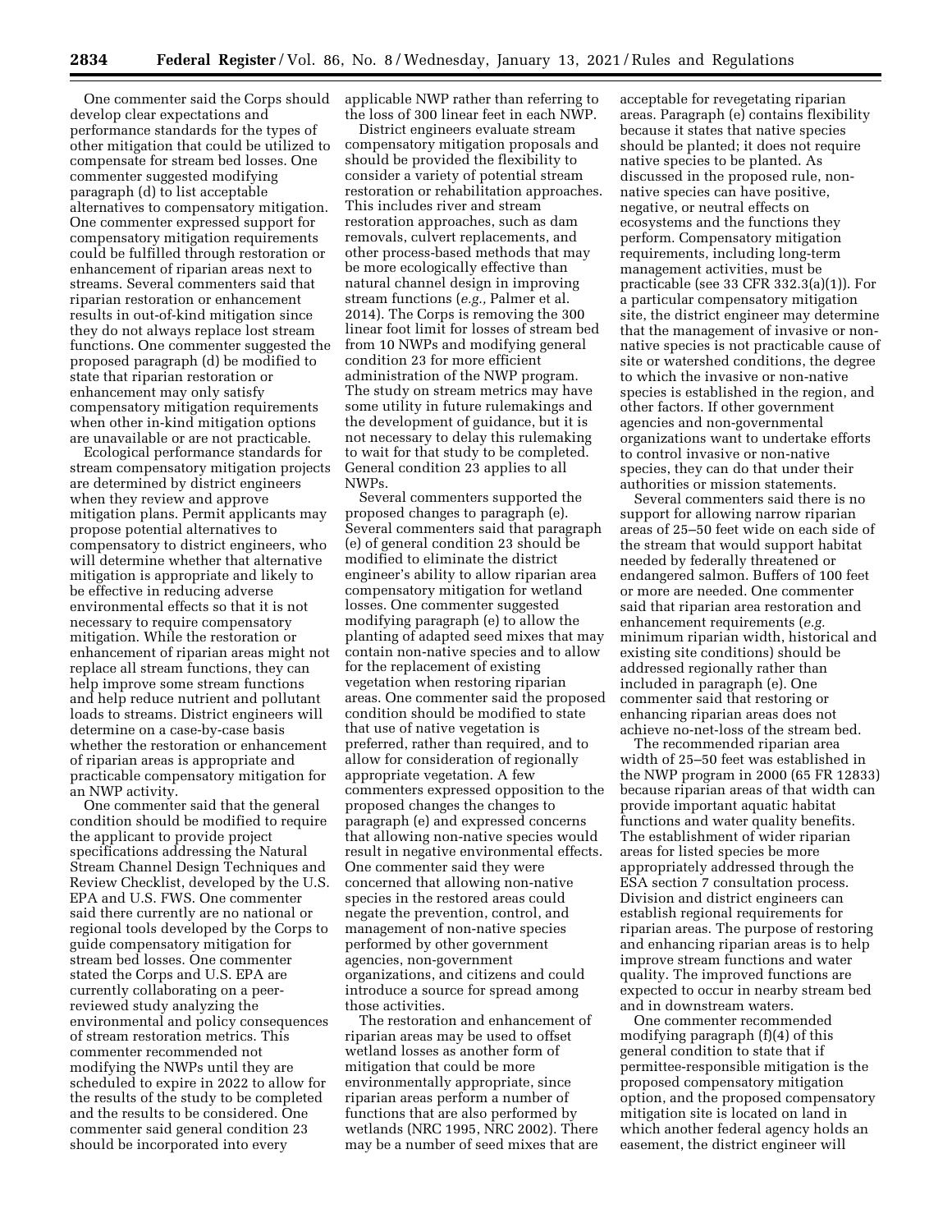One commenter said the Corps should develop clear expectations and performance standards for the types of other mitigation that could be utilized to compensate for stream bed losses. One commenter suggested modifying paragraph (d) to list acceptable alternatives to compensatory mitigation. One commenter expressed support for compensatory mitigation requirements could be fulfilled through restoration or enhancement of riparian areas next to streams. Several commenters said that riparian restoration or enhancement results in out-of-kind mitigation since they do not always replace lost stream functions. One commenter suggested the proposed paragraph (d) be modified to state that riparian restoration or enhancement may only satisfy compensatory mitigation requirements when other in-kind mitigation options are unavailable or are not practicable.

Ecological performance standards for stream compensatory mitigation projects are determined by district engineers when they review and approve mitigation plans. Permit applicants may propose potential alternatives to compensatory to district engineers, who will determine whether that alternative mitigation is appropriate and likely to be effective in reducing adverse environmental effects so that it is not necessary to require compensatory mitigation. While the restoration or enhancement of riparian areas might not replace all stream functions, they can help improve some stream functions and help reduce nutrient and pollutant loads to streams. District engineers will determine on a case-by-case basis whether the restoration or enhancement of riparian areas is appropriate and practicable compensatory mitigation for an NWP activity.

One commenter said that the general condition should be modified to require the applicant to provide project specifications addressing the Natural Stream Channel Design Techniques and Review Checklist, developed by the U.S. EPA and U.S. FWS. One commenter said there currently are no national or regional tools developed by the Corps to guide compensatory mitigation for stream bed losses. One commenter stated the Corps and U.S. EPA are currently collaborating on a peer-reviewed study analyzing the environmental and policy consequences of stream restoration metrics. This commenter recommended not modifying the NWPs until they are scheduled to expire in 2022 to allow for the results of the study to be completed and the results to be considered. One commenter said general condition 23 should be incorporated into every applicable NWP rather than referring to the loss of 300 linear feet in each NWP.

District engineers evaluate stream compensatory mitigation proposals and should be provided the flexibility to consider a variety of potential stream restoration or rehabilitation approaches. This includes river and stream restoration approaches, such as dam removals, culvert replacements, and other process-based methods that may be more ecologically effective than natural channel design in improving stream functions (*e.g.,* Palmer et al. 2014). The Corps is removing the 300 linear foot limit for losses of stream bed from 10 NWPs and modifying general condition 23 for more efficient administration of the NWP program. The study on stream metrics may have some utility in future rulemakings and the development of guidance, but it is not necessary to delay this rulemaking to wait for that study to be completed. General condition 23 applies to all NWPs.

Several commenters supported the proposed changes to paragraph (e). Several commenters said that paragraph (e) of general condition 23 should be modified to eliminate the district engineer's ability to allow riparian area compensatory mitigation for wetland losses. One commenter suggested modifying paragraph (e) to allow the planting of adapted seed mixes that may contain non-native species and to allow for the replacement of existing vegetation when restoring riparian areas. One commenter said the proposed condition should be modified to state that use of native vegetation is preferred, rather than required, and to allow for consideration of regionally appropriate vegetation. A few commenters expressed opposition to the proposed changes the changes to paragraph (e) and expressed concerns that allowing non-native species would result in negative environmental effects. One commenter said they were concerned that allowing non-native species in the restored areas could negate the prevention, control, and management of non-native species performed by other government agencies, non-government organizations, and citizens and could introduce a source for spread among those activities.

The restoration and enhancement of riparian areas may be used to offset wetland losses as another form of mitigation that could be more environmentally appropriate, since riparian areas perform a number of functions that are also performed by wetlands (NRC 1995, NRC 2002). There may be a number of seed mixes that are acceptable for revegetating riparian areas. Paragraph (e) contains flexibility because it states that native species should be planted; it does not require native species to be planted. As discussed in the proposed rule, non-native species can have positive, negative, or neutral effects on ecosystems and the functions they perform. Compensatory mitigation requirements, including long-term management activities, must be practicable (see 33 CFR 332.3(a)(1)). For a particular compensatory mitigation site, the district engineer may determine that the management of invasive or non-native species is not practicable cause of site or watershed conditions, the degree to which the invasive or non-native species is established in the region, and other factors. If other government agencies and non-governmental organizations want to undertake efforts to control invasive or non-native species, they can do that under their authorities or mission statements.

Several commenters said there is no support for allowing narrow riparian areas of 25–50 feet wide on each side of the stream that would support habitat needed by federally threatened or endangered salmon. Buffers of 100 feet or more are needed. One commenter said that riparian area restoration and enhancement requirements (*e.g.* minimum riparian width, historical and existing site conditions) should be addressed regionally rather than included in paragraph (e). One commenter said that restoring or enhancing riparian areas does not achieve no-net-loss of the stream bed.

The recommended riparian area width of 25–50 feet was established in the NWP program in 2000 (65 FR 12833) because riparian areas of that width can provide important aquatic habitat functions and water quality benefits. The establishment of wider riparian areas for listed species be more appropriately addressed through the ESA section 7 consultation process. Division and district engineers can establish regional requirements for riparian areas. The purpose of restoring and enhancing riparian areas is to help improve stream functions and water quality. The improved functions are expected to occur in nearby stream bed and in downstream waters.

One commenter recommended modifying paragraph (f)(4) of this general condition to state that if permittee-responsible mitigation is the proposed compensatory mitigation option, and the proposed compensatory mitigation site is located on land in which another federal agency holds an easement, the district engineer will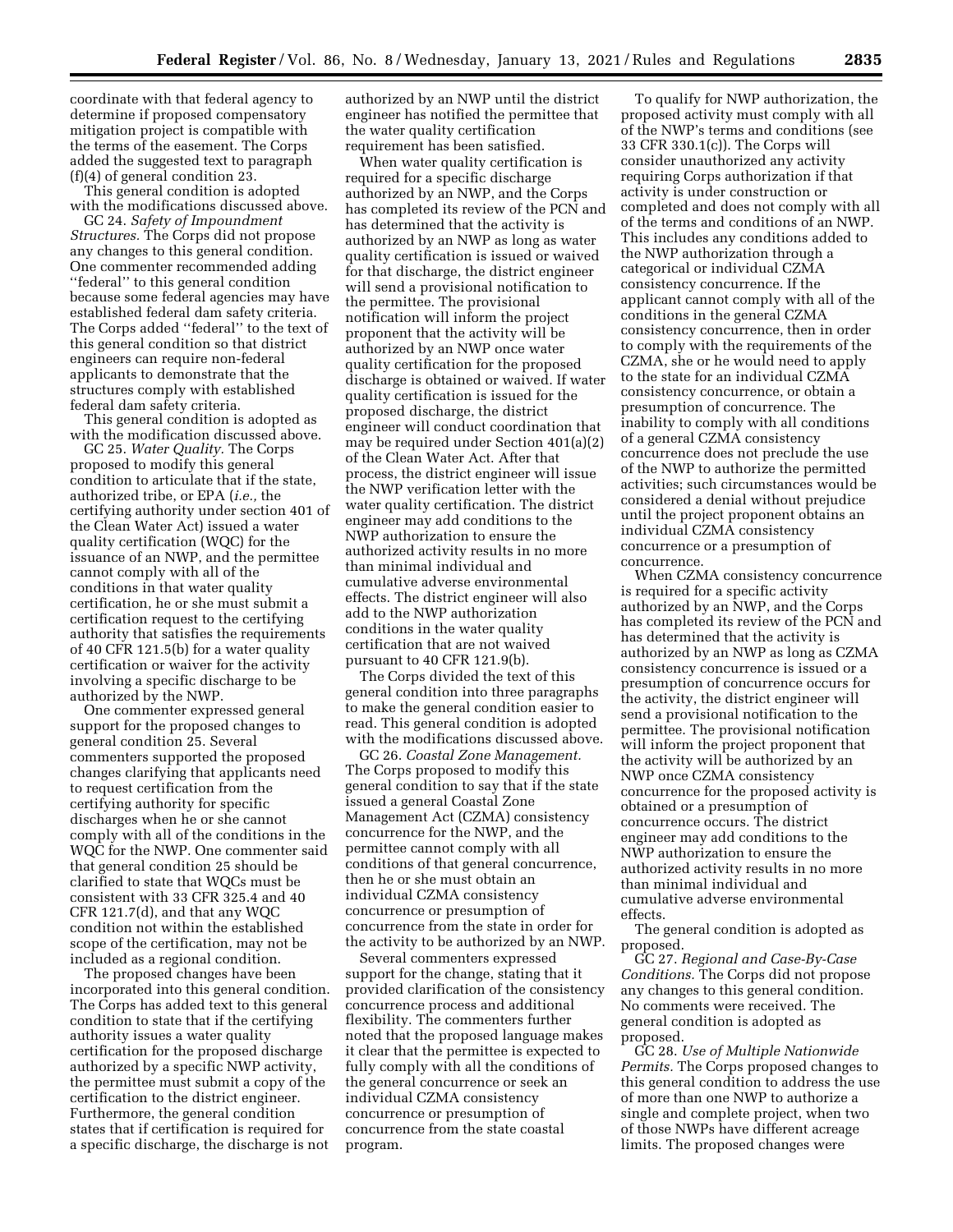coordinate with that federal agency to determine if proposed compensatory mitigation project is compatible with the terms of the easement. The Corps added the suggested text to paragraph (f)(4) of general condition 23.

This general condition is adopted with the modifications discussed above.

GC 24. *Safety of Impoundment Structures.* The Corps did not propose any changes to this general condition. One commenter recommended adding ''federal'' to this general condition because some federal agencies may have established federal dam safety criteria. The Corps added ''federal'' to the text of this general condition so that district engineers can require non-federal applicants to demonstrate that the structures comply with established federal dam safety criteria.

This general condition is adopted as with the modification discussed above.

GC 25. *Water Quality.* The Corps proposed to modify this general condition to articulate that if the state, authorized tribe, or EPA (*i.e.,* the certifying authority under section 401 of the Clean Water Act) issued a water quality certification (WQC) for the issuance of an NWP, and the permittee cannot comply with all of the conditions in that water quality certification, he or she must submit a certification request to the certifying authority that satisfies the requirements of 40 CFR 121.5(b) for a water quality certification or waiver for the activity involving a specific discharge to be authorized by the NWP.

One commenter expressed general support for the proposed changes to general condition 25. Several commenters supported the proposed changes clarifying that applicants need to request certification from the certifying authority for specific discharges when he or she cannot comply with all of the conditions in the WQC for the NWP. One commenter said that general condition 25 should be clarified to state that WQCs must be consistent with 33 CFR 325.4 and 40 CFR 121.7(d), and that any WQC condition not within the established scope of the certification, may not be included as a regional condition.

The proposed changes have been incorporated into this general condition. The Corps has added text to this general condition to state that if the certifying authority issues a water quality certification for the proposed discharge authorized by a specific NWP activity, the permittee must submit a copy of the certification to the district engineer. Furthermore, the general condition states that if certification is required for a specific discharge, the discharge is not authorized by an NWP until the district engineer has notified the permittee that the water quality certification requirement has been satisfied.

When water quality certification is required for a specific discharge authorized by an NWP, and the Corps has completed its review of the PCN and has determined that the activity is authorized by an NWP as long as water quality certification is issued or waived for that discharge, the district engineer will send a provisional notification to the permittee. The provisional notification will inform the project proponent that the activity will be authorized by an NWP once water quality certification for the proposed discharge is obtained or waived. If water quality certification is issued for the proposed discharge, the district engineer will conduct coordination that may be required under Section 401(a)(2) of the Clean Water Act. After that process, the district engineer will issue the NWP verification letter with the water quality certification. The district engineer may add conditions to the NWP authorization to ensure the authorized activity results in no more than minimal individual and cumulative adverse environmental effects. The district engineer will also add to the NWP authorization conditions in the water quality certification that are not waived pursuant to 40 CFR 121.9(b).

The Corps divided the text of this general condition into three paragraphs to make the general condition easier to read. This general condition is adopted with the modifications discussed above.

GC 26. *Coastal Zone Management.* The Corps proposed to modify this general condition to say that if the state issued a general Coastal Zone Management Act (CZMA) consistency concurrence for the NWP, and the permittee cannot comply with all conditions of that general concurrence, then he or she must obtain an individual CZMA consistency concurrence or presumption of concurrence from the state in order for the activity to be authorized by an NWP.

Several commenters expressed support for the change, stating that it provided clarification of the consistency concurrence process and additional flexibility. The commenters further noted that the proposed language makes it clear that the permittee is expected to fully comply with all the conditions of the general concurrence or seek an individual CZMA consistency concurrence or presumption of concurrence from the state coastal program.

To qualify for NWP authorization, the proposed activity must comply with all of the NWP's terms and conditions (see 33 CFR 330.1(c)). The Corps will consider unauthorized any activity requiring Corps authorization if that activity is under construction or completed and does not comply with all of the terms and conditions of an NWP. This includes any conditions added to the NWP authorization through a categorical or individual CZMA consistency concurrence. If the applicant cannot comply with all of the conditions in the general CZMA consistency concurrence, then in order to comply with the requirements of the CZMA, she or he would need to apply to the state for an individual CZMA consistency concurrence, or obtain a presumption of concurrence. The inability to comply with all conditions of a general CZMA consistency concurrence does not preclude the use of the NWP to authorize the permitted activities; such circumstances would be considered a denial without prejudice until the project proponent obtains an individual CZMA consistency concurrence or a presumption of concurrence.

When CZMA consistency concurrence is required for a specific activity authorized by an NWP, and the Corps has completed its review of the PCN and has determined that the activity is authorized by an NWP as long as CZMA consistency concurrence is issued or a presumption of concurrence occurs for the activity, the district engineer will send a provisional notification to the permittee. The provisional notification will inform the project proponent that the activity will be authorized by an NWP once CZMA consistency concurrence for the proposed activity is obtained or a presumption of concurrence occurs. The district engineer may add conditions to the NWP authorization to ensure the authorized activity results in no more than minimal individual and cumulative adverse environmental effects.

The general condition is adopted as proposed.

GC 27. *Regional and Case-By-Case Conditions.* The Corps did not propose any changes to this general condition. No comments were received. The general condition is adopted as proposed.

GC 28. *Use of Multiple Nationwide Permits.* The Corps proposed changes to this general condition to address the use of more than one NWP to authorize a single and complete project, when two of those NWPs have different acreage limits. The proposed changes were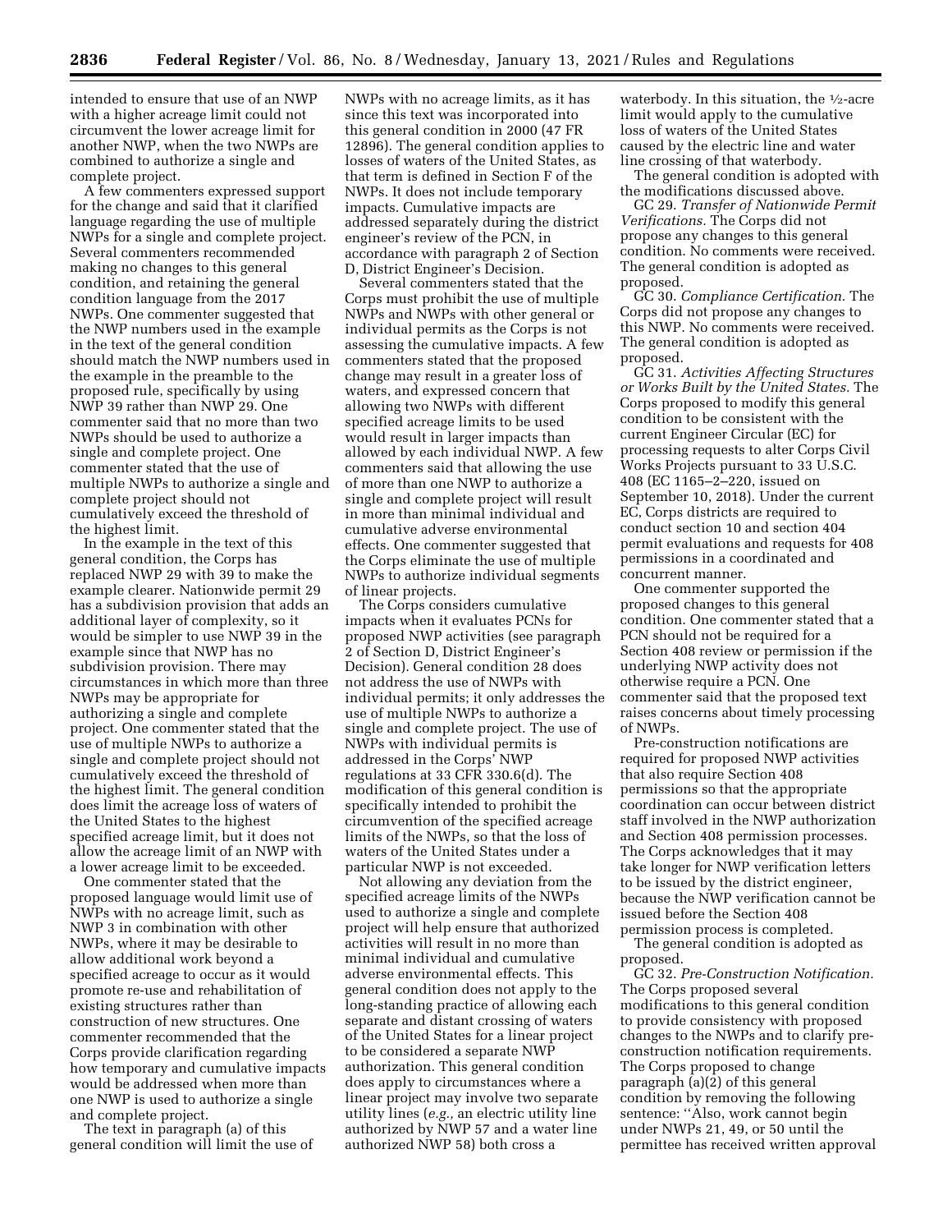intended to ensure that use of an NWP with a higher acreage limit could not circumvent the lower acreage limit for another NWP, when the two NWPs are combined to authorize a single and complete project.

A few commenters expressed support for the change and said that it clarified language regarding the use of multiple NWPs for a single and complete project. Several commenters recommended making no changes to this general condition, and retaining the general condition language from the 2017 NWPs. One commenter suggested that the NWP numbers used in the example in the text of the general condition should match the NWP numbers used in the example in the preamble to the proposed rule, specifically by using NWP 39 rather than NWP 29. One commenter said that no more than two NWPs should be used to authorize a single and complete project. One commenter stated that the use of multiple NWPs to authorize a single and complete project should not cumulatively exceed the threshold of the highest limit.

In the example in the text of this general condition, the Corps has replaced NWP 29 with 39 to make the example clearer. Nationwide permit 29 has a subdivision provision that adds an additional layer of complexity, so it would be simpler to use NWP 39 in the example since that NWP has no subdivision provision. There may circumstances in which more than three NWPs may be appropriate for authorizing a single and complete project. One commenter stated that the use of multiple NWPs to authorize a single and complete project should not cumulatively exceed the threshold of the highest limit. The general condition does limit the acreage loss of waters of the United States to the highest specified acreage limit, but it does not allow the acreage limit of an NWP with a lower acreage limit to be exceeded.

One commenter stated that the proposed language would limit use of NWPs with no acreage limit, such as NWP 3 in combination with other NWPs, where it may be desirable to allow additional work beyond a specified acreage to occur as it would promote re-use and rehabilitation of existing structures rather than construction of new structures. One commenter recommended that the Corps provide clarification regarding how temporary and cumulative impacts would be addressed when more than one NWP is used to authorize a single and complete project.

The text in paragraph (a) of this general condition will limit the use of NWPs with no acreage limits, as it has since this text was incorporated into this general condition in 2000 (47 FR 12896). The general condition applies to losses of waters of the United States, as that term is defined in Section F of the NWPs. It does not include temporary impacts. Cumulative impacts are addressed separately during the district engineer's review of the PCN, in accordance with paragraph 2 of Section D, District Engineer's Decision.

Several commenters stated that the Corps must prohibit the use of multiple NWPs and NWPs with other general or individual permits as the Corps is not assessing the cumulative impacts. A few commenters stated that the proposed change may result in a greater loss of waters, and expressed concern that allowing two NWPs with different specified acreage limits to be used would result in larger impacts than allowed by each individual NWP. A few commenters said that allowing the use of more than one NWP to authorize a single and complete project will result in more than minimal individual and cumulative adverse environmental effects. One commenter suggested that the Corps eliminate the use of multiple NWPs to authorize individual segments of linear projects.

The Corps considers cumulative impacts when it evaluates PCNs for proposed NWP activities (see paragraph 2 of Section D, District Engineer's Decision). General condition 28 does not address the use of NWPs with individual permits; it only addresses the use of multiple NWPs to authorize a single and complete project. The use of NWPs with individual permits is addressed in the Corps' NWP regulations at 33 CFR 330.6(d). The modification of this general condition is specifically intended to prohibit the circumvention of the specified acreage limits of the NWPs, so that the loss of waters of the United States under a particular NWP is not exceeded.

Not allowing any deviation from the specified acreage limits of the NWPs used to authorize a single and complete project will help ensure that authorized activities will result in no more than minimal individual and cumulative adverse environmental effects. This general condition does not apply to the long-standing practice of allowing each separate and distant crossing of waters of the United States for a linear project to be considered a separate NWP authorization. This general condition does apply to circumstances where a linear project may involve two separate utility lines (*e.g.,* an electric utility line authorized by NWP 57 and a water line authorized NWP 58) both cross a waterbody. In this situation, the ½-acre limit would apply to the cumulative loss of waters of the United States caused by the electric line and water line crossing of that waterbody.

The general condition is adopted with the modifications discussed above.

GC 29. *Transfer of Nationwide Permit Verifications.* The Corps did not propose any changes to this general condition. No comments were received. The general condition is adopted as proposed.

GC 30. *Compliance Certification.* The Corps did not propose any changes to this NWP. No comments were received. The general condition is adopted as proposed.

GC 31. *Activities Affecting Structures or Works Built by the United States.* The Corps proposed to modify this general condition to be consistent with the current Engineer Circular (EC) for processing requests to alter Corps Civil Works Projects pursuant to 33 U.S.C. 408 (EC 1165–2–220, issued on September 10, 2018). Under the current EC, Corps districts are required to conduct section 10 and section 404 permit evaluations and requests for 408 permissions in a coordinated and concurrent manner.

One commenter supported the proposed changes to this general condition. One commenter stated that a PCN should not be required for a Section 408 review or permission if the underlying NWP activity does not otherwise require a PCN. One commenter said that the proposed text raises concerns about timely processing of NWPs.

Pre-construction notifications are required for proposed NWP activities that also require Section 408 permissions so that the appropriate coordination can occur between district staff involved in the NWP authorization and Section 408 permission processes. The Corps acknowledges that it may take longer for NWP verification letters to be issued by the district engineer, because the NWP verification cannot be issued before the Section 408 permission process is completed.

The general condition is adopted as proposed.

GC 32. *Pre-Construction Notification.* The Corps proposed several modifications to this general condition to provide consistency with proposed changes to the NWPs and to clarify pre-construction notification requirements. The Corps proposed to change paragraph (a)(2) of this general condition by removing the following sentence: "Also, work cannot begin under NWPs 21, 49, or 50 until the permittee has received written approval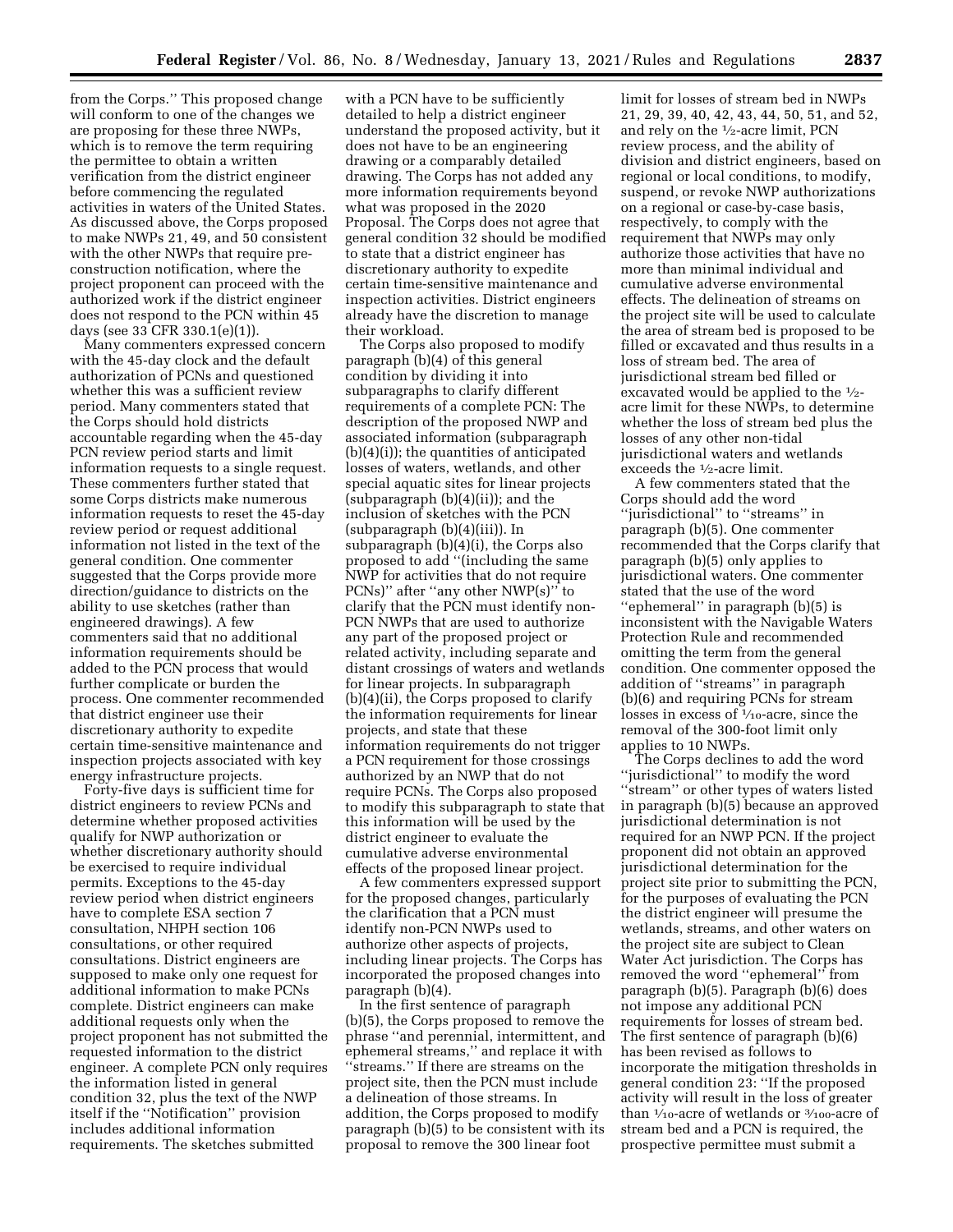from the Corps.'' This proposed change will conform to one of the changes we are proposing for these three NWPs, which is to remove the term requiring the permittee to obtain a written verification from the district engineer before commencing the regulated activities in waters of the United States. As discussed above, the Corps proposed to make NWPs 21, 49, and 50 consistent with the other NWPs that require pre-construction notification, where the project proponent can proceed with the authorized work if the district engineer does not respond to the PCN within 45 days (see 33 CFR 330.1(e)(1)).

Many commenters expressed concern with the 45-day clock and the default authorization of PCNs and questioned whether this was a sufficient review period. Many commenters stated that the Corps should hold districts accountable regarding when the 45-day PCN review period starts and limit information requests to a single request. These commenters further stated that some Corps districts make numerous information requests to reset the 45-day review period or request additional information not listed in the text of the general condition. One commenter suggested that the Corps provide more direction/guidance to districts on the ability to use sketches (rather than engineered drawings). A few commenters said that no additional information requirements should be added to the PCN process that would further complicate or burden the process. One commenter recommended that district engineer use their discretionary authority to expedite certain time-sensitive maintenance and inspection projects associated with key energy infrastructure projects.

Forty-five days is sufficient time for district engineers to review PCNs and determine whether proposed activities qualify for NWP authorization or whether discretionary authority should be exercised to require individual permits. Exceptions to the 45-day review period when district engineers have to complete ESA section 7 consultation, NHPH section 106 consultations, or other required consultations. District engineers are supposed to make only one request for additional information to make PCNs complete. District engineers can make additional requests only when the project proponent has not submitted the requested information to the district engineer. A complete PCN only requires the information listed in general condition 32, plus the text of the NWP itself if the ''Notification'' provision includes additional information requirements. The sketches submitted with a PCN have to be sufficiently detailed to help a district engineer understand the proposed activity, but it does not have to be an engineering drawing or a comparably detailed drawing. The Corps has not added any more information requirements beyond what was proposed in the 2020 Proposal. The Corps does not agree that general condition 32 should be modified to state that a district engineer has discretionary authority to expedite certain time-sensitive maintenance and inspection activities. District engineers already have the discretion to manage their workload.

The Corps also proposed to modify paragraph (b)(4) of this general condition by dividing it into subparagraphs to clarify different requirements of a complete PCN: The description of the proposed NWP and associated information (subparagraph (b)(4)(i)); the quantities of anticipated losses of waters, wetlands, and other special aquatic sites for linear projects (subparagraph (b)(4)(ii)); and the inclusion of sketches with the PCN (subparagraph (b)(4)(iii)). In subparagraph (b)(4)(i), the Corps also proposed to add ''(including the same NWP for activities that do not require PCNs)'' after ''any other NWP(s)'' to clarify that the PCN must identify non-PCN NWPs that are used to authorize any part of the proposed project or related activity, including separate and distant crossings of waters and wetlands for linear projects. In subparagraph (b)(4)(ii), the Corps proposed to clarify the information requirements for linear projects, and state that these information requirements do not trigger a PCN requirement for those crossings authorized by an NWP that do not require PCNs. The Corps also proposed to modify this subparagraph to state that this information will be used by the district engineer to evaluate the cumulative adverse environmental effects of the proposed linear project.

A few commenters expressed support for the proposed changes, particularly the clarification that a PCN must identify non-PCN NWPs used to authorize other aspects of projects, including linear projects. The Corps has incorporated the proposed changes into paragraph (b)(4).

In the first sentence of paragraph (b)(5), the Corps proposed to remove the phrase ''and perennial, intermittent, and ephemeral streams,'' and replace it with ''streams.'' If there are streams on the project site, then the PCN must include a delineation of those streams. In addition, the Corps proposed to modify paragraph (b)(5) to be consistent with its proposal to remove the 300 linear foot limit for losses of stream bed in NWPs 21, 29, 39, 40, 42, 43, 44, 50, 51, and 52, and rely on the ½-acre limit, PCN review process, and the ability of division and district engineers, based on regional or local conditions, to modify, suspend, or revoke NWP authorizations on a regional or case-by-case basis, respectively, to comply with the requirement that NWPs may only authorize those activities that have no more than minimal individual and cumulative adverse environmental effects. The delineation of streams on the project site will be used to calculate the area of stream bed is proposed to be filled or excavated and thus results in a loss of stream bed. The area of jurisdictional stream bed filled or excavated would be applied to the ½-acre limit for these NWPs, to determine whether the loss of stream bed plus the losses of any other non-tidal jurisdictional waters and wetlands exceeds the ½-acre limit.

A few commenters stated that the Corps should add the word ''jurisdictional'' to ''streams'' in paragraph (b)(5). One commenter recommended that the Corps clarify that paragraph (b)(5) only applies to jurisdictional waters. One commenter stated that the use of the word ''ephemeral'' in paragraph (b)(5) is inconsistent with the Navigable Waters Protection Rule and recommended omitting the term from the general condition. One commenter opposed the addition of ''streams'' in paragraph (b)(6) and requiring PCNs for stream losses in excess of 1/10-acre, since the removal of the 300-foot limit only applies to 10 NWPs.

The Corps declines to add the word ''jurisdictional'' to modify the word ''stream'' or other types of waters listed in paragraph (b)(5) because an approved jurisdictional determination is not required for an NWP PCN. If the project proponent did not obtain an approved jurisdictional determination for the project site prior to submitting the PCN, for the purposes of evaluating the PCN the district engineer will presume the wetlands, streams, and other waters on the project site are subject to Clean Water Act jurisdiction. The Corps has removed the word ''ephemeral'' from paragraph (b)(5). Paragraph (b)(6) does not impose any additional PCN requirements for losses of stream bed. The first sentence of paragraph (b)(6) has been revised as follows to incorporate the mitigation thresholds in general condition 23: ''If the proposed activity will result in the loss of greater than 1/10-acre of wetlands or 3/100-acre of stream bed and a PCN is required, the prospective permittee must submit a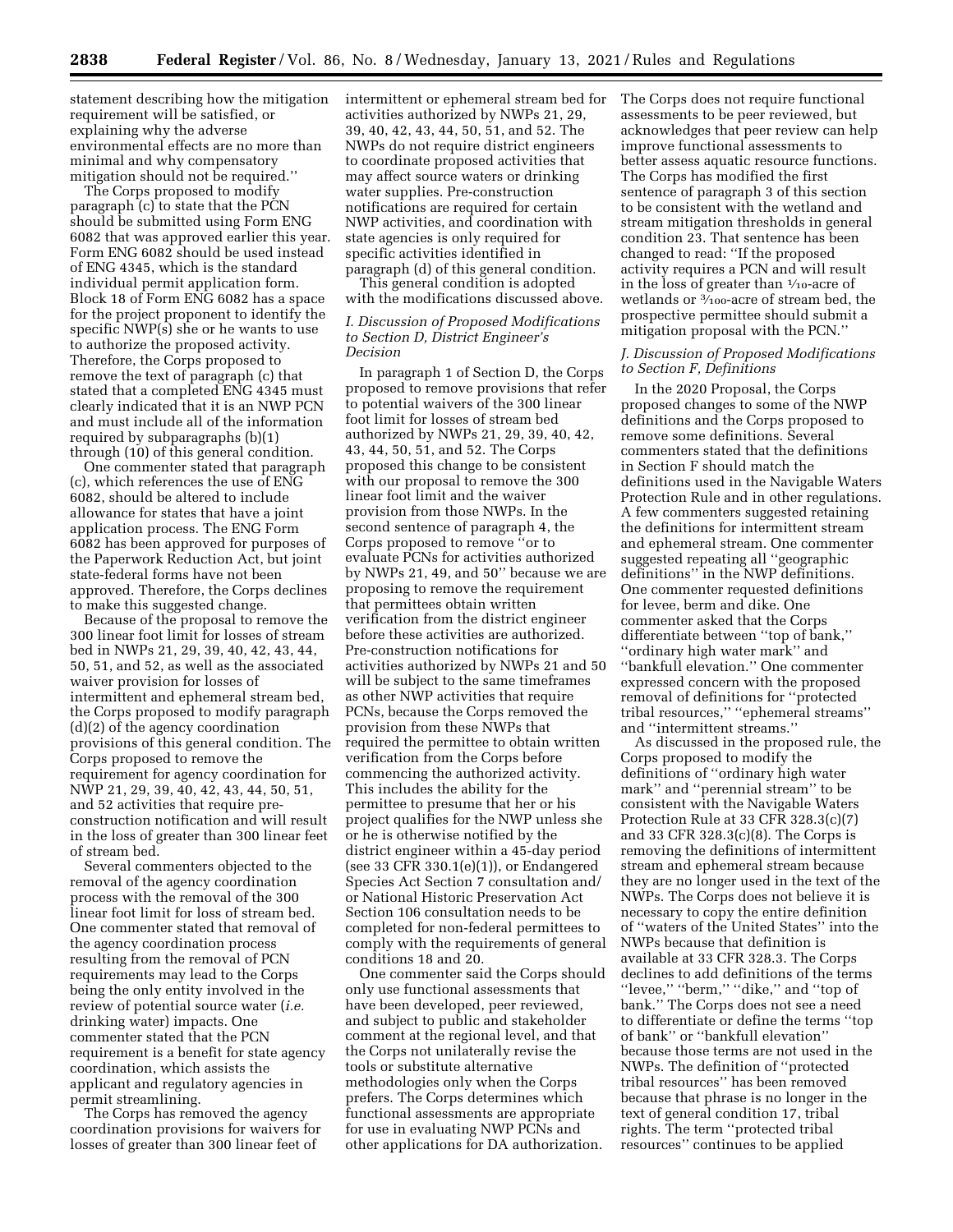statement describing how the mitigation requirement will be satisfied, or explaining why the adverse environmental effects are no more than minimal and why compensatory mitigation should not be required.''

The Corps proposed to modify paragraph (c) to state that the PCN should be submitted using Form ENG 6082 that was approved earlier this year. Form ENG 6082 should be used instead of ENG 4345, which is the standard individual permit application form. Block 18 of Form ENG 6082 has a space for the project proponent to identify the specific NWP(s) she or he wants to use to authorize the proposed activity. Therefore, the Corps proposed to remove the text of paragraph (c) that stated that a completed ENG 4345 must clearly indicated that it is an NWP PCN and must include all of the information required by subparagraphs (b)(1) through (10) of this general condition.

One commenter stated that paragraph (c), which references the use of ENG 6082, should be altered to include allowance for states that have a joint application process. The ENG Form 6082 has been approved for purposes of the Paperwork Reduction Act, but joint state-federal forms have not been approved. Therefore, the Corps declines to make this suggested change.

Because of the proposal to remove the 300 linear foot limit for losses of stream bed in NWPs 21, 29, 39, 40, 42, 43, 44, 50, 51, and 52, as well as the associated waiver provision for losses of intermittent and ephemeral stream bed, the Corps proposed to modify paragraph (d)(2) of the agency coordination provisions of this general condition. The Corps proposed to remove the requirement for agency coordination for NWP 21, 29, 39, 40, 42, 43, 44, 50, 51, and 52 activities that require pre-construction notification and will result in the loss of greater than 300 linear feet of stream bed.

Several commenters objected to the removal of the agency coordination process with the removal of the 300 linear foot limit for loss of stream bed. One commenter stated that removal of the agency coordination process resulting from the removal of PCN requirements may lead to the Corps being the only entity involved in the review of potential source water (*i.e.* drinking water) impacts. One commenter stated that the PCN requirement is a benefit for state agency coordination, which assists the applicant and regulatory agencies in permit streamlining.

The Corps has removed the agency coordination provisions for waivers for losses of greater than 300 linear feet of intermittent or ephemeral stream bed for activities authorized by NWPs 21, 29, 39, 40, 42, 43, 44, 50, 51, and 52. The NWPs do not require district engineers to coordinate proposed activities that may affect source waters or drinking water supplies. Pre-construction notifications are required for certain NWP activities, and coordination with state agencies is only required for specific activities identified in paragraph (d) of this general condition.

This general condition is adopted with the modifications discussed above.

## *I. Discussion of Proposed Modifications to Section D, District Engineer's Decision*

In paragraph 1 of Section D, the Corps proposed to remove provisions that refer to potential waivers of the 300 linear foot limit for losses of stream bed authorized by NWPs 21, 29, 39, 40, 42, 43, 44, 50, 51, and 52. The Corps proposed this change to be consistent with our proposal to remove the 300 linear foot limit and the waiver provision from those NWPs. In the second sentence of paragraph 4, the Corps proposed to remove ''or to evaluate PCNs for activities authorized by NWPs 21, 49, and 50'' because we are proposing to remove the requirement that permittees obtain written verification from the district engineer before these activities are authorized. Pre-construction notifications for activities authorized by NWPs 21 and 50 will be subject to the same timeframes as other NWP activities that require PCNs, because the Corps removed the provision from these NWPs that required the permittee to obtain written verification from the Corps before commencing the authorized activity. This includes the ability for the permittee to presume that her or his project qualifies for the NWP unless she or he is otherwise notified by the district engineer within a 45-day period (see 33 CFR 330.1(e)(1)), or Endangered Species Act Section 7 consultation and/or National Historic Preservation Act Section 106 consultation needs to be completed for non-federal permittees to comply with the requirements of general conditions 18 and 20.

One commenter said the Corps should only use functional assessments that have been developed, peer reviewed, and subject to public and stakeholder comment at the regional level, and that the Corps not unilaterally revise the tools or substitute alternative methodologies only when the Corps prefers. The Corps determines which functional assessments are appropriate for use in evaluating NWP PCNs and other applications for DA authorization. The Corps does not require functional assessments to be peer reviewed, but acknowledges that peer review can help improve functional assessments to better assess aquatic resource functions. The Corps has modified the first sentence of paragraph 3 of this section to be consistent with the wetland and stream mitigation thresholds in general condition 23. That sentence has been changed to read: ''If the proposed activity requires a PCN and will result in the loss of greater than 1/10-acre of wetlands or 3/100-acre of stream bed, the prospective permittee should submit a mitigation proposal with the PCN.''

## *J. Discussion of Proposed Modifications to Section F, Definitions*

In the 2020 Proposal, the Corps proposed changes to some of the NWP definitions and the Corps proposed to remove some definitions. Several commenters stated that the definitions in Section F should match the definitions used in the Navigable Waters Protection Rule and in other regulations. A few commenters suggested retaining the definitions for intermittent stream and ephemeral stream. One commenter suggested repeating all ''geographic definitions'' in the NWP definitions. One commenter requested definitions for levee, berm and dike. One commenter asked that the Corps differentiate between ''top of bank,'' ''ordinary high water mark'' and ''bankfull elevation.'' One commenter expressed concern with the proposed removal of definitions for ''protected tribal resources,'' ''ephemeral streams'' and ''intermittent streams.''

As discussed in the proposed rule, the Corps proposed to modify the definitions of ''ordinary high water mark'' and ''perennial stream'' to be consistent with the Navigable Waters Protection Rule at 33 CFR 328.3(c)(7) and 33 CFR 328.3(c)(8). The Corps is removing the definitions of intermittent stream and ephemeral stream because they are no longer used in the text of the NWPs. The Corps does not believe it is necessary to copy the entire definition of ''waters of the United States'' into the NWPs because that definition is available at 33 CFR 328.3. The Corps declines to add definitions of the terms ''levee,'' ''berm,'' ''dike,'' and ''top of bank.'' The Corps does not see a need to differentiate or define the terms ''top of bank'' or ''bankfull elevation'' because those terms are not used in the NWPs. The definition of ''protected tribal resources'' has been removed because that phrase is no longer in the text of general condition 17, tribal rights. The term ''protected tribal resources'' continues to be applied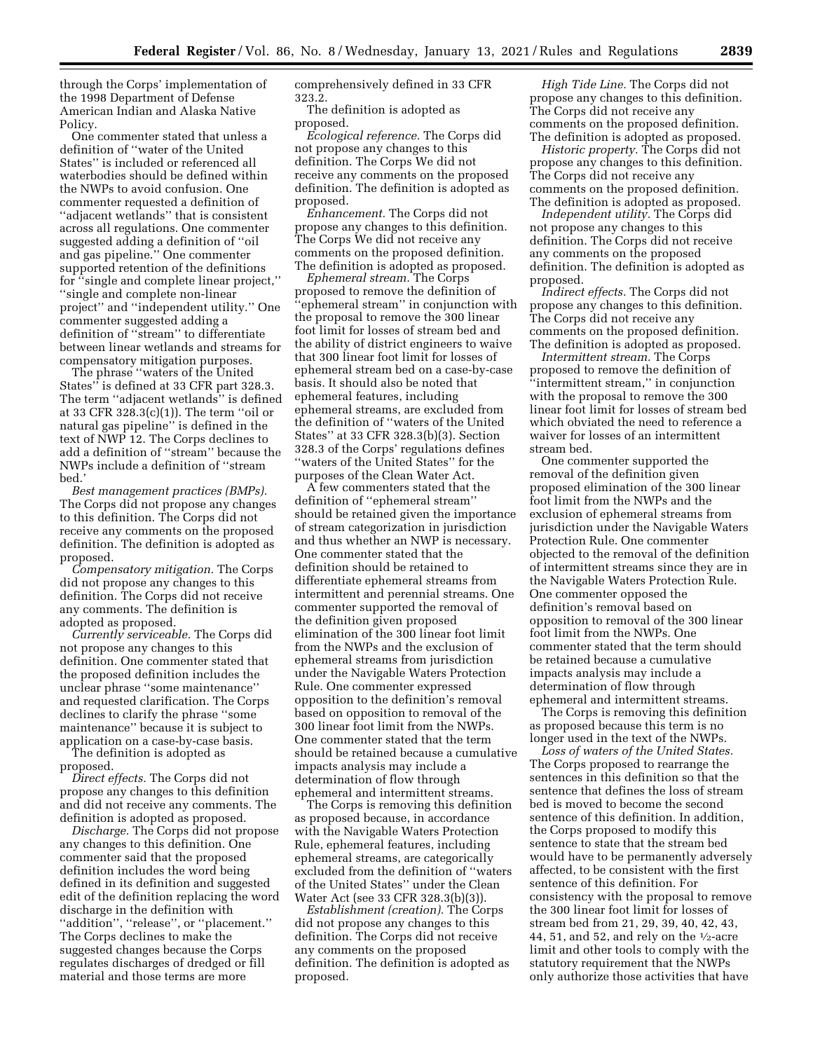through the Corps' implementation of the 1998 Department of Defense American Indian and Alaska Native Policy.

One commenter stated that unless a definition of ''water of the United States'' is included or referenced all waterbodies should be defined within the NWPs to avoid confusion. One commenter requested a definition of ''adjacent wetlands'' that is consistent across all regulations. One commenter suggested adding a definition of ''oil and gas pipeline.'' One commenter supported retention of the definitions for ''single and complete linear project,'' ''single and complete non-linear project'' and ''independent utility.'' One commenter suggested adding a definition of ''stream'' to differentiate between linear wetlands and streams for compensatory mitigation purposes.

The phrase ''waters of the United States'' is defined at 33 CFR part 328.3. The term ''adjacent wetlands'' is defined at 33 CFR 328.3(c)(1)). The term ''oil or natural gas pipeline'' is defined in the text of NWP 12. The Corps declines to add a definition of ''stream'' because the NWPs include a definition of ''stream bed.'

*Best management practices (BMPs).* The Corps did not propose any changes to this definition. The Corps did not receive any comments on the proposed definition. The definition is adopted as proposed.

*Compensatory mitigation.* The Corps did not propose any changes to this definition. The Corps did not receive any comments. The definition is adopted as proposed.

*Currently serviceable.* The Corps did not propose any changes to this definition. One commenter stated that the proposed definition includes the unclear phrase ''some maintenance'' and requested clarification. The Corps declines to clarify the phrase ''some maintenance'' because it is subject to application on a case-by-case basis.

The definition is adopted as proposed.

*Direct effects.* The Corps did not propose any changes to this definition and did not receive any comments. The definition is adopted as proposed.

*Discharge.* The Corps did not propose any changes to this definition. One commenter said that the proposed definition includes the word being defined in its definition and suggested edit of the definition replacing the word discharge in the definition with ''addition'', ''release'', or ''placement.'' The Corps declines to make the suggested changes because the Corps regulates discharges of dredged or fill material and those terms are more comprehensively defined in 33 CFR 323.2.

The definition is adopted as proposed.

*Ecological reference.* The Corps did not propose any changes to this definition. The Corps We did not receive any comments on the proposed definition. The definition is adopted as proposed.

*Enhancement.* The Corps did not propose any changes to this definition. The Corps We did not receive any comments on the proposed definition. The definition is adopted as proposed.

*Ephemeral stream.* The Corps proposed to remove the definition of ''ephemeral stream'' in conjunction with the proposal to remove the 300 linear foot limit for losses of stream bed and the ability of district engineers to waive that 300 linear foot limit for losses of ephemeral stream bed on a case-by-case basis. It should also be noted that ephemeral features, including ephemeral streams, are excluded from the definition of ''waters of the United States'' at 33 CFR 328.3(b)(3). Section 328.3 of the Corps' regulations defines ''waters of the United States'' for the purposes of the Clean Water Act.

A few commenters stated that the definition of ''ephemeral stream'' should be retained given the importance of stream categorization in jurisdiction and thus whether an NWP is necessary. One commenter stated that the definition should be retained to differentiate ephemeral streams from intermittent and perennial streams. One commenter supported the removal of the definition given proposed elimination of the 300 linear foot limit from the NWPs and the exclusion of ephemeral streams from jurisdiction under the Navigable Waters Protection Rule. One commenter expressed opposition to the definition's removal based on opposition to removal of the 300 linear foot limit from the NWPs. One commenter stated that the term should be retained because a cumulative impacts analysis may include a determination of flow through ephemeral and intermittent streams.

The Corps is removing this definition as proposed because, in accordance with the Navigable Waters Protection Rule, ephemeral features, including ephemeral streams, are categorically excluded from the definition of ''waters of the United States'' under the Clean Water Act (see 33 CFR 328.3(b)(3)).

*Establishment (creation).* The Corps did not propose any changes to this definition. The Corps did not receive any comments on the proposed definition. The definition is adopted as proposed.

*High Tide Line.* The Corps did not propose any changes to this definition. The Corps did not receive any comments on the proposed definition. The definition is adopted as proposed.

*Historic property.* The Corps did not propose any changes to this definition. The Corps did not receive any comments on the proposed definition. The definition is adopted as proposed.

*Independent utility.* The Corps did not propose any changes to this definition. The Corps did not receive any comments on the proposed definition. The definition is adopted as proposed.

*Indirect effects.* The Corps did not propose any changes to this definition. The Corps did not receive any comments on the proposed definition. The definition is adopted as proposed.

*Intermittent stream.* The Corps proposed to remove the definition of ''intermittent stream,'' in conjunction with the proposal to remove the 300 linear foot limit for losses of stream bed which obviated the need to reference a waiver for losses of an intermittent stream bed.

One commenter supported the removal of the definition given proposed elimination of the 300 linear foot limit from the NWPs and the exclusion of ephemeral streams from jurisdiction under the Navigable Waters Protection Rule. One commenter objected to the removal of the definition of intermittent streams since they are in the Navigable Waters Protection Rule. One commenter opposed the definition's removal based on opposition to removal of the 300 linear foot limit from the NWPs. One commenter stated that the term should be retained because a cumulative impacts analysis may include a determination of flow through ephemeral and intermittent streams.

The Corps is removing this definition as proposed because this term is no longer used in the text of the NWPs.

*Loss of waters of the United States.* The Corps proposed to rearrange the sentences in this definition so that the sentence that defines the loss of stream bed is moved to become the second sentence of this definition. In addition, the Corps proposed to modify this sentence to state that the stream bed would have to be permanently adversely affected, to be consistent with the first sentence of this definition. For consistency with the proposal to remove the 300 linear foot limit for losses of stream bed from 21, 29, 39, 40, 42, 43, 44, 51, and 52, and rely on the ½-acre limit and other tools to comply with the statutory requirement that the NWPs only authorize those activities that have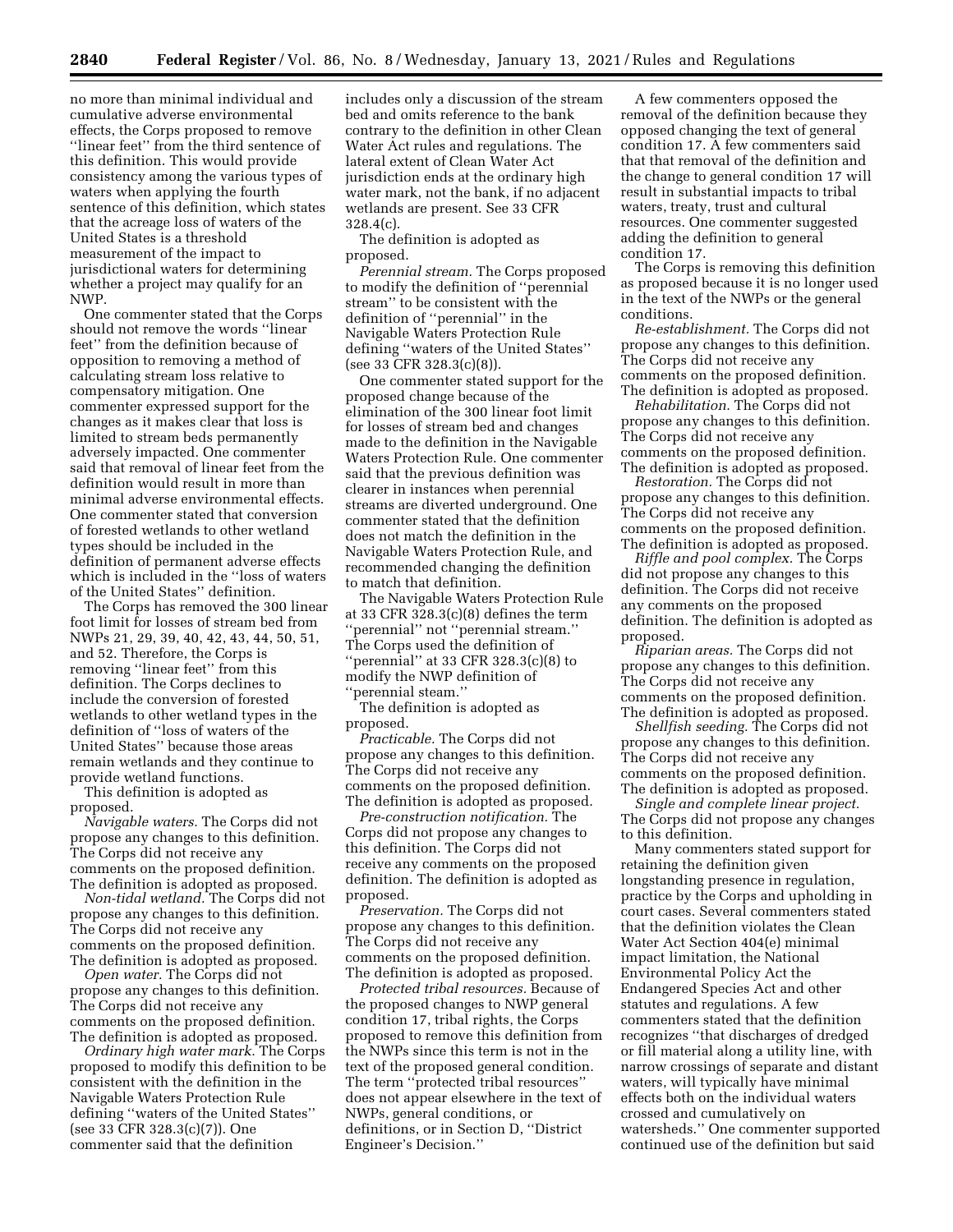no more than minimal individual and cumulative adverse environmental effects, the Corps proposed to remove ''linear feet'' from the third sentence of this definition. This would provide consistency among the various types of waters when applying the fourth sentence of this definition, which states that the acreage loss of waters of the United States is a threshold measurement of the impact to jurisdictional waters for determining whether a project may qualify for an NWP.

One commenter stated that the Corps should not remove the words ''linear feet'' from the definition because of opposition to removing a method of calculating stream loss relative to compensatory mitigation. One commenter expressed support for the changes as it makes clear that loss is limited to stream beds permanently adversely impacted. One commenter said that removal of linear feet from the definition would result in more than minimal adverse environmental effects. One commenter stated that conversion of forested wetlands to other wetland types should be included in the definition of permanent adverse effects which is included in the ''loss of waters of the United States'' definition.

The Corps has removed the 300 linear foot limit for losses of stream bed from NWPs 21, 29, 39, 40, 42, 43, 44, 50, 51, and 52. Therefore, the Corps is removing ''linear feet'' from this definition. The Corps declines to include the conversion of forested wetlands to other wetland types in the definition of ''loss of waters of the United States'' because those areas remain wetlands and they continue to provide wetland functions.

This definition is adopted as proposed.

*Navigable waters.* The Corps did not propose any changes to this definition. The Corps did not receive any comments on the proposed definition. The definition is adopted as proposed.

*Non-tidal wetland.* The Corps did not propose any changes to this definition. The Corps did not receive any comments on the proposed definition. The definition is adopted as proposed.

*Open water.* The Corps did not propose any changes to this definition. The Corps did not receive any comments on the proposed definition. The definition is adopted as proposed.

*Ordinary high water mark.* The Corps proposed to modify this definition to be consistent with the definition in the Navigable Waters Protection Rule defining ''waters of the United States'' (see 33 CFR 328.3(c)(7)). One commenter said that the definition includes only a discussion of the stream bed and omits reference to the bank contrary to the definition in other Clean Water Act rules and regulations. The lateral extent of Clean Water Act jurisdiction ends at the ordinary high water mark, not the bank, if no adjacent wetlands are present. See 33 CFR 328.4(c).

The definition is adopted as proposed.

*Perennial stream.* The Corps proposed to modify the definition of ''perennial stream'' to be consistent with the definition of ''perennial'' in the Navigable Waters Protection Rule defining ''waters of the United States'' (see 33 CFR 328.3(c)(8)).

One commenter stated support for the proposed change because of the elimination of the 300 linear foot limit for losses of stream bed and changes made to the definition in the Navigable Waters Protection Rule. One commenter said that the previous definition was clearer in instances when perennial streams are diverted underground. One commenter stated that the definition does not match the definition in the Navigable Waters Protection Rule, and recommended changing the definition to match that definition.

The Navigable Waters Protection Rule at 33 CFR 328.3(c)(8) defines the term ''perennial'' not ''perennial stream.'' The Corps used the definition of ''perennial'' at 33 CFR 328.3(c)(8) to modify the NWP definition of ''perennial steam.''

The definition is adopted as proposed.

*Practicable.* The Corps did not propose any changes to this definition. The Corps did not receive any comments on the proposed definition. The definition is adopted as proposed.

*Pre-construction notification.* The Corps did not propose any changes to this definition. The Corps did not receive any comments on the proposed definition. The definition is adopted as proposed.

*Preservation.* The Corps did not propose any changes to this definition. The Corps did not receive any comments on the proposed definition. The definition is adopted as proposed.

*Protected tribal resources.* Because of the proposed changes to NWP general condition 17, tribal rights, the Corps proposed to remove this definition from the NWPs since this term is not in the text of the proposed general condition. The term ''protected tribal resources'' does not appear elsewhere in the text of NWPs, general conditions, or definitions, or in Section D, ''District Engineer's Decision.''

A few commenters opposed the removal of the definition because they opposed changing the text of general condition 17. A few commenters said that that removal of the definition and the change to general condition 17 will result in substantial impacts to tribal waters, treaty, trust and cultural resources. One commenter suggested adding the definition to general condition 17.

The Corps is removing this definition as proposed because it is no longer used in the text of the NWPs or the general conditions.

*Re-establishment.* The Corps did not propose any changes to this definition. The Corps did not receive any comments on the proposed definition. The definition is adopted as proposed.

*Rehabilitation.* The Corps did not propose any changes to this definition. The Corps did not receive any comments on the proposed definition. The definition is adopted as proposed.

*Restoration.* The Corps did not propose any changes to this definition. The Corps did not receive any comments on the proposed definition. The definition is adopted as proposed.

*Riffle and pool complex.* The Corps did not propose any changes to this definition. The Corps did not receive any comments on the proposed definition. The definition is adopted as proposed.

*Riparian areas.* The Corps did not propose any changes to this definition. The Corps did not receive any comments on the proposed definition. The definition is adopted as proposed.

*Shellfish seeding.* The Corps did not propose any changes to this definition. The Corps did not receive any comments on the proposed definition. The definition is adopted as proposed.

*Single and complete linear project.* The Corps did not propose any changes to this definition.

Many commenters stated support for retaining the definition given longstanding presence in regulation, practice by the Corps and upholding in court cases. Several commenters stated that the definition violates the Clean Water Act Section 404(e) minimal impact limitation, the National Environmental Policy Act the Endangered Species Act and other statutes and regulations. A few commenters stated that the definition recognizes ''that discharges of dredged or fill material along a utility line, with narrow crossings of separate and distant waters, will typically have minimal effects both on the individual waters crossed and cumulatively on watersheds.'' One commenter supported continued use of the definition but said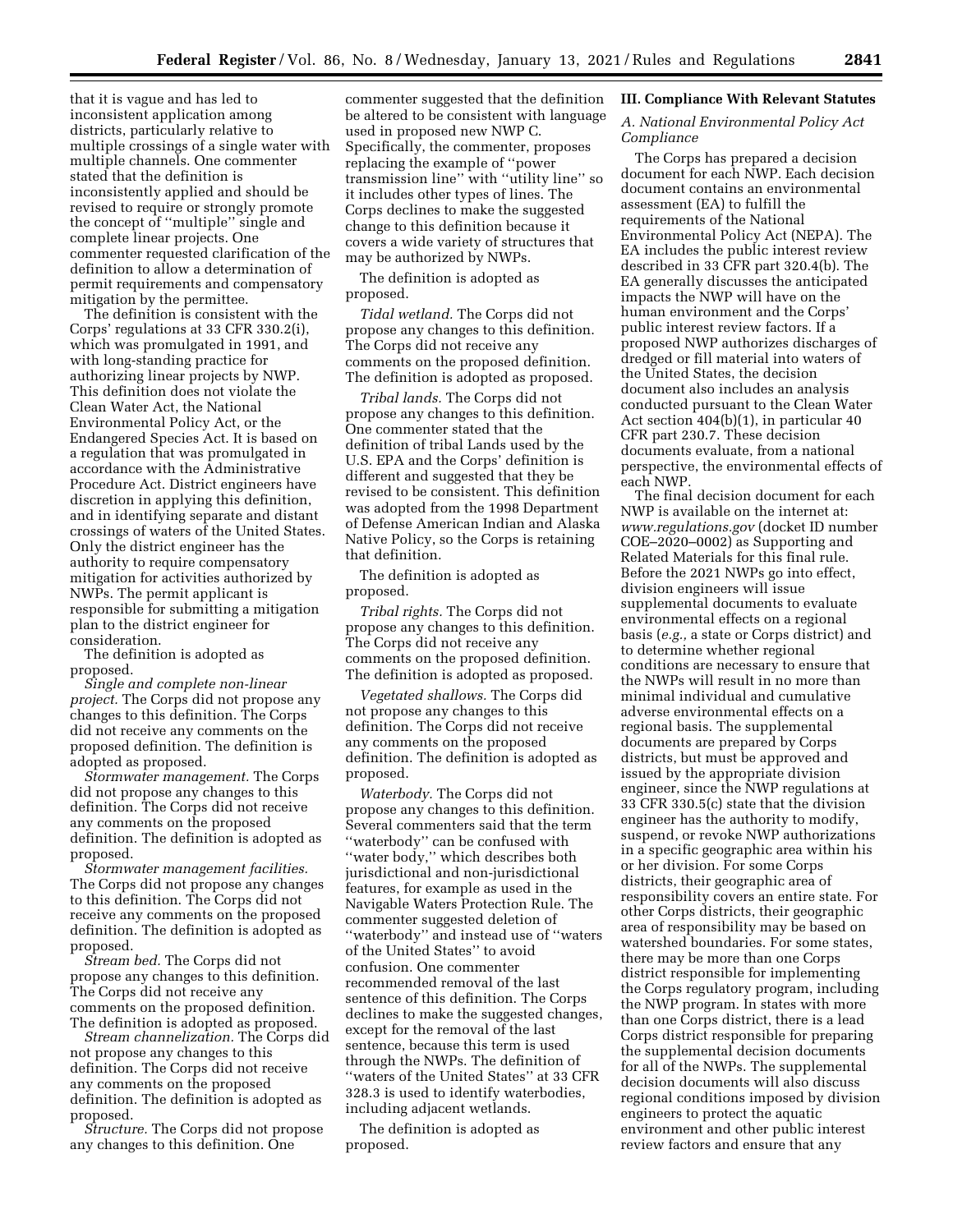that it is vague and has led to inconsistent application among districts, particularly relative to multiple crossings of a single water with multiple channels. One commenter stated that the definition is inconsistently applied and should be revised to require or strongly promote the concept of ''multiple'' single and complete linear projects. One commenter requested clarification of the definition to allow a determination of permit requirements and compensatory mitigation by the permittee.

The definition is consistent with the Corps' regulations at 33 CFR 330.2(i), which was promulgated in 1991, and with long-standing practice for authorizing linear projects by NWP. This definition does not violate the Clean Water Act, the National Environmental Policy Act, or the Endangered Species Act. It is based on a regulation that was promulgated in accordance with the Administrative Procedure Act. District engineers have discretion in applying this definition, and in identifying separate and distant crossings of waters of the United States. Only the district engineer has the authority to require compensatory mitigation for activities authorized by NWPs. The permit applicant is responsible for submitting a mitigation plan to the district engineer for consideration.

The definition is adopted as proposed.

*Single and complete non-linear project.* The Corps did not propose any changes to this definition. The Corps did not receive any comments on the proposed definition. The definition is adopted as proposed.

*Stormwater management.* The Corps did not propose any changes to this definition. The Corps did not receive any comments on the proposed definition. The definition is adopted as proposed.

*Stormwater management facilities.* The Corps did not propose any changes to this definition. The Corps did not receive any comments on the proposed definition. The definition is adopted as proposed.

*Stream bed.* The Corps did not propose any changes to this definition. The Corps did not receive any comments on the proposed definition. The definition is adopted as proposed.

*Stream channelization.* The Corps did not propose any changes to this definition. The Corps did not receive any comments on the proposed definition. The definition is adopted as proposed.

*Structure.* The Corps did not propose any changes to this definition. One commenter suggested that the definition be altered to be consistent with language used in proposed new NWP C. Specifically, the commenter, proposes replacing the example of ''power transmission line'' with ''utility line'' so it includes other types of lines. The Corps declines to make the suggested change to this definition because it covers a wide variety of structures that may be authorized by NWPs.

The definition is adopted as proposed.

*Tidal wetland.* The Corps did not propose any changes to this definition. The Corps did not receive any comments on the proposed definition. The definition is adopted as proposed.

*Tribal lands.* The Corps did not propose any changes to this definition. One commenter stated that the definition of tribal Lands used by the U.S. EPA and the Corps' definition is different and suggested that they be revised to be consistent. This definition was adopted from the 1998 Department of Defense American Indian and Alaska Native Policy, so the Corps is retaining that definition.

The definition is adopted as proposed.

*Tribal rights.* The Corps did not propose any changes to this definition. The Corps did not receive any comments on the proposed definition. The definition is adopted as proposed.

*Vegetated shallows.* The Corps did not propose any changes to this definition. The Corps did not receive any comments on the proposed definition. The definition is adopted as proposed.

*Waterbody.* The Corps did not propose any changes to this definition. Several commenters said that the term ''waterbody'' can be confused with ''water body,'' which describes both jurisdictional and non-jurisdictional features, for example as used in the Navigable Waters Protection Rule. The commenter suggested deletion of ''waterbody'' and instead use of ''waters of the United States'' to avoid confusion. One commenter recommended removal of the last sentence of this definition. The Corps declines to make the suggested changes, except for the removal of the last sentence, because this term is used through the NWPs. The definition of ''waters of the United States'' at 33 CFR 328.3 is used to identify waterbodies, including adjacent wetlands.

The definition is adopted as proposed.

## III. Compliance With Relevant Statutes

### A. National Environmental Policy Act Compliance

The Corps has prepared a decision document for each NWP. Each decision document contains an environmental assessment (EA) to fulfill the requirements of the National Environmental Policy Act (NEPA). The EA includes the public interest review described in 33 CFR part 320.4(b). The EA generally discusses the anticipated impacts the NWP will have on the human environment and the Corps' public interest review factors. If a proposed NWP authorizes discharges of dredged or fill material into waters of the United States, the decision document also includes an analysis conducted pursuant to the Clean Water Act section 404(b)(1), in particular 40 CFR part 230.7. These decision documents evaluate, from a national perspective, the environmental effects of each NWP.

The final decision document for each NWP is available on the internet at: *www.regulations.gov* (docket ID number COE–2020–0002) as Supporting and Related Materials for this final rule. Before the 2021 NWPs go into effect, division engineers will issue supplemental documents to evaluate environmental effects on a regional basis (*e.g.,* a state or Corps district) and to determine whether regional conditions are necessary to ensure that the NWPs will result in no more than minimal individual and cumulative adverse environmental effects on a regional basis. The supplemental documents are prepared by Corps districts, but must be approved and issued by the appropriate division engineer, since the NWP regulations at 33 CFR 330.5(c) state that the division engineer has the authority to modify, suspend, or revoke NWP authorizations in a specific geographic area within his or her division. For some Corps districts, their geographic area of responsibility covers an entire state. For other Corps districts, their geographic area of responsibility may be based on watershed boundaries. For some states, there may be more than one Corps district responsible for implementing the Corps regulatory program, including the NWP program. In states with more than one Corps district, there is a lead Corps district responsible for preparing the supplemental decision documents for all of the NWPs. The supplemental decision documents will also discuss regional conditions imposed by division engineers to protect the aquatic environment and other public interest review factors and ensure that any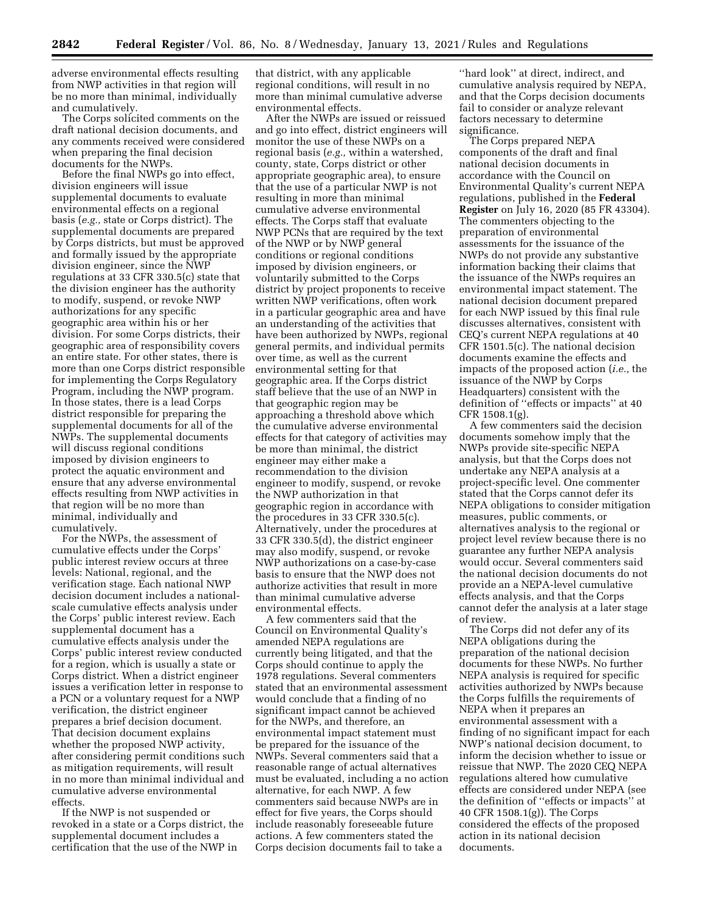adverse environmental effects resulting from NWP activities in that region will be no more than minimal, individually and cumulatively.

The Corps solicited comments on the draft national decision documents, and any comments received were considered when preparing the final decision documents for the NWPs.

Before the final NWPs go into effect, division engineers will issue supplemental documents to evaluate environmental effects on a regional basis (*e.g.,* state or Corps district). The supplemental documents are prepared by Corps districts, but must be approved and formally issued by the appropriate division engineer, since the NWP regulations at 33 CFR 330.5(c) state that the division engineer has the authority to modify, suspend, or revoke NWP authorizations for any specific geographic area within his or her division. For some Corps districts, their geographic area of responsibility covers an entire state. For other states, there is more than one Corps district responsible for implementing the Corps Regulatory Program, including the NWP program. In those states, there is a lead Corps district responsible for preparing the supplemental documents for all of the NWPs. The supplemental documents will discuss regional conditions imposed by division engineers to protect the aquatic environment and ensure that any adverse environmental effects resulting from NWP activities in that region will be no more than minimal, individually and cumulatively.

For the NWPs, the assessment of cumulative effects under the Corps' public interest review occurs at three levels: National, regional, and the verification stage. Each national NWP decision document includes a national-scale cumulative effects analysis under the Corps' public interest review. Each supplemental document has a cumulative effects analysis under the Corps' public interest review conducted for a region, which is usually a state or Corps district. When a district engineer issues a verification letter in response to a PCN or a voluntary request for a NWP verification, the district engineer prepares a brief decision document. That decision document explains whether the proposed NWP activity, after considering permit conditions such as mitigation requirements, will result in no more than minimal individual and cumulative adverse environmental effects.

If the NWP is not suspended or revoked in a state or a Corps district, the supplemental document includes a certification that the use of the NWP in that district, with any applicable regional conditions, will result in no more than minimal cumulative adverse environmental effects.

After the NWPs are issued or reissued and go into effect, district engineers will monitor the use of these NWPs on a regional basis (*e.g.,* within a watershed, county, state, Corps district or other appropriate geographic area), to ensure that the use of a particular NWP is not resulting in more than minimal cumulative adverse environmental effects. The Corps staff that evaluate NWP PCNs that are required by the text of the NWP or by NWP general conditions or regional conditions imposed by division engineers, or voluntarily submitted to the Corps district by project proponents to receive written NWP verifications, often work in a particular geographic area and have an understanding of the activities that have been authorized by NWPs, regional general permits, and individual permits over time, as well as the current environmental setting for that geographic area. If the Corps district staff believe that the use of an NWP in that geographic region may be approaching a threshold above which the cumulative adverse environmental effects for that category of activities may be more than minimal, the district engineer may either make a recommendation to the division engineer to modify, suspend, or revoke the NWP authorization in that geographic region in accordance with the procedures in 33 CFR 330.5(c). Alternatively, under the procedures at 33 CFR 330.5(d), the district engineer may also modify, suspend, or revoke NWP authorizations on a case-by-case basis to ensure that the NWP does not authorize activities that result in more than minimal cumulative adverse environmental effects.

A few commenters said that the Council on Environmental Quality's amended NEPA regulations are currently being litigated, and that the Corps should continue to apply the 1978 regulations. Several commenters stated that an environmental assessment would conclude that a finding of no significant impact cannot be achieved for the NWPs, and therefore, an environmental impact statement must be prepared for the issuance of the NWPs. Several commenters said that a reasonable range of actual alternatives must be evaluated, including a no action alternative, for each NWP. A few commenters said because NWPs are in effect for five years, the Corps should include reasonably foreseeable future actions. A few commenters stated the Corps decision documents fail to take a "hard look" at direct, indirect, and cumulative analysis required by NEPA, and that the Corps decision documents fail to consider or analyze relevant factors necessary to determine significance.

The Corps prepared NEPA components of the draft and final national decision documents in accordance with the Council on Environmental Quality's current NEPA regulations, published in the **Federal Register** on July 16, 2020 (85 FR 43304). The commenters objecting to the preparation of environmental assessments for the issuance of the NWPs do not provide any substantive information backing their claims that the issuance of the NWPs requires an environmental impact statement. The national decision document prepared for each NWP issued by this final rule discusses alternatives, consistent with CEQ's current NEPA regulations at 40 CFR 1501.5(c). The national decision documents examine the effects and impacts of the proposed action (*i.e.,* the issuance of the NWP by Corps Headquarters) consistent with the definition of "effects or impacts" at 40 CFR 1508.1(g).

A few commenters said the decision documents somehow imply that the NWPs provide site-specific NEPA analysis, but that the Corps does not undertake any NEPA analysis at a project-specific level. One commenter stated that the Corps cannot defer its NEPA obligations to consider mitigation measures, public comments, or alternatives analysis to the regional or project level review because there is no guarantee any further NEPA analysis would occur. Several commenters said the national decision documents do not provide an a NEPA-level cumulative effects analysis, and that the Corps cannot defer the analysis at a later stage of review.

The Corps did not defer any of its NEPA obligations during the preparation of the national decision documents for these NWPs. No further NEPA analysis is required for specific activities authorized by NWPs because the Corps fulfills the requirements of NEPA when it prepares an environmental assessment with a finding of no significant impact for each NWP's national decision document, to inform the decision whether to issue or reissue that NWP. The 2020 CEQ NEPA regulations altered how cumulative effects are considered under NEPA (see the definition of "effects or impacts" at 40 CFR 1508.1(g)). The Corps considered the effects of the proposed action in its national decision documents.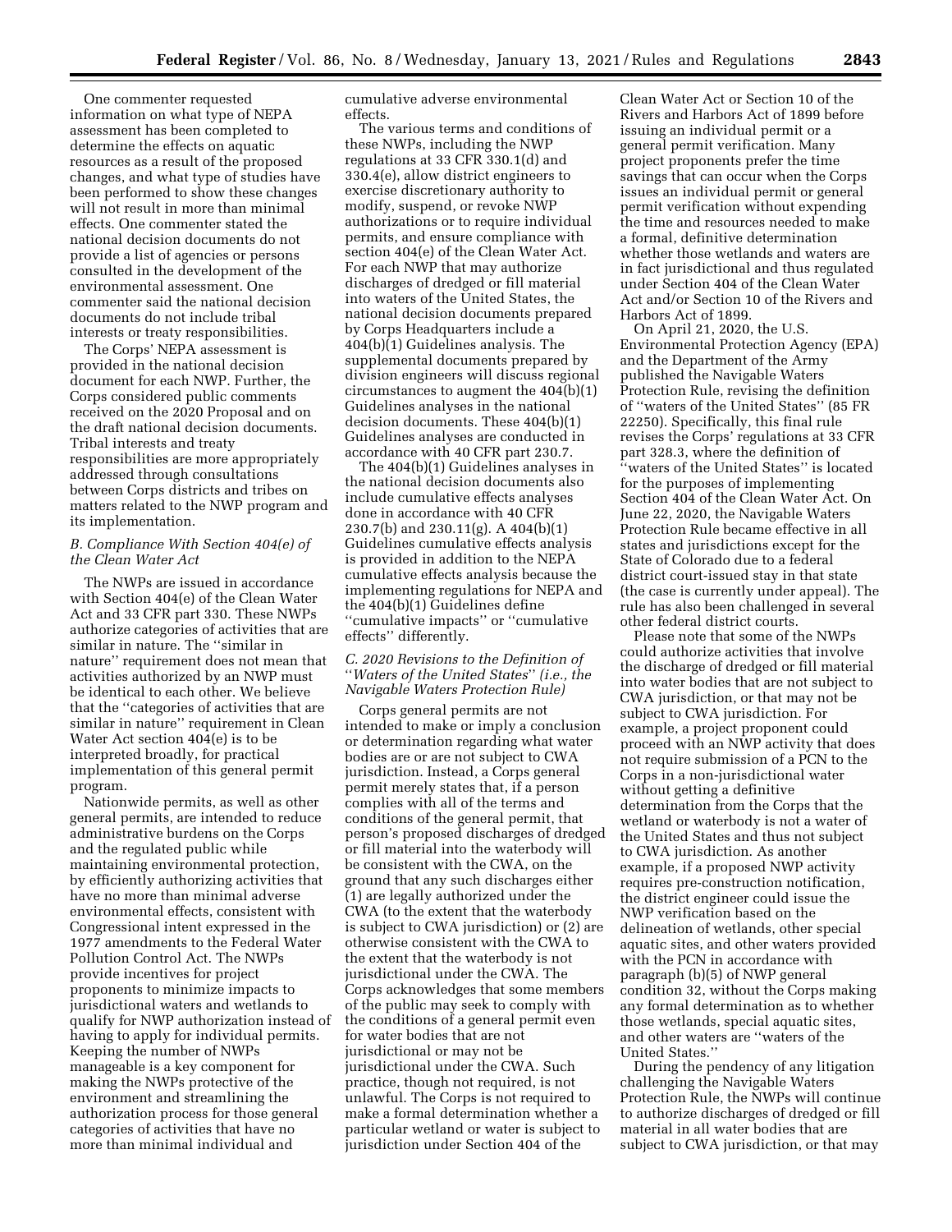One commenter requested information on what type of NEPA assessment has been completed to determine the effects on aquatic resources as a result of the proposed changes, and what type of studies have been performed to show these changes will not result in more than minimal effects. One commenter stated the national decision documents do not provide a list of agencies or persons consulted in the development of the environmental assessment. One commenter said the national decision documents do not include tribal interests or treaty responsibilities.

The Corps' NEPA assessment is provided in the national decision document for each NWP. Further, the Corps considered public comments received on the 2020 Proposal and on the draft national decision documents. Tribal interests and treaty responsibilities are more appropriately addressed through consultations between Corps districts and tribes on matters related to the NWP program and its implementation.

### *B. Compliance With Section 404(e) of the Clean Water Act*

The NWPs are issued in accordance with Section 404(e) of the Clean Water Act and 33 CFR part 330. These NWPs authorize categories of activities that are similar in nature. The "similar in nature" requirement does not mean that activities authorized by an NWP must be identical to each other. We believe that the "categories of activities that are similar in nature" requirement in Clean Water Act section 404(e) is to be interpreted broadly, for practical implementation of this general permit program.

Nationwide permits, as well as other general permits, are intended to reduce administrative burdens on the Corps and the regulated public while maintaining environmental protection, by efficiently authorizing activities that have no more than minimal adverse environmental effects, consistent with Congressional intent expressed in the 1977 amendments to the Federal Water Pollution Control Act. The NWPs provide incentives for project proponents to minimize impacts to jurisdictional waters and wetlands to qualify for NWP authorization instead of having to apply for individual permits. Keeping the number of NWPs manageable is a key component for making the NWPs protective of the environment and streamlining the authorization process for those general categories of activities that have no more than minimal individual and cumulative adverse environmental effects.

The various terms and conditions of these NWPs, including the NWP regulations at 33 CFR 330.1(d) and 330.4(e), allow district engineers to exercise discretionary authority to modify, suspend, or revoke NWP authorizations or to require individual permits, and ensure compliance with section 404(e) of the Clean Water Act. For each NWP that may authorize discharges of dredged or fill material into waters of the United States, the national decision documents prepared by Corps Headquarters include a 404(b)(1) Guidelines analysis. The supplemental documents prepared by division engineers will discuss regional circumstances to augment the 404(b)(1) Guidelines analyses in the national decision documents. These 404(b)(1) Guidelines analyses are conducted in accordance with 40 CFR part 230.7.

The 404(b)(1) Guidelines analyses in the national decision documents also include cumulative effects analyses done in accordance with 40 CFR 230.7(b) and 230.11(g). A 404(b)(1) Guidelines cumulative effects analysis is provided in addition to the NEPA cumulative effects analysis because the implementing regulations for NEPA and the 404(b)(1) Guidelines define "cumulative impacts" or "cumulative effects" differently.

### *C. 2020 Revisions to the Definition of "Waters of the United States" (i.e., the Navigable Waters Protection Rule)*

Corps general permits are not intended to make or imply a conclusion or determination regarding what water bodies are or are not subject to CWA jurisdiction. Instead, a Corps general permit merely states that, if a person complies with all of the terms and conditions of the general permit, that person's proposed discharges of dredged or fill material into the waterbody will be consistent with the CWA, on the ground that any such discharges either (1) are legally authorized under the CWA (to the extent that the waterbody is subject to CWA jurisdiction) or (2) are otherwise consistent with the CWA to the extent that the waterbody is not jurisdictional under the CWA. The Corps acknowledges that some members of the public may seek to comply with the conditions of a general permit even for water bodies that are not jurisdictional or may not be jurisdictional under the CWA. Such practice, though not required, is not unlawful. The Corps is not required to make a formal determination whether a particular wetland or water is subject to jurisdiction under Section 404 of the Clean Water Act or Section 10 of the Rivers and Harbors Act of 1899 before issuing an individual permit or a general permit verification. Many project proponents prefer the time savings that can occur when the Corps issues an individual permit or general permit verification without expending the time and resources needed to make a formal, definitive determination whether those wetlands and waters are in fact jurisdictional and thus regulated under Section 404 of the Clean Water Act and/or Section 10 of the Rivers and Harbors Act of 1899.

On April 21, 2020, the U.S. Environmental Protection Agency (EPA) and the Department of the Army published the Navigable Waters Protection Rule, revising the definition of "waters of the United States" (85 FR 22250). Specifically, this final rule revises the Corps' regulations at 33 CFR part 328.3, where the definition of "waters of the United States" is located for the purposes of implementing Section 404 of the Clean Water Act. On June 22, 2020, the Navigable Waters Protection Rule became effective in all states and jurisdictions except for the State of Colorado due to a federal district court-issued stay in that state (the case is currently under appeal). The rule has also been challenged in several other federal district courts.

Please note that some of the NWPs could authorize activities that involve the discharge of dredged or fill material into water bodies that are not subject to CWA jurisdiction, or that may not be subject to CWA jurisdiction. For example, a project proponent could proceed with an NWP activity that does not require submission of a PCN to the Corps in a non-jurisdictional water without getting a definitive determination from the Corps that the wetland or waterbody is not a water of the United States and thus not subject to CWA jurisdiction. As another example, if a proposed NWP activity requires pre-construction notification, the district engineer could issue the NWP verification based on the delineation of wetlands, other special aquatic sites, and other waters provided with the PCN in accordance with paragraph (b)(5) of NWP general condition 32, without the Corps making any formal determination as to whether those wetlands, special aquatic sites, and other waters are "waters of the United States."

During the pendency of any litigation challenging the Navigable Waters Protection Rule, the NWPs will continue to authorize discharges of dredged or fill material in all water bodies that are subject to CWA jurisdiction, or that may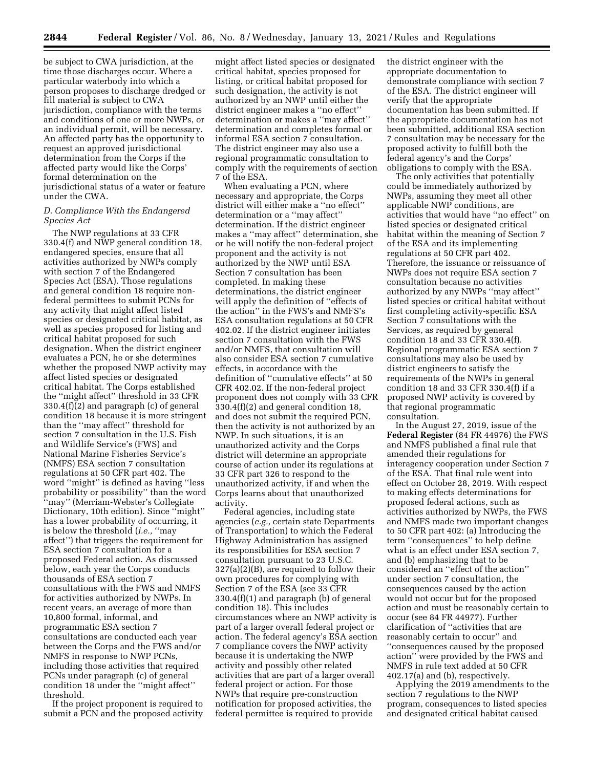be subject to CWA jurisdiction, at the time those discharges occur. Where a particular waterbody into which a person proposes to discharge dredged or fill material is subject to CWA jurisdiction, compliance with the terms and conditions of one or more NWPs, or an individual permit, will be necessary. An affected party has the opportunity to request an approved jurisdictional determination from the Corps if the affected party would like the Corps' formal determination on the jurisdictional status of a water or feature under the CWA.

### D. Compliance With the Endangered Species Act

The NWP regulations at 33 CFR 330.4(f) and NWP general condition 18, endangered species, ensure that all activities authorized by NWPs comply with section 7 of the Endangered Species Act (ESA). Those regulations and general condition 18 require non-federal permittees to submit PCNs for any activity that might affect listed species or designated critical habitat, as well as species proposed for listing and critical habitat proposed for such designation. When the district engineer evaluates a PCN, he or she determines whether the proposed NWP activity may affect listed species or designated critical habitat. The Corps established the "might affect" threshold in 33 CFR 330.4(f)(2) and paragraph (c) of general condition 18 because it is more stringent than the "may affect" threshold for section 7 consultation in the U.S. Fish and Wildlife Service's (FWS) and National Marine Fisheries Service's (NMFS) ESA section 7 consultation regulations at 50 CFR part 402. The word "might" is defined as having "less probability or possibility" than the word "may" (Merriam-Webster's Collegiate Dictionary, 10th edition). Since "might" has a lower probability of occurring, it is below the threshold (*i.e.,* "may affect") that triggers the requirement for ESA section 7 consultation for a proposed Federal action. As discussed below, each year the Corps conducts thousands of ESA section 7 consultations with the FWS and NMFS for activities authorized by NWPs. In recent years, an average of more than 10,800 formal, informal, and programmatic ESA section 7 consultations are conducted each year between the Corps and the FWS and/or NMFS in response to NWP PCNs, including those activities that required PCNs under paragraph (c) of general condition 18 under the "might affect" threshold.

If the project proponent is required to submit a PCN and the proposed activity might affect listed species or designated critical habitat, species proposed for listing, or critical habitat proposed for such designation, the activity is not authorized by an NWP until either the district engineer makes a "no effect" determination or makes a "may affect" determination and completes formal or informal ESA section 7 consultation. The district engineer may also use a regional programmatic consultation to comply with the requirements of section 7 of the ESA.

When evaluating a PCN, where necessary and appropriate, the Corps district will either make a "no effect" determination or a "may affect" determination. If the district engineer makes a "may affect" determination, she or he will notify the non-federal project proponent and the activity is not authorized by the NWP until ESA Section 7 consultation has been completed. In making these determinations, the district engineer will apply the definition of "effects of the action" in the FWS's and NMFS's ESA consultation regulations at 50 CFR 402.02. If the district engineer initiates section 7 consultation with the FWS and/or NMFS, that consultation will also consider ESA section 7 cumulative effects, in accordance with the definition of "cumulative effects" at 50 CFR 402.02. If the non-federal project proponent does not comply with 33 CFR 330.4(f)(2) and general condition 18, and does not submit the required PCN, then the activity is not authorized by an NWP. In such situations, it is an unauthorized activity and the Corps district will determine an appropriate course of action under its regulations at 33 CFR part 326 to respond to the unauthorized activity, if and when the Corps learns about that unauthorized activity.

Federal agencies, including state agencies (*e.g.,* certain state Departments of Transportation) to which the Federal Highway Administration has assigned its responsibilities for ESA section 7 consultation pursuant to 23 U.S.C. 327(a)(2)(B), are required to follow their own procedures for complying with Section 7 of the ESA (see 33 CFR 330.4(f)(1) and paragraph (b) of general condition 18). This includes circumstances where an NWP activity is part of a larger overall federal project or action. The federal agency's ESA section 7 compliance covers the NWP activity because it is undertaking the NWP activity and possibly other related activities that are part of a larger overall federal project or action. For those NWPs that require pre-construction notification for proposed activities, the federal permittee is required to provide the district engineer with the appropriate documentation to demonstrate compliance with section 7 of the ESA. The district engineer will verify that the appropriate documentation has been submitted. If the appropriate documentation has not been submitted, additional ESA section 7 consultation may be necessary for the proposed activity to fulfill both the federal agency's and the Corps' obligations to comply with the ESA.

The only activities that potentially could be immediately authorized by NWPs, assuming they meet all other applicable NWP conditions, are activities that would have "no effect" on listed species or designated critical habitat within the meaning of Section 7 of the ESA and its implementing regulations at 50 CFR part 402. Therefore, the issuance or reissuance of NWPs does not require ESA section 7 consultation because no activities authorized by any NWPs "may affect" listed species or critical habitat without first completing activity-specific ESA Section 7 consultations with the Services, as required by general condition 18 and 33 CFR 330.4(f). Regional programmatic ESA section 7 consultations may also be used by district engineers to satisfy the requirements of the NWPs in general condition 18 and 33 CFR 330.4(f) if a proposed NWP activity is covered by that regional programmatic consultation.

In the August 27, 2019, issue of the **Federal Register** (84 FR 44976) the FWS and NMFS published a final rule that amended their regulations for interagency cooperation under Section 7 of the ESA. That final rule went into effect on October 28, 2019. With respect to making effects determinations for proposed federal actions, such as activities authorized by NWPs, the FWS and NMFS made two important changes to 50 CFR part 402: (a) Introducing the term "consequences" to help define what is an effect under ESA section 7, and (b) emphasizing that to be considered an "effect of the action" under section 7 consultation, the consequences caused by the action would not occur but for the proposed action and must be reasonably certain to occur (see 84 FR 44977). Further clarification of "activities that are reasonably certain to occur" and "consequences caused by the proposed action" were provided by the FWS and NMFS in rule text added at 50 CFR 402.17(a) and (b), respectively.

Applying the 2019 amendments to the section 7 regulations to the NWP program, consequences to listed species and designated critical habitat caused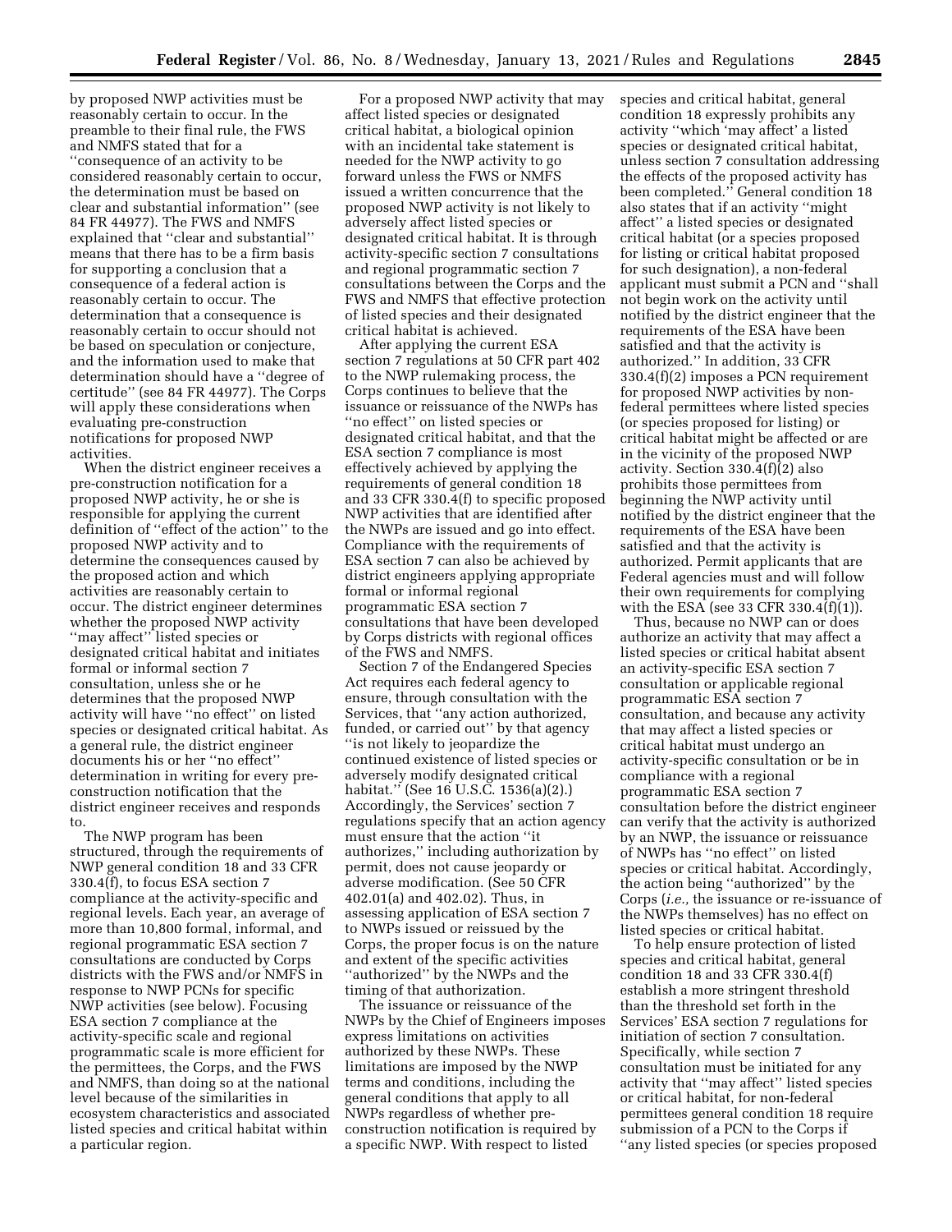by proposed NWP activities must be reasonably certain to occur. In the preamble to their final rule, the FWS and NMFS stated that for a ''consequence of an activity to be considered reasonably certain to occur, the determination must be based on clear and substantial information'' (see 84 FR 44977). The FWS and NMFS explained that ''clear and substantial'' means that there has to be a firm basis for supporting a conclusion that a consequence of a federal action is reasonably certain to occur. The determination that a consequence is reasonably certain to occur should not be based on speculation or conjecture, and the information used to make that determination should have a ''degree of certitude'' (see 84 FR 44977). The Corps will apply these considerations when evaluating pre-construction notifications for proposed NWP activities.

When the district engineer receives a pre-construction notification for a proposed NWP activity, he or she is responsible for applying the current definition of ''effect of the action'' to the proposed NWP activity and to determine the consequences caused by the proposed action and which activities are reasonably certain to occur. The district engineer determines whether the proposed NWP activity ''may affect'' listed species or designated critical habitat and initiates formal or informal section 7 consultation, unless she or he determines that the proposed NWP activity will have ''no effect'' on listed species or designated critical habitat. As a general rule, the district engineer documents his or her ''no effect'' determination in writing for every pre-construction notification that the district engineer receives and responds to.

The NWP program has been structured, through the requirements of NWP general condition 18 and 33 CFR 330.4(f), to focus ESA section 7 compliance at the activity-specific and regional levels. Each year, an average of more than 10,800 formal, informal, and regional programmatic ESA section 7 consultations are conducted by Corps districts with the FWS and/or NMFS in response to NWP PCNs for specific NWP activities (see below). Focusing ESA section 7 compliance at the activity-specific scale and regional programmatic scale is more efficient for the permittees, the Corps, and the FWS and NMFS, than doing so at the national level because of the similarities in ecosystem characteristics and associated listed species and critical habitat within a particular region.

For a proposed NWP activity that may affect listed species or designated critical habitat, a biological opinion with an incidental take statement is needed for the NWP activity to go forward unless the FWS or NMFS issued a written concurrence that the proposed NWP activity is not likely to adversely affect listed species or designated critical habitat. It is through activity-specific section 7 consultations and regional programmatic section 7 consultations between the Corps and the FWS and NMFS that effective protection of listed species and their designated critical habitat is achieved.

After applying the current ESA section 7 regulations at 50 CFR part 402 to the NWP rulemaking process, the Corps continues to believe that the issuance or reissuance of the NWPs has ''no effect'' on listed species or designated critical habitat, and that the ESA section 7 compliance is most effectively achieved by applying the requirements of general condition 18 and 33 CFR 330.4(f) to specific proposed NWP activities that are identified after the NWPs are issued and go into effect. Compliance with the requirements of ESA section 7 can also be achieved by district engineers applying appropriate formal or informal regional programmatic ESA section 7 consultations that have been developed by Corps districts with regional offices of the FWS and NMFS.

Section 7 of the Endangered Species Act requires each federal agency to ensure, through consultation with the Services, that ''any action authorized, funded, or carried out'' by that agency ''is not likely to jeopardize the continued existence of listed species or adversely modify designated critical habitat.'' (See 16 U.S.C. 1536(a)(2).) Accordingly, the Services' section 7 regulations specify that an action agency must ensure that the action ''it authorizes,'' including authorization by permit, does not cause jeopardy or adverse modification. (See 50 CFR 402.01(a) and 402.02). Thus, in assessing application of ESA section 7 to NWPs issued or reissued by the Corps, the proper focus is on the nature and extent of the specific activities ''authorized'' by the NWPs and the timing of that authorization.

The issuance or reissuance of the NWPs by the Chief of Engineers imposes express limitations on activities authorized by these NWPs. These limitations are imposed by the NWP terms and conditions, including the general conditions that apply to all NWPs regardless of whether pre-construction notification is required by a specific NWP. With respect to listed species and critical habitat, general condition 18 expressly prohibits any activity ''which 'may affect' a listed species or designated critical habitat, unless section 7 consultation addressing the effects of the proposed activity has been completed.'' General condition 18 also states that if an activity ''might affect'' a listed species or designated critical habitat (or a species proposed for listing or critical habitat proposed for such designation), a non-federal applicant must submit a PCN and ''shall not begin work on the activity until notified by the district engineer that the requirements of the ESA have been satisfied and that the activity is authorized.'' In addition, 33 CFR 330.4(f)(2) imposes a PCN requirement for proposed NWP activities by non-federal permittees where listed species (or species proposed for listing) or critical habitat might be affected or are in the vicinity of the proposed NWP activity. Section 330.4(f)(2) also prohibits those permittees from beginning the NWP activity until notified by the district engineer that the requirements of the ESA have been satisfied and that the activity is authorized. Permit applicants that are Federal agencies must and will follow their own requirements for complying with the ESA (see 33 CFR 330.4(f)(1)).

Thus, because no NWP can or does authorize an activity that may affect a listed species or critical habitat absent an activity-specific ESA section 7 consultation or applicable regional programmatic ESA section 7 consultation, and because any activity that may affect a listed species or critical habitat must undergo an activity-specific consultation or be in compliance with a regional programmatic ESA section 7 consultation before the district engineer can verify that the activity is authorized by an NWP, the issuance or reissuance of NWPs has ''no effect'' on listed species or critical habitat. Accordingly, the action being ''authorized'' by the Corps (*i.e.,* the issuance or re-issuance of the NWPs themselves) has no effect on listed species or critical habitat.

To help ensure protection of listed species and critical habitat, general condition 18 and 33 CFR 330.4(f) establish a more stringent threshold than the threshold set forth in the Services' ESA section 7 regulations for initiation of section 7 consultation. Specifically, while section 7 consultation must be initiated for any activity that ''may affect'' listed species or critical habitat, for non-federal permittees general condition 18 require submission of a PCN to the Corps if ''any listed species (or species proposed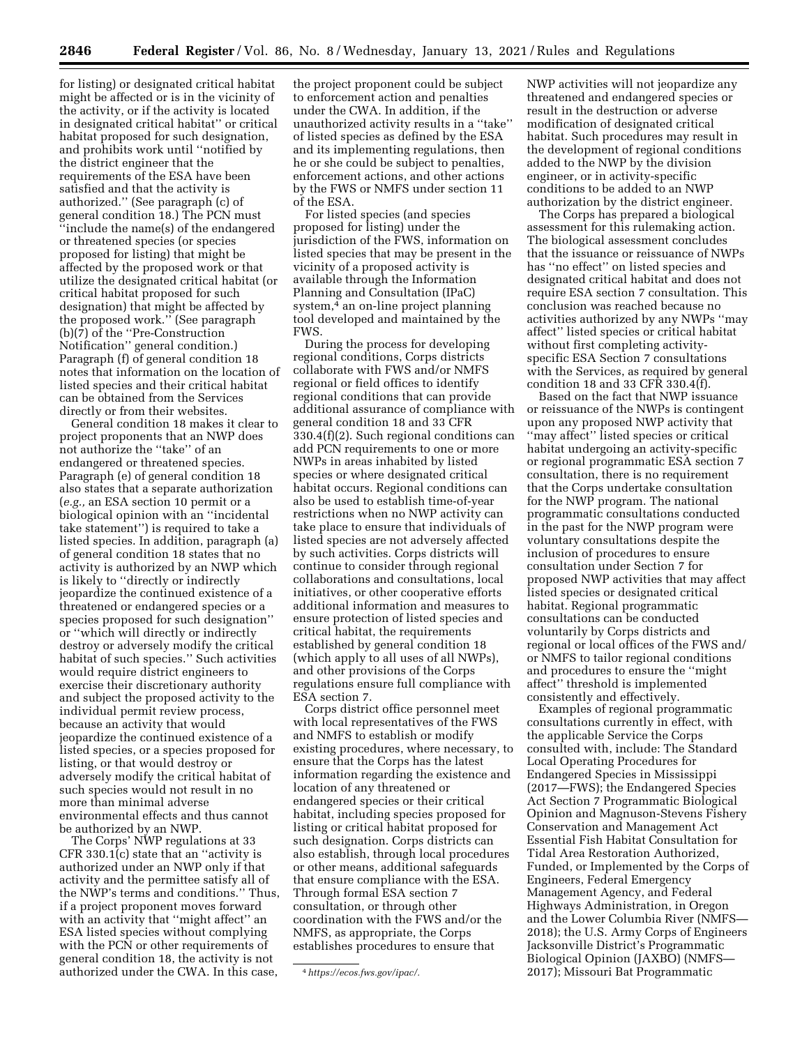for listing) or designated critical habitat might be affected or is in the vicinity of the activity, or if the activity is located in designated critical habitat'' or critical habitat proposed for such designation, and prohibits work until ''notified by the district engineer that the requirements of the ESA have been satisfied and that the activity is authorized.'' (See paragraph (c) of general condition 18.) The PCN must ''include the name(s) of the endangered or threatened species (or species proposed for listing) that might be affected by the proposed work or that utilize the designated critical habitat (or critical habitat proposed for such designation) that might be affected by the proposed work.'' (See paragraph (b)(7) of the ''Pre-Construction Notification'' general condition.) Paragraph (f) of general condition 18 notes that information on the location of listed species and their critical habitat can be obtained from the Services directly or from their websites.

General condition 18 makes it clear to project proponents that an NWP does not authorize the ''take'' of an endangered or threatened species. Paragraph (e) of general condition 18 also states that a separate authorization (*e.g.,* an ESA section 10 permit or a biological opinion with an ''incidental take statement'') is required to take a listed species. In addition, paragraph (a) of general condition 18 states that no activity is authorized by an NWP which is likely to ''directly or indirectly jeopardize the continued existence of a threatened or endangered species or a species proposed for such designation'' or ''which will directly or indirectly destroy or adversely modify the critical habitat of such species.'' Such activities would require district engineers to exercise their discretionary authority and subject the proposed activity to the individual permit review process, because an activity that would jeopardize the continued existence of a listed species, or a species proposed for listing, or that would destroy or adversely modify the critical habitat of such species would not result in no more than minimal adverse environmental effects and thus cannot be authorized by an NWP.

The Corps' NWP regulations at 33 CFR 330.1(c) state that an ''activity is authorized under an NWP only if that activity and the permittee satisfy all of the NWP's terms and conditions.'' Thus, if a project proponent moves forward with an activity that ''might affect'' an ESA listed species without complying with the PCN or other requirements of general condition 18, the activity is not authorized under the CWA. In this case, the project proponent could be subject to enforcement action and penalties under the CWA. In addition, if the unauthorized activity results in a ''take'' of listed species as defined by the ESA and its implementing regulations, then he or she could be subject to penalties, enforcement actions, and other actions by the FWS or NMFS under section 11 of the ESA.

For listed species (and species proposed for listing) under the jurisdiction of the FWS, information on listed species that may be present in the vicinity of a proposed activity is available through the Information Planning and Consultation (IPaC) system,[4] an on-line project planning tool developed and maintained by the FWS.

During the process for developing regional conditions, Corps districts collaborate with FWS and/or NMFS regional or field offices to identify regional conditions that can provide additional assurance of compliance with general condition 18 and 33 CFR 330.4(f)(2). Such regional conditions can add PCN requirements to one or more NWPs in areas inhabited by listed species or where designated critical habitat occurs. Regional conditions can also be used to establish time-of-year restrictions when no NWP activity can take place to ensure that individuals of listed species are not adversely affected by such activities. Corps districts will continue to consider through regional collaborations and consultations, local initiatives, or other cooperative efforts additional information and measures to ensure protection of listed species and critical habitat, the requirements established by general condition 18 (which apply to all uses of all NWPs), and other provisions of the Corps regulations ensure full compliance with ESA section 7.

Corps district office personnel meet with local representatives of the FWS and NMFS to establish or modify existing procedures, where necessary, to ensure that the Corps has the latest information regarding the existence and location of any threatened or endangered species or their critical habitat, including species proposed for listing or critical habitat proposed for such designation. Corps districts can also establish, through local procedures or other means, additional safeguards that ensure compliance with the ESA. Through formal ESA section 7 consultation, or through other coordination with the FWS and/or the NMFS, as appropriate, the Corps establishes procedures to ensure that NWP activities will not jeopardize any threatened and endangered species or result in the destruction or adverse modification of designated critical habitat. Such procedures may result in the development of regional conditions added to the NWP by the division engineer, or in activity-specific conditions to be added to an NWP authorization by the district engineer.

The Corps has prepared a biological assessment for this rulemaking action. The biological assessment concludes that the issuance or reissuance of NWPs has ''no effect'' on listed species and designated critical habitat and does not require ESA section 7 consultation. This conclusion was reached because no activities authorized by any NWPs ''may affect'' listed species or critical habitat without first completing activity-specific ESA Section 7 consultations with the Services, as required by general condition 18 and 33 CFR 330.4(f).

Based on the fact that NWP issuance or reissuance of the NWPs is contingent upon any proposed NWP activity that ''may affect'' listed species or critical habitat undergoing an activity-specific or regional programmatic ESA section 7 consultation, there is no requirement that the Corps undertake consultation for the NWP program. The national programmatic consultations conducted in the past for the NWP program were voluntary consultations despite the inclusion of procedures to ensure consultation under Section 7 for proposed NWP activities that may affect listed species or designated critical habitat. Regional programmatic consultations can be conducted voluntarily by Corps districts and regional or local offices of the FWS and/or NMFS to tailor regional conditions and procedures to ensure the ''might affect'' threshold is implemented consistently and effectively.

Examples of regional programmatic consultations currently in effect, with the applicable Service the Corps consulted with, include: The Standard Local Operating Procedures for Endangered Species in Mississippi (2017—FWS); the Endangered Species Act Section 7 Programmatic Biological Opinion and Magnuson-Stevens Fishery Conservation and Management Act Essential Fish Habitat Consultation for Tidal Area Restoration Authorized, Funded, or Implemented by the Corps of Engineers, Federal Emergency Management Agency, and Federal Highways Administration, in Oregon and the Lower Columbia River (NMFS—2018); the U.S. Army Corps of Engineers Jacksonville District's Programmatic Biological Opinion (JAXBO) (NMFS—2017); Missouri Bat Programmatic

[4] *https://ecos.fws.gov/ipac/.*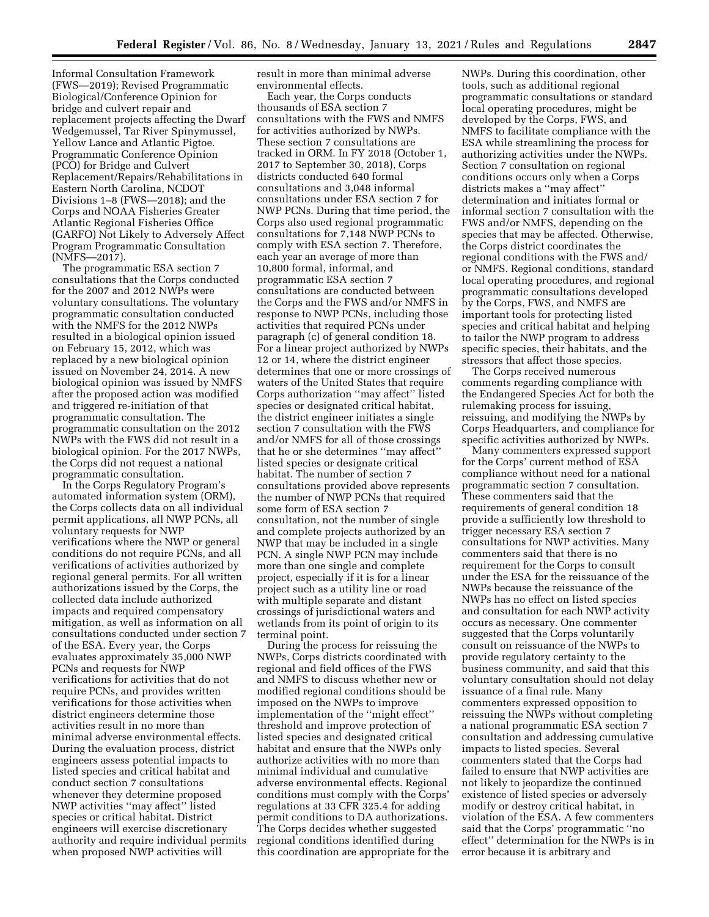Informal Consultation Framework (FWS—2019); Revised Programmatic Biological/Conference Opinion for bridge and culvert repair and replacement projects affecting the Dwarf Wedgemussel, Tar River Spinymussel, Yellow Lance and Atlantic Pigtoe. Programmatic Conference Opinion (PCO) for Bridge and Culvert Replacement/Repairs/Rehabilitations in Eastern North Carolina, NCDOT Divisions 1–8 (FWS—2018); and the Corps and NOAA Fisheries Greater Atlantic Regional Fisheries Office (GARFO) Not Likely to Adversely Affect Program Programmatic Consultation (NMFS—2017).

The programmatic ESA section 7 consultations that the Corps conducted for the 2007 and 2012 NWPs were voluntary consultations. The voluntary programmatic consultation conducted with the NMFS for the 2012 NWPs resulted in a biological opinion issued on February 15, 2012, which was replaced by a new biological opinion issued on November 24, 2014. A new biological opinion was issued by NMFS after the proposed action was modified and triggered re-initiation of that programmatic consultation. The programmatic consultation on the 2012 NWPs with the FWS did not result in a biological opinion. For the 2017 NWPs, the Corps did not request a national programmatic consultation.

In the Corps Regulatory Program's automated information system (ORM), the Corps collects data on all individual permit applications, all NWP PCNs, all voluntary requests for NWP verifications where the NWP or general conditions do not require PCNs, and all verifications of activities authorized by regional general permits. For all written authorizations issued by the Corps, the collected data include authorized impacts and required compensatory mitigation, as well as information on all consultations conducted under section 7 of the ESA. Every year, the Corps evaluates approximately 35,000 NWP PCNs and requests for NWP verifications for activities that do not require PCNs, and provides written verifications for those activities when district engineers determine those activities result in no more than minimal adverse environmental effects. During the evaluation process, district engineers assess potential impacts to listed species and critical habitat and conduct section 7 consultations whenever they determine proposed NWP activities ''may affect'' listed species or critical habitat. District engineers will exercise discretionary authority and require individual permits when proposed NWP activities will result in more than minimal adverse environmental effects.

Each year, the Corps conducts thousands of ESA section 7 consultations with the FWS and NMFS for activities authorized by NWPs. These section 7 consultations are tracked in ORM. In FY 2018 (October 1, 2017 to September 30, 2018), Corps districts conducted 640 formal consultations and 3,048 informal consultations under ESA section 7 for NWP PCNs. During that time period, the Corps also used regional programmatic consultations for 7,148 NWP PCNs to comply with ESA section 7. Therefore, each year an average of more than 10,800 formal, informal, and programmatic ESA section 7 consultations are conducted between the Corps and the FWS and/or NMFS in response to NWP PCNs, including those activities that required PCNs under paragraph (c) of general condition 18. For a linear project authorized by NWPs 12 or 14, where the district engineer determines that one or more crossings of waters of the United States that require Corps authorization ''may affect'' listed species or designated critical habitat, the district engineer initiates a single section 7 consultation with the FWS and/or NMFS for all of those crossings that he or she determines ''may affect'' listed species or designate critical habitat. The number of section 7 consultations provided above represents the number of NWP PCNs that required some form of ESA section 7 consultation, not the number of single and complete projects authorized by an NWP that may be included in a single PCN. A single NWP PCN may include more than one single and complete project, especially if it is for a linear project such as a utility line or road with multiple separate and distant crossings of jurisdictional waters and wetlands from its point of origin to its terminal point.

During the process for reissuing the NWPs, Corps districts coordinated with regional and field offices of the FWS and NMFS to discuss whether new or modified regional conditions should be imposed on the NWPs to improve implementation of the ''might effect'' threshold and improve protection of listed species and designated critical habitat and ensure that the NWPs only authorize activities with no more than minimal individual and cumulative adverse environmental effects. Regional conditions must comply with the Corps' regulations at 33 CFR 325.4 for adding permit conditions to DA authorizations. The Corps decides whether suggested regional conditions identified during this coordination are appropriate for the NWPs. During this coordination, other tools, such as additional regional programmatic consultations or standard local operating procedures, might be developed by the Corps, FWS, and NMFS to facilitate compliance with the ESA while streamlining the process for authorizing activities under the NWPs. Section 7 consultation on regional conditions occurs only when a Corps districts makes a ''may affect'' determination and initiates formal or informal section 7 consultation with the FWS and/or NMFS, depending on the species that may be affected. Otherwise, the Corps district coordinates the regional conditions with the FWS and/ or NMFS. Regional conditions, standard local operating procedures, and regional programmatic consultations developed by the Corps, FWS, and NMFS are important tools for protecting listed species and critical habitat and helping to tailor the NWP program to address specific species, their habitats, and the stressors that affect those species.

The Corps received numerous comments regarding compliance with the Endangered Species Act for both the rulemaking process for issuing, reissuing, and modifying the NWPs by Corps Headquarters, and compliance for specific activities authorized by NWPs.

Many commenters expressed support for the Corps' current method of ESA compliance without need for a national programmatic section 7 consultation. These commenters said that the requirements of general condition 18 provide a sufficiently low threshold to trigger necessary ESA section 7 consultations for NWP activities. Many commenters said that there is no requirement for the Corps to consult under the ESA for the reissuance of the NWPs because the reissuance of the NWPs has no effect on listed species and consultation for each NWP activity occurs as necessary. One commenter suggested that the Corps voluntarily consult on reissuance of the NWPs to provide regulatory certainty to the business community, and said that this voluntary consultation should not delay issuance of a final rule. Many commenters expressed opposition to reissuing the NWPs without completing a national programmatic ESA section 7 consultation and addressing cumulative impacts to listed species. Several commenters stated that the Corps had failed to ensure that NWP activities are not likely to jeopardize the continued existence of listed species or adversely modify or destroy critical habitat, in violation of the ESA. A few commenters said that the Corps' programmatic ''no effect'' determination for the NWPs is in error because it is arbitrary and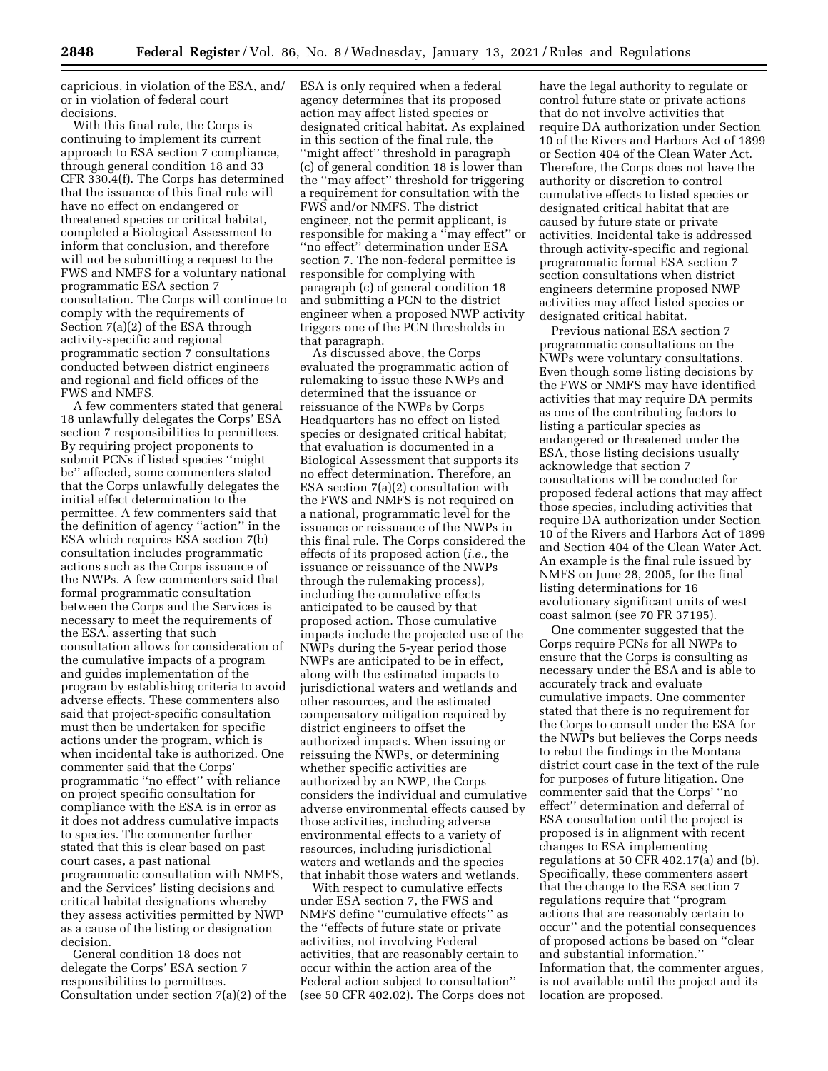capricious, in violation of the ESA, and/or in violation of federal court decisions.

With this final rule, the Corps is continuing to implement its current approach to ESA section 7 compliance, through general condition 18 and 33 CFR 330.4(f). The Corps has determined that the issuance of this final rule will have no effect on endangered or threatened species or critical habitat, completed a Biological Assessment to inform that conclusion, and therefore will not be submitting a request to the FWS and NMFS for a voluntary national programmatic ESA section 7 consultation. The Corps will continue to comply with the requirements of Section 7(a)(2) of the ESA through activity-specific and regional programmatic section 7 consultations conducted between district engineers and regional and field offices of the FWS and NMFS.

A few commenters stated that general 18 unlawfully delegates the Corps' ESA section 7 responsibilities to permittees. By requiring project proponents to submit PCNs if listed species ''might be'' affected, some commenters stated that the Corps unlawfully delegates the initial effect determination to the permittee. A few commenters said that the definition of agency ''action'' in the ESA which requires ESA section 7(b) consultation includes programmatic actions such as the Corps issuance of the NWPs. A few commenters said that formal programmatic consultation between the Corps and the Services is necessary to meet the requirements of the ESA, asserting that such consultation allows for consideration of the cumulative impacts of a program and guides implementation of the program by establishing criteria to avoid adverse effects. These commenters also said that project-specific consultation must then be undertaken for specific actions under the program, which is when incidental take is authorized. One commenter said that the Corps' programmatic ''no effect'' with reliance on project specific consultation for compliance with the ESA is in error as it does not address cumulative impacts to species. The commenter further stated that this is clear based on past court cases, a past national programmatic consultation with NMFS, and the Services' listing decisions and critical habitat designations whereby they assess activities permitted by NWP as a cause of the listing or designation decision.

General condition 18 does not delegate the Corps' ESA section 7 responsibilities to permittees. Consultation under section 7(a)(2) of the ESA is only required when a federal agency determines that its proposed action may affect listed species or designated critical habitat. As explained in this section of the final rule, the ''might affect'' threshold in paragraph (c) of general condition 18 is lower than the ''may affect'' threshold for triggering a requirement for consultation with the FWS and/or NMFS. The district engineer, not the permit applicant, is responsible for making a ''may effect'' or ''no effect'' determination under ESA section 7. The non-federal permittee is responsible for complying with paragraph (c) of general condition 18 and submitting a PCN to the district engineer when a proposed NWP activity triggers one of the PCN thresholds in that paragraph.

As discussed above, the Corps evaluated the programmatic action of rulemaking to issue these NWPs and determined that the issuance or reissuance of the NWPs by Corps Headquarters has no effect on listed species or designated critical habitat; that evaluation is documented in a Biological Assessment that supports its no effect determination. Therefore, an ESA section 7(a)(2) consultation with the FWS and NMFS is not required on a national, programmatic level for the issuance or reissuance of the NWPs in this final rule. The Corps considered the effects of its proposed action (*i.e.,* the issuance or reissuance of the NWPs through the rulemaking process), including the cumulative effects anticipated to be caused by that proposed action. Those cumulative impacts include the projected use of the NWPs during the 5-year period those NWPs are anticipated to be in effect, along with the estimated impacts to jurisdictional waters and wetlands and other resources, and the estimated compensatory mitigation required by district engineers to offset the authorized impacts. When issuing or reissuing the NWPs, or determining whether specific activities are authorized by an NWP, the Corps considers the individual and cumulative adverse environmental effects caused by those activities, including adverse environmental effects to a variety of resources, including jurisdictional waters and wetlands and the species that inhabit those waters and wetlands.

With respect to cumulative effects under ESA section 7, the FWS and NMFS define ''cumulative effects'' as the ''effects of future state or private activities, not involving Federal activities, that are reasonably certain to occur within the action area of the Federal action subject to consultation'' (see 50 CFR 402.02). The Corps does not have the legal authority to regulate or control future state or private actions that do not involve activities that require DA authorization under Section 10 of the Rivers and Harbors Act of 1899 or Section 404 of the Clean Water Act. Therefore, the Corps does not have the authority or discretion to control cumulative effects to listed species or designated critical habitat that are caused by future state or private activities. Incidental take is addressed through activity-specific and regional programmatic formal ESA section 7 section consultations when district engineers determine proposed NWP activities may affect listed species or designated critical habitat.

Previous national ESA section 7 programmatic consultations on the NWPs were voluntary consultations. Even though some listing decisions by the FWS or NMFS may have identified activities that may require DA permits as one of the contributing factors to listing a particular species as endangered or threatened under the ESA, those listing decisions usually acknowledge that section 7 consultations will be conducted for proposed federal actions that may affect those species, including activities that require DA authorization under Section 10 of the Rivers and Harbors Act of 1899 and Section 404 of the Clean Water Act. An example is the final rule issued by NMFS on June 28, 2005, for the final listing determinations for 16 evolutionary significant units of west coast salmon (see 70 FR 37195).

One commenter suggested that the Corps require PCNs for all NWPs to ensure that the Corps is consulting as necessary under the ESA and is able to accurately track and evaluate cumulative impacts. One commenter stated that there is no requirement for the Corps to consult under the ESA for the NWPs but believes the Corps needs to rebut the findings in the Montana district court case in the text of the rule for purposes of future litigation. One commenter said that the Corps' ''no effect'' determination and deferral of ESA consultation until the project is proposed is in alignment with recent changes to ESA implementing regulations at 50 CFR 402.17(a) and (b). Specifically, these commenters assert that the change to the ESA section 7 regulations require that ''program actions that are reasonably certain to occur'' and the potential consequences of proposed actions be based on ''clear and substantial information.'' Information that, the commenter argues, is not available until the project and its location are proposed.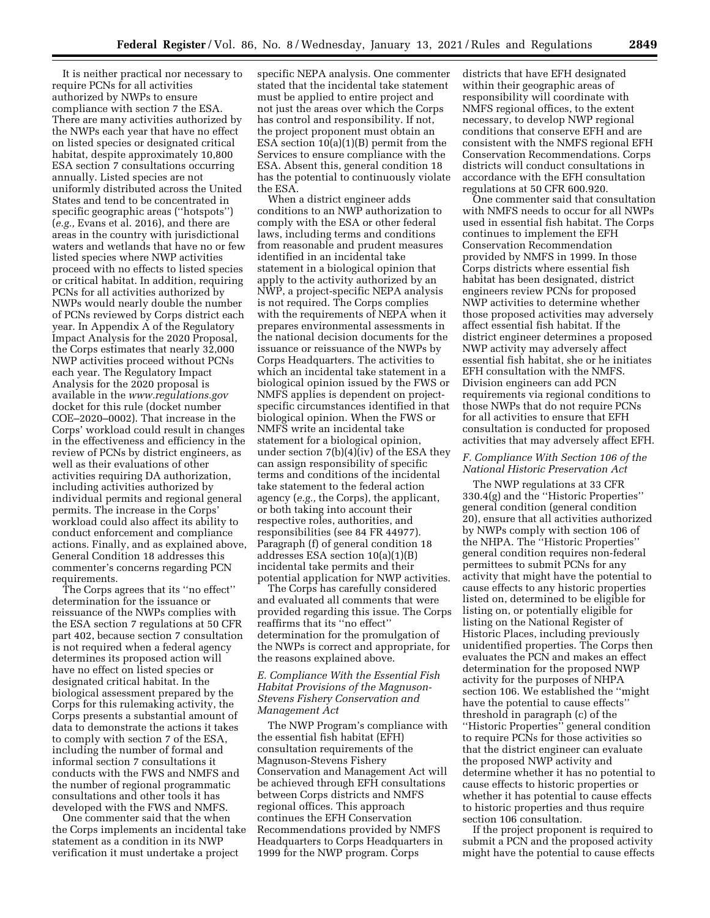It is neither practical nor necessary to require PCNs for all activities authorized by NWPs to ensure compliance with section 7 the ESA. There are many activities authorized by the NWPs each year that have no effect on listed species or designated critical habitat, despite approximately 10,800 ESA section 7 consultations occurring annually. Listed species are not uniformly distributed across the United States and tend to be concentrated in specific geographic areas (''hotspots'') (*e.g.,* Evans et al. 2016), and there are areas in the country with jurisdictional waters and wetlands that have no or few listed species where NWP activities proceed with no effects to listed species or critical habitat. In addition, requiring PCNs for all activities authorized by NWPs would nearly double the number of PCNs reviewed by Corps district each year. In Appendix A of the Regulatory Impact Analysis for the 2020 Proposal, the Corps estimates that nearly 32,000 NWP activities proceed without PCNs each year. The Regulatory Impact Analysis for the 2020 proposal is available in the *www.regulations.gov* docket for this rule (docket number COE–2020–0002). That increase in the Corps' workload could result in changes in the effectiveness and efficiency in the review of PCNs by district engineers, as well as their evaluations of other activities requiring DA authorization, including activities authorized by individual permits and regional general permits. The increase in the Corps' workload could also affect its ability to conduct enforcement and compliance actions. Finally, and as explained above, General Condition 18 addresses this commenter's concerns regarding PCN requirements.

The Corps agrees that its ''no effect'' determination for the issuance or reissuance of the NWPs complies with the ESA section 7 regulations at 50 CFR part 402, because section 7 consultation is not required when a federal agency determines its proposed action will have no effect on listed species or designated critical habitat. In the biological assessment prepared by the Corps for this rulemaking activity, the Corps presents a substantial amount of data to demonstrate the actions it takes to comply with section 7 of the ESA, including the number of formal and informal section 7 consultations it conducts with the FWS and NMFS and the number of regional programmatic consultations and other tools it has developed with the FWS and NMFS.

One commenter said that the when the Corps implements an incidental take statement as a condition in its NWP verification it must undertake a project specific NEPA analysis. One commenter stated that the incidental take statement must be applied to entire project and not just the areas over which the Corps has control and responsibility. If not, the project proponent must obtain an ESA section 10(a)(1)(B) permit from the Services to ensure compliance with the ESA. Absent this, general condition 18 has the potential to continuously violate the ESA.

When a district engineer adds conditions to an NWP authorization to comply with the ESA or other federal laws, including terms and conditions from reasonable and prudent measures identified in an incidental take statement in a biological opinion that apply to the activity authorized by an NWP, a project-specific NEPA analysis is not required. The Corps complies with the requirements of NEPA when it prepares environmental assessments in the national decision documents for the issuance or reissuance of the NWPs by Corps Headquarters. The activities to which an incidental take statement in a biological opinion issued by the FWS or NMFS applies is dependent on project-specific circumstances identified in that biological opinion. When the FWS or NMFS write an incidental take statement for a biological opinion, under section 7(b)(4)(iv) of the ESA they can assign responsibility of specific terms and conditions of the incidental take statement to the federal action agency (*e.g.,* the Corps), the applicant, or both taking into account their respective roles, authorities, and responsibilities (see 84 FR 44977). Paragraph (f) of general condition 18 addresses ESA section 10(a)(1)(B) incidental take permits and their potential application for NWP activities.

The Corps has carefully considered and evaluated all comments that were provided regarding this issue. The Corps reaffirms that its ''no effect'' determination for the promulgation of the NWPs is correct and appropriate, for the reasons explained above.

### *E. Compliance With the Essential Fish Habitat Provisions of the Magnuson-Stevens Fishery Conservation and Management Act*

The NWP Program's compliance with the essential fish habitat (EFH) consultation requirements of the Magnuson-Stevens Fishery Conservation and Management Act will be achieved through EFH consultations between Corps districts and NMFS regional offices. This approach continues the EFH Conservation Recommendations provided by NMFS Headquarters to Corps Headquarters in 1999 for the NWP program. Corps districts that have EFH designated within their geographic areas of responsibility will coordinate with NMFS regional offices, to the extent necessary, to develop NWP regional conditions that conserve EFH and are consistent with the NMFS regional EFH Conservation Recommendations. Corps districts will conduct consultations in accordance with the EFH consultation regulations at 50 CFR 600.920.

One commenter said that consultation with NMFS needs to occur for all NWPs used in essential fish habitat. The Corps continues to implement the EFH Conservation Recommendation provided by NMFS in 1999. In those Corps districts where essential fish habitat has been designated, district engineers review PCNs for proposed NWP activities to determine whether those proposed activities may adversely affect essential fish habitat. If the district engineer determines a proposed NWP activity may adversely affect essential fish habitat, she or he initiates EFH consultation with the NMFS. Division engineers can add PCN requirements via regional conditions to those NWPs that do not require PCNs for all activities to ensure that EFH consultation is conducted for proposed activities that may adversely affect EFH.

### *F. Compliance With Section 106 of the National Historic Preservation Act*

The NWP regulations at 33 CFR 330.4(g) and the ''Historic Properties'' general condition (general condition 20), ensure that all activities authorized by NWPs comply with section 106 of the NHPA. The ''Historic Properties'' general condition requires non-federal permittees to submit PCNs for any activity that might have the potential to cause effects to any historic properties listed on, determined to be eligible for listing on, or potentially eligible for listing on the National Register of Historic Places, including previously unidentified properties. The Corps then evaluates the PCN and makes an effect determination for the proposed NWP activity for the purposes of NHPA section 106. We established the ''might have the potential to cause effects'' threshold in paragraph (c) of the ''Historic Properties'' general condition to require PCNs for those activities so that the district engineer can evaluate the proposed NWP activity and determine whether it has no potential to cause effects to historic properties or whether it has potential to cause effects to historic properties and thus require section 106 consultation.

If the project proponent is required to submit a PCN and the proposed activity might have the potential to cause effects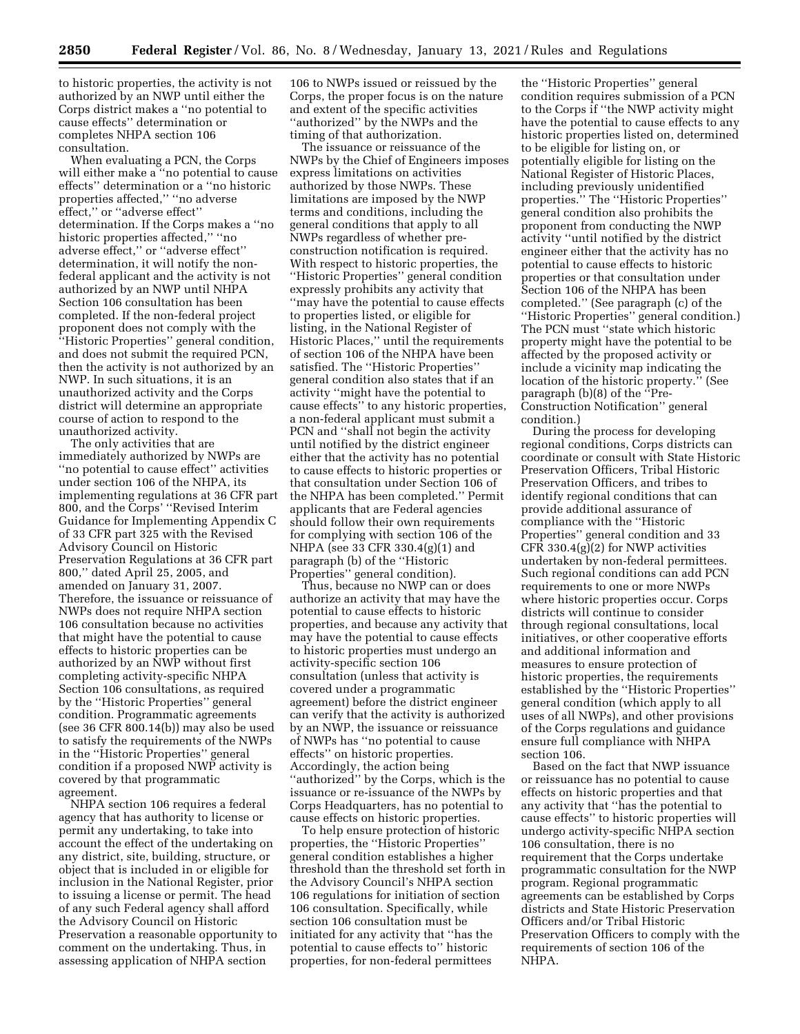to historic properties, the activity is not authorized by an NWP until either the Corps district makes a ''no potential to cause effects'' determination or completes NHPA section 106 consultation.

When evaluating a PCN, the Corps will either make a ''no potential to cause effects'' determination or a ''no historic properties affected,'' ''no adverse effect,'' or ''adverse effect'' determination. If the Corps makes a ''no historic properties affected,'' ''no adverse effect,'' or ''adverse effect'' determination, it will notify the non-federal applicant and the activity is not authorized by an NWP until NHPA Section 106 consultation has been completed. If the non-federal project proponent does not comply with the ''Historic Properties'' general condition, and does not submit the required PCN, then the activity is not authorized by an NWP. In such situations, it is an unauthorized activity and the Corps district will determine an appropriate course of action to respond to the unauthorized activity.

The only activities that are immediately authorized by NWPs are ''no potential to cause effect'' activities under section 106 of the NHPA, its implementing regulations at 36 CFR part 800, and the Corps' ''Revised Interim Guidance for Implementing Appendix C of 33 CFR part 325 with the Revised Advisory Council on Historic Preservation Regulations at 36 CFR part 800,'' dated April 25, 2005, and amended on January 31, 2007. Therefore, the issuance or reissuance of NWPs does not require NHPA section 106 consultation because no activities that might have the potential to cause effects to historic properties can be authorized by an NWP without first completing activity-specific NHPA Section 106 consultations, as required by the ''Historic Properties'' general condition. Programmatic agreements (see 36 CFR 800.14(b)) may also be used to satisfy the requirements of the NWPs in the ''Historic Properties'' general condition if a proposed NWP activity is covered by that programmatic agreement.

NHPA section 106 requires a federal agency that has authority to license or permit any undertaking, to take into account the effect of the undertaking on any district, site, building, structure, or object that is included in or eligible for inclusion in the National Register, prior to issuing a license or permit. The head of any such Federal agency shall afford the Advisory Council on Historic Preservation a reasonable opportunity to comment on the undertaking. Thus, in assessing application of NHPA section 106 to NWPs issued or reissued by the Corps, the proper focus is on the nature and extent of the specific activities ''authorized'' by the NWPs and the timing of that authorization.

The issuance or reissuance of the NWPs by the Chief of Engineers imposes express limitations on activities authorized by those NWPs. These limitations are imposed by the NWP terms and conditions, including the general conditions that apply to all NWPs regardless of whether pre-construction notification is required. With respect to historic properties, the ''Historic Properties'' general condition expressly prohibits any activity that ''may have the potential to cause effects to properties listed, or eligible for listing, in the National Register of Historic Places,'' until the requirements of section 106 of the NHPA have been satisfied. The ''Historic Properties'' general condition also states that if an activity ''might have the potential to cause effects'' to any historic properties, a non-federal applicant must submit a PCN and ''shall not begin the activity until notified by the district engineer either that the activity has no potential to cause effects to historic properties or that consultation under Section 106 of the NHPA has been completed.'' Permit applicants that are Federal agencies should follow their own requirements for complying with section 106 of the NHPA (see 33 CFR 330.4(g)(1) and paragraph (b) of the ''Historic Properties'' general condition).

Thus, because no NWP can or does authorize an activity that may have the potential to cause effects to historic properties, and because any activity that may have the potential to cause effects to historic properties must undergo an activity-specific section 106 consultation (unless that activity is covered under a programmatic agreement) before the district engineer can verify that the activity is authorized by an NWP, the issuance or reissuance of NWPs has ''no potential to cause effects'' on historic properties. Accordingly, the action being ''authorized'' by the Corps, which is the issuance or re-issuance of the NWPs by Corps Headquarters, has no potential to cause effects on historic properties.

To help ensure protection of historic properties, the ''Historic Properties'' general condition establishes a higher threshold than the threshold set forth in the Advisory Council's NHPA section 106 regulations for initiation of section 106 consultation. Specifically, while section 106 consultation must be initiated for any activity that ''has the potential to cause effects to'' historic properties, for non-federal permittees the ''Historic Properties'' general condition requires submission of a PCN to the Corps if ''the NWP activity might have the potential to cause effects to any historic properties listed on, determined to be eligible for listing on, or potentially eligible for listing on the National Register of Historic Places, including previously unidentified properties.'' The ''Historic Properties'' general condition also prohibits the proponent from conducting the NWP activity ''until notified by the district engineer either that the activity has no potential to cause effects to historic properties or that consultation under Section 106 of the NHPA has been completed.'' (See paragraph (c) of the ''Historic Properties'' general condition.) The PCN must ''state which historic property might have the potential to be affected by the proposed activity or include a vicinity map indicating the location of the historic property.'' (See paragraph (b)(8) of the ''Pre-Construction Notification'' general condition.)

During the process for developing regional conditions, Corps districts can coordinate or consult with State Historic Preservation Officers, Tribal Historic Preservation Officers, and tribes to identify regional conditions that can provide additional assurance of compliance with the ''Historic Properties'' general condition and 33 CFR 330.4(g)(2) for NWP activities undertaken by non-federal permittees. Such regional conditions can add PCN requirements to one or more NWPs where historic properties occur. Corps districts will continue to consider through regional consultations, local initiatives, or other cooperative efforts and additional information and measures to ensure protection of historic properties, the requirements established by the ''Historic Properties'' general condition (which apply to all uses of all NWPs), and other provisions of the Corps regulations and guidance ensure full compliance with NHPA section 106.

Based on the fact that NWP issuance or reissuance has no potential to cause effects on historic properties and that any activity that ''has the potential to cause effects'' to historic properties will undergo activity-specific NHPA section 106 consultation, there is no requirement that the Corps undertake programmatic consultation for the NWP program. Regional programmatic agreements can be established by Corps districts and State Historic Preservation Officers and/or Tribal Historic Preservation Officers to comply with the requirements of section 106 of the NHPA.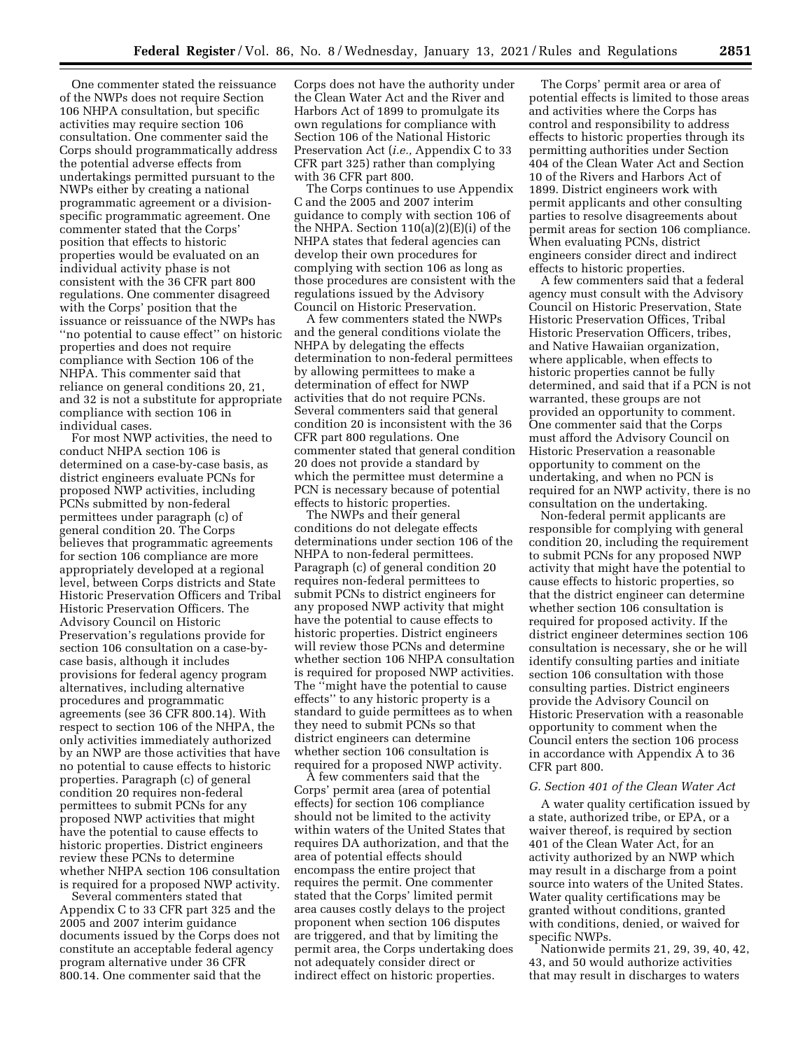One commenter stated the reissuance of the NWPs does not require Section 106 NHPA consultation, but specific activities may require section 106 consultation. One commenter said the Corps should programmatically address the potential adverse effects from undertakings permitted pursuant to the NWPs either by creating a national programmatic agreement or a division-specific programmatic agreement. One commenter stated that the Corps' position that effects to historic properties would be evaluated on an individual activity phase is not consistent with the 36 CFR part 800 regulations. One commenter disagreed with the Corps' position that the issuance or reissuance of the NWPs has "no potential to cause effect" on historic properties and does not require compliance with Section 106 of the NHPA. This commenter said that reliance on general conditions 20, 21, and 32 is not a substitute for appropriate compliance with section 106 in individual cases.

For most NWP activities, the need to conduct NHPA section 106 is determined on a case-by-case basis, as district engineers evaluate PCNs for proposed NWP activities, including PCNs submitted by non-federal permittees under paragraph (c) of general condition 20. The Corps believes that programmatic agreements for section 106 compliance are more appropriately developed at a regional level, between Corps districts and State Historic Preservation Officers and Tribal Historic Preservation Officers. The Advisory Council on Historic Preservation's regulations provide for section 106 consultation on a case-by-case basis, although it includes provisions for federal agency program alternatives, including alternative procedures and programmatic agreements (see 36 CFR 800.14). With respect to section 106 of the NHPA, the only activities immediately authorized by an NWP are those activities that have no potential to cause effects to historic properties. Paragraph (c) of general condition 20 requires non-federal permittees to submit PCNs for any proposed NWP activities that might have the potential to cause effects to historic properties. District engineers review these PCNs to determine whether NHPA section 106 consultation is required for a proposed NWP activity.

Several commenters stated that Appendix C to 33 CFR part 325 and the 2005 and 2007 interim guidance documents issued by the Corps does not constitute an acceptable federal agency program alternative under 36 CFR 800.14. One commenter said that the Corps does not have the authority under the Clean Water Act and the River and Harbors Act of 1899 to promulgate its own regulations for compliance with Section 106 of the National Historic Preservation Act (*i.e.,* Appendix C to 33 CFR part 325) rather than complying with 36 CFR part 800.

The Corps continues to use Appendix C and the 2005 and 2007 interim guidance to comply with section 106 of the NHPA. Section 110(a)(2)(E)(i) of the NHPA states that federal agencies can develop their own procedures for complying with section 106 as long as those procedures are consistent with the regulations issued by the Advisory Council on Historic Preservation.

A few commenters stated the NWPs and the general conditions violate the NHPA by delegating the effects determination to non-federal permittees by allowing permittees to make a determination of effect for NWP activities that do not require PCNs. Several commenters said that general condition 20 is inconsistent with the 36 CFR part 800 regulations. One commenter stated that general condition 20 does not provide a standard by which the permittee must determine a PCN is necessary because of potential effects to historic properties.

The NWPs and their general conditions do not delegate effects determinations under section 106 of the NHPA to non-federal permittees. Paragraph (c) of general condition 20 requires non-federal permittees to submit PCNs to district engineers for any proposed NWP activity that might have the potential to cause effects to historic properties. District engineers will review those PCNs and determine whether section 106 NHPA consultation is required for proposed NWP activities. The "might have the potential to cause effects" to any historic property is a standard to guide permittees as to when they need to submit PCNs so that district engineers can determine whether section 106 consultation is required for a proposed NWP activity.

A few commenters said that the Corps' permit area (area of potential effects) for section 106 compliance should not be limited to the activity within waters of the United States that requires DA authorization, and that the area of potential effects should encompass the entire project that requires the permit. One commenter stated that the Corps' limited permit area causes costly delays to the project proponent when section 106 disputes are triggered, and that by limiting the permit area, the Corps undertaking does not adequately consider direct or indirect effect on historic properties.

The Corps' permit area or area of potential effects is limited to those areas and activities where the Corps has control and responsibility to address effects to historic properties through its permitting authorities under Section 404 of the Clean Water Act and Section 10 of the Rivers and Harbors Act of 1899. District engineers work with permit applicants and other consulting parties to resolve disagreements about permit areas for section 106 compliance. When evaluating PCNs, district engineers consider direct and indirect effects to historic properties.

A few commenters said that a federal agency must consult with the Advisory Council on Historic Preservation, State Historic Preservation Offices, Tribal Historic Preservation Officers, tribes, and Native Hawaiian organization, where applicable, when effects to historic properties cannot be fully determined, and said that if a PCN is not warranted, these groups are not provided an opportunity to comment. One commenter said that the Corps must afford the Advisory Council on Historic Preservation a reasonable opportunity to comment on the undertaking, and when no PCN is required for an NWP activity, there is no consultation on the undertaking.

Non-federal permit applicants are responsible for complying with general condition 20, including the requirement to submit PCNs for any proposed NWP activity that might have the potential to cause effects to historic properties, so that the district engineer can determine whether section 106 consultation is required for proposed activity. If the district engineer determines section 106 consultation is necessary, she or he will identify consulting parties and initiate section 106 consultation with those consulting parties. District engineers provide the Advisory Council on Historic Preservation with a reasonable opportunity to comment when the Council enters the section 106 process in accordance with Appendix A to 36 CFR part 800.

### *G. Section 401 of the Clean Water Act*

A water quality certification issued by a state, authorized tribe, or EPA, or a waiver thereof, is required by section 401 of the Clean Water Act, for an activity authorized by an NWP which may result in a discharge from a point source into waters of the United States. Water quality certifications may be granted without conditions, granted with conditions, denied, or waived for specific NWPs.

Nationwide permits 21, 29, 39, 40, 42, 43, and 50 would authorize activities that may result in discharges to waters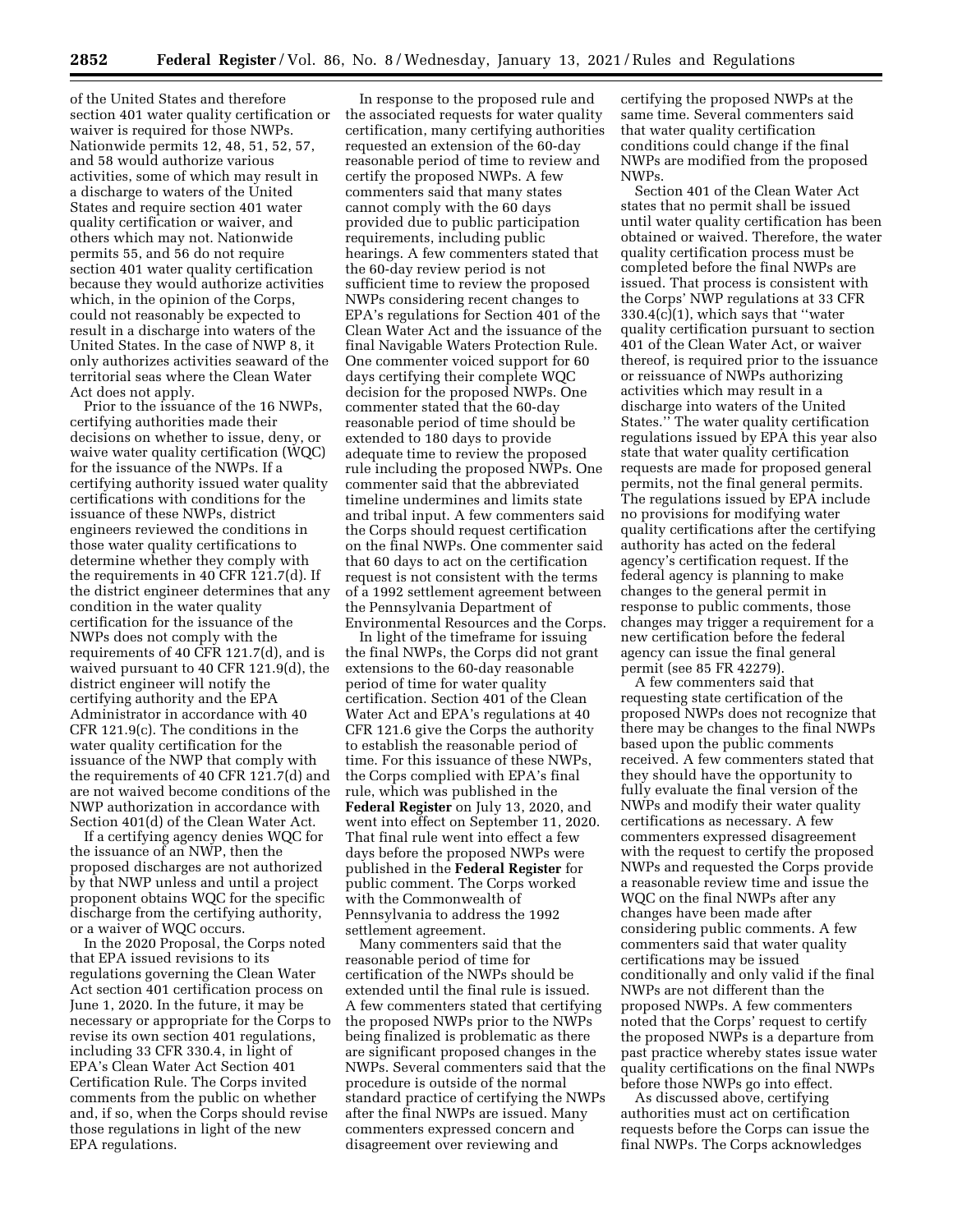of the United States and therefore section 401 water quality certification or waiver is required for those NWPs. Nationwide permits 12, 48, 51, 52, 57, and 58 would authorize various activities, some of which may result in a discharge to waters of the United States and require section 401 water quality certification or waiver, and others which may not. Nationwide permits 55, and 56 do not require section 401 water quality certification because they would authorize activities which, in the opinion of the Corps, could not reasonably be expected to result in a discharge into waters of the United States. In the case of NWP 8, it only authorizes activities seaward of the territorial seas where the Clean Water Act does not apply.

Prior to the issuance of the 16 NWPs, certifying authorities made their decisions on whether to issue, deny, or waive water quality certification (WQC) for the issuance of the NWPs. If a certifying authority issued water quality certifications with conditions for the issuance of these NWPs, district engineers reviewed the conditions in those water quality certifications to determine whether they comply with the requirements in 40 CFR 121.7(d). If the district engineer determines that any condition in the water quality certification for the issuance of the NWPs does not comply with the requirements of 40 CFR 121.7(d), and is waived pursuant to 40 CFR 121.9(d), the district engineer will notify the certifying authority and the EPA Administrator in accordance with 40 CFR 121.9(c). The conditions in the water quality certification for the issuance of the NWP that comply with the requirements of 40 CFR 121.7(d) and are not waived become conditions of the NWP authorization in accordance with Section 401(d) of the Clean Water Act.

If a certifying agency denies WQC for the issuance of an NWP, then the proposed discharges are not authorized by that NWP unless and until a project proponent obtains WQC for the specific discharge from the certifying authority, or a waiver of WQC occurs.

In the 2020 Proposal, the Corps noted that EPA issued revisions to its regulations governing the Clean Water Act section 401 certification process on June 1, 2020. In the future, it may be necessary or appropriate for the Corps to revise its own section 401 regulations, including 33 CFR 330.4, in light of EPA's Clean Water Act Section 401 Certification Rule. The Corps invited comments from the public on whether and, if so, when the Corps should revise those regulations in light of the new EPA regulations.

In response to the proposed rule and the associated requests for water quality certification, many certifying authorities requested an extension of the 60-day reasonable period of time to review and certify the proposed NWPs. A few commenters said that many states cannot comply with the 60 days provided due to public participation requirements, including public hearings. A few commenters stated that the 60-day review period is not sufficient time to review the proposed NWPs considering recent changes to EPA's regulations for Section 401 of the Clean Water Act and the issuance of the final Navigable Waters Protection Rule. One commenter voiced support for 60 days certifying their complete WQC decision for the proposed NWPs. One commenter stated that the 60-day reasonable period of time should be extended to 180 days to provide adequate time to review the proposed rule including the proposed NWPs. One commenter said that the abbreviated timeline undermines and limits state and tribal input. A few commenters said the Corps should request certification on the final NWPs. One commenter said that 60 days to act on the certification request is not consistent with the terms of a 1992 settlement agreement between the Pennsylvania Department of Environmental Resources and the Corps.

In light of the timeframe for issuing the final NWPs, the Corps did not grant extensions to the 60-day reasonable period of time for water quality certification. Section 401 of the Clean Water Act and EPA's regulations at 40 CFR 121.6 give the Corps the authority to establish the reasonable period of time. For this issuance of these NWPs, the Corps complied with EPA's final rule, which was published in the **Federal Register** on July 13, 2020, and went into effect on September 11, 2020. That final rule went into effect a few days before the proposed NWPs were published in the **Federal Register** for public comment. The Corps worked with the Commonwealth of Pennsylvania to address the 1992 settlement agreement.

Many commenters said that the reasonable period of time for certification of the NWPs should be extended until the final rule is issued. A few commenters stated that certifying the proposed NWPs prior to the NWPs being finalized is problematic as there are significant proposed changes in the NWPs. Several commenters said that the procedure is outside of the normal standard practice of certifying the NWPs after the final NWPs are issued. Many commenters expressed concern and disagreement over reviewing and certifying the proposed NWPs at the same time. Several commenters said that water quality certification conditions could change if the final NWPs are modified from the proposed NWPs.

Section 401 of the Clean Water Act states that no permit shall be issued until water quality certification has been obtained or waived. Therefore, the water quality certification process must be completed before the final NWPs are issued. That process is consistent with the Corps' NWP regulations at 33 CFR 330.4(c)(1), which says that "water quality certification pursuant to section 401 of the Clean Water Act, or waiver thereof, is required prior to the issuance or reissuance of NWPs authorizing activities which may result in a discharge into waters of the United States." The water quality certification regulations issued by EPA this year also state that water quality certification requests are made for proposed general permits, not the final general permits. The regulations issued by EPA include no provisions for modifying water quality certifications after the certifying authority has acted on the federal agency's certification request. If the federal agency is planning to make changes to the general permit in response to public comments, those changes may trigger a requirement for a new certification before the federal agency can issue the final general permit (see 85 FR 42279).

A few commenters said that requesting state certification of the proposed NWPs does not recognize that there may be changes to the final NWPs based upon the public comments received. A few commenters stated that they should have the opportunity to fully evaluate the final version of the NWPs and modify their water quality certifications as necessary. A few commenters expressed disagreement with the request to certify the proposed NWPs and requested the Corps provide a reasonable review time and issue the WQC on the final NWPs after any changes have been made after considering public comments. A few commenters said that water quality certifications may be issued conditionally and only valid if the final NWPs are not different than the proposed NWPs. A few commenters noted that the Corps' request to certify the proposed NWPs is a departure from past practice whereby states issue water quality certifications on the final NWPs before those NWPs go into effect.

As discussed above, certifying authorities must act on certification requests before the Corps can issue the final NWPs. The Corps acknowledges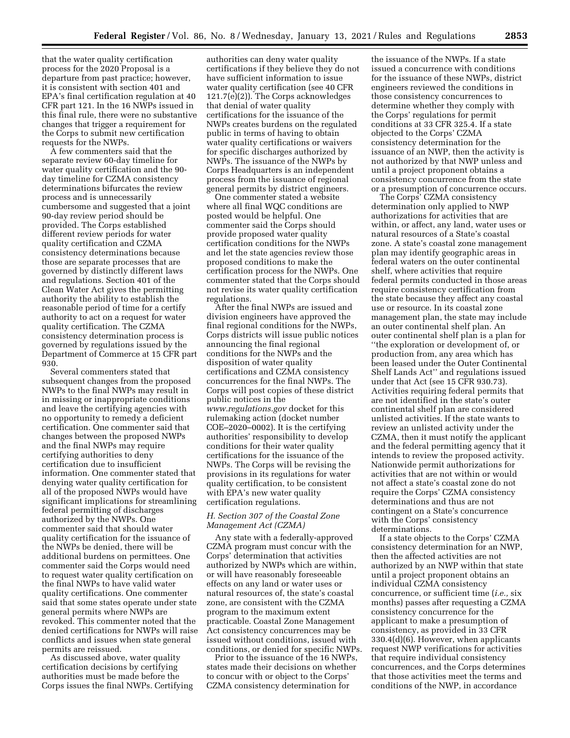that the water quality certification process for the 2020 Proposal is a departure from past practice; however, it is consistent with section 401 and EPA's final certification regulation at 40 CFR part 121. In the 16 NWPs issued in this final rule, there were no substantive changes that trigger a requirement for the Corps to submit new certification requests for the NWPs.

A few commenters said that the separate review 60-day timeline for water quality certification and the 90-day timeline for CZMA consistency determinations bifurcates the review process and is unnecessarily cumbersome and suggested that a joint 90-day review period should be provided. The Corps established different review periods for water quality certification and CZMA consistency determinations because those are separate processes that are governed by distinctly different laws and regulations. Section 401 of the Clean Water Act gives the permitting authority the ability to establish the reasonable period of time for a certify authority to act on a request for water quality certification. The CZMA consistency determination process is governed by regulations issued by the Department of Commerce at 15 CFR part 930.

Several commenters stated that subsequent changes from the proposed NWPs to the final NWPs may result in in missing or inappropriate conditions and leave the certifying agencies with no opportunity to remedy a deficient certification. One commenter said that changes between the proposed NWPs and the final NWPs may require certifying authorities to deny certification due to insufficient information. One commenter stated that denying water quality certification for all of the proposed NWPs would have significant implications for streamlining federal permitting of discharges authorized by the NWPs. One commenter said that should water quality certification for the issuance of the NWPs be denied, there will be additional burdens on permittees. One commenter said the Corps would need to request water quality certification on the final NWPs to have valid water quality certifications. One commenter said that some states operate under state general permits where NWPs are revoked. This commenter noted that the denied certifications for NWPs will raise conflicts and issues when state general permits are reissued.

As discussed above, water quality certification decisions by certifying authorities must be made before the Corps issues the final NWPs. Certifying authorities can deny water quality certifications if they believe they do not have sufficient information to issue water quality certification (see 40 CFR 121.7(e)(2)). The Corps acknowledges that denial of water quality certifications for the issuance of the NWPs creates burdens on the regulated public in terms of having to obtain water quality certifications or waivers for specific discharges authorized by NWPs. The issuance of the NWPs by Corps Headquarters is an independent process from the issuance of regional general permits by district engineers.

One commenter stated a website where all final WQC conditions are posted would be helpful. One commenter said the Corps should provide proposed water quality certification conditions for the NWPs and let the state agencies review those proposed conditions to make the certification process for the NWPs. One commenter stated that the Corps should not revise its water quality certification regulations.

After the final NWPs are issued and division engineers have approved the final regional conditions for the NWPs, Corps districts will issue public notices announcing the final regional conditions for the NWPs and the disposition of water quality certifications and CZMA consistency concurrences for the final NWPs. The Corps will post copies of these district public notices in the *www.regulations.gov* docket for this rulemaking action (docket number COE–2020–0002). It is the certifying authorities' responsibility to develop conditions for their water quality certifications for the issuance of the NWPs. The Corps will be revising the provisions in its regulations for water quality certification, to be consistent with EPA's new water quality certification regulations.

### *H. Section 307 of the Coastal Zone Management Act (CZMA)*

Any state with a federally-approved CZMA program must concur with the Corps' determination that activities authorized by NWPs which are within, or will have reasonably foreseeable effects on any land or water uses or natural resources of, the state's coastal zone, are consistent with the CZMA program to the maximum extent practicable. Coastal Zone Management Act consistency concurrences may be issued without conditions, issued with conditions, or denied for specific NWPs.

Prior to the issuance of the 16 NWPs, states made their decisions on whether to concur with or object to the Corps' CZMA consistency determination for the issuance of the NWPs. If a state issued a concurrence with conditions for the issuance of these NWPs, district engineers reviewed the conditions in those consistency concurrences to determine whether they comply with the Corps' regulations for permit conditions at 33 CFR 325.4. If a state objected to the Corps' CZMA consistency determination for the issuance of an NWP, then the activity is not authorized by that NWP unless and until a project proponent obtains a consistency concurrence from the state or a presumption of concurrence occurs.

The Corps' CZMA consistency determination only applied to NWP authorizations for activities that are within, or affect, any land, water uses or natural resources of a State's coastal zone. A state's coastal zone management plan may identify geographic areas in federal waters on the outer continental shelf, where activities that require federal permits conducted in those areas require consistency certification from the state because they affect any coastal use or resource. In its coastal zone management plan, the state may include an outer continental shelf plan. An outer continental shelf plan is a plan for "the exploration or development of, or production from, any area which has been leased under the Outer Continental Shelf Lands Act" and regulations issued under that Act (see 15 CFR 930.73). Activities requiring federal permits that are not identified in the state's outer continental shelf plan are considered unlisted activities. If the state wants to review an unlisted activity under the CZMA, then it must notify the applicant and the federal permitting agency that it intends to review the proposed activity. Nationwide permit authorizations for activities that are not within or would not affect a state's coastal zone do not require the Corps' CZMA consistency determinations and thus are not contingent on a State's concurrence with the Corps' consistency determinations.

If a state objects to the Corps' CZMA consistency determination for an NWP, then the affected activities are not authorized by an NWP within that state until a project proponent obtains an individual CZMA consistency concurrence, or sufficient time (*i.e.,* six months) passes after requesting a CZMA consistency concurrence for the applicant to make a presumption of consistency, as provided in 33 CFR 330.4(d)(6). However, when applicants request NWP verifications for activities that require individual consistency concurrences, and the Corps determines that those activities meet the terms and conditions of the NWP, in accordance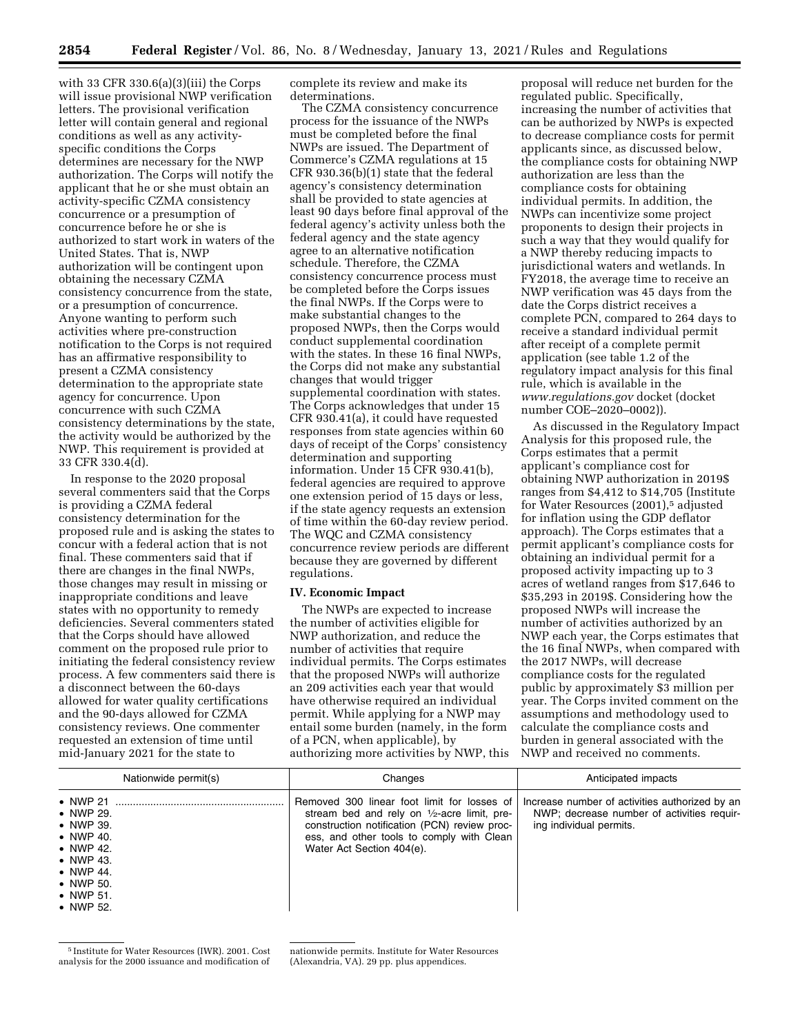with 33 CFR 330.6(a)(3)(iii) the Corps will issue provisional NWP verification letters. The provisional verification letter will contain general and regional conditions as well as any activity-specific conditions the Corps determines are necessary for the NWP authorization. The Corps will notify the applicant that he or she must obtain an activity-specific CZMA consistency concurrence or a presumption of concurrence before he or she is authorized to start work in waters of the United States. That is, NWP authorization will be contingent upon obtaining the necessary CZMA consistency concurrence from the state, or a presumption of concurrence. Anyone wanting to perform such activities where pre-construction notification to the Corps is not required has an affirmative responsibility to present a CZMA consistency determination to the appropriate state agency for concurrence. Upon concurrence with such CZMA consistency determinations by the state, the activity would be authorized by the NWP. This requirement is provided at 33 CFR 330.4(d).

In response to the 2020 proposal several commenters said that the Corps is providing a CZMA federal consistency determination for the proposed rule and is asking the states to concur with a federal action that is not final. These commenters said that if there are changes in the final NWPs, those changes may result in missing or inappropriate conditions and leave states with no opportunity to remedy deficiencies. Several commenters stated that the Corps should have allowed comment on the proposed rule prior to initiating the federal consistency review process. A few commenters said there is a disconnect between the 60-days allowed for water quality certifications and the 90-days allowed for CZMA consistency reviews. One commenter requested an extension of time until mid-January 2021 for the state to complete its review and make its determinations.

The CZMA consistency concurrence process for the issuance of the NWPs must be completed before the final NWPs are issued. The Department of Commerce's CZMA regulations at 15 CFR 930.36(b)(1) state that the federal agency's consistency determination shall be provided to state agencies at least 90 days before final approval of the federal agency's activity unless both the federal agency and the state agency agree to an alternative notification schedule. Therefore, the CZMA consistency concurrence process must be completed before the Corps issues the final NWPs. If the Corps were to make substantial changes to the proposed NWPs, then the Corps would conduct supplemental coordination with the states. In these 16 final NWPs, the Corps did not make any substantial changes that would trigger supplemental coordination with states. The Corps acknowledges that under 15 CFR 930.41(a), it could have requested responses from state agencies within 60 days of receipt of the Corps' consistency determination and supporting information. Under 15 CFR 930.41(b), federal agencies are required to approve one extension period of 15 days or less, if the state agency requests an extension of time within the 60-day review period. The WQC and CZMA consistency concurrence review periods are different because they are governed by different regulations.

## IV. Economic Impact

The NWPs are expected to increase the number of activities eligible for NWP authorization, and reduce the number of activities that require individual permits. The Corps estimates that the proposed NWPs will authorize an 209 activities each year that would have otherwise required an individual permit. While applying for a NWP may entail some burden (namely, in the form of a PCN, when applicable), by authorizing more activities by NWP, this proposal will reduce net burden for the regulated public. Specifically, increasing the number of activities that can be authorized by NWPs is expected to decrease compliance costs for permit applicants since, as discussed below, the compliance costs for obtaining NWP authorization are less than the compliance costs for obtaining individual permits. In addition, the NWPs can incentivize some project proponents to design their projects in such a way that they would qualify for a NWP thereby reducing impacts to jurisdictional waters and wetlands. In FY2018, the average time to receive an NWP verification was 45 days from the date the Corps district receives a complete PCN, compared to 264 days to receive a standard individual permit after receipt of a complete permit application (see table 1.2 of the regulatory impact analysis for this final rule, which is available in the *www.regulations.gov* docket (docket number COE–2020–0002)).

As discussed in the Regulatory Impact Analysis for this proposed rule, the Corps estimates that a permit applicant's compliance cost for obtaining NWP authorization in 2019$ ranges from $4,412 to $14,705 (Institute for Water Resources (2001),[5] adjusted for inflation using the GDP deflator approach). The Corps estimates that a permit applicant's compliance costs for obtaining an individual permit for a proposed activity impacting up to 3 acres of wetland ranges from $17,646 to $35,293 in 2019$. Considering how the proposed NWPs will increase the number of activities authorized by an NWP each year, the Corps estimates that the 16 final NWPs, when compared with the 2017 NWPs, will decrease compliance costs for the regulated public by approximately $3 million per year. The Corps invited comment on the assumptions and methodology used to calculate the compliance costs and burden in general associated with the NWP and received no comments.

| Nationwide permit(s) | Changes | Anticipated impacts |
|---|---|---|
| • NWP 21<br>• NWP 29.<br>• NWP 39.<br>• NWP 40.<br>• NWP 42.<br>• NWP 43.<br>• NWP 44.<br>• NWP 50.<br>• NWP 51.<br>• NWP 52. | Removed 300 linear foot limit for losses of stream bed and rely on ½-acre limit, pre-construction notification (PCN) review process, and other tools to comply with Clean Water Act Section 404(e). | Increase number of activities authorized by an NWP; decrease number of activities requiring individual permits. |

[5] Institute for Water Resources (IWR). 2001. Cost analysis for the 2000 issuance and modification of nationwide permits. Institute for Water Resources (Alexandria, VA). 29 pp. plus appendices.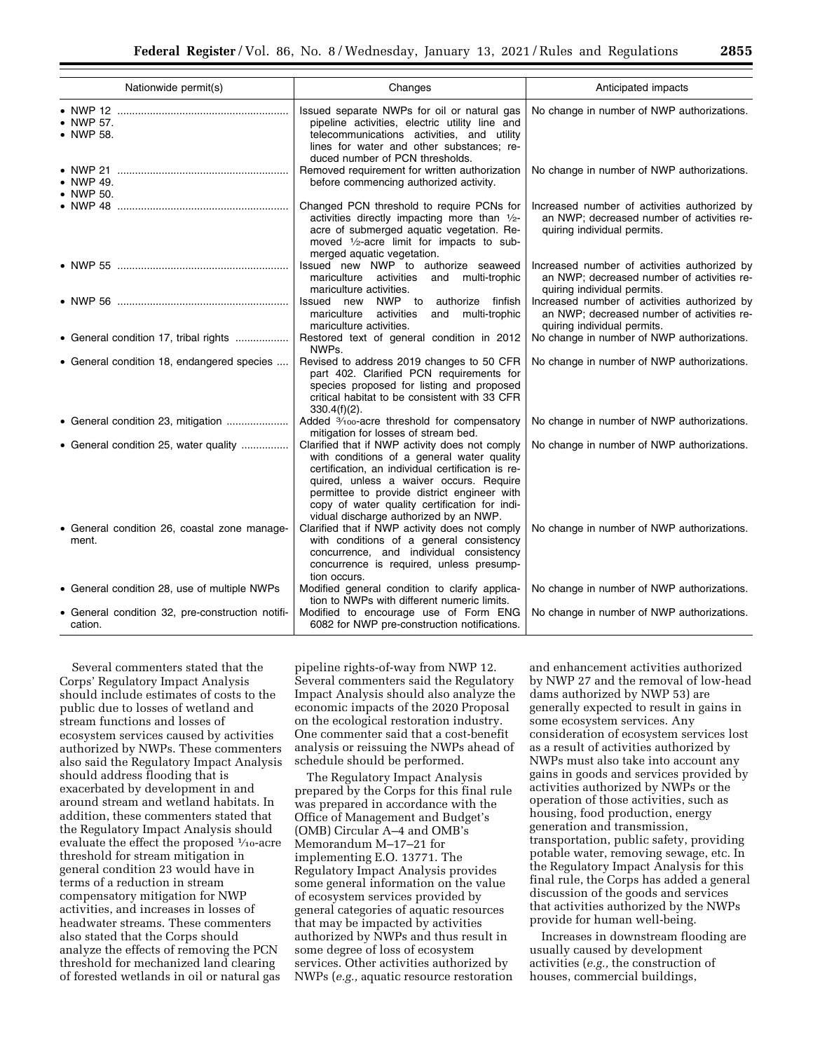| Nationwide permit(s) | Changes | Anticipated impacts |
|---|---|---|
| • NWP 12<br>• NWP 57.<br>• NWP 58. | Issued separate NWPs for oil or natural gas pipeline activities, electric utility line and telecommunications activities, and utility lines for water and other substances; reduced number of PCN thresholds. | No change in number of NWP authorizations. |
| • NWP 21<br>• NWP 49.<br>• NWP 50. | Removed requirement for written authorization before commencing authorized activity. | No change in number of NWP authorizations. |
| • NWP 48 | Changed PCN threshold to require PCNs for activities directly impacting more than ½-acre of submerged aquatic vegetation. Removed ½-acre limit for impacts to submerged aquatic vegetation. | Increased number of activities authorized by an NWP; decreased number of activities requiring individual permits. |
| • NWP 55 | Issued new NWP to authorize seaweed mariculture activities and multi-trophic mariculture activities. | Increased number of activities authorized by an NWP; decreased number of activities requiring individual permits. |
| • NWP 56 | Issued new NWP to authorize finfish mariculture activities and multi-trophic mariculture activities. | Increased number of activities authorized by an NWP; decreased number of activities requiring individual permits. |
| • General condition 17, tribal rights | Restored text of general condition in 2012 NWPs. | No change in number of NWP authorizations. |
| • General condition 18, endangered species | Revised to address 2019 changes to 50 CFR part 402. Clarified PCN requirements for species proposed for listing and proposed critical habitat to be consistent with 33 CFR 330.4(f)(2). | No change in number of NWP authorizations. |
| • General condition 23, mitigation | Added 3/100-acre threshold for compensatory mitigation for losses of stream bed. | No change in number of NWP authorizations. |
| • General condition 25, water quality | Clarified that if NWP activity does not comply with conditions of a general water quality certification, an individual certification is required, unless a waiver occurs. Require permittee to provide district engineer with copy of water quality certification for individual discharge authorized by an NWP. | No change in number of NWP authorizations. |
| • General condition 26, coastal zone management. | Clarified that if NWP activity does not comply with conditions of a general consistency concurrence, and individual consistency concurrence is required, unless presumption occurs. | No change in number of NWP authorizations. |
| • General condition 28, use of multiple NWPs | Modified general condition to clarify application to NWPs with different numeric limits. | No change in number of NWP authorizations. |
| • General condition 32, pre-construction notification. | Modified to encourage use of Form ENG 6082 for NWP pre-construction notifications. | No change in number of NWP authorizations. |

Several commenters stated that the Corps' Regulatory Impact Analysis should include estimates of costs to the public due to losses of wetland and stream functions and losses of ecosystem services caused by activities authorized by NWPs. These commenters also said the Regulatory Impact Analysis should address flooding that is exacerbated by development in and around stream and wetland habitats. In addition, these commenters stated that the Regulatory Impact Analysis should evaluate the effect the proposed 1/10-acre threshold for stream mitigation in general condition 23 would have in terms of a reduction in stream compensatory mitigation for NWP activities, and increases in losses of headwater streams. These commenters also stated that the Corps should analyze the effects of removing the PCN threshold for mechanized land clearing of forested wetlands in oil or natural gas pipeline rights-of-way from NWP 12. Several commenters said the Regulatory Impact Analysis should also analyze the economic impacts of the 2020 Proposal on the ecological restoration industry. One commenter said that a cost-benefit analysis or reissuing the NWPs ahead of schedule should be performed.

The Regulatory Impact Analysis prepared by the Corps for this final rule was prepared in accordance with the Office of Management and Budget's (OMB) Circular A–4 and OMB's Memorandum M–17–21 for implementing E.O. 13771. The Regulatory Impact Analysis provides some general information on the value of ecosystem services provided by general categories of aquatic resources that may be impacted by activities authorized by NWPs and thus result in some degree of loss of ecosystem services. Other activities authorized by NWPs (*e.g.,* aquatic resource restoration and enhancement activities authorized by NWP 27 and the removal of low-head dams authorized by NWP 53) are generally expected to result in gains in some ecosystem services. Any consideration of ecosystem services lost as a result of activities authorized by NWPs must also take into account any gains in goods and services provided by activities authorized by NWPs or the operation of those activities, such as housing, food production, energy generation and transmission, transportation, public safety, providing potable water, removing sewage, etc. In the Regulatory Impact Analysis for this final rule, the Corps has added a general discussion of the goods and services that activities authorized by the NWPs provide for human well-being.

Increases in downstream flooding are usually caused by development activities (*e.g.,* the construction of houses, commercial buildings,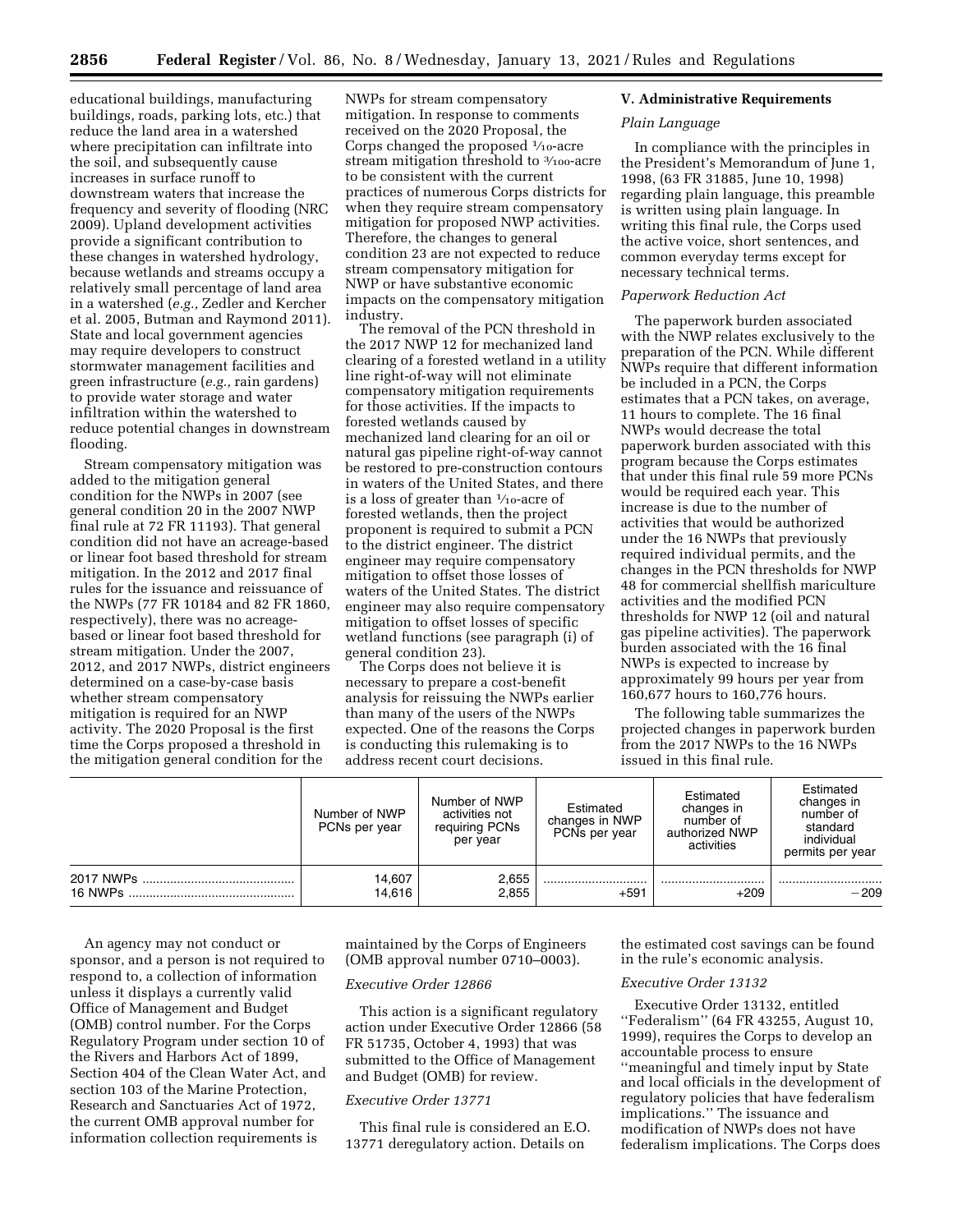educational buildings, manufacturing buildings, roads, parking lots, etc.) that reduce the land area in a watershed where precipitation can infiltrate into the soil, and subsequently cause increases in surface runoff to downstream waters that increase the frequency and severity of flooding (NRC 2009). Upland development activities provide a significant contribution to these changes in watershed hydrology, because wetlands and streams occupy a relatively small percentage of land area in a watershed (*e.g.,* Zedler and Kercher et al. 2005, Butman and Raymond 2011). State and local government agencies may require developers to construct stormwater management facilities and green infrastructure (*e.g.,* rain gardens) to provide water storage and water infiltration within the watershed to reduce potential changes in downstream flooding.

Stream compensatory mitigation was added to the mitigation general condition for the NWPs in 2007 (see general condition 20 in the 2007 NWP final rule at 72 FR 11193). That general condition did not have an acreage-based or linear foot based threshold for stream mitigation. In the 2012 and 2017 final rules for the issuance and reissuance of the NWPs (77 FR 10184 and 82 FR 1860, respectively), there was no acreage-based or linear foot based threshold for stream mitigation. Under the 2007, 2012, and 2017 NWPs, district engineers determined on a case-by-case basis whether stream compensatory mitigation is required for an NWP activity. The 2020 Proposal is the first time the Corps proposed a threshold in the mitigation general condition for the NWPs for stream compensatory mitigation. In response to comments received on the 2020 Proposal, the Corps changed the proposed 1/10-acre stream mitigation threshold to 3/100-acre to be consistent with the current practices of numerous Corps districts for when they require stream compensatory mitigation for proposed NWP activities. Therefore, the changes to general condition 23 are not expected to reduce stream compensatory mitigation for NWP or have substantive economic impacts on the compensatory mitigation industry.

The removal of the PCN threshold in the 2017 NWP 12 for mechanized land clearing of a forested wetland in a utility line right-of-way will not eliminate compensatory mitigation requirements for those activities. If the impacts to forested wetlands caused by mechanized land clearing for an oil or natural gas pipeline right-of-way cannot be restored to pre-construction contours in waters of the United States, and there is a loss of greater than 1/10-acre of forested wetlands, then the project proponent is required to submit a PCN to the district engineer. The district engineer may require compensatory mitigation to offset those losses of waters of the United States. The district engineer may also require compensatory mitigation to offset losses of specific wetland functions (see paragraph (i) of general condition 23).

The Corps does not believe it is necessary to prepare a cost-benefit analysis for reissuing the NWPs earlier than many of the users of the NWPs expected. One of the reasons the Corps is conducting this rulemaking is to address recent court decisions.

## V. Administrative Requirements

### *Plain Language*

In compliance with the principles in the President's Memorandum of June 1, 1998, (63 FR 31885, June 10, 1998) regarding plain language, this preamble is written using plain language. In writing this final rule, the Corps used the active voice, short sentences, and common everyday terms except for necessary technical terms.

### *Paperwork Reduction Act*

The paperwork burden associated with the NWP relates exclusively to the preparation of the PCN. While different NWPs require that different information be included in a PCN, the Corps estimates that a PCN takes, on average, 11 hours to complete. The 16 final NWPs would decrease the total paperwork burden associated with this program because the Corps estimates that under this final rule 59 more PCNs would be required each year. This increase is due to the number of activities that would be authorized under the 16 NWPs that previously required individual permits, and the changes in the PCN thresholds for NWP 48 for commercial shellfish mariculture activities and the modified PCN thresholds for NWP 12 (oil and natural gas pipeline activities). The paperwork burden associated with the 16 final NWPs is expected to increase by approximately 99 hours per year from 160,677 hours to 160,776 hours.

The following table summarizes the projected changes in paperwork burden from the 2017 NWPs to the 16 NWPs issued in this final rule.

| | Number of NWP PCNs per year | Number of NWP activities not requiring PCNs per year | Estimated changes in NWP PCNs per year | Estimated changes in number of authorized NWP activities | Estimated changes in number of standard individual permits per year |
|---|---|---|---|---|---|
| 2017 NWPs | 14,607 | 2,655 | | | |
| 16 NWPs | 14,616 | 2,855 | +591 | +209 | −209 |

An agency may not conduct or sponsor, and a person is not required to respond to, a collection of information unless it displays a currently valid Office of Management and Budget (OMB) control number. For the Corps Regulatory Program under section 10 of the Rivers and Harbors Act of 1899, Section 404 of the Clean Water Act, and section 103 of the Marine Protection, Research and Sanctuaries Act of 1972, the current OMB approval number for information collection requirements is maintained by the Corps of Engineers (OMB approval number 0710–0003).

### *Executive Order 12866*

This action is a significant regulatory action under Executive Order 12866 (58 FR 51735, October 4, 1993) that was submitted to the Office of Management and Budget (OMB) for review.

### *Executive Order 13771*

This final rule is considered an E.O. 13771 deregulatory action. Details on the estimated cost savings can be found in the rule's economic analysis.

### *Executive Order 13132*

Executive Order 13132, entitled "Federalism" (64 FR 43255, August 10, 1999), requires the Corps to develop an accountable process to ensure "meaningful and timely input by State and local officials in the development of regulatory policies that have federalism implications." The issuance and modification of NWPs does not have federalism implications. The Corps does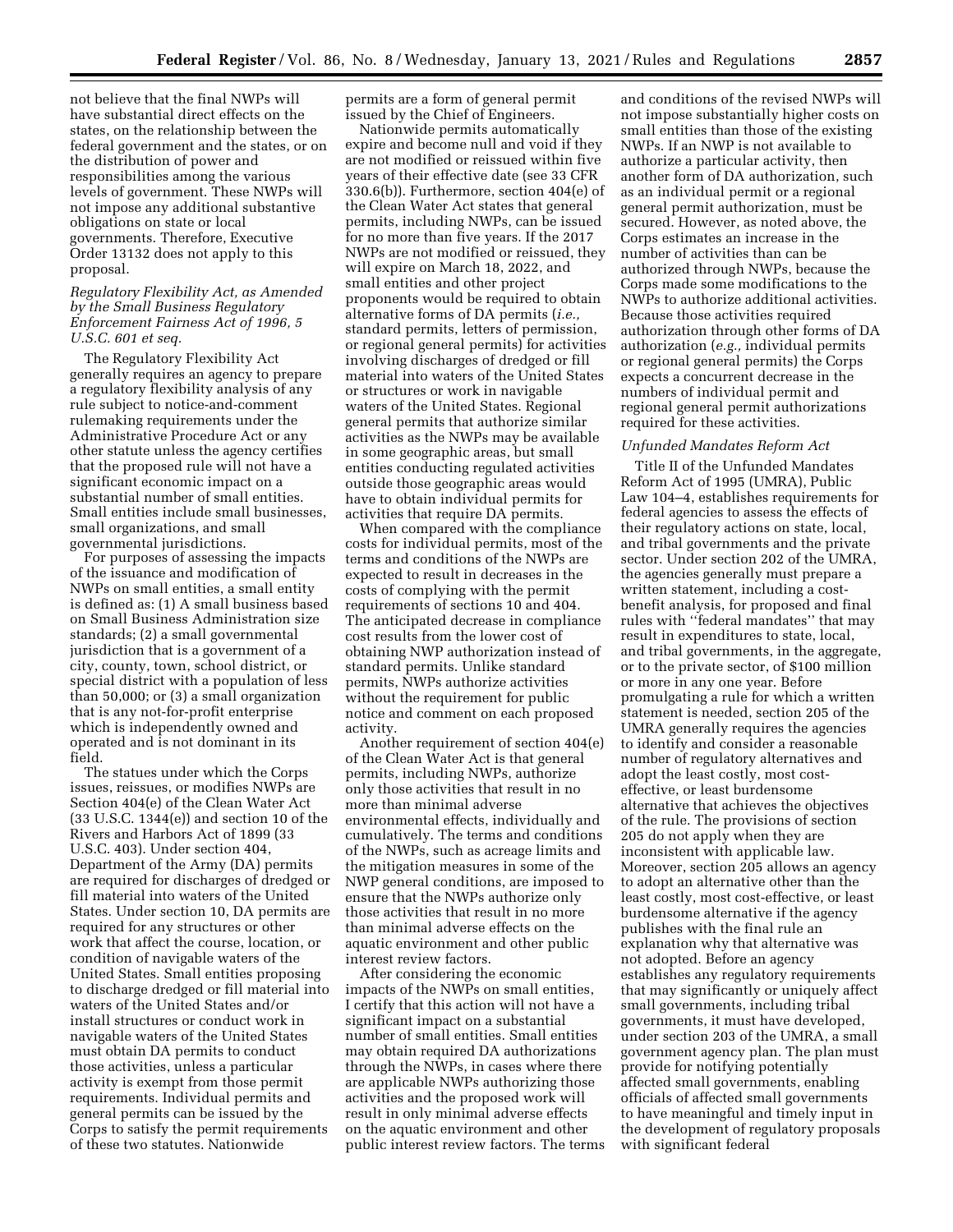not believe that the final NWPs will have substantial direct effects on the states, on the relationship between the federal government and the states, or on the distribution of power and responsibilities among the various levels of government. These NWPs will not impose any additional substantive obligations on state or local governments. Therefore, Executive Order 13132 does not apply to this proposal.

*Regulatory Flexibility Act, as Amended by the Small Business Regulatory Enforcement Fairness Act of 1996, 5 U.S.C. 601 et seq.*

The Regulatory Flexibility Act generally requires an agency to prepare a regulatory flexibility analysis of any rule subject to notice-and-comment rulemaking requirements under the Administrative Procedure Act or any other statute unless the agency certifies that the proposed rule will not have a significant economic impact on a substantial number of small entities. Small entities include small businesses, small organizations, and small governmental jurisdictions.

For purposes of assessing the impacts of the issuance and modification of NWPs on small entities, a small entity is defined as: (1) A small business based on Small Business Administration size standards; (2) a small governmental jurisdiction that is a government of a city, county, town, school district, or special district with a population of less than 50,000; or (3) a small organization that is any not-for-profit enterprise which is independently owned and operated and is not dominant in its field.

The statues under which the Corps issues, reissues, or modifies NWPs are Section 404(e) of the Clean Water Act (33 U.S.C. 1344(e)) and section 10 of the Rivers and Harbors Act of 1899 (33 U.S.C. 403). Under section 404, Department of the Army (DA) permits are required for discharges of dredged or fill material into waters of the United States. Under section 10, DA permits are required for any structures or other work that affect the course, location, or condition of navigable waters of the United States. Small entities proposing to discharge dredged or fill material into waters of the United States and/or install structures or conduct work in navigable waters of the United States must obtain DA permits to conduct those activities, unless a particular activity is exempt from those permit requirements. Individual permits and general permits can be issued by the Corps to satisfy the permit requirements of these two statutes. Nationwide permits are a form of general permit issued by the Chief of Engineers.

Nationwide permits automatically expire and become null and void if they are not modified or reissued within five years of their effective date (see 33 CFR 330.6(b)). Furthermore, section 404(e) of the Clean Water Act states that general permits, including NWPs, can be issued for no more than five years. If the 2017 NWPs are not modified or reissued, they will expire on March 18, 2022, and small entities and other project proponents would be required to obtain alternative forms of DA permits (*i.e.,* standard permits, letters of permission, or regional general permits) for activities involving discharges of dredged or fill material into waters of the United States or structures or work in navigable waters of the United States. Regional general permits that authorize similar activities as the NWPs may be available in some geographic areas, but small entities conducting regulated activities outside those geographic areas would have to obtain individual permits for activities that require DA permits.

When compared with the compliance costs for individual permits, most of the terms and conditions of the NWPs are expected to result in decreases in the costs of complying with the permit requirements of sections 10 and 404. The anticipated decrease in compliance cost results from the lower cost of obtaining NWP authorization instead of standard permits. Unlike standard permits, NWPs authorize activities without the requirement for public notice and comment on each proposed activity.

Another requirement of section 404(e) of the Clean Water Act is that general permits, including NWPs, authorize only those activities that result in no more than minimal adverse environmental effects, individually and cumulatively. The terms and conditions of the NWPs, such as acreage limits and the mitigation measures in some of the NWP general conditions, are imposed to ensure that the NWPs authorize only those activities that result in no more than minimal adverse effects on the aquatic environment and other public interest review factors.

After considering the economic impacts of the NWPs on small entities, I certify that this action will not have a significant impact on a substantial number of small entities. Small entities may obtain required DA authorizations through the NWPs, in cases where there are applicable NWPs authorizing those activities and the proposed work will result in only minimal adverse effects on the aquatic environment and other public interest review factors. The terms and conditions of the revised NWPs will not impose substantially higher costs on small entities than those of the existing NWPs. If an NWP is not available to authorize a particular activity, then another form of DA authorization, such as an individual permit or a regional general permit authorization, must be secured. However, as noted above, the Corps estimates an increase in the number of activities than can be authorized through NWPs, because the Corps made some modifications to the NWPs to authorize additional activities. Because those activities required authorization through other forms of DA authorization (*e.g.,* individual permits or regional general permits) the Corps expects a concurrent decrease in the numbers of individual permit and regional general permit authorizations required for these activities.

*Unfunded Mandates Reform Act*

Title II of the Unfunded Mandates Reform Act of 1995 (UMRA), Public Law 104–4, establishes requirements for federal agencies to assess the effects of their regulatory actions on state, local, and tribal governments and the private sector. Under section 202 of the UMRA, the agencies generally must prepare a written statement, including a cost-benefit analysis, for proposed and final rules with ''federal mandates'' that may result in expenditures to state, local, and tribal governments, in the aggregate, or to the private sector, of $100 million or more in any one year. Before promulgating a rule for which a written statement is needed, section 205 of the UMRA generally requires the agencies to identify and consider a reasonable number of regulatory alternatives and adopt the least costly, most cost-effective, or least burdensome alternative that achieves the objectives of the rule. The provisions of section 205 do not apply when they are inconsistent with applicable law. Moreover, section 205 allows an agency to adopt an alternative other than the least costly, most cost-effective, or least burdensome alternative if the agency publishes with the final rule an explanation why that alternative was not adopted. Before an agency establishes any regulatory requirements that may significantly or uniquely affect small governments, including tribal governments, it must have developed, under section 203 of the UMRA, a small government agency plan. The plan must provide for notifying potentially affected small governments, enabling officials of affected small governments to have meaningful and timely input in the development of regulatory proposals with significant federal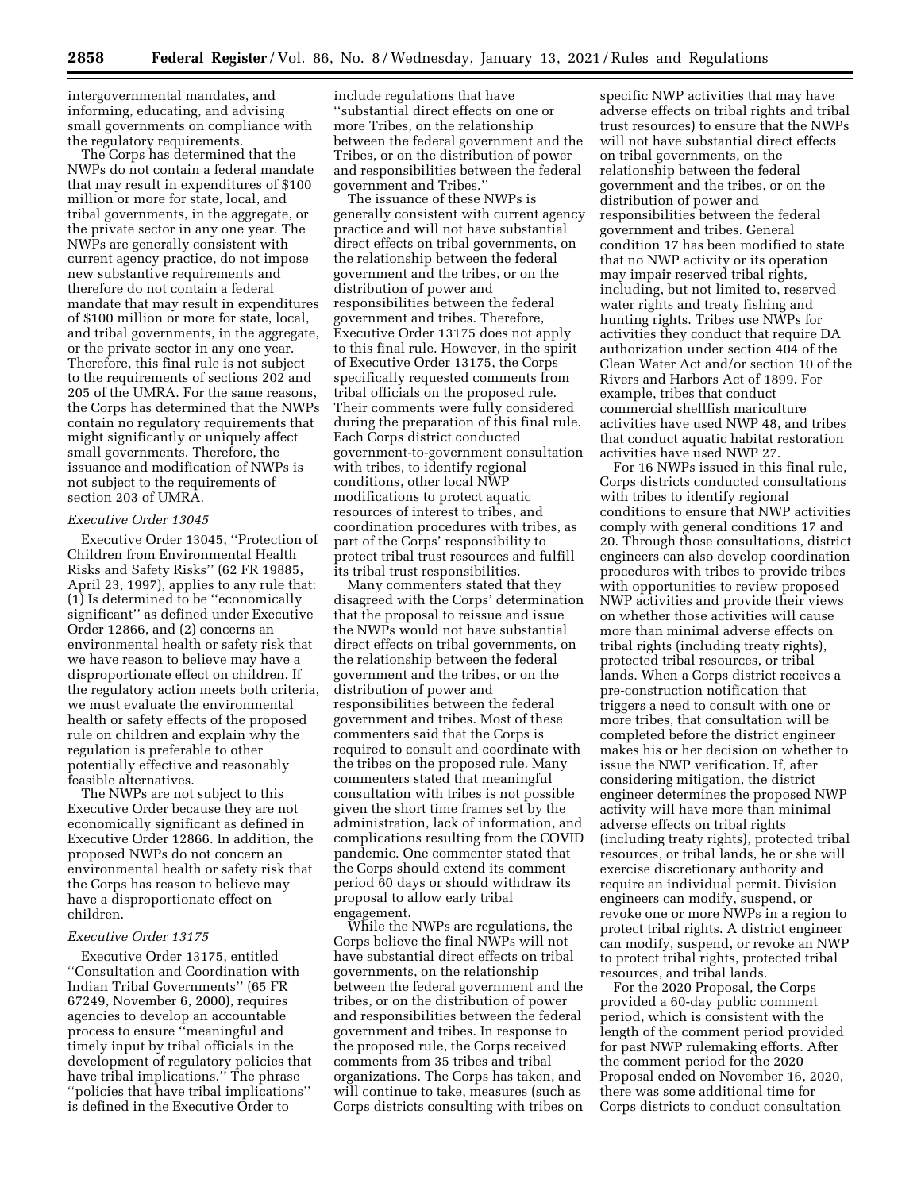intergovernmental mandates, and informing, educating, and advising small governments on compliance with the regulatory requirements.

The Corps has determined that the NWPs do not contain a federal mandate that may result in expenditures of $100 million or more for state, local, and tribal governments, in the aggregate, or the private sector in any one year. The NWPs are generally consistent with current agency practice, do not impose new substantive requirements and therefore do not contain a federal mandate that may result in expenditures of $100 million or more for state, local, and tribal governments, in the aggregate, or the private sector in any one year. Therefore, this final rule is not subject to the requirements of sections 202 and 205 of the UMRA. For the same reasons, the Corps has determined that the NWPs contain no regulatory requirements that might significantly or uniquely affect small governments. Therefore, the issuance and modification of NWPs is not subject to the requirements of section 203 of UMRA.

*Executive Order 13045*

Executive Order 13045, ''Protection of Children from Environmental Health Risks and Safety Risks'' (62 FR 19885, April 23, 1997), applies to any rule that: (1) Is determined to be ''economically significant'' as defined under Executive Order 12866, and (2) concerns an environmental health or safety risk that we have reason to believe may have a disproportionate effect on children. If the regulatory action meets both criteria, we must evaluate the environmental health or safety effects of the proposed rule on children and explain why the regulation is preferable to other potentially effective and reasonably feasible alternatives.

The NWPs are not subject to this Executive Order because they are not economically significant as defined in Executive Order 12866. In addition, the proposed NWPs do not concern an environmental health or safety risk that the Corps has reason to believe may have a disproportionate effect on children.

*Executive Order 13175*

Executive Order 13175, entitled ''Consultation and Coordination with Indian Tribal Governments'' (65 FR 67249, November 6, 2000), requires agencies to develop an accountable process to ensure ''meaningful and timely input by tribal officials in the development of regulatory policies that have tribal implications.'' The phrase ''policies that have tribal implications'' is defined in the Executive Order to include regulations that have ''substantial direct effects on one or more Tribes, on the relationship between the federal government and the Tribes, or on the distribution of power and responsibilities between the federal government and Tribes.''

The issuance of these NWPs is generally consistent with current agency practice and will not have substantial direct effects on tribal governments, on the relationship between the federal government and the tribes, or on the distribution of power and responsibilities between the federal government and tribes. Therefore, Executive Order 13175 does not apply to this final rule. However, in the spirit of Executive Order 13175, the Corps specifically requested comments from tribal officials on the proposed rule. Their comments were fully considered during the preparation of this final rule. Each Corps district conducted government-to-government consultation with tribes, to identify regional conditions, other local NWP modifications to protect aquatic resources of interest to tribes, and coordination procedures with tribes, as part of the Corps' responsibility to protect tribal trust resources and fulfill its tribal trust responsibilities.

Many commenters stated that they disagreed with the Corps' determination that the proposal to reissue and issue the NWPs would not have substantial direct effects on tribal governments, on the relationship between the federal government and the tribes, or on the distribution of power and responsibilities between the federal government and tribes. Most of these commenters said that the Corps is required to consult and coordinate with the tribes on the proposed rule. Many commenters stated that meaningful consultation with tribes is not possible given the short time frames set by the administration, lack of information, and complications resulting from the COVID pandemic. One commenter stated that the Corps should extend its comment period 60 days or should withdraw its proposal to allow early tribal engagement.

While the NWPs are regulations, the Corps believe the final NWPs will not have substantial direct effects on tribal governments, on the relationship between the federal government and the tribes, or on the distribution of power and responsibilities between the federal government and tribes. In response to the proposed rule, the Corps received comments from 35 tribes and tribal organizations. The Corps has taken, and will continue to take, measures (such as Corps districts consulting with tribes on specific NWP activities that may have adverse effects on tribal rights and tribal trust resources) to ensure that the NWPs will not have substantial direct effects on tribal governments, on the relationship between the federal government and the tribes, or on the distribution of power and responsibilities between the federal government and tribes. General condition 17 has been modified to state that no NWP activity or its operation may impair reserved tribal rights, including, but not limited to, reserved water rights and treaty fishing and hunting rights. Tribes use NWPs for activities they conduct that require DA authorization under section 404 of the Clean Water Act and/or section 10 of the Rivers and Harbors Act of 1899. For example, tribes that conduct commercial shellfish mariculture activities have used NWP 48, and tribes that conduct aquatic habitat restoration activities have used NWP 27.

For 16 NWPs issued in this final rule, Corps districts conducted consultations with tribes to identify regional conditions to ensure that NWP activities comply with general conditions 17 and 20. Through those consultations, district engineers can also develop coordination procedures with tribes to provide tribes with opportunities to review proposed NWP activities and provide their views on whether those activities will cause more than minimal adverse effects on tribal rights (including treaty rights), protected tribal resources, or tribal lands. When a Corps district receives a pre-construction notification that triggers a need to consult with one or more tribes, that consultation will be completed before the district engineer makes his or her decision on whether to issue the NWP verification. If, after considering mitigation, the district engineer determines the proposed NWP activity will have more than minimal adverse effects on tribal rights (including treaty rights), protected tribal resources, or tribal lands, he or she will exercise discretionary authority and require an individual permit. Division engineers can modify, suspend, or revoke one or more NWPs in a region to protect tribal rights. A district engineer can modify, suspend, or revoke an NWP to protect tribal rights, protected tribal resources, and tribal lands.

For the 2020 Proposal, the Corps provided a 60-day public comment period, which is consistent with the length of the comment period provided for past NWP rulemaking efforts. After the comment period for the 2020 Proposal ended on November 16, 2020, there was some additional time for Corps districts to conduct consultation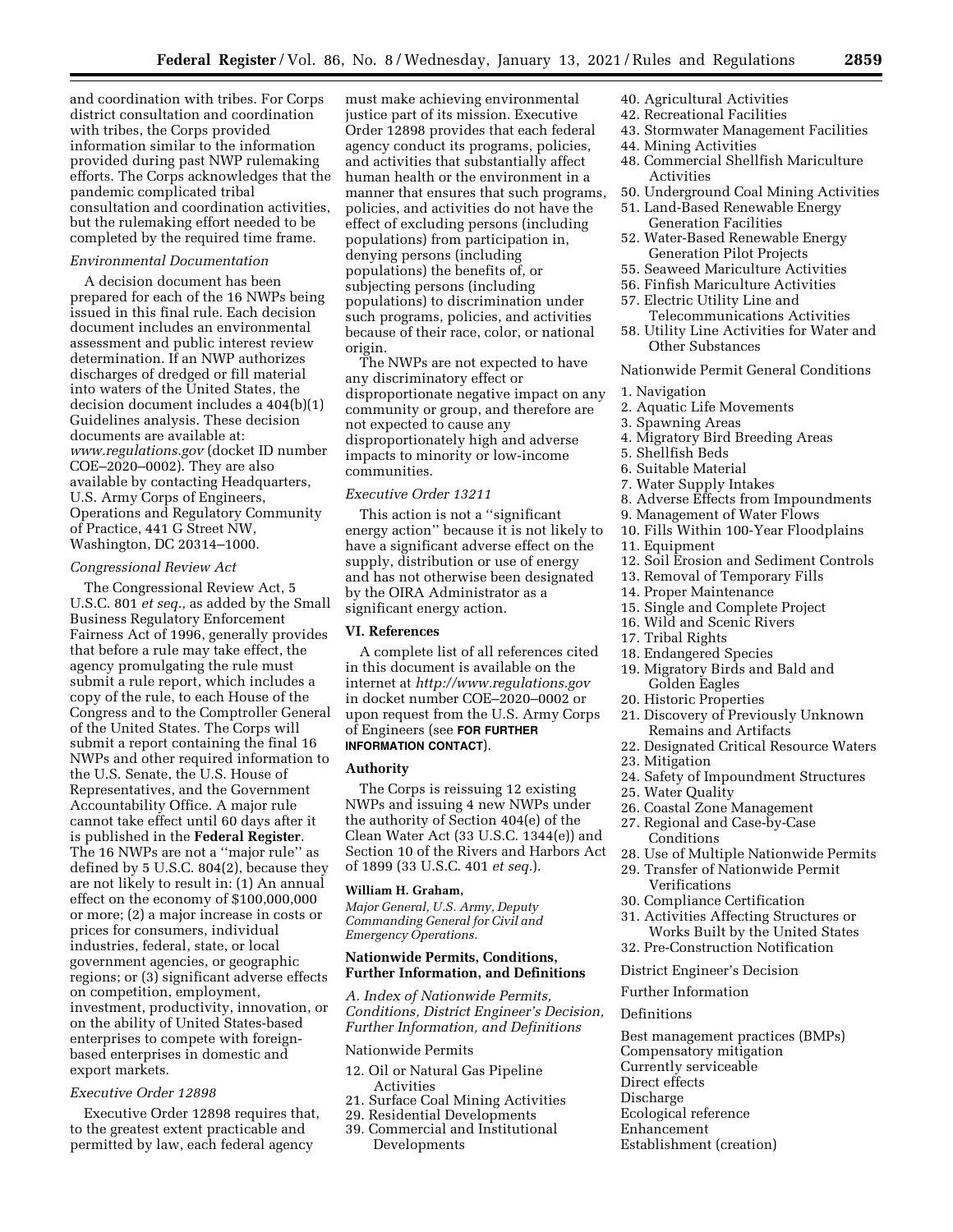and coordination with tribes. For Corps district consultation and coordination with tribes, the Corps provided information similar to the information provided during past NWP rulemaking efforts. The Corps acknowledges that the pandemic complicated tribal consultation and coordination activities, but the rulemaking effort needed to be completed by the required time frame.

*Environmental Documentation*

A decision document has been prepared for each of the 16 NWPs being issued in this final rule. Each decision document includes an environmental assessment and public interest review determination. If an NWP authorizes discharges of dredged or fill material into waters of the United States, the decision document includes a 404(b)(1) Guidelines analysis. These decision documents are available at: *www.regulations.gov* (docket ID number COE–2020–0002). They are also available by contacting Headquarters, U.S. Army Corps of Engineers, Operations and Regulatory Community of Practice, 441 G Street NW, Washington, DC 20314–1000.

*Congressional Review Act*

The Congressional Review Act, 5 U.S.C. 801 *et seq.,* as added by the Small Business Regulatory Enforcement Fairness Act of 1996, generally provides that before a rule may take effect, the agency promulgating the rule must submit a rule report, which includes a copy of the rule, to each House of the Congress and to the Comptroller General of the United States. The Corps will submit a report containing the final 16 NWPs and other required information to the U.S. Senate, the U.S. House of Representatives, and the Government Accountability Office. A major rule cannot take effect until 60 days after it is published in the **Federal Register**. The 16 NWPs are not a ''major rule'' as defined by 5 U.S.C. 804(2), because they are not likely to result in: (1) An annual effect on the economy of $100,000,000 or more; (2) a major increase in costs or prices for consumers, individual industries, federal, state, or local government agencies, or geographic regions; or (3) significant adverse effects on competition, employment, investment, productivity, innovation, or on the ability of United States-based enterprises to compete with foreign-based enterprises in domestic and export markets.

*Executive Order 12898*

Executive Order 12898 requires that, to the greatest extent practicable and permitted by law, each federal agency must make achieving environmental justice part of its mission. Executive Order 12898 provides that each federal agency conduct its programs, policies, and activities that substantially affect human health or the environment in a manner that ensures that such programs, policies, and activities do not have the effect of excluding persons (including populations) from participation in, denying persons (including populations) the benefits of, or subjecting persons (including populations) to discrimination under such programs, policies, and activities because of their race, color, or national origin.

The NWPs are not expected to have any discriminatory effect or disproportionate negative impact on any community or group, and therefore are not expected to cause any disproportionately high and adverse impacts to minority or low-income communities.

*Executive Order 13211*

This action is not a ''significant energy action'' because it is not likely to have a significant adverse effect on the supply, distribution or use of energy and has not otherwise been designated by the OIRA Administrator as a significant energy action.

## VI. References

A complete list of all references cited in this document is available on the internet at *http://www.regulations.gov* in docket number COE–2020–0002 or upon request from the U.S. Army Corps of Engineers (see **FOR FURTHER INFORMATION CONTACT**).

## Authority

The Corps is reissuing 12 existing NWPs and issuing 4 new NWPs under the authority of Section 404(e) of the Clean Water Act (33 U.S.C. 1344(e)) and Section 10 of the Rivers and Harbors Act of 1899 (33 U.S.C. 401 *et seq.*).

**William H. Graham,**

*Major General, U.S. Army, Deputy Commanding General for Civil and Emergency Operations.*

## Nationwide Permits, Conditions, Further Information, and Definitions

*A. Index of Nationwide Permits, Conditions, District Engineer's Decision, Further Information, and Definitions*

Nationwide Permits

12. Oil or Natural Gas Pipeline Activities
21. Surface Coal Mining Activities
29. Residential Developments
39. Commercial and Institutional Developments
40. Agricultural Activities
42. Recreational Facilities
43. Stormwater Management Facilities
44. Mining Activities
48. Commercial Shellfish Mariculture Activities
50. Underground Coal Mining Activities
51. Land-Based Renewable Energy Generation Facilities
52. Water-Based Renewable Energy Generation Pilot Projects
55. Seaweed Mariculture Activities
56. Finfish Mariculture Activities
57. Electric Utility Line and Telecommunications Activities
58. Utility Line Activities for Water and Other Substances

Nationwide Permit General Conditions

1. Navigation
2. Aquatic Life Movements
3. Spawning Areas
4. Migratory Bird Breeding Areas
5. Shellfish Beds
6. Suitable Material
7. Water Supply Intakes
8. Adverse Effects from Impoundments
9. Management of Water Flows
10. Fills Within 100-Year Floodplains
11. Equipment
12. Soil Erosion and Sediment Controls
13. Removal of Temporary Fills
14. Proper Maintenance
15. Single and Complete Project
16. Wild and Scenic Rivers
17. Tribal Rights
18. Endangered Species
19. Migratory Birds and Bald and Golden Eagles
20. Historic Properties
21. Discovery of Previously Unknown Remains and Artifacts
22. Designated Critical Resource Waters
23. Mitigation
24. Safety of Impoundment Structures
25. Water Quality
26. Coastal Zone Management
27. Regional and Case-by-Case Conditions
28. Use of Multiple Nationwide Permits
29. Transfer of Nationwide Permit Verifications
30. Compliance Certification
31. Activities Affecting Structures or Works Built by the United States
32. Pre-Construction Notification

District Engineer's Decision

Further Information

Definitions

Best management practices (BMPs)
Compensatory mitigation
Currently serviceable
Direct effects
Discharge
Ecological reference
Enhancement
Establishment (creation)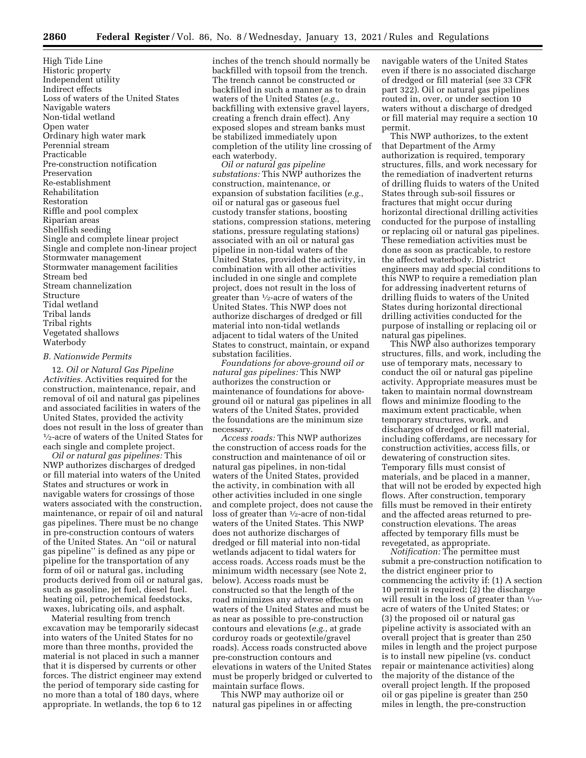High Tide Line
Historic property
Independent utility
Indirect effects
Loss of waters of the United States
Navigable waters
Non-tidal wetland
Open water
Ordinary high water mark
Perennial stream
Practicable
Pre-construction notification
Preservation
Re-establishment
Rehabilitation
Restoration
Riffle and pool complex
Riparian areas
Shellfish seeding
Single and complete linear project
Single and complete non-linear project
Stormwater management
Stormwater management facilities
Stream bed
Stream channelization
Structure
Tidal wetland
Tribal lands
Tribal rights
Vegetated shallows
Waterbody

### *B. Nationwide Permits*

12. *Oil or Natural Gas Pipeline Activities.* Activities required for the construction, maintenance, repair, and removal of oil and natural gas pipelines and associated facilities in waters of the United States, provided the activity does not result in the loss of greater than ½-acre of waters of the United States for each single and complete project.

*Oil or natural gas pipelines:* This NWP authorizes discharges of dredged or fill material into waters of the United States and structures or work in navigable waters for crossings of those waters associated with the construction, maintenance, or repair of oil and natural gas pipelines. There must be no change in pre-construction contours of waters of the United States. An ''oil or natural gas pipeline'' is defined as any pipe or pipeline for the transportation of any form of oil or natural gas, including products derived from oil or natural gas, such as gasoline, jet fuel, diesel fuel, heating oil, petrochemical feedstocks, waxes, lubricating oils, and asphalt.

Material resulting from trench excavation may be temporarily sidecast into waters of the United States for no more than three months, provided the material is not placed in such a manner that it is dispersed by currents or other forces. The district engineer may extend the period of temporary side casting for no more than a total of 180 days, where appropriate. In wetlands, the top 6 to 12 inches of the trench should normally be backfilled with topsoil from the trench. The trench cannot be constructed or backfilled in such a manner as to drain waters of the United States (*e.g.,* backfilling with extensive gravel layers, creating a french drain effect). Any exposed slopes and stream banks must be stabilized immediately upon completion of the utility line crossing of each waterbody.

*Oil or natural gas pipeline substations:* This NWP authorizes the construction, maintenance, or expansion of substation facilities (*e.g.,* oil or natural gas or gaseous fuel custody transfer stations, boosting stations, compression stations, metering stations, pressure regulating stations) associated with an oil or natural gas pipeline in non-tidal waters of the United States, provided the activity, in combination with all other activities included in one single and complete project, does not result in the loss of greater than ½-acre of waters of the United States. This NWP does not authorize discharges of dredged or fill material into non-tidal wetlands adjacent to tidal waters of the United States to construct, maintain, or expand substation facilities.

*Foundations for above-ground oil or natural gas pipelines:* This NWP authorizes the construction or maintenance of foundations for above-ground oil or natural gas pipelines in all waters of the United States, provided the foundations are the minimum size necessary.

*Access roads:* This NWP authorizes the construction of access roads for the construction and maintenance of oil or natural gas pipelines, in non-tidal waters of the United States, provided the activity, in combination with all other activities included in one single and complete project, does not cause the loss of greater than ½-acre of non-tidal waters of the United States. This NWP does not authorize discharges of dredged or fill material into non-tidal wetlands adjacent to tidal waters for access roads. Access roads must be the minimum width necessary (see Note 2, below). Access roads must be constructed so that the length of the road minimizes any adverse effects on waters of the United States and must be as near as possible to pre-construction contours and elevations (*e.g.,* at grade corduroy roads or geotextile/gravel roads). Access roads constructed above pre-construction contours and elevations in waters of the United States must be properly bridged or culverted to maintain surface flows.

This NWP may authorize oil or natural gas pipelines in or affecting navigable waters of the United States even if there is no associated discharge of dredged or fill material (see 33 CFR part 322). Oil or natural gas pipelines routed in, over, or under section 10 waters without a discharge of dredged or fill material may require a section 10 permit.

This NWP authorizes, to the extent that Department of the Army authorization is required, temporary structures, fills, and work necessary for the remediation of inadvertent returns of drilling fluids to waters of the United States through sub-soil fissures or fractures that might occur during horizontal directional drilling activities conducted for the purpose of installing or replacing oil or natural gas pipelines. These remediation activities must be done as soon as practicable, to restore the affected waterbody. District engineers may add special conditions to this NWP to require a remediation plan for addressing inadvertent returns of drilling fluids to waters of the United States during horizontal directional drilling activities conducted for the purpose of installing or replacing oil or natural gas pipelines.

This NWP also authorizes temporary structures, fills, and work, including the use of temporary mats, necessary to conduct the oil or natural gas pipeline activity. Appropriate measures must be taken to maintain normal downstream flows and minimize flooding to the maximum extent practicable, when temporary structures, work, and discharges of dredged or fill material, including cofferdams, are necessary for construction activities, access fills, or dewatering of construction sites. Temporary fills must consist of materials, and be placed in a manner, that will not be eroded by expected high flows. After construction, temporary fills must be removed in their entirety and the affected areas returned to pre-construction elevations. The areas affected by temporary fills must be revegetated, as appropriate.

*Notification:* The permittee must submit a pre-construction notification to the district engineer prior to commencing the activity if: (1) A section 10 permit is required; (2) the discharge will result in the loss of greater than 1⁄10-acre of waters of the United States; or (3) the proposed oil or natural gas pipeline activity is associated with an overall project that is greater than 250 miles in length and the project purpose is to install new pipeline (vs. conduct repair or maintenance activities) along the majority of the distance of the overall project length. If the proposed oil or gas pipeline is greater than 250 miles in length, the pre-construction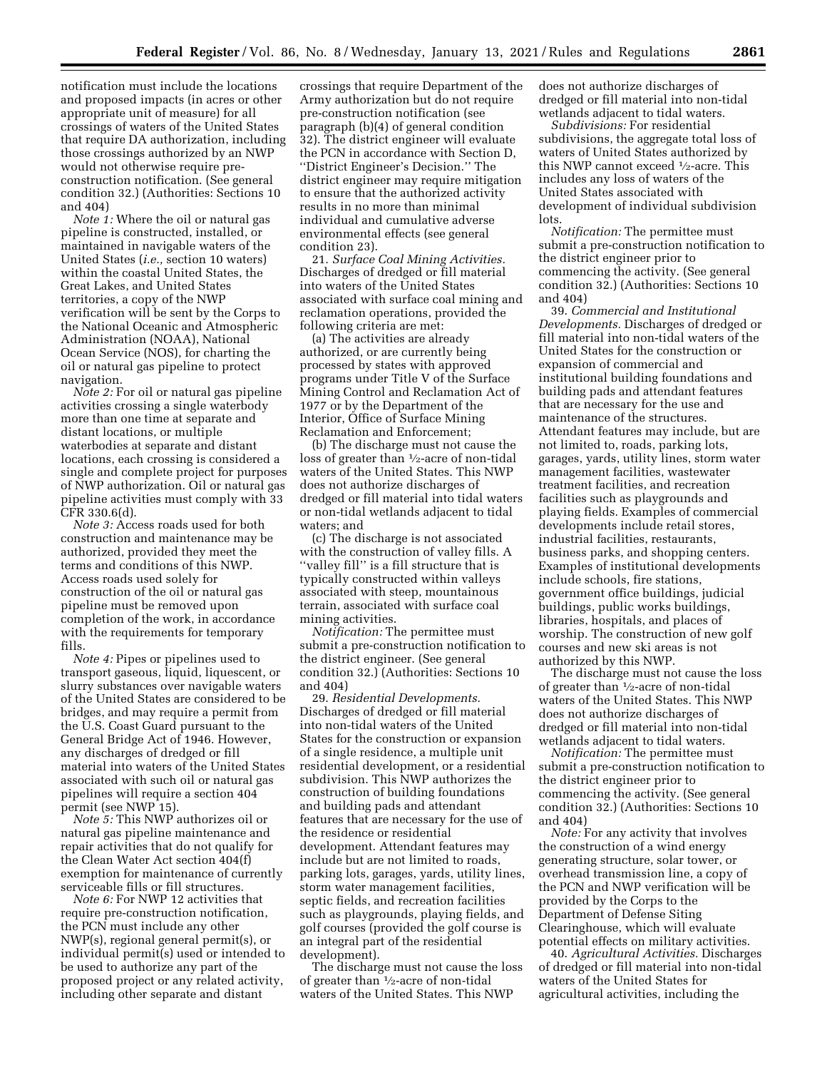notification must include the locations and proposed impacts (in acres or other appropriate unit of measure) for all crossings of waters of the United States that require DA authorization, including those crossings authorized by an NWP would not otherwise require pre-construction notification. (See general condition 32.) (Authorities: Sections 10 and 404)

*Note 1:* Where the oil or natural gas pipeline is constructed, installed, or maintained in navigable waters of the United States (*i.e.,* section 10 waters) within the coastal United States, the Great Lakes, and United States territories, a copy of the NWP verification will be sent by the Corps to the National Oceanic and Atmospheric Administration (NOAA), National Ocean Service (NOS), for charting the oil or natural gas pipeline to protect navigation.

*Note 2:* For oil or natural gas pipeline activities crossing a single waterbody more than one time at separate and distant locations, or multiple waterbodies at separate and distant locations, each crossing is considered a single and complete project for purposes of NWP authorization. Oil or natural gas pipeline activities must comply with 33 CFR 330.6(d).

*Note 3:* Access roads used for both construction and maintenance may be authorized, provided they meet the terms and conditions of this NWP. Access roads used solely for construction of the oil or natural gas pipeline must be removed upon completion of the work, in accordance with the requirements for temporary fills.

*Note 4:* Pipes or pipelines used to transport gaseous, liquid, liquescent, or slurry substances over navigable waters of the United States are considered to be bridges, and may require a permit from the U.S. Coast Guard pursuant to the General Bridge Act of 1946. However, any discharges of dredged or fill material into waters of the United States associated with such oil or natural gas pipelines will require a section 404 permit (see NWP 15).

*Note 5:* This NWP authorizes oil or natural gas pipeline maintenance and repair activities that do not qualify for the Clean Water Act section 404(f) exemption for maintenance of currently serviceable fills or fill structures.

*Note 6:* For NWP 12 activities that require pre-construction notification, the PCN must include any other NWP(s), regional general permit(s), or individual permit(s) used or intended to be used to authorize any part of the proposed project or any related activity, including other separate and distant crossings that require Department of the Army authorization but do not require pre-construction notification (see paragraph (b)(4) of general condition 32). The district engineer will evaluate the PCN in accordance with Section D, "District Engineer's Decision." The district engineer may require mitigation to ensure that the authorized activity results in no more than minimal individual and cumulative adverse environmental effects (see general condition 23).

21. *Surface Coal Mining Activities.* Discharges of dredged or fill material into waters of the United States associated with surface coal mining and reclamation operations, provided the following criteria are met:

(a) The activities are already authorized, or are currently being processed by states with approved programs under Title V of the Surface Mining Control and Reclamation Act of 1977 or by the Department of the Interior, Office of Surface Mining Reclamation and Enforcement;

(b) The discharge must not cause the loss of greater than ½-acre of non-tidal waters of the United States. This NWP does not authorize discharges of dredged or fill material into tidal waters or non-tidal wetlands adjacent to tidal waters; and

(c) The discharge is not associated with the construction of valley fills. A "valley fill" is a fill structure that is typically constructed within valleys associated with steep, mountainous terrain, associated with surface coal mining activities.

*Notification:* The permittee must submit a pre-construction notification to the district engineer. (See general condition 32.) (Authorities: Sections 10 and 404)

29. *Residential Developments.* Discharges of dredged or fill material into non-tidal waters of the United States for the construction or expansion of a single residence, a multiple unit residential development, or a residential subdivision. This NWP authorizes the construction of building foundations and building pads and attendant features that are necessary for the use of the residence or residential development. Attendant features may include but are not limited to roads, parking lots, garages, yards, utility lines, storm water management facilities, septic fields, and recreation facilities such as playgrounds, playing fields, and golf courses (provided the golf course is an integral part of the residential development).

The discharge must not cause the loss of greater than ½-acre of non-tidal waters of the United States. This NWP does not authorize discharges of dredged or fill material into non-tidal wetlands adjacent to tidal waters.

*Subdivisions:* For residential subdivisions, the aggregate total loss of waters of United States authorized by this NWP cannot exceed ½-acre. This includes any loss of waters of the United States associated with development of individual subdivision lots.

*Notification:* The permittee must submit a pre-construction notification to the district engineer prior to commencing the activity. (See general condition 32.) (Authorities: Sections 10 and 404)

39. *Commercial and Institutional Developments.* Discharges of dredged or fill material into non-tidal waters of the United States for the construction or expansion of commercial and institutional building foundations and building pads and attendant features that are necessary for the use and maintenance of the structures. Attendant features may include, but are not limited to, roads, parking lots, garages, yards, utility lines, storm water management facilities, wastewater treatment facilities, and recreation facilities such as playgrounds and playing fields. Examples of commercial developments include retail stores, industrial facilities, restaurants, business parks, and shopping centers. Examples of institutional developments include schools, fire stations, government office buildings, judicial buildings, public works buildings, libraries, hospitals, and places of worship. The construction of new golf courses and new ski areas is not authorized by this NWP.

The discharge must not cause the loss of greater than ½-acre of non-tidal waters of the United States. This NWP does not authorize discharges of dredged or fill material into non-tidal wetlands adjacent to tidal waters.

*Notification:* The permittee must submit a pre-construction notification to the district engineer prior to commencing the activity. (See general condition 32.) (Authorities: Sections 10 and 404)

*Note:* For any activity that involves the construction of a wind energy generating structure, solar tower, or overhead transmission line, a copy of the PCN and NWP verification will be provided by the Corps to the Department of Defense Siting Clearinghouse, which will evaluate potential effects on military activities.

40. *Agricultural Activities.* Discharges of dredged or fill material into non-tidal waters of the United States for agricultural activities, including the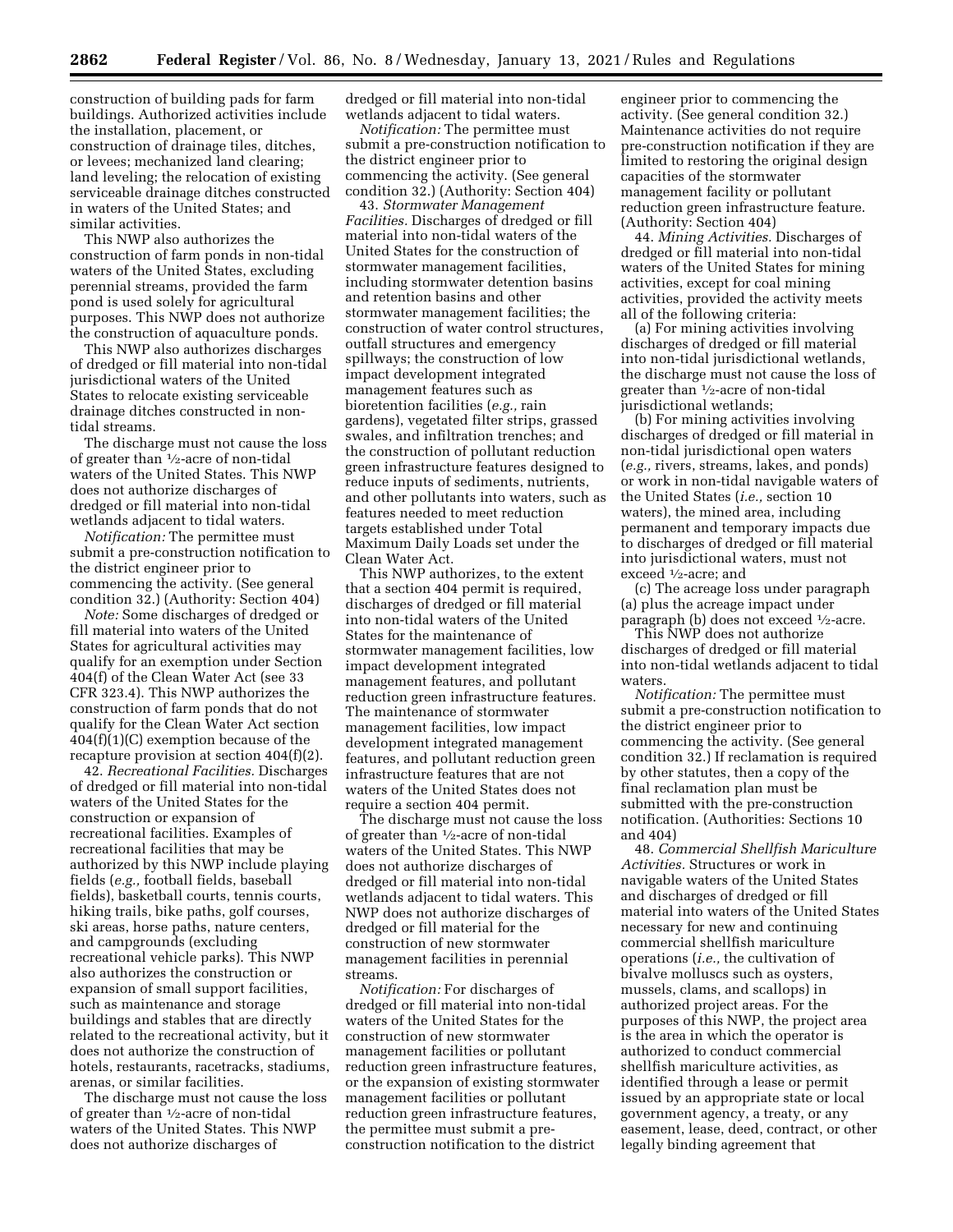construction of building pads for farm buildings. Authorized activities include the installation, placement, or construction of drainage tiles, ditches, or levees; mechanized land clearing; land leveling; the relocation of existing serviceable drainage ditches constructed in waters of the United States; and similar activities.

This NWP also authorizes the construction of farm ponds in non-tidal waters of the United States, excluding perennial streams, provided the farm pond is used solely for agricultural purposes. This NWP does not authorize the construction of aquaculture ponds.

This NWP also authorizes discharges of dredged or fill material into non-tidal jurisdictional waters of the United States to relocate existing serviceable drainage ditches constructed in non-tidal streams.

The discharge must not cause the loss of greater than ½-acre of non-tidal waters of the United States. This NWP does not authorize discharges of dredged or fill material into non-tidal wetlands adjacent to tidal waters.

*Notification:* The permittee must submit a pre-construction notification to the district engineer prior to commencing the activity. (See general condition 32.) (Authority: Section 404)

*Note:* Some discharges of dredged or fill material into waters of the United States for agricultural activities may qualify for an exemption under Section 404(f) of the Clean Water Act (see 33 CFR 323.4). This NWP authorizes the construction of farm ponds that do not qualify for the Clean Water Act section 404(f)(1)(C) exemption because of the recapture provision at section 404(f)(2).

42. *Recreational Facilities.* Discharges of dredged or fill material into non-tidal waters of the United States for the construction or expansion of recreational facilities. Examples of recreational facilities that may be authorized by this NWP include playing fields (*e.g.,* football fields, baseball fields), basketball courts, tennis courts, hiking trails, bike paths, golf courses, ski areas, horse paths, nature centers, and campgrounds (excluding recreational vehicle parks). This NWP also authorizes the construction or expansion of small support facilities, such as maintenance and storage buildings and stables that are directly related to the recreational activity, but it does not authorize the construction of hotels, restaurants, racetracks, stadiums, arenas, or similar facilities.

The discharge must not cause the loss of greater than ½-acre of non-tidal waters of the United States. This NWP does not authorize discharges of dredged or fill material into non-tidal wetlands adjacent to tidal waters.

*Notification:* The permittee must submit a pre-construction notification to the district engineer prior to commencing the activity. (See general condition 32.) (Authority: Section 404)

43. *Stormwater Management Facilities.* Discharges of dredged or fill material into non-tidal waters of the United States for the construction of stormwater management facilities, including stormwater detention basins and retention basins and other stormwater management facilities; the construction of water control structures, outfall structures and emergency spillways; the construction of low impact development integrated management features such as bioretention facilities (*e.g.,* rain gardens), vegetated filter strips, grassed swales, and infiltration trenches; and the construction of pollutant reduction green infrastructure features designed to reduce inputs of sediments, nutrients, and other pollutants into waters, such as features needed to meet reduction targets established under Total Maximum Daily Loads set under the Clean Water Act.

This NWP authorizes, to the extent that a section 404 permit is required, discharges of dredged or fill material into non-tidal waters of the United States for the maintenance of stormwater management facilities, low impact development integrated management features, and pollutant reduction green infrastructure features. The maintenance of stormwater management facilities, low impact development integrated management features, and pollutant reduction green infrastructure features that are not waters of the United States does not require a section 404 permit.

The discharge must not cause the loss of greater than ½-acre of non-tidal waters of the United States. This NWP does not authorize discharges of dredged or fill material into non-tidal wetlands adjacent to tidal waters. This NWP does not authorize discharges of dredged or fill material for the construction of new stormwater management facilities in perennial streams.

*Notification:* For discharges of dredged or fill material into non-tidal waters of the United States for the construction of new stormwater management facilities or pollutant reduction green infrastructure features, or the expansion of existing stormwater management facilities or pollutant reduction green infrastructure features, the permittee must submit a pre-construction notification to the district engineer prior to commencing the activity. (See general condition 32.) Maintenance activities do not require pre-construction notification if they are limited to restoring the original design capacities of the stormwater management facility or pollutant reduction green infrastructure feature. (Authority: Section 404)

44. *Mining Activities.* Discharges of dredged or fill material into non-tidal waters of the United States for mining activities, except for coal mining activities, provided the activity meets all of the following criteria:

(a) For mining activities involving discharges of dredged or fill material into non-tidal jurisdictional wetlands, the discharge must not cause the loss of greater than ½-acre of non-tidal jurisdictional wetlands;

(b) For mining activities involving discharges of dredged or fill material in non-tidal jurisdictional open waters (*e.g.,* rivers, streams, lakes, and ponds) or work in non-tidal navigable waters of the United States (*i.e.,* section 10 waters), the mined area, including permanent and temporary impacts due to discharges of dredged or fill material into jurisdictional waters, must not exceed ½-acre; and

(c) The acreage loss under paragraph (a) plus the acreage impact under paragraph (b) does not exceed ½-acre.

This NWP does not authorize discharges of dredged or fill material into non-tidal wetlands adjacent to tidal waters.

*Notification:* The permittee must submit a pre-construction notification to the district engineer prior to commencing the activity. (See general condition 32.) If reclamation is required by other statutes, then a copy of the final reclamation plan must be submitted with the pre-construction notification. (Authorities: Sections 10 and 404)

48. *Commercial Shellfish Mariculture Activities.* Structures or work in navigable waters of the United States and discharges of dredged or fill material into waters of the United States necessary for new and continuing commercial shellfish mariculture operations (*i.e.,* the cultivation of bivalve molluscs such as oysters, mussels, clams, and scallops) in authorized project areas. For the purposes of this NWP, the project area is the area in which the operator is authorized to conduct commercial shellfish mariculture activities, as identified through a lease or permit issued by an appropriate state or local government agency, a treaty, or any easement, lease, deed, contract, or other legally binding agreement that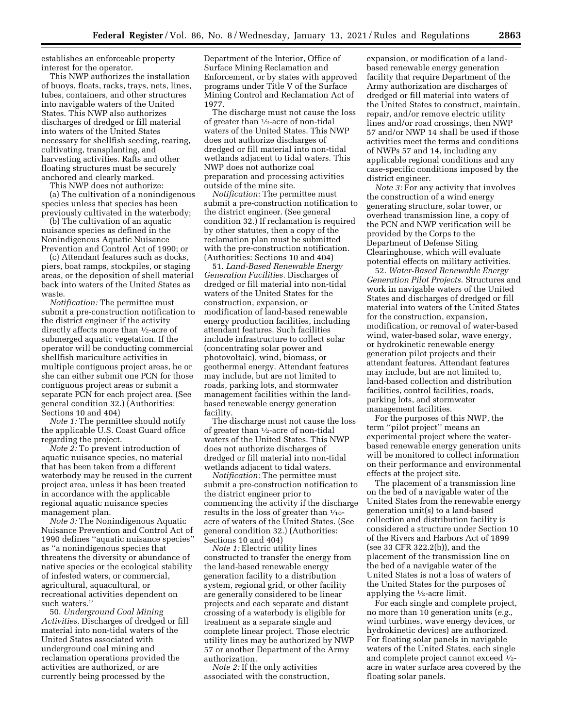establishes an enforceable property interest for the operator.

This NWP authorizes the installation of buoys, floats, racks, trays, nets, lines, tubes, containers, and other structures into navigable waters of the United States. This NWP also authorizes discharges of dredged or fill material into waters of the United States necessary for shellfish seeding, rearing, cultivating, transplanting, and harvesting activities. Rafts and other floating structures must be securely anchored and clearly marked.

This NWP does not authorize:

(a) The cultivation of a nonindigenous species unless that species has been previously cultivated in the waterbody;

(b) The cultivation of an aquatic nuisance species as defined in the Nonindigenous Aquatic Nuisance Prevention and Control Act of 1990; or

(c) Attendant features such as docks, piers, boat ramps, stockpiles, or staging areas, or the deposition of shell material back into waters of the United States as waste.

*Notification:* The permittee must submit a pre-construction notification to the district engineer if the activity directly affects more than ½-acre of submerged aquatic vegetation. If the operator will be conducting commercial shellfish mariculture activities in multiple contiguous project areas, he or she can either submit one PCN for those contiguous project areas or submit a separate PCN for each project area. (See general condition 32.) (Authorities: Sections 10 and 404)

*Note 1:* The permittee should notify the applicable U.S. Coast Guard office regarding the project.

*Note 2:* To prevent introduction of aquatic nuisance species, no material that has been taken from a different waterbody may be reused in the current project area, unless it has been treated in accordance with the applicable regional aquatic nuisance species management plan.

*Note 3:* The Nonindigenous Aquatic Nuisance Prevention and Control Act of 1990 defines ''aquatic nuisance species'' as ''a nonindigenous species that threatens the diversity or abundance of native species or the ecological stability of infested waters, or commercial, agricultural, aquacultural, or recreational activities dependent on such waters.''

50. *Underground Coal Mining Activities.* Discharges of dredged or fill material into non-tidal waters of the United States associated with underground coal mining and reclamation operations provided the activities are authorized, or are currently being processed by the Department of the Interior, Office of Surface Mining Reclamation and Enforcement, or by states with approved programs under Title V of the Surface Mining Control and Reclamation Act of 1977.

The discharge must not cause the loss of greater than ½-acre of non-tidal waters of the United States. This NWP does not authorize discharges of dredged or fill material into non-tidal wetlands adjacent to tidal waters. This NWP does not authorize coal preparation and processing activities outside of the mine site.

*Notification:* The permittee must submit a pre-construction notification to the district engineer. (See general condition 32.) If reclamation is required by other statutes, then a copy of the reclamation plan must be submitted with the pre-construction notification. (Authorities: Sections 10 and 404)

51. *Land-Based Renewable Energy Generation Facilities.* Discharges of dredged or fill material into non-tidal waters of the United States for the construction, expansion, or modification of land-based renewable energy production facilities, including attendant features. Such facilities include infrastructure to collect solar (concentrating solar power and photovoltaic), wind, biomass, or geothermal energy. Attendant features may include, but are not limited to roads, parking lots, and stormwater management facilities within the land-based renewable energy generation facility.

The discharge must not cause the loss of greater than ½-acre of non-tidal waters of the United States. This NWP does not authorize discharges of dredged or fill material into non-tidal wetlands adjacent to tidal waters.

*Notification:* The permittee must submit a pre-construction notification to the district engineer prior to commencing the activity if the discharge results in the loss of greater than 1⁄10-acre of waters of the United States. (See general condition 32.) (Authorities: Sections 10 and 404)

*Note 1:* Electric utility lines constructed to transfer the energy from the land-based renewable energy generation facility to a distribution system, regional grid, or other facility are generally considered to be linear projects and each separate and distant crossing of a waterbody is eligible for treatment as a separate single and complete linear project. Those electric utility lines may be authorized by NWP 57 or another Department of the Army authorization.

*Note 2:* If the only activities associated with the construction, expansion, or modification of a land-based renewable energy generation facility that require Department of the Army authorization are discharges of dredged or fill material into waters of the United States to construct, maintain, repair, and/or remove electric utility lines and/or road crossings, then NWP 57 and/or NWP 14 shall be used if those activities meet the terms and conditions of NWPs 57 and 14, including any applicable regional conditions and any case-specific conditions imposed by the district engineer.

*Note 3:* For any activity that involves the construction of a wind energy generating structure, solar tower, or overhead transmission line, a copy of the PCN and NWP verification will be provided by the Corps to the Department of Defense Siting Clearinghouse, which will evaluate potential effects on military activities.

52. *Water-Based Renewable Energy Generation Pilot Projects.* Structures and work in navigable waters of the United States and discharges of dredged or fill material into waters of the United States for the construction, expansion, modification, or removal of water-based wind, water-based solar, wave energy, or hydrokinetic renewable energy generation pilot projects and their attendant features. Attendant features may include, but are not limited to, land-based collection and distribution facilities, control facilities, roads, parking lots, and stormwater management facilities.

For the purposes of this NWP, the term ''pilot project'' means an experimental project where the water-based renewable energy generation units will be monitored to collect information on their performance and environmental effects at the project site.

The placement of a transmission line on the bed of a navigable water of the United States from the renewable energy generation unit(s) to a land-based collection and distribution facility is considered a structure under Section 10 of the Rivers and Harbors Act of 1899 (see 33 CFR 322.2(b)), and the placement of the transmission line on the bed of a navigable water of the United States is not a loss of waters of the United States for the purposes of applying the ½-acre limit.

For each single and complete project, no more than 10 generation units (*e.g.,* wind turbines, wave energy devices, or hydrokinetic devices) are authorized. For floating solar panels in navigable waters of the United States, each single and complete project cannot exceed ½-acre in water surface area covered by the floating solar panels.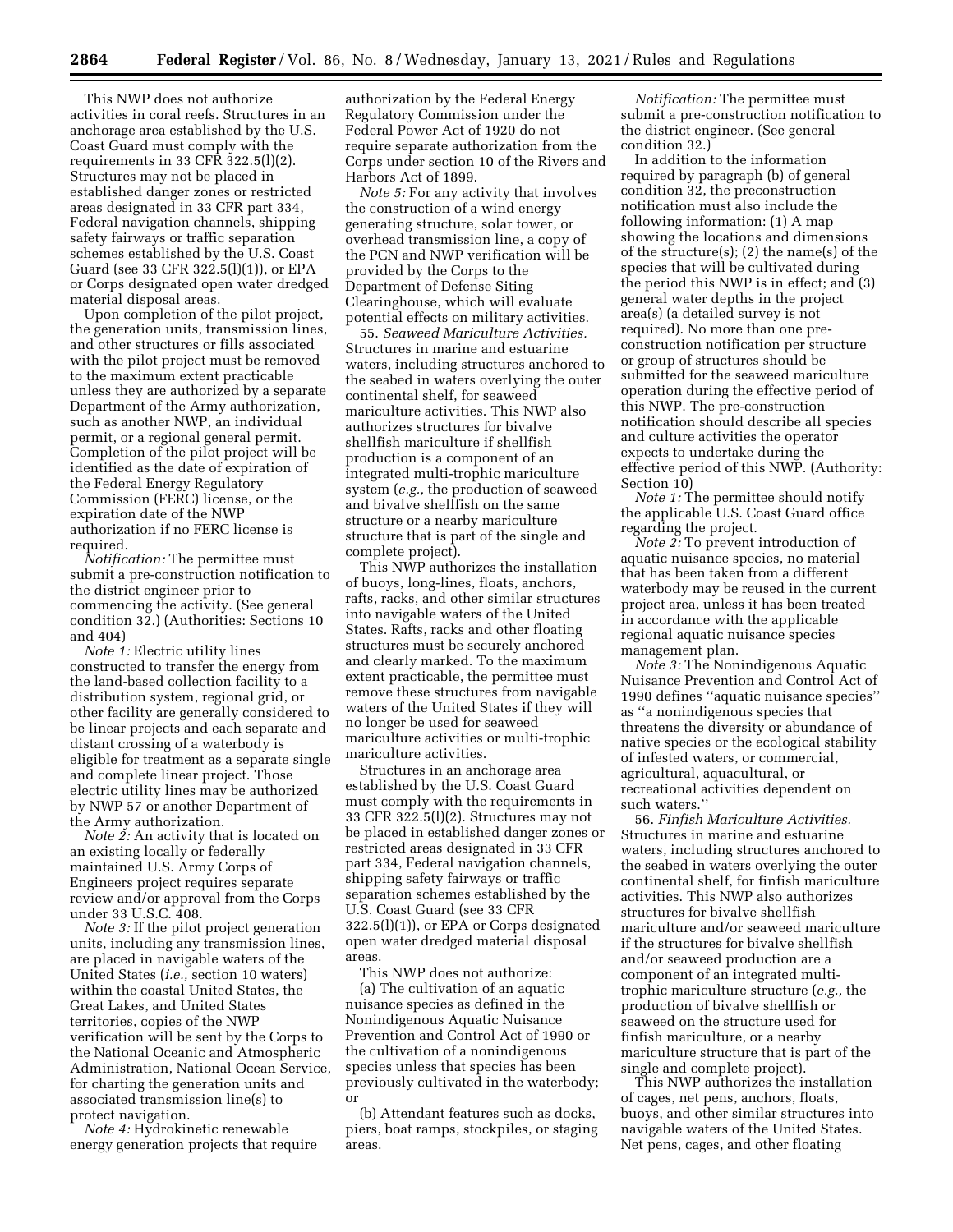This NWP does not authorize activities in coral reefs. Structures in an anchorage area established by the U.S. Coast Guard must comply with the requirements in 33 CFR 322.5(l)(2). Structures may not be placed in established danger zones or restricted areas designated in 33 CFR part 334, Federal navigation channels, shipping safety fairways or traffic separation schemes established by the U.S. Coast Guard (see 33 CFR 322.5(l)(1)), or EPA or Corps designated open water dredged material disposal areas.

Upon completion of the pilot project, the generation units, transmission lines, and other structures or fills associated with the pilot project must be removed to the maximum extent practicable unless they are authorized by a separate Department of the Army authorization, such as another NWP, an individual permit, or a regional general permit. Completion of the pilot project will be identified as the date of expiration of the Federal Energy Regulatory Commission (FERC) license, or the expiration date of the NWP authorization if no FERC license is required.

*Notification:* The permittee must submit a pre-construction notification to the district engineer prior to commencing the activity. (See general condition 32.) (Authorities: Sections 10 and 404)

*Note 1:* Electric utility lines constructed to transfer the energy from the land-based collection facility to a distribution system, regional grid, or other facility are generally considered to be linear projects and each separate and distant crossing of a waterbody is eligible for treatment as a separate single and complete linear project. Those electric utility lines may be authorized by NWP 57 or another Department of the Army authorization.

*Note 2:* An activity that is located on an existing locally or federally maintained U.S. Army Corps of Engineers project requires separate review and/or approval from the Corps under 33 U.S.C. 408.

*Note 3:* If the pilot project generation units, including any transmission lines, are placed in navigable waters of the United States (*i.e.,* section 10 waters) within the coastal United States, the Great Lakes, and United States territories, copies of the NWP verification will be sent by the Corps to the National Oceanic and Atmospheric Administration, National Ocean Service, for charting the generation units and associated transmission line(s) to protect navigation.

*Note 4:* Hydrokinetic renewable energy generation projects that require authorization by the Federal Energy Regulatory Commission under the Federal Power Act of 1920 do not require separate authorization from the Corps under section 10 of the Rivers and Harbors Act of 1899.

*Note 5:* For any activity that involves the construction of a wind energy generating structure, solar tower, or overhead transmission line, a copy of the PCN and NWP verification will be provided by the Corps to the Department of Defense Siting Clearinghouse, which will evaluate potential effects on military activities.

55. *Seaweed Mariculture Activities.* Structures in marine and estuarine waters, including structures anchored to the seabed in waters overlying the outer continental shelf, for seaweed mariculture activities. This NWP also authorizes structures for bivalve shellfish mariculture if shellfish production is a component of an integrated multi-trophic mariculture system (*e.g.,* the production of seaweed and bivalve shellfish on the same structure or a nearby mariculture structure that is part of the single and complete project).

This NWP authorizes the installation of buoys, long-lines, floats, anchors, rafts, racks, and other similar structures into navigable waters of the United States. Rafts, racks and other floating structures must be securely anchored and clearly marked. To the maximum extent practicable, the permittee must remove these structures from navigable waters of the United States if they will no longer be used for seaweed mariculture activities or multi-trophic mariculture activities.

Structures in an anchorage area established by the U.S. Coast Guard must comply with the requirements in 33 CFR 322.5(l)(2). Structures may not be placed in established danger zones or restricted areas designated in 33 CFR part 334, Federal navigation channels, shipping safety fairways or traffic separation schemes established by the U.S. Coast Guard (see 33 CFR 322.5(l)(1)), or EPA or Corps designated open water dredged material disposal areas.

This NWP does not authorize:

(a) The cultivation of an aquatic nuisance species as defined in the Nonindigenous Aquatic Nuisance Prevention and Control Act of 1990 or the cultivation of a nonindigenous species unless that species has been previously cultivated in the waterbody; or

(b) Attendant features such as docks, piers, boat ramps, stockpiles, or staging areas.

*Notification:* The permittee must submit a pre-construction notification to the district engineer. (See general condition 32.)

In addition to the information required by paragraph (b) of general condition 32, the preconstruction notification must also include the following information: (1) A map showing the locations and dimensions of the structure(s); (2) the name(s) of the species that will be cultivated during the period this NWP is in effect; and (3) general water depths in the project area(s) (a detailed survey is not required). No more than one pre-construction notification per structure or group of structures should be submitted for the seaweed mariculture operation during the effective period of this NWP. The pre-construction notification should describe all species and culture activities the operator expects to undertake during the effective period of this NWP. (Authority: Section 10)

*Note 1:* The permittee should notify the applicable U.S. Coast Guard office regarding the project.

*Note 2:* To prevent introduction of aquatic nuisance species, no material that has been taken from a different waterbody may be reused in the current project area, unless it has been treated in accordance with the applicable regional aquatic nuisance species management plan.

*Note 3:* The Nonindigenous Aquatic Nuisance Prevention and Control Act of 1990 defines ''aquatic nuisance species'' as ''a nonindigenous species that threatens the diversity or abundance of native species or the ecological stability of infested waters, or commercial, agricultural, aquacultural, or recreational activities dependent on such waters.''

56. *Finfish Mariculture Activities.* Structures in marine and estuarine waters, including structures anchored to the seabed in waters overlying the outer continental shelf, for finfish mariculture activities. This NWP also authorizes structures for bivalve shellfish mariculture and/or seaweed mariculture if the structures for bivalve shellfish and/or seaweed production are a component of an integrated multi-trophic mariculture structure (*e.g.,* the production of bivalve shellfish or seaweed on the structure used for finfish mariculture, or a nearby mariculture structure that is part of the single and complete project).

This NWP authorizes the installation of cages, net pens, anchors, floats, buoys, and other similar structures into navigable waters of the United States. Net pens, cages, and other floating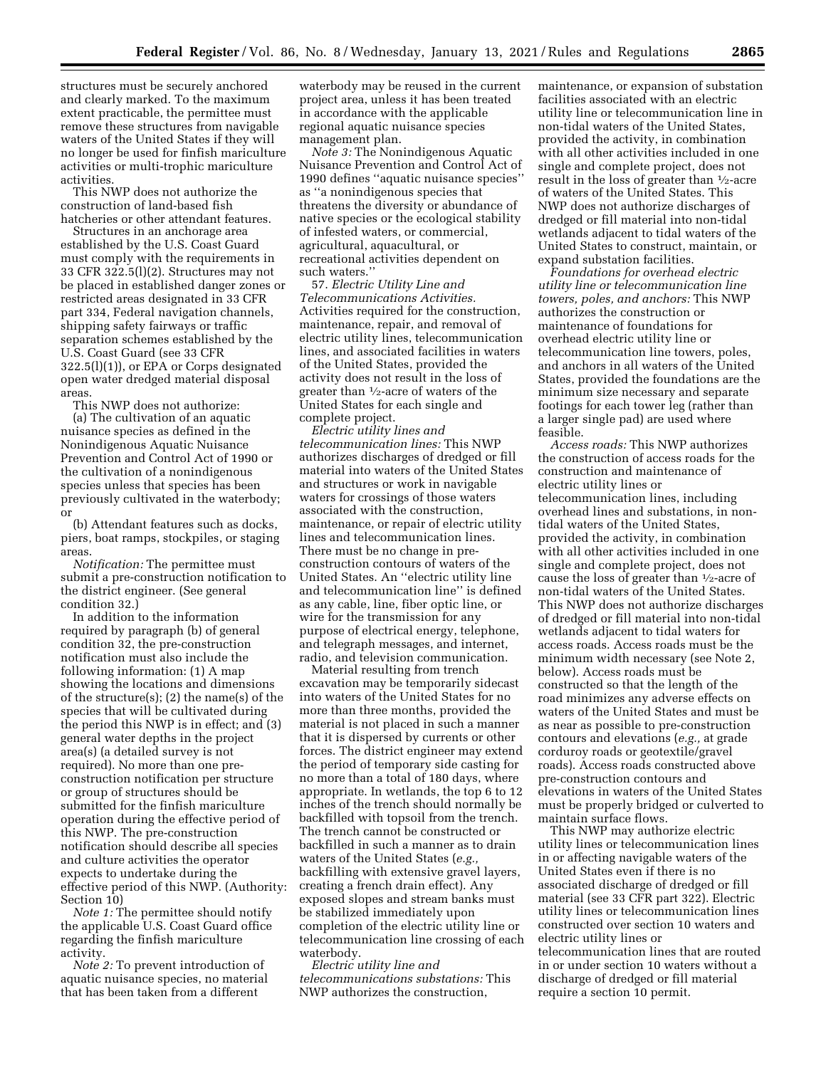structures must be securely anchored and clearly marked. To the maximum extent practicable, the permittee must remove these structures from navigable waters of the United States if they will no longer be used for finfish mariculture activities or multi-trophic mariculture activities.

This NWP does not authorize the construction of land-based fish hatcheries or other attendant features.

Structures in an anchorage area established by the U.S. Coast Guard must comply with the requirements in 33 CFR 322.5(l)(2). Structures may not be placed in established danger zones or restricted areas designated in 33 CFR part 334, Federal navigation channels, shipping safety fairways or traffic separation schemes established by the U.S. Coast Guard (see 33 CFR 322.5(l)(1)), or EPA or Corps designated open water dredged material disposal areas.

This NWP does not authorize:

(a) The cultivation of an aquatic nuisance species as defined in the Nonindigenous Aquatic Nuisance Prevention and Control Act of 1990 or the cultivation of a nonindigenous species unless that species has been previously cultivated in the waterbody; or

(b) Attendant features such as docks, piers, boat ramps, stockpiles, or staging areas.

*Notification:* The permittee must submit a pre-construction notification to the district engineer. (See general condition 32.)

In addition to the information required by paragraph (b) of general condition 32, the pre-construction notification must also include the following information: (1) A map showing the locations and dimensions of the structure(s); (2) the name(s) of the species that will be cultivated during the period this NWP is in effect; and (3) general water depths in the project area(s) (a detailed survey is not required). No more than one pre-construction notification per structure or group of structures should be submitted for the finfish mariculture operation during the effective period of this NWP. The pre-construction notification should describe all species and culture activities the operator expects to undertake during the effective period of this NWP. (Authority: Section 10)

*Note 1:* The permittee should notify the applicable U.S. Coast Guard office regarding the finfish mariculture activity.

*Note 2:* To prevent introduction of aquatic nuisance species, no material that has been taken from a different waterbody may be reused in the current project area, unless it has been treated in accordance with the applicable regional aquatic nuisance species management plan.

*Note 3:* The Nonindigenous Aquatic Nuisance Prevention and Control Act of 1990 defines ''aquatic nuisance species'' as ''a nonindigenous species that threatens the diversity or abundance of native species or the ecological stability of infested waters, or commercial, agricultural, aquacultural, or recreational activities dependent on such waters.''

57. *Electric Utility Line and Telecommunications Activities.* Activities required for the construction, maintenance, repair, and removal of electric utility lines, telecommunication lines, and associated facilities in waters of the United States, provided the activity does not result in the loss of greater than 1/2-acre of waters of the United States for each single and complete project.

*Electric utility lines and telecommunication lines:* This NWP authorizes discharges of dredged or fill material into waters of the United States and structures or work in navigable waters for crossings of those waters associated with the construction, maintenance, or repair of electric utility lines and telecommunication lines. There must be no change in pre-construction contours of waters of the United States. An ''electric utility line and telecommunication line'' is defined as any cable, line, fiber optic line, or wire for the transmission for any purpose of electrical energy, telephone, and telegraph messages, and internet, radio, and television communication.

Material resulting from trench excavation may be temporarily sidecast into waters of the United States for no more than three months, provided the material is not placed in such a manner that it is dispersed by currents or other forces. The district engineer may extend the period of temporary side casting for no more than a total of 180 days, where appropriate. In wetlands, the top 6 to 12 inches of the trench should normally be backfilled with topsoil from the trench. The trench cannot be constructed or backfilled in such a manner as to drain waters of the United States (*e.g.,* backfilling with extensive gravel layers, creating a french drain effect). Any exposed slopes and stream banks must be stabilized immediately upon completion of the electric utility line or telecommunication line crossing of each waterbody.

*Electric utility line and telecommunications substations:* This NWP authorizes the construction, maintenance, or expansion of substation facilities associated with an electric utility line or telecommunication line in non-tidal waters of the United States, provided the activity, in combination with all other activities included in one single and complete project, does not result in the loss of greater than 1/2-acre of waters of the United States. This NWP does not authorize discharges of dredged or fill material into non-tidal wetlands adjacent to tidal waters of the United States to construct, maintain, or expand substation facilities.

*Foundations for overhead electric utility line or telecommunication line towers, poles, and anchors:* This NWP authorizes the construction or maintenance of foundations for overhead electric utility line or telecommunication line towers, poles, and anchors in all waters of the United States, provided the foundations are the minimum size necessary and separate footings for each tower leg (rather than a larger single pad) are used where feasible.

*Access roads:* This NWP authorizes the construction of access roads for the construction and maintenance of electric utility lines or telecommunication lines, including overhead lines and substations, in non-tidal waters of the United States, provided the activity, in combination with all other activities included in one single and complete project, does not cause the loss of greater than 1/2-acre of non-tidal waters of the United States. This NWP does not authorize discharges of dredged or fill material into non-tidal wetlands adjacent to tidal waters for access roads. Access roads must be the minimum width necessary (see Note 2, below). Access roads must be constructed so that the length of the road minimizes any adverse effects on waters of the United States and must be as near as possible to pre-construction contours and elevations (*e.g.,* at grade corduroy roads or geotextile/gravel roads). Access roads constructed above pre-construction contours and elevations in waters of the United States must be properly bridged or culverted to maintain surface flows.

This NWP may authorize electric utility lines or telecommunication lines in or affecting navigable waters of the United States even if there is no associated discharge of dredged or fill material (see 33 CFR part 322). Electric utility lines or telecommunication lines constructed over section 10 waters and electric utility lines or telecommunication lines that are routed in or under section 10 waters without a discharge of dredged or fill material require a section 10 permit.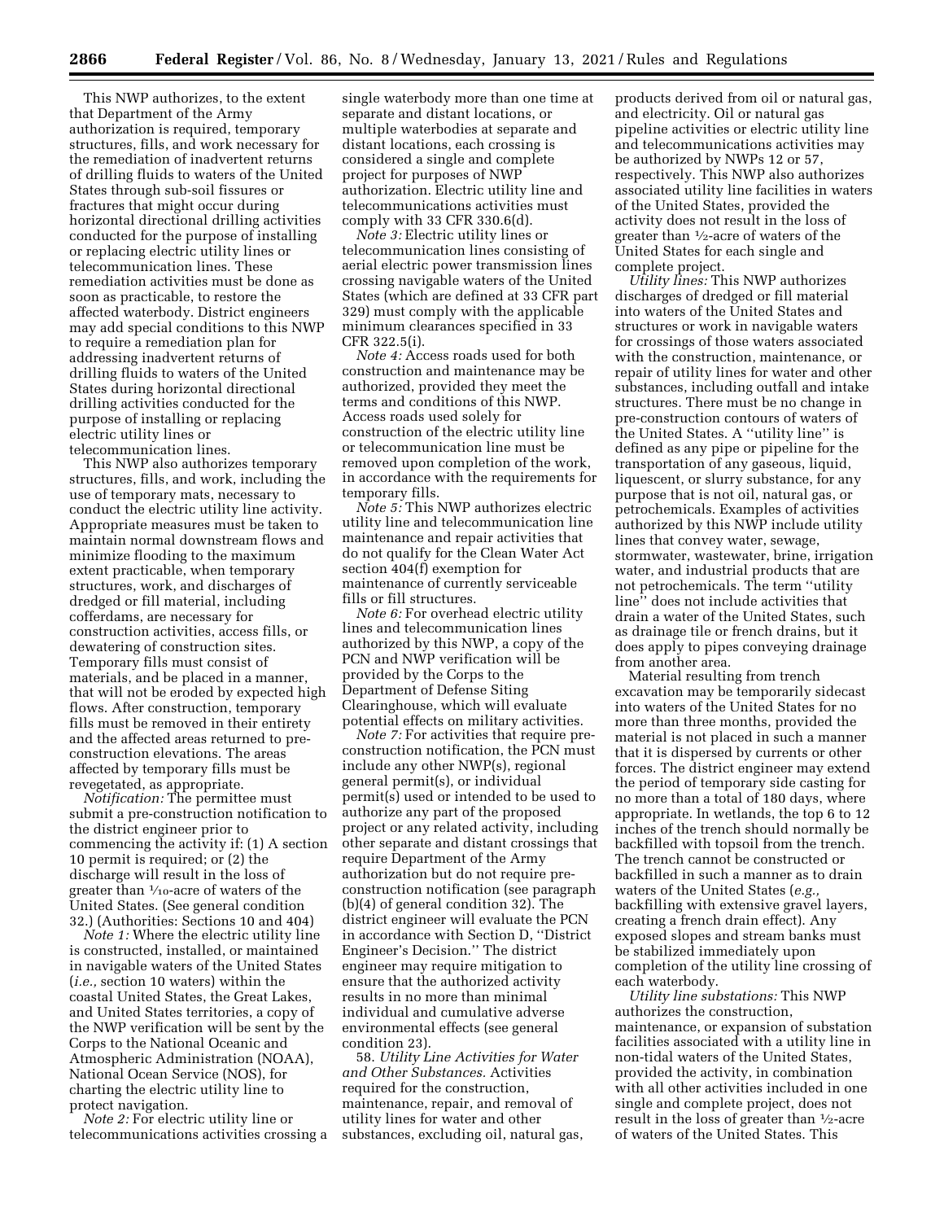This NWP authorizes, to the extent that Department of the Army authorization is required, temporary structures, fills, and work necessary for the remediation of inadvertent returns of drilling fluids to waters of the United States through sub-soil fissures or fractures that might occur during horizontal directional drilling activities conducted for the purpose of installing or replacing electric utility lines or telecommunication lines. These remediation activities must be done as soon as practicable, to restore the affected waterbody. District engineers may add special conditions to this NWP to require a remediation plan for addressing inadvertent returns of drilling fluids to waters of the United States during horizontal directional drilling activities conducted for the purpose of installing or replacing electric utility lines or telecommunication lines.

This NWP also authorizes temporary structures, fills, and work, including the use of temporary mats, necessary to conduct the electric utility line activity. Appropriate measures must be taken to maintain normal downstream flows and minimize flooding to the maximum extent practicable, when temporary structures, work, and discharges of dredged or fill material, including cofferdams, are necessary for construction activities, access fills, or dewatering of construction sites. Temporary fills must consist of materials, and be placed in a manner, that will not be eroded by expected high flows. After construction, temporary fills must be removed in their entirety and the affected areas returned to pre-construction elevations. The areas affected by temporary fills must be revegetated, as appropriate.

*Notification:* The permittee must submit a pre-construction notification to the district engineer prior to commencing the activity if: (1) A section 10 permit is required; or (2) the discharge will result in the loss of greater than 1/10-acre of waters of the United States. (See general condition 32.) (Authorities: Sections 10 and 404)

*Note 1:* Where the electric utility line is constructed, installed, or maintained in navigable waters of the United States (*i.e.,* section 10 waters) within the coastal United States, the Great Lakes, and United States territories, a copy of the NWP verification will be sent by the Corps to the National Oceanic and Atmospheric Administration (NOAA), National Ocean Service (NOS), for charting the electric utility line to protect navigation.

*Note 2:* For electric utility line or telecommunications activities crossing a single waterbody more than one time at separate and distant locations, or multiple waterbodies at separate and distant locations, each crossing is considered a single and complete project for purposes of NWP authorization. Electric utility line and telecommunications activities must comply with 33 CFR 330.6(d).

*Note 3:* Electric utility lines or telecommunication lines consisting of aerial electric power transmission lines crossing navigable waters of the United States (which are defined at 33 CFR part 329) must comply with the applicable minimum clearances specified in 33 CFR 322.5(i).

*Note 4:* Access roads used for both construction and maintenance may be authorized, provided they meet the terms and conditions of this NWP. Access roads used solely for construction of the electric utility line or telecommunication line must be removed upon completion of the work, in accordance with the requirements for temporary fills.

*Note 5:* This NWP authorizes electric utility line and telecommunication line maintenance and repair activities that do not qualify for the Clean Water Act section 404(f) exemption for maintenance of currently serviceable fills or fill structures.

*Note 6:* For overhead electric utility lines and telecommunication lines authorized by this NWP, a copy of the PCN and NWP verification will be provided by the Corps to the Department of Defense Siting Clearinghouse, which will evaluate potential effects on military activities.

*Note 7:* For activities that require pre-construction notification, the PCN must include any other NWP(s), regional general permit(s), or individual permit(s) used or intended to be used to authorize any part of the proposed project or any related activity, including other separate and distant crossings that require Department of the Army authorization but do not require pre-construction notification (see paragraph (b)(4) of general condition 32). The district engineer will evaluate the PCN in accordance with Section D, ''District Engineer's Decision.'' The district engineer may require mitigation to ensure that the authorized activity results in no more than minimal individual and cumulative adverse environmental effects (see general condition 23).

58. *Utility Line Activities for Water and Other Substances.* Activities required for the construction, maintenance, repair, and removal of utility lines for water and other substances, excluding oil, natural gas, products derived from oil or natural gas, and electricity. Oil or natural gas pipeline activities or electric utility line and telecommunications activities may be authorized by NWPs 12 or 57, respectively. This NWP also authorizes associated utility line facilities in waters of the United States, provided the activity does not result in the loss of greater than 1/2-acre of waters of the United States for each single and complete project.

*Utility lines:* This NWP authorizes discharges of dredged or fill material into waters of the United States and structures or work in navigable waters for crossings of those waters associated with the construction, maintenance, or repair of utility lines for water and other substances, including outfall and intake structures. There must be no change in pre-construction contours of waters of the United States. A ''utility line'' is defined as any pipe or pipeline for the transportation of any gaseous, liquid, liquescent, or slurry substance, for any purpose that is not oil, natural gas, or petrochemicals. Examples of activities authorized by this NWP include utility lines that convey water, sewage, stormwater, wastewater, brine, irrigation water, and industrial products that are not petrochemicals. The term ''utility line'' does not include activities that drain a water of the United States, such as drainage tile or french drains, but it does apply to pipes conveying drainage from another area.

Material resulting from trench excavation may be temporarily sidecast into waters of the United States for no more than three months, provided the material is not placed in such a manner that it is dispersed by currents or other forces. The district engineer may extend the period of temporary side casting for no more than a total of 180 days, where appropriate. In wetlands, the top 6 to 12 inches of the trench should normally be backfilled with topsoil from the trench. The trench cannot be constructed or backfilled in such a manner as to drain waters of the United States (*e.g.,* backfilling with extensive gravel layers, creating a french drain effect). Any exposed slopes and stream banks must be stabilized immediately upon completion of the utility line crossing of each waterbody.

*Utility line substations:* This NWP authorizes the construction, maintenance, or expansion of substation facilities associated with a utility line in non-tidal waters of the United States, provided the activity, in combination with all other activities included in one single and complete project, does not result in the loss of greater than 1/2-acre of waters of the United States. This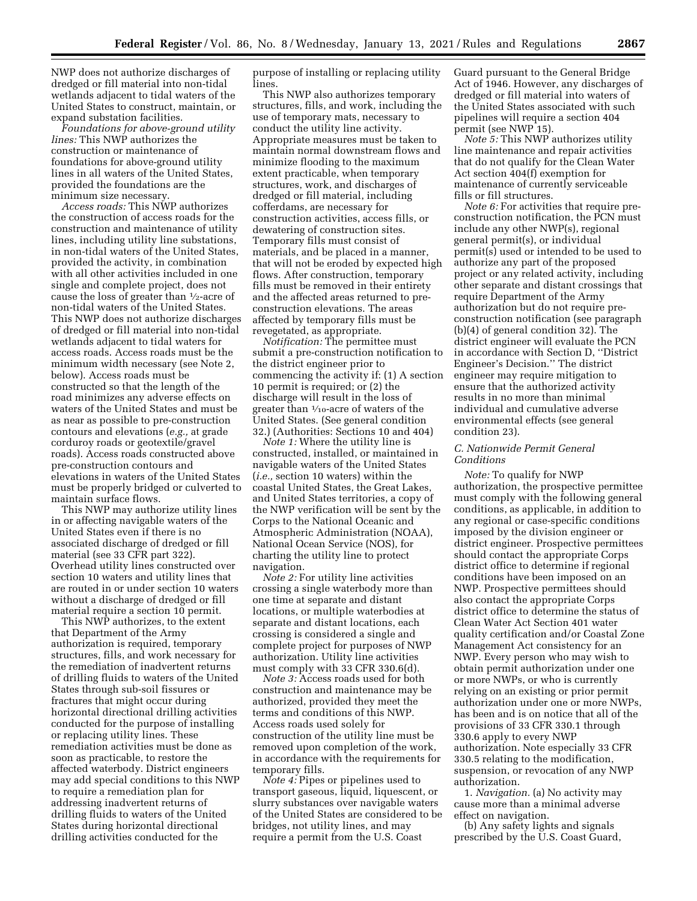NWP does not authorize discharges of dredged or fill material into non-tidal wetlands adjacent to tidal waters of the United States to construct, maintain, or expand substation facilities.

*Foundations for above-ground utility lines:* This NWP authorizes the construction or maintenance of foundations for above-ground utility lines in all waters of the United States, provided the foundations are the minimum size necessary.

*Access roads:* This NWP authorizes the construction of access roads for the construction and maintenance of utility lines, including utility line substations, in non-tidal waters of the United States, provided the activity, in combination with all other activities included in one single and complete project, does not cause the loss of greater than ½-acre of non-tidal waters of the United States. This NWP does not authorize discharges of dredged or fill material into non-tidal wetlands adjacent to tidal waters for access roads. Access roads must be the minimum width necessary (see Note 2, below). Access roads must be constructed so that the length of the road minimizes any adverse effects on waters of the United States and must be as near as possible to pre-construction contours and elevations (*e.g.,* at grade corduroy roads or geotextile/gravel roads). Access roads constructed above pre-construction contours and elevations in waters of the United States must be properly bridged or culverted to maintain surface flows.

This NWP may authorize utility lines in or affecting navigable waters of the United States even if there is no associated discharge of dredged or fill material (see 33 CFR part 322). Overhead utility lines constructed over section 10 waters and utility lines that are routed in or under section 10 waters without a discharge of dredged or fill material require a section 10 permit.

This NWP authorizes, to the extent that Department of the Army authorization is required, temporary structures, fills, and work necessary for the remediation of inadvertent returns of drilling fluids to waters of the United States through sub-soil fissures or fractures that might occur during horizontal directional drilling activities conducted for the purpose of installing or replacing utility lines. These remediation activities must be done as soon as practicable, to restore the affected waterbody. District engineers may add special conditions to this NWP to require a remediation plan for addressing inadvertent returns of drilling fluids to waters of the United States during horizontal directional drilling activities conducted for the purpose of installing or replacing utility lines.

This NWP also authorizes temporary structures, fills, and work, including the use of temporary mats, necessary to conduct the utility line activity. Appropriate measures must be taken to maintain normal downstream flows and minimize flooding to the maximum extent practicable, when temporary structures, work, and discharges of dredged or fill material, including cofferdams, are necessary for construction activities, access fills, or dewatering of construction sites. Temporary fills must consist of materials, and be placed in a manner, that will not be eroded by expected high flows. After construction, temporary fills must be removed in their entirety and the affected areas returned to pre-construction elevations. The areas affected by temporary fills must be revegetated, as appropriate.

*Notification:* The permittee must submit a pre-construction notification to the district engineer prior to commencing the activity if: (1) A section 10 permit is required; or (2) the discharge will result in the loss of greater than ¹⁄₁₀-acre of waters of the United States. (See general condition 32.) (Authorities: Sections 10 and 404)

*Note 1:* Where the utility line is constructed, installed, or maintained in navigable waters of the United States (*i.e.,* section 10 waters) within the coastal United States, the Great Lakes, and United States territories, a copy of the NWP verification will be sent by the Corps to the National Oceanic and Atmospheric Administration (NOAA), National Ocean Service (NOS), for charting the utility line to protect navigation.

*Note 2:* For utility line activities crossing a single waterbody more than one time at separate and distant locations, or multiple waterbodies at separate and distant locations, each crossing is considered a single and complete project for purposes of NWP authorization. Utility line activities must comply with 33 CFR 330.6(d).

*Note 3:* Access roads used for both construction and maintenance may be authorized, provided they meet the terms and conditions of this NWP. Access roads used solely for construction of the utility line must be removed upon completion of the work, in accordance with the requirements for temporary fills.

*Note 4:* Pipes or pipelines used to transport gaseous, liquid, liquescent, or slurry substances over navigable waters of the United States are considered to be bridges, not utility lines, and may require a permit from the U.S. Coast Guard pursuant to the General Bridge Act of 1946. However, any discharges of dredged or fill material into waters of the United States associated with such pipelines will require a section 404 permit (see NWP 15).

*Note 5:* This NWP authorizes utility line maintenance and repair activities that do not qualify for the Clean Water Act section 404(f) exemption for maintenance of currently serviceable fills or fill structures.

*Note 6:* For activities that require pre-construction notification, the PCN must include any other NWP(s), regional general permit(s), or individual permit(s) used or intended to be used to authorize any part of the proposed project or any related activity, including other separate and distant crossings that require Department of the Army authorization but do not require pre-construction notification (see paragraph (b)(4) of general condition 32). The district engineer will evaluate the PCN in accordance with Section D, ''District Engineer's Decision.'' The district engineer may require mitigation to ensure that the authorized activity results in no more than minimal individual and cumulative adverse environmental effects (see general condition 23).

### *C. Nationwide Permit General Conditions*

*Note:* To qualify for NWP authorization, the prospective permittee must comply with the following general conditions, as applicable, in addition to any regional or case-specific conditions imposed by the division engineer or district engineer. Prospective permittees should contact the appropriate Corps district office to determine if regional conditions have been imposed on an NWP. Prospective permittees should also contact the appropriate Corps district office to determine the status of Clean Water Act Section 401 water quality certification and/or Coastal Zone Management Act consistency for an NWP. Every person who may wish to obtain permit authorization under one or more NWPs, or who is currently relying on an existing or prior permit authorization under one or more NWPs, has been and is on notice that all of the provisions of 33 CFR 330.1 through 330.6 apply to every NWP authorization. Note especially 33 CFR 330.5 relating to the modification, suspension, or revocation of any NWP authorization.

1. *Navigation.* (a) No activity may cause more than a minimal adverse effect on navigation.

(b) Any safety lights and signals prescribed by the U.S. Coast Guard,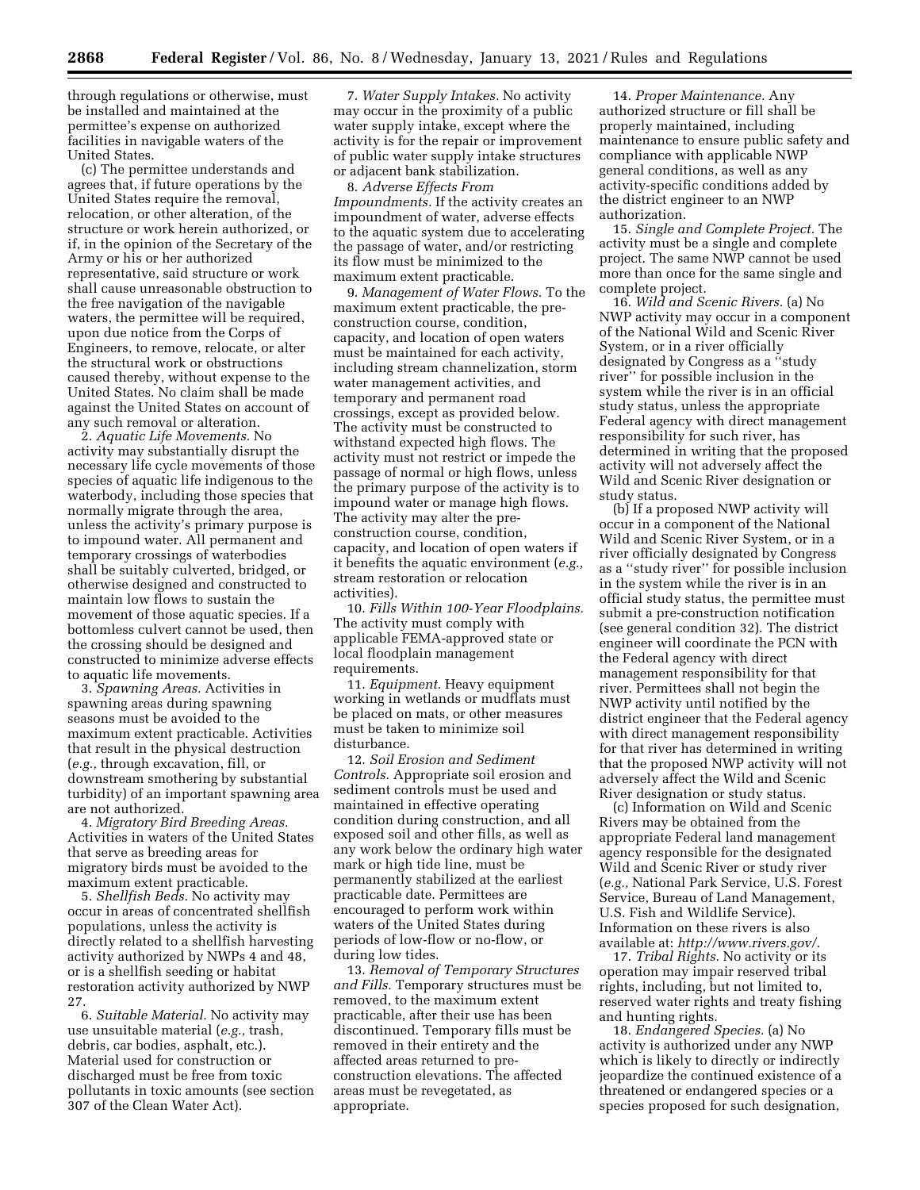through regulations or otherwise, must be installed and maintained at the permittee's expense on authorized facilities in navigable waters of the United States.

(c) The permittee understands and agrees that, if future operations by the United States require the removal, relocation, or other alteration, of the structure or work herein authorized, or if, in the opinion of the Secretary of the Army or his or her authorized representative, said structure or work shall cause unreasonable obstruction to the free navigation of the navigable waters, the permittee will be required, upon due notice from the Corps of Engineers, to remove, relocate, or alter the structural work or obstructions caused thereby, without expense to the United States. No claim shall be made against the United States on account of any such removal or alteration.

2. *Aquatic Life Movements.* No activity may substantially disrupt the necessary life cycle movements of those species of aquatic life indigenous to the waterbody, including those species that normally migrate through the area, unless the activity's primary purpose is to impound water. All permanent and temporary crossings of waterbodies shall be suitably culverted, bridged, or otherwise designed and constructed to maintain low flows to sustain the movement of those aquatic species. If a bottomless culvert cannot be used, then the crossing should be designed and constructed to minimize adverse effects to aquatic life movements.

3. *Spawning Areas.* Activities in spawning areas during spawning seasons must be avoided to the maximum extent practicable. Activities that result in the physical destruction (*e.g.,* through excavation, fill, or downstream smothering by substantial turbidity) of an important spawning area are not authorized.

4. *Migratory Bird Breeding Areas.* Activities in waters of the United States that serve as breeding areas for migratory birds must be avoided to the maximum extent practicable.

5. *Shellfish Beds.* No activity may occur in areas of concentrated shellfish populations, unless the activity is directly related to a shellfish harvesting activity authorized by NWPs 4 and 48, or is a shellfish seeding or habitat restoration activity authorized by NWP 27.

6. *Suitable Material.* No activity may use unsuitable material (*e.g.,* trash, debris, car bodies, asphalt, etc.). Material used for construction or discharged must be free from toxic pollutants in toxic amounts (see section 307 of the Clean Water Act).

7. *Water Supply Intakes.* No activity may occur in the proximity of a public water supply intake, except where the activity is for the repair or improvement of public water supply intake structures or adjacent bank stabilization.

8. *Adverse Effects From Impoundments.* If the activity creates an impoundment of water, adverse effects to the aquatic system due to accelerating the passage of water, and/or restricting its flow must be minimized to the maximum extent practicable.

9. *Management of Water Flows.* To the maximum extent practicable, the pre-construction course, condition, capacity, and location of open waters must be maintained for each activity, including stream channelization, storm water management activities, and temporary and permanent road crossings, except as provided below. The activity must be constructed to withstand expected high flows. The activity must not restrict or impede the passage of normal or high flows, unless the primary purpose of the activity is to impound water or manage high flows. The activity may alter the pre-construction course, condition, capacity, and location of open waters if it benefits the aquatic environment (*e.g.,* stream restoration or relocation activities).

10. *Fills Within 100-Year Floodplains.* The activity must comply with applicable FEMA-approved state or local floodplain management requirements.

11. *Equipment.* Heavy equipment working in wetlands or mudflats must be placed on mats, or other measures must be taken to minimize soil disturbance.

12. *Soil Erosion and Sediment Controls.* Appropriate soil erosion and sediment controls must be used and maintained in effective operating condition during construction, and all exposed soil and other fills, as well as any work below the ordinary high water mark or high tide line, must be permanently stabilized at the earliest practicable date. Permittees are encouraged to perform work within waters of the United States during periods of low-flow or no-flow, or during low tides.

13. *Removal of Temporary Structures and Fills.* Temporary structures must be removed, to the maximum extent practicable, after their use has been discontinued. Temporary fills must be removed in their entirety and the affected areas returned to pre-construction elevations. The affected areas must be revegetated, as appropriate.

14. *Proper Maintenance.* Any authorized structure or fill shall be properly maintained, including maintenance to ensure public safety and compliance with applicable NWP general conditions, as well as any activity-specific conditions added by the district engineer to an NWP authorization.

15. *Single and Complete Project.* The activity must be a single and complete project. The same NWP cannot be used more than once for the same single and complete project.

16. *Wild and Scenic Rivers.* (a) No NWP activity may occur in a component of the National Wild and Scenic River System, or in a river officially designated by Congress as a ''study river'' for possible inclusion in the system while the river is in an official study status, unless the appropriate Federal agency with direct management responsibility for such river, has determined in writing that the proposed activity will not adversely affect the Wild and Scenic River designation or study status.

(b) If a proposed NWP activity will occur in a component of the National Wild and Scenic River System, or in a river officially designated by Congress as a ''study river'' for possible inclusion in the system while the river is in an official study status, the permittee must submit a pre-construction notification (see general condition 32). The district engineer will coordinate the PCN with the Federal agency with direct management responsibility for that river. Permittees shall not begin the NWP activity until notified by the district engineer that the Federal agency with direct management responsibility for that river has determined in writing that the proposed NWP activity will not adversely affect the Wild and Scenic River designation or study status.

(c) Information on Wild and Scenic Rivers may be obtained from the appropriate Federal land management agency responsible for the designated Wild and Scenic River or study river (*e.g.,* National Park Service, U.S. Forest Service, Bureau of Land Management, U.S. Fish and Wildlife Service). Information on these rivers is also available at: *http://www.rivers.gov/*.

17. *Tribal Rights.* No activity or its operation may impair reserved tribal rights, including, but not limited to, reserved water rights and treaty fishing and hunting rights.

18. *Endangered Species.* (a) No activity is authorized under any NWP which is likely to directly or indirectly jeopardize the continued existence of a threatened or endangered species or a species proposed for such designation,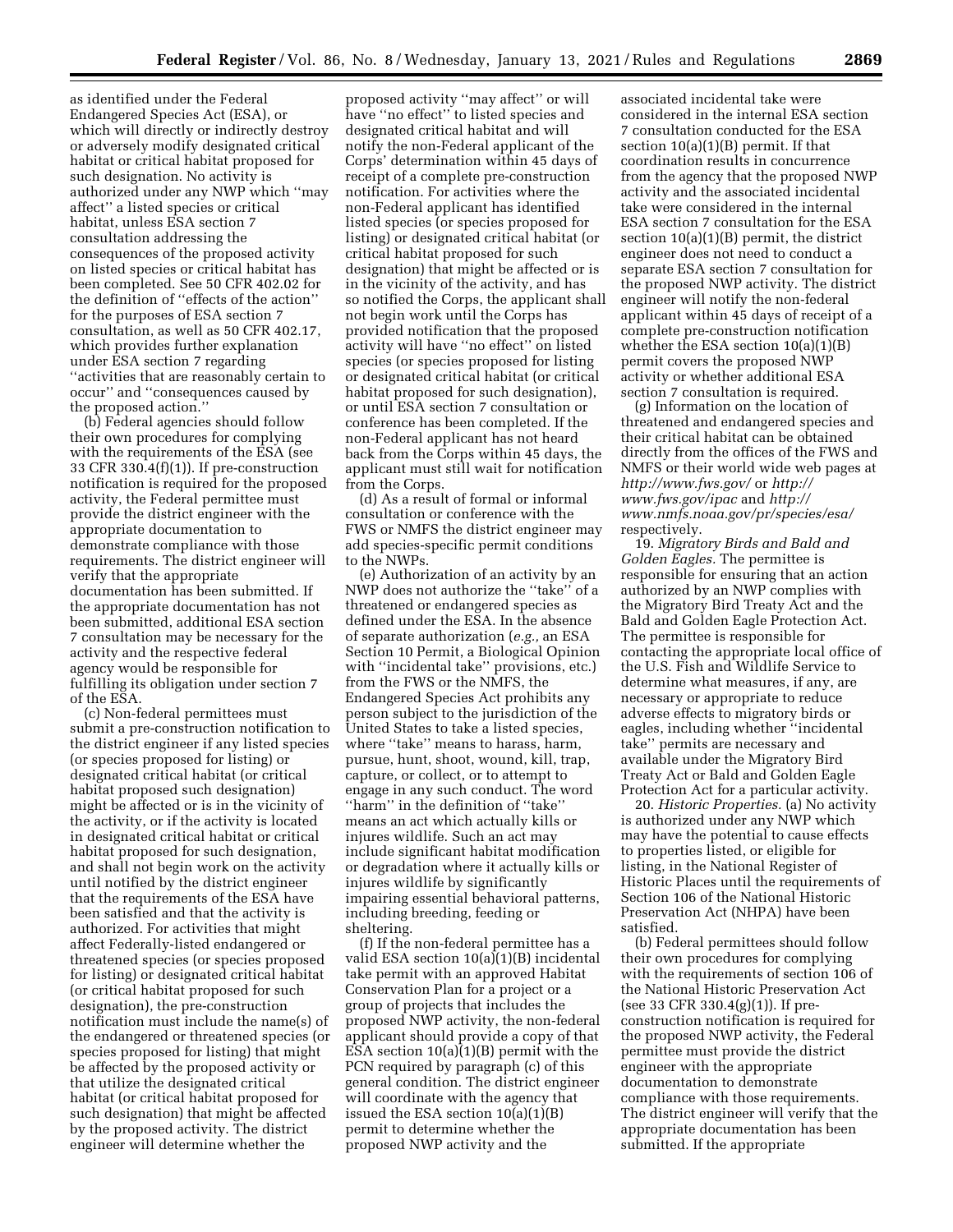as identified under the Federal Endangered Species Act (ESA), or which will directly or indirectly destroy or adversely modify designated critical habitat or critical habitat proposed for such designation. No activity is authorized under any NWP which ''may affect'' a listed species or critical habitat, unless ESA section 7 consultation addressing the consequences of the proposed activity on listed species or critical habitat has been completed. See 50 CFR 402.02 for the definition of ''effects of the action'' for the purposes of ESA section 7 consultation, as well as 50 CFR 402.17, which provides further explanation under ESA section 7 regarding ''activities that are reasonably certain to occur'' and ''consequences caused by the proposed action.''

(b) Federal agencies should follow their own procedures for complying with the requirements of the ESA (see 33 CFR 330.4(f)(1)). If pre-construction notification is required for the proposed activity, the Federal permittee must provide the district engineer with the appropriate documentation to demonstrate compliance with those requirements. The district engineer will verify that the appropriate documentation has been submitted. If the appropriate documentation has not been submitted, additional ESA section 7 consultation may be necessary for the activity and the respective federal agency would be responsible for fulfilling its obligation under section 7 of the ESA.

(c) Non-federal permittees must submit a pre-construction notification to the district engineer if any listed species (or species proposed for listing) or designated critical habitat (or critical habitat proposed such designation) might be affected or is in the vicinity of the activity, or if the activity is located in designated critical habitat or critical habitat proposed for such designation, and shall not begin work on the activity until notified by the district engineer that the requirements of the ESA have been satisfied and that the activity is authorized. For activities that might affect Federally-listed endangered or threatened species (or species proposed for listing) or designated critical habitat (or critical habitat proposed for such designation), the pre-construction notification must include the name(s) of the endangered or threatened species (or species proposed for listing) that might be affected by the proposed activity or that utilize the designated critical habitat (or critical habitat proposed for such designation) that might be affected by the proposed activity. The district engineer will determine whether the proposed activity ''may affect'' or will have ''no effect'' to listed species and designated critical habitat and will notify the non-Federal applicant of the Corps' determination within 45 days of receipt of a complete pre-construction notification. For activities where the non-Federal applicant has identified listed species (or species proposed for listing) or designated critical habitat (or critical habitat proposed for such designation) that might be affected or is in the vicinity of the activity, and has so notified the Corps, the applicant shall not begin work until the Corps has provided notification that the proposed activity will have ''no effect'' on listed species (or species proposed for listing or designated critical habitat (or critical habitat proposed for such designation), or until ESA section 7 consultation or conference has been completed. If the non-Federal applicant has not heard back from the Corps within 45 days, the applicant must still wait for notification from the Corps.

(d) As a result of formal or informal consultation or conference with the FWS or NMFS the district engineer may add species-specific permit conditions to the NWPs.

(e) Authorization of an activity by an NWP does not authorize the ''take'' of a threatened or endangered species as defined under the ESA. In the absence of separate authorization (*e.g.,* an ESA Section 10 Permit, a Biological Opinion with ''incidental take'' provisions, etc.) from the FWS or the NMFS, the Endangered Species Act prohibits any person subject to the jurisdiction of the United States to take a listed species, where ''take'' means to harass, harm, pursue, hunt, shoot, wound, kill, trap, capture, or collect, or to attempt to engage in any such conduct. The word ''harm'' in the definition of ''take'' means an act which actually kills or injures wildlife. Such an act may include significant habitat modification or degradation where it actually kills or injures wildlife by significantly impairing essential behavioral patterns, including breeding, feeding or sheltering.

(f) If the non-federal permittee has a valid ESA section 10(a)(1)(B) incidental take permit with an approved Habitat Conservation Plan for a project or a group of projects that includes the proposed NWP activity, the non-federal applicant should provide a copy of that ESA section 10(a)(1)(B) permit with the PCN required by paragraph (c) of this general condition. The district engineer will coordinate with the agency that issued the ESA section 10(a)(1)(B) permit to determine whether the proposed NWP activity and the associated incidental take were considered in the internal ESA section 7 consultation conducted for the ESA section 10(a)(1)(B) permit. If that coordination results in concurrence from the agency that the proposed NWP activity and the associated incidental take were considered in the internal ESA section 7 consultation for the ESA section 10(a)(1)(B) permit, the district engineer does not need to conduct a separate ESA section 7 consultation for the proposed NWP activity. The district engineer will notify the non-federal applicant within 45 days of receipt of a complete pre-construction notification whether the ESA section 10(a)(1)(B) permit covers the proposed NWP activity or whether additional ESA section 7 consultation is required.

(g) Information on the location of threatened and endangered species and their critical habitat can be obtained directly from the offices of the FWS and NMFS or their world wide web pages at *http://www.fws.gov/* or *http://www.fws.gov/ipac* and *http://www.nmfs.noaa.gov/pr/species/esa/* respectively.

19. *Migratory Birds and Bald and Golden Eagles.* The permittee is responsible for ensuring that an action authorized by an NWP complies with the Migratory Bird Treaty Act and the Bald and Golden Eagle Protection Act. The permittee is responsible for contacting the appropriate local office of the U.S. Fish and Wildlife Service to determine what measures, if any, are necessary or appropriate to reduce adverse effects to migratory birds or eagles, including whether ''incidental take'' permits are necessary and available under the Migratory Bird Treaty Act or Bald and Golden Eagle Protection Act for a particular activity.

20. *Historic Properties.* (a) No activity is authorized under any NWP which may have the potential to cause effects to properties listed, or eligible for listing, in the National Register of Historic Places until the requirements of Section 106 of the National Historic Preservation Act (NHPA) have been satisfied.

(b) Federal permittees should follow their own procedures for complying with the requirements of section 106 of the National Historic Preservation Act (see 33 CFR 330.4(g)(1)). If pre-construction notification is required for the proposed NWP activity, the Federal permittee must provide the district engineer with the appropriate documentation to demonstrate compliance with those requirements. The district engineer will verify that the appropriate documentation has been submitted. If the appropriate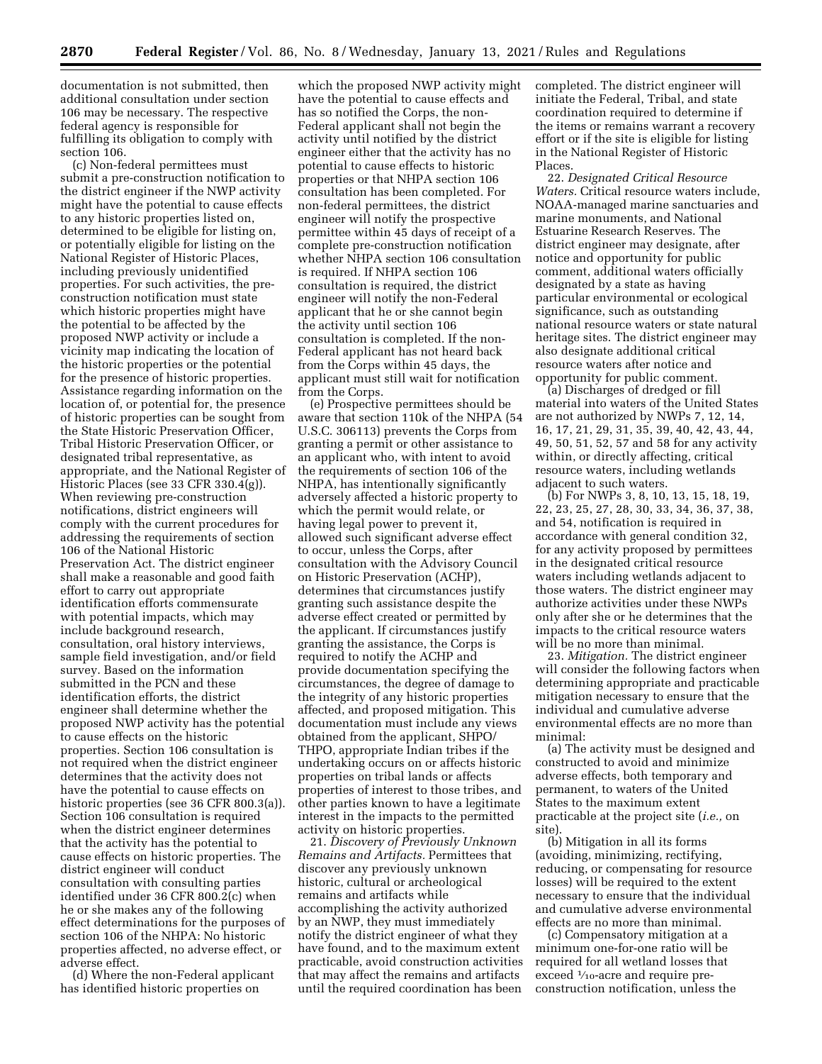documentation is not submitted, then additional consultation under section 106 may be necessary. The respective federal agency is responsible for fulfilling its obligation to comply with section 106.

(c) Non-federal permittees must submit a pre-construction notification to the district engineer if the NWP activity might have the potential to cause effects to any historic properties listed on, determined to be eligible for listing on, or potentially eligible for listing on the National Register of Historic Places, including previously unidentified properties. For such activities, the pre-construction notification must state which historic properties might have the potential to be affected by the proposed NWP activity or include a vicinity map indicating the location of the historic properties or the potential for the presence of historic properties. Assistance regarding information on the location of, or potential for, the presence of historic properties can be sought from the State Historic Preservation Officer, Tribal Historic Preservation Officer, or designated tribal representative, as appropriate, and the National Register of Historic Places (see 33 CFR 330.4(g)). When reviewing pre-construction notifications, district engineers will comply with the current procedures for addressing the requirements of section 106 of the National Historic Preservation Act. The district engineer shall make a reasonable and good faith effort to carry out appropriate identification efforts commensurate with potential impacts, which may include background research, consultation, oral history interviews, sample field investigation, and/or field survey. Based on the information submitted in the PCN and these identification efforts, the district engineer shall determine whether the proposed NWP activity has the potential to cause effects on the historic properties. Section 106 consultation is not required when the district engineer determines that the activity does not have the potential to cause effects on historic properties (see 36 CFR 800.3(a)). Section 106 consultation is required when the district engineer determines that the activity has the potential to cause effects on historic properties. The district engineer will conduct consultation with consulting parties identified under 36 CFR 800.2(c) when he or she makes any of the following effect determinations for the purposes of section 106 of the NHPA: No historic properties affected, no adverse effect, or adverse effect.

(d) Where the non-Federal applicant has identified historic properties on which the proposed NWP activity might have the potential to cause effects and has so notified the Corps, the non-Federal applicant shall not begin the activity until notified by the district engineer either that the activity has no potential to cause effects to historic properties or that NHPA section 106 consultation has been completed. For non-federal permittees, the district engineer will notify the prospective permittee within 45 days of receipt of a complete pre-construction notification whether NHPA section 106 consultation is required. If NHPA section 106 consultation is required, the district engineer will notify the non-Federal applicant that he or she cannot begin the activity until section 106 consultation is completed. If the non-Federal applicant has not heard back from the Corps within 45 days, the applicant must still wait for notification from the Corps.

(e) Prospective permittees should be aware that section 110k of the NHPA (54 U.S.C. 306113) prevents the Corps from granting a permit or other assistance to an applicant who, with intent to avoid the requirements of section 106 of the NHPA, has intentionally significantly adversely affected a historic property to which the permit would relate, or having legal power to prevent it, allowed such significant adverse effect to occur, unless the Corps, after consultation with the Advisory Council on Historic Preservation (ACHP), determines that circumstances justify granting such assistance despite the adverse effect created or permitted by the applicant. If circumstances justify granting the assistance, the Corps is required to notify the ACHP and provide documentation specifying the circumstances, the degree of damage to the integrity of any historic properties affected, and proposed mitigation. This documentation must include any views obtained from the applicant, SHPO/THPO, appropriate Indian tribes if the undertaking occurs on or affects historic properties on tribal lands or affects properties of interest to those tribes, and other parties known to have a legitimate interest in the impacts to the permitted activity on historic properties.

21. *Discovery of Previously Unknown Remains and Artifacts.* Permittees that discover any previously unknown historic, cultural or archeological remains and artifacts while accomplishing the activity authorized by an NWP, they must immediately notify the district engineer of what they have found, and to the maximum extent practicable, avoid construction activities that may affect the remains and artifacts until the required coordination has been completed. The district engineer will initiate the Federal, Tribal, and state coordination required to determine if the items or remains warrant a recovery effort or if the site is eligible for listing in the National Register of Historic Places.

22. *Designated Critical Resource Waters.* Critical resource waters include, NOAA-managed marine sanctuaries and marine monuments, and National Estuarine Research Reserves. The district engineer may designate, after notice and opportunity for public comment, additional waters officially designated by a state as having particular environmental or ecological significance, such as outstanding national resource waters or state natural heritage sites. The district engineer may also designate additional critical resource waters after notice and opportunity for public comment.

(a) Discharges of dredged or fill material into waters of the United States are not authorized by NWPs 7, 12, 14, 16, 17, 21, 29, 31, 35, 39, 40, 42, 43, 44, 49, 50, 51, 52, 57 and 58 for any activity within, or directly affecting, critical resource waters, including wetlands adjacent to such waters.

(b) For NWPs 3, 8, 10, 13, 15, 18, 19, 22, 23, 25, 27, 28, 30, 33, 34, 36, 37, 38, and 54, notification is required in accordance with general condition 32, for any activity proposed by permittees in the designated critical resource waters including wetlands adjacent to those waters. The district engineer may authorize activities under these NWPs only after she or he determines that the impacts to the critical resource waters will be no more than minimal.

23. *Mitigation.* The district engineer will consider the following factors when determining appropriate and practicable mitigation necessary to ensure that the individual and cumulative adverse environmental effects are no more than minimal:

(a) The activity must be designed and constructed to avoid and minimize adverse effects, both temporary and permanent, to waters of the United States to the maximum extent practicable at the project site (*i.e.,* on site).

(b) Mitigation in all its forms (avoiding, minimizing, rectifying, reducing, or compensating for resource losses) will be required to the extent necessary to ensure that the individual and cumulative adverse environmental effects are no more than minimal.

(c) Compensatory mitigation at a minimum one-for-one ratio will be required for all wetland losses that exceed 1/10-acre and require pre-construction notification, unless the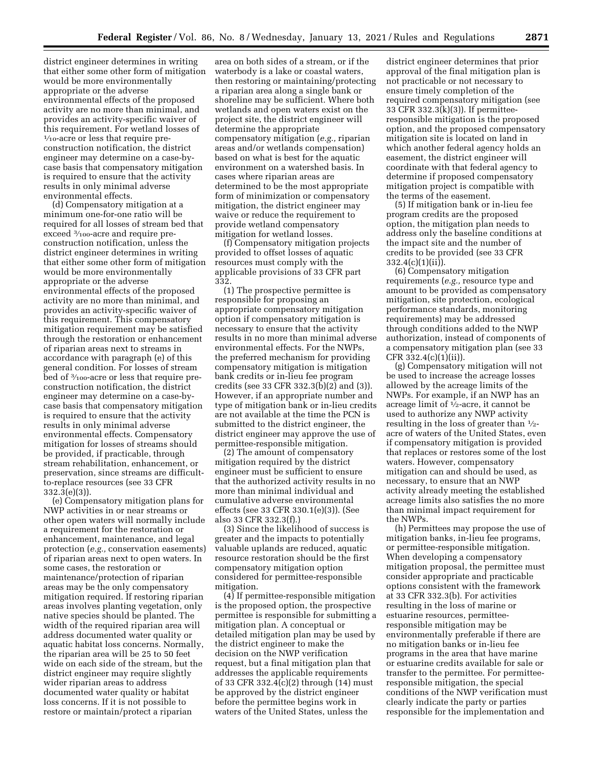district engineer determines in writing that either some other form of mitigation would be more environmentally appropriate or the adverse environmental effects of the proposed activity are no more than minimal, and provides an activity-specific waiver of this requirement. For wetland losses of 1/10-acre or less that require pre-construction notification, the district engineer may determine on a case-by-case basis that compensatory mitigation is required to ensure that the activity results in only minimal adverse environmental effects.

(d) Compensatory mitigation at a minimum one-for-one ratio will be required for all losses of stream bed that exceed 3/100-acre and require pre-construction notification, unless the district engineer determines in writing that either some other form of mitigation would be more environmentally appropriate or the adverse environmental effects of the proposed activity are no more than minimal, and provides an activity-specific waiver of this requirement. This compensatory mitigation requirement may be satisfied through the restoration or enhancement of riparian areas next to streams in accordance with paragraph (e) of this general condition. For losses of stream bed of 3/100-acre or less that require pre-construction notification, the district engineer may determine on a case-by-case basis that compensatory mitigation is required to ensure that the activity results in only minimal adverse environmental effects. Compensatory mitigation for losses of streams should be provided, if practicable, through stream rehabilitation, enhancement, or preservation, since streams are difficult-to-replace resources (see 33 CFR 332.3(e)(3)).

(e) Compensatory mitigation plans for NWP activities in or near streams or other open waters will normally include a requirement for the restoration or enhancement, maintenance, and legal protection (*e.g.,* conservation easements) of riparian areas next to open waters. In some cases, the restoration or maintenance/protection of riparian areas may be the only compensatory mitigation required. If restoring riparian areas involves planting vegetation, only native species should be planted. The width of the required riparian area will address documented water quality or aquatic habitat loss concerns. Normally, the riparian area will be 25 to 50 feet wide on each side of the stream, but the district engineer may require slightly wider riparian areas to address documented water quality or habitat loss concerns. If it is not possible to restore or maintain/protect a riparian area on both sides of a stream, or if the waterbody is a lake or coastal waters, then restoring or maintaining/protecting a riparian area along a single bank or shoreline may be sufficient. Where both wetlands and open waters exist on the project site, the district engineer will determine the appropriate compensatory mitigation (*e.g.,* riparian areas and/or wetlands compensation) based on what is best for the aquatic environment on a watershed basis. In cases where riparian areas are determined to be the most appropriate form of minimization or compensatory mitigation, the district engineer may waive or reduce the requirement to provide wetland compensatory mitigation for wetland losses.

(f) Compensatory mitigation projects provided to offset losses of aquatic resources must comply with the applicable provisions of 33 CFR part 332.

(1) The prospective permittee is responsible for proposing an appropriate compensatory mitigation option if compensatory mitigation is necessary to ensure that the activity results in no more than minimal adverse environmental effects. For the NWPs, the preferred mechanism for providing compensatory mitigation is mitigation bank credits or in-lieu fee program credits (see 33 CFR 332.3(b)(2) and (3)). However, if an appropriate number and type of mitigation bank or in-lieu credits are not available at the time the PCN is submitted to the district engineer, the district engineer may approve the use of permittee-responsible mitigation.

(2) The amount of compensatory mitigation required by the district engineer must be sufficient to ensure that the authorized activity results in no more than minimal individual and cumulative adverse environmental effects (see 33 CFR 330.1(e)(3)). (See also 33 CFR 332.3(f).)

(3) Since the likelihood of success is greater and the impacts to potentially valuable uplands are reduced, aquatic resource restoration should be the first compensatory mitigation option considered for permittee-responsible mitigation.

(4) If permittee-responsible mitigation is the proposed option, the prospective permittee is responsible for submitting a mitigation plan. A conceptual or detailed mitigation plan may be used by the district engineer to make the decision on the NWP verification request, but a final mitigation plan that addresses the applicable requirements of 33 CFR 332.4(c)(2) through (14) must be approved by the district engineer before the permittee begins work in waters of the United States, unless the district engineer determines that prior approval of the final mitigation plan is not practicable or not necessary to ensure timely completion of the required compensatory mitigation (see 33 CFR 332.3(k)(3)). If permittee-responsible mitigation is the proposed option, and the proposed compensatory mitigation site is located on land in which another federal agency holds an easement, the district engineer will coordinate with that federal agency to determine if proposed compensatory mitigation project is compatible with the terms of the easement.

(5) If mitigation bank or in-lieu fee program credits are the proposed option, the mitigation plan needs to address only the baseline conditions at the impact site and the number of credits to be provided (see 33 CFR 332.4(c)(1)(ii)).

(6) Compensatory mitigation requirements (*e.g.,* resource type and amount to be provided as compensatory mitigation, site protection, ecological performance standards, monitoring requirements) may be addressed through conditions added to the NWP authorization, instead of components of a compensatory mitigation plan (see 33 CFR 332.4(c)(1)(ii)).

(g) Compensatory mitigation will not be used to increase the acreage losses allowed by the acreage limits of the NWPs. For example, if an NWP has an acreage limit of 1/2-acre, it cannot be used to authorize any NWP activity resulting in the loss of greater than 1/2-acre of waters of the United States, even if compensatory mitigation is provided that replaces or restores some of the lost waters. However, compensatory mitigation can and should be used, as necessary, to ensure that an NWP activity already meeting the established acreage limits also satisfies the no more than minimal impact requirement for the NWPs.

(h) Permittees may propose the use of mitigation banks, in-lieu fee programs, or permittee-responsible mitigation. When developing a compensatory mitigation proposal, the permittee must consider appropriate and practicable options consistent with the framework at 33 CFR 332.3(b). For activities resulting in the loss of marine or estuarine resources, permittee-responsible mitigation may be environmentally preferable if there are no mitigation banks or in-lieu fee programs in the area that have marine or estuarine credits available for sale or transfer to the permittee. For permittee-responsible mitigation, the special conditions of the NWP verification must clearly indicate the party or parties responsible for the implementation and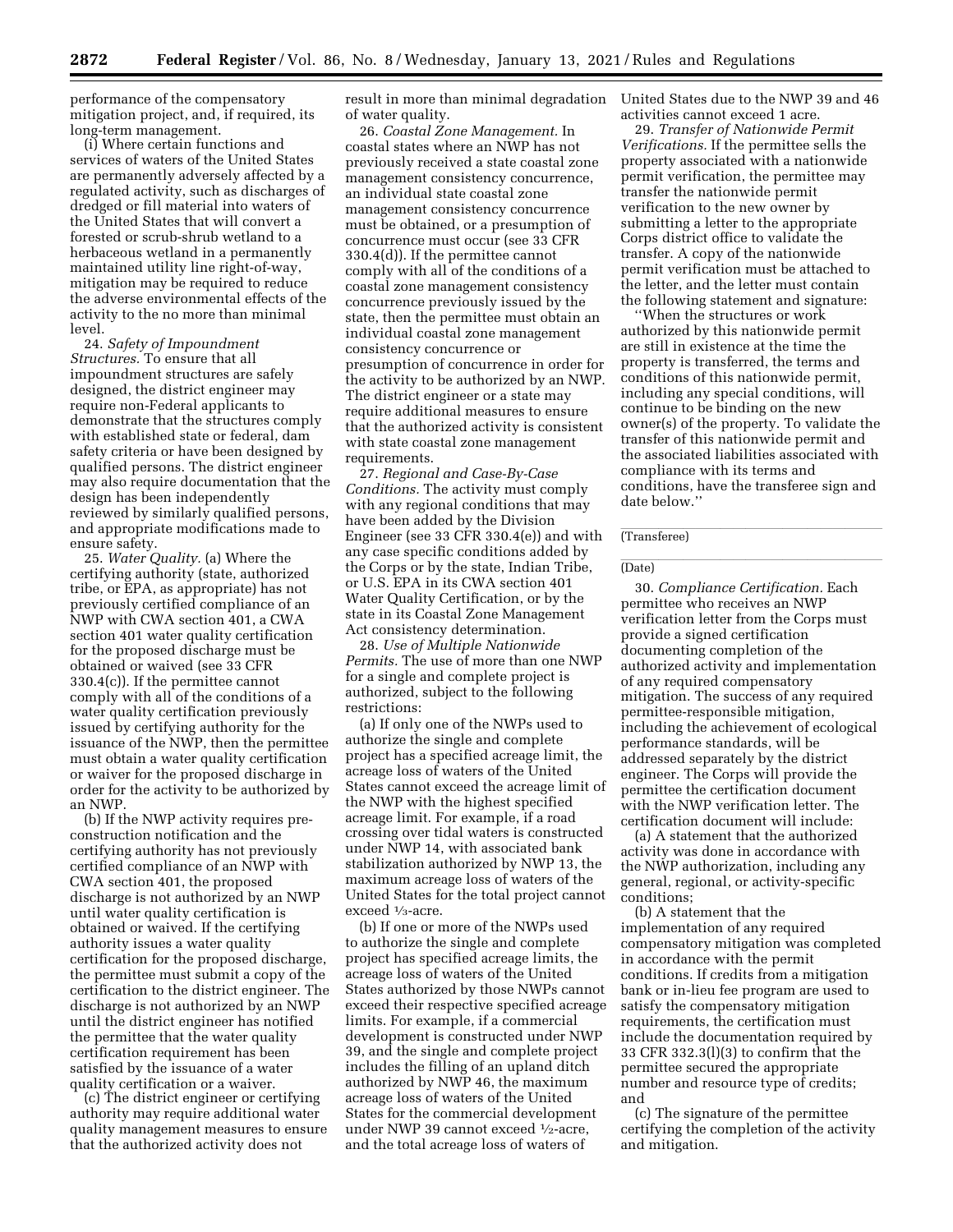performance of the compensatory mitigation project, and, if required, its long-term management.

(i) Where certain functions and services of waters of the United States are permanently adversely affected by a regulated activity, such as discharges of dredged or fill material into waters of the United States that will convert a forested or scrub-shrub wetland to a herbaceous wetland in a permanently maintained utility line right-of-way, mitigation may be required to reduce the adverse environmental effects of the activity to the no more than minimal level.

24. *Safety of Impoundment Structures.* To ensure that all impoundment structures are safely designed, the district engineer may require non-Federal applicants to demonstrate that the structures comply with established state or federal, dam safety criteria or have been designed by qualified persons. The district engineer may also require documentation that the design has been independently reviewed by similarly qualified persons, and appropriate modifications made to ensure safety.

25. *Water Quality.* (a) Where the certifying authority (state, authorized tribe, or EPA, as appropriate) has not previously certified compliance of an NWP with CWA section 401, a CWA section 401 water quality certification for the proposed discharge must be obtained or waived (see 33 CFR 330.4(c)). If the permittee cannot comply with all of the conditions of a water quality certification previously issued by certifying authority for the issuance of the NWP, then the permittee must obtain a water quality certification or waiver for the proposed discharge in order for the activity to be authorized by an NWP.

(b) If the NWP activity requires pre-construction notification and the certifying authority has not previously certified compliance of an NWP with CWA section 401, the proposed discharge is not authorized by an NWP until water quality certification is obtained or waived. If the certifying authority issues a water quality certification for the proposed discharge, the permittee must submit a copy of the certification to the district engineer. The discharge is not authorized by an NWP until the district engineer has notified the permittee that the water quality certification requirement has been satisfied by the issuance of a water quality certification or a waiver.

(c) The district engineer or certifying authority may require additional water quality management measures to ensure that the authorized activity does not result in more than minimal degradation of water quality.

26. *Coastal Zone Management.* In coastal states where an NWP has not previously received a state coastal zone management consistency concurrence, an individual state coastal zone management consistency concurrence must be obtained, or a presumption of concurrence must occur (see 33 CFR 330.4(d)). If the permittee cannot comply with all of the conditions of a coastal zone management consistency concurrence previously issued by the state, then the permittee must obtain an individual coastal zone management consistency concurrence or presumption of concurrence in order for the activity to be authorized by an NWP. The district engineer or a state may require additional measures to ensure that the authorized activity is consistent with state coastal zone management requirements.

27. *Regional and Case-By-Case Conditions.* The activity must comply with any regional conditions that may have been added by the Division Engineer (see 33 CFR 330.4(e)) and with any case specific conditions added by the Corps or by the state, Indian Tribe, or U.S. EPA in its CWA section 401 Water Quality Certification, or by the state in its Coastal Zone Management Act consistency determination.

28. *Use of Multiple Nationwide Permits.* The use of more than one NWP for a single and complete project is authorized, subject to the following restrictions:

(a) If only one of the NWPs used to authorize the single and complete project has a specified acreage limit, the acreage loss of waters of the United States cannot exceed the acreage limit of the NWP with the highest specified acreage limit. For example, if a road crossing over tidal waters is constructed under NWP 14, with associated bank stabilization authorized by NWP 13, the maximum acreage loss of waters of the United States for the total project cannot exceed 1/3-acre.

(b) If one or more of the NWPs used to authorize the single and complete project has specified acreage limits, the acreage loss of waters of the United States authorized by those NWPs cannot exceed their respective specified acreage limits. For example, if a commercial development is constructed under NWP 39, and the single and complete project includes the filling of an upland ditch authorized by NWP 46, the maximum acreage loss of waters of the United States for the commercial development under NWP 39 cannot exceed 1/2-acre, and the total acreage loss of waters of United States due to the NWP 39 and 46 activities cannot exceed 1 acre.

29. *Transfer of Nationwide Permit Verifications.* If the permittee sells the property associated with a nationwide permit verification, the permittee may transfer the nationwide permit verification to the new owner by submitting a letter to the appropriate Corps district office to validate the transfer. A copy of the nationwide permit verification must be attached to the letter, and the letter must contain the following statement and signature:

"When the structures or work authorized by this nationwide permit are still in existence at the time the property is transferred, the terms and conditions of this nationwide permit, including any special conditions, will continue to be binding on the new owner(s) of the property. To validate the transfer of this nationwide permit and the associated liabilities associated with compliance with its terms and conditions, have the transferee sign and date below."

_______________
(Transferee)

_______________
(Date)

30. *Compliance Certification.* Each permittee who receives an NWP verification letter from the Corps must provide a signed certification documenting completion of the authorized activity and implementation of any required compensatory mitigation. The success of any required permittee-responsible mitigation, including the achievement of ecological performance standards, will be addressed separately by the district engineer. The Corps will provide the permittee the certification document with the NWP verification letter. The certification document will include:

(a) A statement that the authorized activity was done in accordance with the NWP authorization, including any general, regional, or activity-specific conditions;

(b) A statement that the implementation of any required compensatory mitigation was completed in accordance with the permit conditions. If credits from a mitigation bank or in-lieu fee program are used to satisfy the compensatory mitigation requirements, the certification must include the documentation required by 33 CFR 332.3(l)(3) to confirm that the permittee secured the appropriate number and resource type of credits; and

(c) The signature of the permittee certifying the completion of the activity and mitigation.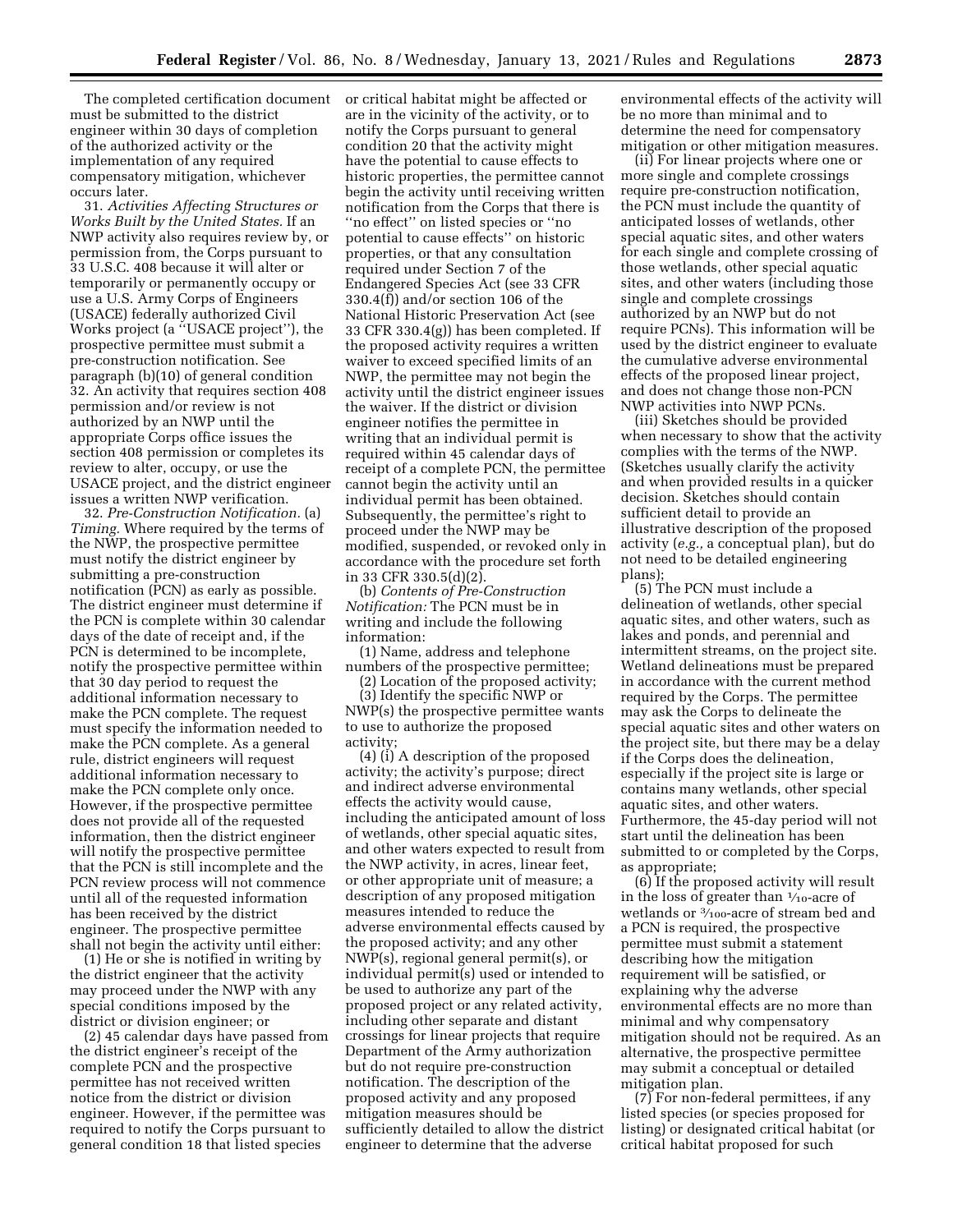The completed certification document must be submitted to the district engineer within 30 days of completion of the authorized activity or the implementation of any required compensatory mitigation, whichever occurs later.

31. *Activities Affecting Structures or Works Built by the United States.* If an NWP activity also requires review by, or permission from, the Corps pursuant to 33 U.S.C. 408 because it will alter or temporarily or permanently occupy or use a U.S. Army Corps of Engineers (USACE) federally authorized Civil Works project (a ''USACE project''), the prospective permittee must submit a pre-construction notification. See paragraph (b)(10) of general condition 32. An activity that requires section 408 permission and/or review is not authorized by an NWP until the appropriate Corps office issues the section 408 permission or completes its review to alter, occupy, or use the USACE project, and the district engineer issues a written NWP verification.

32. *Pre-Construction Notification.* (a) *Timing.* Where required by the terms of the NWP, the prospective permittee must notify the district engineer by submitting a pre-construction notification (PCN) as early as possible. The district engineer must determine if the PCN is complete within 30 calendar days of the date of receipt and, if the PCN is determined to be incomplete, notify the prospective permittee within that 30 day period to request the additional information necessary to make the PCN complete. The request must specify the information needed to make the PCN complete. As a general rule, district engineers will request additional information necessary to make the PCN complete only once. However, if the prospective permittee does not provide all of the requested information, then the district engineer will notify the prospective permittee that the PCN is still incomplete and the PCN review process will not commence until all of the requested information has been received by the district engineer. The prospective permittee shall not begin the activity until either:

(1) He or she is notified in writing by the district engineer that the activity may proceed under the NWP with any special conditions imposed by the district or division engineer; or

(2) 45 calendar days have passed from the district engineer's receipt of the complete PCN and the prospective permittee has not received written notice from the district or division engineer. However, if the permittee was required to notify the Corps pursuant to general condition 18 that listed species or critical habitat might be affected or are in the vicinity of the activity, or to notify the Corps pursuant to general condition 20 that the activity might have the potential to cause effects to historic properties, the permittee cannot begin the activity until receiving written notification from the Corps that there is ''no effect'' on listed species or ''no potential to cause effects'' on historic properties, or that any consultation required under Section 7 of the Endangered Species Act (see 33 CFR 330.4(f)) and/or section 106 of the National Historic Preservation Act (see 33 CFR 330.4(g)) has been completed. If the proposed activity requires a written waiver to exceed specified limits of an NWP, the permittee may not begin the activity until the district engineer issues the waiver. If the district or division engineer notifies the permittee in writing that an individual permit is required within 45 calendar days of receipt of a complete PCN, the permittee cannot begin the activity until an individual permit has been obtained. Subsequently, the permittee's right to proceed under the NWP may be modified, suspended, or revoked only in accordance with the procedure set forth in 33 CFR 330.5(d)(2).

(b) *Contents of Pre-Construction Notification:* The PCN must be in writing and include the following information:

(1) Name, address and telephone numbers of the prospective permittee;

(2) Location of the proposed activity;

(3) Identify the specific NWP or NWP(s) the prospective permittee wants to use to authorize the proposed activity;

(4) (i) A description of the proposed activity; the activity's purpose; direct and indirect adverse environmental effects the activity would cause, including the anticipated amount of loss of wetlands, other special aquatic sites, and other waters expected to result from the NWP activity, in acres, linear feet, or other appropriate unit of measure; a description of any proposed mitigation measures intended to reduce the adverse environmental effects caused by the proposed activity; and any other NWP(s), regional general permit(s), or individual permit(s) used or intended to be used to authorize any part of the proposed project or any related activity, including other separate and distant crossings for linear projects that require Department of the Army authorization but do not require pre-construction notification. The description of the proposed activity and any proposed mitigation measures should be sufficiently detailed to allow the district engineer to determine that the adverse environmental effects of the activity will be no more than minimal and to determine the need for compensatory mitigation or other mitigation measures.

(ii) For linear projects where one or more single and complete crossings require pre-construction notification, the PCN must include the quantity of anticipated losses of wetlands, other special aquatic sites, and other waters for each single and complete crossing of those wetlands, other special aquatic sites, and other waters (including those single and complete crossings authorized by an NWP but do not require PCNs). This information will be used by the district engineer to evaluate the cumulative adverse environmental effects of the proposed linear project, and does not change those non-PCN NWP activities into NWP PCNs.

(iii) Sketches should be provided when necessary to show that the activity complies with the terms of the NWP. (Sketches usually clarify the activity and when provided results in a quicker decision. Sketches should contain sufficient detail to provide an illustrative description of the proposed activity (*e.g.,* a conceptual plan), but do not need to be detailed engineering plans);

(5) The PCN must include a delineation of wetlands, other special aquatic sites, and other waters, such as lakes and ponds, and perennial and intermittent streams, on the project site. Wetland delineations must be prepared in accordance with the current method required by the Corps. The permittee may ask the Corps to delineate the special aquatic sites and other waters on the project site, but there may be a delay if the Corps does the delineation, especially if the project site is large or contains many wetlands, other special aquatic sites, and other waters. Furthermore, the 45-day period will not start until the delineation has been submitted to or completed by the Corps, as appropriate;

(6) If the proposed activity will result in the loss of greater than $1/10$-acre of wetlands or $3/100$-acre of stream bed and a PCN is required, the prospective permittee must submit a statement describing how the mitigation requirement will be satisfied, or explaining why the adverse environmental effects are no more than minimal and why compensatory mitigation should not be required. As an alternative, the prospective permittee may submit a conceptual or detailed mitigation plan.

(7) For non-federal permittees, if any listed species (or species proposed for listing) or designated critical habitat (or critical habitat proposed for such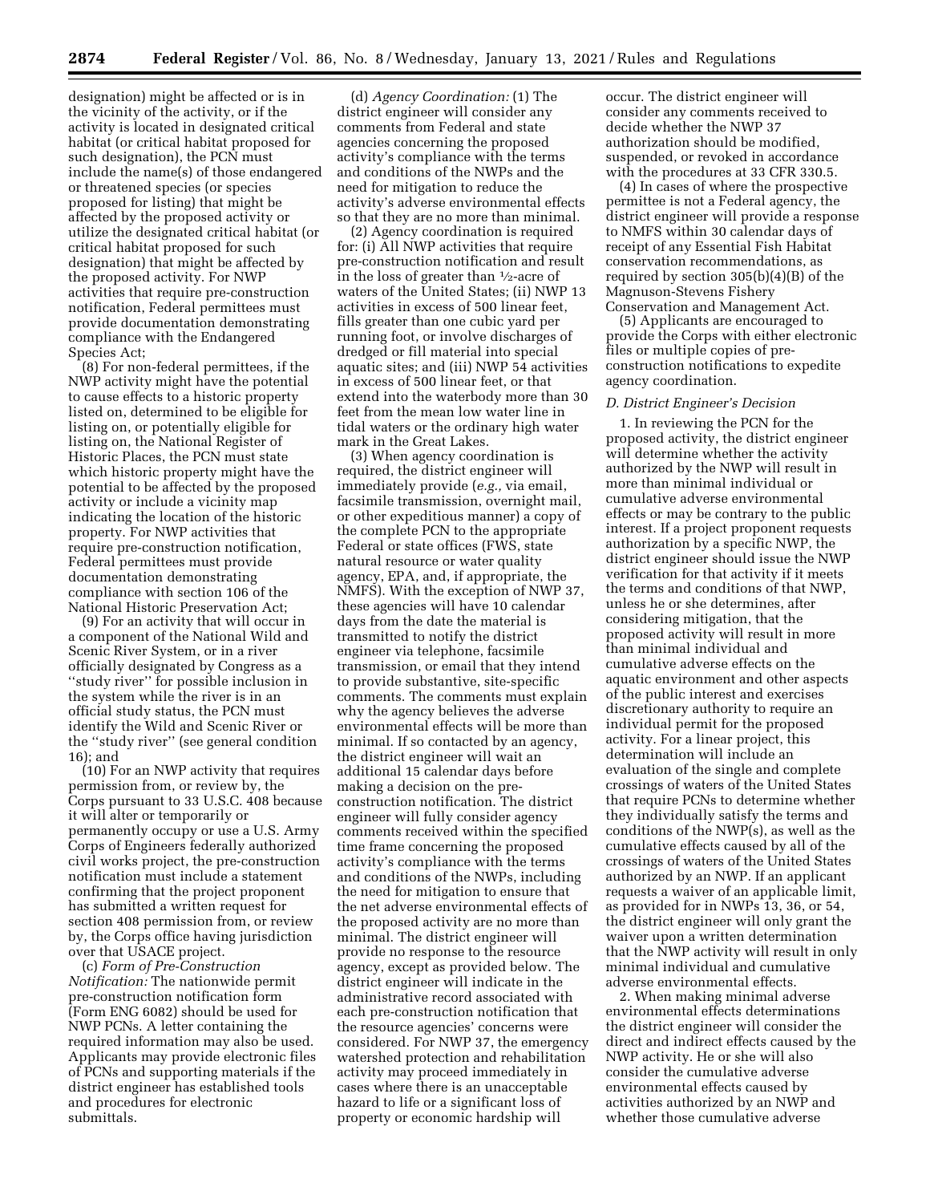designation) might be affected or is in the vicinity of the activity, or if the activity is located in designated critical habitat (or critical habitat proposed for such designation), the PCN must include the name(s) of those endangered or threatened species (or species proposed for listing) that might be affected by the proposed activity or utilize the designated critical habitat (or critical habitat proposed for such designation) that might be affected by the proposed activity. For NWP activities that require pre-construction notification, Federal permittees must provide documentation demonstrating compliance with the Endangered Species Act;

(8) For non-federal permittees, if the NWP activity might have the potential to cause effects to a historic property listed on, determined to be eligible for listing on, or potentially eligible for listing on, the National Register of Historic Places, the PCN must state which historic property might have the potential to be affected by the proposed activity or include a vicinity map indicating the location of the historic property. For NWP activities that require pre-construction notification, Federal permittees must provide documentation demonstrating compliance with section 106 of the National Historic Preservation Act;

(9) For an activity that will occur in a component of the National Wild and Scenic River System, or in a river officially designated by Congress as a ''study river'' for possible inclusion in the system while the river is in an official study status, the PCN must identify the Wild and Scenic River or the ''study river'' (see general condition 16); and

(10) For an NWP activity that requires permission from, or review by, the Corps pursuant to 33 U.S.C. 408 because it will alter or temporarily or permanently occupy or use a U.S. Army Corps of Engineers federally authorized civil works project, the pre-construction notification must include a statement confirming that the project proponent has submitted a written request for section 408 permission from, or review by, the Corps office having jurisdiction over that USACE project.

(c) *Form of Pre-Construction Notification:* The nationwide permit pre-construction notification form (Form ENG 6082) should be used for NWP PCNs. A letter containing the required information may also be used. Applicants may provide electronic files of PCNs and supporting materials if the district engineer has established tools and procedures for electronic submittals.

(d) *Agency Coordination:* (1) The district engineer will consider any comments from Federal and state agencies concerning the proposed activity's compliance with the terms and conditions of the NWPs and the need for mitigation to reduce the activity's adverse environmental effects so that they are no more than minimal.

(2) Agency coordination is required for: (i) All NWP activities that require pre-construction notification and result in the loss of greater than 1/2-acre of waters of the United States; (ii) NWP 13 activities in excess of 500 linear feet, fills greater than one cubic yard per running foot, or involve discharges of dredged or fill material into special aquatic sites; and (iii) NWP 54 activities in excess of 500 linear feet, or that extend into the waterbody more than 30 feet from the mean low water line in tidal waters or the ordinary high water mark in the Great Lakes.

(3) When agency coordination is required, the district engineer will immediately provide (*e.g.,* via email, facsimile transmission, overnight mail, or other expeditious manner) a copy of the complete PCN to the appropriate Federal or state offices (FWS, state natural resource or water quality agency, EPA, and, if appropriate, the NMFS). With the exception of NWP 37, these agencies will have 10 calendar days from the date the material is transmitted to notify the district engineer via telephone, facsimile transmission, or email that they intend to provide substantive, site-specific comments. The comments must explain why the agency believes the adverse environmental effects will be more than minimal. If so contacted by an agency, the district engineer will wait an additional 15 calendar days before making a decision on the pre-construction notification. The district engineer will fully consider agency comments received within the specified time frame concerning the proposed activity's compliance with the terms and conditions of the NWPs, including the need for mitigation to ensure that the net adverse environmental effects of the proposed activity are no more than minimal. The district engineer will provide no response to the resource agency, except as provided below. The district engineer will indicate in the administrative record associated with each pre-construction notification that the resource agencies' concerns were considered. For NWP 37, the emergency watershed protection and rehabilitation activity may proceed immediately in cases where there is an unacceptable hazard to life or a significant loss of property or economic hardship will occur. The district engineer will consider any comments received to decide whether the NWP 37 authorization should be modified, suspended, or revoked in accordance with the procedures at 33 CFR 330.5.

(4) In cases of where the prospective permittee is not a Federal agency, the district engineer will provide a response to NMFS within 30 calendar days of receipt of any Essential Fish Habitat conservation recommendations, as required by section 305(b)(4)(B) of the Magnuson-Stevens Fishery Conservation and Management Act.

(5) Applicants are encouraged to provide the Corps with either electronic files or multiple copies of pre-construction notifications to expedite agency coordination.

### *D. District Engineer's Decision*

1. In reviewing the PCN for the proposed activity, the district engineer will determine whether the activity authorized by the NWP will result in more than minimal individual or cumulative adverse environmental effects or may be contrary to the public interest. If a project proponent requests authorization by a specific NWP, the district engineer should issue the NWP verification for that activity if it meets the terms and conditions of that NWP, unless he or she determines, after considering mitigation, that the proposed activity will result in more than minimal individual and cumulative adverse effects on the aquatic environment and other aspects of the public interest and exercises discretionary authority to require an individual permit for the proposed activity. For a linear project, this determination will include an evaluation of the single and complete crossings of waters of the United States that require PCNs to determine whether they individually satisfy the terms and conditions of the NWP(s), as well as the cumulative effects caused by all of the crossings of waters of the United States authorized by an NWP. If an applicant requests a waiver of an applicable limit, as provided for in NWPs 13, 36, or 54, the district engineer will only grant the waiver upon a written determination that the NWP activity will result in only minimal individual and cumulative adverse environmental effects.

2. When making minimal adverse environmental effects determinations the district engineer will consider the direct and indirect effects caused by the NWP activity. He or she will also consider the cumulative adverse environmental effects caused by activities authorized by an NWP and whether those cumulative adverse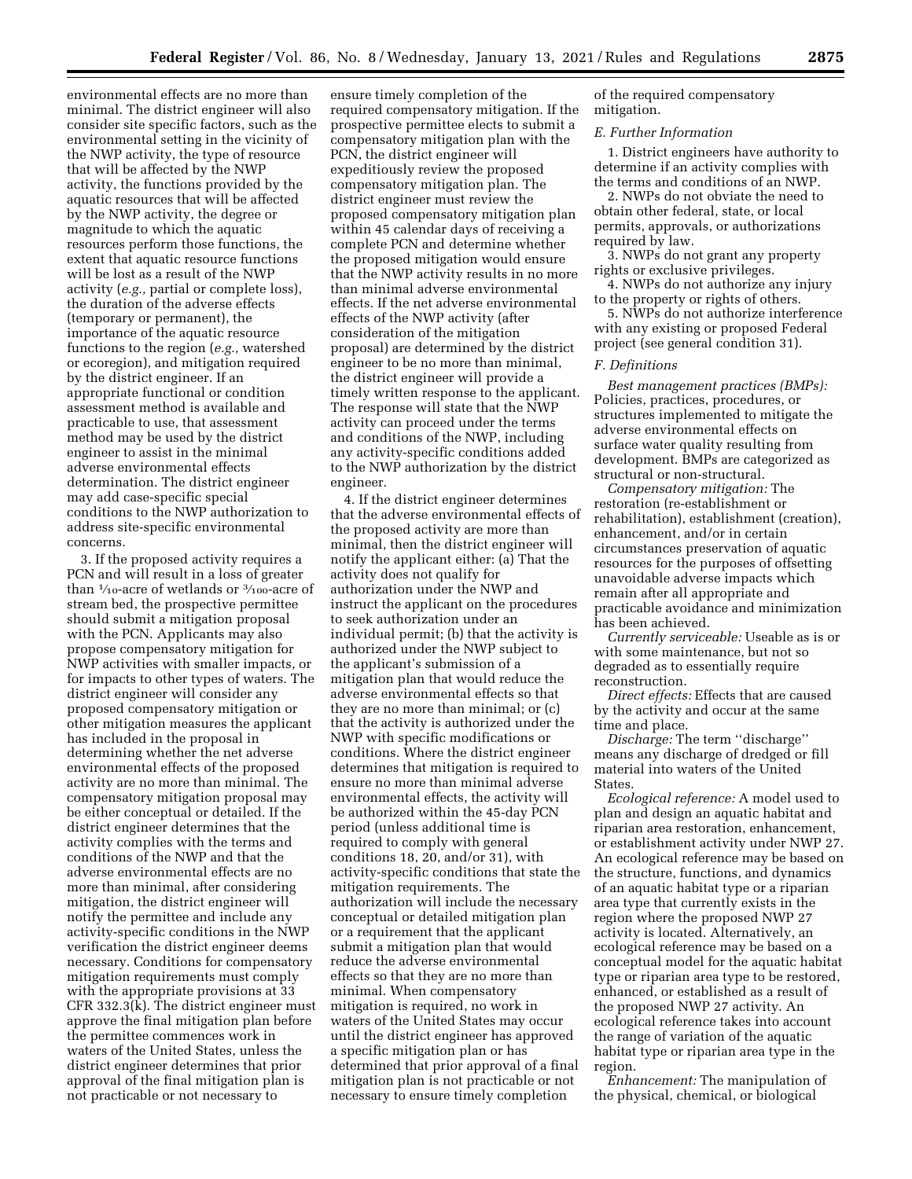environmental effects are no more than minimal. The district engineer will also consider site specific factors, such as the environmental setting in the vicinity of the NWP activity, the type of resource that will be affected by the NWP activity, the functions provided by the aquatic resources that will be affected by the NWP activity, the degree or magnitude to which the aquatic resources perform those functions, the extent that aquatic resource functions will be lost as a result of the NWP activity (*e.g.,* partial or complete loss), the duration of the adverse effects (temporary or permanent), the importance of the aquatic resource functions to the region (*e.g.,* watershed or ecoregion), and mitigation required by the district engineer. If an appropriate functional or condition assessment method is available and practicable to use, that assessment method may be used by the district engineer to assist in the minimal adverse environmental effects determination. The district engineer may add case-specific special conditions to the NWP authorization to address site-specific environmental concerns.

3. If the proposed activity requires a PCN and will result in a loss of greater than 1/10-acre of wetlands or 3/100-acre of stream bed, the prospective permittee should submit a mitigation proposal with the PCN. Applicants may also propose compensatory mitigation for NWP activities with smaller impacts, or for impacts to other types of waters. The district engineer will consider any proposed compensatory mitigation or other mitigation measures the applicant has included in the proposal in determining whether the net adverse environmental effects of the proposed activity are no more than minimal. The compensatory mitigation proposal may be either conceptual or detailed. If the district engineer determines that the activity complies with the terms and conditions of the NWP and that the adverse environmental effects are no more than minimal, after considering mitigation, the district engineer will notify the permittee and include any activity-specific conditions in the NWP verification the district engineer deems necessary. Conditions for compensatory mitigation requirements must comply with the appropriate provisions at 33 CFR 332.3(k). The district engineer must approve the final mitigation plan before the permittee commences work in waters of the United States, unless the district engineer determines that prior approval of the final mitigation plan is not practicable or not necessary to ensure timely completion of the required compensatory mitigation. If the prospective permittee elects to submit a compensatory mitigation plan with the PCN, the district engineer will expeditiously review the proposed compensatory mitigation plan. The district engineer must review the proposed compensatory mitigation plan within 45 calendar days of receiving a complete PCN and determine whether the proposed mitigation would ensure that the NWP activity results in no more than minimal adverse environmental effects. If the net adverse environmental effects of the NWP activity (after consideration of the mitigation proposal) are determined by the district engineer to be no more than minimal, the district engineer will provide a timely written response to the applicant. The response will state that the NWP activity can proceed under the terms and conditions of the NWP, including any activity-specific conditions added to the NWP authorization by the district engineer.

4. If the district engineer determines that the adverse environmental effects of the proposed activity are more than minimal, then the district engineer will notify the applicant either: (a) That the activity does not qualify for authorization under the NWP and instruct the applicant on the procedures to seek authorization under an individual permit; (b) that the activity is authorized under the NWP subject to the applicant's submission of a mitigation plan that would reduce the adverse environmental effects so that they are no more than minimal; or (c) that the activity is authorized under the NWP with specific modifications or conditions. Where the district engineer determines that mitigation is required to ensure no more than minimal adverse environmental effects, the activity will be authorized within the 45-day PCN period (unless additional time is required to comply with general conditions 18, 20, and/or 31), with activity-specific conditions that state the mitigation requirements. The authorization will include the necessary conceptual or detailed mitigation plan or a requirement that the applicant submit a mitigation plan that would reduce the adverse environmental effects so that they are no more than minimal. When compensatory mitigation is required, no work in waters of the United States may occur until the district engineer has approved a specific mitigation plan or has determined that prior approval of a final mitigation plan is not practicable or not necessary to ensure timely completion of the required compensatory mitigation.

### *E. Further Information*

1. District engineers have authority to determine if an activity complies with the terms and conditions of an NWP.

2. NWPs do not obviate the need to obtain other federal, state, or local permits, approvals, or authorizations required by law.

3. NWPs do not grant any property rights or exclusive privileges.

4. NWPs do not authorize any injury to the property or rights of others.

5. NWPs do not authorize interference with any existing or proposed Federal project (see general condition 31).

### *F. Definitions*

*Best management practices (BMPs):* Policies, practices, procedures, or structures implemented to mitigate the adverse environmental effects on surface water quality resulting from development. BMPs are categorized as structural or non-structural.

*Compensatory mitigation:* The restoration (re-establishment or rehabilitation), establishment (creation), enhancement, and/or in certain circumstances preservation of aquatic resources for the purposes of offsetting unavoidable adverse impacts which remain after all appropriate and practicable avoidance and minimization has been achieved.

*Currently serviceable:* Useable as is or with some maintenance, but not so degraded as to essentially require reconstruction.

*Direct effects:* Effects that are caused by the activity and occur at the same time and place.

*Discharge:* The term ''discharge'' means any discharge of dredged or fill material into waters of the United States.

*Ecological reference:* A model used to plan and design an aquatic habitat and riparian area restoration, enhancement, or establishment activity under NWP 27. An ecological reference may be based on the structure, functions, and dynamics of an aquatic habitat type or a riparian area type that currently exists in the region where the proposed NWP 27 activity is located. Alternatively, an ecological reference may be based on a conceptual model for the aquatic habitat type or riparian area type to be restored, enhanced, or established as a result of the proposed NWP 27 activity. An ecological reference takes into account the range of variation of the aquatic habitat type or riparian area type in the region.

*Enhancement:* The manipulation of the physical, chemical, or biological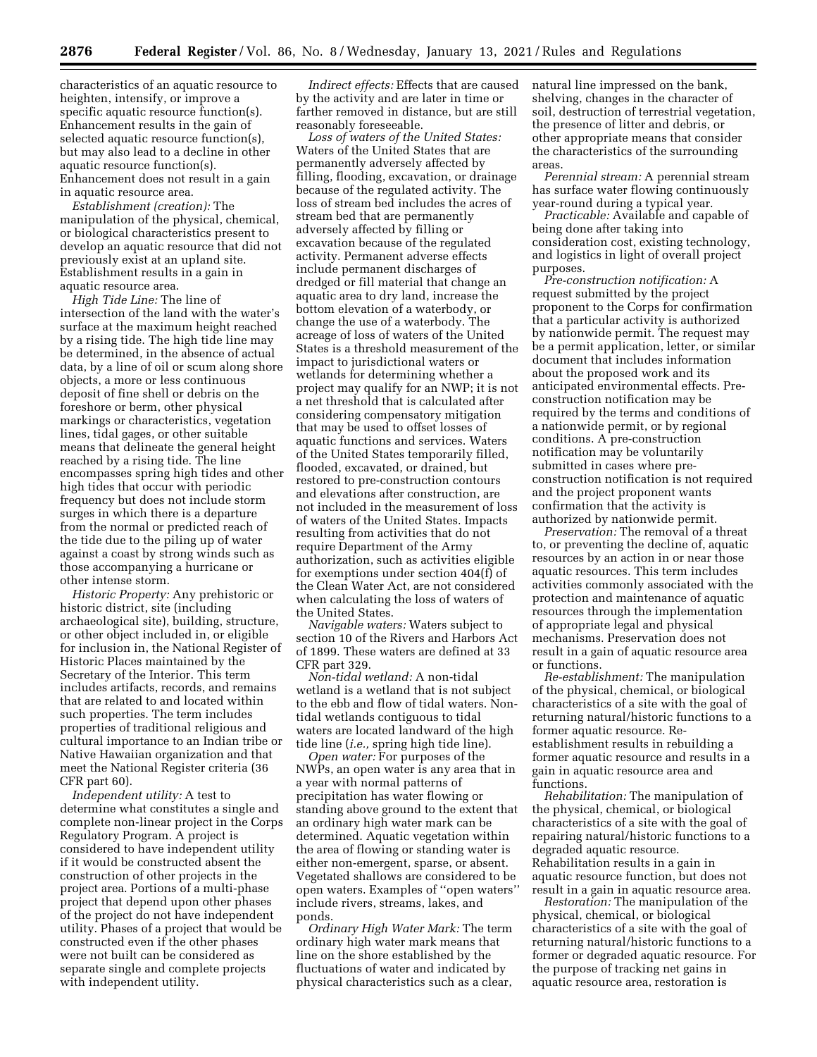characteristics of an aquatic resource to heighten, intensify, or improve a specific aquatic resource function(s). Enhancement results in the gain in selected aquatic resource function(s), but may also lead to a decline in other aquatic resource function(s). Enhancement does not result in a gain in aquatic resource area.

*Establishment (creation):* The manipulation of the physical, chemical, or biological characteristics present to develop an aquatic resource that did not previously exist at an upland site. Establishment results in a gain in aquatic resource area.

*High Tide Line:* The line of intersection of the land with the water's surface at the maximum height reached by a rising tide. The high tide line may be determined, in the absence of actual data, by a line of oil or scum along shore objects, a more or less continuous deposit of fine shell or debris on the foreshore or berm, other physical markings or characteristics, vegetation lines, tidal gages, or other suitable means that delineate the general height reached by a rising tide. The line encompasses spring high tides and other high tides that occur with periodic frequency but does not include storm surges in which there is a departure from the normal or predicted reach of the tide due to the piling up of water against a coast by strong winds such as those accompanying a hurricane or other intense storm.

*Historic Property:* Any prehistoric or historic district, site (including archaeological site), building, structure, or other object included in, or eligible for inclusion in, the National Register of Historic Places maintained by the Secretary of the Interior. This term includes artifacts, records, and remains that are related to and located within such properties. The term includes properties of traditional religious and cultural importance to an Indian tribe or Native Hawaiian organization and that meet the National Register criteria (36 CFR part 60).

*Independent utility:* A test to determine what constitutes a single and complete non-linear project in the Corps Regulatory Program. A project is considered to have independent utility if it would be constructed absent the construction of other projects in the project area. Portions of a multi-phase project that depend upon other phases of the project do not have independent utility. Phases of a project that would be constructed even if the other phases were not built can be considered as separate single and complete projects with independent utility.

*Indirect effects:* Effects that are caused by the activity and are later in time or farther removed in distance, but are still reasonably foreseeable.

*Loss of waters of the United States:* Waters of the United States that are permanently adversely affected by filling, flooding, excavation, or drainage because of the regulated activity. The loss of stream bed includes the acres of stream bed that are permanently adversely affected by filling or excavation because of the regulated activity. Permanent adverse effects include permanent discharges of dredged or fill material that change an aquatic area to dry land, increase the bottom elevation of a waterbody, or change the use of a waterbody. The acreage of loss of waters of the United States is a threshold measurement of the impact to jurisdictional waters or wetlands for determining whether a project may qualify for an NWP; it is not a net threshold that is calculated after considering compensatory mitigation that may be used to offset losses of aquatic functions and services. Waters of the United States temporarily filled, flooded, excavated, or drained, but restored to pre-construction contours and elevations after construction, are not included in the measurement of loss of waters of the United States. Impacts resulting from activities that do not require Department of the Army authorization, such as activities eligible for exemptions under section 404(f) of the Clean Water Act, are not considered when calculating the loss of waters of the United States.

*Navigable waters:* Waters subject to section 10 of the Rivers and Harbors Act of 1899. These waters are defined at 33 CFR part 329.

*Non-tidal wetland:* A non-tidal wetland is a wetland that is not subject to the ebb and flow of tidal waters. Non-tidal wetlands contiguous to tidal waters are located landward of the high tide line (*i.e.,* spring high tide line).

*Open water:* For purposes of the NWPs, an open water is any area that in a year with normal patterns of precipitation has water flowing or standing above ground to the extent that an ordinary high water mark can be determined. Aquatic vegetation within the area of flowing or standing water is either non-emergent, sparse, or absent. Vegetated shallows are considered to be open waters. Examples of ''open waters'' include rivers, streams, lakes, and ponds.

*Ordinary High Water Mark:* The term ordinary high water mark means that line on the shore established by the fluctuations of water and indicated by physical characteristics such as a clear, natural line impressed on the bank, shelving, changes in the character of soil, destruction of terrestrial vegetation, the presence of litter and debris, or other appropriate means that consider the characteristics of the surrounding areas.

*Perennial stream:* A perennial stream has surface water flowing continuously year-round during a typical year.

*Practicable:* Available and capable of being done after taking into consideration cost, existing technology, and logistics in light of overall project purposes.

*Pre-construction notification:* A request submitted by the project proponent to the Corps for confirmation that a particular activity is authorized by nationwide permit. The request may be a permit application, letter, or similar document that includes information about the proposed work and its anticipated environmental effects. Pre-construction notification may be required by the terms and conditions of a nationwide permit, or by regional conditions. A pre-construction notification may be voluntarily submitted in cases where pre-construction notification is not required and the project proponent wants confirmation that the activity is authorized by nationwide permit.

*Preservation:* The removal of a threat to, or preventing the decline of, aquatic resources by an action in or near those aquatic resources. This term includes activities commonly associated with the protection and maintenance of aquatic resources through the implementation of appropriate legal and physical mechanisms. Preservation does not result in a gain of aquatic resource area or functions.

*Re-establishment:* The manipulation of the physical, chemical, or biological characteristics of a site with the goal of returning natural/historic functions to a former aquatic resource. Re-establishment results in rebuilding a former aquatic resource and results in a gain in aquatic resource area and functions.

*Rehabilitation:* The manipulation of the physical, chemical, or biological characteristics of a site with the goal of repairing natural/historic functions to a degraded aquatic resource. Rehabilitation results in a gain in aquatic resource function, but does not result in a gain in aquatic resource area.

*Restoration:* The manipulation of the physical, chemical, or biological characteristics of a site with the goal of returning natural/historic functions to a former or degraded aquatic resource. For the purpose of tracking net gains in aquatic resource area, restoration is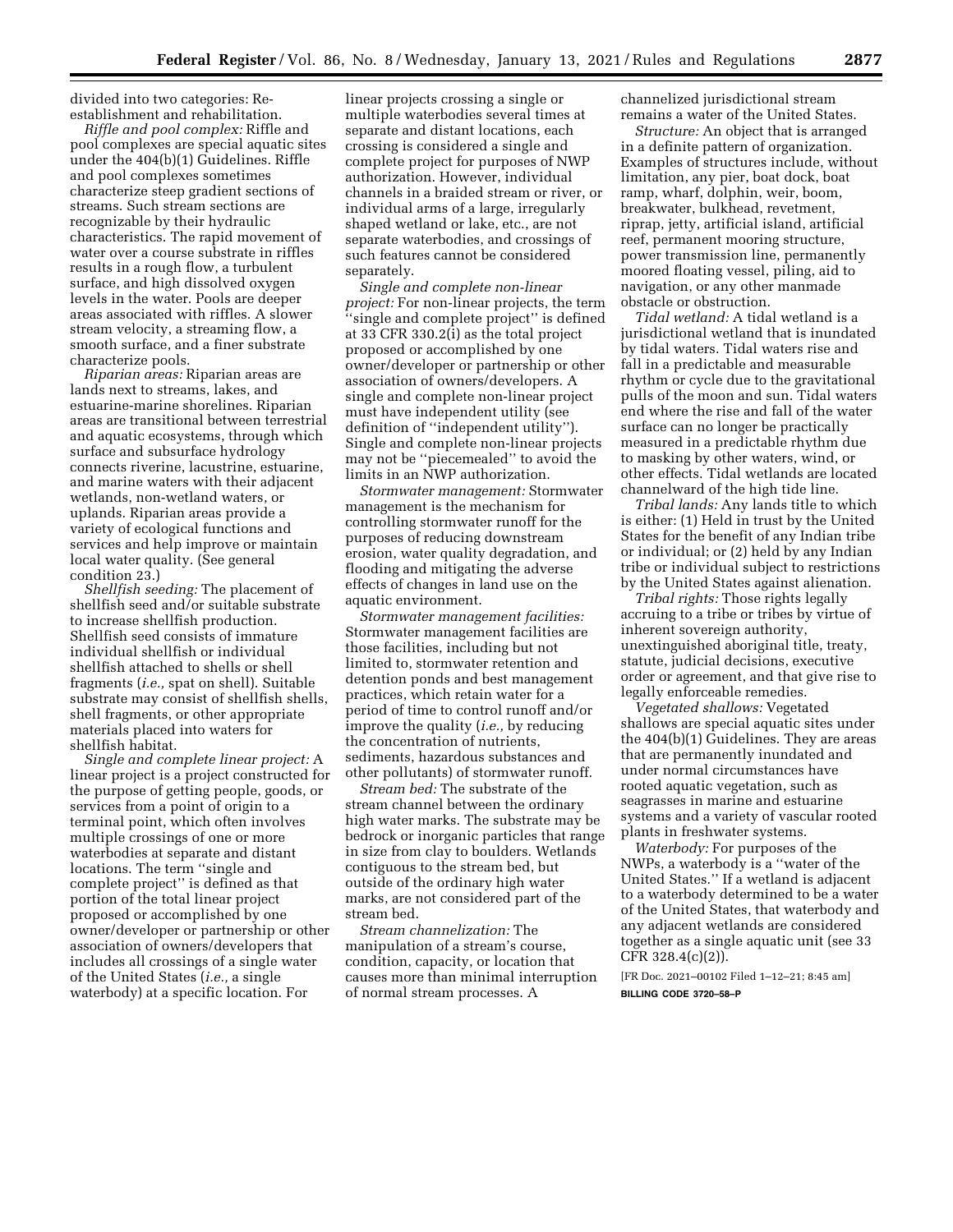divided into two categories: Re-establishment and rehabilitation.

*Riffle and pool complex:* Riffle and pool complexes are special aquatic sites under the 404(b)(1) Guidelines. Riffle and pool complexes sometimes characterize steep gradient sections of streams. Such stream sections are recognizable by their hydraulic characteristics. The rapid movement of water over a course substrate in riffles results in a rough flow, a turbulent surface, and high dissolved oxygen levels in the water. Pools are deeper areas associated with riffles. A slower stream velocity, a streaming flow, a smooth surface, and a finer substrate characterize pools.

*Riparian areas:* Riparian areas are lands next to streams, lakes, and estuarine-marine shorelines. Riparian areas are transitional between terrestrial and aquatic ecosystems, through which surface and subsurface hydrology connects riverine, lacustrine, estuarine, and marine waters with their adjacent wetlands, non-wetland waters, or uplands. Riparian areas provide a variety of ecological functions and services and help improve or maintain local water quality. (See general condition 23.)

*Shellfish seeding:* The placement of shellfish seed and/or suitable substrate to increase shellfish production. Shellfish seed consists of immature individual shellfish or individual shellfish attached to shells or shell fragments (*i.e.,* spat on shell). Suitable substrate may consist of shellfish shells, shell fragments, or other appropriate materials placed into waters for shellfish habitat.

*Single and complete linear project:* A linear project is a project constructed for the purpose of getting people, goods, or services from a point of origin to a terminal point, which often involves multiple crossings of one or more waterbodies at separate and distant locations. The term "single and complete project" is defined as that portion of the total linear project proposed or accomplished by one owner/developer or partnership or other association of owners/developers that includes all crossings of a single water of the United States (*i.e.,* a single waterbody) at a specific location. For linear projects crossing a single or multiple waterbodies several times at separate and distant locations, each crossing is considered a single and complete project for purposes of NWP authorization. However, individual channels in a braided stream or river, or individual arms of a large, irregularly shaped wetland or lake, etc., are not separate waterbodies, and crossings of such features cannot be considered separately.

*Single and complete non-linear project:* For non-linear projects, the term "single and complete project" is defined at 33 CFR 330.2(i) as the total project proposed or accomplished by one owner/developer or partnership or other association of owners/developers. A single and complete non-linear project must have independent utility (see definition of "independent utility"). Single and complete non-linear projects may not be "piecemealed" to avoid the limits in an NWP authorization.

*Stormwater management:* Stormwater management is the mechanism for controlling stormwater runoff for the purposes of reducing downstream erosion, water quality degradation, and flooding and mitigating the adverse effects of changes in land use on the aquatic environment.

*Stormwater management facilities:* Stormwater management facilities are those facilities, including but not limited to, stormwater retention and detention ponds and best management practices, which retain water for a period of time to control runoff and/or improve the quality (*i.e.,* by reducing the concentration of nutrients, sediments, hazardous substances and other pollutants) of stormwater runoff.

*Stream bed:* The substrate of the stream channel between the ordinary high water marks. The substrate may be bedrock or inorganic particles that range in size from clay to boulders. Wetlands contiguous to the stream bed, but outside of the ordinary high water marks, are not considered part of the stream bed.

*Stream channelization:* The manipulation of a stream's course, condition, capacity, or location that causes more than minimal interruption of normal stream processes. A channelized jurisdictional stream remains a water of the United States.

*Structure:* An object that is arranged in a definite pattern of organization. Examples of structures include, without limitation, any pier, boat dock, boat ramp, wharf, dolphin, weir, boom, breakwater, bulkhead, revetment, riprap, jetty, artificial island, artificial reef, permanent mooring structure, power transmission line, permanently moored floating vessel, piling, aid to navigation, or any other manmade obstacle or obstruction.

*Tidal wetland:* A tidal wetland is a jurisdictional wetland that is inundated by tidal waters. Tidal waters rise and fall in a predictable and measurable rhythm or cycle due to the gravitational pulls of the moon and sun. Tidal waters end where the rise and fall of the water surface can no longer be practically measured in a predictable rhythm due to masking by other waters, wind, or other effects. Tidal wetlands are located channelward of the high tide line.

*Tribal lands:* Any lands title to which is either: (1) Held in trust by the United States for the benefit of any Indian tribe or individual; or (2) held by any Indian tribe or individual subject to restrictions by the United States against alienation.

*Tribal rights:* Those rights legally accruing to a tribe or tribes by virtue of inherent sovereign authority, unextinguished aboriginal title, treaty, statute, judicial decisions, executive order or agreement, and that give rise to legally enforceable remedies.

*Vegetated shallows:* Vegetated shallows are special aquatic sites under the 404(b)(1) Guidelines. They are areas that are permanently inundated and under normal circumstances have rooted aquatic vegetation, such as seagrasses in marine and estuarine systems and a variety of vascular rooted plants in freshwater systems.

*Waterbody:* For purposes of the NWPs, a waterbody is a "water of the United States." If a wetland is adjacent to a waterbody determined to be a water of the United States, that waterbody and any adjacent wetlands are considered together as a single aquatic unit (see 33 CFR 328.4(c)(2)).

[FR Doc. 2021–00102 Filed 1–12–21; 8:45 am]

**BILLING CODE 3720–58–P**